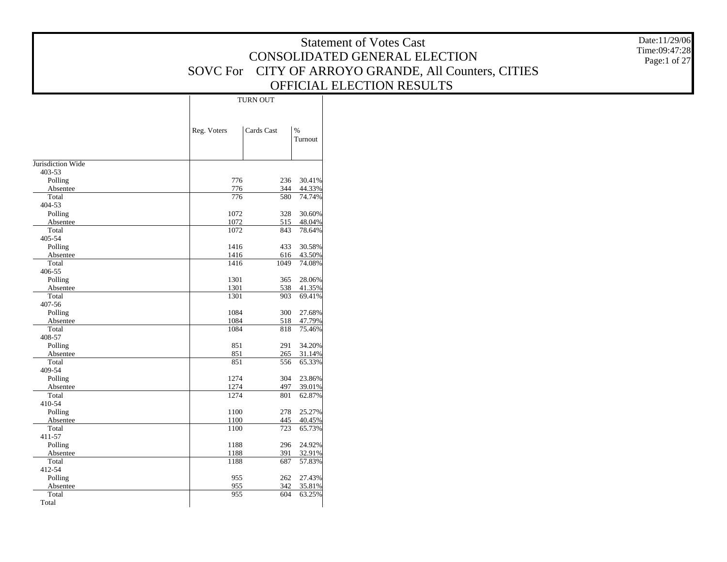# Statement of Votes Cast
## CONSOLIDATED GENERAL ELECTION
## SOVC For CITY OF ARROYO GRANDE, All Counters, CITIES
## OFFICIAL ELECTION RESULTS

Date:11/29/06
Time:09:47:28

| | TURN OUT | | |
|---|---|---|---|
| | Reg. Voters | Cards Cast | % Turnout |
| Jurisdiction Wide | | | |
| 403-53 | | | |
| Polling | 776 | 236 | 30.41% |
| Absentee | 776 | 344 | 44.33% |
| Total | 776 | 580 | 74.74% |
| 404-53 | | | |
| Polling | 1072 | 328 | 30.60% |
| Absentee | 1072 | 515 | 48.04% |
| Total | 1072 | 843 | 78.64% |
| 405-54 | | | |
| Polling | 1416 | 433 | 30.58% |
| Absentee | 1416 | 616 | 43.50% |
| Total | 1416 | 1049 | 74.08% |
| 406-55 | | | |
| Polling | 1301 | 365 | 28.06% |
| Absentee | 1301 | 538 | 41.35% |
| Total | 1301 | 903 | 69.41% |
| 407-56 | | | |
| Polling | 1084 | 300 | 27.68% |
| Absentee | 1084 | 518 | 47.79% |
| Total | 1084 | 818 | 75.46% |
| 408-57 | | | |
| Polling | 851 | 291 | 34.20% |
| Absentee | 851 | 265 | 31.14% |
| Total | 851 | 556 | 65.33% |
| 409-54 | | | |
| Polling | 1274 | 304 | 23.86% |
| Absentee | 1274 | 497 | 39.01% |
| Total | 1274 | 801 | 62.87% |
| 410-54 | | | |
| Polling | 1100 | 278 | 25.27% |
| Absentee | 1100 | 445 | 40.45% |
| Total | 1100 | 723 | 65.73% |
| 411-57 | | | |
| Polling | 1188 | 296 | 24.92% |
| Absentee | 1188 | 391 | 32.91% |
| Total | 1188 | 687 | 57.83% |
| 412-54 | | | |
| Polling | 955 | 262 | 27.43% |
| Absentee | 955 | 342 | 35.81% |
| Total | 955 | 604 | 63.25% |
| Total | | | |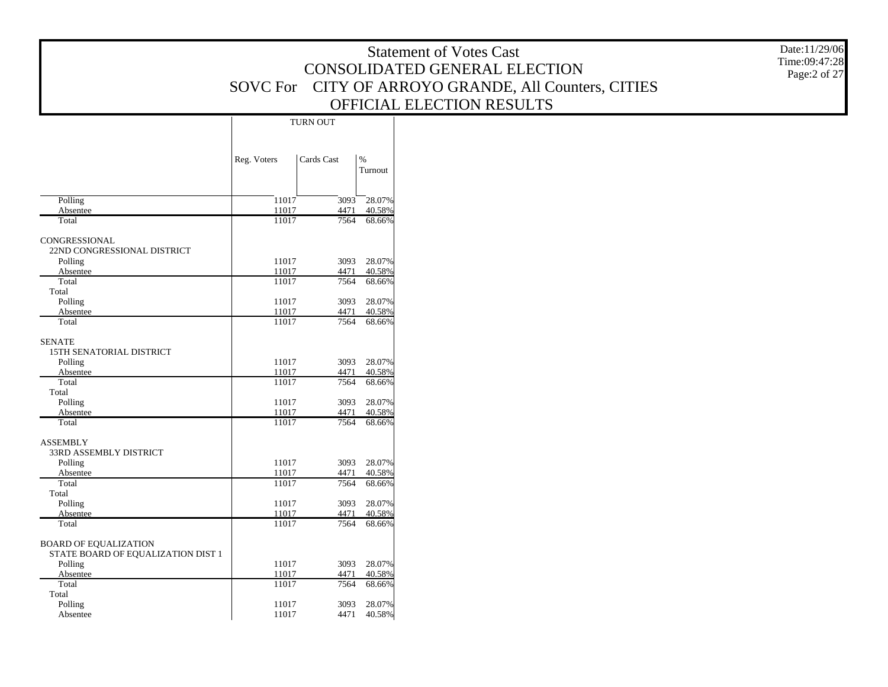# Statement of Votes Cast
## CONSOLIDATED GENERAL ELECTION
## SOVC For CITY OF ARROYO GRANDE, All Counters, CITIES
## OFFICIAL ELECTION RESULTS

Date:11/29/06
Time:09:47:28

| | TURN OUT | | |
|---|---|---|---|
| | Reg. Voters | Cards Cast | % Turnout |
| Polling | 11017 | 3093 | 28.07% |
| Absentee | 11017 | 4471 | 40.58% |
| Total | 11017 | 7564 | 68.66% |
| CONGRESSIONAL | | | |
| 22ND CONGRESSIONAL DISTRICT | | | |
| Polling | 11017 | 3093 | 28.07% |
| Absentee | 11017 | 4471 | 40.58% |
| Total | 11017 | 7564 | 68.66% |
| Total | | | |
| Polling | 11017 | 3093 | 28.07% |
| Absentee | 11017 | 4471 | 40.58% |
| Total | 11017 | 7564 | 68.66% |
| SENATE | | | |
| 15TH SENATORIAL DISTRICT | | | |
| Polling | 11017 | 3093 | 28.07% |
| Absentee | 11017 | 4471 | 40.58% |
| Total | 11017 | 7564 | 68.66% |
| Total | | | |
| Polling | 11017 | 3093 | 28.07% |
| Absentee | 11017 | 4471 | 40.58% |
| Total | 11017 | 7564 | 68.66% |
| ASSEMBLY | | | |
| 33RD ASSEMBLY DISTRICT | | | |
| Polling | 11017 | 3093 | 28.07% |
| Absentee | 11017 | 4471 | 40.58% |
| Total | 11017 | 7564 | 68.66% |
| Total | | | |
| Polling | 11017 | 3093 | 28.07% |
| Absentee | 11017 | 4471 | 40.58% |
| Total | 11017 | 7564 | 68.66% |
| BOARD OF EQUALIZATION | | | |
| STATE BOARD OF EQUALIZATION DIST 1 | | | |
| Polling | 11017 | 3093 | 28.07% |
| Absentee | 11017 | 4471 | 40.58% |
| Total | 11017 | 7564 | 68.66% |
| Total | | | |
| Polling | 11017 | 3093 | 28.07% |
| Absentee | 11017 | 4471 | 40.58% |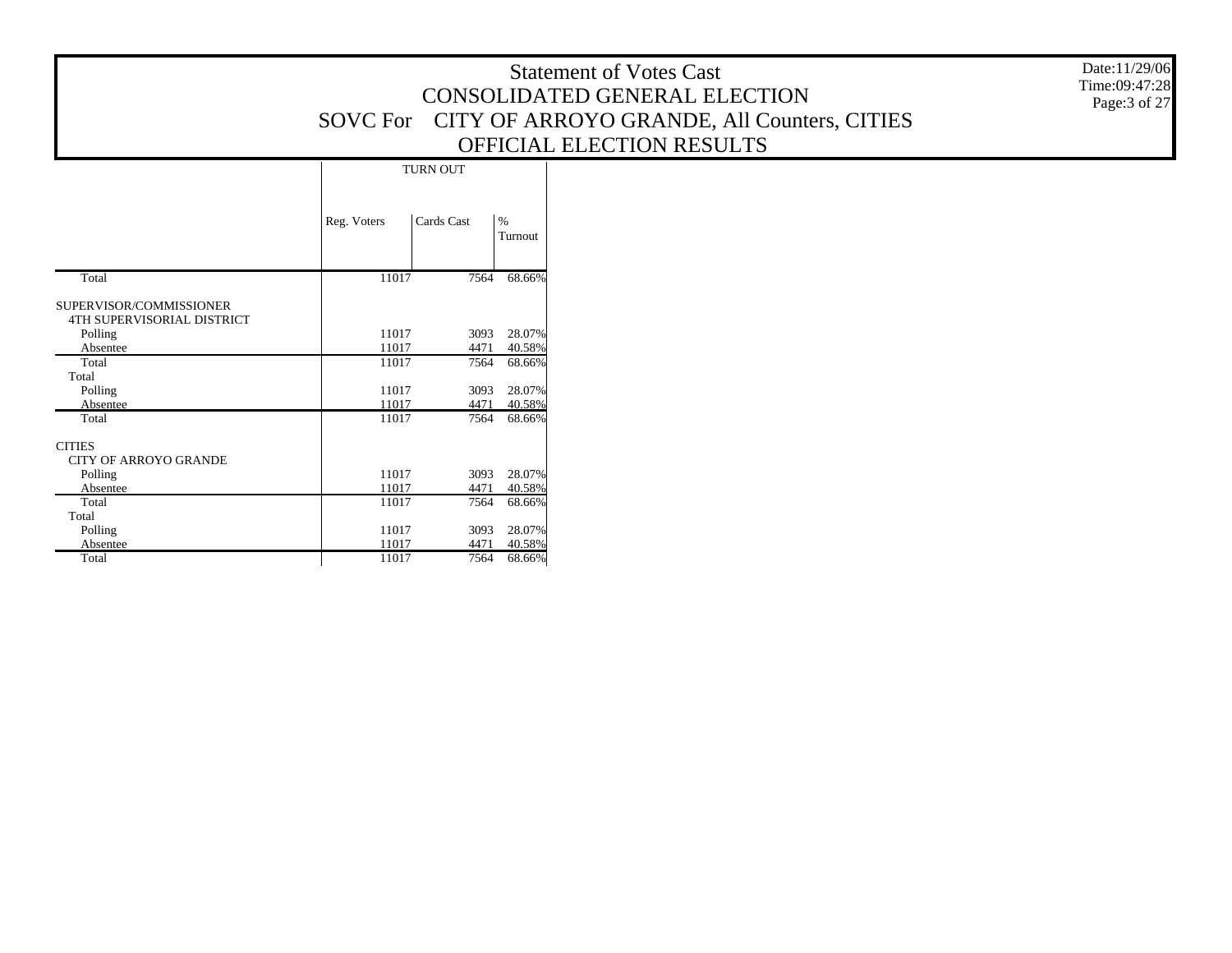# Statement of Votes Cast
## CONSOLIDATED GENERAL ELECTION
## SOVC For CITY OF ARROYO GRANDE, All Counters, CITIES
## OFFICIAL ELECTION RESULTS

Date:11/29/06
Time:09:47:28

| | TURN OUT | | |
|---|---|---|---|
| | Reg. Voters | Cards Cast | % Turnout |
| Total | 11017 | 7564 | 68.66% |
| SUPERVISOR/COMMISSIONER | | | |
| 4TH SUPERVISORIAL DISTRICT | | | |
| Polling | 11017 | 3093 | 28.07% |
| Absentee | 11017 | 4471 | 40.58% |
| Total | 11017 | 7564 | 68.66% |
| Total | | | |
| Polling | 11017 | 3093 | 28.07% |
| Absentee | 11017 | 4471 | 40.58% |
| Total | 11017 | 7564 | 68.66% |
| CITIES | | | |
| CITY OF ARROYO GRANDE | | | |
| Polling | 11017 | 3093 | 28.07% |
| Absentee | 11017 | 4471 | 40.58% |
| Total | 11017 | 7564 | 68.66% |
| Total | | | |
| Polling | 11017 | 3093 | 28.07% |
| Absentee | 11017 | 4471 | 40.58% |
| Total | 11017 | 7564 | 68.66% |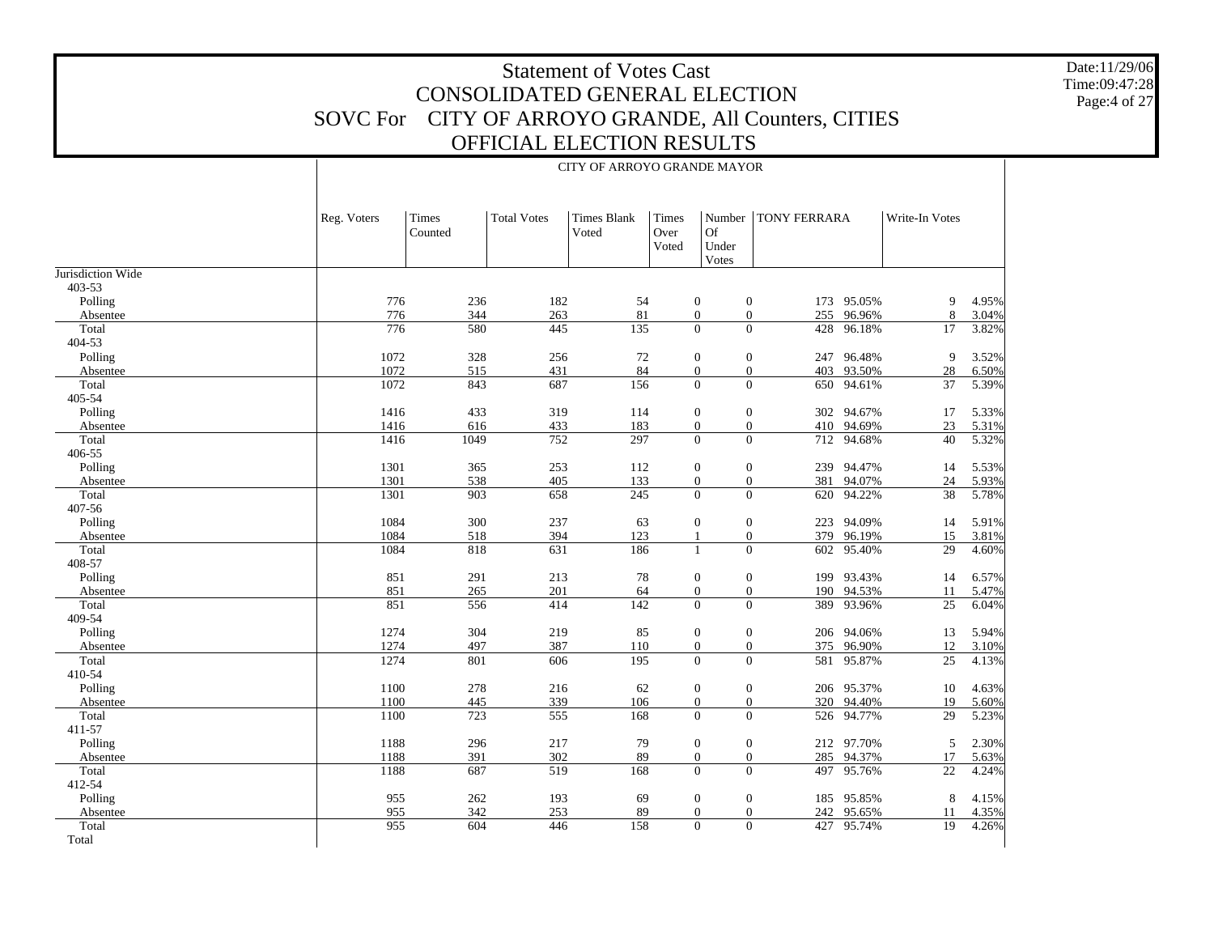# Statement of Votes Cast
## CONSOLIDATED GENERAL ELECTION
## SOVC For CITY OF ARROYO GRANDE, All Counters, CITIES
## OFFICIAL ELECTION RESULTS

Date:11/29/06
Time:09:47:28

CITY OF ARROYO GRANDE MAYOR

| | Reg. Voters | Times Counted | Total Votes | Times Blank Voted | Times Over Voted | Number Of Under Votes | TONY FERRARA | | Write-In Votes | |
|---|---|---|---|---|---|---|---|---|---|---|
| Jurisdiction Wide | | | | | | | | | | |
| 403-53 | | | | | | | | | | |
| Polling | 776 | 236 | 182 | 54 | 0 | 0 | 173 | 95.05% | 9 | 4.95% |
| Absentee | 776 | 344 | 263 | 81 | 0 | 0 | 255 | 96.96% | 8 | 3.04% |
| Total | 776 | 580 | 445 | 135 | 0 | 0 | 428 | 96.18% | 17 | 3.82% |
| 404-53 | | | | | | | | | | |
| Polling | 1072 | 328 | 256 | 72 | 0 | 0 | 247 | 96.48% | 9 | 3.52% |
| Absentee | 1072 | 515 | 431 | 84 | 0 | 0 | 403 | 93.50% | 28 | 6.50% |
| Total | 1072 | 843 | 687 | 156 | 0 | 0 | 650 | 94.61% | 37 | 5.39% |
| 405-54 | | | | | | | | | | |
| Polling | 1416 | 433 | 319 | 114 | 0 | 0 | 302 | 94.67% | 17 | 5.33% |
| Absentee | 1416 | 616 | 433 | 183 | 0 | 0 | 410 | 94.69% | 23 | 5.31% |
| Total | 1416 | 1049 | 752 | 297 | 0 | 0 | 712 | 94.68% | 40 | 5.32% |
| 406-55 | | | | | | | | | | |
| Polling | 1301 | 365 | 253 | 112 | 0 | 0 | 239 | 94.47% | 14 | 5.53% |
| Absentee | 1301 | 538 | 405 | 133 | 0 | 0 | 381 | 94.07% | 24 | 5.93% |
| Total | 1301 | 903 | 658 | 245 | 0 | 0 | 620 | 94.22% | 38 | 5.78% |
| 407-56 | | | | | | | | | | |
| Polling | 1084 | 300 | 237 | 63 | 0 | 0 | 223 | 94.09% | 14 | 5.91% |
| Absentee | 1084 | 518 | 394 | 123 | 1 | 0 | 379 | 96.19% | 15 | 3.81% |
| Total | 1084 | 818 | 631 | 186 | 1 | 0 | 602 | 95.40% | 29 | 4.60% |
| 408-57 | | | | | | | | | | |
| Polling | 851 | 291 | 213 | 78 | 0 | 0 | 199 | 93.43% | 14 | 6.57% |
| Absentee | 851 | 265 | 201 | 64 | 0 | 0 | 190 | 94.53% | 11 | 5.47% |
| Total | 851 | 556 | 414 | 142 | 0 | 0 | 389 | 93.96% | 25 | 6.04% |
| 409-54 | | | | | | | | | | |
| Polling | 1274 | 304 | 219 | 85 | 0 | 0 | 206 | 94.06% | 13 | 5.94% |
| Absentee | 1274 | 497 | 387 | 110 | 0 | 0 | 375 | 96.90% | 12 | 3.10% |
| Total | 1274 | 801 | 606 | 195 | 0 | 0 | 581 | 95.87% | 25 | 4.13% |
| 410-54 | | | | | | | | | | |
| Polling | 1100 | 278 | 216 | 62 | 0 | 0 | 206 | 95.37% | 10 | 4.63% |
| Absentee | 1100 | 445 | 339 | 106 | 0 | 0 | 320 | 94.40% | 19 | 5.60% |
| Total | 1100 | 723 | 555 | 168 | 0 | 0 | 526 | 94.77% | 29 | 5.23% |
| 411-57 | | | | | | | | | | |
| Polling | 1188 | 296 | 217 | 79 | 0 | 0 | 212 | 97.70% | 5 | 2.30% |
| Absentee | 1188 | 391 | 302 | 89 | 0 | 0 | 285 | 94.37% | 17 | 5.63% |
| Total | 1188 | 687 | 519 | 168 | 0 | 0 | 497 | 95.76% | 22 | 4.24% |
| 412-54 | | | | | | | | | | |
| Polling | 955 | 262 | 193 | 69 | 0 | 0 | 185 | 95.85% | 8 | 4.15% |
| Absentee | 955 | 342 | 253 | 89 | 0 | 0 | 242 | 95.65% | 11 | 4.35% |
| Total | 955 | 604 | 446 | 158 | 0 | 0 | 427 | 95.74% | 19 | 4.26% |
| Total | | | | | | | | | | |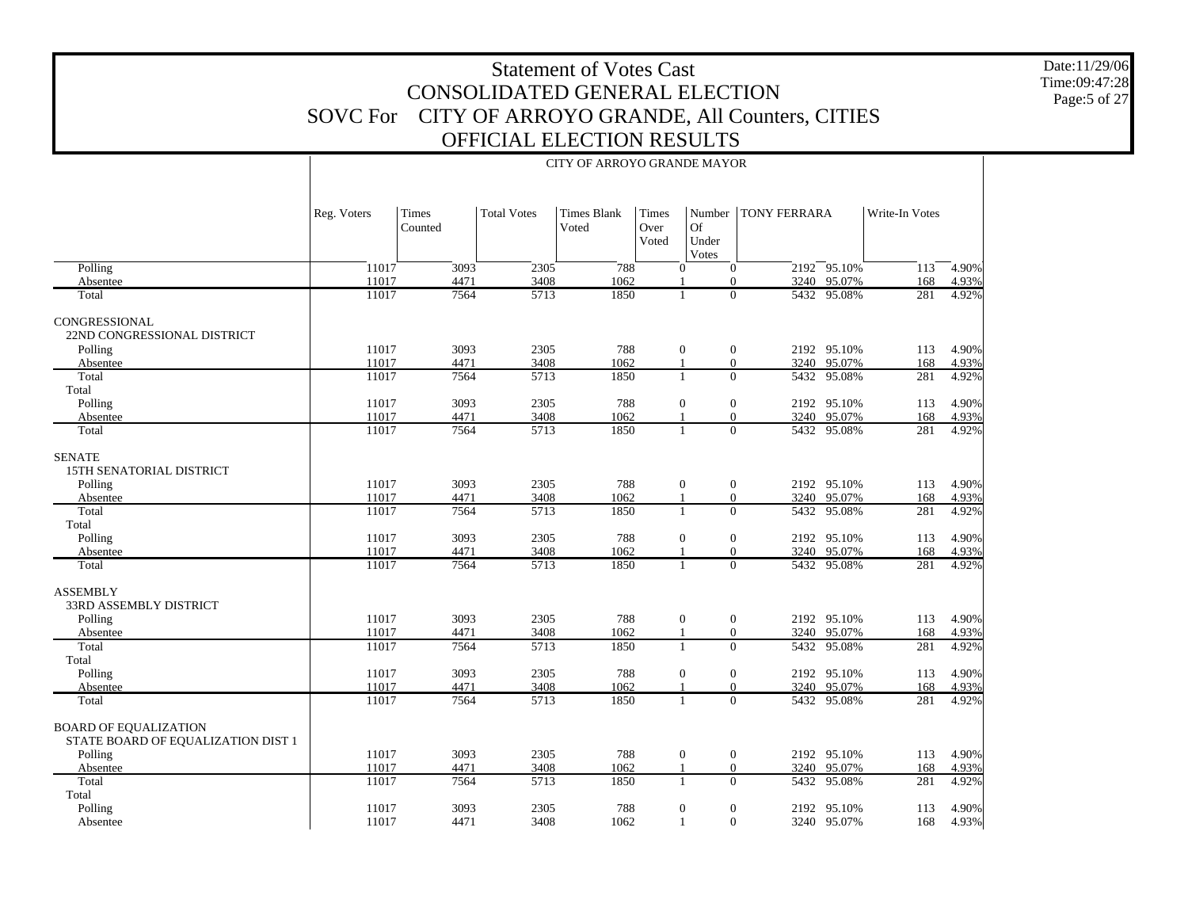# Statement of Votes Cast
## CONSOLIDATED GENERAL ELECTION
## SOVC For CITY OF ARROYO GRANDE, All Counters, CITIES
## OFFICIAL ELECTION RESULTS

Date:11/29/06
Time:09:47:28
Page:5 of 27

| | CITY OF ARROYO GRANDE MAYOR | | | | | | | | | |
|---|---|---|---|---|---|---|---|---|---|---|
| | Reg. Voters | Times Counted | Total Votes | Times Blank Voted | Times Over Voted | Number Of Under Votes | TONY FERRARA | | Write-In Votes | |
| Polling | 11017 | 3093 | 2305 | 788 | 0 | 0 | 2192 | 95.10% | 113 | 4.90% |
| Absentee | 11017 | 4471 | 3408 | 1062 | 1 | 0 | 3240 | 95.07% | 168 | 4.93% |
| Total | 11017 | 7564 | 5713 | 1850 | 1 | 0 | 5432 | 95.08% | 281 | 4.92% |
| CONGRESSIONAL | | | | | | | | | | |
| 22ND CONGRESSIONAL DISTRICT | | | | | | | | | | |
| Polling | 11017 | 3093 | 2305 | 788 | 0 | 0 | 2192 | 95.10% | 113 | 4.90% |
| Absentee | 11017 | 4471 | 3408 | 1062 | 1 | 0 | 3240 | 95.07% | 168 | 4.93% |
| Total | 11017 | 7564 | 5713 | 1850 | 1 | 0 | 5432 | 95.08% | 281 | 4.92% |
| Total | | | | | | | | | | |
| Polling | 11017 | 3093 | 2305 | 788 | 0 | 0 | 2192 | 95.10% | 113 | 4.90% |
| Absentee | 11017 | 4471 | 3408 | 1062 | 1 | 0 | 3240 | 95.07% | 168 | 4.93% |
| Total | 11017 | 7564 | 5713 | 1850 | 1 | 0 | 5432 | 95.08% | 281 | 4.92% |
| SENATE | | | | | | | | | | |
| 15TH SENATORIAL DISTRICT | | | | | | | | | | |
| Polling | 11017 | 3093 | 2305 | 788 | 0 | 0 | 2192 | 95.10% | 113 | 4.90% |
| Absentee | 11017 | 4471 | 3408 | 1062 | 1 | 0 | 3240 | 95.07% | 168 | 4.93% |
| Total | 11017 | 7564 | 5713 | 1850 | 1 | 0 | 5432 | 95.08% | 281 | 4.92% |
| Total | | | | | | | | | | |
| Polling | 11017 | 3093 | 2305 | 788 | 0 | 0 | 2192 | 95.10% | 113 | 4.90% |
| Absentee | 11017 | 4471 | 3408 | 1062 | 1 | 0 | 3240 | 95.07% | 168 | 4.93% |
| Total | 11017 | 7564 | 5713 | 1850 | 1 | 0 | 5432 | 95.08% | 281 | 4.92% |
| ASSEMBLY | | | | | | | | | | |
| 33RD ASSEMBLY DISTRICT | | | | | | | | | | |
| Polling | 11017 | 3093 | 2305 | 788 | 0 | 0 | 2192 | 95.10% | 113 | 4.90% |
| Absentee | 11017 | 4471 | 3408 | 1062 | 1 | 0 | 3240 | 95.07% | 168 | 4.93% |
| Total | 11017 | 7564 | 5713 | 1850 | 1 | 0 | 5432 | 95.08% | 281 | 4.92% |
| Total | | | | | | | | | | |
| Polling | 11017 | 3093 | 2305 | 788 | 0 | 0 | 2192 | 95.10% | 113 | 4.90% |
| Absentee | 11017 | 4471 | 3408 | 1062 | 1 | 0 | 3240 | 95.07% | 168 | 4.93% |
| Total | 11017 | 7564 | 5713 | 1850 | 1 | 0 | 5432 | 95.08% | 281 | 4.92% |
| BOARD OF EQUALIZATION | | | | | | | | | | |
| STATE BOARD OF EQUALIZATION DIST 1 | | | | | | | | | | |
| Polling | 11017 | 3093 | 2305 | 788 | 0 | 0 | 2192 | 95.10% | 113 | 4.90% |
| Absentee | 11017 | 4471 | 3408 | 1062 | 1 | 0 | 3240 | 95.07% | 168 | 4.93% |
| Total | 11017 | 7564 | 5713 | 1850 | 1 | 0 | 5432 | 95.08% | 281 | 4.92% |
| Total | | | | | | | | | | |
| Polling | 11017 | 3093 | 2305 | 788 | 0 | 0 | 2192 | 95.10% | 113 | 4.90% |
| Absentee | 11017 | 4471 | 3408 | 1062 | 1 | 0 | 3240 | 95.07% | 168 | 4.93% |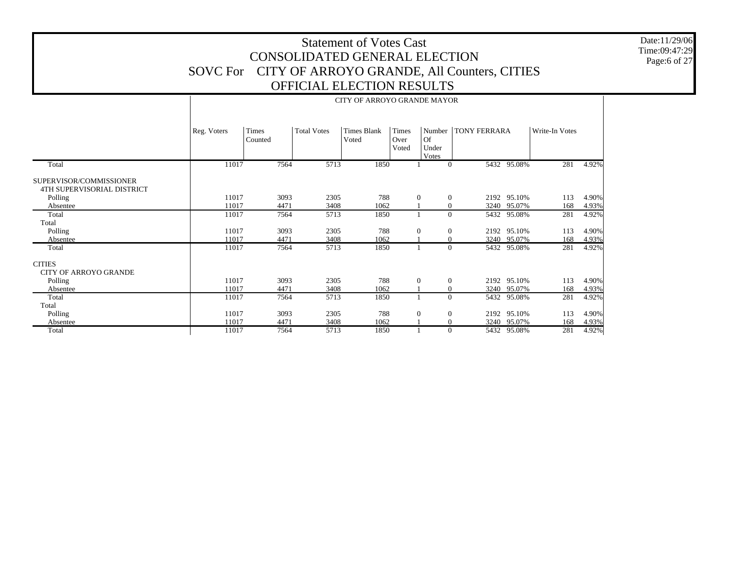# Statement of Votes Cast
## CONSOLIDATED GENERAL ELECTION
## SOVC For CITY OF ARROYO GRANDE, All Counters, CITIES
## OFFICIAL ELECTION RESULTS

Date:11/29/06
Time:09:47:29

| | CITY OF ARROYO GRANDE MAYOR | | | | | | | | | |
|---|---|---|---|---|---|---|---|---|---|---|
| | Reg. Voters | Times Counted | Total Votes | Times Blank Voted | Times Over Voted | Number Of Under Votes | TONY FERRARA | | Write-In Votes | |
| Total | 11017 | 7564 | 5713 | 1850 | 1 | 0 | 5432 | 95.08% | 281 | 4.92% |
| SUPERVISOR/COMMISSIONER | | | | | | | | | | |
| 4TH SUPERVISORIAL DISTRICT | | | | | | | | | | |
| Polling | 11017 | 3093 | 2305 | 788 | 0 | 0 | 2192 | 95.10% | 113 | 4.90% |
| Absentee | 11017 | 4471 | 3408 | 1062 | 1 | 0 | 3240 | 95.07% | 168 | 4.93% |
| Total | 11017 | 7564 | 5713 | 1850 | 1 | 0 | 5432 | 95.08% | 281 | 4.92% |
| Total | | | | | | | | | | |
| Polling | 11017 | 3093 | 2305 | 788 | 0 | 0 | 2192 | 95.10% | 113 | 4.90% |
| Absentee | 11017 | 4471 | 3408 | 1062 | 1 | 0 | 3240 | 95.07% | 168 | 4.93% |
| Total | 11017 | 7564 | 5713 | 1850 | 1 | 0 | 5432 | 95.08% | 281 | 4.92% |
| CITIES | | | | | | | | | | |
| CITY OF ARROYO GRANDE | | | | | | | | | | |
| Polling | 11017 | 3093 | 2305 | 788 | 0 | 0 | 2192 | 95.10% | 113 | 4.90% |
| Absentee | 11017 | 4471 | 3408 | 1062 | 1 | 0 | 3240 | 95.07% | 168 | 4.93% |
| Total | 11017 | 7564 | 5713 | 1850 | 1 | 0 | 5432 | 95.08% | 281 | 4.92% |
| Total | | | | | | | | | | |
| Polling | 11017 | 3093 | 2305 | 788 | 0 | 0 | 2192 | 95.10% | 113 | 4.90% |
| Absentee | 11017 | 4471 | 3408 | 1062 | 1 | 0 | 3240 | 95.07% | 168 | 4.93% |
| Total | 11017 | 7564 | 5713 | 1850 | 1 | 0 | 5432 | 95.08% | 281 | 4.92% |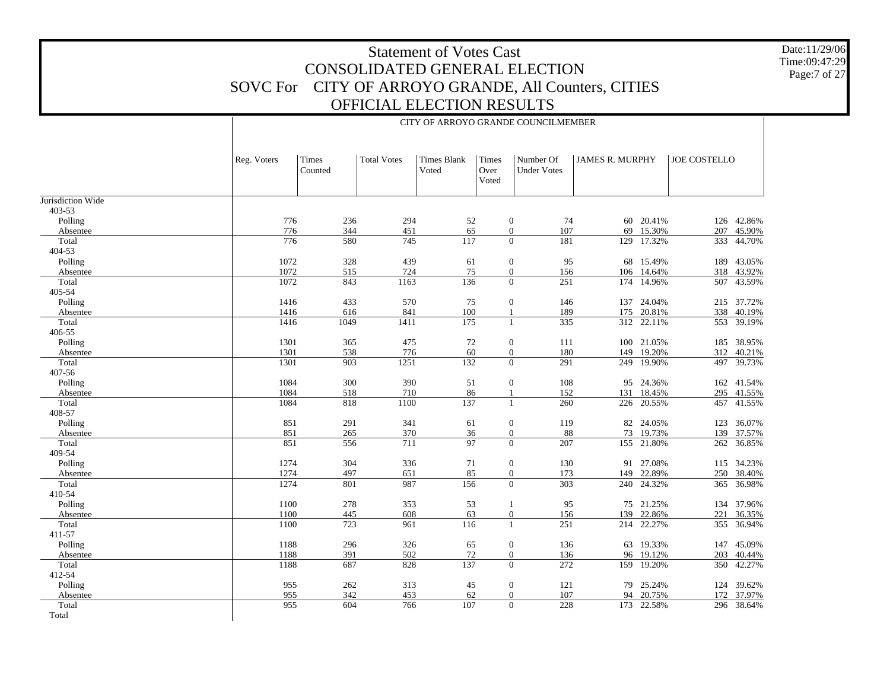# Statement of Votes Cast
## CONSOLIDATED GENERAL ELECTION
## SOVC For CITY OF ARROYO GRANDE, All Counters, CITIES
## OFFICIAL ELECTION RESULTS

Date:11/29/06
Time:09:47:29

**CITY OF ARROYO GRANDE COUNCILMEMBER**

| | Reg. Voters | Times Counted | Total Votes | Times Blank Voted | Times Over Voted | Number Of Under Votes | JAMES R. MURPHY | | JOE COSTELLO | |
|---|---|---|---|---|---|---|---|---|---|---|
| Jurisdiction Wide | | | | | | | | | | |
| 403-53 | | | | | | | | | | |
| Polling | 776 | 236 | 294 | 52 | 0 | 74 | 60 | 20.41% | 126 | 42.86% |
| Absentee | 776 | 344 | 451 | 65 | 0 | 107 | 69 | 15.30% | 207 | 45.90% |
| Total | 776 | 580 | 745 | 117 | 0 | 181 | 129 | 17.32% | 333 | 44.70% |
| 404-53 | | | | | | | | | | |
| Polling | 1072 | 328 | 439 | 61 | 0 | 95 | 68 | 15.49% | 189 | 43.05% |
| Absentee | 1072 | 515 | 724 | 75 | 0 | 156 | 106 | 14.64% | 318 | 43.92% |
| Total | 1072 | 843 | 1163 | 136 | 0 | 251 | 174 | 14.96% | 507 | 43.59% |
| 405-54 | | | | | | | | | | |
| Polling | 1416 | 433 | 570 | 75 | 0 | 146 | 137 | 24.04% | 215 | 37.72% |
| Absentee | 1416 | 616 | 841 | 100 | 1 | 189 | 175 | 20.81% | 338 | 40.19% |
| Total | 1416 | 1049 | 1411 | 175 | 1 | 335 | 312 | 22.11% | 553 | 39.19% |
| 406-55 | | | | | | | | | | |
| Polling | 1301 | 365 | 475 | 72 | 0 | 111 | 100 | 21.05% | 185 | 38.95% |
| Absentee | 1301 | 538 | 776 | 60 | 0 | 180 | 149 | 19.20% | 312 | 40.21% |
| Total | 1301 | 903 | 1251 | 132 | 0 | 291 | 249 | 19.90% | 497 | 39.73% |
| 407-56 | | | | | | | | | | |
| Polling | 1084 | 300 | 390 | 51 | 0 | 108 | 95 | 24.36% | 162 | 41.54% |
| Absentee | 1084 | 518 | 710 | 86 | 1 | 152 | 131 | 18.45% | 295 | 41.55% |
| Total | 1084 | 818 | 1100 | 137 | 1 | 260 | 226 | 20.55% | 457 | 41.55% |
| 408-57 | | | | | | | | | | |
| Polling | 851 | 291 | 341 | 61 | 0 | 119 | 82 | 24.05% | 123 | 36.07% |
| Absentee | 851 | 265 | 370 | 36 | 0 | 88 | 73 | 19.73% | 139 | 37.57% |
| Total | 851 | 556 | 711 | 97 | 0 | 207 | 155 | 21.80% | 262 | 36.85% |
| 409-54 | | | | | | | | | | |
| Polling | 1274 | 304 | 336 | 71 | 0 | 130 | 91 | 27.08% | 115 | 34.23% |
| Absentee | 1274 | 497 | 651 | 85 | 0 | 173 | 149 | 22.89% | 250 | 38.40% |
| Total | 1274 | 801 | 987 | 156 | 0 | 303 | 240 | 24.32% | 365 | 36.98% |
| 410-54 | | | | | | | | | | |
| Polling | 1100 | 278 | 353 | 53 | 1 | 95 | 75 | 21.25% | 134 | 37.96% |
| Absentee | 1100 | 445 | 608 | 63 | 0 | 156 | 139 | 22.86% | 221 | 36.35% |
| Total | 1100 | 723 | 961 | 116 | 1 | 251 | 214 | 22.27% | 355 | 36.94% |
| 411-57 | | | | | | | | | | |
| Polling | 1188 | 296 | 326 | 65 | 0 | 136 | 63 | 19.33% | 147 | 45.09% |
| Absentee | 1188 | 391 | 502 | 72 | 0 | 136 | 96 | 19.12% | 203 | 40.44% |
| Total | 1188 | 687 | 828 | 137 | 0 | 272 | 159 | 19.20% | 350 | 42.27% |
| 412-54 | | | | | | | | | | |
| Polling | 955 | 262 | 313 | 45 | 0 | 121 | 79 | 25.24% | 124 | 39.62% |
| Absentee | 955 | 342 | 453 | 62 | 0 | 107 | 94 | 20.75% | 172 | 37.97% |
| Total | 955 | 604 | 766 | 107 | 0 | 228 | 173 | 22.58% | 296 | 38.64% |
| Total | | | | | | | | | | |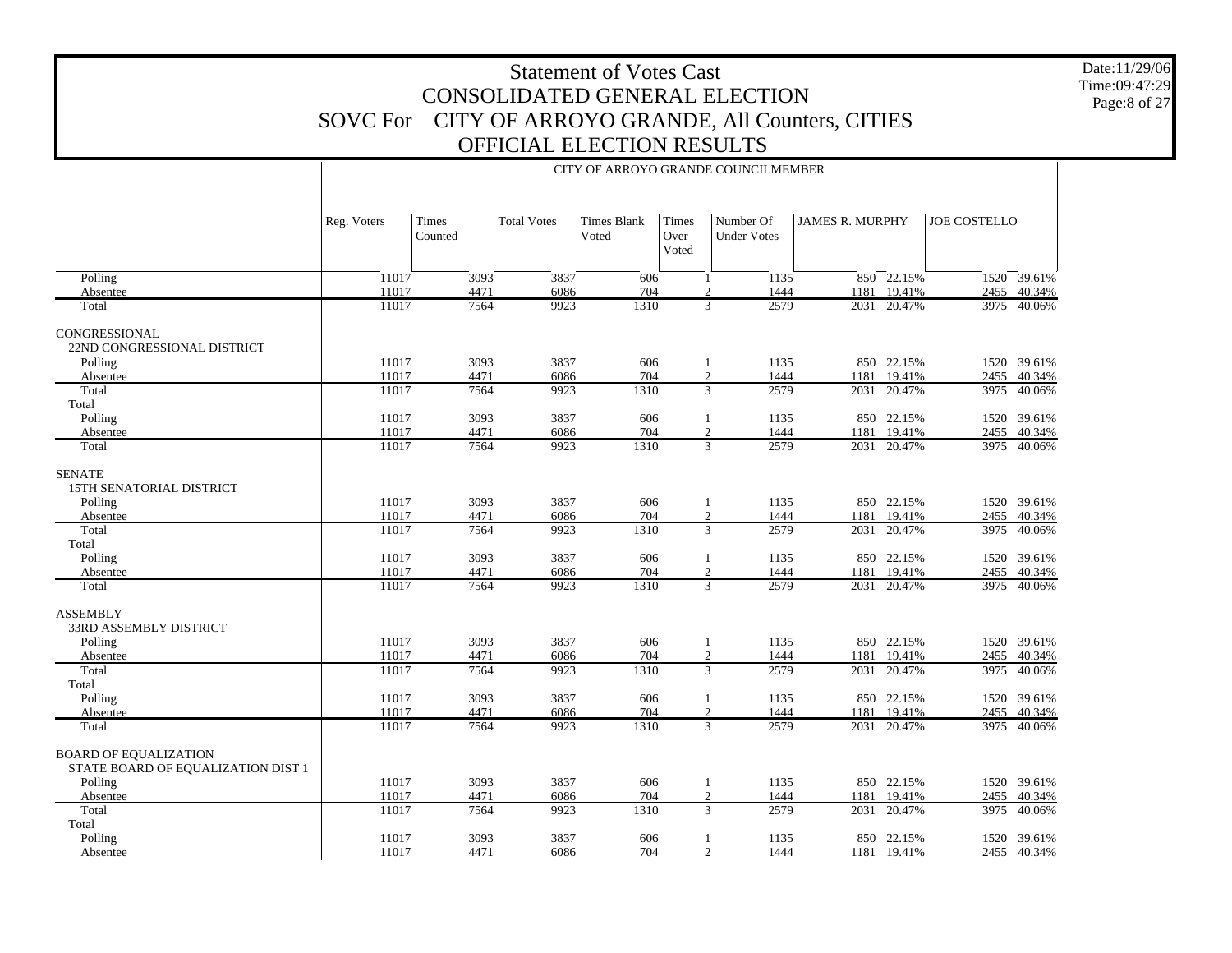# Statement of Votes Cast
## CONSOLIDATED GENERAL ELECTION
## SOVC For CITY OF ARROYO GRANDE, All Counters, CITIES
## OFFICIAL ELECTION RESULTS

Date:11/29/06
Time:09:47:29

CITY OF ARROYO GRANDE COUNCILMEMBER

| | Reg. Voters | Times Counted | Total Votes | Times Blank Voted | Times Over Voted | Number Of Under Votes | JAMES R. MURPHY | | JOE COSTELLO | |
|---|---|---|---|---|---|---|---|---|---|---|
| Polling | 11017 | 3093 | 3837 | 606 | 1 | 1135 | 850 | 22.15% | 1520 | 39.61% |
| Absentee | 11017 | 4471 | 6086 | 704 | 2 | 1444 | 1181 | 19.41% | 2455 | 40.34% |
| Total | 11017 | 7564 | 9923 | 1310 | 3 | 2579 | 2031 | 20.47% | 3975 | 40.06% |
| CONGRESSIONAL | | | | | | | | | | |
| 22ND CONGRESSIONAL DISTRICT | | | | | | | | | | |
| Polling | 11017 | 3093 | 3837 | 606 | 1 | 1135 | 850 | 22.15% | 1520 | 39.61% |
| Absentee | 11017 | 4471 | 6086 | 704 | 2 | 1444 | 1181 | 19.41% | 2455 | 40.34% |
| Total | 11017 | 7564 | 9923 | 1310 | 3 | 2579 | 2031 | 20.47% | 3975 | 40.06% |
| Total | | | | | | | | | | |
| Polling | 11017 | 3093 | 3837 | 606 | 1 | 1135 | 850 | 22.15% | 1520 | 39.61% |
| Absentee | 11017 | 4471 | 6086 | 704 | 2 | 1444 | 1181 | 19.41% | 2455 | 40.34% |
| Total | 11017 | 7564 | 9923 | 1310 | 3 | 2579 | 2031 | 20.47% | 3975 | 40.06% |
| SENATE | | | | | | | | | | |
| 15TH SENATORIAL DISTRICT | | | | | | | | | | |
| Polling | 11017 | 3093 | 3837 | 606 | 1 | 1135 | 850 | 22.15% | 1520 | 39.61% |
| Absentee | 11017 | 4471 | 6086 | 704 | 2 | 1444 | 1181 | 19.41% | 2455 | 40.34% |
| Total | 11017 | 7564 | 9923 | 1310 | 3 | 2579 | 2031 | 20.47% | 3975 | 40.06% |
| Total | | | | | | | | | | |
| Polling | 11017 | 3093 | 3837 | 606 | 1 | 1135 | 850 | 22.15% | 1520 | 39.61% |
| Absentee | 11017 | 4471 | 6086 | 704 | 2 | 1444 | 1181 | 19.41% | 2455 | 40.34% |
| Total | 11017 | 7564 | 9923 | 1310 | 3 | 2579 | 2031 | 20.47% | 3975 | 40.06% |
| ASSEMBLY | | | | | | | | | | |
| 33RD ASSEMBLY DISTRICT | | | | | | | | | | |
| Polling | 11017 | 3093 | 3837 | 606 | 1 | 1135 | 850 | 22.15% | 1520 | 39.61% |
| Absentee | 11017 | 4471 | 6086 | 704 | 2 | 1444 | 1181 | 19.41% | 2455 | 40.34% |
| Total | 11017 | 7564 | 9923 | 1310 | 3 | 2579 | 2031 | 20.47% | 3975 | 40.06% |
| Total | | | | | | | | | | |
| Polling | 11017 | 3093 | 3837 | 606 | 1 | 1135 | 850 | 22.15% | 1520 | 39.61% |
| Absentee | 11017 | 4471 | 6086 | 704 | 2 | 1444 | 1181 | 19.41% | 2455 | 40.34% |
| Total | 11017 | 7564 | 9923 | 1310 | 3 | 2579 | 2031 | 20.47% | 3975 | 40.06% |
| BOARD OF EQUALIZATION | | | | | | | | | | |
| STATE BOARD OF EQUALIZATION DIST 1 | | | | | | | | | | |
| Polling | 11017 | 3093 | 3837 | 606 | 1 | 1135 | 850 | 22.15% | 1520 | 39.61% |
| Absentee | 11017 | 4471 | 6086 | 704 | 2 | 1444 | 1181 | 19.41% | 2455 | 40.34% |
| Total | 11017 | 7564 | 9923 | 1310 | 3 | 2579 | 2031 | 20.47% | 3975 | 40.06% |
| Total | | | | | | | | | | |
| Polling | 11017 | 3093 | 3837 | 606 | 1 | 1135 | 850 | 22.15% | 1520 | 39.61% |
| Absentee | 11017 | 4471 | 6086 | 704 | 2 | 1444 | 1181 | 19.41% | 2455 | 40.34% |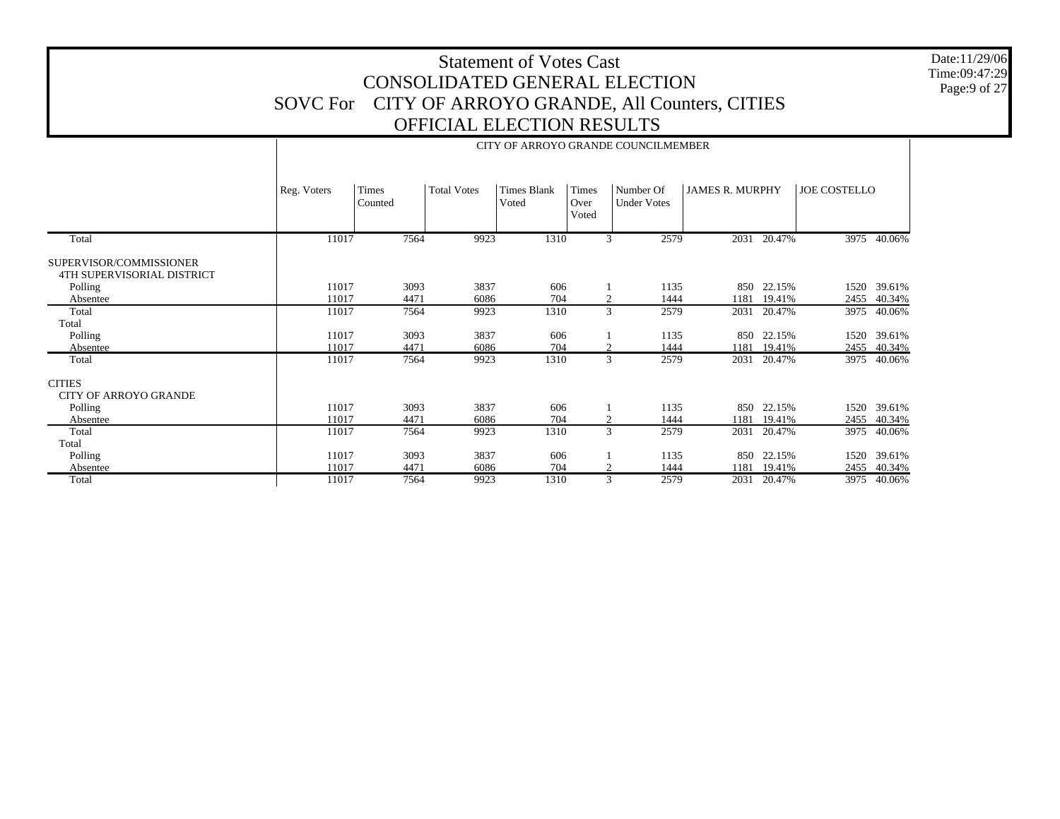# Statement of Votes Cast
## CONSOLIDATED GENERAL ELECTION
## SOVC For CITY OF ARROYO GRANDE, All Counters, CITIES
## OFFICIAL ELECTION RESULTS

| | CITY OF ARROYO GRANDE COUNCILMEMBER | | | | | | | | | |
|---|---|---|---|---|---|---|---|---|---|---|
| | Reg. Voters | Times Counted | Total Votes | Times Blank Voted | Times Over Voted | Number Of Under Votes | JAMES R. MURPHY | | JOE COSTELLO | |
| Total | 11017 | 7564 | 9923 | 1310 | 3 | 2579 | 2031 | 20.47% | 3975 | 40.06% |
| SUPERVISOR/COMMISSIONER | | | | | | | | | | |
| 4TH SUPERVISORIAL DISTRICT | | | | | | | | | | |
| Polling | 11017 | 3093 | 3837 | 606 | 1 | 1135 | 850 | 22.15% | 1520 | 39.61% |
| Absentee | 11017 | 4471 | 6086 | 704 | 2 | 1444 | 1181 | 19.41% | 2455 | 40.34% |
| Total | 11017 | 7564 | 9923 | 1310 | 3 | 2579 | 2031 | 20.47% | 3975 | 40.06% |
| Total | | | | | | | | | | |
| Polling | 11017 | 3093 | 3837 | 606 | 1 | 1135 | 850 | 22.15% | 1520 | 39.61% |
| Absentee | 11017 | 4471 | 6086 | 704 | 2 | 1444 | 1181 | 19.41% | 2455 | 40.34% |
| Total | 11017 | 7564 | 9923 | 1310 | 3 | 2579 | 2031 | 20.47% | 3975 | 40.06% |
| CITIES | | | | | | | | | | |
| CITY OF ARROYO GRANDE | | | | | | | | | | |
| Polling | 11017 | 3093 | 3837 | 606 | 1 | 1135 | 850 | 22.15% | 1520 | 39.61% |
| Absentee | 11017 | 4471 | 6086 | 704 | 2 | 1444 | 1181 | 19.41% | 2455 | 40.34% |
| Total | 11017 | 7564 | 9923 | 1310 | 3 | 2579 | 2031 | 20.47% | 3975 | 40.06% |
| Total | | | | | | | | | | |
| Polling | 11017 | 3093 | 3837 | 606 | 1 | 1135 | 850 | 22.15% | 1520 | 39.61% |
| Absentee | 11017 | 4471 | 6086 | 704 | 2 | 1444 | 1181 | 19.41% | 2455 | 40.34% |
| Total | 11017 | 7564 | 9923 | 1310 | 3 | 2579 | 2031 | 20.47% | 3975 | 40.06% |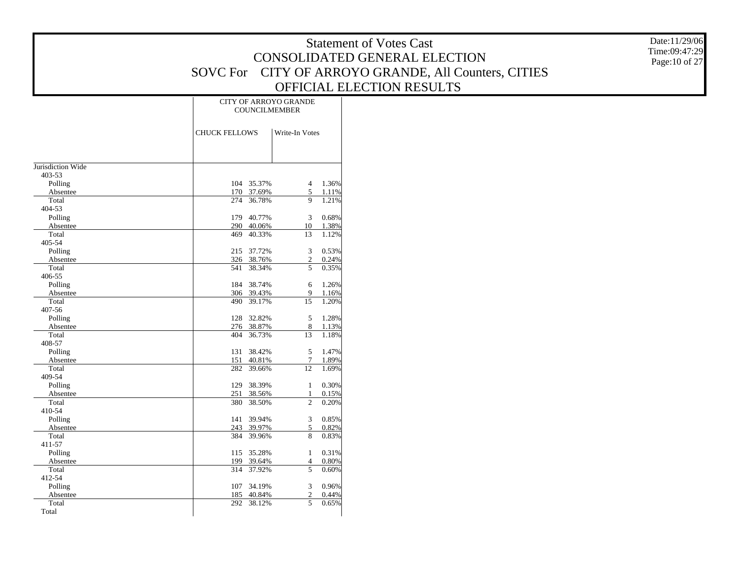# Statement of Votes Cast
## CONSOLIDATED GENERAL ELECTION
## SOVC For CITY OF ARROYO GRANDE, All Counters, CITIES
## OFFICIAL ELECTION RESULTS

Date:11/29/06
Time:09:47:29

| | CITY OF ARROYO GRANDE COUNCILMEMBER | | | |
|---|---|---|---|---|
| | CHUCK FELLOWS | | Write-In Votes | |
| Jurisdiction Wide | | | | |
| 403-53 | | | | |
| Polling | 104 | 35.37% | 4 | 1.36% |
| Absentee | 170 | 37.69% | 5 | 1.11% |
| Total | 274 | 36.78% | 9 | 1.21% |
| 404-53 | | | | |
| Polling | 179 | 40.77% | 3 | 0.68% |
| Absentee | 290 | 40.06% | 10 | 1.38% |
| Total | 469 | 40.33% | 13 | 1.12% |
| 405-54 | | | | |
| Polling | 215 | 37.72% | 3 | 0.53% |
| Absentee | 326 | 38.76% | 2 | 0.24% |
| Total | 541 | 38.34% | 5 | 0.35% |
| 406-55 | | | | |
| Polling | 184 | 38.74% | 6 | 1.26% |
| Absentee | 306 | 39.43% | 9 | 1.16% |
| Total | 490 | 39.17% | 15 | 1.20% |
| 407-56 | | | | |
| Polling | 128 | 32.82% | 5 | 1.28% |
| Absentee | 276 | 38.87% | 8 | 1.13% |
| Total | 404 | 36.73% | 13 | 1.18% |
| 408-57 | | | | |
| Polling | 131 | 38.42% | 5 | 1.47% |
| Absentee | 151 | 40.81% | 7 | 1.89% |
| Total | 282 | 39.66% | 12 | 1.69% |
| 409-54 | | | | |
| Polling | 129 | 38.39% | 1 | 0.30% |
| Absentee | 251 | 38.56% | 1 | 0.15% |
| Total | 380 | 38.50% | 2 | 0.20% |
| 410-54 | | | | |
| Polling | 141 | 39.94% | 3 | 0.85% |
| Absentee | 243 | 39.97% | 5 | 0.82% |
| Total | 384 | 39.96% | 8 | 0.83% |
| 411-57 | | | | |
| Polling | 115 | 35.28% | 1 | 0.31% |
| Absentee | 199 | 39.64% | 4 | 0.80% |
| Total | 314 | 37.92% | 5 | 0.60% |
| 412-54 | | | | |
| Polling | 107 | 34.19% | 3 | 0.96% |
| Absentee | 185 | 40.84% | 2 | 0.44% |
| Total | 292 | 38.12% | 5 | 0.65% |
| Total | | | | |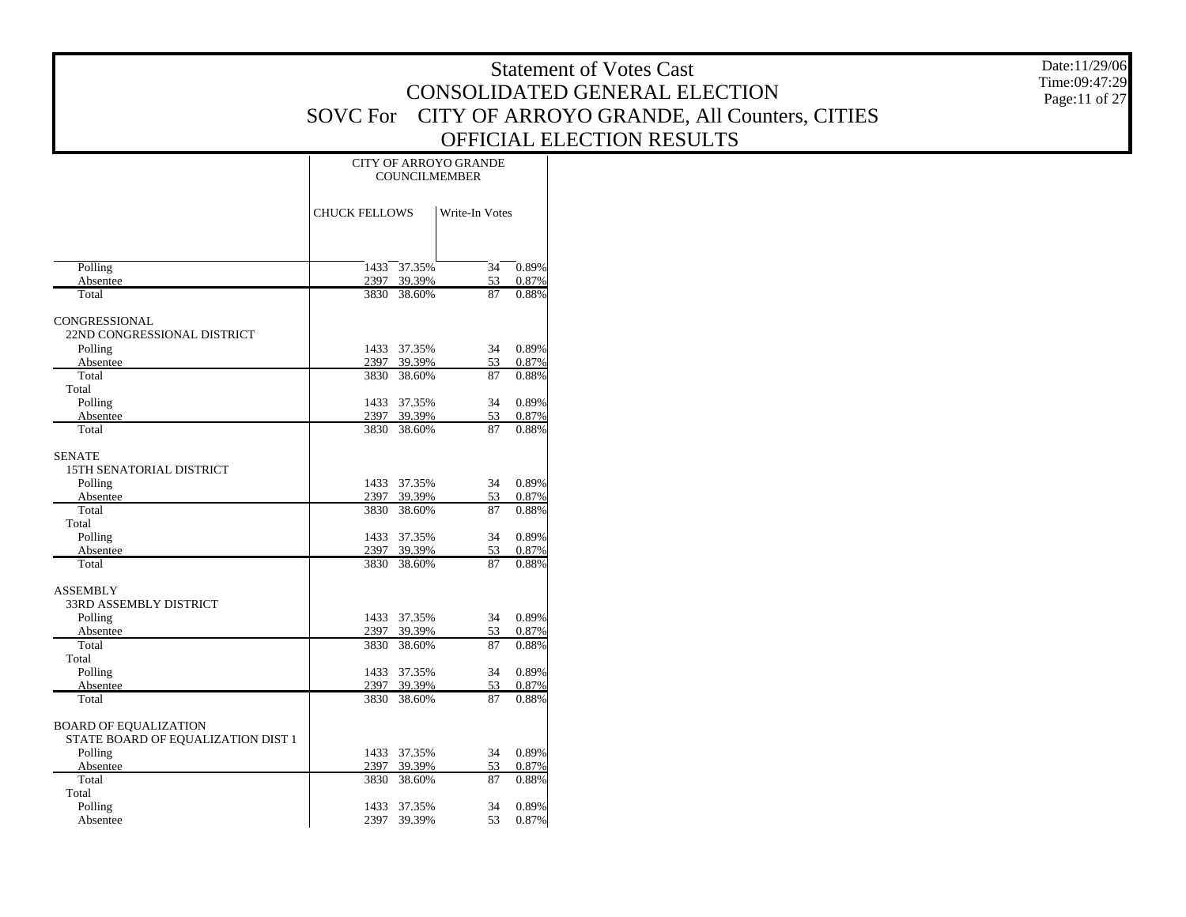# Statement of Votes Cast
## CONSOLIDATED GENERAL ELECTION
## SOVC For CITY OF ARROYO GRANDE, All Counters, CITIES
## OFFICIAL ELECTION RESULTS

Date:11/29/06
Time:09:47:29

| | CITY OF ARROYO GRANDE COUNCILMEMBER | | | |
|---|---|---|---|---|
| | CHUCK FELLOWS | | Write-In Votes | |
| Polling | 1433 | 37.35% | 34 | 0.89% |
| Absentee | 2397 | 39.39% | 53 | 0.87% |
| Total | 3830 | 38.60% | 87 | 0.88% |
| CONGRESSIONAL | | | | |
| 22ND CONGRESSIONAL DISTRICT | | | | |
| Polling | 1433 | 37.35% | 34 | 0.89% |
| Absentee | 2397 | 39.39% | 53 | 0.87% |
| Total | 3830 | 38.60% | 87 | 0.88% |
| Total | | | | |
| Polling | 1433 | 37.35% | 34 | 0.89% |
| Absentee | 2397 | 39.39% | 53 | 0.87% |
| Total | 3830 | 38.60% | 87 | 0.88% |
| SENATE | | | | |
| 15TH SENATORIAL DISTRICT | | | | |
| Polling | 1433 | 37.35% | 34 | 0.89% |
| Absentee | 2397 | 39.39% | 53 | 0.87% |
| Total | 3830 | 38.60% | 87 | 0.88% |
| Total | | | | |
| Polling | 1433 | 37.35% | 34 | 0.89% |
| Absentee | 2397 | 39.39% | 53 | 0.87% |
| Total | 3830 | 38.60% | 87 | 0.88% |
| ASSEMBLY | | | | |
| 33RD ASSEMBLY DISTRICT | | | | |
| Polling | 1433 | 37.35% | 34 | 0.89% |
| Absentee | 2397 | 39.39% | 53 | 0.87% |
| Total | 3830 | 38.60% | 87 | 0.88% |
| Total | | | | |
| Polling | 1433 | 37.35% | 34 | 0.89% |
| Absentee | 2397 | 39.39% | 53 | 0.87% |
| Total | 3830 | 38.60% | 87 | 0.88% |
| BOARD OF EQUALIZATION | | | | |
| STATE BOARD OF EQUALIZATION DIST 1 | | | | |
| Polling | 1433 | 37.35% | 34 | 0.89% |
| Absentee | 2397 | 39.39% | 53 | 0.87% |
| Total | 3830 | 38.60% | 87 | 0.88% |
| Total | | | | |
| Polling | 1433 | 37.35% | 34 | 0.89% |
| Absentee | 2397 | 39.39% | 53 | 0.87% |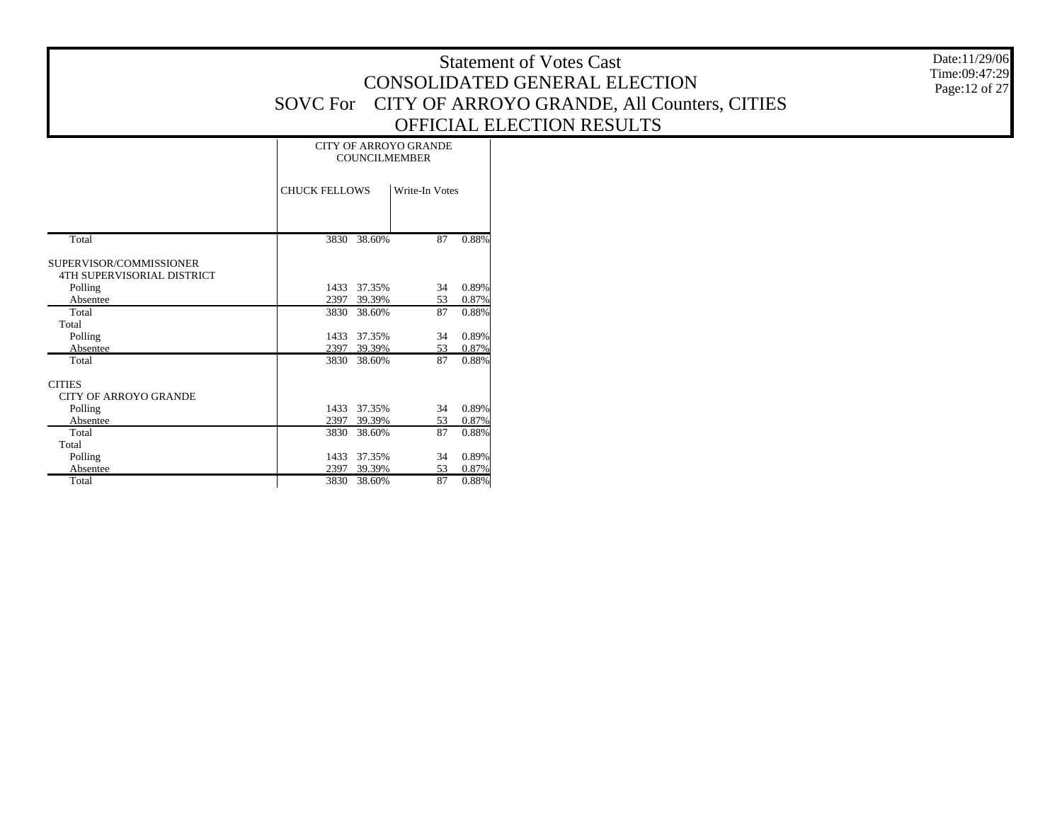# Statement of Votes Cast
## CONSOLIDATED GENERAL ELECTION
## SOVC For CITY OF ARROYO GRANDE, All Counters, CITIES
## OFFICIAL ELECTION RESULTS

Date:11/29/06
Time:09:47:29
Page:12 of 27

| | CITY OF ARROYO GRANDE COUNCILMEMBER | | | |
|---|---|---|---|---|
| | CHUCK FELLOWS | | Write-In Votes | |
| Total | 3830 | 38.60% | 87 | 0.88% |
| SUPERVISOR/COMMISSIONER | | | | |
| 4TH SUPERVISORIAL DISTRICT | | | | |
| Polling | 1433 | 37.35% | 34 | 0.89% |
| Absentee | 2397 | 39.39% | 53 | 0.87% |
| Total | 3830 | 38.60% | 87 | 0.88% |
| Total | | | | |
| Polling | 1433 | 37.35% | 34 | 0.89% |
| Absentee | 2397 | 39.39% | 53 | 0.87% |
| Total | 3830 | 38.60% | 87 | 0.88% |
| CITIES | | | | |
| CITY OF ARROYO GRANDE | | | | |
| Polling | 1433 | 37.35% | 34 | 0.89% |
| Absentee | 2397 | 39.39% | 53 | 0.87% |
| Total | 3830 | 38.60% | 87 | 0.88% |
| Total | | | | |
| Polling | 1433 | 37.35% | 34 | 0.89% |
| Absentee | 2397 | 39.39% | 53 | 0.87% |
| Total | 3830 | 38.60% | 87 | 0.88% |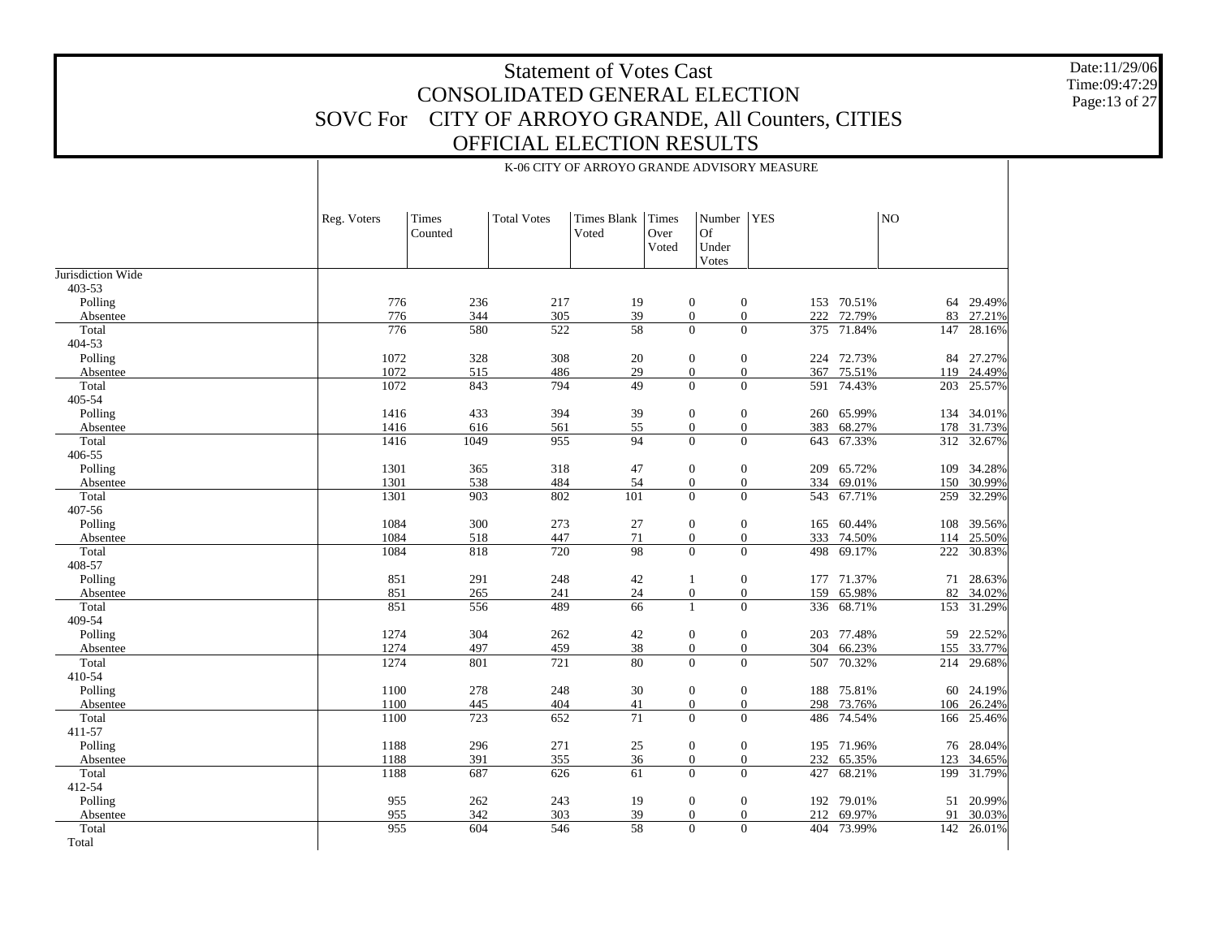# Statement of Votes Cast
## CONSOLIDATED GENERAL ELECTION
## SOVC For CITY OF ARROYO GRANDE, All Counters, CITIES
## OFFICIAL ELECTION RESULTS

Date:11/29/06
Time:09:47:29
Page:13 of 27

K-06 CITY OF ARROYO GRANDE ADVISORY MEASURE

| | Reg. Voters | Times Counted | Total Votes | Times Blank Voted | Times Over Voted | Number Of Under Votes | YES | | NO | |
|---|---|---|---|---|---|---|---|---|---|---|
| Jurisdiction Wide | | | | | | | | | | |
| 403-53 | | | | | | | | | | |
| Polling | 776 | 236 | 217 | 19 | 0 | 0 | 153 | 70.51% | 64 | 29.49% |
| Absentee | 776 | 344 | 305 | 39 | 0 | 0 | 222 | 72.79% | 83 | 27.21% |
| Total | 776 | 580 | 522 | 58 | 0 | 0 | 375 | 71.84% | 147 | 28.16% |
| 404-53 | | | | | | | | | | |
| Polling | 1072 | 328 | 308 | 20 | 0 | 0 | 224 | 72.73% | 84 | 27.27% |
| Absentee | 1072 | 515 | 486 | 29 | 0 | 0 | 367 | 75.51% | 119 | 24.49% |
| Total | 1072 | 843 | 794 | 49 | 0 | 0 | 591 | 74.43% | 203 | 25.57% |
| 405-54 | | | | | | | | | | |
| Polling | 1416 | 433 | 394 | 39 | 0 | 0 | 260 | 65.99% | 134 | 34.01% |
| Absentee | 1416 | 616 | 561 | 55 | 0 | 0 | 383 | 68.27% | 178 | 31.73% |
| Total | 1416 | 1049 | 955 | 94 | 0 | 0 | 643 | 67.33% | 312 | 32.67% |
| 406-55 | | | | | | | | | | |
| Polling | 1301 | 365 | 318 | 47 | 0 | 0 | 209 | 65.72% | 109 | 34.28% |
| Absentee | 1301 | 538 | 484 | 54 | 0 | 0 | 334 | 69.01% | 150 | 30.99% |
| Total | 1301 | 903 | 802 | 101 | 0 | 0 | 543 | 67.71% | 259 | 32.29% |
| 407-56 | | | | | | | | | | |
| Polling | 1084 | 300 | 273 | 27 | 0 | 0 | 165 | 60.44% | 108 | 39.56% |
| Absentee | 1084 | 518 | 447 | 71 | 0 | 0 | 333 | 74.50% | 114 | 25.50% |
| Total | 1084 | 818 | 720 | 98 | 0 | 0 | 498 | 69.17% | 222 | 30.83% |
| 408-57 | | | | | | | | | | |
| Polling | 851 | 291 | 248 | 42 | 1 | 0 | 177 | 71.37% | 71 | 28.63% |
| Absentee | 851 | 265 | 241 | 24 | 0 | 0 | 159 | 65.98% | 82 | 34.02% |
| Total | 851 | 556 | 489 | 66 | 1 | 0 | 336 | 68.71% | 153 | 31.29% |
| 409-54 | | | | | | | | | | |
| Polling | 1274 | 304 | 262 | 42 | 0 | 0 | 203 | 77.48% | 59 | 22.52% |
| Absentee | 1274 | 497 | 459 | 38 | 0 | 0 | 304 | 66.23% | 155 | 33.77% |
| Total | 1274 | 801 | 721 | 80 | 0 | 0 | 507 | 70.32% | 214 | 29.68% |
| 410-54 | | | | | | | | | | |
| Polling | 1100 | 278 | 248 | 30 | 0 | 0 | 188 | 75.81% | 60 | 24.19% |
| Absentee | 1100 | 445 | 404 | 41 | 0 | 0 | 298 | 73.76% | 106 | 26.24% |
| Total | 1100 | 723 | 652 | 71 | 0 | 0 | 486 | 74.54% | 166 | 25.46% |
| 411-57 | | | | | | | | | | |
| Polling | 1188 | 296 | 271 | 25 | 0 | 0 | 195 | 71.96% | 76 | 28.04% |
| Absentee | 1188 | 391 | 355 | 36 | 0 | 0 | 232 | 65.35% | 123 | 34.65% |
| Total | 1188 | 687 | 626 | 61 | 0 | 0 | 427 | 68.21% | 199 | 31.79% |
| 412-54 | | | | | | | | | | |
| Polling | 955 | 262 | 243 | 19 | 0 | 0 | 192 | 79.01% | 51 | 20.99% |
| Absentee | 955 | 342 | 303 | 39 | 0 | 0 | 212 | 69.97% | 91 | 30.03% |
| Total | 955 | 604 | 546 | 58 | 0 | 0 | 404 | 73.99% | 142 | 26.01% |
| Total | | | | | | | | | | |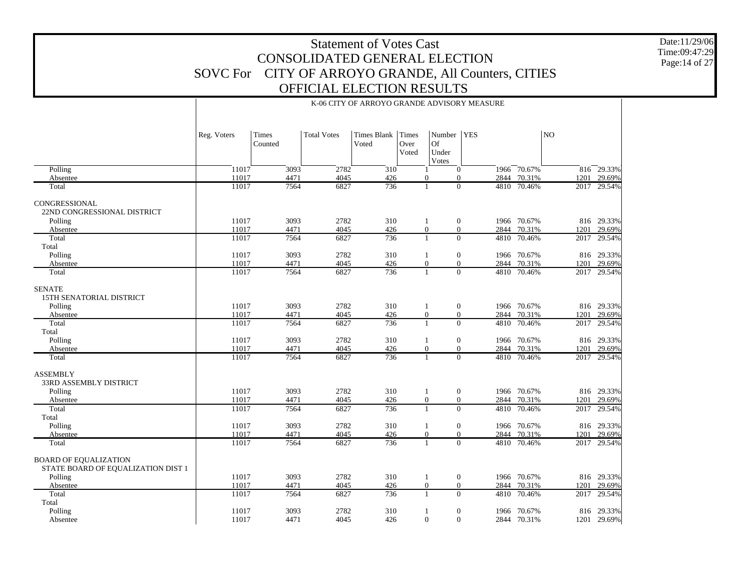# Statement of Votes Cast
## CONSOLIDATED GENERAL ELECTION
## SOVC For CITY OF ARROYO GRANDE, All Counters, CITIES
## OFFICIAL ELECTION RESULTS

Date:11/29/06
Time:09:47:29

K-06 CITY OF ARROYO GRANDE ADVISORY MEASURE

| | Reg. Voters | Times Counted | Total Votes | Times Blank Voted | Times Over Voted | Number Of Under Votes | YES | | NO | |
|---|---|---|---|---|---|---|---|---|---|---|
| Polling | 11017 | 3093 | 2782 | 310 | 1 | 0 | 1966 | 70.67% | 816 | 29.33% |
| Absentee | 11017 | 4471 | 4045 | 426 | 0 | 0 | 2844 | 70.31% | 1201 | 29.69% |
| Total | 11017 | 7564 | 6827 | 736 | 1 | 0 | 4810 | 70.46% | 2017 | 29.54% |
| CONGRESSIONAL | | | | | | | | | | |
| 22ND CONGRESSIONAL DISTRICT | | | | | | | | | | |
| Polling | 11017 | 3093 | 2782 | 310 | 1 | 0 | 1966 | 70.67% | 816 | 29.33% |
| Absentee | 11017 | 4471 | 4045 | 426 | 0 | 0 | 2844 | 70.31% | 1201 | 29.69% |
| Total | 11017 | 7564 | 6827 | 736 | 1 | 0 | 4810 | 70.46% | 2017 | 29.54% |
| Total | | | | | | | | | | |
| Polling | 11017 | 3093 | 2782 | 310 | 1 | 0 | 1966 | 70.67% | 816 | 29.33% |
| Absentee | 11017 | 4471 | 4045 | 426 | 0 | 0 | 2844 | 70.31% | 1201 | 29.69% |
| Total | 11017 | 7564 | 6827 | 736 | 1 | 0 | 4810 | 70.46% | 2017 | 29.54% |
| SENATE | | | | | | | | | | |
| 15TH SENATORIAL DISTRICT | | | | | | | | | | |
| Polling | 11017 | 3093 | 2782 | 310 | 1 | 0 | 1966 | 70.67% | 816 | 29.33% |
| Absentee | 11017 | 4471 | 4045 | 426 | 0 | 0 | 2844 | 70.31% | 1201 | 29.69% |
| Total | 11017 | 7564 | 6827 | 736 | 1 | 0 | 4810 | 70.46% | 2017 | 29.54% |
| Total | | | | | | | | | | |
| Polling | 11017 | 3093 | 2782 | 310 | 1 | 0 | 1966 | 70.67% | 816 | 29.33% |
| Absentee | 11017 | 4471 | 4045 | 426 | 0 | 0 | 2844 | 70.31% | 1201 | 29.69% |
| Total | 11017 | 7564 | 6827 | 736 | 1 | 0 | 4810 | 70.46% | 2017 | 29.54% |
| ASSEMBLY | | | | | | | | | | |
| 33RD ASSEMBLY DISTRICT | | | | | | | | | | |
| Polling | 11017 | 3093 | 2782 | 310 | 1 | 0 | 1966 | 70.67% | 816 | 29.33% |
| Absentee | 11017 | 4471 | 4045 | 426 | 0 | 0 | 2844 | 70.31% | 1201 | 29.69% |
| Total | 11017 | 7564 | 6827 | 736 | 1 | 0 | 4810 | 70.46% | 2017 | 29.54% |
| Total | | | | | | | | | | |
| Polling | 11017 | 3093 | 2782 | 310 | 1 | 0 | 1966 | 70.67% | 816 | 29.33% |
| Absentee | 11017 | 4471 | 4045 | 426 | 0 | 0 | 2844 | 70.31% | 1201 | 29.69% |
| Total | 11017 | 7564 | 6827 | 736 | 1 | 0 | 4810 | 70.46% | 2017 | 29.54% |
| BOARD OF EQUALIZATION | | | | | | | | | | |
| STATE BOARD OF EQUALIZATION DIST 1 | | | | | | | | | | |
| Polling | 11017 | 3093 | 2782 | 310 | 1 | 0 | 1966 | 70.67% | 816 | 29.33% |
| Absentee | 11017 | 4471 | 4045 | 426 | 0 | 0 | 2844 | 70.31% | 1201 | 29.69% |
| Total | 11017 | 7564 | 6827 | 736 | 1 | 0 | 4810 | 70.46% | 2017 | 29.54% |
| Total | | | | | | | | | | |
| Polling | 11017 | 3093 | 2782 | 310 | 1 | 0 | 1966 | 70.67% | 816 | 29.33% |
| Absentee | 11017 | 4471 | 4045 | 426 | 0 | 0 | 2844 | 70.31% | 1201 | 29.69% |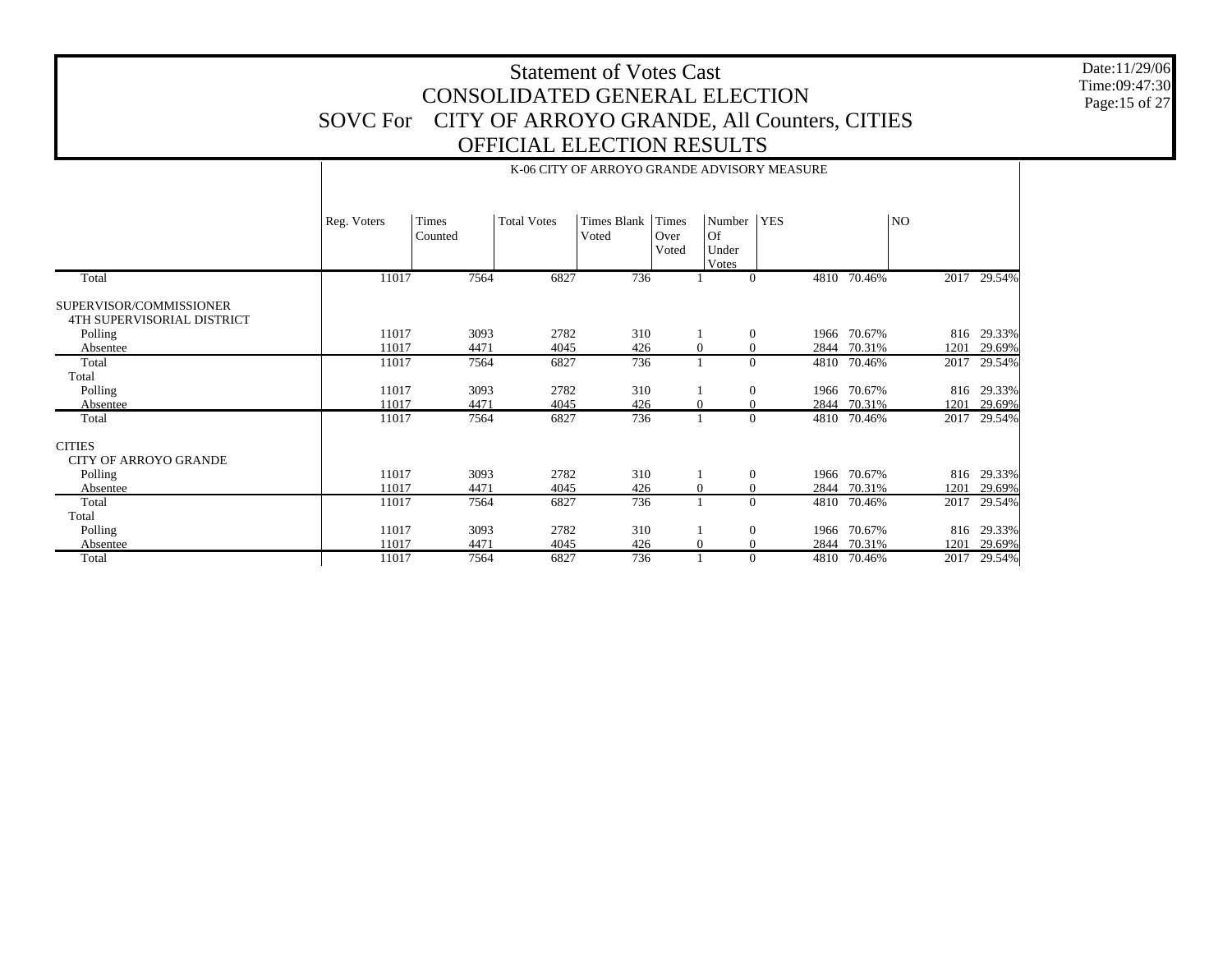# Statement of Votes Cast
## CONSOLIDATED GENERAL ELECTION
## SOVC For CITY OF ARROYO GRANDE, All Counters, CITIES
## OFFICIAL ELECTION RESULTS

K-06 CITY OF ARROYO GRANDE ADVISORY MEASURE

| | Reg. Voters | Times Counted | Total Votes | Times Blank Voted | Times Over Voted | Number Of Under Votes | YES | | NO | |
|---|---|---|---|---|---|---|---|---|---|---|
| Total | 11017 | 7564 | 6827 | 736 | 1 | 0 | 4810 | 70.46% | 2017 | 29.54% |
| SUPERVISOR/COMMISSIONER | | | | | | | | | | |
| 4TH SUPERVISORIAL DISTRICT | | | | | | | | | | |
| Polling | 11017 | 3093 | 2782 | 310 | 1 | 0 | 1966 | 70.67% | 816 | 29.33% |
| Absentee | 11017 | 4471 | 4045 | 426 | 0 | 0 | 2844 | 70.31% | 1201 | 29.69% |
| Total | 11017 | 7564 | 6827 | 736 | 1 | 0 | 4810 | 70.46% | 2017 | 29.54% |
| Total | | | | | | | | | | |
| Polling | 11017 | 3093 | 2782 | 310 | 1 | 0 | 1966 | 70.67% | 816 | 29.33% |
| Absentee | 11017 | 4471 | 4045 | 426 | 0 | 0 | 2844 | 70.31% | 1201 | 29.69% |
| Total | 11017 | 7564 | 6827 | 736 | 1 | 0 | 4810 | 70.46% | 2017 | 29.54% |
| CITIES | | | | | | | | | | |
| CITY OF ARROYO GRANDE | | | | | | | | | | |
| Polling | 11017 | 3093 | 2782 | 310 | 1 | 0 | 1966 | 70.67% | 816 | 29.33% |
| Absentee | 11017 | 4471 | 4045 | 426 | 0 | 0 | 2844 | 70.31% | 1201 | 29.69% |
| Total | 11017 | 7564 | 6827 | 736 | 1 | 0 | 4810 | 70.46% | 2017 | 29.54% |
| Total | | | | | | | | | | |
| Polling | 11017 | 3093 | 2782 | 310 | 1 | 0 | 1966 | 70.67% | 816 | 29.33% |
| Absentee | 11017 | 4471 | 4045 | 426 | 0 | 0 | 2844 | 70.31% | 1201 | 29.69% |
| Total | 11017 | 7564 | 6827 | 736 | 1 | 0 | 4810 | 70.46% | 2017 | 29.54% |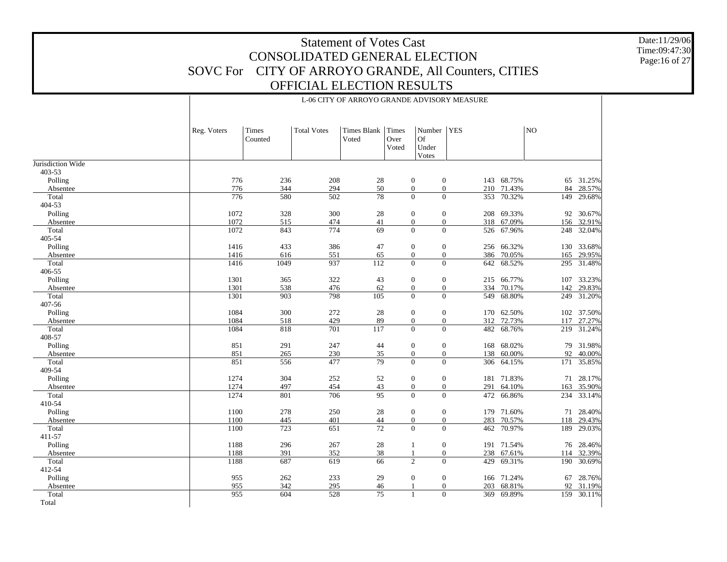# Statement of Votes Cast
## CONSOLIDATED GENERAL ELECTION
## SOVC For CITY OF ARROYO GRANDE, All Counters, CITIES
## OFFICIAL ELECTION RESULTS

Date:11/29/06
Time:09:47:30

L-06 CITY OF ARROYO GRANDE ADVISORY MEASURE

| | Reg. Voters | Times Counted | Total Votes | Times Blank Voted | Times Over Voted | Number Of Under Votes | YES | | NO | |
|---|---|---|---|---|---|---|---|---|---|---|
| Jurisdiction Wide | | | | | | | | | | |
| 403-53 | | | | | | | | | | |
| Polling | 776 | 236 | 208 | 28 | 0 | 0 | 143 | 68.75% | 65 | 31.25% |
| Absentee | 776 | 344 | 294 | 50 | 0 | 0 | 210 | 71.43% | 84 | 28.57% |
| Total | 776 | 580 | 502 | 78 | 0 | 0 | 353 | 70.32% | 149 | 29.68% |
| 404-53 | | | | | | | | | | |
| Polling | 1072 | 328 | 300 | 28 | 0 | 0 | 208 | 69.33% | 92 | 30.67% |
| Absentee | 1072 | 515 | 474 | 41 | 0 | 0 | 318 | 67.09% | 156 | 32.91% |
| Total | 1072 | 843 | 774 | 69 | 0 | 0 | 526 | 67.96% | 248 | 32.04% |
| 405-54 | | | | | | | | | | |
| Polling | 1416 | 433 | 386 | 47 | 0 | 0 | 256 | 66.32% | 130 | 33.68% |
| Absentee | 1416 | 616 | 551 | 65 | 0 | 0 | 386 | 70.05% | 165 | 29.95% |
| Total | 1416 | 1049 | 937 | 112 | 0 | 0 | 642 | 68.52% | 295 | 31.48% |
| 406-55 | | | | | | | | | | |
| Polling | 1301 | 365 | 322 | 43 | 0 | 0 | 215 | 66.77% | 107 | 33.23% |
| Absentee | 1301 | 538 | 476 | 62 | 0 | 0 | 334 | 70.17% | 142 | 29.83% |
| Total | 1301 | 903 | 798 | 105 | 0 | 0 | 549 | 68.80% | 249 | 31.20% |
| 407-56 | | | | | | | | | | |
| Polling | 1084 | 300 | 272 | 28 | 0 | 0 | 170 | 62.50% | 102 | 37.50% |
| Absentee | 1084 | 518 | 429 | 89 | 0 | 0 | 312 | 72.73% | 117 | 27.27% |
| Total | 1084 | 818 | 701 | 117 | 0 | 0 | 482 | 68.76% | 219 | 31.24% |
| 408-57 | | | | | | | | | | |
| Polling | 851 | 291 | 247 | 44 | 0 | 0 | 168 | 68.02% | 79 | 31.98% |
| Absentee | 851 | 265 | 230 | 35 | 0 | 0 | 138 | 60.00% | 92 | 40.00% |
| Total | 851 | 556 | 477 | 79 | 0 | 0 | 306 | 64.15% | 171 | 35.85% |
| 409-54 | | | | | | | | | | |
| Polling | 1274 | 304 | 252 | 52 | 0 | 0 | 181 | 71.83% | 71 | 28.17% |
| Absentee | 1274 | 497 | 454 | 43 | 0 | 0 | 291 | 64.10% | 163 | 35.90% |
| Total | 1274 | 801 | 706 | 95 | 0 | 0 | 472 | 66.86% | 234 | 33.14% |
| 410-54 | | | | | | | | | | |
| Polling | 1100 | 278 | 250 | 28 | 0 | 0 | 179 | 71.60% | 71 | 28.40% |
| Absentee | 1100 | 445 | 401 | 44 | 0 | 0 | 283 | 70.57% | 118 | 29.43% |
| Total | 1100 | 723 | 651 | 72 | 0 | 0 | 462 | 70.97% | 189 | 29.03% |
| 411-57 | | | | | | | | | | |
| Polling | 1188 | 296 | 267 | 28 | 1 | 0 | 191 | 71.54% | 76 | 28.46% |
| Absentee | 1188 | 391 | 352 | 38 | 1 | 0 | 238 | 67.61% | 114 | 32.39% |
| Total | 1188 | 687 | 619 | 66 | 2 | 0 | 429 | 69.31% | 190 | 30.69% |
| 412-54 | | | | | | | | | | |
| Polling | 955 | 262 | 233 | 29 | 0 | 0 | 166 | 71.24% | 67 | 28.76% |
| Absentee | 955 | 342 | 295 | 46 | 1 | 0 | 203 | 68.81% | 92 | 31.19% |
| Total | 955 | 604 | 528 | 75 | 1 | 0 | 369 | 69.89% | 159 | 30.11% |
| Total | | | | | | | | | | |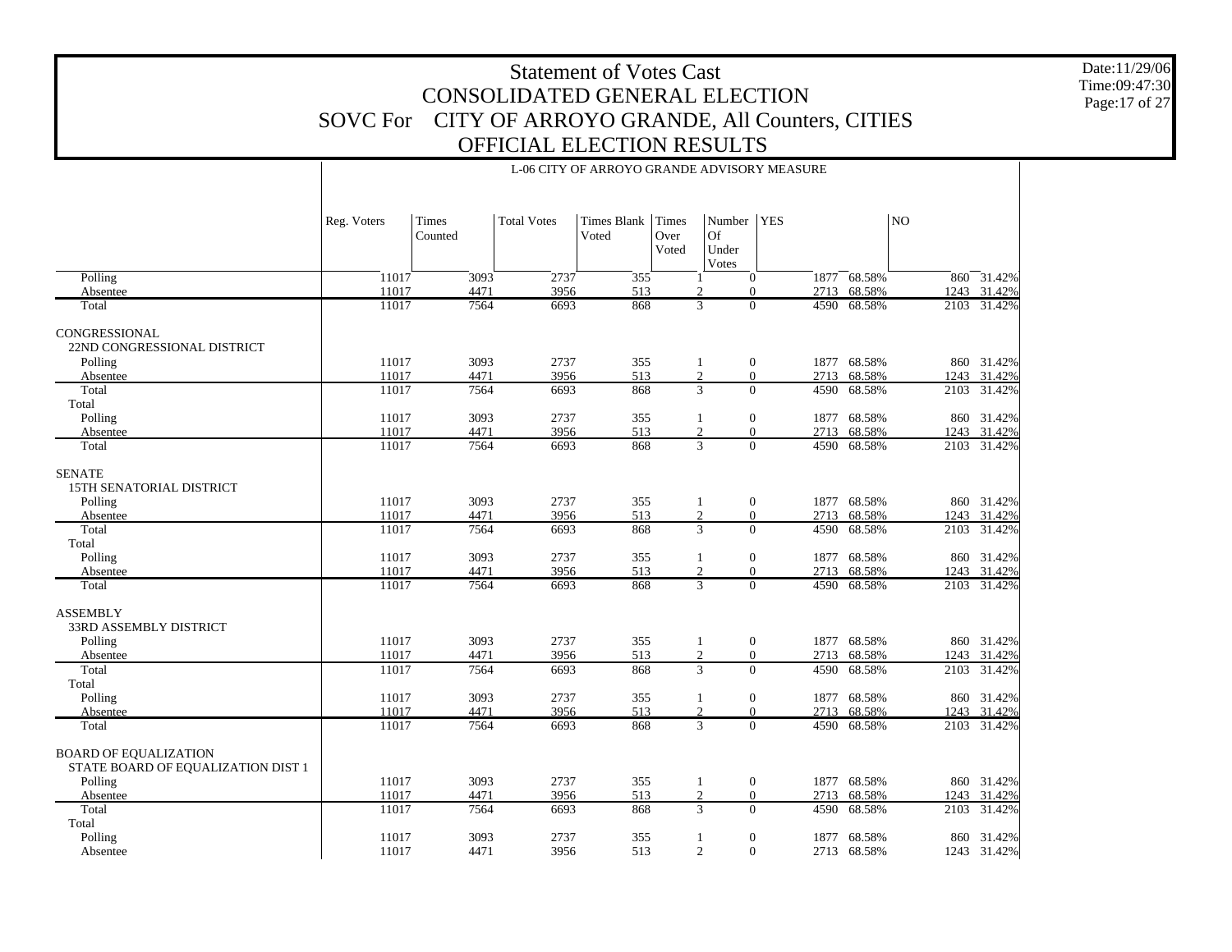# Statement of Votes Cast
## CONSOLIDATED GENERAL ELECTION
## SOVC For CITY OF ARROYO GRANDE, All Counters, CITIES
## OFFICIAL ELECTION RESULTS

Date:11/29/06
Time:09:47:30

L-06 CITY OF ARROYO GRANDE ADVISORY MEASURE

| | Reg. Voters | Times Counted | Total Votes | Times Blank Voted | Times Over Voted | Number Of Under Votes | YES | | NO | |
|---|---|---|---|---|---|---|---|---|---|---|
| Polling | 11017 | 3093 | 2737 | 355 | 1 | 0 | 1877 | 68.58% | 860 | 31.42% |
| Absentee | 11017 | 4471 | 3956 | 513 | 2 | 0 | 2713 | 68.58% | 1243 | 31.42% |
| Total | 11017 | 7564 | 6693 | 868 | 3 | 0 | 4590 | 68.58% | 2103 | 31.42% |
| CONGRESSIONAL | | | | | | | | | | |
| 22ND CONGRESSIONAL DISTRICT | | | | | | | | | | |
| Polling | 11017 | 3093 | 2737 | 355 | 1 | 0 | 1877 | 68.58% | 860 | 31.42% |
| Absentee | 11017 | 4471 | 3956 | 513 | 2 | 0 | 2713 | 68.58% | 1243 | 31.42% |
| Total | 11017 | 7564 | 6693 | 868 | 3 | 0 | 4590 | 68.58% | 2103 | 31.42% |
| Total | | | | | | | | | | |
| Polling | 11017 | 3093 | 2737 | 355 | 1 | 0 | 1877 | 68.58% | 860 | 31.42% |
| Absentee | 11017 | 4471 | 3956 | 513 | 2 | 0 | 2713 | 68.58% | 1243 | 31.42% |
| Total | 11017 | 7564 | 6693 | 868 | 3 | 0 | 4590 | 68.58% | 2103 | 31.42% |
| SENATE | | | | | | | | | | |
| 15TH SENATORIAL DISTRICT | | | | | | | | | | |
| Polling | 11017 | 3093 | 2737 | 355 | 1 | 0 | 1877 | 68.58% | 860 | 31.42% |
| Absentee | 11017 | 4471 | 3956 | 513 | 2 | 0 | 2713 | 68.58% | 1243 | 31.42% |
| Total | 11017 | 7564 | 6693 | 868 | 3 | 0 | 4590 | 68.58% | 2103 | 31.42% |
| Total | | | | | | | | | | |
| Polling | 11017 | 3093 | 2737 | 355 | 1 | 0 | 1877 | 68.58% | 860 | 31.42% |
| Absentee | 11017 | 4471 | 3956 | 513 | 2 | 0 | 2713 | 68.58% | 1243 | 31.42% |
| Total | 11017 | 7564 | 6693 | 868 | 3 | 0 | 4590 | 68.58% | 2103 | 31.42% |
| ASSEMBLY | | | | | | | | | | |
| 33RD ASSEMBLY DISTRICT | | | | | | | | | | |
| Polling | 11017 | 3093 | 2737 | 355 | 1 | 0 | 1877 | 68.58% | 860 | 31.42% |
| Absentee | 11017 | 4471 | 3956 | 513 | 2 | 0 | 2713 | 68.58% | 1243 | 31.42% |
| Total | 11017 | 7564 | 6693 | 868 | 3 | 0 | 4590 | 68.58% | 2103 | 31.42% |
| Total | | | | | | | | | | |
| Polling | 11017 | 3093 | 2737 | 355 | 1 | 0 | 1877 | 68.58% | 860 | 31.42% |
| Absentee | 11017 | 4471 | 3956 | 513 | 2 | 0 | 2713 | 68.58% | 1243 | 31.42% |
| Total | 11017 | 7564 | 6693 | 868 | 3 | 0 | 4590 | 68.58% | 2103 | 31.42% |
| BOARD OF EQUALIZATION | | | | | | | | | | |
| STATE BOARD OF EQUALIZATION DIST 1 | | | | | | | | | | |
| Polling | 11017 | 3093 | 2737 | 355 | 1 | 0 | 1877 | 68.58% | 860 | 31.42% |
| Absentee | 11017 | 4471 | 3956 | 513 | 2 | 0 | 2713 | 68.58% | 1243 | 31.42% |
| Total | 11017 | 7564 | 6693 | 868 | 3 | 0 | 4590 | 68.58% | 2103 | 31.42% |
| Total | | | | | | | | | | |
| Polling | 11017 | 3093 | 2737 | 355 | 1 | 0 | 1877 | 68.58% | 860 | 31.42% |
| Absentee | 11017 | 4471 | 3956 | 513 | 2 | 0 | 2713 | 68.58% | 1243 | 31.42% |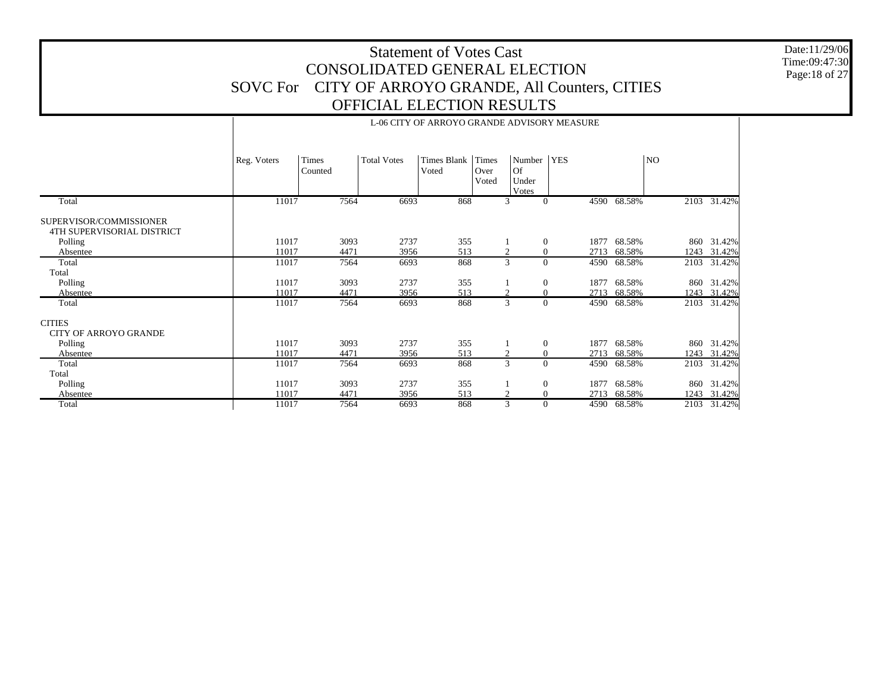# Statement of Votes Cast
# CONSOLIDATED GENERAL ELECTION
# SOVC For CITY OF ARROYO GRANDE, All Counters, CITIES
# OFFICIAL ELECTION RESULTS

Date:11/29/06
Time:09:47:30

**L-06 CITY OF ARROYO GRANDE ADVISORY MEASURE**

| | Reg. Voters | Times Counted | Total Votes | Times Blank Voted | Times Over Voted | Number Of Under Votes | YES | | NO | |
|---|---|---|---|---|---|---|---|---|---|---|
| Total | 11017 | 7564 | 6693 | 868 | 3 | 0 | 4590 | 68.58% | 2103 | 31.42% |
| SUPERVISOR/COMMISSIONER | | | | | | | | | | |
| 4TH SUPERVISORIAL DISTRICT | | | | | | | | | | |
| Polling | 11017 | 3093 | 2737 | 355 | 1 | 0 | 1877 | 68.58% | 860 | 31.42% |
| Absentee | 11017 | 4471 | 3956 | 513 | 2 | 0 | 2713 | 68.58% | 1243 | 31.42% |
| Total | 11017 | 7564 | 6693 | 868 | 3 | 0 | 4590 | 68.58% | 2103 | 31.42% |
| Total | | | | | | | | | | |
| Polling | 11017 | 3093 | 2737 | 355 | 1 | 0 | 1877 | 68.58% | 860 | 31.42% |
| Absentee | 11017 | 4471 | 3956 | 513 | 2 | 0 | 2713 | 68.58% | 1243 | 31.42% |
| Total | 11017 | 7564 | 6693 | 868 | 3 | 0 | 4590 | 68.58% | 2103 | 31.42% |
| CITIES | | | | | | | | | | |
| CITY OF ARROYO GRANDE | | | | | | | | | | |
| Polling | 11017 | 3093 | 2737 | 355 | 1 | 0 | 1877 | 68.58% | 860 | 31.42% |
| Absentee | 11017 | 4471 | 3956 | 513 | 2 | 0 | 2713 | 68.58% | 1243 | 31.42% |
| Total | 11017 | 7564 | 6693 | 868 | 3 | 0 | 4590 | 68.58% | 2103 | 31.42% |
| Total | | | | | | | | | | |
| Polling | 11017 | 3093 | 2737 | 355 | 1 | 0 | 1877 | 68.58% | 860 | 31.42% |
| Absentee | 11017 | 4471 | 3956 | 513 | 2 | 0 | 2713 | 68.58% | 1243 | 31.42% |
| Total | 11017 | 7564 | 6693 | 868 | 3 | 0 | 4590 | 68.58% | 2103 | 31.42% |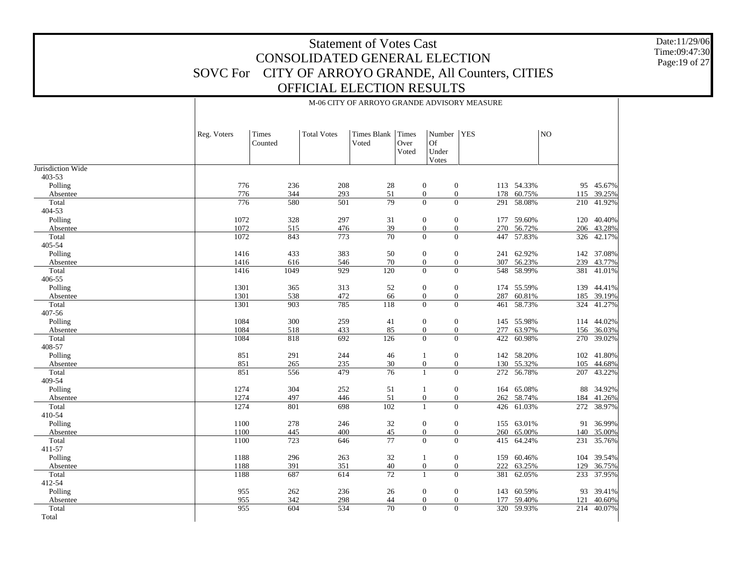# Statement of Votes Cast
## CONSOLIDATED GENERAL ELECTION
## SOVC For CITY OF ARROYO GRANDE, All Counters, CITIES
## OFFICIAL ELECTION RESULTS

Date:11/29/06
Time:09:47:30

M-06 CITY OF ARROYO GRANDE ADVISORY MEASURE

| | Reg. Voters | Times Counted | Total Votes | Times Blank Voted | Times Over Voted | Number Of Under Votes | YES | | NO | |
|---|---|---|---|---|---|---|---|---|---|---|
| Jurisdiction Wide | | | | | | | | | | |
| 403-53 | | | | | | | | | | |
| Polling | 776 | 236 | 208 | 28 | 0 | 0 | 113 | 54.33% | 95 | 45.67% |
| Absentee | 776 | 344 | 293 | 51 | 0 | 0 | 178 | 60.75% | 115 | 39.25% |
| Total | 776 | 580 | 501 | 79 | 0 | 0 | 291 | 58.08% | 210 | 41.92% |
| 404-53 | | | | | | | | | | |
| Polling | 1072 | 328 | 297 | 31 | 0 | 0 | 177 | 59.60% | 120 | 40.40% |
| Absentee | 1072 | 515 | 476 | 39 | 0 | 0 | 270 | 56.72% | 206 | 43.28% |
| Total | 1072 | 843 | 773 | 70 | 0 | 0 | 447 | 57.83% | 326 | 42.17% |
| 405-54 | | | | | | | | | | |
| Polling | 1416 | 433 | 383 | 50 | 0 | 0 | 241 | 62.92% | 142 | 37.08% |
| Absentee | 1416 | 616 | 546 | 70 | 0 | 0 | 307 | 56.23% | 239 | 43.77% |
| Total | 1416 | 1049 | 929 | 120 | 0 | 0 | 548 | 58.99% | 381 | 41.01% |
| 406-55 | | | | | | | | | | |
| Polling | 1301 | 365 | 313 | 52 | 0 | 0 | 174 | 55.59% | 139 | 44.41% |
| Absentee | 1301 | 538 | 472 | 66 | 0 | 0 | 287 | 60.81% | 185 | 39.19% |
| Total | 1301 | 903 | 785 | 118 | 0 | 0 | 461 | 58.73% | 324 | 41.27% |
| 407-56 | | | | | | | | | | |
| Polling | 1084 | 300 | 259 | 41 | 0 | 0 | 145 | 55.98% | 114 | 44.02% |
| Absentee | 1084 | 518 | 433 | 85 | 0 | 0 | 277 | 63.97% | 156 | 36.03% |
| Total | 1084 | 818 | 692 | 126 | 0 | 0 | 422 | 60.98% | 270 | 39.02% |
| 408-57 | | | | | | | | | | |
| Polling | 851 | 291 | 244 | 46 | 1 | 0 | 142 | 58.20% | 102 | 41.80% |
| Absentee | 851 | 265 | 235 | 30 | 0 | 0 | 130 | 55.32% | 105 | 44.68% |
| Total | 851 | 556 | 479 | 76 | 1 | 0 | 272 | 56.78% | 207 | 43.22% |
| 409-54 | | | | | | | | | | |
| Polling | 1274 | 304 | 252 | 51 | 1 | 0 | 164 | 65.08% | 88 | 34.92% |
| Absentee | 1274 | 497 | 446 | 51 | 0 | 0 | 262 | 58.74% | 184 | 41.26% |
| Total | 1274 | 801 | 698 | 102 | 1 | 0 | 426 | 61.03% | 272 | 38.97% |
| 410-54 | | | | | | | | | | |
| Polling | 1100 | 278 | 246 | 32 | 0 | 0 | 155 | 63.01% | 91 | 36.99% |
| Absentee | 1100 | 445 | 400 | 45 | 0 | 0 | 260 | 65.00% | 140 | 35.00% |
| Total | 1100 | 723 | 646 | 77 | 0 | 0 | 415 | 64.24% | 231 | 35.76% |
| 411-57 | | | | | | | | | | |
| Polling | 1188 | 296 | 263 | 32 | 1 | 0 | 159 | 60.46% | 104 | 39.54% |
| Absentee | 1188 | 391 | 351 | 40 | 0 | 0 | 222 | 63.25% | 129 | 36.75% |
| Total | 1188 | 687 | 614 | 72 | 1 | 0 | 381 | 62.05% | 233 | 37.95% |
| 412-54 | | | | | | | | | | |
| Polling | 955 | 262 | 236 | 26 | 0 | 0 | 143 | 60.59% | 93 | 39.41% |
| Absentee | 955 | 342 | 298 | 44 | 0 | 0 | 177 | 59.40% | 121 | 40.60% |
| Total | 955 | 604 | 534 | 70 | 0 | 0 | 320 | 59.93% | 214 | 40.07% |
| Total | | | | | | | | | | |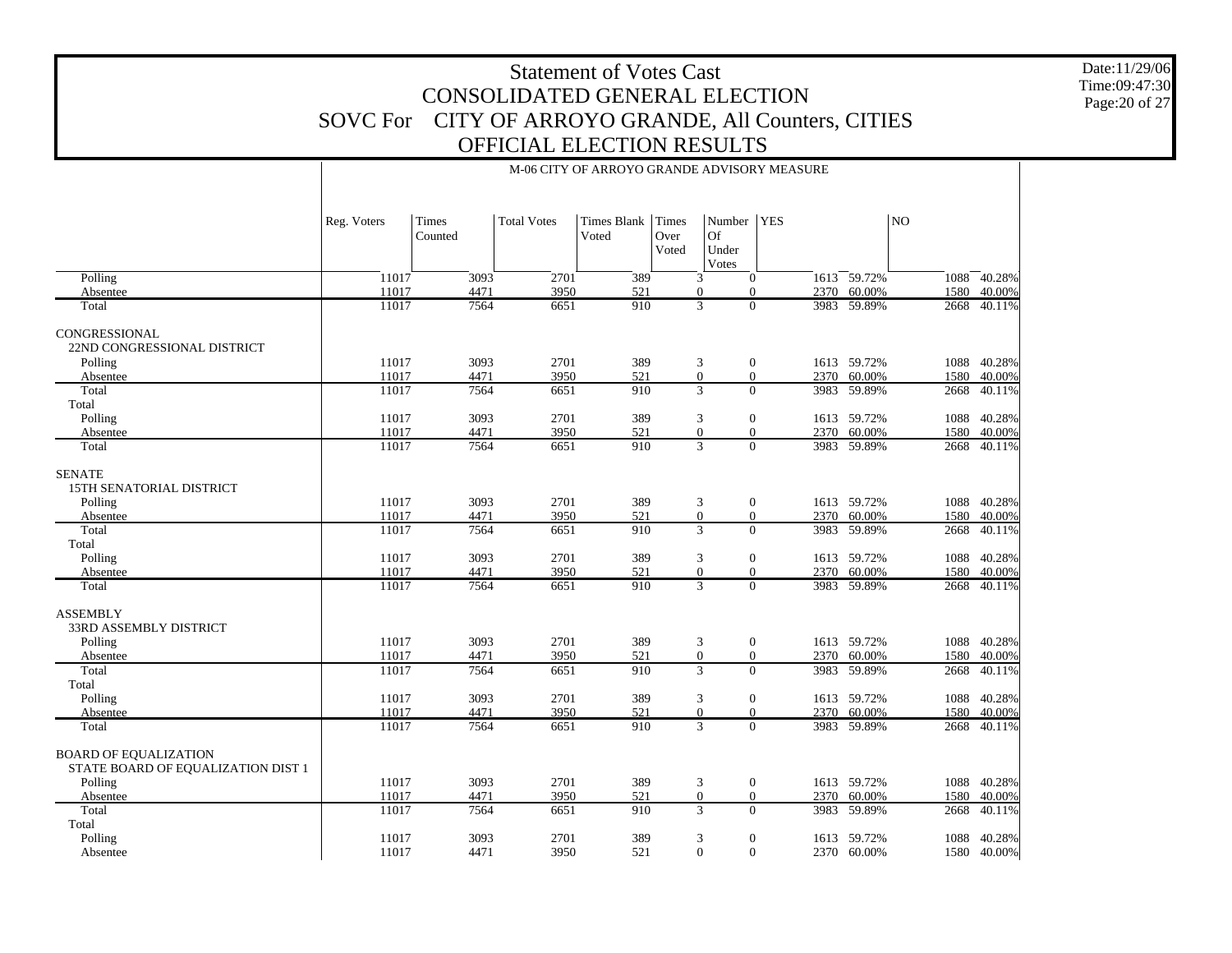# Statement of Votes Cast
## CONSOLIDATED GENERAL ELECTION
## SOVC For CITY OF ARROYO GRANDE, All Counters, CITIES
## OFFICIAL ELECTION RESULTS

Date:11/29/06
Time:09:47:30

M-06 CITY OF ARROYO GRANDE ADVISORY MEASURE

| | Reg. Voters | Times Counted | Total Votes | Times Blank Voted | Times Over Voted | Number Of Under Votes | YES | | NO | |
|---|---|---|---|---|---|---|---|---|---|---|
| Polling | 11017 | 3093 | 2701 | 389 | 3 | 0 | 1613 | 59.72% | 1088 | 40.28% |
| Absentee | 11017 | 4471 | 3950 | 521 | 0 | 0 | 2370 | 60.00% | 1580 | 40.00% |
| Total | 11017 | 7564 | 6651 | 910 | 3 | 0 | 3983 | 59.89% | 2668 | 40.11% |
| CONGRESSIONAL | | | | | | | | | | |
| 22ND CONGRESSIONAL DISTRICT | | | | | | | | | | |
| Polling | 11017 | 3093 | 2701 | 389 | 3 | 0 | 1613 | 59.72% | 1088 | 40.28% |
| Absentee | 11017 | 4471 | 3950 | 521 | 0 | 0 | 2370 | 60.00% | 1580 | 40.00% |
| Total | 11017 | 7564 | 6651 | 910 | 3 | 0 | 3983 | 59.89% | 2668 | 40.11% |
| Total | | | | | | | | | | |
| Polling | 11017 | 3093 | 2701 | 389 | 3 | 0 | 1613 | 59.72% | 1088 | 40.28% |
| Absentee | 11017 | 4471 | 3950 | 521 | 0 | 0 | 2370 | 60.00% | 1580 | 40.00% |
| Total | 11017 | 7564 | 6651 | 910 | 3 | 0 | 3983 | 59.89% | 2668 | 40.11% |
| SENATE | | | | | | | | | | |
| 15TH SENATORIAL DISTRICT | | | | | | | | | | |
| Polling | 11017 | 3093 | 2701 | 389 | 3 | 0 | 1613 | 59.72% | 1088 | 40.28% |
| Absentee | 11017 | 4471 | 3950 | 521 | 0 | 0 | 2370 | 60.00% | 1580 | 40.00% |
| Total | 11017 | 7564 | 6651 | 910 | 3 | 0 | 3983 | 59.89% | 2668 | 40.11% |
| Total | | | | | | | | | | |
| Polling | 11017 | 3093 | 2701 | 389 | 3 | 0 | 1613 | 59.72% | 1088 | 40.28% |
| Absentee | 11017 | 4471 | 3950 | 521 | 0 | 0 | 2370 | 60.00% | 1580 | 40.00% |
| Total | 11017 | 7564 | 6651 | 910 | 3 | 0 | 3983 | 59.89% | 2668 | 40.11% |
| ASSEMBLY | | | | | | | | | | |
| 33RD ASSEMBLY DISTRICT | | | | | | | | | | |
| Polling | 11017 | 3093 | 2701 | 389 | 3 | 0 | 1613 | 59.72% | 1088 | 40.28% |
| Absentee | 11017 | 4471 | 3950 | 521 | 0 | 0 | 2370 | 60.00% | 1580 | 40.00% |
| Total | 11017 | 7564 | 6651 | 910 | 3 | 0 | 3983 | 59.89% | 2668 | 40.11% |
| Total | | | | | | | | | | |
| Polling | 11017 | 3093 | 2701 | 389 | 3 | 0 | 1613 | 59.72% | 1088 | 40.28% |
| Absentee | 11017 | 4471 | 3950 | 521 | 0 | 0 | 2370 | 60.00% | 1580 | 40.00% |
| Total | 11017 | 7564 | 6651 | 910 | 3 | 0 | 3983 | 59.89% | 2668 | 40.11% |
| BOARD OF EQUALIZATION | | | | | | | | | | |
| STATE BOARD OF EQUALIZATION DIST 1 | | | | | | | | | | |
| Polling | 11017 | 3093 | 2701 | 389 | 3 | 0 | 1613 | 59.72% | 1088 | 40.28% |
| Absentee | 11017 | 4471 | 3950 | 521 | 0 | 0 | 2370 | 60.00% | 1580 | 40.00% |
| Total | 11017 | 7564 | 6651 | 910 | 3 | 0 | 3983 | 59.89% | 2668 | 40.11% |
| Total | | | | | | | | | | |
| Polling | 11017 | 3093 | 2701 | 389 | 3 | 0 | 1613 | 59.72% | 1088 | 40.28% |
| Absentee | 11017 | 4471 | 3950 | 521 | 0 | 0 | 2370 | 60.00% | 1580 | 40.00% |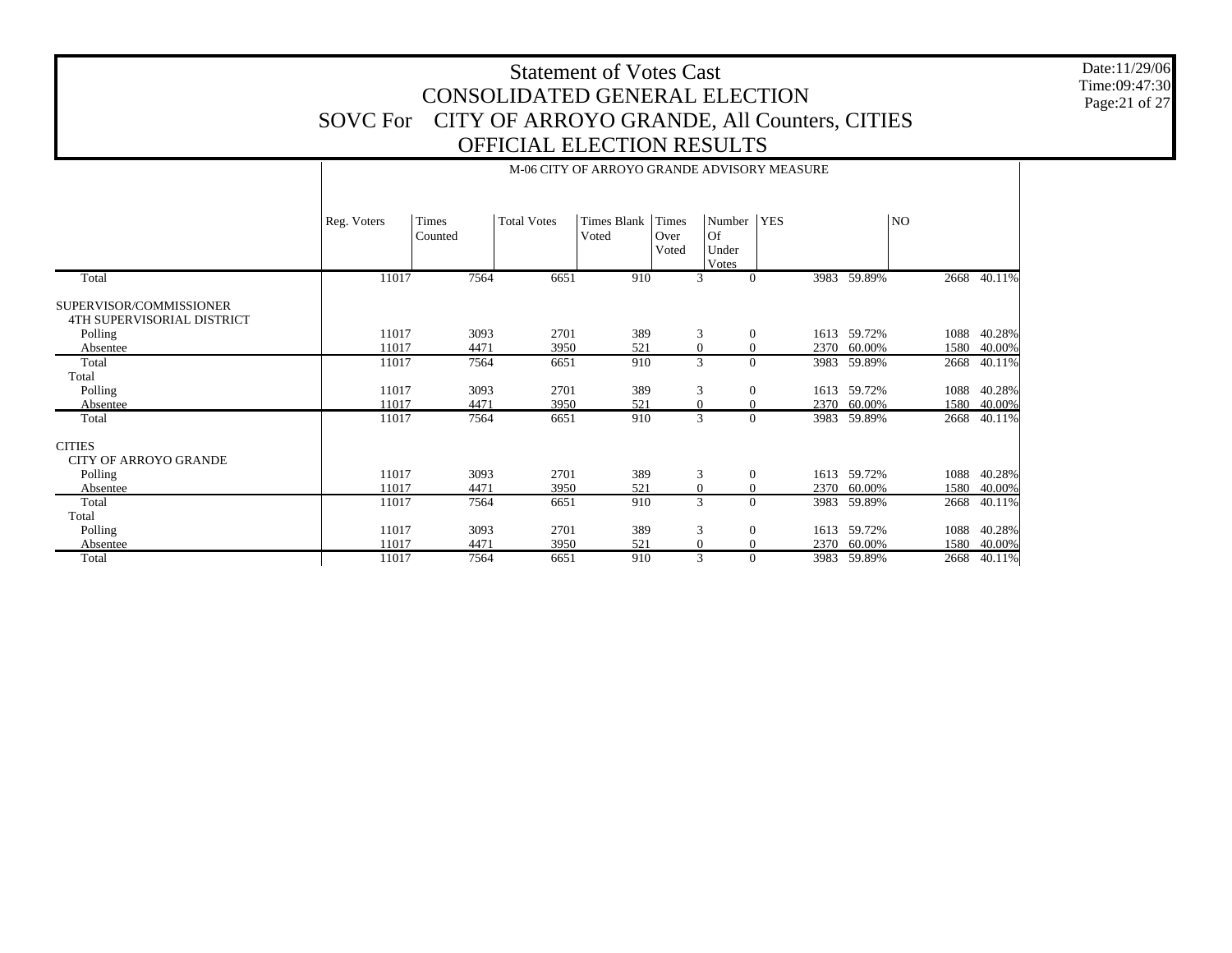# Statement of Votes Cast
# CONSOLIDATED GENERAL ELECTION
# SOVC For CITY OF ARROYO GRANDE, All Counters, CITIES
# OFFICIAL ELECTION RESULTS

Date:11/29/06
Time:09:47:30

M-06 CITY OF ARROYO GRANDE ADVISORY MEASURE

| | Reg. Voters | Times Counted | Total Votes | Times Blank Voted | Times Over Voted | Number Of Under Votes | YES | | NO | |
|---|---|---|---|---|---|---|---|---|---|---|
| Total | 11017 | 7564 | 6651 | 910 | 3 | 0 | 3983 | 59.89% | 2668 | 40.11% |
| SUPERVISOR/COMMISSIONER | | | | | | | | | | |
| 4TH SUPERVISORIAL DISTRICT | | | | | | | | | | |
| Polling | 11017 | 3093 | 2701 | 389 | 3 | 0 | 1613 | 59.72% | 1088 | 40.28% |
| Absentee | 11017 | 4471 | 3950 | 521 | 0 | 0 | 2370 | 60.00% | 1580 | 40.00% |
| Total | 11017 | 7564 | 6651 | 910 | 3 | 0 | 3983 | 59.89% | 2668 | 40.11% |
| Total | | | | | | | | | | |
| Polling | 11017 | 3093 | 2701 | 389 | 3 | 0 | 1613 | 59.72% | 1088 | 40.28% |
| Absentee | 11017 | 4471 | 3950 | 521 | 0 | 0 | 2370 | 60.00% | 1580 | 40.00% |
| Total | 11017 | 7564 | 6651 | 910 | 3 | 0 | 3983 | 59.89% | 2668 | 40.11% |
| CITIES | | | | | | | | | | |
| CITY OF ARROYO GRANDE | | | | | | | | | | |
| Polling | 11017 | 3093 | 2701 | 389 | 3 | 0 | 1613 | 59.72% | 1088 | 40.28% |
| Absentee | 11017 | 4471 | 3950 | 521 | 0 | 0 | 2370 | 60.00% | 1580 | 40.00% |
| Total | 11017 | 7564 | 6651 | 910 | 3 | 0 | 3983 | 59.89% | 2668 | 40.11% |
| Total | | | | | | | | | | |
| Polling | 11017 | 3093 | 2701 | 389 | 3 | 0 | 1613 | 59.72% | 1088 | 40.28% |
| Absentee | 11017 | 4471 | 3950 | 521 | 0 | 0 | 2370 | 60.00% | 1580 | 40.00% |
| Total | 11017 | 7564 | 6651 | 910 | 3 | 0 | 3983 | 59.89% | 2668 | 40.11% |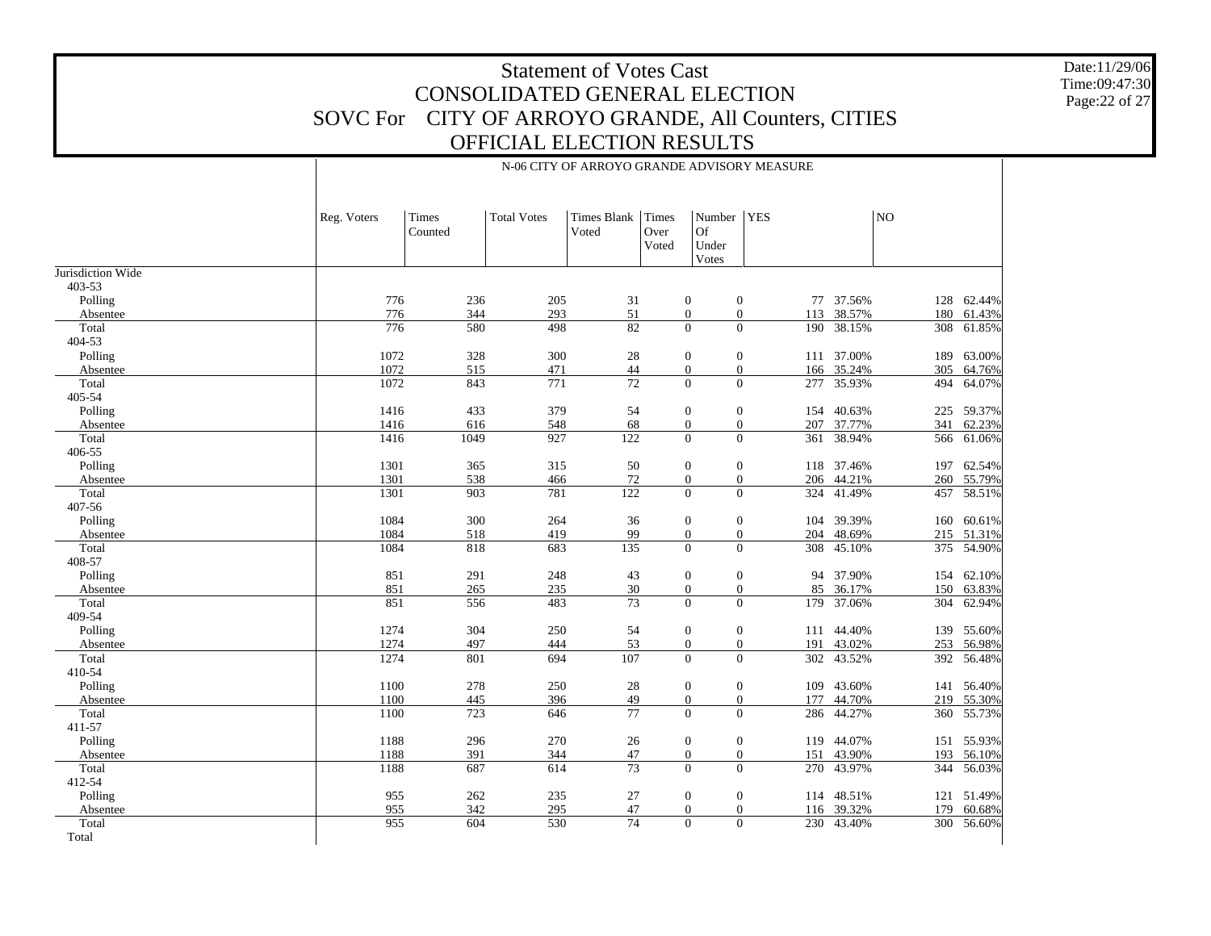# Statement of Votes Cast
## CONSOLIDATED GENERAL ELECTION
## SOVC For CITY OF ARROYO GRANDE, All Counters, CITIES
## OFFICIAL ELECTION RESULTS

Date:11/29/06
Time:09:47:30

N-06 CITY OF ARROYO GRANDE ADVISORY MEASURE

| | Reg. Voters | Times Counted | Total Votes | Times Blank Voted | Times Over Voted | Number Of Under Votes | YES | | NO | |
|---|---|---|---|---|---|---|---|---|---|---|
| Jurisdiction Wide | | | | | | | | | | |
| 403-53 | | | | | | | | | | |
| Polling | 776 | 236 | 205 | 31 | 0 | 0 | 77 | 37.56% | 128 | 62.44% |
| Absentee | 776 | 344 | 293 | 51 | 0 | 0 | 113 | 38.57% | 180 | 61.43% |
| Total | 776 | 580 | 498 | 82 | 0 | 0 | 190 | 38.15% | 308 | 61.85% |
| 404-53 | | | | | | | | | | |
| Polling | 1072 | 328 | 300 | 28 | 0 | 0 | 111 | 37.00% | 189 | 63.00% |
| Absentee | 1072 | 515 | 471 | 44 | 0 | 0 | 166 | 35.24% | 305 | 64.76% |
| Total | 1072 | 843 | 771 | 72 | 0 | 0 | 277 | 35.93% | 494 | 64.07% |
| 405-54 | | | | | | | | | | |
| Polling | 1416 | 433 | 379 | 54 | 0 | 0 | 154 | 40.63% | 225 | 59.37% |
| Absentee | 1416 | 616 | 548 | 68 | 0 | 0 | 207 | 37.77% | 341 | 62.23% |
| Total | 1416 | 1049 | 927 | 122 | 0 | 0 | 361 | 38.94% | 566 | 61.06% |
| 406-55 | | | | | | | | | | |
| Polling | 1301 | 365 | 315 | 50 | 0 | 0 | 118 | 37.46% | 197 | 62.54% |
| Absentee | 1301 | 538 | 466 | 72 | 0 | 0 | 206 | 44.21% | 260 | 55.79% |
| Total | 1301 | 903 | 781 | 122 | 0 | 0 | 324 | 41.49% | 457 | 58.51% |
| 407-56 | | | | | | | | | | |
| Polling | 1084 | 300 | 264 | 36 | 0 | 0 | 104 | 39.39% | 160 | 60.61% |
| Absentee | 1084 | 518 | 419 | 99 | 0 | 0 | 204 | 48.69% | 215 | 51.31% |
| Total | 1084 | 818 | 683 | 135 | 0 | 0 | 308 | 45.10% | 375 | 54.90% |
| 408-57 | | | | | | | | | | |
| Polling | 851 | 291 | 248 | 43 | 0 | 0 | 94 | 37.90% | 154 | 62.10% |
| Absentee | 851 | 265 | 235 | 30 | 0 | 0 | 85 | 36.17% | 150 | 63.83% |
| Total | 851 | 556 | 483 | 73 | 0 | 0 | 179 | 37.06% | 304 | 62.94% |
| 409-54 | | | | | | | | | | |
| Polling | 1274 | 304 | 250 | 54 | 0 | 0 | 111 | 44.40% | 139 | 55.60% |
| Absentee | 1274 | 497 | 444 | 53 | 0 | 0 | 191 | 43.02% | 253 | 56.98% |
| Total | 1274 | 801 | 694 | 107 | 0 | 0 | 302 | 43.52% | 392 | 56.48% |
| 410-54 | | | | | | | | | | |
| Polling | 1100 | 278 | 250 | 28 | 0 | 0 | 109 | 43.60% | 141 | 56.40% |
| Absentee | 1100 | 445 | 396 | 49 | 0 | 0 | 177 | 44.70% | 219 | 55.30% |
| Total | 1100 | 723 | 646 | 77 | 0 | 0 | 286 | 44.27% | 360 | 55.73% |
| 411-57 | | | | | | | | | | |
| Polling | 1188 | 296 | 270 | 26 | 0 | 0 | 119 | 44.07% | 151 | 55.93% |
| Absentee | 1188 | 391 | 344 | 47 | 0 | 0 | 151 | 43.90% | 193 | 56.10% |
| Total | 1188 | 687 | 614 | 73 | 0 | 0 | 270 | 43.97% | 344 | 56.03% |
| 412-54 | | | | | | | | | | |
| Polling | 955 | 262 | 235 | 27 | 0 | 0 | 114 | 48.51% | 121 | 51.49% |
| Absentee | 955 | 342 | 295 | 47 | 0 | 0 | 116 | 39.32% | 179 | 60.68% |
| Total | 955 | 604 | 530 | 74 | 0 | 0 | 230 | 43.40% | 300 | 56.60% |
| Total | | | | | | | | | | |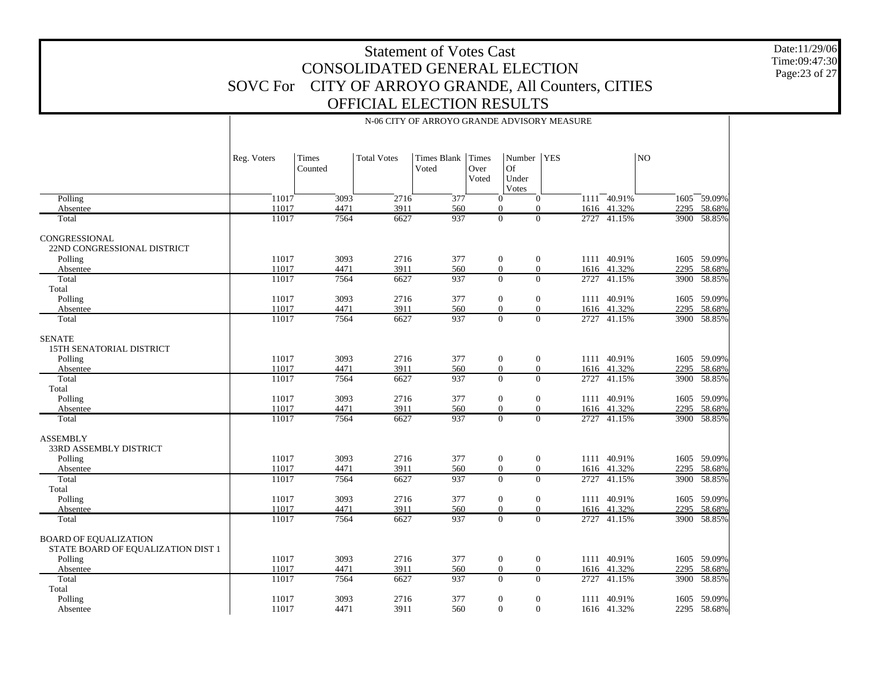# Statement of Votes Cast
## CONSOLIDATED GENERAL ELECTION
## SOVC For CITY OF ARROYO GRANDE, All Counters, CITIES
## OFFICIAL ELECTION RESULTS

Date:11/29/06
Time:09:47:30

N-06 CITY OF ARROYO GRANDE ADVISORY MEASURE

| | Reg. Voters | Times Counted | Total Votes | Times Blank Voted | Times Over Voted | Number Of Under Votes | YES | | NO | |
|---|---|---|---|---|---|---|---|---|---|---|
| Polling | 11017 | 3093 | 2716 | 377 | 0 | 0 | 1111 | 40.91% | 1605 | 59.09% |
| Absentee | 11017 | 4471 | 3911 | 560 | 0 | 0 | 1616 | 41.32% | 2295 | 58.68% |
| Total | 11017 | 7564 | 6627 | 937 | 0 | 0 | 2727 | 41.15% | 3900 | 58.85% |
| CONGRESSIONAL | | | | | | | | | | |
| 22ND CONGRESSIONAL DISTRICT | | | | | | | | | | |
| Polling | 11017 | 3093 | 2716 | 377 | 0 | 0 | 1111 | 40.91% | 1605 | 59.09% |
| Absentee | 11017 | 4471 | 3911 | 560 | 0 | 0 | 1616 | 41.32% | 2295 | 58.68% |
| Total | 11017 | 7564 | 6627 | 937 | 0 | 0 | 2727 | 41.15% | 3900 | 58.85% |
| Total | | | | | | | | | | |
| Polling | 11017 | 3093 | 2716 | 377 | 0 | 0 | 1111 | 40.91% | 1605 | 59.09% |
| Absentee | 11017 | 4471 | 3911 | 560 | 0 | 0 | 1616 | 41.32% | 2295 | 58.68% |
| Total | 11017 | 7564 | 6627 | 937 | 0 | 0 | 2727 | 41.15% | 3900 | 58.85% |
| SENATE | | | | | | | | | | |
| 15TH SENATORIAL DISTRICT | | | | | | | | | | |
| Polling | 11017 | 3093 | 2716 | 377 | 0 | 0 | 1111 | 40.91% | 1605 | 59.09% |
| Absentee | 11017 | 4471 | 3911 | 560 | 0 | 0 | 1616 | 41.32% | 2295 | 58.68% |
| Total | 11017 | 7564 | 6627 | 937 | 0 | 0 | 2727 | 41.15% | 3900 | 58.85% |
| Total | | | | | | | | | | |
| Polling | 11017 | 3093 | 2716 | 377 | 0 | 0 | 1111 | 40.91% | 1605 | 59.09% |
| Absentee | 11017 | 4471 | 3911 | 560 | 0 | 0 | 1616 | 41.32% | 2295 | 58.68% |
| Total | 11017 | 7564 | 6627 | 937 | 0 | 0 | 2727 | 41.15% | 3900 | 58.85% |
| ASSEMBLY | | | | | | | | | | |
| 33RD ASSEMBLY DISTRICT | | | | | | | | | | |
| Polling | 11017 | 3093 | 2716 | 377 | 0 | 0 | 1111 | 40.91% | 1605 | 59.09% |
| Absentee | 11017 | 4471 | 3911 | 560 | 0 | 0 | 1616 | 41.32% | 2295 | 58.68% |
| Total | 11017 | 7564 | 6627 | 937 | 0 | 0 | 2727 | 41.15% | 3900 | 58.85% |
| Total | | | | | | | | | | |
| Polling | 11017 | 3093 | 2716 | 377 | 0 | 0 | 1111 | 40.91% | 1605 | 59.09% |
| Absentee | 11017 | 4471 | 3911 | 560 | 0 | 0 | 1616 | 41.32% | 2295 | 58.68% |
| Total | 11017 | 7564 | 6627 | 937 | 0 | 0 | 2727 | 41.15% | 3900 | 58.85% |
| BOARD OF EQUALIZATION | | | | | | | | | | |
| STATE BOARD OF EQUALIZATION DIST 1 | | | | | | | | | | |
| Polling | 11017 | 3093 | 2716 | 377 | 0 | 0 | 1111 | 40.91% | 1605 | 59.09% |
| Absentee | 11017 | 4471 | 3911 | 560 | 0 | 0 | 1616 | 41.32% | 2295 | 58.68% |
| Total | 11017 | 7564 | 6627 | 937 | 0 | 0 | 2727 | 41.15% | 3900 | 58.85% |
| Total | | | | | | | | | | |
| Polling | 11017 | 3093 | 2716 | 377 | 0 | 0 | 1111 | 40.91% | 1605 | 59.09% |
| Absentee | 11017 | 4471 | 3911 | 560 | 0 | 0 | 1616 | 41.32% | 2295 | 58.68% |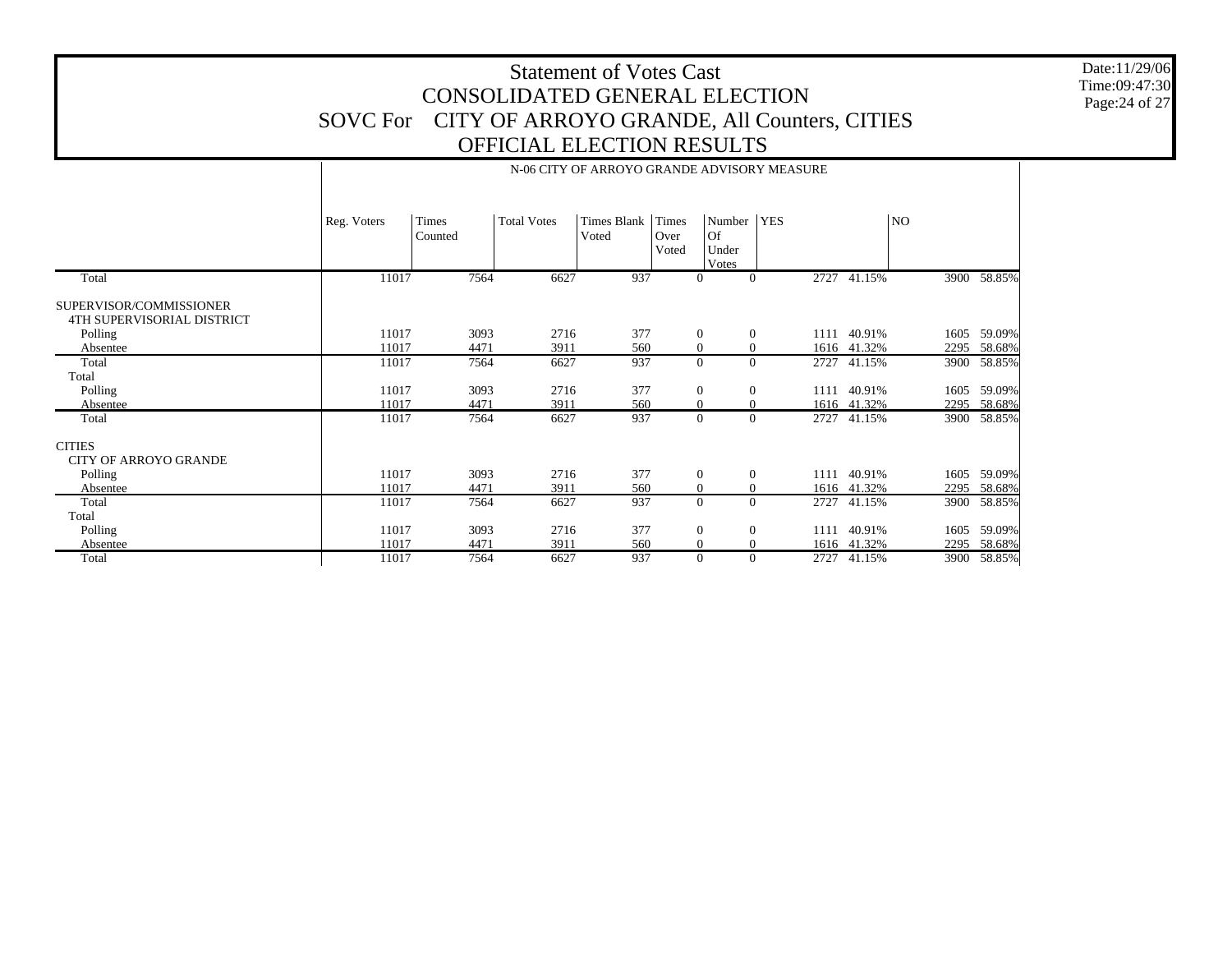# Statement of Votes Cast
## CONSOLIDATED GENERAL ELECTION
## SOVC For CITY OF ARROYO GRANDE, All Counters, CITIES
## OFFICIAL ELECTION RESULTS

Date:11/29/06
Time:09:47:30

N-06 CITY OF ARROYO GRANDE ADVISORY MEASURE

| | Reg. Voters | Times Counted | Total Votes | Times Blank Voted | Times Over Voted | Number Of Under Votes | YES | | NO | |
|---|---|---|---|---|---|---|---|---|---|---|
| Total | 11017 | 7564 | 6627 | 937 | 0 | 0 | 2727 | 41.15% | 3900 | 58.85% |
| SUPERVISOR/COMMISSIONER | | | | | | | | | | |
| 4TH SUPERVISORIAL DISTRICT | | | | | | | | | | |
| Polling | 11017 | 3093 | 2716 | 377 | 0 | 0 | 1111 | 40.91% | 1605 | 59.09% |
| Absentee | 11017 | 4471 | 3911 | 560 | 0 | 0 | 1616 | 41.32% | 2295 | 58.68% |
| Total | 11017 | 7564 | 6627 | 937 | 0 | 0 | 2727 | 41.15% | 3900 | 58.85% |
| Total | | | | | | | | | | |
| Polling | 11017 | 3093 | 2716 | 377 | 0 | 0 | 1111 | 40.91% | 1605 | 59.09% |
| Absentee | 11017 | 4471 | 3911 | 560 | 0 | 0 | 1616 | 41.32% | 2295 | 58.68% |
| Total | 11017 | 7564 | 6627 | 937 | 0 | 0 | 2727 | 41.15% | 3900 | 58.85% |
| CITIES | | | | | | | | | | |
| CITY OF ARROYO GRANDE | | | | | | | | | | |
| Polling | 11017 | 3093 | 2716 | 377 | 0 | 0 | 1111 | 40.91% | 1605 | 59.09% |
| Absentee | 11017 | 4471 | 3911 | 560 | 0 | 0 | 1616 | 41.32% | 2295 | 58.68% |
| Total | 11017 | 7564 | 6627 | 937 | 0 | 0 | 2727 | 41.15% | 3900 | 58.85% |
| Total | | | | | | | | | | |
| Polling | 11017 | 3093 | 2716 | 377 | 0 | 0 | 1111 | 40.91% | 1605 | 59.09% |
| Absentee | 11017 | 4471 | 3911 | 560 | 0 | 0 | 1616 | 41.32% | 2295 | 58.68% |
| Total | 11017 | 7564 | 6627 | 937 | 0 | 0 | 2727 | 41.15% | 3900 | 58.85% |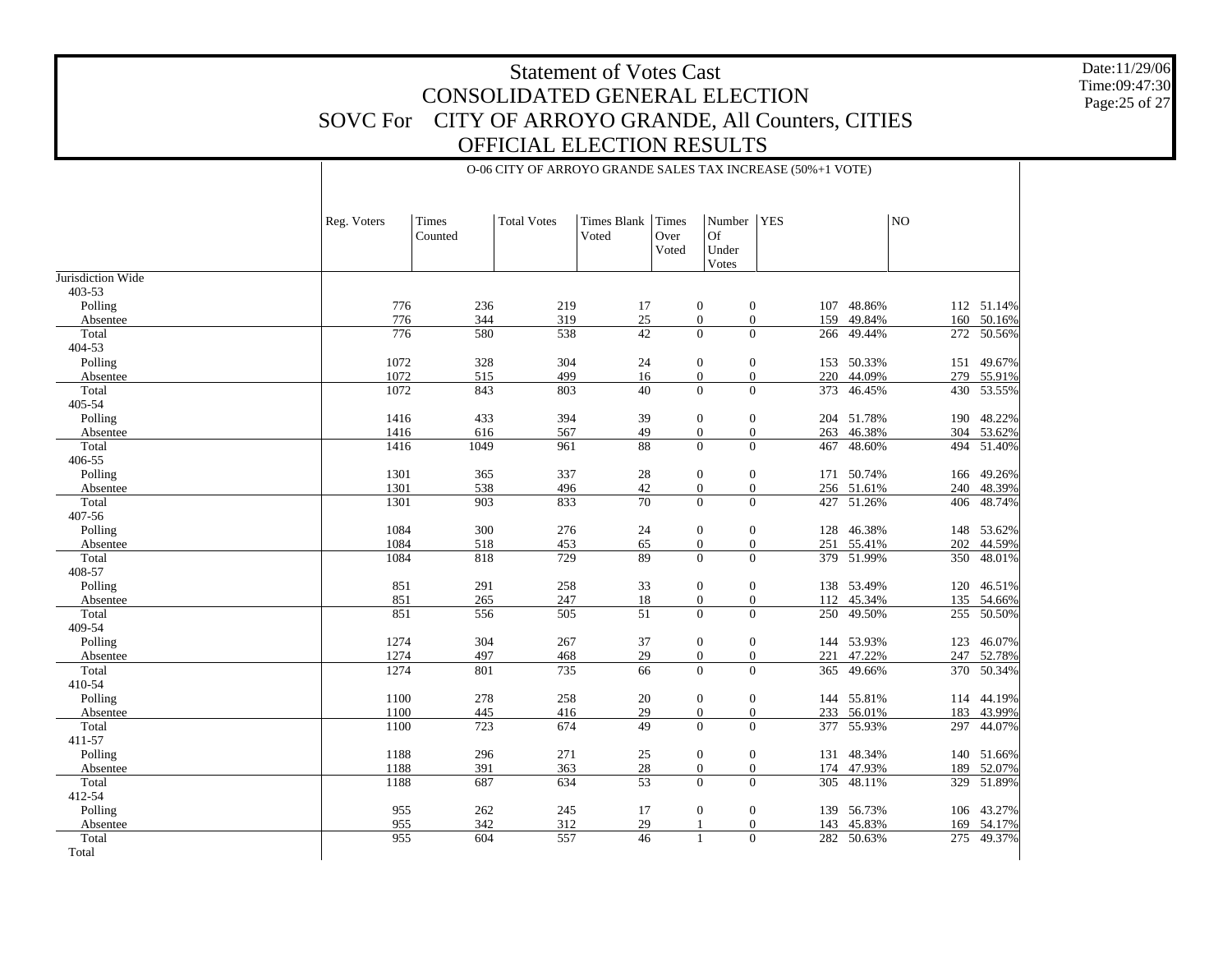# Statement of Votes Cast
# CONSOLIDATED GENERAL ELECTION
# SOVC For CITY OF ARROYO GRANDE, All Counters, CITIES
# OFFICIAL ELECTION RESULTS

Date:11/29/06
Time:09:47:30

O-06 CITY OF ARROYO GRANDE SALES TAX INCREASE (50%+1 VOTE)

| | Reg. Voters | Times Counted | Total Votes | Times Blank Voted | Times Over Voted | Number Of Under Votes | YES | | NO | |
|---|---|---|---|---|---|---|---|---|---|---|
| Jurisdiction Wide | | | | | | | | | | |
| 403-53 | | | | | | | | | | |
| Polling | 776 | 236 | 219 | 17 | 0 | 0 | 107 | 48.86% | 112 | 51.14% |
| Absentee | 776 | 344 | 319 | 25 | 0 | 0 | 159 | 49.84% | 160 | 50.16% |
| Total | 776 | 580 | 538 | 42 | 0 | 0 | 266 | 49.44% | 272 | 50.56% |
| 404-53 | | | | | | | | | | |
| Polling | 1072 | 328 | 304 | 24 | 0 | 0 | 153 | 50.33% | 151 | 49.67% |
| Absentee | 1072 | 515 | 499 | 16 | 0 | 0 | 220 | 44.09% | 279 | 55.91% |
| Total | 1072 | 843 | 803 | 40 | 0 | 0 | 373 | 46.45% | 430 | 53.55% |
| 405-54 | | | | | | | | | | |
| Polling | 1416 | 433 | 394 | 39 | 0 | 0 | 204 | 51.78% | 190 | 48.22% |
| Absentee | 1416 | 616 | 567 | 49 | 0 | 0 | 263 | 46.38% | 304 | 53.62% |
| Total | 1416 | 1049 | 961 | 88 | 0 | 0 | 467 | 48.60% | 494 | 51.40% |
| 406-55 | | | | | | | | | | |
| Polling | 1301 | 365 | 337 | 28 | 0 | 0 | 171 | 50.74% | 166 | 49.26% |
| Absentee | 1301 | 538 | 496 | 42 | 0 | 0 | 256 | 51.61% | 240 | 48.39% |
| Total | 1301 | 903 | 833 | 70 | 0 | 0 | 427 | 51.26% | 406 | 48.74% |
| 407-56 | | | | | | | | | | |
| Polling | 1084 | 300 | 276 | 24 | 0 | 0 | 128 | 46.38% | 148 | 53.62% |
| Absentee | 1084 | 518 | 453 | 65 | 0 | 0 | 251 | 55.41% | 202 | 44.59% |
| Total | 1084 | 818 | 729 | 89 | 0 | 0 | 379 | 51.99% | 350 | 48.01% |
| 408-57 | | | | | | | | | | |
| Polling | 851 | 291 | 258 | 33 | 0 | 0 | 138 | 53.49% | 120 | 46.51% |
| Absentee | 851 | 265 | 247 | 18 | 0 | 0 | 112 | 45.34% | 135 | 54.66% |
| Total | 851 | 556 | 505 | 51 | 0 | 0 | 250 | 49.50% | 255 | 50.50% |
| 409-54 | | | | | | | | | | |
| Polling | 1274 | 304 | 267 | 37 | 0 | 0 | 144 | 53.93% | 123 | 46.07% |
| Absentee | 1274 | 497 | 468 | 29 | 0 | 0 | 221 | 47.22% | 247 | 52.78% |
| Total | 1274 | 801 | 735 | 66 | 0 | 0 | 365 | 49.66% | 370 | 50.34% |
| 410-54 | | | | | | | | | | |
| Polling | 1100 | 278 | 258 | 20 | 0 | 0 | 144 | 55.81% | 114 | 44.19% |
| Absentee | 1100 | 445 | 416 | 29 | 0 | 0 | 233 | 56.01% | 183 | 43.99% |
| Total | 1100 | 723 | 674 | 49 | 0 | 0 | 377 | 55.93% | 297 | 44.07% |
| 411-57 | | | | | | | | | | |
| Polling | 1188 | 296 | 271 | 25 | 0 | 0 | 131 | 48.34% | 140 | 51.66% |
| Absentee | 1188 | 391 | 363 | 28 | 0 | 0 | 174 | 47.93% | 189 | 52.07% |
| Total | 1188 | 687 | 634 | 53 | 0 | 0 | 305 | 48.11% | 329 | 51.89% |
| 412-54 | | | | | | | | | | |
| Polling | 955 | 262 | 245 | 17 | 0 | 0 | 139 | 56.73% | 106 | 43.27% |
| Absentee | 955 | 342 | 312 | 29 | 1 | 0 | 143 | 45.83% | 169 | 54.17% |
| Total | 955 | 604 | 557 | 46 | 1 | 0 | 282 | 50.63% | 275 | 49.37% |
| Total | | | | | | | | | | |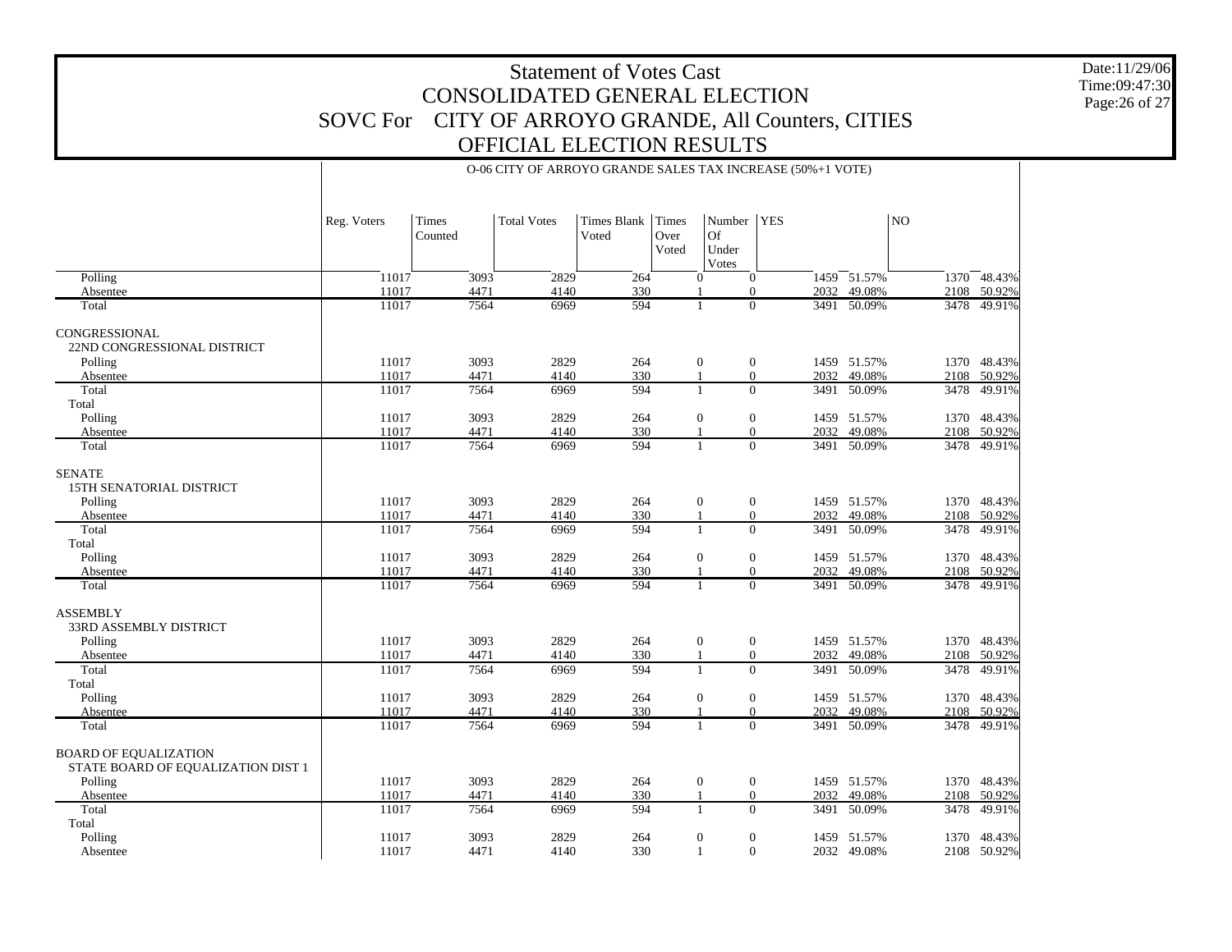# Statement of Votes Cast
## CONSOLIDATED GENERAL ELECTION
## SOVC For CITY OF ARROYO GRANDE, All Counters, CITIES
## OFFICIAL ELECTION RESULTS

Date:11/29/06
Time:09:47:30

O-06 CITY OF ARROYO GRANDE SALES TAX INCREASE (50%+1 VOTE)

| | Reg. Voters | Times Counted | Total Votes | Times Blank Voted | Times Over Voted | Number Of Under Votes | YES | | NO | |
|---|---|---|---|---|---|---|---|---|---|---|
| Polling | 11017 | 3093 | 2829 | 264 | 0 | 0 | 1459 | 51.57% | 1370 | 48.43% |
| Absentee | 11017 | 4471 | 4140 | 330 | 1 | 0 | 2032 | 49.08% | 2108 | 50.92% |
| Total | 11017 | 7564 | 6969 | 594 | 1 | 0 | 3491 | 50.09% | 3478 | 49.91% |
| CONGRESSIONAL | | | | | | | | | | |
| 22ND CONGRESSIONAL DISTRICT | | | | | | | | | | |
| Polling | 11017 | 3093 | 2829 | 264 | 0 | 0 | 1459 | 51.57% | 1370 | 48.43% |
| Absentee | 11017 | 4471 | 4140 | 330 | 1 | 0 | 2032 | 49.08% | 2108 | 50.92% |
| Total | 11017 | 7564 | 6969 | 594 | 1 | 0 | 3491 | 50.09% | 3478 | 49.91% |
| Total | | | | | | | | | | |
| Polling | 11017 | 3093 | 2829 | 264 | 0 | 0 | 1459 | 51.57% | 1370 | 48.43% |
| Absentee | 11017 | 4471 | 4140 | 330 | 1 | 0 | 2032 | 49.08% | 2108 | 50.92% |
| Total | 11017 | 7564 | 6969 | 594 | 1 | 0 | 3491 | 50.09% | 3478 | 49.91% |
| SENATE | | | | | | | | | | |
| 15TH SENATORIAL DISTRICT | | | | | | | | | | |
| Polling | 11017 | 3093 | 2829 | 264 | 0 | 0 | 1459 | 51.57% | 1370 | 48.43% |
| Absentee | 11017 | 4471 | 4140 | 330 | 1 | 0 | 2032 | 49.08% | 2108 | 50.92% |
| Total | 11017 | 7564 | 6969 | 594 | 1 | 0 | 3491 | 50.09% | 3478 | 49.91% |
| Total | | | | | | | | | | |
| Polling | 11017 | 3093 | 2829 | 264 | 0 | 0 | 1459 | 51.57% | 1370 | 48.43% |
| Absentee | 11017 | 4471 | 4140 | 330 | 1 | 0 | 2032 | 49.08% | 2108 | 50.92% |
| Total | 11017 | 7564 | 6969 | 594 | 1 | 0 | 3491 | 50.09% | 3478 | 49.91% |
| ASSEMBLY | | | | | | | | | | |
| 33RD ASSEMBLY DISTRICT | | | | | | | | | | |
| Polling | 11017 | 3093 | 2829 | 264 | 0 | 0 | 1459 | 51.57% | 1370 | 48.43% |
| Absentee | 11017 | 4471 | 4140 | 330 | 1 | 0 | 2032 | 49.08% | 2108 | 50.92% |
| Total | 11017 | 7564 | 6969 | 594 | 1 | 0 | 3491 | 50.09% | 3478 | 49.91% |
| Total | | | | | | | | | | |
| Polling | 11017 | 3093 | 2829 | 264 | 0 | 0 | 1459 | 51.57% | 1370 | 48.43% |
| Absentee | 11017 | 4471 | 4140 | 330 | 1 | 0 | 2032 | 49.08% | 2108 | 50.92% |
| Total | 11017 | 7564 | 6969 | 594 | 1 | 0 | 3491 | 50.09% | 3478 | 49.91% |
| BOARD OF EQUALIZATION | | | | | | | | | | |
| STATE BOARD OF EQUALIZATION DIST 1 | | | | | | | | | | |
| Polling | 11017 | 3093 | 2829 | 264 | 0 | 0 | 1459 | 51.57% | 1370 | 48.43% |
| Absentee | 11017 | 4471 | 4140 | 330 | 1 | 0 | 2032 | 49.08% | 2108 | 50.92% |
| Total | 11017 | 7564 | 6969 | 594 | 1 | 0 | 3491 | 50.09% | 3478 | 49.91% |
| Total | | | | | | | | | | |
| Polling | 11017 | 3093 | 2829 | 264 | 0 | 0 | 1459 | 51.57% | 1370 | 48.43% |
| Absentee | 11017 | 4471 | 4140 | 330 | 1 | 0 | 2032 | 49.08% | 2108 | 50.92% |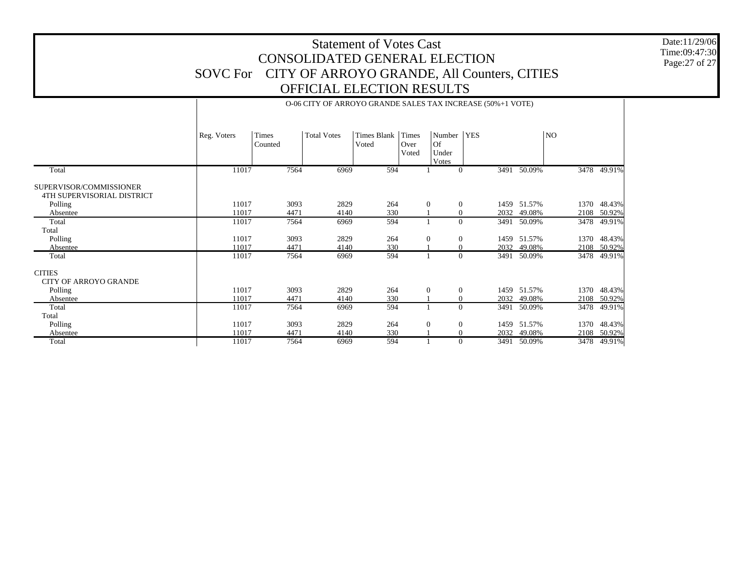# Statement of Votes Cast
## CONSOLIDATED GENERAL ELECTION
## SOVC For CITY OF ARROYO GRANDE, All Counters, CITIES
## OFFICIAL ELECTION RESULTS

Date:11/29/06
Time:09:47:30

O-06 CITY OF ARROYO GRANDE SALES TAX INCREASE (50%+1 VOTE)

| | Reg. Voters | Times Counted | Total Votes | Times Blank Voted | Times Over Voted | Number Of Under Votes | YES | | NO | |
|---|---|---|---|---|---|---|---|---|---|---|
| Total | 11017 | 7564 | 6969 | 594 | 1 | 0 | 3491 | 50.09% | 3478 | 49.91% |
| SUPERVISOR/COMMISSIONER | | | | | | | | | | |
| 4TH SUPERVISORIAL DISTRICT | | | | | | | | | | |
| Polling | 11017 | 3093 | 2829 | 264 | 0 | 0 | 1459 | 51.57% | 1370 | 48.43% |
| Absentee | 11017 | 4471 | 4140 | 330 | 1 | 0 | 2032 | 49.08% | 2108 | 50.92% |
| Total | 11017 | 7564 | 6969 | 594 | 1 | 0 | 3491 | 50.09% | 3478 | 49.91% |
| Total | | | | | | | | | | |
| Polling | 11017 | 3093 | 2829 | 264 | 0 | 0 | 1459 | 51.57% | 1370 | 48.43% |
| Absentee | 11017 | 4471 | 4140 | 330 | 1 | 0 | 2032 | 49.08% | 2108 | 50.92% |
| Total | 11017 | 7564 | 6969 | 594 | 1 | 0 | 3491 | 50.09% | 3478 | 49.91% |
| CITIES | | | | | | | | | | |
| CITY OF ARROYO GRANDE | | | | | | | | | | |
| Polling | 11017 | 3093 | 2829 | 264 | 0 | 0 | 1459 | 51.57% | 1370 | 48.43% |
| Absentee | 11017 | 4471 | 4140 | 330 | 1 | 0 | 2032 | 49.08% | 2108 | 50.92% |
| Total | 11017 | 7564 | 6969 | 594 | 1 | 0 | 3491 | 50.09% | 3478 | 49.91% |
| Total | | | | | | | | | | |
| Polling | 11017 | 3093 | 2829 | 264 | 0 | 0 | 1459 | 51.57% | 1370 | 48.43% |
| Absentee | 11017 | 4471 | 4140 | 330 | 1 | 0 | 2032 | 49.08% | 2108 | 50.92% |
| Total | 11017 | 7564 | 6969 | 594 | 1 | 0 | 3491 | 50.09% | 3478 | 49.91% |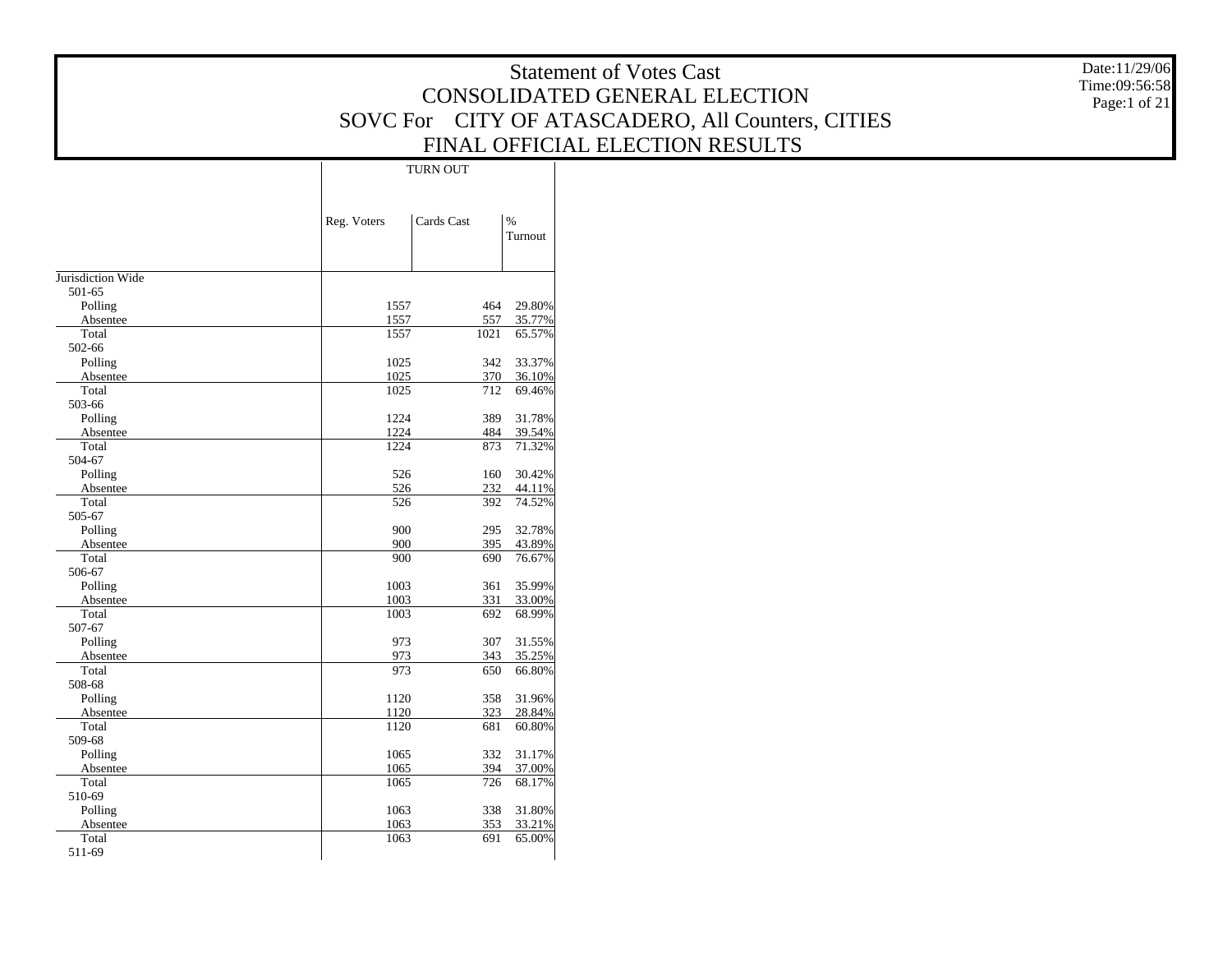# Statement of Votes Cast
## CONSOLIDATED GENERAL ELECTION
## SOVC For CITY OF ATASCADERO, All Counters, CITIES
## FINAL OFFICIAL ELECTION RESULTS

Date:11/29/06
Time:09:56:58

| | TURN OUT | | |
|---|---|---|---|
| | Reg. Voters | Cards Cast | % Turnout |
| Jurisdiction Wide | | | |
| 501-65 | | | |
| Polling | 1557 | 464 | 29.80% |
| Absentee | 1557 | 557 | 35.77% |
| Total | 1557 | 1021 | 65.57% |
| 502-66 | | | |
| Polling | 1025 | 342 | 33.37% |
| Absentee | 1025 | 370 | 36.10% |
| Total | 1025 | 712 | 69.46% |
| 503-66 | | | |
| Polling | 1224 | 389 | 31.78% |
| Absentee | 1224 | 484 | 39.54% |
| Total | 1224 | 873 | 71.32% |
| 504-67 | | | |
| Polling | 526 | 160 | 30.42% |
| Absentee | 526 | 232 | 44.11% |
| Total | 526 | 392 | 74.52% |
| 505-67 | | | |
| Polling | 900 | 295 | 32.78% |
| Absentee | 900 | 395 | 43.89% |
| Total | 900 | 690 | 76.67% |
| 506-67 | | | |
| Polling | 1003 | 361 | 35.99% |
| Absentee | 1003 | 331 | 33.00% |
| Total | 1003 | 692 | 68.99% |
| 507-67 | | | |
| Polling | 973 | 307 | 31.55% |
| Absentee | 973 | 343 | 35.25% |
| Total | 973 | 650 | 66.80% |
| 508-68 | | | |
| Polling | 1120 | 358 | 31.96% |
| Absentee | 1120 | 323 | 28.84% |
| Total | 1120 | 681 | 60.80% |
| 509-68 | | | |
| Polling | 1065 | 332 | 31.17% |
| Absentee | 1065 | 394 | 37.00% |
| Total | 1065 | 726 | 68.17% |
| 510-69 | | | |
| Polling | 1063 | 338 | 31.80% |
| Absentee | 1063 | 353 | 33.21% |
| Total | 1063 | 691 | 65.00% |
| 511-69 | | | |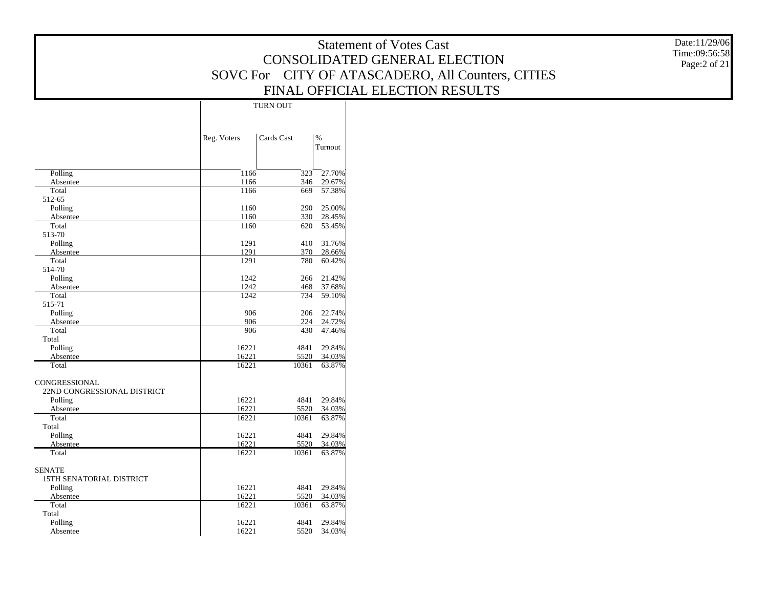# Statement of Votes Cast
## CONSOLIDATED GENERAL ELECTION
## SOVC For CITY OF ATASCADERO, All Counters, CITIES
## FINAL OFFICIAL ELECTION RESULTS

Date:11/29/06
Time:09:56:58

| | TURN OUT | | |
|---|---|---|---|
| | Reg. Voters | Cards Cast | % Turnout |
| Polling | 1166 | 323 | 27.70% |
| Absentee | 1166 | 346 | 29.67% |
| Total | 1166 | 669 | 57.38% |
| 512-65 | | | |
| Polling | 1160 | 290 | 25.00% |
| Absentee | 1160 | 330 | 28.45% |
| Total | 1160 | 620 | 53.45% |
| 513-70 | | | |
| Polling | 1291 | 410 | 31.76% |
| Absentee | 1291 | 370 | 28.66% |
| Total | 1291 | 780 | 60.42% |
| 514-70 | | | |
| Polling | 1242 | 266 | 21.42% |
| Absentee | 1242 | 468 | 37.68% |
| Total | 1242 | 734 | 59.10% |
| 515-71 | | | |
| Polling | 906 | 206 | 22.74% |
| Absentee | 906 | 224 | 24.72% |
| Total | 906 | 430 | 47.46% |
| Total | | | |
| Polling | 16221 | 4841 | 29.84% |
| Absentee | 16221 | 5520 | 34.03% |
| Total | 16221 | 10361 | 63.87% |
| CONGRESSIONAL | | | |
| 22ND CONGRESSIONAL DISTRICT | | | |
| Polling | 16221 | 4841 | 29.84% |
| Absentee | 16221 | 5520 | 34.03% |
| Total | 16221 | 10361 | 63.87% |
| Total | | | |
| Polling | 16221 | 4841 | 29.84% |
| Absentee | 16221 | 5520 | 34.03% |
| Total | 16221 | 10361 | 63.87% |
| SENATE | | | |
| 15TH SENATORIAL DISTRICT | | | |
| Polling | 16221 | 4841 | 29.84% |
| Absentee | 16221 | 5520 | 34.03% |
| Total | 16221 | 10361 | 63.87% |
| Total | | | |
| Polling | 16221 | 4841 | 29.84% |
| Absentee | 16221 | 5520 | 34.03% |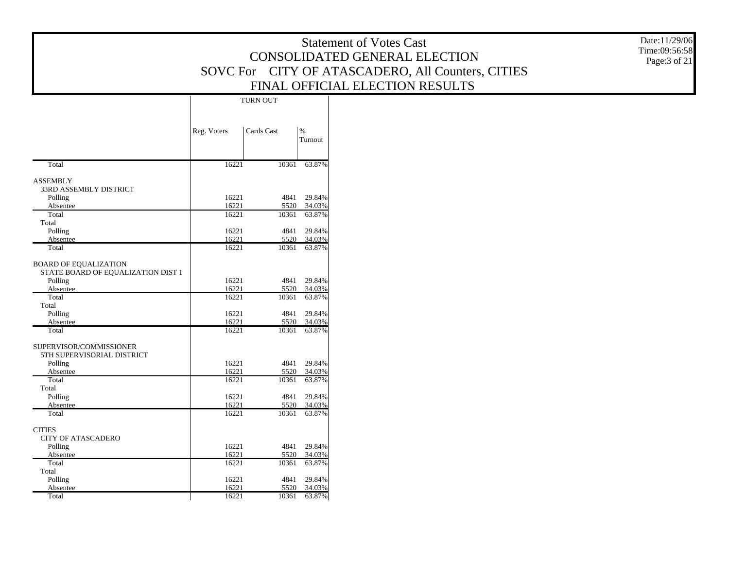# Statement of Votes Cast
## CONSOLIDATED GENERAL ELECTION
## SOVC For CITY OF ATASCADERO, All Counters, CITIES
## FINAL OFFICIAL ELECTION RESULTS

Date:11/29/06
Time:09:56:58

| | TURN OUT | | |
|---|---|---|---|
| | Reg. Voters | Cards Cast | % Turnout |
| Total | 16221 | 10361 | 63.87% |
| **ASSEMBLY** | | | |
| 33RD ASSEMBLY DISTRICT | | | |
| Polling | 16221 | 4841 | 29.84% |
| Absentee | 16221 | 5520 | 34.03% |
| Total | 16221 | 10361 | 63.87% |
| Total | | | |
| Polling | 16221 | 4841 | 29.84% |
| Absentee | 16221 | 5520 | 34.03% |
| Total | 16221 | 10361 | 63.87% |
| **BOARD OF EQUALIZATION** | | | |
| STATE BOARD OF EQUALIZATION DIST 1 | | | |
| Polling | 16221 | 4841 | 29.84% |
| Absentee | 16221 | 5520 | 34.03% |
| Total | 16221 | 10361 | 63.87% |
| Total | | | |
| Polling | 16221 | 4841 | 29.84% |
| Absentee | 16221 | 5520 | 34.03% |
| Total | 16221 | 10361 | 63.87% |
| **SUPERVISOR/COMMISSIONER** | | | |
| 5TH SUPERVISORIAL DISTRICT | | | |
| Polling | 16221 | 4841 | 29.84% |
| Absentee | 16221 | 5520 | 34.03% |
| Total | 16221 | 10361 | 63.87% |
| Total | | | |
| Polling | 16221 | 4841 | 29.84% |
| Absentee | 16221 | 5520 | 34.03% |
| Total | 16221 | 10361 | 63.87% |
| **CITIES** | | | |
| CITY OF ATASCADERO | | | |
| Polling | 16221 | 4841 | 29.84% |
| Absentee | 16221 | 5520 | 34.03% |
| Total | 16221 | 10361 | 63.87% |
| Total | | | |
| Polling | 16221 | 4841 | 29.84% |
| Absentee | 16221 | 5520 | 34.03% |
| Total | 16221 | 10361 | 63.87% |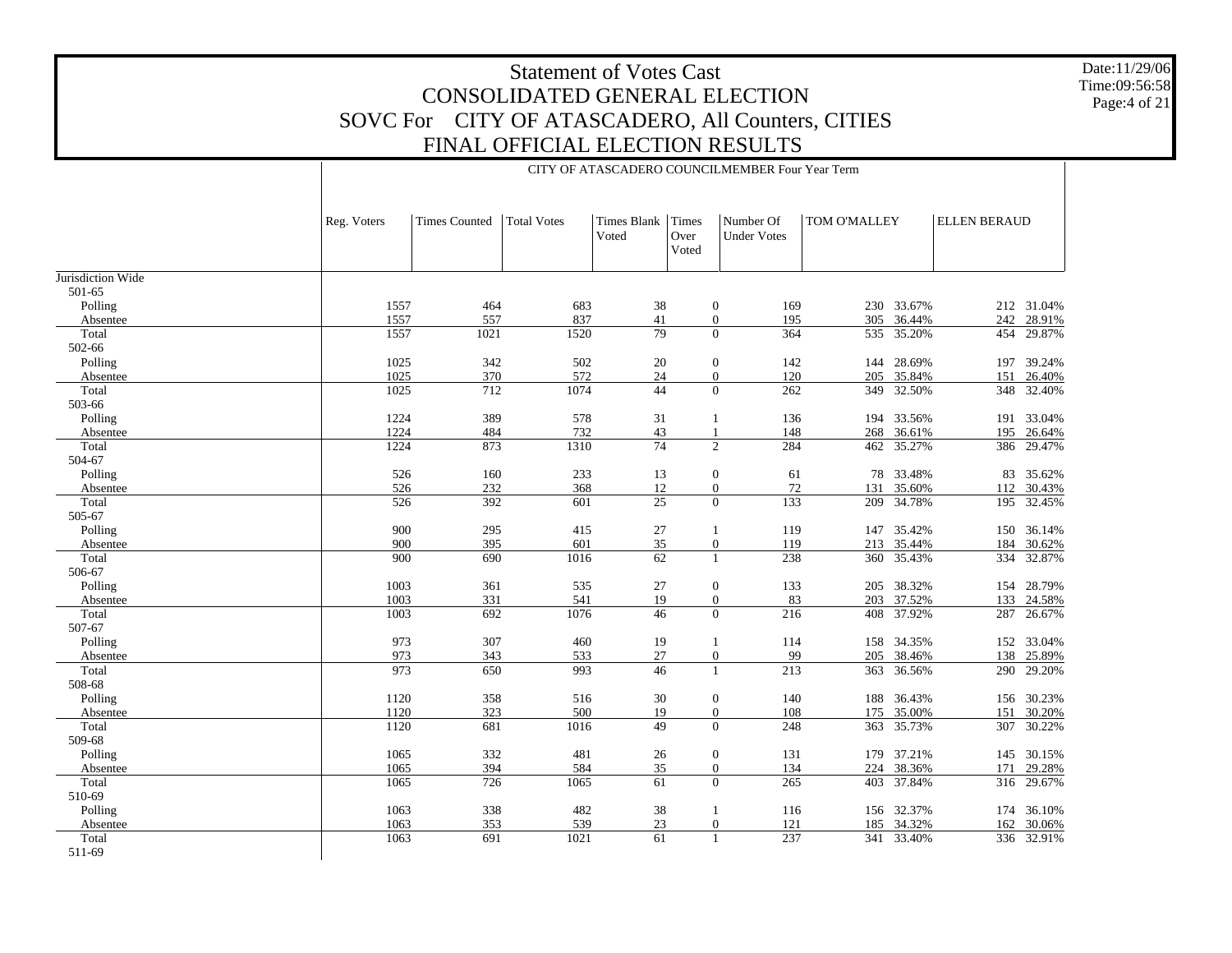# Statement of Votes Cast
## CONSOLIDATED GENERAL ELECTION
## SOVC For CITY OF ATASCADERO, All Counters, CITIES
## FINAL OFFICIAL ELECTION RESULTS

Date:11/29/06
Time:09:56:58

CITY OF ATASCADERO COUNCILMEMBER Four Year Term

| | Reg. Voters | Times Counted | Total Votes | Times Blank Voted | Times Over Voted | Number Of Under Votes | TOM O'MALLEY | | ELLEN BERAUD | |
|---|---|---|---|---|---|---|---|---|---|---|
| Jurisdiction Wide | | | | | | | | | | |
| 501-65 | | | | | | | | | | |
| Polling | 1557 | 464 | 683 | 38 | 0 | 169 | 230 | 33.67% | 212 | 31.04% |
| Absentee | 1557 | 557 | 837 | 41 | 0 | 195 | 305 | 36.44% | 242 | 28.91% |
| Total | 1557 | 1021 | 1520 | 79 | 0 | 364 | 535 | 35.20% | 454 | 29.87% |
| 502-66 | | | | | | | | | | |
| Polling | 1025 | 342 | 502 | 20 | 0 | 142 | 144 | 28.69% | 197 | 39.24% |
| Absentee | 1025 | 370 | 572 | 24 | 0 | 120 | 205 | 35.84% | 151 | 26.40% |
| Total | 1025 | 712 | 1074 | 44 | 0 | 262 | 349 | 32.50% | 348 | 32.40% |
| 503-66 | | | | | | | | | | |
| Polling | 1224 | 389 | 578 | 31 | 1 | 136 | 194 | 33.56% | 191 | 33.04% |
| Absentee | 1224 | 484 | 732 | 43 | 1 | 148 | 268 | 36.61% | 195 | 26.64% |
| Total | 1224 | 873 | 1310 | 74 | 2 | 284 | 462 | 35.27% | 386 | 29.47% |
| 504-67 | | | | | | | | | | |
| Polling | 526 | 160 | 233 | 13 | 0 | 61 | 78 | 33.48% | 83 | 35.62% |
| Absentee | 526 | 232 | 368 | 12 | 0 | 72 | 131 | 35.60% | 112 | 30.43% |
| Total | 526 | 392 | 601 | 25 | 0 | 133 | 209 | 34.78% | 195 | 32.45% |
| 505-67 | | | | | | | | | | |
| Polling | 900 | 295 | 415 | 27 | 1 | 119 | 147 | 35.42% | 150 | 36.14% |
| Absentee | 900 | 395 | 601 | 35 | 0 | 119 | 213 | 35.44% | 184 | 30.62% |
| Total | 900 | 690 | 1016 | 62 | 1 | 238 | 360 | 35.43% | 334 | 32.87% |
| 506-67 | | | | | | | | | | |
| Polling | 1003 | 361 | 535 | 27 | 0 | 133 | 205 | 38.32% | 154 | 28.79% |
| Absentee | 1003 | 331 | 541 | 19 | 0 | 83 | 203 | 37.52% | 133 | 24.58% |
| Total | 1003 | 692 | 1076 | 46 | 0 | 216 | 408 | 37.92% | 287 | 26.67% |
| 507-67 | | | | | | | | | | |
| Polling | 973 | 307 | 460 | 19 | 1 | 114 | 158 | 34.35% | 152 | 33.04% |
| Absentee | 973 | 343 | 533 | 27 | 0 | 99 | 205 | 38.46% | 138 | 25.89% |
| Total | 973 | 650 | 993 | 46 | 1 | 213 | 363 | 36.56% | 290 | 29.20% |
| 508-68 | | | | | | | | | | |
| Polling | 1120 | 358 | 516 | 30 | 0 | 140 | 188 | 36.43% | 156 | 30.23% |
| Absentee | 1120 | 323 | 500 | 19 | 0 | 108 | 175 | 35.00% | 151 | 30.20% |
| Total | 1120 | 681 | 1016 | 49 | 0 | 248 | 363 | 35.73% | 307 | 30.22% |
| 509-68 | | | | | | | | | | |
| Polling | 1065 | 332 | 481 | 26 | 0 | 131 | 179 | 37.21% | 145 | 30.15% |
| Absentee | 1065 | 394 | 584 | 35 | 0 | 134 | 224 | 38.36% | 171 | 29.28% |
| Total | 1065 | 726 | 1065 | 61 | 0 | 265 | 403 | 37.84% | 316 | 29.67% |
| 510-69 | | | | | | | | | | |
| Polling | 1063 | 338 | 482 | 38 | 1 | 116 | 156 | 32.37% | 174 | 36.10% |
| Absentee | 1063 | 353 | 539 | 23 | 0 | 121 | 185 | 34.32% | 162 | 30.06% |
| Total | 1063 | 691 | 1021 | 61 | 1 | 237 | 341 | 33.40% | 336 | 32.91% |
| 511-69 | | | | | | | | | | |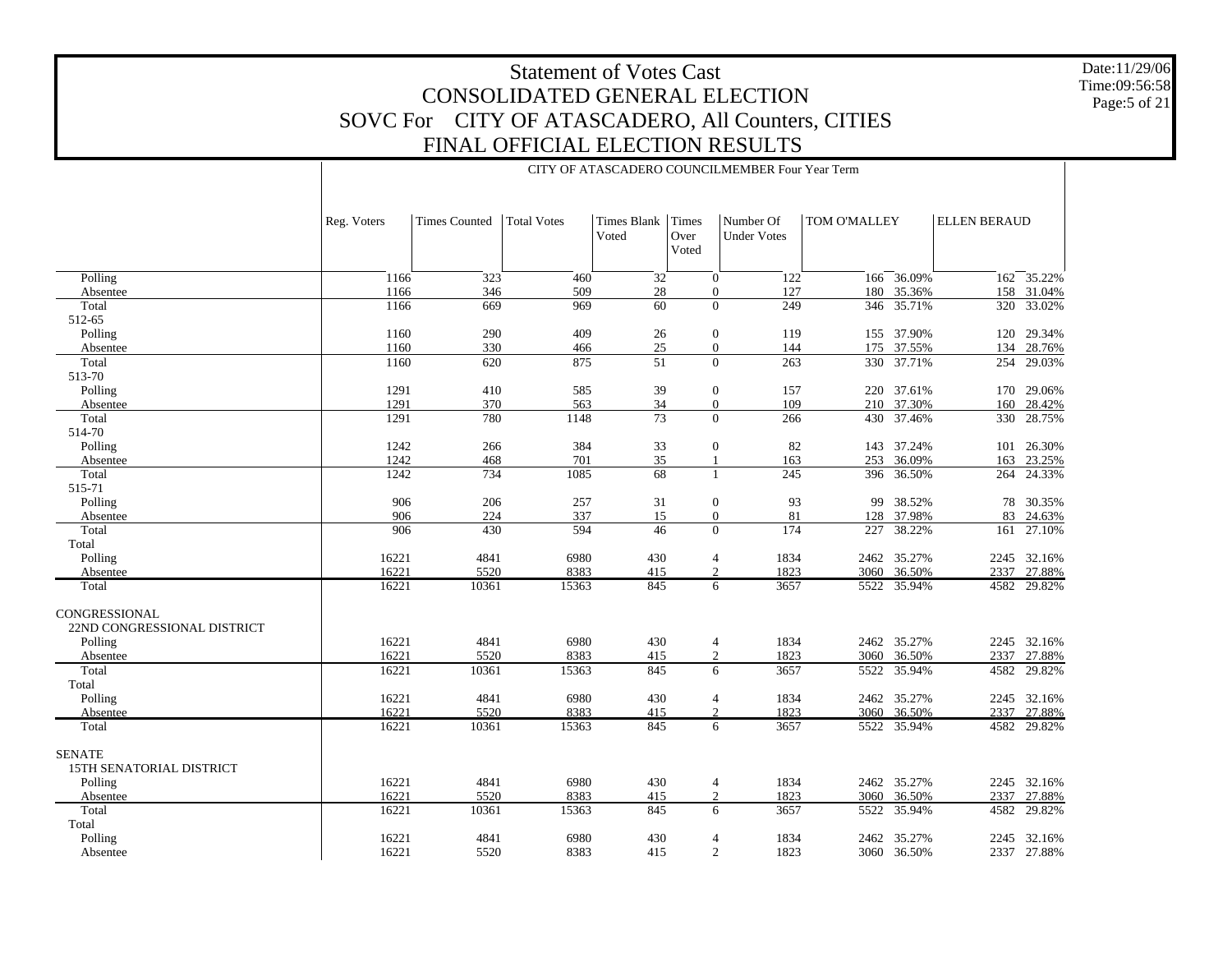# Statement of Votes Cast
## CONSOLIDATED GENERAL ELECTION
## SOVC For CITY OF ATASCADERO, All Counters, CITIES
## FINAL OFFICIAL ELECTION RESULTS

Date:11/29/06
Time:09:56:58

CITY OF ATASCADERO COUNCILMEMBER Four Year Term

| | Reg. Voters | Times Counted | Total Votes | Times Blank Voted | Times Over Voted | Number Of Under Votes | TOM O'MALLEY | | ELLEN BERAUD | |
|---|---|---|---|---|---|---|---|---|---|---|
| Polling | 1166 | 323 | 460 | 32 | 0 | 122 | 166 | 36.09% | 162 | 35.22% |
| Absentee | 1166 | 346 | 509 | 28 | 0 | 127 | 180 | 35.36% | 158 | 31.04% |
| Total | 1166 | 669 | 969 | 60 | 0 | 249 | 346 | 35.71% | 320 | 33.02% |
| 512-65 | | | | | | | | | | |
| Polling | 1160 | 290 | 409 | 26 | 0 | 119 | 155 | 37.90% | 120 | 29.34% |
| Absentee | 1160 | 330 | 466 | 25 | 0 | 144 | 175 | 37.55% | 134 | 28.76% |
| Total | 1160 | 620 | 875 | 51 | 0 | 263 | 330 | 37.71% | 254 | 29.03% |
| 513-70 | | | | | | | | | | |
| Polling | 1291 | 410 | 585 | 39 | 0 | 157 | 220 | 37.61% | 170 | 29.06% |
| Absentee | 1291 | 370 | 563 | 34 | 0 | 109 | 210 | 37.30% | 160 | 28.42% |
| Total | 1291 | 780 | 1148 | 73 | 0 | 266 | 430 | 37.46% | 330 | 28.75% |
| 514-70 | | | | | | | | | | |
| Polling | 1242 | 266 | 384 | 33 | 0 | 82 | 143 | 37.24% | 101 | 26.30% |
| Absentee | 1242 | 468 | 701 | 35 | 1 | 163 | 253 | 36.09% | 163 | 23.25% |
| Total | 1242 | 734 | 1085 | 68 | 1 | 245 | 396 | 36.50% | 264 | 24.33% |
| 515-71 | | | | | | | | | | |
| Polling | 906 | 206 | 257 | 31 | 0 | 93 | 99 | 38.52% | 78 | 30.35% |
| Absentee | 906 | 224 | 337 | 15 | 0 | 81 | 128 | 37.98% | 83 | 24.63% |
| Total | 906 | 430 | 594 | 46 | 0 | 174 | 227 | 38.22% | 161 | 27.10% |
| Total | | | | | | | | | | |
| Polling | 16221 | 4841 | 6980 | 430 | 4 | 1834 | 2462 | 35.27% | 2245 | 32.16% |
| Absentee | 16221 | 5520 | 8383 | 415 | 2 | 1823 | 3060 | 36.50% | 2337 | 27.88% |
| Total | 16221 | 10361 | 15363 | 845 | 6 | 3657 | 5522 | 35.94% | 4582 | 29.82% |
| CONGRESSIONAL | | | | | | | | | | |
| 22ND CONGRESSIONAL DISTRICT | | | | | | | | | | |
| Polling | 16221 | 4841 | 6980 | 430 | 4 | 1834 | 2462 | 35.27% | 2245 | 32.16% |
| Absentee | 16221 | 5520 | 8383 | 415 | 2 | 1823 | 3060 | 36.50% | 2337 | 27.88% |
| Total | 16221 | 10361 | 15363 | 845 | 6 | 3657 | 5522 | 35.94% | 4582 | 29.82% |
| Total | | | | | | | | | | |
| Polling | 16221 | 4841 | 6980 | 430 | 4 | 1834 | 2462 | 35.27% | 2245 | 32.16% |
| Absentee | 16221 | 5520 | 8383 | 415 | 2 | 1823 | 3060 | 36.50% | 2337 | 27.88% |
| Total | 16221 | 10361 | 15363 | 845 | 6 | 3657 | 5522 | 35.94% | 4582 | 29.82% |
| SENATE | | | | | | | | | | |
| 15TH SENATORIAL DISTRICT | | | | | | | | | | |
| Polling | 16221 | 4841 | 6980 | 430 | 4 | 1834 | 2462 | 35.27% | 2245 | 32.16% |
| Absentee | 16221 | 5520 | 8383 | 415 | 2 | 1823 | 3060 | 36.50% | 2337 | 27.88% |
| Total | 16221 | 10361 | 15363 | 845 | 6 | 3657 | 5522 | 35.94% | 4582 | 29.82% |
| Total | | | | | | | | | | |
| Polling | 16221 | 4841 | 6980 | 430 | 4 | 1834 | 2462 | 35.27% | 2245 | 32.16% |
| Absentee | 16221 | 5520 | 8383 | 415 | 2 | 1823 | 3060 | 36.50% | 2337 | 27.88% |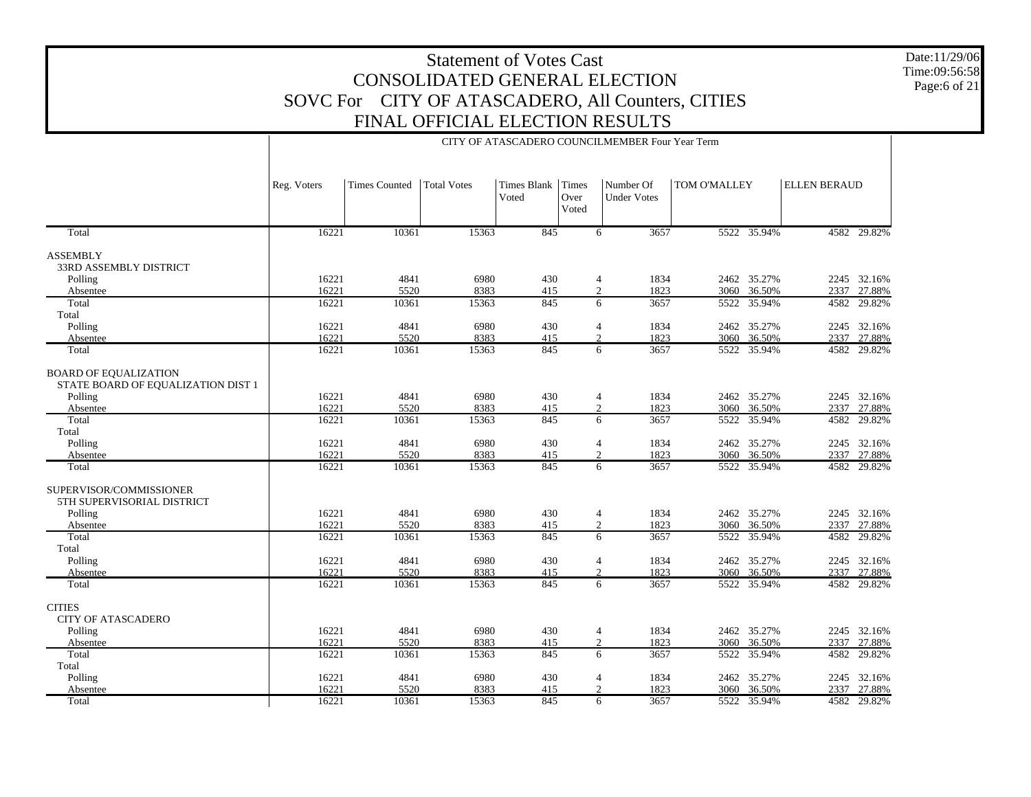# Statement of Votes Cast
## CONSOLIDATED GENERAL ELECTION
## SOVC For CITY OF ATASCADERO, All Counters, CITIES
## FINAL OFFICIAL ELECTION RESULTS

Date:11/29/06
Time:09:56:58

### CITY OF ATASCADERO COUNCILMEMBER Four Year Term

| | Reg. Voters | Times Counted | Total Votes | Times Blank Voted | Times Over Voted | Number Of Under Votes | TOM O'MALLEY | | ELLEN BERAUD | |
|---|---|---|---|---|---|---|---|---|---|---|
| Total | 16221 | 10361 | 15363 | 845 | 6 | 3657 | 5522 | 35.94% | 4582 | 29.82% |
| **ASSEMBLY** | | | | | | | | | | |
| 33RD ASSEMBLY DISTRICT | | | | | | | | | | |
| Polling | 16221 | 4841 | 6980 | 430 | 4 | 1834 | 2462 | 35.27% | 2245 | 32.16% |
| Absentee | 16221 | 5520 | 8383 | 415 | 2 | 1823 | 3060 | 36.50% | 2337 | 27.88% |
| Total | 16221 | 10361 | 15363 | 845 | 6 | 3657 | 5522 | 35.94% | 4582 | 29.82% |
| Total | | | | | | | | | | |
| Polling | 16221 | 4841 | 6980 | 430 | 4 | 1834 | 2462 | 35.27% | 2245 | 32.16% |
| Absentee | 16221 | 5520 | 8383 | 415 | 2 | 1823 | 3060 | 36.50% | 2337 | 27.88% |
| Total | 16221 | 10361 | 15363 | 845 | 6 | 3657 | 5522 | 35.94% | 4582 | 29.82% |
| **BOARD OF EQUALIZATION** | | | | | | | | | | |
| STATE BOARD OF EQUALIZATION DIST 1 | | | | | | | | | | |
| Polling | 16221 | 4841 | 6980 | 430 | 4 | 1834 | 2462 | 35.27% | 2245 | 32.16% |
| Absentee | 16221 | 5520 | 8383 | 415 | 2 | 1823 | 3060 | 36.50% | 2337 | 27.88% |
| Total | 16221 | 10361 | 15363 | 845 | 6 | 3657 | 5522 | 35.94% | 4582 | 29.82% |
| Total | | | | | | | | | | |
| Polling | 16221 | 4841 | 6980 | 430 | 4 | 1834 | 2462 | 35.27% | 2245 | 32.16% |
| Absentee | 16221 | 5520 | 8383 | 415 | 2 | 1823 | 3060 | 36.50% | 2337 | 27.88% |
| Total | 16221 | 10361 | 15363 | 845 | 6 | 3657 | 5522 | 35.94% | 4582 | 29.82% |
| **SUPERVISOR/COMMISSIONER** | | | | | | | | | | |
| 5TH SUPERVISORIAL DISTRICT | | | | | | | | | | |
| Polling | 16221 | 4841 | 6980 | 430 | 4 | 1834 | 2462 | 35.27% | 2245 | 32.16% |
| Absentee | 16221 | 5520 | 8383 | 415 | 2 | 1823 | 3060 | 36.50% | 2337 | 27.88% |
| Total | 16221 | 10361 | 15363 | 845 | 6 | 3657 | 5522 | 35.94% | 4582 | 29.82% |
| Total | | | | | | | | | | |
| Polling | 16221 | 4841 | 6980 | 430 | 4 | 1834 | 2462 | 35.27% | 2245 | 32.16% |
| Absentee | 16221 | 5520 | 8383 | 415 | 2 | 1823 | 3060 | 36.50% | 2337 | 27.88% |
| Total | 16221 | 10361 | 15363 | 845 | 6 | 3657 | 5522 | 35.94% | 4582 | 29.82% |
| **CITIES** | | | | | | | | | | |
| CITY OF ATASCADERO | | | | | | | | | | |
| Polling | 16221 | 4841 | 6980 | 430 | 4 | 1834 | 2462 | 35.27% | 2245 | 32.16% |
| Absentee | 16221 | 5520 | 8383 | 415 | 2 | 1823 | 3060 | 36.50% | 2337 | 27.88% |
| Total | 16221 | 10361 | 15363 | 845 | 6 | 3657 | 5522 | 35.94% | 4582 | 29.82% |
| Total | | | | | | | | | | |
| Polling | 16221 | 4841 | 6980 | 430 | 4 | 1834 | 2462 | 35.27% | 2245 | 32.16% |
| Absentee | 16221 | 5520 | 8383 | 415 | 2 | 1823 | 3060 | 36.50% | 2337 | 27.88% |
| Total | 16221 | 10361 | 15363 | 845 | 6 | 3657 | 5522 | 35.94% | 4582 | 29.82% |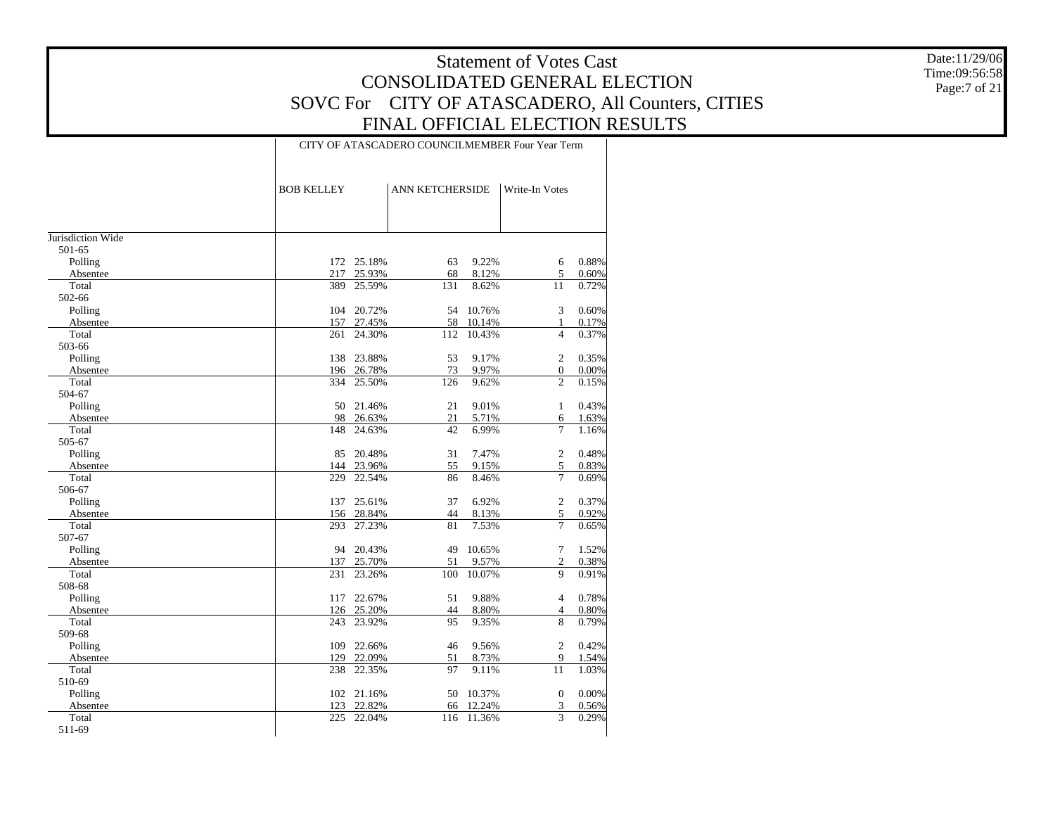# Statement of Votes Cast
## CONSOLIDATED GENERAL ELECTION
## SOVC For CITY OF ATASCADERO, All Counters, CITIES
## FINAL OFFICIAL ELECTION RESULTS

Date:11/29/06
Time:09:56:58

| | CITY OF ATASCADERO COUNCILMEMBER Four Year Term | | | | | |
|---|---|---|---|---|---|---|
| | BOB KELLEY | | ANN KETCHERSIDE | | Write-In Votes | |
| Jurisdiction Wide | | | | | | |
| 501-65 | | | | | | |
| Polling | 172 | 25.18% | 63 | 9.22% | 6 | 0.88% |
| Absentee | 217 | 25.93% | 68 | 8.12% | 5 | 0.60% |
| Total | 389 | 25.59% | 131 | 8.62% | 11 | 0.72% |
| 502-66 | | | | | | |
| Polling | 104 | 20.72% | 54 | 10.76% | 3 | 0.60% |
| Absentee | 157 | 27.45% | 58 | 10.14% | 1 | 0.17% |
| Total | 261 | 24.30% | 112 | 10.43% | 4 | 0.37% |
| 503-66 | | | | | | |
| Polling | 138 | 23.88% | 53 | 9.17% | 2 | 0.35% |
| Absentee | 196 | 26.78% | 73 | 9.97% | 0 | 0.00% |
| Total | 334 | 25.50% | 126 | 9.62% | 2 | 0.15% |
| 504-67 | | | | | | |
| Polling | 50 | 21.46% | 21 | 9.01% | 1 | 0.43% |
| Absentee | 98 | 26.63% | 21 | 5.71% | 6 | 1.63% |
| Total | 148 | 24.63% | 42 | 6.99% | 7 | 1.16% |
| 505-67 | | | | | | |
| Polling | 85 | 20.48% | 31 | 7.47% | 2 | 0.48% |
| Absentee | 144 | 23.96% | 55 | 9.15% | 5 | 0.83% |
| Total | 229 | 22.54% | 86 | 8.46% | 7 | 0.69% |
| 506-67 | | | | | | |
| Polling | 137 | 25.61% | 37 | 6.92% | 2 | 0.37% |
| Absentee | 156 | 28.84% | 44 | 8.13% | 5 | 0.92% |
| Total | 293 | 27.23% | 81 | 7.53% | 7 | 0.65% |
| 507-67 | | | | | | |
| Polling | 94 | 20.43% | 49 | 10.65% | 7 | 1.52% |
| Absentee | 137 | 25.70% | 51 | 9.57% | 2 | 0.38% |
| Total | 231 | 23.26% | 100 | 10.07% | 9 | 0.91% |
| 508-68 | | | | | | |
| Polling | 117 | 22.67% | 51 | 9.88% | 4 | 0.78% |
| Absentee | 126 | 25.20% | 44 | 8.80% | 4 | 0.80% |
| Total | 243 | 23.92% | 95 | 9.35% | 8 | 0.79% |
| 509-68 | | | | | | |
| Polling | 109 | 22.66% | 46 | 9.56% | 2 | 0.42% |
| Absentee | 129 | 22.09% | 51 | 8.73% | 9 | 1.54% |
| Total | 238 | 22.35% | 97 | 9.11% | 11 | 1.03% |
| 510-69 | | | | | | |
| Polling | 102 | 21.16% | 50 | 10.37% | 0 | 0.00% |
| Absentee | 123 | 22.82% | 66 | 12.24% | 3 | 0.56% |
| Total | 225 | 22.04% | 116 | 11.36% | 3 | 0.29% |
| 511-69 | | | | | | |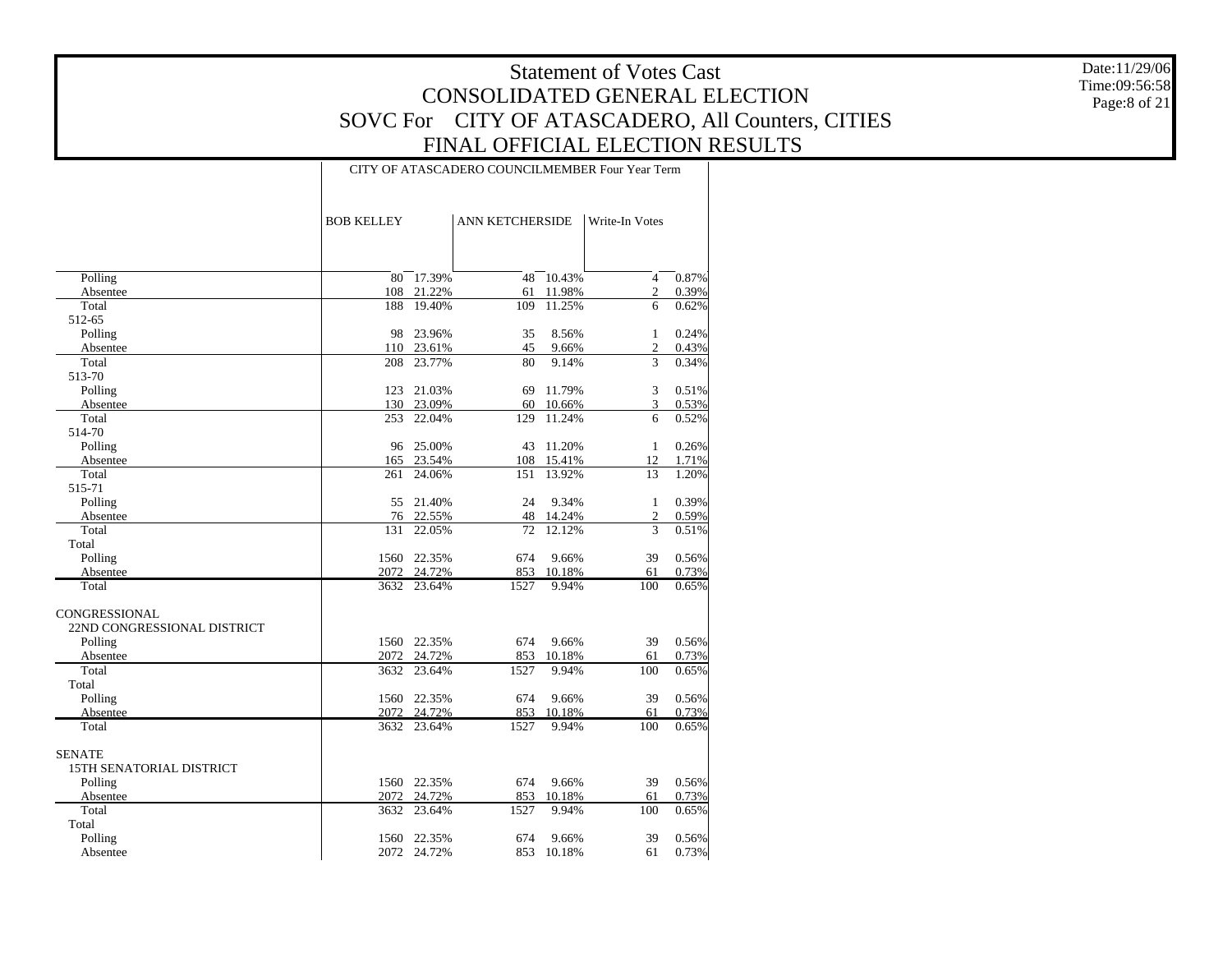# Statement of Votes Cast
## CONSOLIDATED GENERAL ELECTION
## SOVC For CITY OF ATASCADERO, All Counters, CITIES
## FINAL OFFICIAL ELECTION RESULTS

Date:11/29/06
Time:09:56:58

| | CITY OF ATASCADERO COUNCILMEMBER Four Year Term | | | | | |
|---|---|---|---|---|---|---|
| | BOB KELLEY | | ANN KETCHERSIDE | | Write-In Votes | |
| Polling | 80 | 17.39% | 48 | 10.43% | 4 | 0.87% |
| Absentee | 108 | 21.22% | 61 | 11.98% | 2 | 0.39% |
| Total | 188 | 19.40% | 109 | 11.25% | 6 | 0.62% |
| 512-65 | | | | | | |
| Polling | 98 | 23.96% | 35 | 8.56% | 1 | 0.24% |
| Absentee | 110 | 23.61% | 45 | 9.66% | 2 | 0.43% |
| Total | 208 | 23.77% | 80 | 9.14% | 3 | 0.34% |
| 513-70 | | | | | | |
| Polling | 123 | 21.03% | 69 | 11.79% | 3 | 0.51% |
| Absentee | 130 | 23.09% | 60 | 10.66% | 3 | 0.53% |
| Total | 253 | 22.04% | 129 | 11.24% | 6 | 0.52% |
| 514-70 | | | | | | |
| Polling | 96 | 25.00% | 43 | 11.20% | 1 | 0.26% |
| Absentee | 165 | 23.54% | 108 | 15.41% | 12 | 1.71% |
| Total | 261 | 24.06% | 151 | 13.92% | 13 | 1.20% |
| 515-71 | | | | | | |
| Polling | 55 | 21.40% | 24 | 9.34% | 1 | 0.39% |
| Absentee | 76 | 22.55% | 48 | 14.24% | 2 | 0.59% |
| Total | 131 | 22.05% | 72 | 12.12% | 3 | 0.51% |
| Total | | | | | | |
| Polling | 1560 | 22.35% | 674 | 9.66% | 39 | 0.56% |
| Absentee | 2072 | 24.72% | 853 | 10.18% | 61 | 0.73% |
| Total | 3632 | 23.64% | 1527 | 9.94% | 100 | 0.65% |
| CONGRESSIONAL | | | | | | |
| 22ND CONGRESSIONAL DISTRICT | | | | | | |
| Polling | 1560 | 22.35% | 674 | 9.66% | 39 | 0.56% |
| Absentee | 2072 | 24.72% | 853 | 10.18% | 61 | 0.73% |
| Total | 3632 | 23.64% | 1527 | 9.94% | 100 | 0.65% |
| Total | | | | | | |
| Polling | 1560 | 22.35% | 674 | 9.66% | 39 | 0.56% |
| Absentee | 2072 | 24.72% | 853 | 10.18% | 61 | 0.73% |
| Total | 3632 | 23.64% | 1527 | 9.94% | 100 | 0.65% |
| SENATE | | | | | | |
| 15TH SENATORIAL DISTRICT | | | | | | |
| Polling | 1560 | 22.35% | 674 | 9.66% | 39 | 0.56% |
| Absentee | 2072 | 24.72% | 853 | 10.18% | 61 | 0.73% |
| Total | 3632 | 23.64% | 1527 | 9.94% | 100 | 0.65% |
| Total | | | | | | |
| Polling | 1560 | 22.35% | 674 | 9.66% | 39 | 0.56% |
| Absentee | 2072 | 24.72% | 853 | 10.18% | 61 | 0.73% |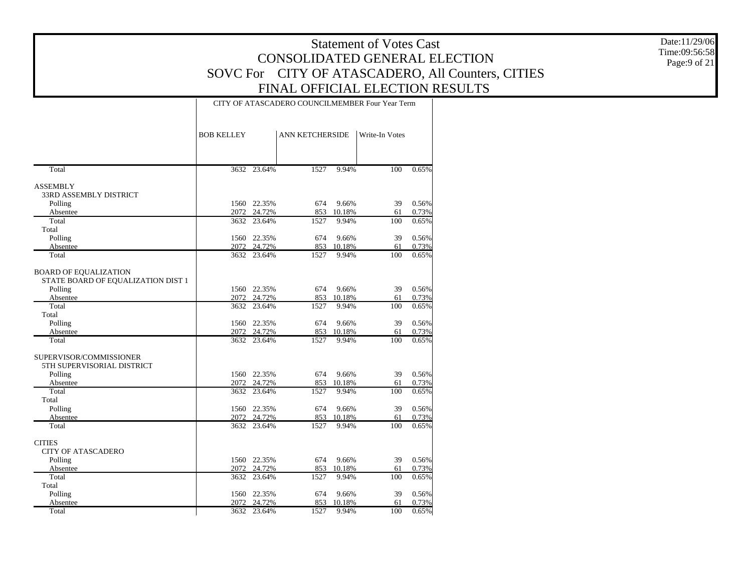# Statement of Votes Cast
## CONSOLIDATED GENERAL ELECTION
## SOVC For CITY OF ATASCADERO, All Counters, CITIES
## FINAL OFFICIAL ELECTION RESULTS

Date:11/29/06
Time:09:56:58

| | CITY OF ATASCADERO COUNCILMEMBER Four Year Term | | | | | |
|---|---|---|---|---|---|---|
| | BOB KELLEY | | ANN KETCHERSIDE | | Write-In Votes | |
| Total | 3632 | 23.64% | 1527 | 9.94% | 100 | 0.65% |
| ASSEMBLY | | | | | | |
| 33RD ASSEMBLY DISTRICT | | | | | | |
| Polling | 1560 | 22.35% | 674 | 9.66% | 39 | 0.56% |
| Absentee | 2072 | 24.72% | 853 | 10.18% | 61 | 0.73% |
| Total | 3632 | 23.64% | 1527 | 9.94% | 100 | 0.65% |
| Total | | | | | | |
| Polling | 1560 | 22.35% | 674 | 9.66% | 39 | 0.56% |
| Absentee | 2072 | 24.72% | 853 | 10.18% | 61 | 0.73% |
| Total | 3632 | 23.64% | 1527 | 9.94% | 100 | 0.65% |
| BOARD OF EQUALIZATION | | | | | | |
| STATE BOARD OF EQUALIZATION DIST 1 | | | | | | |
| Polling | 1560 | 22.35% | 674 | 9.66% | 39 | 0.56% |
| Absentee | 2072 | 24.72% | 853 | 10.18% | 61 | 0.73% |
| Total | 3632 | 23.64% | 1527 | 9.94% | 100 | 0.65% |
| Total | | | | | | |
| Polling | 1560 | 22.35% | 674 | 9.66% | 39 | 0.56% |
| Absentee | 2072 | 24.72% | 853 | 10.18% | 61 | 0.73% |
| Total | 3632 | 23.64% | 1527 | 9.94% | 100 | 0.65% |
| SUPERVISOR/COMMISSIONER | | | | | | |
| 5TH SUPERVISORIAL DISTRICT | | | | | | |
| Polling | 1560 | 22.35% | 674 | 9.66% | 39 | 0.56% |
| Absentee | 2072 | 24.72% | 853 | 10.18% | 61 | 0.73% |
| Total | 3632 | 23.64% | 1527 | 9.94% | 100 | 0.65% |
| Total | | | | | | |
| Polling | 1560 | 22.35% | 674 | 9.66% | 39 | 0.56% |
| Absentee | 2072 | 24.72% | 853 | 10.18% | 61 | 0.73% |
| Total | 3632 | 23.64% | 1527 | 9.94% | 100 | 0.65% |
| CITIES | | | | | | |
| CITY OF ATASCADERO | | | | | | |
| Polling | 1560 | 22.35% | 674 | 9.66% | 39 | 0.56% |
| Absentee | 2072 | 24.72% | 853 | 10.18% | 61 | 0.73% |
| Total | 3632 | 23.64% | 1527 | 9.94% | 100 | 0.65% |
| Total | | | | | | |
| Polling | 1560 | 22.35% | 674 | 9.66% | 39 | 0.56% |
| Absentee | 2072 | 24.72% | 853 | 10.18% | 61 | 0.73% |
| Total | 3632 | 23.64% | 1527 | 9.94% | 100 | 0.65% |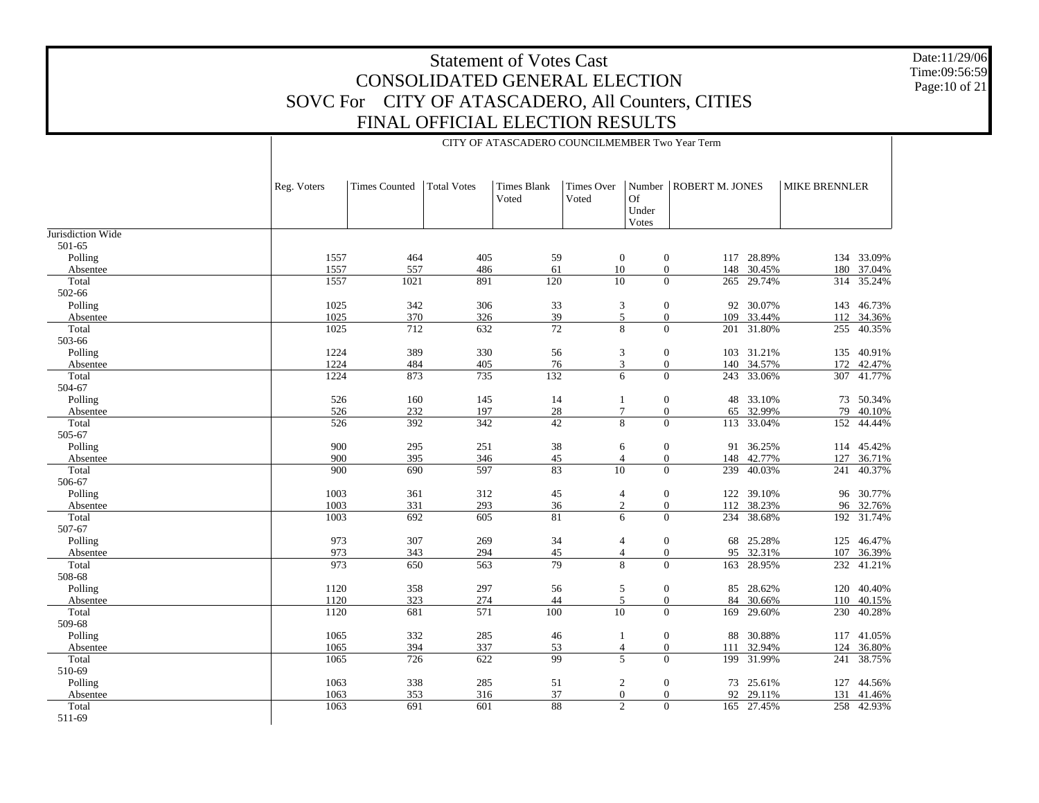# Statement of Votes Cast
## CONSOLIDATED GENERAL ELECTION
## SOVC For CITY OF ATASCADERO, All Counters, CITIES
## FINAL OFFICIAL ELECTION RESULTS

Date:11/29/06
Time:09:56:59
Page:10 of 21

CITY OF ATASCADERO COUNCILMEMBER Two Year Term

| | Reg. Voters | Times Counted | Total Votes | Times Blank Voted | Times Over Voted | Number Of Under Votes | ROBERT M. JONES | | MIKE BRENNLER | |
|---|---|---|---|---|---|---|---|---|---|---|
| Jurisdiction Wide | | | | | | | | | | |
| 501-65 | | | | | | | | | | |
| Polling | 1557 | 464 | 405 | 59 | 0 | 0 | 117 | 28.89% | 134 | 33.09% |
| Absentee | 1557 | 557 | 486 | 61 | 10 | 0 | 148 | 30.45% | 180 | 37.04% |
| Total | 1557 | 1021 | 891 | 120 | 10 | 0 | 265 | 29.74% | 314 | 35.24% |
| 502-66 | | | | | | | | | | |
| Polling | 1025 | 342 | 306 | 33 | 3 | 0 | 92 | 30.07% | 143 | 46.73% |
| Absentee | 1025 | 370 | 326 | 39 | 5 | 0 | 109 | 33.44% | 112 | 34.36% |
| Total | 1025 | 712 | 632 | 72 | 8 | 0 | 201 | 31.80% | 255 | 40.35% |
| 503-66 | | | | | | | | | | |
| Polling | 1224 | 389 | 330 | 56 | 3 | 0 | 103 | 31.21% | 135 | 40.91% |
| Absentee | 1224 | 484 | 405 | 76 | 3 | 0 | 140 | 34.57% | 172 | 42.47% |
| Total | 1224 | 873 | 735 | 132 | 6 | 0 | 243 | 33.06% | 307 | 41.77% |
| 504-67 | | | | | | | | | | |
| Polling | 526 | 160 | 145 | 14 | 1 | 0 | 48 | 33.10% | 73 | 50.34% |
| Absentee | 526 | 232 | 197 | 28 | 7 | 0 | 65 | 32.99% | 79 | 40.10% |
| Total | 526 | 392 | 342 | 42 | 8 | 0 | 113 | 33.04% | 152 | 44.44% |
| 505-67 | | | | | | | | | | |
| Polling | 900 | 295 | 251 | 38 | 6 | 0 | 91 | 36.25% | 114 | 45.42% |
| Absentee | 900 | 395 | 346 | 45 | 4 | 0 | 148 | 42.77% | 127 | 36.71% |
| Total | 900 | 690 | 597 | 83 | 10 | 0 | 239 | 40.03% | 241 | 40.37% |
| 506-67 | | | | | | | | | | |
| Polling | 1003 | 361 | 312 | 45 | 4 | 0 | 122 | 39.10% | 96 | 30.77% |
| Absentee | 1003 | 331 | 293 | 36 | 2 | 0 | 112 | 38.23% | 96 | 32.76% |
| Total | 1003 | 692 | 605 | 81 | 6 | 0 | 234 | 38.68% | 192 | 31.74% |
| 507-67 | | | | | | | | | | |
| Polling | 973 | 307 | 269 | 34 | 4 | 0 | 68 | 25.28% | 125 | 46.47% |
| Absentee | 973 | 343 | 294 | 45 | 4 | 0 | 95 | 32.31% | 107 | 36.39% |
| Total | 973 | 650 | 563 | 79 | 8 | 0 | 163 | 28.95% | 232 | 41.21% |
| 508-68 | | | | | | | | | | |
| Polling | 1120 | 358 | 297 | 56 | 5 | 0 | 85 | 28.62% | 120 | 40.40% |
| Absentee | 1120 | 323 | 274 | 44 | 5 | 0 | 84 | 30.66% | 110 | 40.15% |
| Total | 1120 | 681 | 571 | 100 | 10 | 0 | 169 | 29.60% | 230 | 40.28% |
| 509-68 | | | | | | | | | | |
| Polling | 1065 | 332 | 285 | 46 | 1 | 0 | 88 | 30.88% | 117 | 41.05% |
| Absentee | 1065 | 394 | 337 | 53 | 4 | 0 | 111 | 32.94% | 124 | 36.80% |
| Total | 1065 | 726 | 622 | 99 | 5 | 0 | 199 | 31.99% | 241 | 38.75% |
| 510-69 | | | | | | | | | | |
| Polling | 1063 | 338 | 285 | 51 | 2 | 0 | 73 | 25.61% | 127 | 44.56% |
| Absentee | 1063 | 353 | 316 | 37 | 0 | 0 | 92 | 29.11% | 131 | 41.46% |
| Total | 1063 | 691 | 601 | 88 | 2 | 0 | 165 | 27.45% | 258 | 42.93% |
| 511-69 | | | | | | | | | | |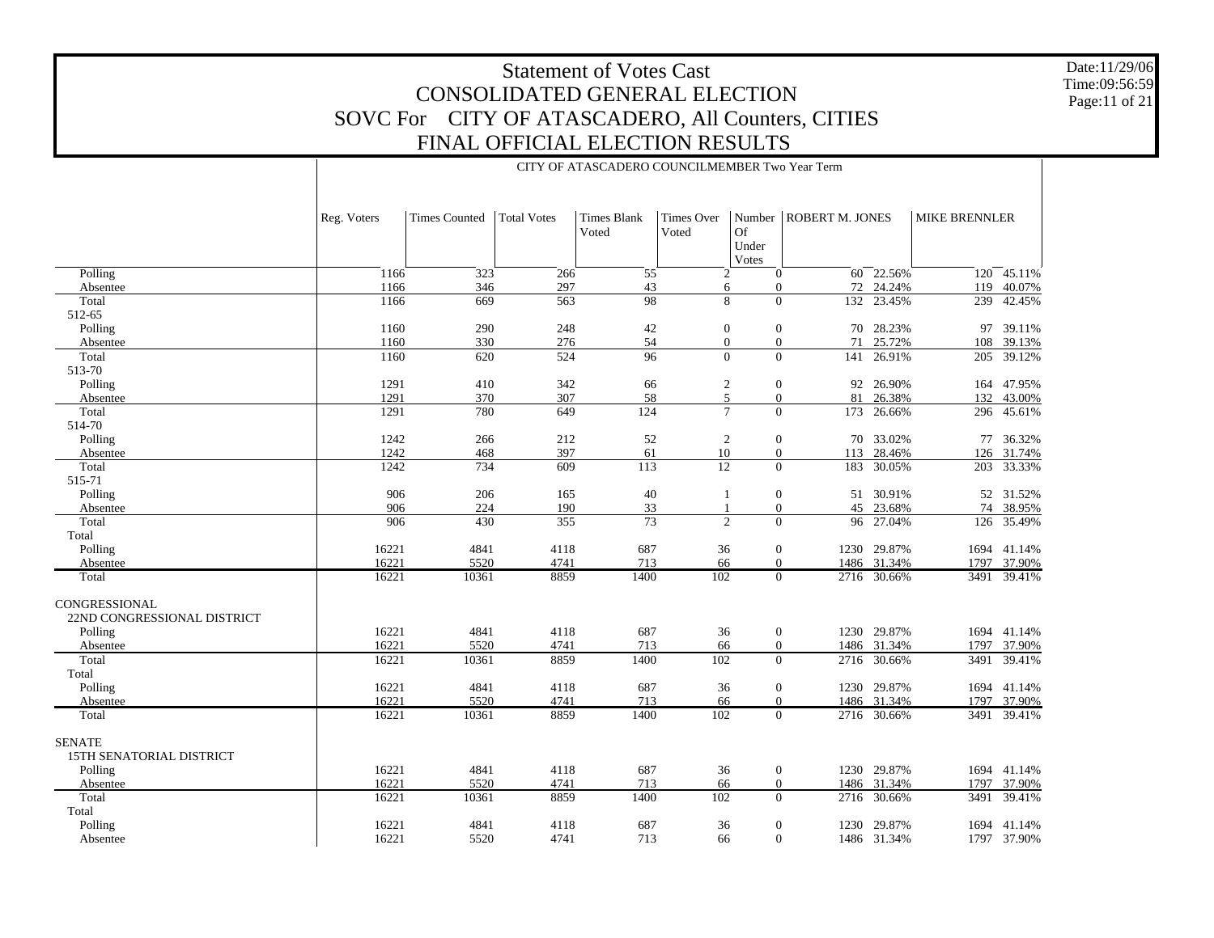# Statement of Votes Cast
## CONSOLIDATED GENERAL ELECTION
## SOVC For CITY OF ATASCADERO, All Counters, CITIES
## FINAL OFFICIAL ELECTION RESULTS

Date:11/29/06
Time:09:56:59

CITY OF ATASCADERO COUNCILMEMBER Two Year Term

| | Reg. Voters | Times Counted | Total Votes | Times Blank Voted | Times Over Voted | Number Of Under Votes | ROBERT M. JONES | | MIKE BRENNLER | |
|---|---|---|---|---|---|---|---|---|---|---|
| Polling | 1166 | 323 | 266 | 55 | 2 | 0 | 60 | 22.56% | 120 | 45.11% |
| Absentee | 1166 | 346 | 297 | 43 | 6 | 0 | 72 | 24.24% | 119 | 40.07% |
| Total | 1166 | 669 | 563 | 98 | 8 | 0 | 132 | 23.45% | 239 | 42.45% |
| 512-65 | | | | | | | | | | |
| Polling | 1160 | 290 | 248 | 42 | 0 | 0 | 70 | 28.23% | 97 | 39.11% |
| Absentee | 1160 | 330 | 276 | 54 | 0 | 0 | 71 | 25.72% | 108 | 39.13% |
| Total | 1160 | 620 | 524 | 96 | 0 | 0 | 141 | 26.91% | 205 | 39.12% |
| 513-70 | | | | | | | | | | |
| Polling | 1291 | 410 | 342 | 66 | 2 | 0 | 92 | 26.90% | 164 | 47.95% |
| Absentee | 1291 | 370 | 307 | 58 | 5 | 0 | 81 | 26.38% | 132 | 43.00% |
| Total | 1291 | 780 | 649 | 124 | 7 | 0 | 173 | 26.66% | 296 | 45.61% |
| 514-70 | | | | | | | | | | |
| Polling | 1242 | 266 | 212 | 52 | 2 | 0 | 70 | 33.02% | 77 | 36.32% |
| Absentee | 1242 | 468 | 397 | 61 | 10 | 0 | 113 | 28.46% | 126 | 31.74% |
| Total | 1242 | 734 | 609 | 113 | 12 | 0 | 183 | 30.05% | 203 | 33.33% |
| 515-71 | | | | | | | | | | |
| Polling | 906 | 206 | 165 | 40 | 1 | 0 | 51 | 30.91% | 52 | 31.52% |
| Absentee | 906 | 224 | 190 | 33 | 1 | 0 | 45 | 23.68% | 74 | 38.95% |
| Total | 906 | 430 | 355 | 73 | 2 | 0 | 96 | 27.04% | 126 | 35.49% |
| Total | | | | | | | | | | |
| Polling | 16221 | 4841 | 4118 | 687 | 36 | 0 | 1230 | 29.87% | 1694 | 41.14% |
| Absentee | 16221 | 5520 | 4741 | 713 | 66 | 0 | 1486 | 31.34% | 1797 | 37.90% |
| Total | 16221 | 10361 | 8859 | 1400 | 102 | 0 | 2716 | 30.66% | 3491 | 39.41% |
| CONGRESSIONAL | | | | | | | | | | |
| 22ND CONGRESSIONAL DISTRICT | | | | | | | | | | |
| Polling | 16221 | 4841 | 4118 | 687 | 36 | 0 | 1230 | 29.87% | 1694 | 41.14% |
| Absentee | 16221 | 5520 | 4741 | 713 | 66 | 0 | 1486 | 31.34% | 1797 | 37.90% |
| Total | 16221 | 10361 | 8859 | 1400 | 102 | 0 | 2716 | 30.66% | 3491 | 39.41% |
| Total | | | | | | | | | | |
| Polling | 16221 | 4841 | 4118 | 687 | 36 | 0 | 1230 | 29.87% | 1694 | 41.14% |
| Absentee | 16221 | 5520 | 4741 | 713 | 66 | 0 | 1486 | 31.34% | 1797 | 37.90% |
| Total | 16221 | 10361 | 8859 | 1400 | 102 | 0 | 2716 | 30.66% | 3491 | 39.41% |
| SENATE | | | | | | | | | | |
| 15TH SENATORIAL DISTRICT | | | | | | | | | | |
| Polling | 16221 | 4841 | 4118 | 687 | 36 | 0 | 1230 | 29.87% | 1694 | 41.14% |
| Absentee | 16221 | 5520 | 4741 | 713 | 66 | 0 | 1486 | 31.34% | 1797 | 37.90% |
| Total | 16221 | 10361 | 8859 | 1400 | 102 | 0 | 2716 | 30.66% | 3491 | 39.41% |
| Total | | | | | | | | | | |
| Polling | 16221 | 4841 | 4118 | 687 | 36 | 0 | 1230 | 29.87% | 1694 | 41.14% |
| Absentee | 16221 | 5520 | 4741 | 713 | 66 | 0 | 1486 | 31.34% | 1797 | 37.90% |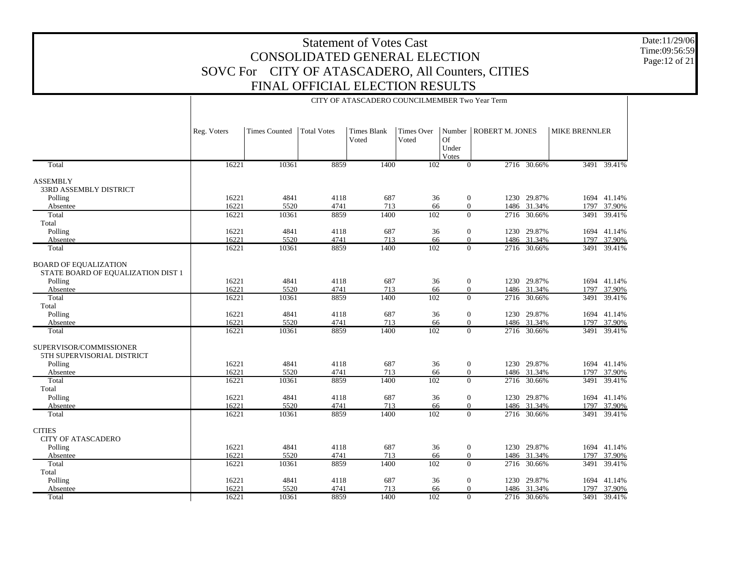# Statement of Votes Cast
# CONSOLIDATED GENERAL ELECTION
# SOVC For CITY OF ATASCADERO, All Counters, CITIES
# FINAL OFFICIAL ELECTION RESULTS

Date:11/29/06
Time:09:56:59

CITY OF ATASCADERO COUNCILMEMBER Two Year Term

| | Reg. Voters | Times Counted | Total Votes | Times Blank Voted | Times Over Voted | Number Of Under Votes | ROBERT M. JONES | | MIKE BRENNLER | |
|---|---|---|---|---|---|---|---|---|---|---|
| Total | 16221 | 10361 | 8859 | 1400 | 102 | 0 | 2716 | 30.66% | 3491 | 39.41% |
| **ASSEMBLY** | | | | | | | | | | |
| 33RD ASSEMBLY DISTRICT | | | | | | | | | | |
| Polling | 16221 | 4841 | 4118 | 687 | 36 | 0 | 1230 | 29.87% | 1694 | 41.14% |
| Absentee | 16221 | 5520 | 4741 | 713 | 66 | 0 | 1486 | 31.34% | 1797 | 37.90% |
| Total | 16221 | 10361 | 8859 | 1400 | 102 | 0 | 2716 | 30.66% | 3491 | 39.41% |
| Total | | | | | | | | | | |
| Polling | 16221 | 4841 | 4118 | 687 | 36 | 0 | 1230 | 29.87% | 1694 | 41.14% |
| Absentee | 16221 | 5520 | 4741 | 713 | 66 | 0 | 1486 | 31.34% | 1797 | 37.90% |
| Total | 16221 | 10361 | 8859 | 1400 | 102 | 0 | 2716 | 30.66% | 3491 | 39.41% |
| **BOARD OF EQUALIZATION** | | | | | | | | | | |
| STATE BOARD OF EQUALIZATION DIST 1 | | | | | | | | | | |
| Polling | 16221 | 4841 | 4118 | 687 | 36 | 0 | 1230 | 29.87% | 1694 | 41.14% |
| Absentee | 16221 | 5520 | 4741 | 713 | 66 | 0 | 1486 | 31.34% | 1797 | 37.90% |
| Total | 16221 | 10361 | 8859 | 1400 | 102 | 0 | 2716 | 30.66% | 3491 | 39.41% |
| Total | | | | | | | | | | |
| Polling | 16221 | 4841 | 4118 | 687 | 36 | 0 | 1230 | 29.87% | 1694 | 41.14% |
| Absentee | 16221 | 5520 | 4741 | 713 | 66 | 0 | 1486 | 31.34% | 1797 | 37.90% |
| Total | 16221 | 10361 | 8859 | 1400 | 102 | 0 | 2716 | 30.66% | 3491 | 39.41% |
| **SUPERVISOR/COMMISSIONER** | | | | | | | | | | |
| 5TH SUPERVISORIAL DISTRICT | | | | | | | | | | |
| Polling | 16221 | 4841 | 4118 | 687 | 36 | 0 | 1230 | 29.87% | 1694 | 41.14% |
| Absentee | 16221 | 5520 | 4741 | 713 | 66 | 0 | 1486 | 31.34% | 1797 | 37.90% |
| Total | 16221 | 10361 | 8859 | 1400 | 102 | 0 | 2716 | 30.66% | 3491 | 39.41% |
| Total | | | | | | | | | | |
| Polling | 16221 | 4841 | 4118 | 687 | 36 | 0 | 1230 | 29.87% | 1694 | 41.14% |
| Absentee | 16221 | 5520 | 4741 | 713 | 66 | 0 | 1486 | 31.34% | 1797 | 37.90% |
| Total | 16221 | 10361 | 8859 | 1400 | 102 | 0 | 2716 | 30.66% | 3491 | 39.41% |
| **CITIES** | | | | | | | | | | |
| CITY OF ATASCADERO | | | | | | | | | | |
| Polling | 16221 | 4841 | 4118 | 687 | 36 | 0 | 1230 | 29.87% | 1694 | 41.14% |
| Absentee | 16221 | 5520 | 4741 | 713 | 66 | 0 | 1486 | 31.34% | 1797 | 37.90% |
| Total | 16221 | 10361 | 8859 | 1400 | 102 | 0 | 2716 | 30.66% | 3491 | 39.41% |
| Total | | | | | | | | | | |
| Polling | 16221 | 4841 | 4118 | 687 | 36 | 0 | 1230 | 29.87% | 1694 | 41.14% |
| Absentee | 16221 | 5520 | 4741 | 713 | 66 | 0 | 1486 | 31.34% | 1797 | 37.90% |
| Total | 16221 | 10361 | 8859 | 1400 | 102 | 0 | 2716 | 30.66% | 3491 | 39.41% |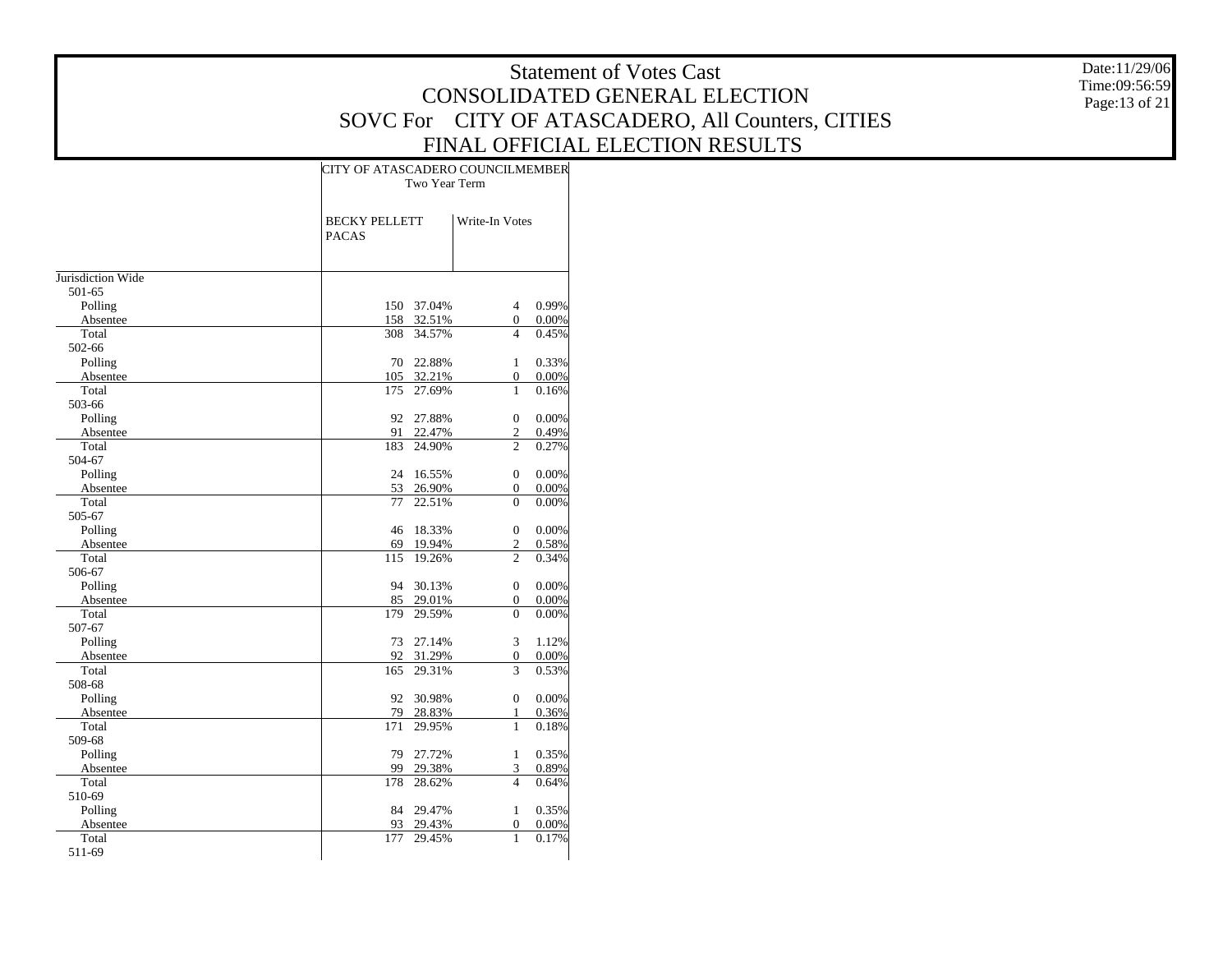# Statement of Votes Cast
## CONSOLIDATED GENERAL ELECTION
## SOVC For CITY OF ATASCADERO, All Counters, CITIES
## FINAL OFFICIAL ELECTION RESULTS

Date:11/29/06
Time:09:56:59

| | CITY OF ATASCADERO COUNCILMEMBER Two Year Term | | | |
|---|---|---|---|---|
| | BECKY PELLETT PACAS | | Write-In Votes | |
| Jurisdiction Wide | | | | |
| 501-65 | | | | |
| Polling | 150 | 37.04% | 4 | 0.99% |
| Absentee | 158 | 32.51% | 0 | 0.00% |
| Total | 308 | 34.57% | 4 | 0.45% |
| 502-66 | | | | |
| Polling | 70 | 22.88% | 1 | 0.33% |
| Absentee | 105 | 32.21% | 0 | 0.00% |
| Total | 175 | 27.69% | 1 | 0.16% |
| 503-66 | | | | |
| Polling | 92 | 27.88% | 0 | 0.00% |
| Absentee | 91 | 22.47% | 2 | 0.49% |
| Total | 183 | 24.90% | 2 | 0.27% |
| 504-67 | | | | |
| Polling | 24 | 16.55% | 0 | 0.00% |
| Absentee | 53 | 26.90% | 0 | 0.00% |
| Total | 77 | 22.51% | 0 | 0.00% |
| 505-67 | | | | |
| Polling | 46 | 18.33% | 0 | 0.00% |
| Absentee | 69 | 19.94% | 2 | 0.58% |
| Total | 115 | 19.26% | 2 | 0.34% |
| 506-67 | | | | |
| Polling | 94 | 30.13% | 0 | 0.00% |
| Absentee | 85 | 29.01% | 0 | 0.00% |
| Total | 179 | 29.59% | 0 | 0.00% |
| 507-67 | | | | |
| Polling | 73 | 27.14% | 3 | 1.12% |
| Absentee | 92 | 31.29% | 0 | 0.00% |
| Total | 165 | 29.31% | 3 | 0.53% |
| 508-68 | | | | |
| Polling | 92 | 30.98% | 0 | 0.00% |
| Absentee | 79 | 28.83% | 1 | 0.36% |
| Total | 171 | 29.95% | 1 | 0.18% |
| 509-68 | | | | |
| Polling | 79 | 27.72% | 1 | 0.35% |
| Absentee | 99 | 29.38% | 3 | 0.89% |
| Total | 178 | 28.62% | 4 | 0.64% |
| 510-69 | | | | |
| Polling | 84 | 29.47% | 1 | 0.35% |
| Absentee | 93 | 29.43% | 0 | 0.00% |
| Total | 177 | 29.45% | 1 | 0.17% |
| 511-69 | | | | |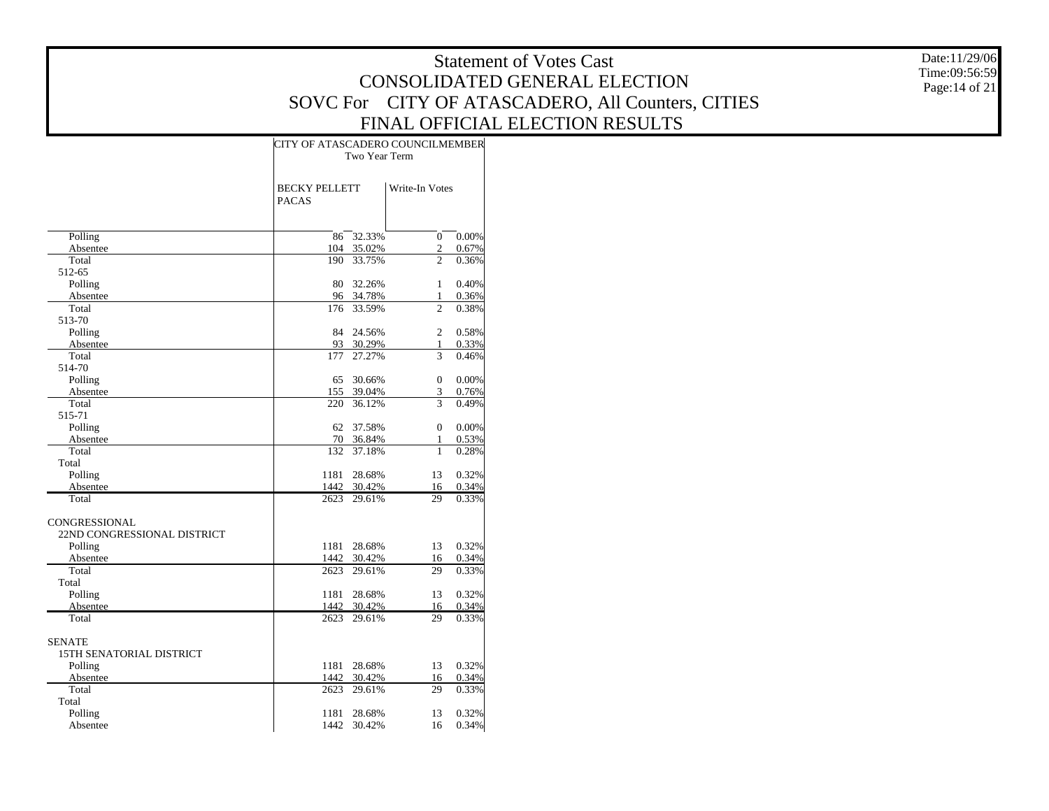# Statement of Votes Cast
## CONSOLIDATED GENERAL ELECTION
## SOVC For CITY OF ATASCADERO, All Counters, CITIES
## FINAL OFFICIAL ELECTION RESULTS

Date:11/29/06
Time:09:56:59

| | CITY OF ATASCADERO COUNCILMEMBER Two Year Term | | | |
|---|---|---|---|---|
| | BECKY PELLETT PACAS | | Write-In Votes | |
| Polling | 86 | 32.33% | 0 | 0.00% |
| Absentee | 104 | 35.02% | 2 | 0.67% |
| Total | 190 | 33.75% | 2 | 0.36% |
| 512-65 | | | | |
| Polling | 80 | 32.26% | 1 | 0.40% |
| Absentee | 96 | 34.78% | 1 | 0.36% |
| Total | 176 | 33.59% | 2 | 0.38% |
| 513-70 | | | | |
| Polling | 84 | 24.56% | 2 | 0.58% |
| Absentee | 93 | 30.29% | 1 | 0.33% |
| Total | 177 | 27.27% | 3 | 0.46% |
| 514-70 | | | | |
| Polling | 65 | 30.66% | 0 | 0.00% |
| Absentee | 155 | 39.04% | 3 | 0.76% |
| Total | 220 | 36.12% | 3 | 0.49% |
| 515-71 | | | | |
| Polling | 62 | 37.58% | 0 | 0.00% |
| Absentee | 70 | 36.84% | 1 | 0.53% |
| Total | 132 | 37.18% | 1 | 0.28% |
| Total | | | | |
| Polling | 1181 | 28.68% | 13 | 0.32% |
| Absentee | 1442 | 30.42% | 16 | 0.34% |
| Total | 2623 | 29.61% | 29 | 0.33% |
| CONGRESSIONAL | | | | |
| 22ND CONGRESSIONAL DISTRICT | | | | |
| Polling | 1181 | 28.68% | 13 | 0.32% |
| Absentee | 1442 | 30.42% | 16 | 0.34% |
| Total | 2623 | 29.61% | 29 | 0.33% |
| Total | | | | |
| Polling | 1181 | 28.68% | 13 | 0.32% |
| Absentee | 1442 | 30.42% | 16 | 0.34% |
| Total | 2623 | 29.61% | 29 | 0.33% |
| SENATE | | | | |
| 15TH SENATORIAL DISTRICT | | | | |
| Polling | 1181 | 28.68% | 13 | 0.32% |
| Absentee | 1442 | 30.42% | 16 | 0.34% |
| Total | 2623 | 29.61% | 29 | 0.33% |
| Total | | | | |
| Polling | 1181 | 28.68% | 13 | 0.32% |
| Absentee | 1442 | 30.42% | 16 | 0.34% |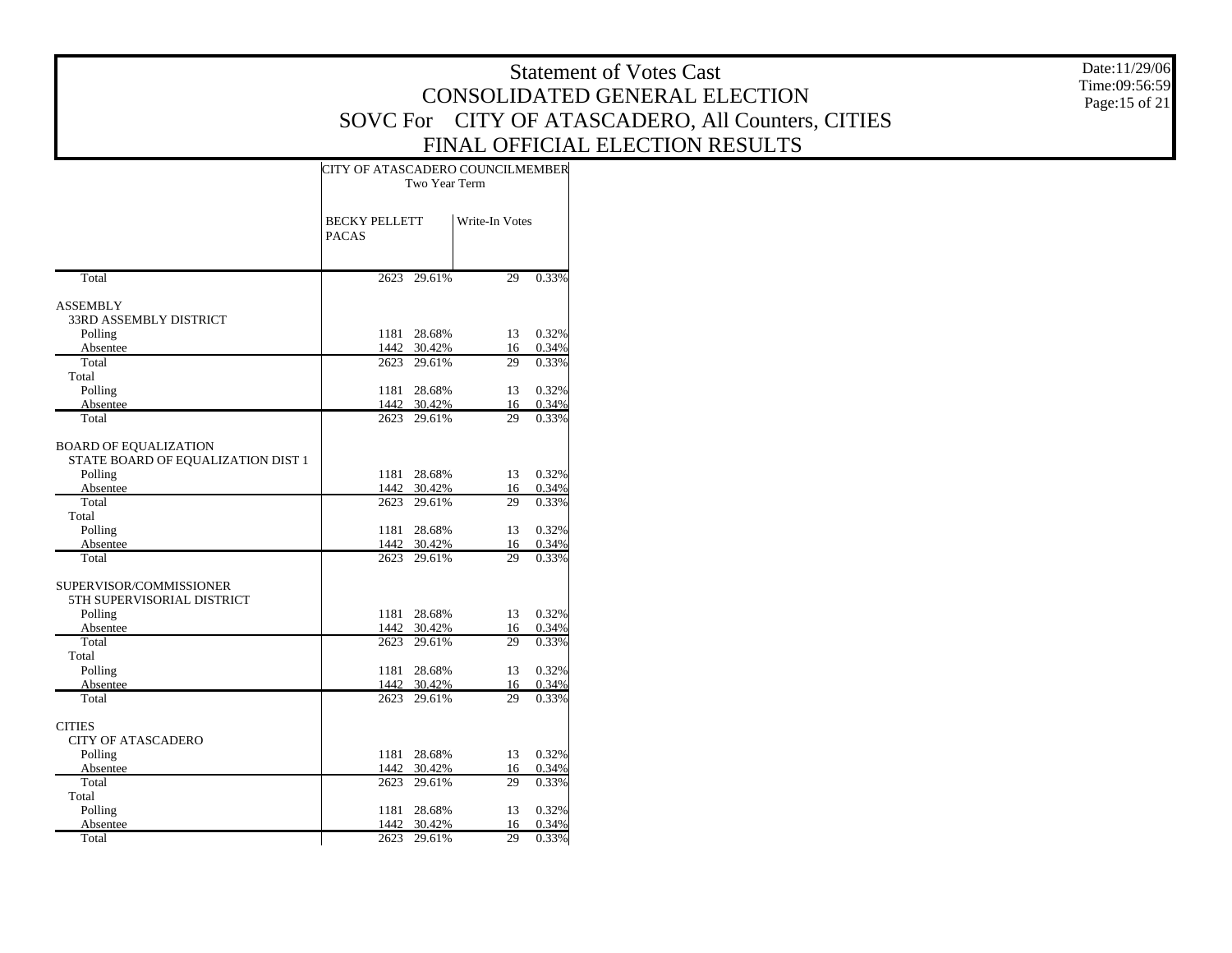# Statement of Votes Cast
## CONSOLIDATED GENERAL ELECTION
## SOVC For CITY OF ATASCADERO, All Counters, CITIES
## FINAL OFFICIAL ELECTION RESULTS

Date:11/29/06
Time:09:56:59

| | CITY OF ATASCADERO COUNCILMEMBER Two Year Term | | | |
|---|---|---|---|---|
| | BECKY PELLETT PACAS | | Write-In Votes | |
| Total | 2623 | 29.61% | 29 | 0.33% |
| ASSEMBLY | | | | |
| 33RD ASSEMBLY DISTRICT | | | | |
| Polling | 1181 | 28.68% | 13 | 0.32% |
| Absentee | 1442 | 30.42% | 16 | 0.34% |
| Total | 2623 | 29.61% | 29 | 0.33% |
| Total | | | | |
| Polling | 1181 | 28.68% | 13 | 0.32% |
| Absentee | 1442 | 30.42% | 16 | 0.34% |
| Total | 2623 | 29.61% | 29 | 0.33% |
| BOARD OF EQUALIZATION | | | | |
| STATE BOARD OF EQUALIZATION DIST 1 | | | | |
| Polling | 1181 | 28.68% | 13 | 0.32% |
| Absentee | 1442 | 30.42% | 16 | 0.34% |
| Total | 2623 | 29.61% | 29 | 0.33% |
| Total | | | | |
| Polling | 1181 | 28.68% | 13 | 0.32% |
| Absentee | 1442 | 30.42% | 16 | 0.34% |
| Total | 2623 | 29.61% | 29 | 0.33% |
| SUPERVISOR/COMMISSIONER | | | | |
| 5TH SUPERVISORIAL DISTRICT | | | | |
| Polling | 1181 | 28.68% | 13 | 0.32% |
| Absentee | 1442 | 30.42% | 16 | 0.34% |
| Total | 2623 | 29.61% | 29 | 0.33% |
| Total | | | | |
| Polling | 1181 | 28.68% | 13 | 0.32% |
| Absentee | 1442 | 30.42% | 16 | 0.34% |
| Total | 2623 | 29.61% | 29 | 0.33% |
| CITIES | | | | |
| CITY OF ATASCADERO | | | | |
| Polling | 1181 | 28.68% | 13 | 0.32% |
| Absentee | 1442 | 30.42% | 16 | 0.34% |
| Total | 2623 | 29.61% | 29 | 0.33% |
| Total | | | | |
| Polling | 1181 | 28.68% | 13 | 0.32% |
| Absentee | 1442 | 30.42% | 16 | 0.34% |
| Total | 2623 | 29.61% | 29 | 0.33% |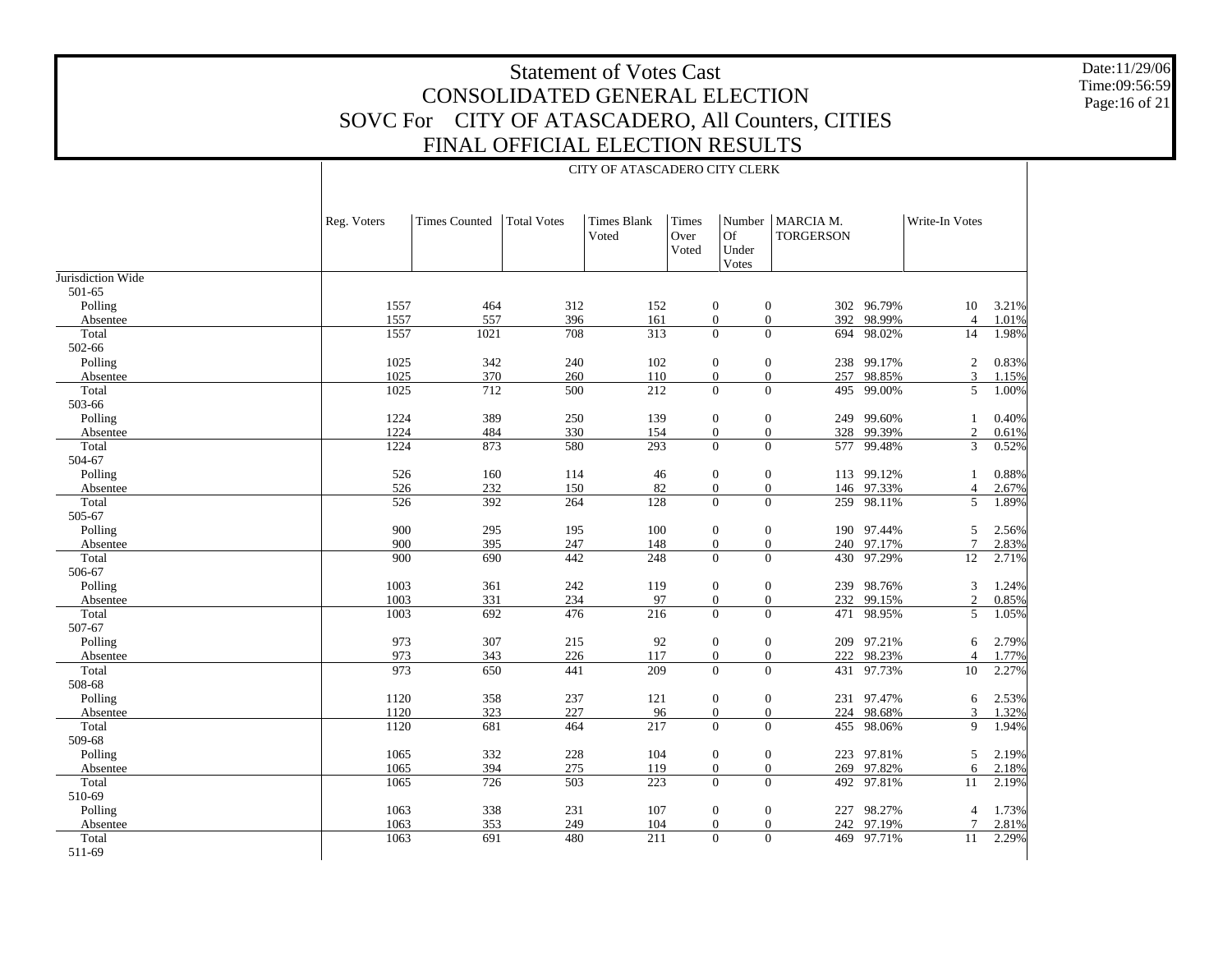# Statement of Votes Cast
# CONSOLIDATED GENERAL ELECTION
# SOVC For CITY OF ATASCADERO, All Counters, CITIES
# FINAL OFFICIAL ELECTION RESULTS

Date:11/29/06
Time:09:56:59

CITY OF ATASCADERO CITY CLERK

| | Reg. Voters | Times Counted | Total Votes | Times Blank Voted | Times Over Voted | Number Of Under Votes | MARCIA M. TORGERSON | | Write-In Votes | |
|---|---|---|---|---|---|---|---|---|---|---|
| Jurisdiction Wide | | | | | | | | | | |
| 501-65 | | | | | | | | | | |
| Polling | 1557 | 464 | 312 | 152 | 0 | 0 | 302 | 96.79% | 10 | 3.21% |
| Absentee | 1557 | 557 | 396 | 161 | 0 | 0 | 392 | 98.99% | 4 | 1.01% |
| Total | 1557 | 1021 | 708 | 313 | 0 | 0 | 694 | 98.02% | 14 | 1.98% |
| 502-66 | | | | | | | | | | |
| Polling | 1025 | 342 | 240 | 102 | 0 | 0 | 238 | 99.17% | 2 | 0.83% |
| Absentee | 1025 | 370 | 260 | 110 | 0 | 0 | 257 | 98.85% | 3 | 1.15% |
| Total | 1025 | 712 | 500 | 212 | 0 | 0 | 495 | 99.00% | 5 | 1.00% |
| 503-66 | | | | | | | | | | |
| Polling | 1224 | 389 | 250 | 139 | 0 | 0 | 249 | 99.60% | 1 | 0.40% |
| Absentee | 1224 | 484 | 330 | 154 | 0 | 0 | 328 | 99.39% | 2 | 0.61% |
| Total | 1224 | 873 | 580 | 293 | 0 | 0 | 577 | 99.48% | 3 | 0.52% |
| 504-67 | | | | | | | | | | |
| Polling | 526 | 160 | 114 | 46 | 0 | 0 | 113 | 99.12% | 1 | 0.88% |
| Absentee | 526 | 232 | 150 | 82 | 0 | 0 | 146 | 97.33% | 4 | 2.67% |
| Total | 526 | 392 | 264 | 128 | 0 | 0 | 259 | 98.11% | 5 | 1.89% |
| 505-67 | | | | | | | | | | |
| Polling | 900 | 295 | 195 | 100 | 0 | 0 | 190 | 97.44% | 5 | 2.56% |
| Absentee | 900 | 395 | 247 | 148 | 0 | 0 | 240 | 97.17% | 7 | 2.83% |
| Total | 900 | 690 | 442 | 248 | 0 | 0 | 430 | 97.29% | 12 | 2.71% |
| 506-67 | | | | | | | | | | |
| Polling | 1003 | 361 | 242 | 119 | 0 | 0 | 239 | 98.76% | 3 | 1.24% |
| Absentee | 1003 | 331 | 234 | 97 | 0 | 0 | 232 | 99.15% | 2 | 0.85% |
| Total | 1003 | 692 | 476 | 216 | 0 | 0 | 471 | 98.95% | 5 | 1.05% |
| 507-67 | | | | | | | | | | |
| Polling | 973 | 307 | 215 | 92 | 0 | 0 | 209 | 97.21% | 6 | 2.79% |
| Absentee | 973 | 343 | 226 | 117 | 0 | 0 | 222 | 98.23% | 4 | 1.77% |
| Total | 973 | 650 | 441 | 209 | 0 | 0 | 431 | 97.73% | 10 | 2.27% |
| 508-68 | | | | | | | | | | |
| Polling | 1120 | 358 | 237 | 121 | 0 | 0 | 231 | 97.47% | 6 | 2.53% |
| Absentee | 1120 | 323 | 227 | 96 | 0 | 0 | 224 | 98.68% | 3 | 1.32% |
| Total | 1120 | 681 | 464 | 217 | 0 | 0 | 455 | 98.06% | 9 | 1.94% |
| 509-68 | | | | | | | | | | |
| Polling | 1065 | 332 | 228 | 104 | 0 | 0 | 223 | 97.81% | 5 | 2.19% |
| Absentee | 1065 | 394 | 275 | 119 | 0 | 0 | 269 | 97.82% | 6 | 2.18% |
| Total | 1065 | 726 | 503 | 223 | 0 | 0 | 492 | 97.81% | 11 | 2.19% |
| 510-69 | | | | | | | | | | |
| Polling | 1063 | 338 | 231 | 107 | 0 | 0 | 227 | 98.27% | 4 | 1.73% |
| Absentee | 1063 | 353 | 249 | 104 | 0 | 0 | 242 | 97.19% | 7 | 2.81% |
| Total | 1063 | 691 | 480 | 211 | 0 | 0 | 469 | 97.71% | 11 | 2.29% |
| 511-69 | | | | | | | | | | |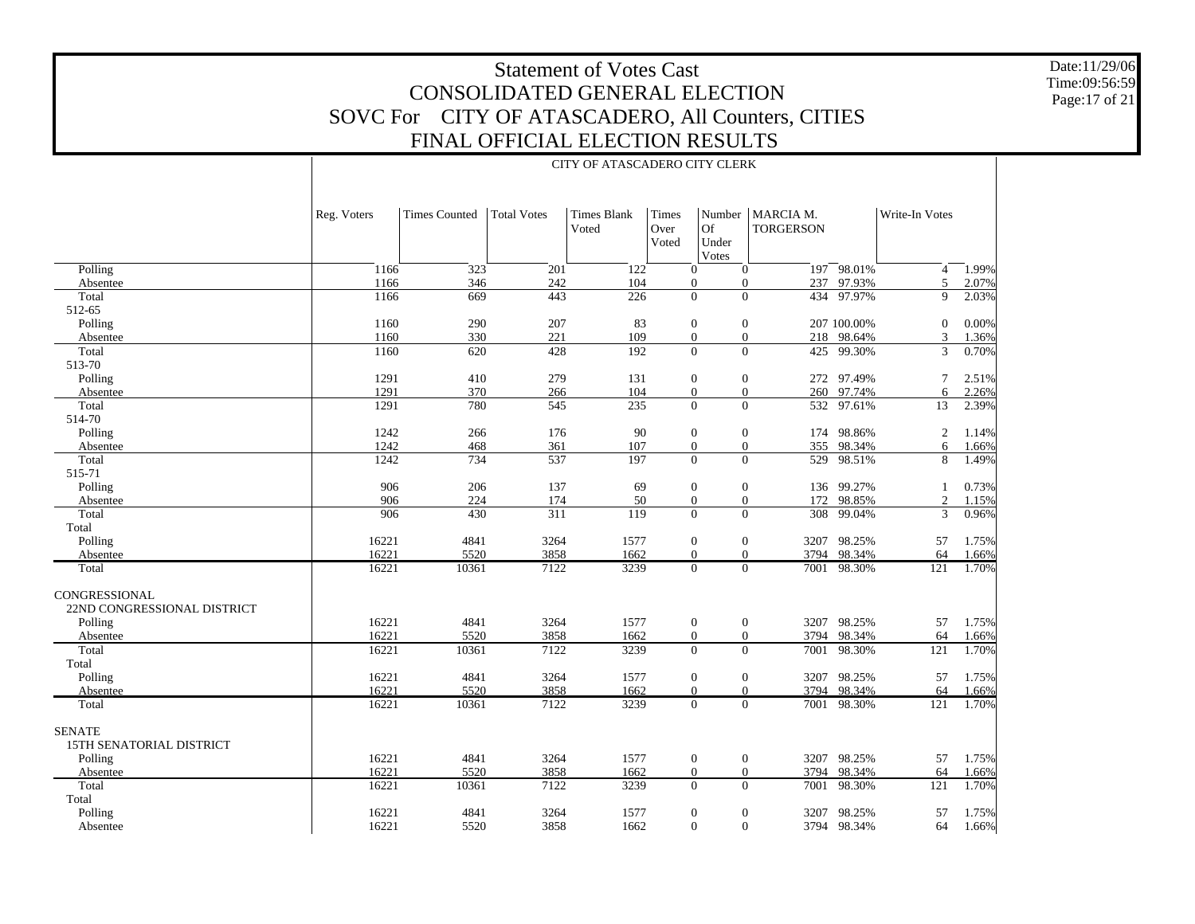# Statement of Votes Cast
# CONSOLIDATED GENERAL ELECTION
# SOVC For CITY OF ATASCADERO, All Counters, CITIES
# FINAL OFFICIAL ELECTION RESULTS

Date:11/29/06
Time:09:56:59
Page:17 of 21

CITY OF ATASCADERO CITY CLERK

| | Reg. Voters | Times Counted | Total Votes | Times Blank Voted | Times Over Voted | Number Of Under Votes | MARCIA M. TORGERSON | | Write-In Votes | |
|---|---|---|---|---|---|---|---|---|---|---|
| Polling | 1166 | 323 | 201 | 122 | 0 | 0 | 197 | 98.01% | 4 | 1.99% |
| Absentee | 1166 | 346 | 242 | 104 | 0 | 0 | 237 | 97.93% | 5 | 2.07% |
| Total | 1166 | 669 | 443 | 226 | 0 | 0 | 434 | 97.97% | 9 | 2.03% |
| 512-65 | | | | | | | | | | |
| Polling | 1160 | 290 | 207 | 83 | 0 | 0 | 207 | 100.00% | 0 | 0.00% |
| Absentee | 1160 | 330 | 221 | 109 | 0 | 0 | 218 | 98.64% | 3 | 1.36% |
| Total | 1160 | 620 | 428 | 192 | 0 | 0 | 425 | 99.30% | 3 | 0.70% |
| 513-70 | | | | | | | | | | |
| Polling | 1291 | 410 | 279 | 131 | 0 | 0 | 272 | 97.49% | 7 | 2.51% |
| Absentee | 1291 | 370 | 266 | 104 | 0 | 0 | 260 | 97.74% | 6 | 2.26% |
| Total | 1291 | 780 | 545 | 235 | 0 | 0 | 532 | 97.61% | 13 | 2.39% |
| 514-70 | | | | | | | | | | |
| Polling | 1242 | 266 | 176 | 90 | 0 | 0 | 174 | 98.86% | 2 | 1.14% |
| Absentee | 1242 | 468 | 361 | 107 | 0 | 0 | 355 | 98.34% | 6 | 1.66% |
| Total | 1242 | 734 | 537 | 197 | 0 | 0 | 529 | 98.51% | 8 | 1.49% |
| 515-71 | | | | | | | | | | |
| Polling | 906 | 206 | 137 | 69 | 0 | 0 | 136 | 99.27% | 1 | 0.73% |
| Absentee | 906 | 224 | 174 | 50 | 0 | 0 | 172 | 98.85% | 2 | 1.15% |
| Total | 906 | 430 | 311 | 119 | 0 | 0 | 308 | 99.04% | 3 | 0.96% |
| Total | | | | | | | | | | |
| Polling | 16221 | 4841 | 3264 | 1577 | 0 | 0 | 3207 | 98.25% | 57 | 1.75% |
| Absentee | 16221 | 5520 | 3858 | 1662 | 0 | 0 | 3794 | 98.34% | 64 | 1.66% |
| Total | 16221 | 10361 | 7122 | 3239 | 0 | 0 | 7001 | 98.30% | 121 | 1.70% |
| CONGRESSIONAL | | | | | | | | | | |
| 22ND CONGRESSIONAL DISTRICT | | | | | | | | | | |
| Polling | 16221 | 4841 | 3264 | 1577 | 0 | 0 | 3207 | 98.25% | 57 | 1.75% |
| Absentee | 16221 | 5520 | 3858 | 1662 | 0 | 0 | 3794 | 98.34% | 64 | 1.66% |
| Total | 16221 | 10361 | 7122 | 3239 | 0 | 0 | 7001 | 98.30% | 121 | 1.70% |
| Total | | | | | | | | | | |
| Polling | 16221 | 4841 | 3264 | 1577 | 0 | 0 | 3207 | 98.25% | 57 | 1.75% |
| Absentee | 16221 | 5520 | 3858 | 1662 | 0 | 0 | 3794 | 98.34% | 64 | 1.66% |
| Total | 16221 | 10361 | 7122 | 3239 | 0 | 0 | 7001 | 98.30% | 121 | 1.70% |
| SENATE | | | | | | | | | | |
| 15TH SENATORIAL DISTRICT | | | | | | | | | | |
| Polling | 16221 | 4841 | 3264 | 1577 | 0 | 0 | 3207 | 98.25% | 57 | 1.75% |
| Absentee | 16221 | 5520 | 3858 | 1662 | 0 | 0 | 3794 | 98.34% | 64 | 1.66% |
| Total | 16221 | 10361 | 7122 | 3239 | 0 | 0 | 7001 | 98.30% | 121 | 1.70% |
| Total | | | | | | | | | | |
| Polling | 16221 | 4841 | 3264 | 1577 | 0 | 0 | 3207 | 98.25% | 57 | 1.75% |
| Absentee | 16221 | 5520 | 3858 | 1662 | 0 | 0 | 3794 | 98.34% | 64 | 1.66% |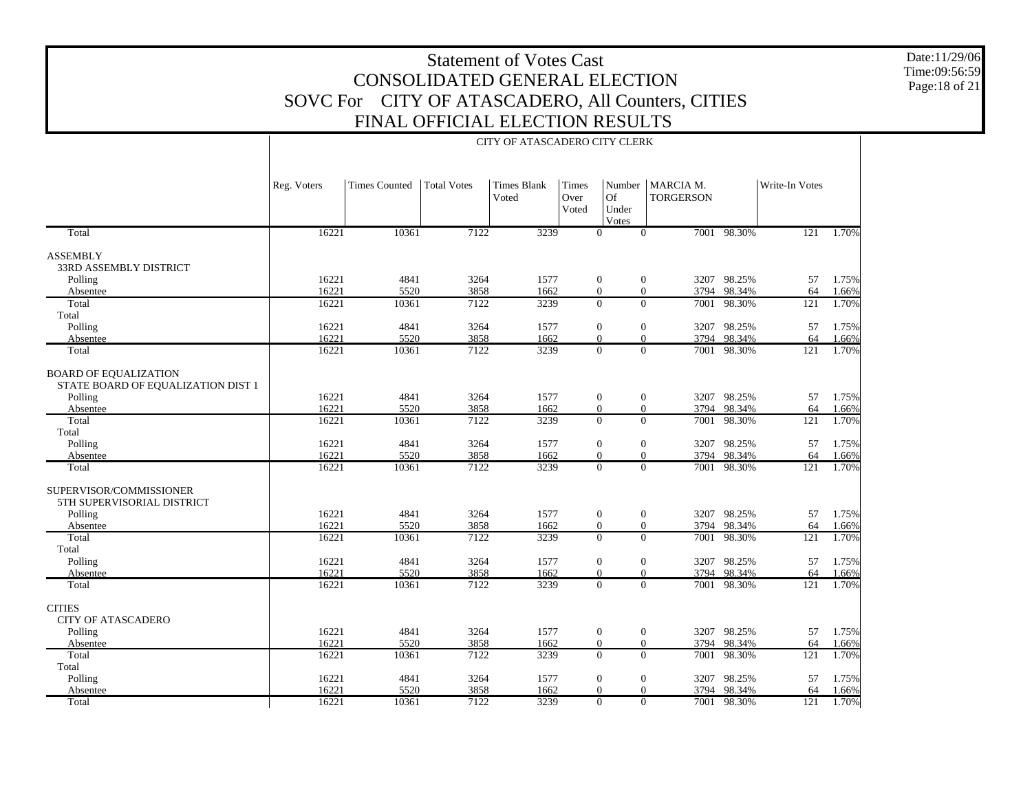# Statement of Votes Cast
## CONSOLIDATED GENERAL ELECTION
## SOVC For CITY OF ATASCADERO, All Counters, CITIES
## FINAL OFFICIAL ELECTION RESULTS

Date:11/29/06
Time:09:56:59

CITY OF ATASCADERO CITY CLERK

| | Reg. Voters | Times Counted | Total Votes | Times Blank Voted | Times Over Voted | Number Of Under Votes | MARCIA M. TORGERSON | | Write-In Votes | |
|---|---|---|---|---|---|---|---|---|---|---|
| Total | 16221 | 10361 | 7122 | 3239 | 0 | 0 | 7001 | 98.30% | 121 | 1.70% |
| **ASSEMBLY** | | | | | | | | | | |
| 33RD ASSEMBLY DISTRICT | | | | | | | | | | |
| Polling | 16221 | 4841 | 3264 | 1577 | 0 | 0 | 3207 | 98.25% | 57 | 1.75% |
| Absentee | 16221 | 5520 | 3858 | 1662 | 0 | 0 | 3794 | 98.34% | 64 | 1.66% |
| Total | 16221 | 10361 | 7122 | 3239 | 0 | 0 | 7001 | 98.30% | 121 | 1.70% |
| Total | | | | | | | | | | |
| Polling | 16221 | 4841 | 3264 | 1577 | 0 | 0 | 3207 | 98.25% | 57 | 1.75% |
| Absentee | 16221 | 5520 | 3858 | 1662 | 0 | 0 | 3794 | 98.34% | 64 | 1.66% |
| Total | 16221 | 10361 | 7122 | 3239 | 0 | 0 | 7001 | 98.30% | 121 | 1.70% |
| **BOARD OF EQUALIZATION** | | | | | | | | | | |
| STATE BOARD OF EQUALIZATION DIST 1 | | | | | | | | | | |
| Polling | 16221 | 4841 | 3264 | 1577 | 0 | 0 | 3207 | 98.25% | 57 | 1.75% |
| Absentee | 16221 | 5520 | 3858 | 1662 | 0 | 0 | 3794 | 98.34% | 64 | 1.66% |
| Total | 16221 | 10361 | 7122 | 3239 | 0 | 0 | 7001 | 98.30% | 121 | 1.70% |
| Total | | | | | | | | | | |
| Polling | 16221 | 4841 | 3264 | 1577 | 0 | 0 | 3207 | 98.25% | 57 | 1.75% |
| Absentee | 16221 | 5520 | 3858 | 1662 | 0 | 0 | 3794 | 98.34% | 64 | 1.66% |
| Total | 16221 | 10361 | 7122 | 3239 | 0 | 0 | 7001 | 98.30% | 121 | 1.70% |
| **SUPERVISOR/COMMISSIONER** | | | | | | | | | | |
| 5TH SUPERVISORIAL DISTRICT | | | | | | | | | | |
| Polling | 16221 | 4841 | 3264 | 1577 | 0 | 0 | 3207 | 98.25% | 57 | 1.75% |
| Absentee | 16221 | 5520 | 3858 | 1662 | 0 | 0 | 3794 | 98.34% | 64 | 1.66% |
| Total | 16221 | 10361 | 7122 | 3239 | 0 | 0 | 7001 | 98.30% | 121 | 1.70% |
| Total | | | | | | | | | | |
| Polling | 16221 | 4841 | 3264 | 1577 | 0 | 0 | 3207 | 98.25% | 57 | 1.75% |
| Absentee | 16221 | 5520 | 3858 | 1662 | 0 | 0 | 3794 | 98.34% | 64 | 1.66% |
| Total | 16221 | 10361 | 7122 | 3239 | 0 | 0 | 7001 | 98.30% | 121 | 1.70% |
| **CITIES** | | | | | | | | | | |
| CITY OF ATASCADERO | | | | | | | | | | |
| Polling | 16221 | 4841 | 3264 | 1577 | 0 | 0 | 3207 | 98.25% | 57 | 1.75% |
| Absentee | 16221 | 5520 | 3858 | 1662 | 0 | 0 | 3794 | 98.34% | 64 | 1.66% |
| Total | 16221 | 10361 | 7122 | 3239 | 0 | 0 | 7001 | 98.30% | 121 | 1.70% |
| Total | | | | | | | | | | |
| Polling | 16221 | 4841 | 3264 | 1577 | 0 | 0 | 3207 | 98.25% | 57 | 1.75% |
| Absentee | 16221 | 5520 | 3858 | 1662 | 0 | 0 | 3794 | 98.34% | 64 | 1.66% |
| Total | 16221 | 10361 | 7122 | 3239 | 0 | 0 | 7001 | 98.30% | 121 | 1.70% |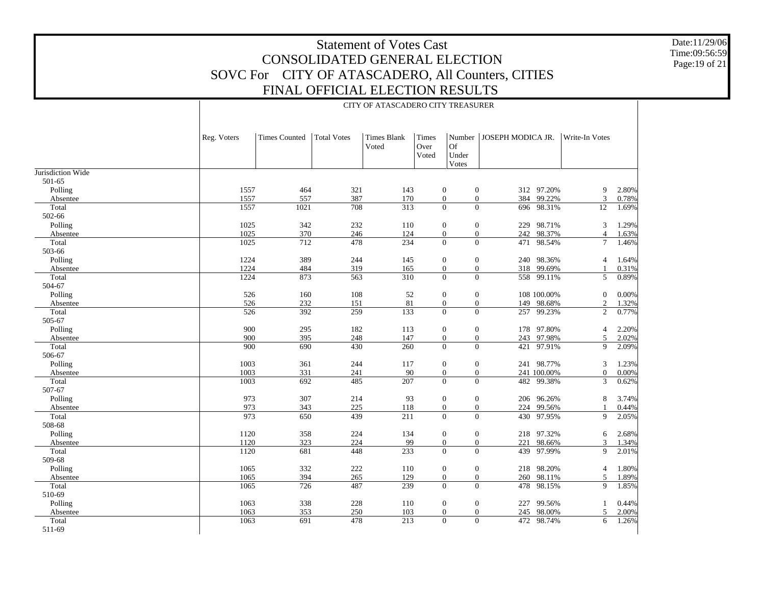# Statement of Votes Cast
# CONSOLIDATED GENERAL ELECTION
# SOVC For CITY OF ATASCADERO, All Counters, CITIES
# FINAL OFFICIAL ELECTION RESULTS

Date:11/29/06
Time:09:56:59

## CITY OF ATASCADERO CITY TREASURER

| | Reg. Voters | Times Counted | Total Votes | Times Blank Voted | Times Over Voted | Number Of Under Votes | JOSEPH MODICA JR. | | Write-In Votes | |
|---|---|---|---|---|---|---|---|---|---|---|
| Jurisdiction Wide | | | | | | | | | | |
| 501-65 | | | | | | | | | | |
| Polling | 1557 | 464 | 321 | 143 | 0 | 0 | 312 | 97.20% | 9 | 2.80% |
| Absentee | 1557 | 557 | 387 | 170 | 0 | 0 | 384 | 99.22% | 3 | 0.78% |
| Total | 1557 | 1021 | 708 | 313 | 0 | 0 | 696 | 98.31% | 12 | 1.69% |
| 502-66 | | | | | | | | | | |
| Polling | 1025 | 342 | 232 | 110 | 0 | 0 | 229 | 98.71% | 3 | 1.29% |
| Absentee | 1025 | 370 | 246 | 124 | 0 | 0 | 242 | 98.37% | 4 | 1.63% |
| Total | 1025 | 712 | 478 | 234 | 0 | 0 | 471 | 98.54% | 7 | 1.46% |
| 503-66 | | | | | | | | | | |
| Polling | 1224 | 389 | 244 | 145 | 0 | 0 | 240 | 98.36% | 4 | 1.64% |
| Absentee | 1224 | 484 | 319 | 165 | 0 | 0 | 318 | 99.69% | 1 | 0.31% |
| Total | 1224 | 873 | 563 | 310 | 0 | 0 | 558 | 99.11% | 5 | 0.89% |
| 504-67 | | | | | | | | | | |
| Polling | 526 | 160 | 108 | 52 | 0 | 0 | 108 | 100.00% | 0 | 0.00% |
| Absentee | 526 | 232 | 151 | 81 | 0 | 0 | 149 | 98.68% | 2 | 1.32% |
| Total | 526 | 392 | 259 | 133 | 0 | 0 | 257 | 99.23% | 2 | 0.77% |
| 505-67 | | | | | | | | | | |
| Polling | 900 | 295 | 182 | 113 | 0 | 0 | 178 | 97.80% | 4 | 2.20% |
| Absentee | 900 | 395 | 248 | 147 | 0 | 0 | 243 | 97.98% | 5 | 2.02% |
| Total | 900 | 690 | 430 | 260 | 0 | 0 | 421 | 97.91% | 9 | 2.09% |
| 506-67 | | | | | | | | | | |
| Polling | 1003 | 361 | 244 | 117 | 0 | 0 | 241 | 98.77% | 3 | 1.23% |
| Absentee | 1003 | 331 | 241 | 90 | 0 | 0 | 241 | 100.00% | 0 | 0.00% |
| Total | 1003 | 692 | 485 | 207 | 0 | 0 | 482 | 99.38% | 3 | 0.62% |
| 507-67 | | | | | | | | | | |
| Polling | 973 | 307 | 214 | 93 | 0 | 0 | 206 | 96.26% | 8 | 3.74% |
| Absentee | 973 | 343 | 225 | 118 | 0 | 0 | 224 | 99.56% | 1 | 0.44% |
| Total | 973 | 650 | 439 | 211 | 0 | 0 | 430 | 97.95% | 9 | 2.05% |
| 508-68 | | | | | | | | | | |
| Polling | 1120 | 358 | 224 | 134 | 0 | 0 | 218 | 97.32% | 6 | 2.68% |
| Absentee | 1120 | 323 | 224 | 99 | 0 | 0 | 221 | 98.66% | 3 | 1.34% |
| Total | 1120 | 681 | 448 | 233 | 0 | 0 | 439 | 97.99% | 9 | 2.01% |
| 509-68 | | | | | | | | | | |
| Polling | 1065 | 332 | 222 | 110 | 0 | 0 | 218 | 98.20% | 4 | 1.80% |
| Absentee | 1065 | 394 | 265 | 129 | 0 | 0 | 260 | 98.11% | 5 | 1.89% |
| Total | 1065 | 726 | 487 | 239 | 0 | 0 | 478 | 98.15% | 9 | 1.85% |
| 510-69 | | | | | | | | | | |
| Polling | 1063 | 338 | 228 | 110 | 0 | 0 | 227 | 99.56% | 1 | 0.44% |
| Absentee | 1063 | 353 | 250 | 103 | 0 | 0 | 245 | 98.00% | 5 | 2.00% |
| Total | 1063 | 691 | 478 | 213 | 0 | 0 | 472 | 98.74% | 6 | 1.26% |
| 511-69 | | | | | | | | | | |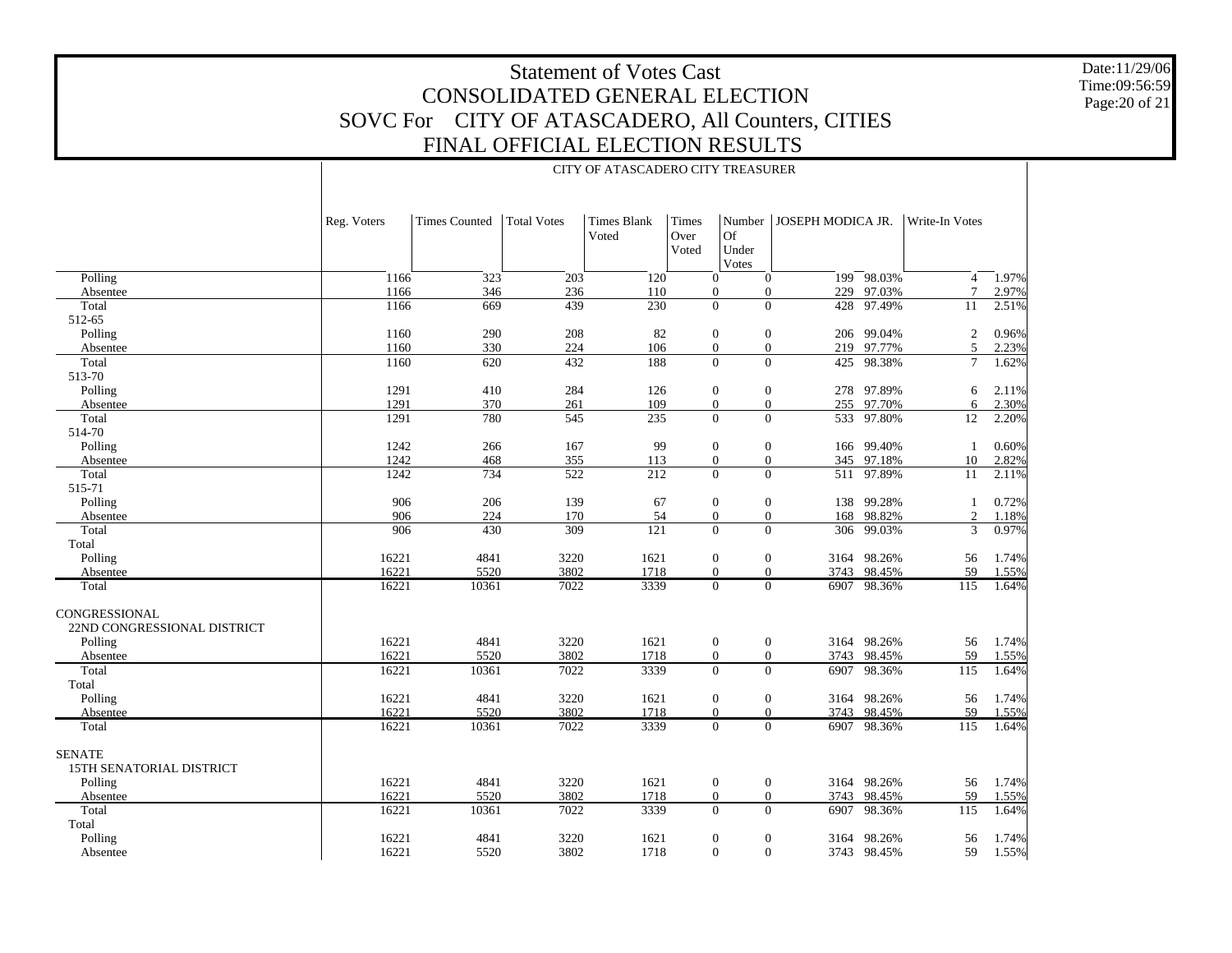# Statement of Votes Cast
## CONSOLIDATED GENERAL ELECTION
## SOVC For CITY OF ATASCADERO, All Counters, CITIES
## FINAL OFFICIAL ELECTION RESULTS

Date:11/29/06
Time:09:56:59

CITY OF ATASCADERO CITY TREASURER

| | Reg. Voters | Times Counted | Total Votes | Times Blank Voted | Times Over Voted | Number Of Under Votes | JOSEPH MODICA JR. | | Write-In Votes | |
|---|---|---|---|---|---|---|---|---|---|---|
| Polling | 1166 | 323 | 203 | 120 | 0 | 0 | 199 | 98.03% | 4 | 1.97% |
| Absentee | 1166 | 346 | 236 | 110 | 0 | 0 | 229 | 97.03% | 7 | 2.97% |
| Total | 1166 | 669 | 439 | 230 | 0 | 0 | 428 | 97.49% | 11 | 2.51% |
| 512-65 | | | | | | | | | | |
| Polling | 1160 | 290 | 208 | 82 | 0 | 0 | 206 | 99.04% | 2 | 0.96% |
| Absentee | 1160 | 330 | 224 | 106 | 0 | 0 | 219 | 97.77% | 5 | 2.23% |
| Total | 1160 | 620 | 432 | 188 | 0 | 0 | 425 | 98.38% | 7 | 1.62% |
| 513-70 | | | | | | | | | | |
| Polling | 1291 | 410 | 284 | 126 | 0 | 0 | 278 | 97.89% | 6 | 2.11% |
| Absentee | 1291 | 370 | 261 | 109 | 0 | 0 | 255 | 97.70% | 6 | 2.30% |
| Total | 1291 | 780 | 545 | 235 | 0 | 0 | 533 | 97.80% | 12 | 2.20% |
| 514-70 | | | | | | | | | | |
| Polling | 1242 | 266 | 167 | 99 | 0 | 0 | 166 | 99.40% | 1 | 0.60% |
| Absentee | 1242 | 468 | 355 | 113 | 0 | 0 | 345 | 97.18% | 10 | 2.82% |
| Total | 1242 | 734 | 522 | 212 | 0 | 0 | 511 | 97.89% | 11 | 2.11% |
| 515-71 | | | | | | | | | | |
| Polling | 906 | 206 | 139 | 67 | 0 | 0 | 138 | 99.28% | 1 | 0.72% |
| Absentee | 906 | 224 | 170 | 54 | 0 | 0 | 168 | 98.82% | 2 | 1.18% |
| Total | 906 | 430 | 309 | 121 | 0 | 0 | 306 | 99.03% | 3 | 0.97% |
| Total | | | | | | | | | | |
| Polling | 16221 | 4841 | 3220 | 1621 | 0 | 0 | 3164 | 98.26% | 56 | 1.74% |
| Absentee | 16221 | 5520 | 3802 | 1718 | 0 | 0 | 3743 | 98.45% | 59 | 1.55% |
| Total | 16221 | 10361 | 7022 | 3339 | 0 | 0 | 6907 | 98.36% | 115 | 1.64% |
| CONGRESSIONAL | | | | | | | | | | |
| 22ND CONGRESSIONAL DISTRICT | | | | | | | | | | |
| Polling | 16221 | 4841 | 3220 | 1621 | 0 | 0 | 3164 | 98.26% | 56 | 1.74% |
| Absentee | 16221 | 5520 | 3802 | 1718 | 0 | 0 | 3743 | 98.45% | 59 | 1.55% |
| Total | 16221 | 10361 | 7022 | 3339 | 0 | 0 | 6907 | 98.36% | 115 | 1.64% |
| Total | | | | | | | | | | |
| Polling | 16221 | 4841 | 3220 | 1621 | 0 | 0 | 3164 | 98.26% | 56 | 1.74% |
| Absentee | 16221 | 5520 | 3802 | 1718 | 0 | 0 | 3743 | 98.45% | 59 | 1.55% |
| Total | 16221 | 10361 | 7022 | 3339 | 0 | 0 | 6907 | 98.36% | 115 | 1.64% |
| SENATE | | | | | | | | | | |
| 15TH SENATORIAL DISTRICT | | | | | | | | | | |
| Polling | 16221 | 4841 | 3220 | 1621 | 0 | 0 | 3164 | 98.26% | 56 | 1.74% |
| Absentee | 16221 | 5520 | 3802 | 1718 | 0 | 0 | 3743 | 98.45% | 59 | 1.55% |
| Total | 16221 | 10361 | 7022 | 3339 | 0 | 0 | 6907 | 98.36% | 115 | 1.64% |
| Total | | | | | | | | | | |
| Polling | 16221 | 4841 | 3220 | 1621 | 0 | 0 | 3164 | 98.26% | 56 | 1.74% |
| Absentee | 16221 | 5520 | 3802 | 1718 | 0 | 0 | 3743 | 98.45% | 59 | 1.55% |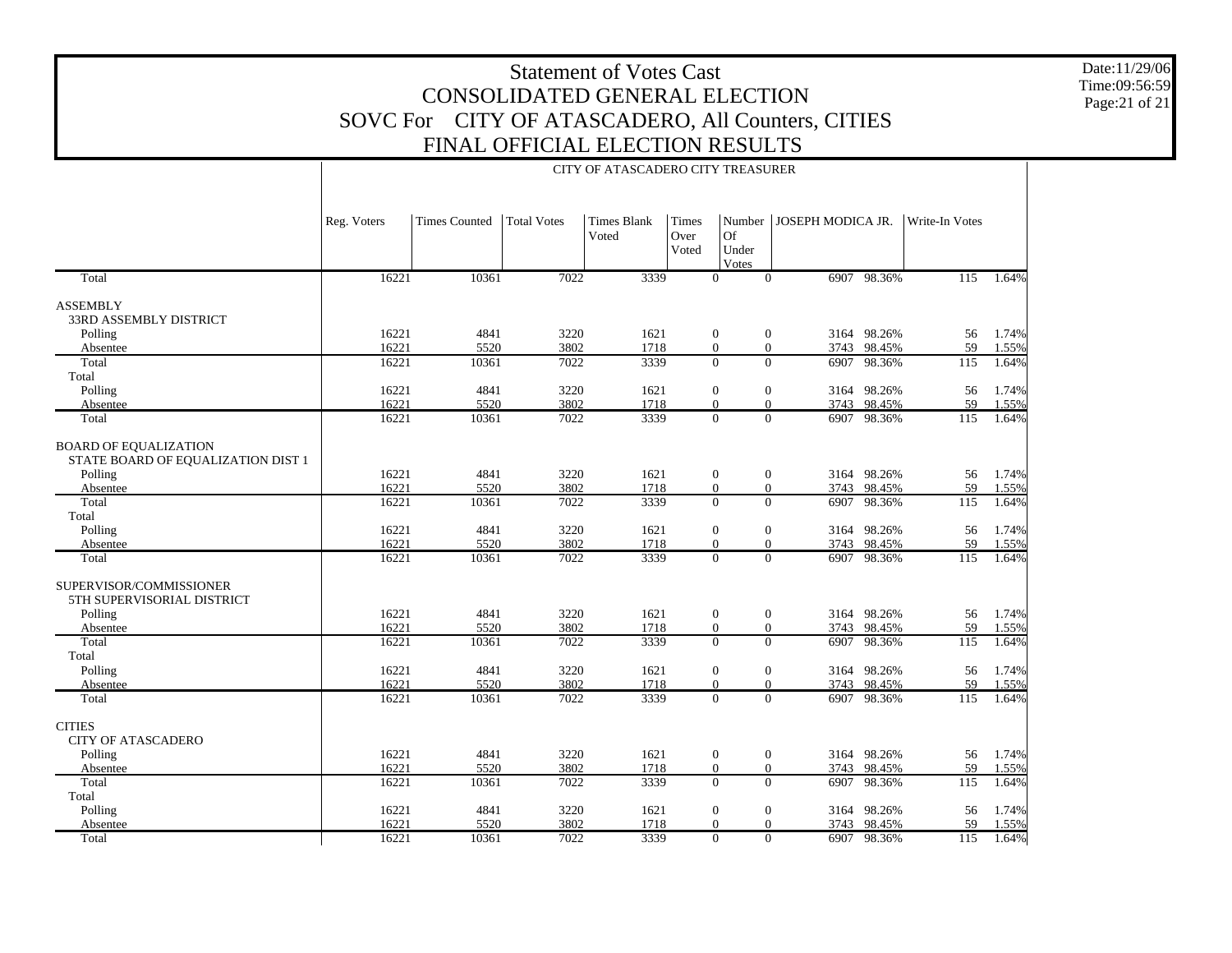# Statement of Votes Cast
# CONSOLIDATED GENERAL ELECTION
# SOVC For CITY OF ATASCADERO, All Counters, CITIES
# FINAL OFFICIAL ELECTION RESULTS

Date:11/29/06
Time:09:56:59
Page:21 of 21

| | CITY OF ATASCADERO CITY TREASURER | | | | | | | | | |
|---|---|---|---|---|---|---|---|---|---|---|
| | Reg. Voters | Times Counted | Total Votes | Times Blank Voted | Times Over Voted | Number Of Under Votes | JOSEPH MODICA JR. | | Write-In Votes | |
| Total | 16221 | 10361 | 7022 | 3339 | 0 | 0 | 6907 | 98.36% | 115 | 1.64% |
| **ASSEMBLY** | | | | | | | | | | |
| 33RD ASSEMBLY DISTRICT | | | | | | | | | | |
| Polling | 16221 | 4841 | 3220 | 1621 | 0 | 0 | 3164 | 98.26% | 56 | 1.74% |
| Absentee | 16221 | 5520 | 3802 | 1718 | 0 | 0 | 3743 | 98.45% | 59 | 1.55% |
| Total | 16221 | 10361 | 7022 | 3339 | 0 | 0 | 6907 | 98.36% | 115 | 1.64% |
| Total | | | | | | | | | | |
| Polling | 16221 | 4841 | 3220 | 1621 | 0 | 0 | 3164 | 98.26% | 56 | 1.74% |
| Absentee | 16221 | 5520 | 3802 | 1718 | 0 | 0 | 3743 | 98.45% | 59 | 1.55% |
| Total | 16221 | 10361 | 7022 | 3339 | 0 | 0 | 6907 | 98.36% | 115 | 1.64% |
| **BOARD OF EQUALIZATION** | | | | | | | | | | |
| STATE BOARD OF EQUALIZATION DIST 1 | | | | | | | | | | |
| Polling | 16221 | 4841 | 3220 | 1621 | 0 | 0 | 3164 | 98.26% | 56 | 1.74% |
| Absentee | 16221 | 5520 | 3802 | 1718 | 0 | 0 | 3743 | 98.45% | 59 | 1.55% |
| Total | 16221 | 10361 | 7022 | 3339 | 0 | 0 | 6907 | 98.36% | 115 | 1.64% |
| Total | | | | | | | | | | |
| Polling | 16221 | 4841 | 3220 | 1621 | 0 | 0 | 3164 | 98.26% | 56 | 1.74% |
| Absentee | 16221 | 5520 | 3802 | 1718 | 0 | 0 | 3743 | 98.45% | 59 | 1.55% |
| Total | 16221 | 10361 | 7022 | 3339 | 0 | 0 | 6907 | 98.36% | 115 | 1.64% |
| **SUPERVISOR/COMMISSIONER** | | | | | | | | | | |
| 5TH SUPERVISORIAL DISTRICT | | | | | | | | | | |
| Polling | 16221 | 4841 | 3220 | 1621 | 0 | 0 | 3164 | 98.26% | 56 | 1.74% |
| Absentee | 16221 | 5520 | 3802 | 1718 | 0 | 0 | 3743 | 98.45% | 59 | 1.55% |
| Total | 16221 | 10361 | 7022 | 3339 | 0 | 0 | 6907 | 98.36% | 115 | 1.64% |
| Total | | | | | | | | | | |
| Polling | 16221 | 4841 | 3220 | 1621 | 0 | 0 | 3164 | 98.26% | 56 | 1.74% |
| Absentee | 16221 | 5520 | 3802 | 1718 | 0 | 0 | 3743 | 98.45% | 59 | 1.55% |
| Total | 16221 | 10361 | 7022 | 3339 | 0 | 0 | 6907 | 98.36% | 115 | 1.64% |
| **CITIES** | | | | | | | | | | |
| CITY OF ATASCADERO | | | | | | | | | | |
| Polling | 16221 | 4841 | 3220 | 1621 | 0 | 0 | 3164 | 98.26% | 56 | 1.74% |
| Absentee | 16221 | 5520 | 3802 | 1718 | 0 | 0 | 3743 | 98.45% | 59 | 1.55% |
| Total | 16221 | 10361 | 7022 | 3339 | 0 | 0 | 6907 | 98.36% | 115 | 1.64% |
| Total | | | | | | | | | | |
| Polling | 16221 | 4841 | 3220 | 1621 | 0 | 0 | 3164 | 98.26% | 56 | 1.74% |
| Absentee | 16221 | 5520 | 3802 | 1718 | 0 | 0 | 3743 | 98.45% | 59 | 1.55% |
| Total | 16221 | 10361 | 7022 | 3339 | 0 | 0 | 6907 | 98.36% | 115 | 1.64% |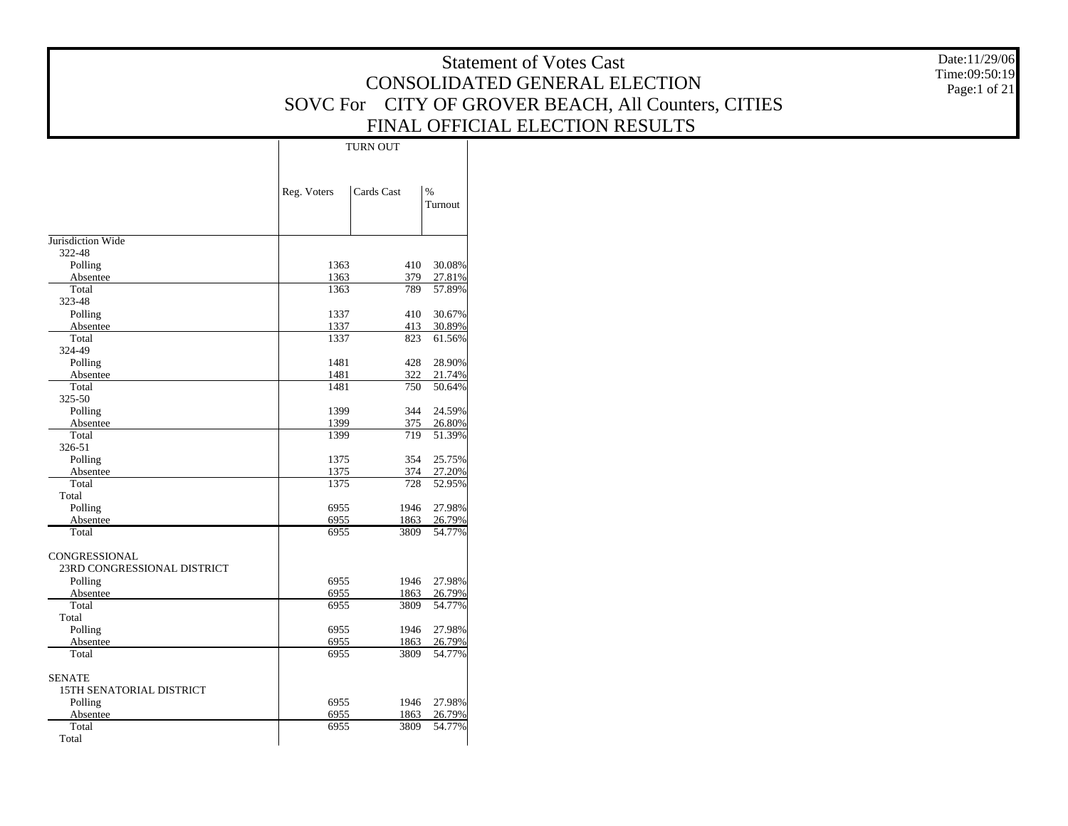# Statement of Votes Cast
## CONSOLIDATED GENERAL ELECTION
## SOVC For CITY OF GROVER BEACH, All Counters, CITIES
## FINAL OFFICIAL ELECTION RESULTS

Date:11/29/06
Time:09:50:19

| | TURN OUT | | |
|---|---|---|---|
| | Reg. Voters | Cards Cast | % Turnout |
| **Jurisdiction Wide** | | | |
| 322-48 | | | |
| Polling | 1363 | 410 | 30.08% |
| Absentee | 1363 | 379 | 27.81% |
| Total | 1363 | 789 | 57.89% |
| 323-48 | | | |
| Polling | 1337 | 410 | 30.67% |
| Absentee | 1337 | 413 | 30.89% |
| Total | 1337 | 823 | 61.56% |
| 324-49 | | | |
| Polling | 1481 | 428 | 28.90% |
| Absentee | 1481 | 322 | 21.74% |
| Total | 1481 | 750 | 50.64% |
| 325-50 | | | |
| Polling | 1399 | 344 | 24.59% |
| Absentee | 1399 | 375 | 26.80% |
| Total | 1399 | 719 | 51.39% |
| 326-51 | | | |
| Polling | 1375 | 354 | 25.75% |
| Absentee | 1375 | 374 | 27.20% |
| Total | 1375 | 728 | 52.95% |
| Total | | | |
| Polling | 6955 | 1946 | 27.98% |
| Absentee | 6955 | 1863 | 26.79% |
| Total | 6955 | 3809 | 54.77% |
| **CONGRESSIONAL** | | | |
| 23RD CONGRESSIONAL DISTRICT | | | |
| Polling | 6955 | 1946 | 27.98% |
| Absentee | 6955 | 1863 | 26.79% |
| Total | 6955 | 3809 | 54.77% |
| Total | | | |
| Polling | 6955 | 1946 | 27.98% |
| Absentee | 6955 | 1863 | 26.79% |
| Total | 6955 | 3809 | 54.77% |
| **SENATE** | | | |
| 15TH SENATORIAL DISTRICT | | | |
| Polling | 6955 | 1946 | 27.98% |
| Absentee | 6955 | 1863 | 26.79% |
| Total | 6955 | 3809 | 54.77% |
| Total | | | |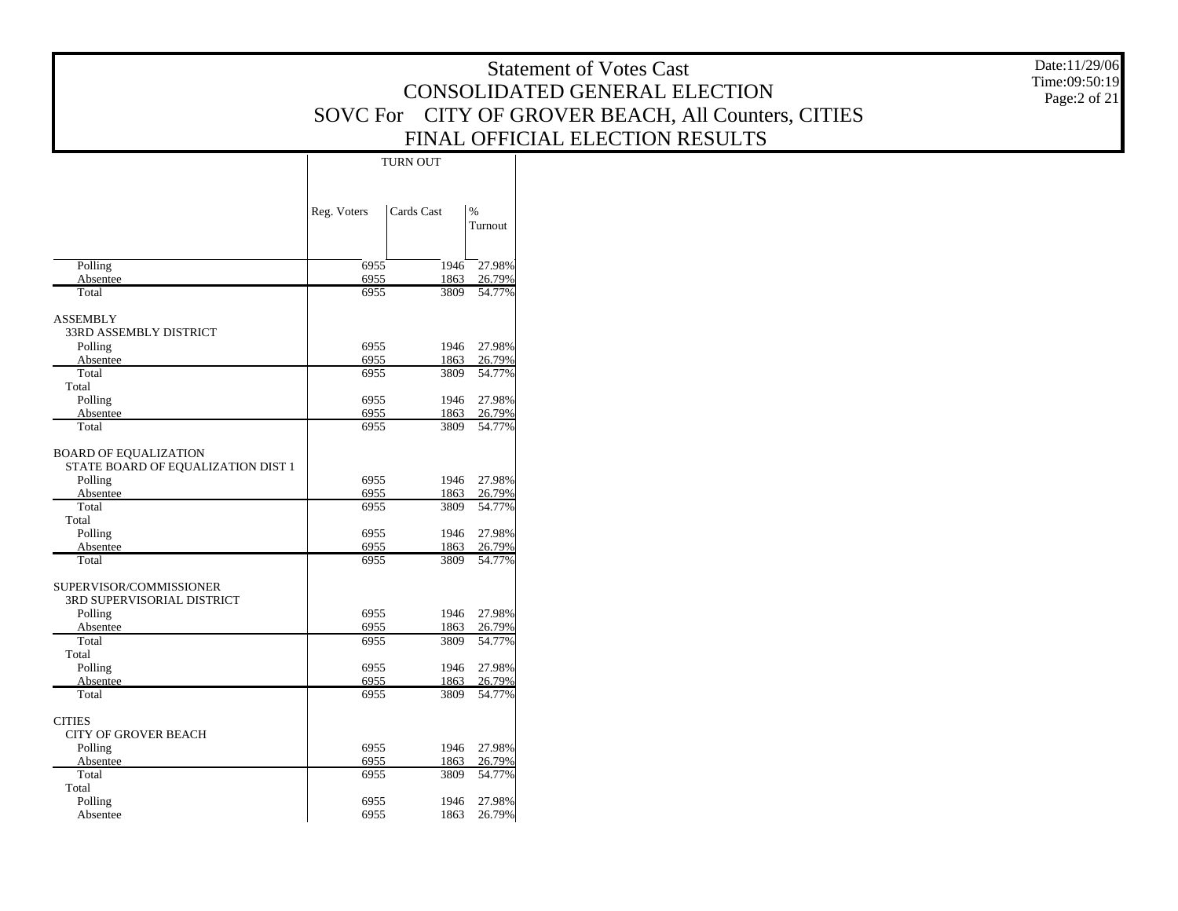# Statement of Votes Cast
## CONSOLIDATED GENERAL ELECTION
## SOVC For CITY OF GROVER BEACH, All Counters, CITIES
## FINAL OFFICIAL ELECTION RESULTS

Date:11/29/06
Time:09:50:19

| | TURN OUT | | |
|---|---|---|---|
| | Reg. Voters | Cards Cast | % Turnout |
| Polling | 6955 | 1946 | 27.98% |
| Absentee | 6955 | 1863 | 26.79% |
| Total | 6955 | 3809 | 54.77% |
| **ASSEMBLY** | | | |
| 33RD ASSEMBLY DISTRICT | | | |
| Polling | 6955 | 1946 | 27.98% |
| Absentee | 6955 | 1863 | 26.79% |
| Total | 6955 | 3809 | 54.77% |
| Total | | | |
| Polling | 6955 | 1946 | 27.98% |
| Absentee | 6955 | 1863 | 26.79% |
| Total | 6955 | 3809 | 54.77% |
| **BOARD OF EQUALIZATION** | | | |
| STATE BOARD OF EQUALIZATION DIST 1 | | | |
| Polling | 6955 | 1946 | 27.98% |
| Absentee | 6955 | 1863 | 26.79% |
| Total | 6955 | 3809 | 54.77% |
| Total | | | |
| Polling | 6955 | 1946 | 27.98% |
| Absentee | 6955 | 1863 | 26.79% |
| Total | 6955 | 3809 | 54.77% |
| **SUPERVISOR/COMMISSIONER** | | | |
| 3RD SUPERVISORIAL DISTRICT | | | |
| Polling | 6955 | 1946 | 27.98% |
| Absentee | 6955 | 1863 | 26.79% |
| Total | 6955 | 3809 | 54.77% |
| Total | | | |
| Polling | 6955 | 1946 | 27.98% |
| Absentee | 6955 | 1863 | 26.79% |
| Total | 6955 | 3809 | 54.77% |
| **CITIES** | | | |
| CITY OF GROVER BEACH | | | |
| Polling | 6955 | 1946 | 27.98% |
| Absentee | 6955 | 1863 | 26.79% |
| Total | 6955 | 3809 | 54.77% |
| Total | | | |
| Polling | 6955 | 1946 | 27.98% |
| Absentee | 6955 | 1863 | 26.79% |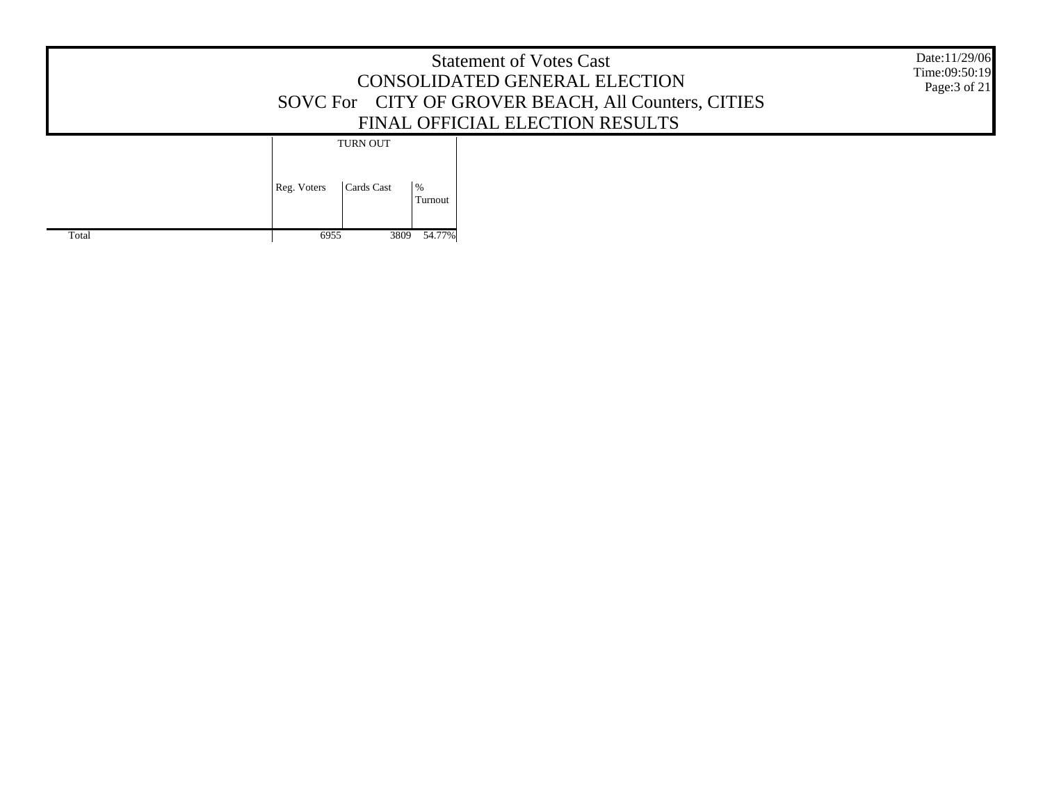# Statement of Votes Cast
## CONSOLIDATED GENERAL ELECTION
## SOVC For CITY OF GROVER BEACH, All Counters, CITIES
## FINAL OFFICIAL ELECTION RESULTS

Date:11/29/06
Time:09:50:19

| | TURN OUT | | |
|---|---|---|---|
| | Reg. Voters | Cards Cast | % Turnout |
| Total | 6955 | 3809 | 54.77% |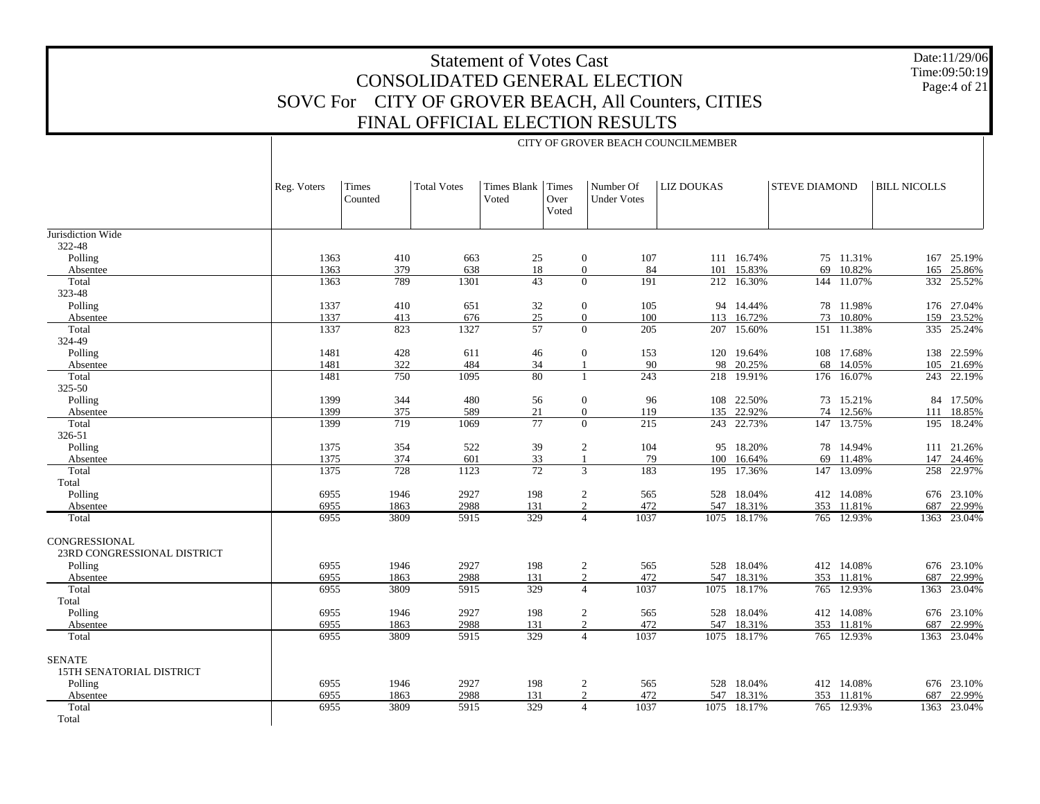# Statement of Votes Cast
## CONSOLIDATED GENERAL ELECTION
## SOVC For CITY OF GROVER BEACH, All Counters, CITIES
## FINAL OFFICIAL ELECTION RESULTS

Date:11/29/06
Time:09:50:19

| | CITY OF GROVER BEACH COUNCILMEMBER | | | | | | | | | | | |
|---|---|---|---|---|---|---|---|---|---|---|---|---|
| | Reg. Voters | Times Counted | Total Votes | Times Blank Voted | Times Over Voted | Number Of Under Votes | LIZ DOUKAS | | STEVE DIAMOND | | BILL NICOLLS | |
| Jurisdiction Wide | | | | | | | | | | | | |
| 322-48 | | | | | | | | | | | | |
| Polling | 1363 | 410 | 663 | 25 | 0 | 107 | 111 | 16.74% | 75 | 11.31% | 167 | 25.19% |
| Absentee | 1363 | 379 | 638 | 18 | 0 | 84 | 101 | 15.83% | 69 | 10.82% | 165 | 25.86% |
| Total | 1363 | 789 | 1301 | 43 | 0 | 191 | 212 | 16.30% | 144 | 11.07% | 332 | 25.52% |
| 323-48 | | | | | | | | | | | | |
| Polling | 1337 | 410 | 651 | 32 | 0 | 105 | 94 | 14.44% | 78 | 11.98% | 176 | 27.04% |
| Absentee | 1337 | 413 | 676 | 25 | 0 | 100 | 113 | 16.72% | 73 | 10.80% | 159 | 23.52% |
| Total | 1337 | 823 | 1327 | 57 | 0 | 205 | 207 | 15.60% | 151 | 11.38% | 335 | 25.24% |
| 324-49 | | | | | | | | | | | | |
| Polling | 1481 | 428 | 611 | 46 | 0 | 153 | 120 | 19.64% | 108 | 17.68% | 138 | 22.59% |
| Absentee | 1481 | 322 | 484 | 34 | 1 | 90 | 98 | 20.25% | 68 | 14.05% | 105 | 21.69% |
| Total | 1481 | 750 | 1095 | 80 | 1 | 243 | 218 | 19.91% | 176 | 16.07% | 243 | 22.19% |
| 325-50 | | | | | | | | | | | | |
| Polling | 1399 | 344 | 480 | 56 | 0 | 96 | 108 | 22.50% | 73 | 15.21% | 84 | 17.50% |
| Absentee | 1399 | 375 | 589 | 21 | 0 | 119 | 135 | 22.92% | 74 | 12.56% | 111 | 18.85% |
| Total | 1399 | 719 | 1069 | 77 | 0 | 215 | 243 | 22.73% | 147 | 13.75% | 195 | 18.24% |
| 326-51 | | | | | | | | | | | | |
| Polling | 1375 | 354 | 522 | 39 | 2 | 104 | 95 | 18.20% | 78 | 14.94% | 111 | 21.26% |
| Absentee | 1375 | 374 | 601 | 33 | 1 | 79 | 100 | 16.64% | 69 | 11.48% | 147 | 24.46% |
| Total | 1375 | 728 | 1123 | 72 | 3 | 183 | 195 | 17.36% | 147 | 13.09% | 258 | 22.97% |
| Total | | | | | | | | | | | | |
| Polling | 6955 | 1946 | 2927 | 198 | 2 | 565 | 528 | 18.04% | 412 | 14.08% | 676 | 23.10% |
| Absentee | 6955 | 1863 | 2988 | 131 | 2 | 472 | 547 | 18.31% | 353 | 11.81% | 687 | 22.99% |
| Total | 6955 | 3809 | 5915 | 329 | 4 | 1037 | 1075 | 18.17% | 765 | 12.93% | 1363 | 23.04% |
| CONGRESSIONAL | | | | | | | | | | | | |
| 23RD CONGRESSIONAL DISTRICT | | | | | | | | | | | | |
| Polling | 6955 | 1946 | 2927 | 198 | 2 | 565 | 528 | 18.04% | 412 | 14.08% | 676 | 23.10% |
| Absentee | 6955 | 1863 | 2988 | 131 | 2 | 472 | 547 | 18.31% | 353 | 11.81% | 687 | 22.99% |
| Total | 6955 | 3809 | 5915 | 329 | 4 | 1037 | 1075 | 18.17% | 765 | 12.93% | 1363 | 23.04% |
| Total | | | | | | | | | | | | |
| Polling | 6955 | 1946 | 2927 | 198 | 2 | 565 | 528 | 18.04% | 412 | 14.08% | 676 | 23.10% |
| Absentee | 6955 | 1863 | 2988 | 131 | 2 | 472 | 547 | 18.31% | 353 | 11.81% | 687 | 22.99% |
| Total | 6955 | 3809 | 5915 | 329 | 4 | 1037 | 1075 | 18.17% | 765 | 12.93% | 1363 | 23.04% |
| SENATE | | | | | | | | | | | | |
| 15TH SENATORIAL DISTRICT | | | | | | | | | | | | |
| Polling | 6955 | 1946 | 2927 | 198 | 2 | 565 | 528 | 18.04% | 412 | 14.08% | 676 | 23.10% |
| Absentee | 6955 | 1863 | 2988 | 131 | 2 | 472 | 547 | 18.31% | 353 | 11.81% | 687 | 22.99% |
| Total | 6955 | 3809 | 5915 | 329 | 4 | 1037 | 1075 | 18.17% | 765 | 12.93% | 1363 | 23.04% |
| Total | | | | | | | | | | | | |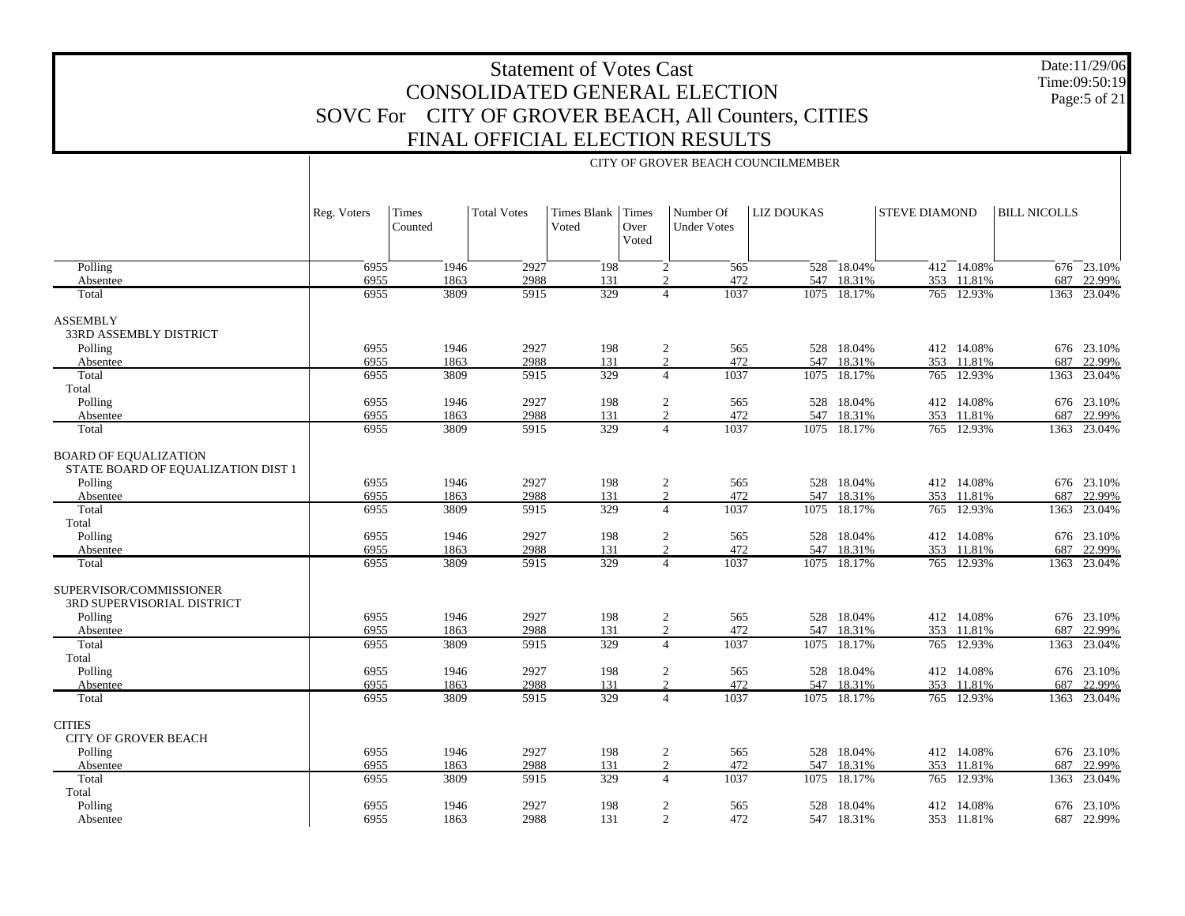# Statement of Votes Cast
## CONSOLIDATED GENERAL ELECTION
## SOVC For CITY OF GROVER BEACH, All Counters, CITIES
## FINAL OFFICIAL ELECTION RESULTS

Date:11/29/06
Time:09:50:19

CITY OF GROVER BEACH COUNCILMEMBER

| | Reg. Voters | Times Counted | Total Votes | Times Blank Voted | Times Over Voted | Number Of Under Votes | LIZ DOUKAS | | STEVE DIAMOND | | BILL NICOLLS | |
|---|---|---|---|---|---|---|---|---|---|---|---|---|
| Polling | 6955 | 1946 | 2927 | 198 | 2 | 565 | 528 | 18.04% | 412 | 14.08% | 676 | 23.10% |
| Absentee | 6955 | 1863 | 2988 | 131 | 2 | 472 | 547 | 18.31% | 353 | 11.81% | 687 | 22.99% |
| Total | 6955 | 3809 | 5915 | 329 | 4 | 1037 | 1075 | 18.17% | 765 | 12.93% | 1363 | 23.04% |
| **ASSEMBLY** | | | | | | | | | | | | |
| 33RD ASSEMBLY DISTRICT | | | | | | | | | | | | |
| Polling | 6955 | 1946 | 2927 | 198 | 2 | 565 | 528 | 18.04% | 412 | 14.08% | 676 | 23.10% |
| Absentee | 6955 | 1863 | 2988 | 131 | 2 | 472 | 547 | 18.31% | 353 | 11.81% | 687 | 22.99% |
| Total | 6955 | 3809 | 5915 | 329 | 4 | 1037 | 1075 | 18.17% | 765 | 12.93% | 1363 | 23.04% |
| Total | | | | | | | | | | | | |
| Polling | 6955 | 1946 | 2927 | 198 | 2 | 565 | 528 | 18.04% | 412 | 14.08% | 676 | 23.10% |
| Absentee | 6955 | 1863 | 2988 | 131 | 2 | 472 | 547 | 18.31% | 353 | 11.81% | 687 | 22.99% |
| Total | 6955 | 3809 | 5915 | 329 | 4 | 1037 | 1075 | 18.17% | 765 | 12.93% | 1363 | 23.04% |
| **BOARD OF EQUALIZATION** | | | | | | | | | | | | |
| STATE BOARD OF EQUALIZATION DIST 1 | | | | | | | | | | | | |
| Polling | 6955 | 1946 | 2927 | 198 | 2 | 565 | 528 | 18.04% | 412 | 14.08% | 676 | 23.10% |
| Absentee | 6955 | 1863 | 2988 | 131 | 2 | 472 | 547 | 18.31% | 353 | 11.81% | 687 | 22.99% |
| Total | 6955 | 3809 | 5915 | 329 | 4 | 1037 | 1075 | 18.17% | 765 | 12.93% | 1363 | 23.04% |
| Total | | | | | | | | | | | | |
| Polling | 6955 | 1946 | 2927 | 198 | 2 | 565 | 528 | 18.04% | 412 | 14.08% | 676 | 23.10% |
| Absentee | 6955 | 1863 | 2988 | 131 | 2 | 472 | 547 | 18.31% | 353 | 11.81% | 687 | 22.99% |
| Total | 6955 | 3809 | 5915 | 329 | 4 | 1037 | 1075 | 18.17% | 765 | 12.93% | 1363 | 23.04% |
| **SUPERVISOR/COMMISSIONER** | | | | | | | | | | | | |
| 3RD SUPERVISORIAL DISTRICT | | | | | | | | | | | | |
| Polling | 6955 | 1946 | 2927 | 198 | 2 | 565 | 528 | 18.04% | 412 | 14.08% | 676 | 23.10% |
| Absentee | 6955 | 1863 | 2988 | 131 | 2 | 472 | 547 | 18.31% | 353 | 11.81% | 687 | 22.99% |
| Total | 6955 | 3809 | 5915 | 329 | 4 | 1037 | 1075 | 18.17% | 765 | 12.93% | 1363 | 23.04% |
| Total | | | | | | | | | | | | |
| Polling | 6955 | 1946 | 2927 | 198 | 2 | 565 | 528 | 18.04% | 412 | 14.08% | 676 | 23.10% |
| Absentee | 6955 | 1863 | 2988 | 131 | 2 | 472 | 547 | 18.31% | 353 | 11.81% | 687 | 22.99% |
| Total | 6955 | 3809 | 5915 | 329 | 4 | 1037 | 1075 | 18.17% | 765 | 12.93% | 1363 | 23.04% |
| **CITIES** | | | | | | | | | | | | |
| CITY OF GROVER BEACH | | | | | | | | | | | | |
| Polling | 6955 | 1946 | 2927 | 198 | 2 | 565 | 528 | 18.04% | 412 | 14.08% | 676 | 23.10% |
| Absentee | 6955 | 1863 | 2988 | 131 | 2 | 472 | 547 | 18.31% | 353 | 11.81% | 687 | 22.99% |
| Total | 6955 | 3809 | 5915 | 329 | 4 | 1037 | 1075 | 18.17% | 765 | 12.93% | 1363 | 23.04% |
| Total | | | | | | | | | | | | |
| Polling | 6955 | 1946 | 2927 | 198 | 2 | 565 | 528 | 18.04% | 412 | 14.08% | 676 | 23.10% |
| Absentee | 6955 | 1863 | 2988 | 131 | 2 | 472 | 547 | 18.31% | 353 | 11.81% | 687 | 22.99% |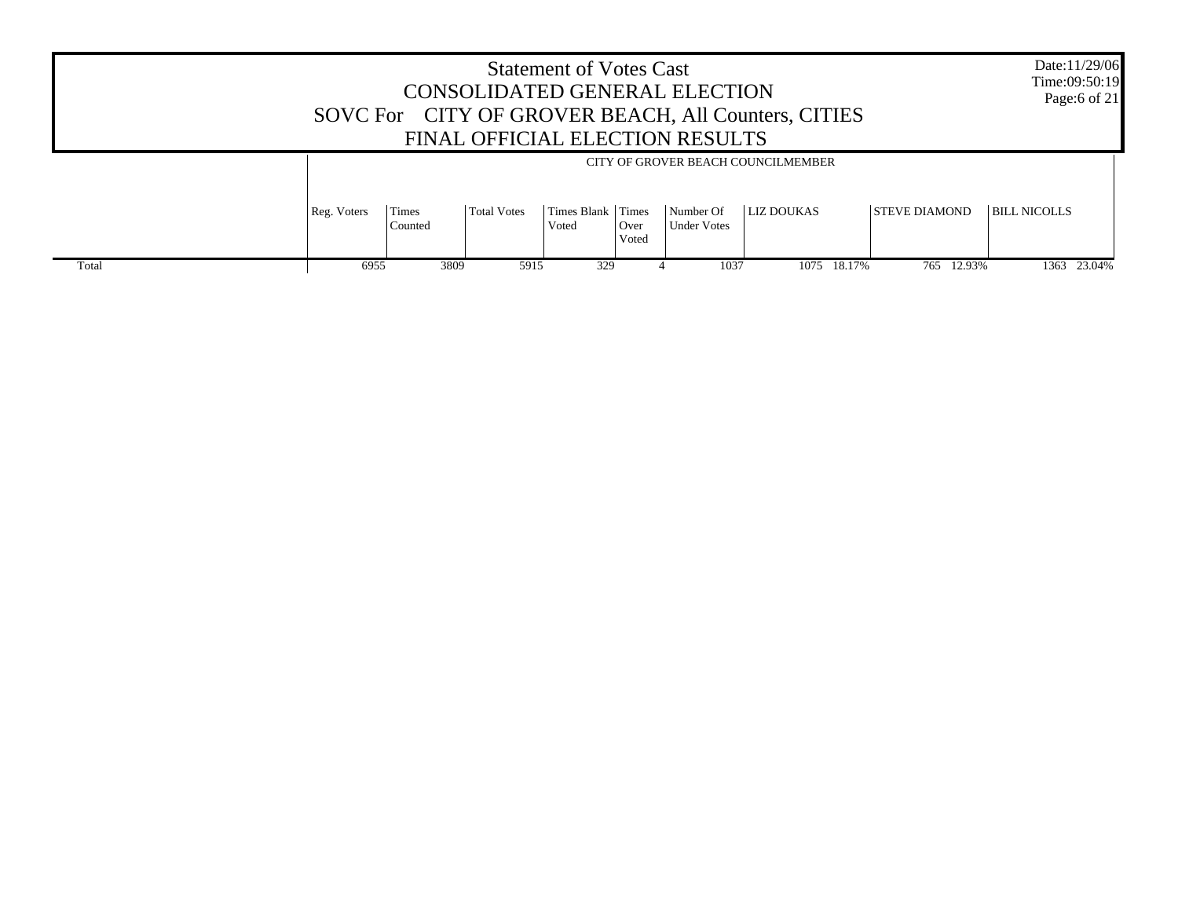# Statement of Votes Cast
## CONSOLIDATED GENERAL ELECTION
## SOVC For CITY OF GROVER BEACH, All Counters, CITIES
## FINAL OFFICIAL ELECTION RESULTS

Date:11/29/06
Time:09:50:19

CITY OF GROVER BEACH COUNCILMEMBER

| | Reg. Voters | Times Counted | Total Votes | Times Blank Voted | Times Over Voted | Number Of Under Votes | LIZ DOUKAS | | STEVE DIAMOND | | BILL NICOLLS | |
|---|---|---|---|---|---|---|---|---|---|---|---|---|
| Total | 6955 | 3809 | 5915 | 329 | 4 | 1037 | 1075 | 18.17% | 765 | 12.93% | 1363 | 23.04% |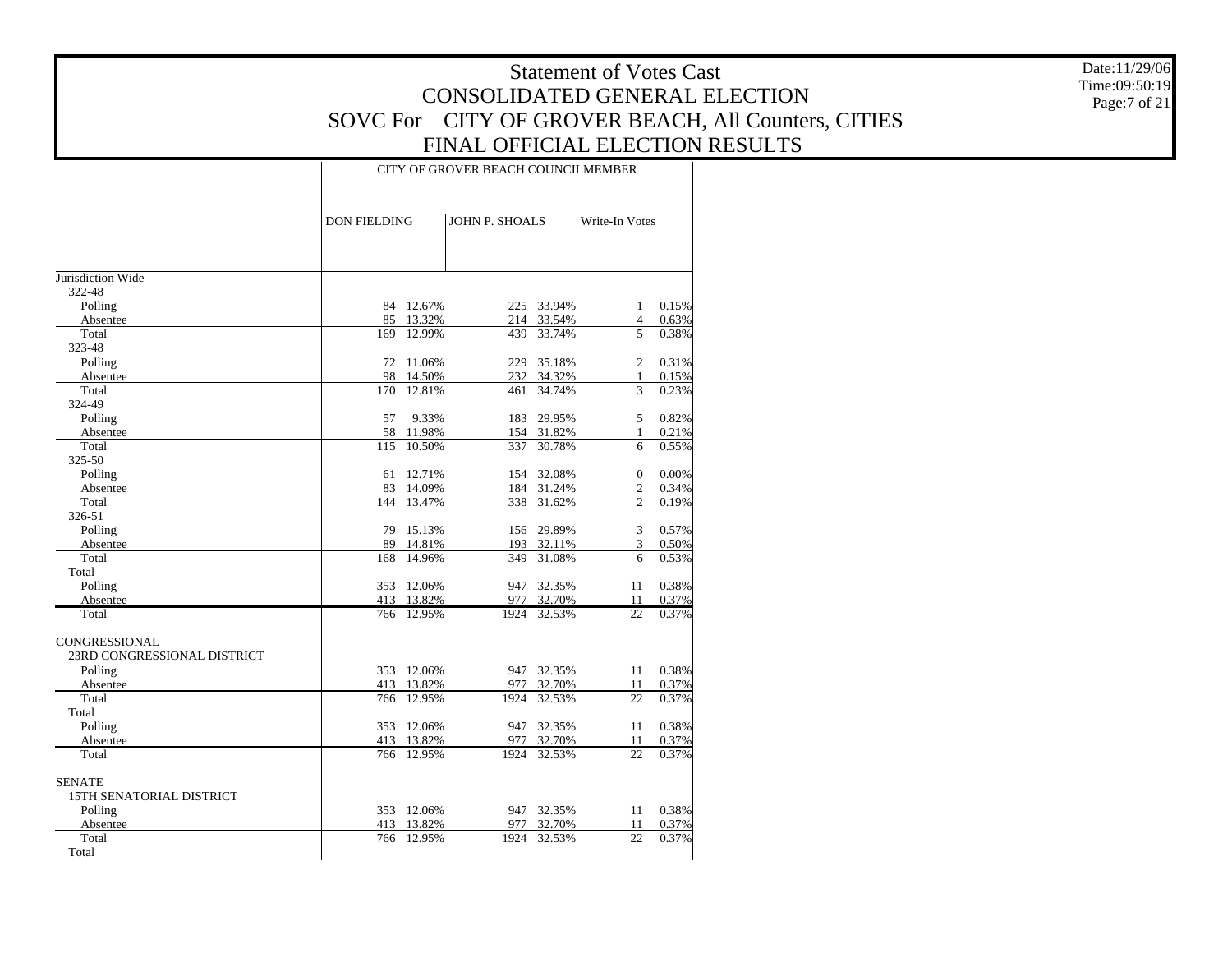# Statement of Votes Cast
## CONSOLIDATED GENERAL ELECTION
## SOVC For CITY OF GROVER BEACH, All Counters, CITIES
## FINAL OFFICIAL ELECTION RESULTS

Date:11/29/06
Time:09:50:19

| | CITY OF GROVER BEACH COUNCILMEMBER | | | | | |
|---|---|---|---|---|---|---|
| | DON FIELDING | | JOHN P. SHOALS | | Write-In Votes | |
| Jurisdiction Wide | | | | | | |
| 322-48 | | | | | | |
| Polling | 84 | 12.67% | 225 | 33.94% | 1 | 0.15% |
| Absentee | 85 | 13.32% | 214 | 33.54% | 4 | 0.63% |
| Total | 169 | 12.99% | 439 | 33.74% | 5 | 0.38% |
| 323-48 | | | | | | |
| Polling | 72 | 11.06% | 229 | 35.18% | 2 | 0.31% |
| Absentee | 98 | 14.50% | 232 | 34.32% | 1 | 0.15% |
| Total | 170 | 12.81% | 461 | 34.74% | 3 | 0.23% |
| 324-49 | | | | | | |
| Polling | 57 | 9.33% | 183 | 29.95% | 5 | 0.82% |
| Absentee | 58 | 11.98% | 154 | 31.82% | 1 | 0.21% |
| Total | 115 | 10.50% | 337 | 30.78% | 6 | 0.55% |
| 325-50 | | | | | | |
| Polling | 61 | 12.71% | 154 | 32.08% | 0 | 0.00% |
| Absentee | 83 | 14.09% | 184 | 31.24% | 2 | 0.34% |
| Total | 144 | 13.47% | 338 | 31.62% | 2 | 0.19% |
| 326-51 | | | | | | |
| Polling | 79 | 15.13% | 156 | 29.89% | 3 | 0.57% |
| Absentee | 89 | 14.81% | 193 | 32.11% | 3 | 0.50% |
| Total | 168 | 14.96% | 349 | 31.08% | 6 | 0.53% |
| Total | | | | | | |
| Polling | 353 | 12.06% | 947 | 32.35% | 11 | 0.38% |
| Absentee | 413 | 13.82% | 977 | 32.70% | 11 | 0.37% |
| Total | 766 | 12.95% | 1924 | 32.53% | 22 | 0.37% |
| CONGRESSIONAL | | | | | | |
| 23RD CONGRESSIONAL DISTRICT | | | | | | |
| Polling | 353 | 12.06% | 947 | 32.35% | 11 | 0.38% |
| Absentee | 413 | 13.82% | 977 | 32.70% | 11 | 0.37% |
| Total | 766 | 12.95% | 1924 | 32.53% | 22 | 0.37% |
| Total | | | | | | |
| Polling | 353 | 12.06% | 947 | 32.35% | 11 | 0.38% |
| Absentee | 413 | 13.82% | 977 | 32.70% | 11 | 0.37% |
| Total | 766 | 12.95% | 1924 | 32.53% | 22 | 0.37% |
| SENATE | | | | | | |
| 15TH SENATORIAL DISTRICT | | | | | | |
| Polling | 353 | 12.06% | 947 | 32.35% | 11 | 0.38% |
| Absentee | 413 | 13.82% | 977 | 32.70% | 11 | 0.37% |
| Total | 766 | 12.95% | 1924 | 32.53% | 22 | 0.37% |
| Total | | | | | | |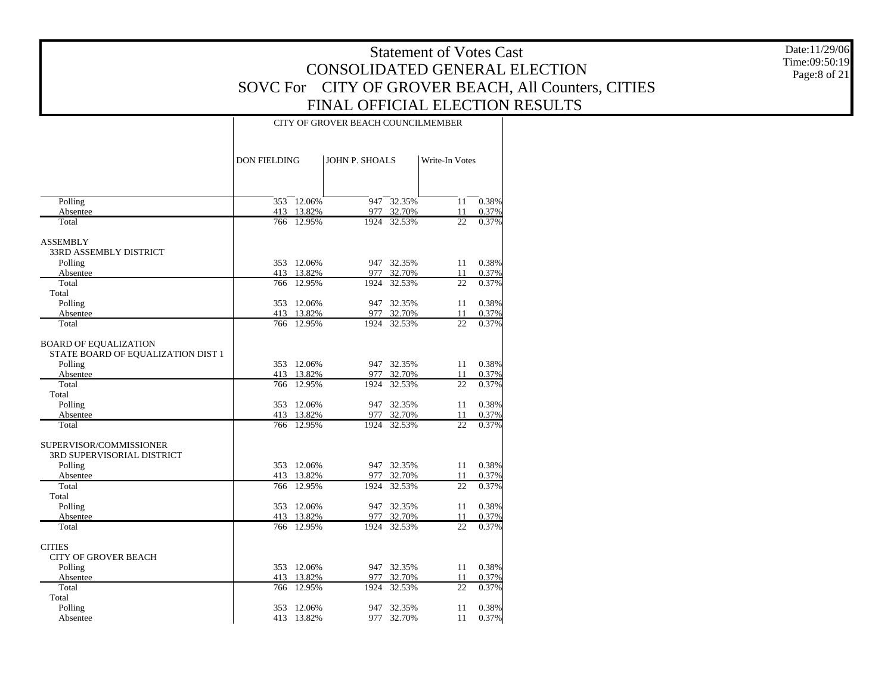# Statement of Votes Cast
## CONSOLIDATED GENERAL ELECTION
## SOVC For CITY OF GROVER BEACH, All Counters, CITIES
## FINAL OFFICIAL ELECTION RESULTS

Date:11/29/06
Time:09:50:19
Page:8 of 21

| | CITY OF GROVER BEACH COUNCILMEMBER | | | | | |
|---|---|---|---|---|---|---|
| | DON FIELDING | | JOHN P. SHOALS | | Write-In Votes | |
| Polling | 353 | 12.06% | 947 | 32.35% | 11 | 0.38% |
| Absentee | 413 | 13.82% | 977 | 32.70% | 11 | 0.37% |
| Total | 766 | 12.95% | 1924 | 32.53% | 22 | 0.37% |
| **ASSEMBLY** | | | | | | |
| 33RD ASSEMBLY DISTRICT | | | | | | |
| Polling | 353 | 12.06% | 947 | 32.35% | 11 | 0.38% |
| Absentee | 413 | 13.82% | 977 | 32.70% | 11 | 0.37% |
| Total | 766 | 12.95% | 1924 | 32.53% | 22 | 0.37% |
| Total | | | | | | |
| Polling | 353 | 12.06% | 947 | 32.35% | 11 | 0.38% |
| Absentee | 413 | 13.82% | 977 | 32.70% | 11 | 0.37% |
| Total | 766 | 12.95% | 1924 | 32.53% | 22 | 0.37% |
| **BOARD OF EQUALIZATION** | | | | | | |
| STATE BOARD OF EQUALIZATION DIST 1 | | | | | | |
| Polling | 353 | 12.06% | 947 | 32.35% | 11 | 0.38% |
| Absentee | 413 | 13.82% | 977 | 32.70% | 11 | 0.37% |
| Total | 766 | 12.95% | 1924 | 32.53% | 22 | 0.37% |
| Total | | | | | | |
| Polling | 353 | 12.06% | 947 | 32.35% | 11 | 0.38% |
| Absentee | 413 | 13.82% | 977 | 32.70% | 11 | 0.37% |
| Total | 766 | 12.95% | 1924 | 32.53% | 22 | 0.37% |
| **SUPERVISOR/COMMISSIONER** | | | | | | |
| 3RD SUPERVISORIAL DISTRICT | | | | | | |
| Polling | 353 | 12.06% | 947 | 32.35% | 11 | 0.38% |
| Absentee | 413 | 13.82% | 977 | 32.70% | 11 | 0.37% |
| Total | 766 | 12.95% | 1924 | 32.53% | 22 | 0.37% |
| Total | | | | | | |
| Polling | 353 | 12.06% | 947 | 32.35% | 11 | 0.38% |
| Absentee | 413 | 13.82% | 977 | 32.70% | 11 | 0.37% |
| Total | 766 | 12.95% | 1924 | 32.53% | 22 | 0.37% |
| **CITIES** | | | | | | |
| CITY OF GROVER BEACH | | | | | | |
| Polling | 353 | 12.06% | 947 | 32.35% | 11 | 0.38% |
| Absentee | 413 | 13.82% | 977 | 32.70% | 11 | 0.37% |
| Total | 766 | 12.95% | 1924 | 32.53% | 22 | 0.37% |
| Total | | | | | | |
| Polling | 353 | 12.06% | 947 | 32.35% | 11 | 0.38% |
| Absentee | 413 | 13.82% | 977 | 32.70% | 11 | 0.37% |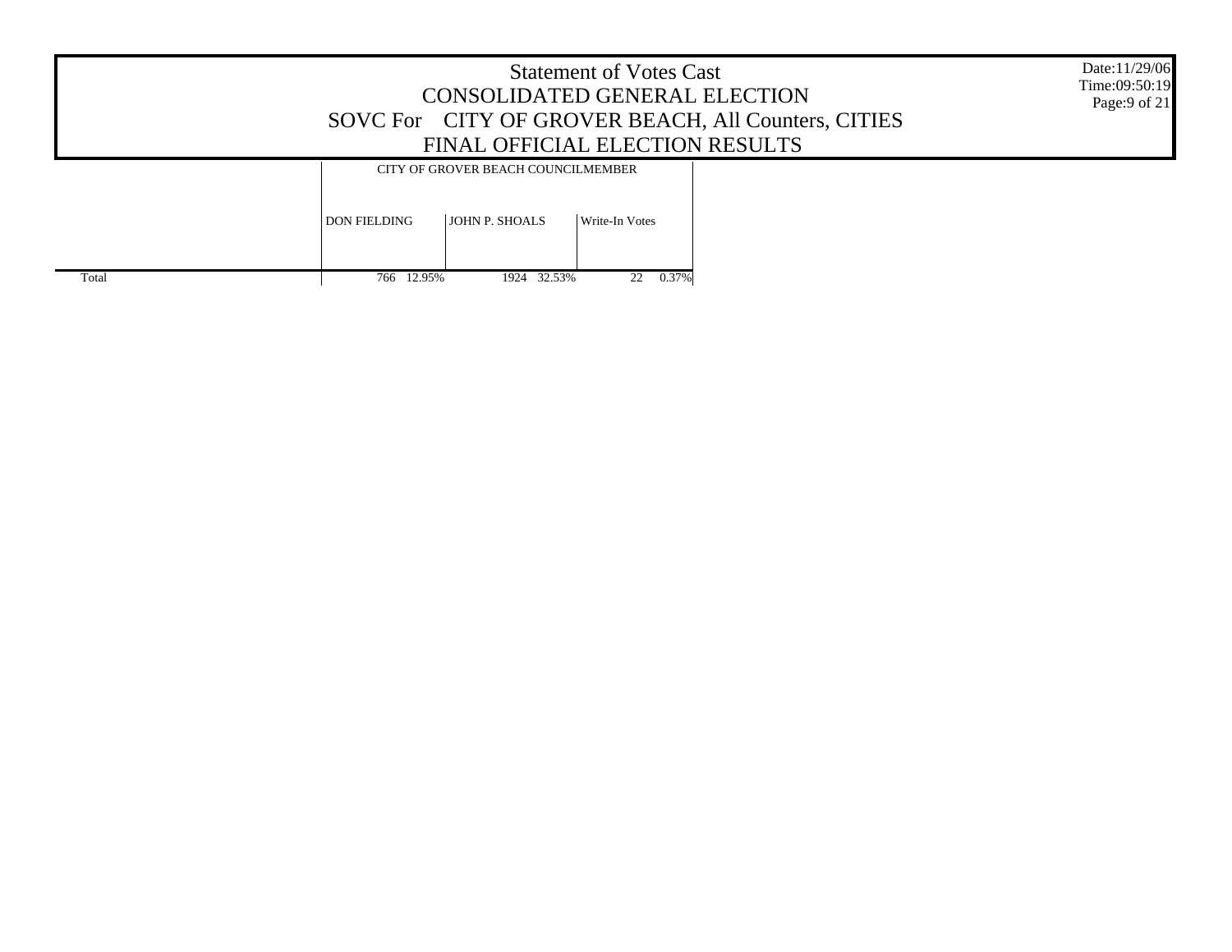# Statement of Votes Cast
## CONSOLIDATED GENERAL ELECTION
## SOVC For CITY OF GROVER BEACH, All Counters, CITIES
## FINAL OFFICIAL ELECTION RESULTS

Date:11/29/06
Time:09:50:19

| | CITY OF GROVER BEACH COUNCILMEMBER | | | | | |
|---|---|---|---|---|---|---|
| | DON FIELDING | | JOHN P. SHOALS | | Write-In Votes | |
| Total | 766 | 12.95% | 1924 | 32.53% | 22 | 0.37% |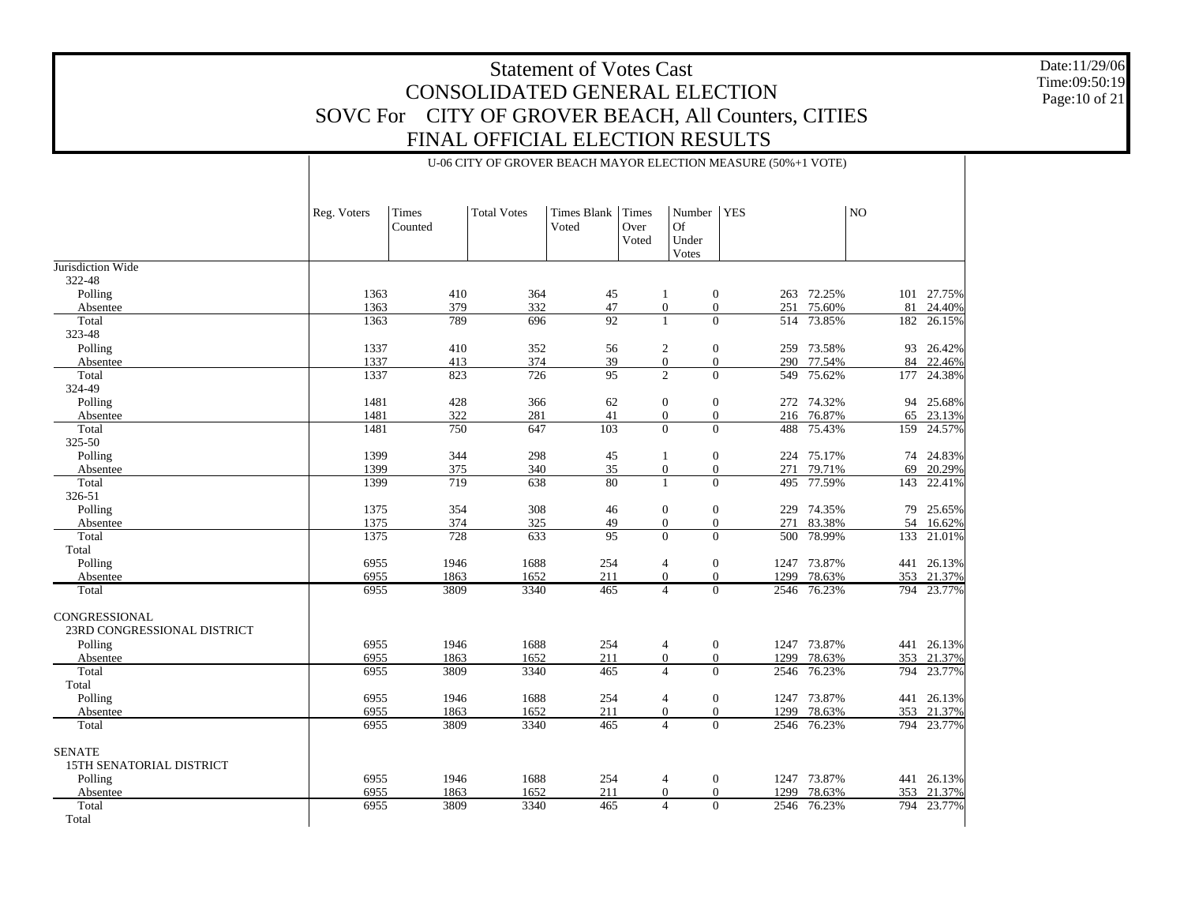# Statement of Votes Cast
# CONSOLIDATED GENERAL ELECTION
# SOVC For CITY OF GROVER BEACH, All Counters, CITIES
# FINAL OFFICIAL ELECTION RESULTS

Date:11/29/06
Time:09:50:19

U-06 CITY OF GROVER BEACH MAYOR ELECTION MEASURE (50%+1 VOTE)

| | Reg. Voters | Times Counted | Total Votes | Times Blank Voted | Times Over Voted | Number Of Under Votes | YES | | NO | |
|---|---|---|---|---|---|---|---|---|---|---|
| Jurisdiction Wide | | | | | | | | | | |
| 322-48 | | | | | | | | | | |
| Polling | 1363 | 410 | 364 | 45 | 1 | 0 | 263 | 72.25% | 101 | 27.75% |
| Absentee | 1363 | 379 | 332 | 47 | 0 | 0 | 251 | 75.60% | 81 | 24.40% |
| Total | 1363 | 789 | 696 | 92 | 1 | 0 | 514 | 73.85% | 182 | 26.15% |
| 323-48 | | | | | | | | | | |
| Polling | 1337 | 410 | 352 | 56 | 2 | 0 | 259 | 73.58% | 93 | 26.42% |
| Absentee | 1337 | 413 | 374 | 39 | 0 | 0 | 290 | 77.54% | 84 | 22.46% |
| Total | 1337 | 823 | 726 | 95 | 2 | 0 | 549 | 75.62% | 177 | 24.38% |
| 324-49 | | | | | | | | | | |
| Polling | 1481 | 428 | 366 | 62 | 0 | 0 | 272 | 74.32% | 94 | 25.68% |
| Absentee | 1481 | 322 | 281 | 41 | 0 | 0 | 216 | 76.87% | 65 | 23.13% |
| Total | 1481 | 750 | 647 | 103 | 0 | 0 | 488 | 75.43% | 159 | 24.57% |
| 325-50 | | | | | | | | | | |
| Polling | 1399 | 344 | 298 | 45 | 1 | 0 | 224 | 75.17% | 74 | 24.83% |
| Absentee | 1399 | 375 | 340 | 35 | 0 | 0 | 271 | 79.71% | 69 | 20.29% |
| Total | 1399 | 719 | 638 | 80 | 1 | 0 | 495 | 77.59% | 143 | 22.41% |
| 326-51 | | | | | | | | | | |
| Polling | 1375 | 354 | 308 | 46 | 0 | 0 | 229 | 74.35% | 79 | 25.65% |
| Absentee | 1375 | 374 | 325 | 49 | 0 | 0 | 271 | 83.38% | 54 | 16.62% |
| Total | 1375 | 728 | 633 | 95 | 0 | 0 | 500 | 78.99% | 133 | 21.01% |
| Total | | | | | | | | | | |
| Polling | 6955 | 1946 | 1688 | 254 | 4 | 0 | 1247 | 73.87% | 441 | 26.13% |
| Absentee | 6955 | 1863 | 1652 | 211 | 0 | 0 | 1299 | 78.63% | 353 | 21.37% |
| Total | 6955 | 3809 | 3340 | 465 | 4 | 0 | 2546 | 76.23% | 794 | 23.77% |
| CONGRESSIONAL | | | | | | | | | | |
| 23RD CONGRESSIONAL DISTRICT | | | | | | | | | | |
| Polling | 6955 | 1946 | 1688 | 254 | 4 | 0 | 1247 | 73.87% | 441 | 26.13% |
| Absentee | 6955 | 1863 | 1652 | 211 | 0 | 0 | 1299 | 78.63% | 353 | 21.37% |
| Total | 6955 | 3809 | 3340 | 465 | 4 | 0 | 2546 | 76.23% | 794 | 23.77% |
| Total | | | | | | | | | | |
| Polling | 6955 | 1946 | 1688 | 254 | 4 | 0 | 1247 | 73.87% | 441 | 26.13% |
| Absentee | 6955 | 1863 | 1652 | 211 | 0 | 0 | 1299 | 78.63% | 353 | 21.37% |
| Total | 6955 | 3809 | 3340 | 465 | 4 | 0 | 2546 | 76.23% | 794 | 23.77% |
| SENATE | | | | | | | | | | |
| 15TH SENATORIAL DISTRICT | | | | | | | | | | |
| Polling | 6955 | 1946 | 1688 | 254 | 4 | 0 | 1247 | 73.87% | 441 | 26.13% |
| Absentee | 6955 | 1863 | 1652 | 211 | 0 | 0 | 1299 | 78.63% | 353 | 21.37% |
| Total | 6955 | 3809 | 3340 | 465 | 4 | 0 | 2546 | 76.23% | 794 | 23.77% |
| Total | | | | | | | | | | |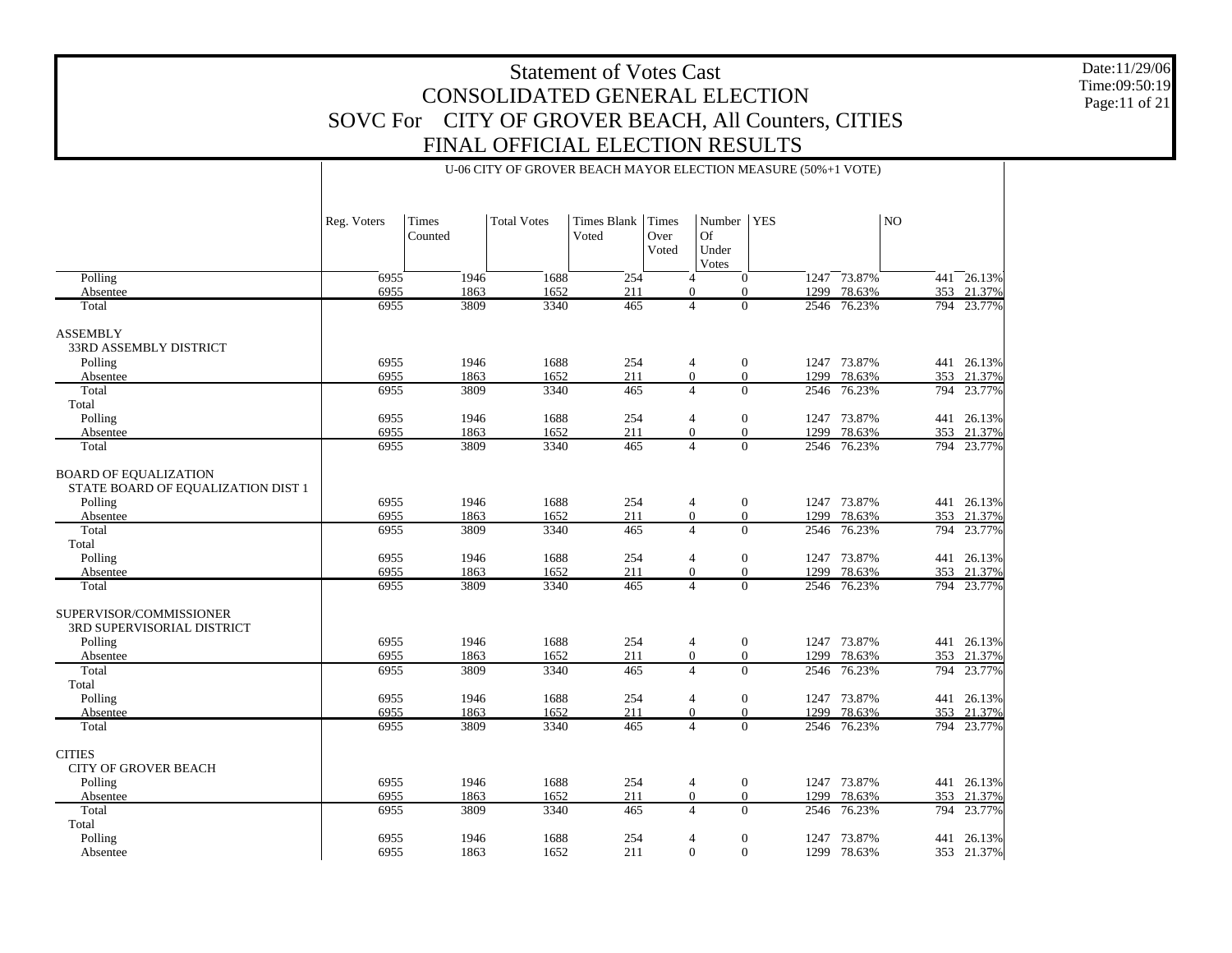# Statement of Votes Cast
## CONSOLIDATED GENERAL ELECTION
## SOVC For CITY OF GROVER BEACH, All Counters, CITIES
## FINAL OFFICIAL ELECTION RESULTS

Date:11/29/06
Time:09:50:19

U-06 CITY OF GROVER BEACH MAYOR ELECTION MEASURE (50%+1 VOTE)

| | Reg. Voters | Times Counted | Total Votes | Times Blank Voted | Times Over Voted | Number Of Under Votes | YES | | NO | |
|---|---|---|---|---|---|---|---|---|---|---|
| Polling | 6955 | 1946 | 1688 | 254 | 4 | 0 | 1247 | 73.87% | 441 | 26.13% |
| Absentee | 6955 | 1863 | 1652 | 211 | 0 | 0 | 1299 | 78.63% | 353 | 21.37% |
| Total | 6955 | 3809 | 3340 | 465 | 4 | 0 | 2546 | 76.23% | 794 | 23.77% |
| ASSEMBLY | | | | | | | | | | |
| 33RD ASSEMBLY DISTRICT | | | | | | | | | | |
| Polling | 6955 | 1946 | 1688 | 254 | 4 | 0 | 1247 | 73.87% | 441 | 26.13% |
| Absentee | 6955 | 1863 | 1652 | 211 | 0 | 0 | 1299 | 78.63% | 353 | 21.37% |
| Total | 6955 | 3809 | 3340 | 465 | 4 | 0 | 2546 | 76.23% | 794 | 23.77% |
| Total | | | | | | | | | | |
| Polling | 6955 | 1946 | 1688 | 254 | 4 | 0 | 1247 | 73.87% | 441 | 26.13% |
| Absentee | 6955 | 1863 | 1652 | 211 | 0 | 0 | 1299 | 78.63% | 353 | 21.37% |
| Total | 6955 | 3809 | 3340 | 465 | 4 | 0 | 2546 | 76.23% | 794 | 23.77% |
| BOARD OF EQUALIZATION | | | | | | | | | | |
| STATE BOARD OF EQUALIZATION DIST 1 | | | | | | | | | | |
| Polling | 6955 | 1946 | 1688 | 254 | 4 | 0 | 1247 | 73.87% | 441 | 26.13% |
| Absentee | 6955 | 1863 | 1652 | 211 | 0 | 0 | 1299 | 78.63% | 353 | 21.37% |
| Total | 6955 | 3809 | 3340 | 465 | 4 | 0 | 2546 | 76.23% | 794 | 23.77% |
| Total | | | | | | | | | | |
| Polling | 6955 | 1946 | 1688 | 254 | 4 | 0 | 1247 | 73.87% | 441 | 26.13% |
| Absentee | 6955 | 1863 | 1652 | 211 | 0 | 0 | 1299 | 78.63% | 353 | 21.37% |
| Total | 6955 | 3809 | 3340 | 465 | 4 | 0 | 2546 | 76.23% | 794 | 23.77% |
| SUPERVISOR/COMMISSIONER | | | | | | | | | | |
| 3RD SUPERVISORIAL DISTRICT | | | | | | | | | | |
| Polling | 6955 | 1946 | 1688 | 254 | 4 | 0 | 1247 | 73.87% | 441 | 26.13% |
| Absentee | 6955 | 1863 | 1652 | 211 | 0 | 0 | 1299 | 78.63% | 353 | 21.37% |
| Total | 6955 | 3809 | 3340 | 465 | 4 | 0 | 2546 | 76.23% | 794 | 23.77% |
| Total | | | | | | | | | | |
| Polling | 6955 | 1946 | 1688 | 254 | 4 | 0 | 1247 | 73.87% | 441 | 26.13% |
| Absentee | 6955 | 1863 | 1652 | 211 | 0 | 0 | 1299 | 78.63% | 353 | 21.37% |
| Total | 6955 | 3809 | 3340 | 465 | 4 | 0 | 2546 | 76.23% | 794 | 23.77% |
| CITIES | | | | | | | | | | |
| CITY OF GROVER BEACH | | | | | | | | | | |
| Polling | 6955 | 1946 | 1688 | 254 | 4 | 0 | 1247 | 73.87% | 441 | 26.13% |
| Absentee | 6955 | 1863 | 1652 | 211 | 0 | 0 | 1299 | 78.63% | 353 | 21.37% |
| Total | 6955 | 3809 | 3340 | 465 | 4 | 0 | 2546 | 76.23% | 794 | 23.77% |
| Total | | | | | | | | | | |
| Polling | 6955 | 1946 | 1688 | 254 | 4 | 0 | 1247 | 73.87% | 441 | 26.13% |
| Absentee | 6955 | 1863 | 1652 | 211 | 0 | 0 | 1299 | 78.63% | 353 | 21.37% |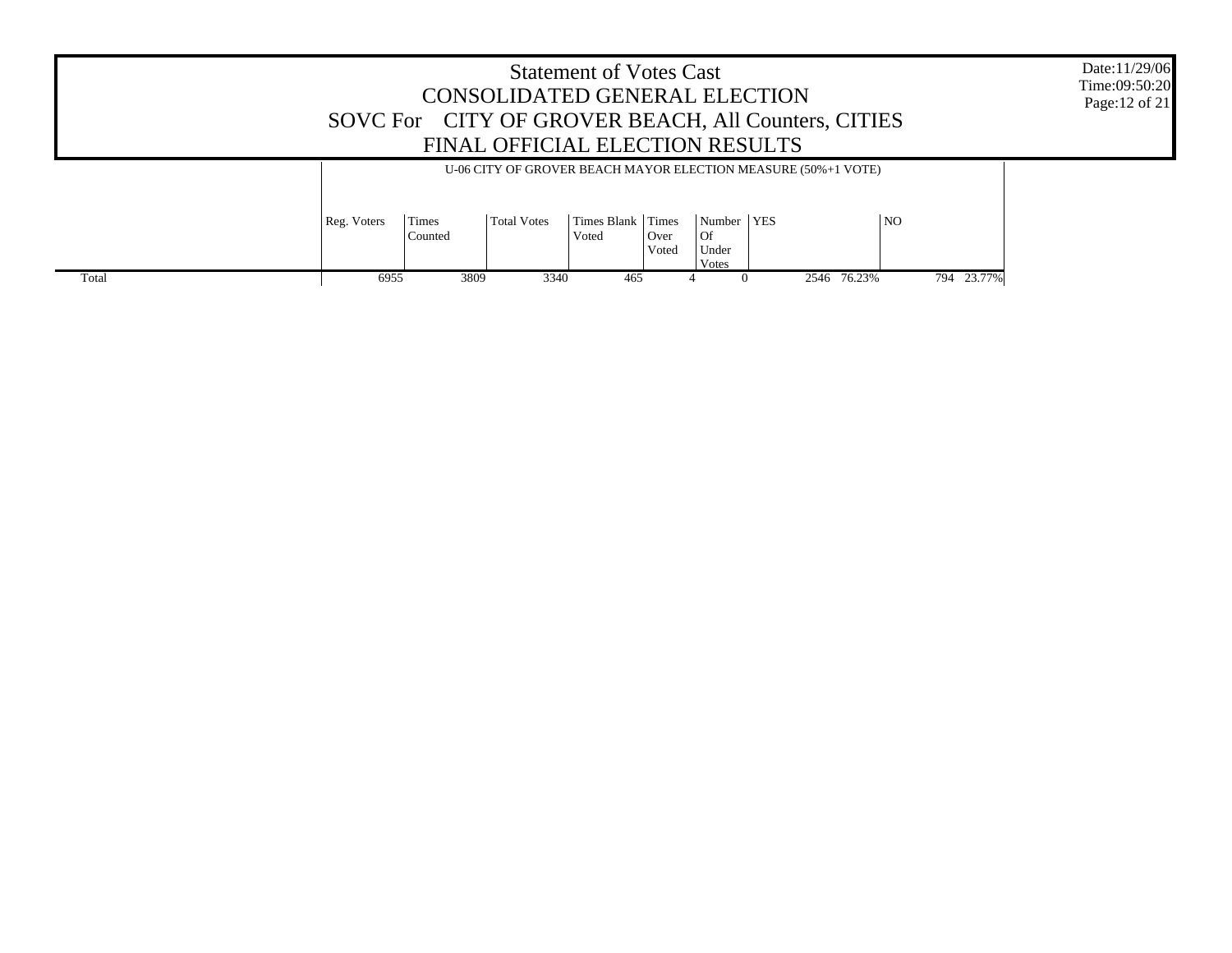# Statement of Votes Cast
## CONSOLIDATED GENERAL ELECTION
## SOVC For CITY OF GROVER BEACH, All Counters, CITIES
## FINAL OFFICIAL ELECTION RESULTS

Date:11/29/06
Time:09:50:20

U-06 CITY OF GROVER BEACH MAYOR ELECTION MEASURE (50%+1 VOTE)

| | Reg. Voters | Times Counted | Total Votes | Times Blank Voted | Times Over Voted | Number Of Under Votes | YES | | NO | |
|---|---|---|---|---|---|---|---|---|---|---|
| Total | 6955 | 3809 | 3340 | 465 | 4 | 0 | 2546 | 76.23% | 794 | 23.77% |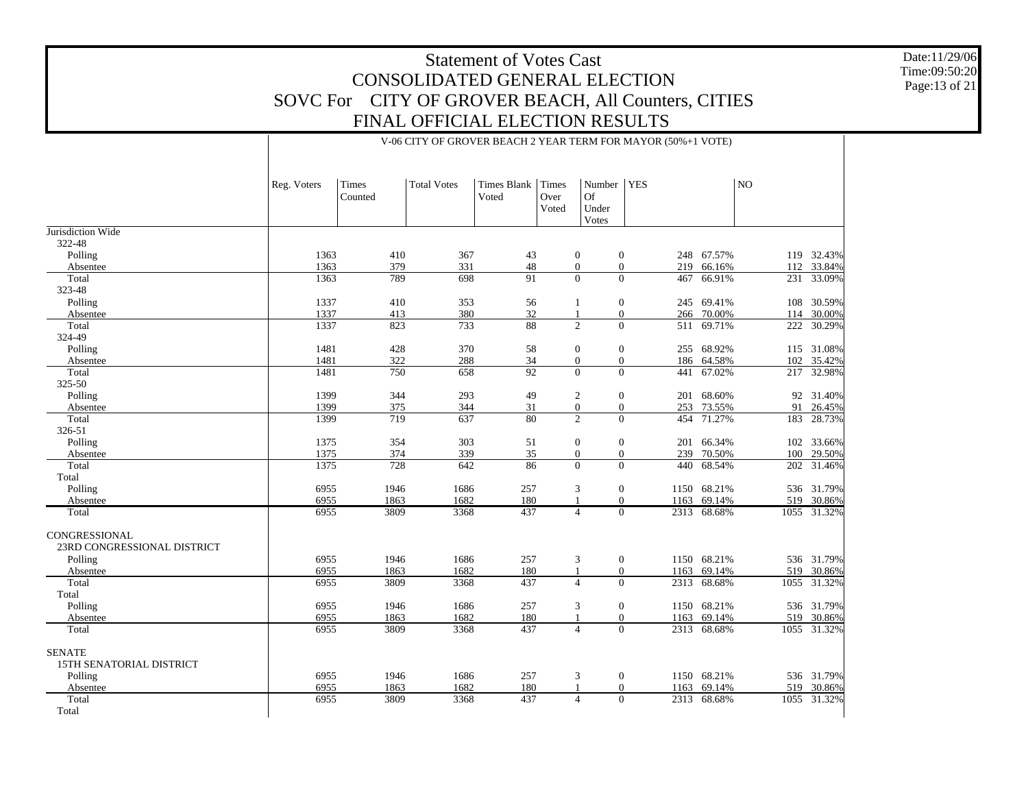# Statement of Votes Cast
## CONSOLIDATED GENERAL ELECTION
## SOVC For CITY OF GROVER BEACH, All Counters, CITIES
## FINAL OFFICIAL ELECTION RESULTS

Date:11/29/06
Time:09:50:20

V-06 CITY OF GROVER BEACH 2 YEAR TERM FOR MAYOR (50%+1 VOTE)

| | Reg. Voters | Times Counted | Total Votes | Times Blank Voted | Times Over Voted | Number Of Under Votes | YES | | NO | |
|---|---|---|---|---|---|---|---|---|---|---|
| **Jurisdiction Wide** | | | | | | | | | | |
| 322-48 | | | | | | | | | | |
| Polling | 1363 | 410 | 367 | 43 | 0 | 0 | 248 | 67.57% | 119 | 32.43% |
| Absentee | 1363 | 379 | 331 | 48 | 0 | 0 | 219 | 66.16% | 112 | 33.84% |
| Total | 1363 | 789 | 698 | 91 | 0 | 0 | 467 | 66.91% | 231 | 33.09% |
| 323-48 | | | | | | | | | | |
| Polling | 1337 | 410 | 353 | 56 | 1 | 0 | 245 | 69.41% | 108 | 30.59% |
| Absentee | 1337 | 413 | 380 | 32 | 1 | 0 | 266 | 70.00% | 114 | 30.00% |
| Total | 1337 | 823 | 733 | 88 | 2 | 0 | 511 | 69.71% | 222 | 30.29% |
| 324-49 | | | | | | | | | | |
| Polling | 1481 | 428 | 370 | 58 | 0 | 0 | 255 | 68.92% | 115 | 31.08% |
| Absentee | 1481 | 322 | 288 | 34 | 0 | 0 | 186 | 64.58% | 102 | 35.42% |
| Total | 1481 | 750 | 658 | 92 | 0 | 0 | 441 | 67.02% | 217 | 32.98% |
| 325-50 | | | | | | | | | | |
| Polling | 1399 | 344 | 293 | 49 | 2 | 0 | 201 | 68.60% | 92 | 31.40% |
| Absentee | 1399 | 375 | 344 | 31 | 0 | 0 | 253 | 73.55% | 91 | 26.45% |
| Total | 1399 | 719 | 637 | 80 | 2 | 0 | 454 | 71.27% | 183 | 28.73% |
| 326-51 | | | | | | | | | | |
| Polling | 1375 | 354 | 303 | 51 | 0 | 0 | 201 | 66.34% | 102 | 33.66% |
| Absentee | 1375 | 374 | 339 | 35 | 0 | 0 | 239 | 70.50% | 100 | 29.50% |
| Total | 1375 | 728 | 642 | 86 | 0 | 0 | 440 | 68.54% | 202 | 31.46% |
| Total | | | | | | | | | | |
| Polling | 6955 | 1946 | 1686 | 257 | 3 | 0 | 1150 | 68.21% | 536 | 31.79% |
| Absentee | 6955 | 1863 | 1682 | 180 | 1 | 0 | 1163 | 69.14% | 519 | 30.86% |
| Total | 6955 | 3809 | 3368 | 437 | 4 | 0 | 2313 | 68.68% | 1055 | 31.32% |
| **CONGRESSIONAL** | | | | | | | | | | |
| 23RD CONGRESSIONAL DISTRICT | | | | | | | | | | |
| Polling | 6955 | 1946 | 1686 | 257 | 3 | 0 | 1150 | 68.21% | 536 | 31.79% |
| Absentee | 6955 | 1863 | 1682 | 180 | 1 | 0 | 1163 | 69.14% | 519 | 30.86% |
| Total | 6955 | 3809 | 3368 | 437 | 4 | 0 | 2313 | 68.68% | 1055 | 31.32% |
| Total | | | | | | | | | | |
| Polling | 6955 | 1946 | 1686 | 257 | 3 | 0 | 1150 | 68.21% | 536 | 31.79% |
| Absentee | 6955 | 1863 | 1682 | 180 | 1 | 0 | 1163 | 69.14% | 519 | 30.86% |
| Total | 6955 | 3809 | 3368 | 437 | 4 | 0 | 2313 | 68.68% | 1055 | 31.32% |
| **SENATE** | | | | | | | | | | |
| 15TH SENATORIAL DISTRICT | | | | | | | | | | |
| Polling | 6955 | 1946 | 1686 | 257 | 3 | 0 | 1150 | 68.21% | 536 | 31.79% |
| Absentee | 6955 | 1863 | 1682 | 180 | 1 | 0 | 1163 | 69.14% | 519 | 30.86% |
| Total | 6955 | 3809 | 3368 | 437 | 4 | 0 | 2313 | 68.68% | 1055 | 31.32% |
| Total | | | | | | | | | | |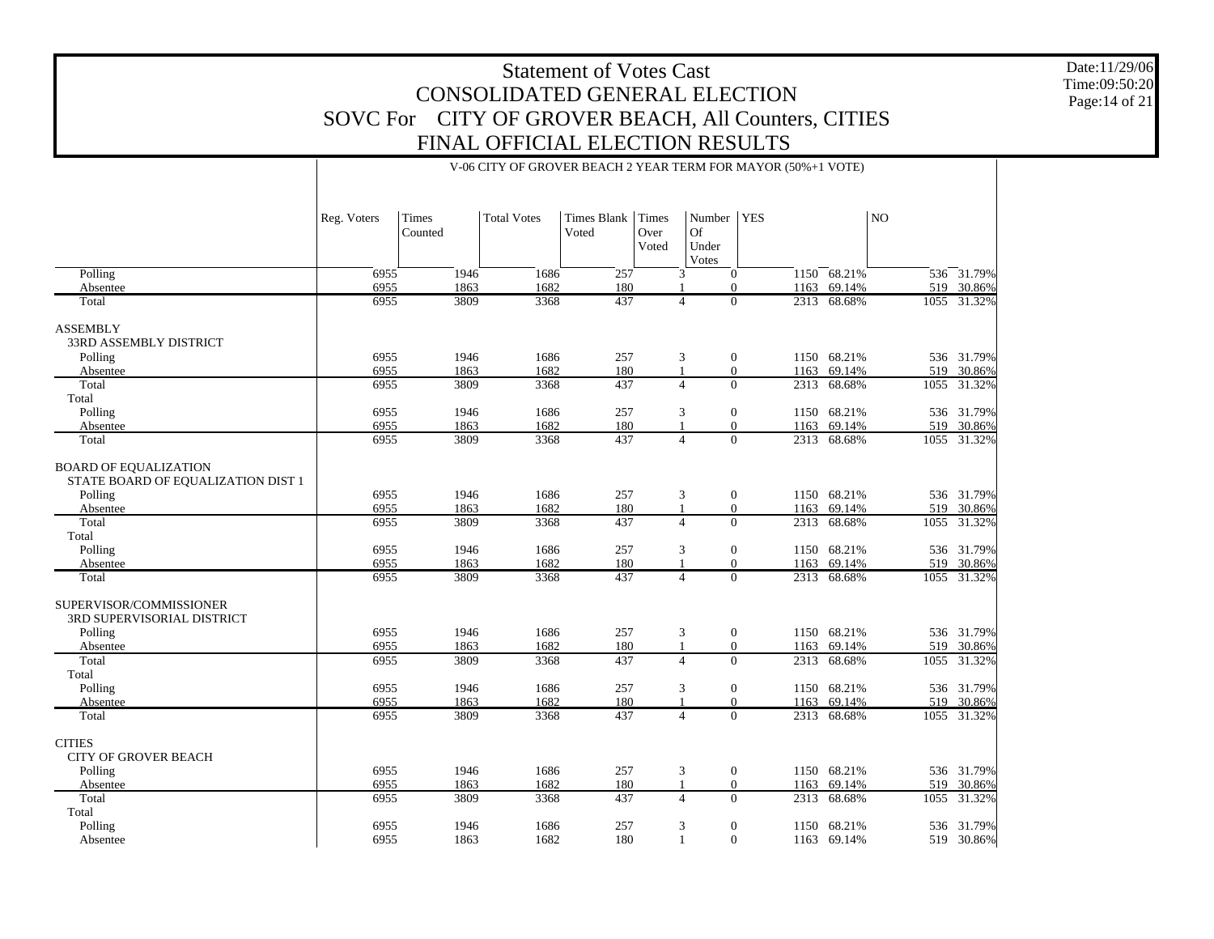# Statement of Votes Cast
# CONSOLIDATED GENERAL ELECTION
## SOVC For CITY OF GROVER BEACH, All Counters, CITIES
## FINAL OFFICIAL ELECTION RESULTS

Date:11/29/06
Time:09:50:20

V-06 CITY OF GROVER BEACH 2 YEAR TERM FOR MAYOR (50%+1 VOTE)

| | Reg. Voters | Times Counted | Total Votes | Times Blank Voted | Times Over Voted | Number Of Under Votes | YES | | NO | |
|---|---|---|---|---|---|---|---|---|---|---|
| Polling | 6955 | 1946 | 1686 | 257 | 3 | 0 | 1150 | 68.21% | 536 | 31.79% |
| Absentee | 6955 | 1863 | 1682 | 180 | 1 | 0 | 1163 | 69.14% | 519 | 30.86% |
| Total | 6955 | 3809 | 3368 | 437 | 4 | 0 | 2313 | 68.68% | 1055 | 31.32% |
| ASSEMBLY | | | | | | | | | | |
| 33RD ASSEMBLY DISTRICT | | | | | | | | | | |
| Polling | 6955 | 1946 | 1686 | 257 | 3 | 0 | 1150 | 68.21% | 536 | 31.79% |
| Absentee | 6955 | 1863 | 1682 | 180 | 1 | 0 | 1163 | 69.14% | 519 | 30.86% |
| Total | 6955 | 3809 | 3368 | 437 | 4 | 0 | 2313 | 68.68% | 1055 | 31.32% |
| Total | | | | | | | | | | |
| Polling | 6955 | 1946 | 1686 | 257 | 3 | 0 | 1150 | 68.21% | 536 | 31.79% |
| Absentee | 6955 | 1863 | 1682 | 180 | 1 | 0 | 1163 | 69.14% | 519 | 30.86% |
| Total | 6955 | 3809 | 3368 | 437 | 4 | 0 | 2313 | 68.68% | 1055 | 31.32% |
| BOARD OF EQUALIZATION | | | | | | | | | | |
| STATE BOARD OF EQUALIZATION DIST 1 | | | | | | | | | | |
| Polling | 6955 | 1946 | 1686 | 257 | 3 | 0 | 1150 | 68.21% | 536 | 31.79% |
| Absentee | 6955 | 1863 | 1682 | 180 | 1 | 0 | 1163 | 69.14% | 519 | 30.86% |
| Total | 6955 | 3809 | 3368 | 437 | 4 | 0 | 2313 | 68.68% | 1055 | 31.32% |
| Total | | | | | | | | | | |
| Polling | 6955 | 1946 | 1686 | 257 | 3 | 0 | 1150 | 68.21% | 536 | 31.79% |
| Absentee | 6955 | 1863 | 1682 | 180 | 1 | 0 | 1163 | 69.14% | 519 | 30.86% |
| Total | 6955 | 3809 | 3368 | 437 | 4 | 0 | 2313 | 68.68% | 1055 | 31.32% |
| SUPERVISOR/COMMISSIONER | | | | | | | | | | |
| 3RD SUPERVISORIAL DISTRICT | | | | | | | | | | |
| Polling | 6955 | 1946 | 1686 | 257 | 3 | 0 | 1150 | 68.21% | 536 | 31.79% |
| Absentee | 6955 | 1863 | 1682 | 180 | 1 | 0 | 1163 | 69.14% | 519 | 30.86% |
| Total | 6955 | 3809 | 3368 | 437 | 4 | 0 | 2313 | 68.68% | 1055 | 31.32% |
| Total | | | | | | | | | | |
| Polling | 6955 | 1946 | 1686 | 257 | 3 | 0 | 1150 | 68.21% | 536 | 31.79% |
| Absentee | 6955 | 1863 | 1682 | 180 | 1 | 0 | 1163 | 69.14% | 519 | 30.86% |
| Total | 6955 | 3809 | 3368 | 437 | 4 | 0 | 2313 | 68.68% | 1055 | 31.32% |
| CITIES | | | | | | | | | | |
| CITY OF GROVER BEACH | | | | | | | | | | |
| Polling | 6955 | 1946 | 1686 | 257 | 3 | 0 | 1150 | 68.21% | 536 | 31.79% |
| Absentee | 6955 | 1863 | 1682 | 180 | 1 | 0 | 1163 | 69.14% | 519 | 30.86% |
| Total | 6955 | 3809 | 3368 | 437 | 4 | 0 | 2313 | 68.68% | 1055 | 31.32% |
| Total | | | | | | | | | | |
| Polling | 6955 | 1946 | 1686 | 257 | 3 | 0 | 1150 | 68.21% | 536 | 31.79% |
| Absentee | 6955 | 1863 | 1682 | 180 | 1 | 0 | 1163 | 69.14% | 519 | 30.86% |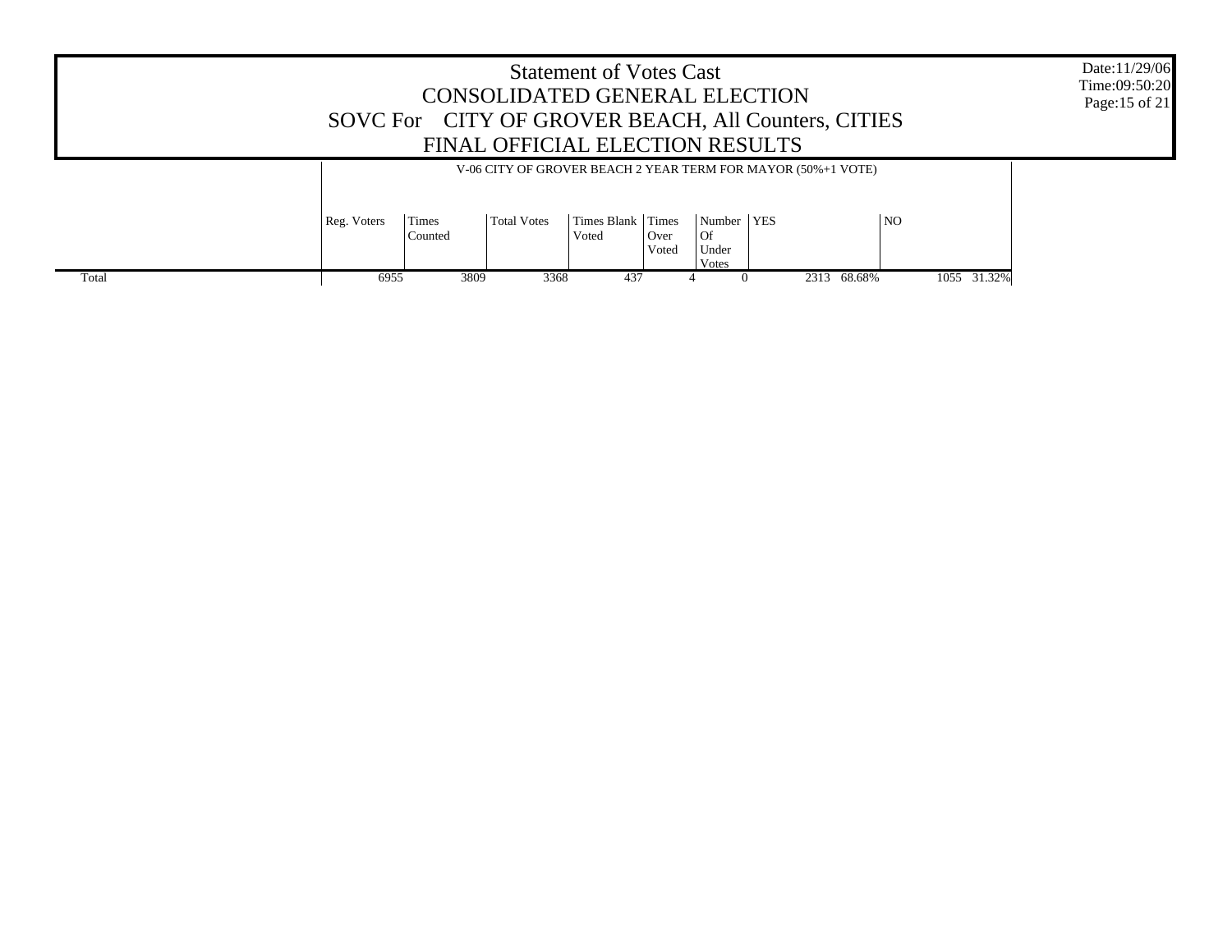# Statement of Votes Cast
## CONSOLIDATED GENERAL ELECTION
## SOVC For CITY OF GROVER BEACH, All Counters, CITIES
## FINAL OFFICIAL ELECTION RESULTS

Date:11/29/06
Time:09:50:20

V-06 CITY OF GROVER BEACH 2 YEAR TERM FOR MAYOR (50%+1 VOTE)

| | Reg. Voters | Times Counted | Total Votes | Times Blank Voted | Times Over Voted | Number Of Under Votes | YES | | NO | |
|---|---|---|---|---|---|---|---|---|---|---|
| Total | 6955 | 3809 | 3368 | 437 | 4 | 0 | 2313 | 68.68% | 1055 | 31.32% |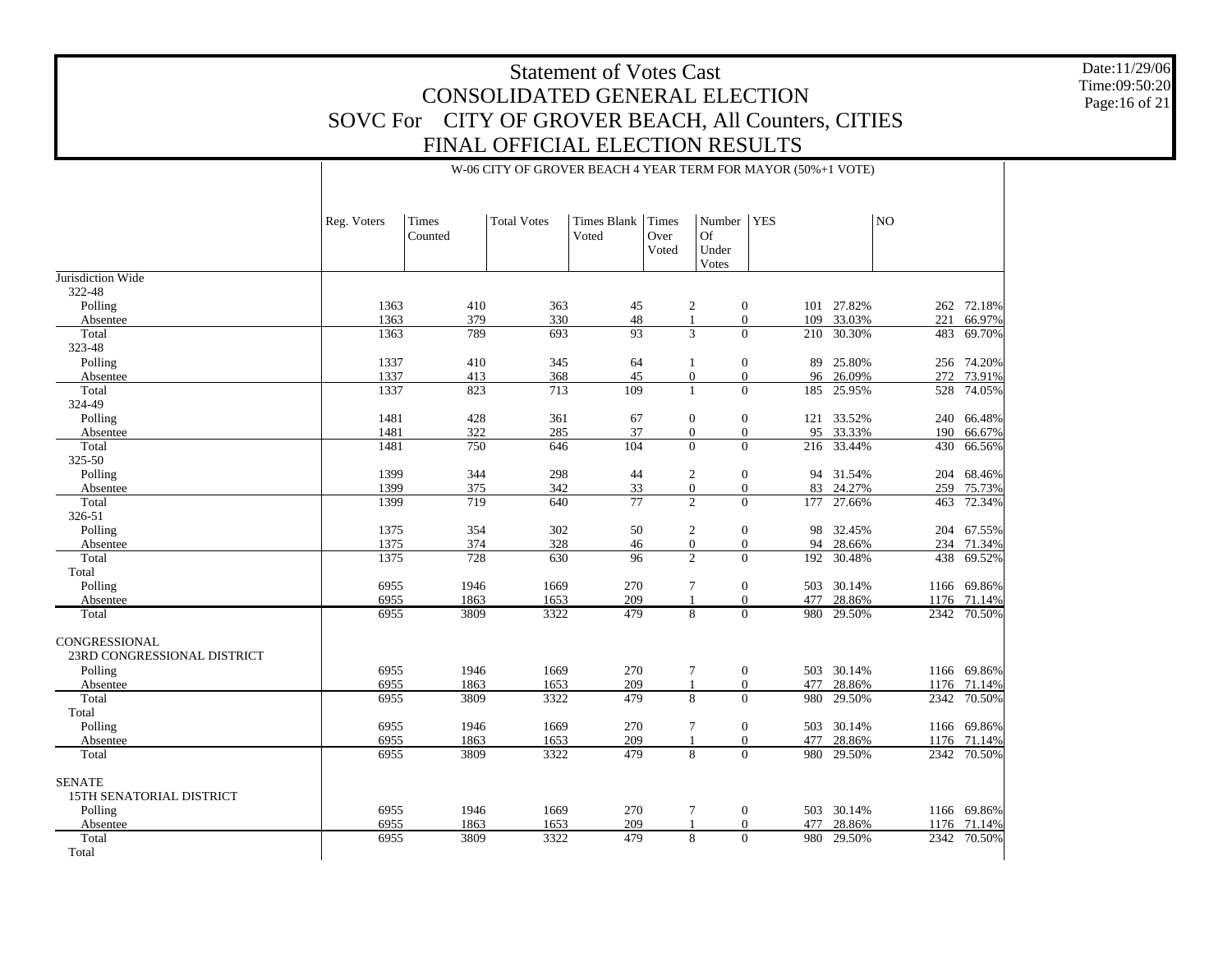# Statement of Votes Cast
## CONSOLIDATED GENERAL ELECTION
## SOVC For CITY OF GROVER BEACH, All Counters, CITIES
## FINAL OFFICIAL ELECTION RESULTS

Date:11/29/06
Time:09:50:20

W-06 CITY OF GROVER BEACH 4 YEAR TERM FOR MAYOR (50%+1 VOTE)

| | Reg. Voters | Times Counted | Total Votes | Times Blank Voted | Times Over Voted | Number Of Under Votes | YES | | NO | |
|---|---|---|---|---|---|---|---|---|---|---|
| **Jurisdiction Wide** | | | | | | | | | | |
| 322-48 | | | | | | | | | | |
| Polling | 1363 | 410 | 363 | 45 | 2 | 0 | 101 | 27.82% | 262 | 72.18% |
| Absentee | 1363 | 379 | 330 | 48 | 1 | 0 | 109 | 33.03% | 221 | 66.97% |
| Total | 1363 | 789 | 693 | 93 | 3 | 0 | 210 | 30.30% | 483 | 69.70% |
| 323-48 | | | | | | | | | | |
| Polling | 1337 | 410 | 345 | 64 | 1 | 0 | 89 | 25.80% | 256 | 74.20% |
| Absentee | 1337 | 413 | 368 | 45 | 0 | 0 | 96 | 26.09% | 272 | 73.91% |
| Total | 1337 | 823 | 713 | 109 | 1 | 0 | 185 | 25.95% | 528 | 74.05% |
| 324-49 | | | | | | | | | | |
| Polling | 1481 | 428 | 361 | 67 | 0 | 0 | 121 | 33.52% | 240 | 66.48% |
| Absentee | 1481 | 322 | 285 | 37 | 0 | 0 | 95 | 33.33% | 190 | 66.67% |
| Total | 1481 | 750 | 646 | 104 | 0 | 0 | 216 | 33.44% | 430 | 66.56% |
| 325-50 | | | | | | | | | | |
| Polling | 1399 | 344 | 298 | 44 | 2 | 0 | 94 | 31.54% | 204 | 68.46% |
| Absentee | 1399 | 375 | 342 | 33 | 0 | 0 | 83 | 24.27% | 259 | 75.73% |
| Total | 1399 | 719 | 640 | 77 | 2 | 0 | 177 | 27.66% | 463 | 72.34% |
| 326-51 | | | | | | | | | | |
| Polling | 1375 | 354 | 302 | 50 | 2 | 0 | 98 | 32.45% | 204 | 67.55% |
| Absentee | 1375 | 374 | 328 | 46 | 0 | 0 | 94 | 28.66% | 234 | 71.34% |
| Total | 1375 | 728 | 630 | 96 | 2 | 0 | 192 | 30.48% | 438 | 69.52% |
| Total | | | | | | | | | | |
| Polling | 6955 | 1946 | 1669 | 270 | 7 | 0 | 503 | 30.14% | 1166 | 69.86% |
| Absentee | 6955 | 1863 | 1653 | 209 | 1 | 0 | 477 | 28.86% | 1176 | 71.14% |
| Total | 6955 | 3809 | 3322 | 479 | 8 | 0 | 980 | 29.50% | 2342 | 70.50% |
| **CONGRESSIONAL** | | | | | | | | | | |
| 23RD CONGRESSIONAL DISTRICT | | | | | | | | | | |
| Polling | 6955 | 1946 | 1669 | 270 | 7 | 0 | 503 | 30.14% | 1166 | 69.86% |
| Absentee | 6955 | 1863 | 1653 | 209 | 1 | 0 | 477 | 28.86% | 1176 | 71.14% |
| Total | 6955 | 3809 | 3322 | 479 | 8 | 0 | 980 | 29.50% | 2342 | 70.50% |
| Total | | | | | | | | | | |
| Polling | 6955 | 1946 | 1669 | 270 | 7 | 0 | 503 | 30.14% | 1166 | 69.86% |
| Absentee | 6955 | 1863 | 1653 | 209 | 1 | 0 | 477 | 28.86% | 1176 | 71.14% |
| Total | 6955 | 3809 | 3322 | 479 | 8 | 0 | 980 | 29.50% | 2342 | 70.50% |
| **SENATE** | | | | | | | | | | |
| 15TH SENATORIAL DISTRICT | | | | | | | | | | |
| Polling | 6955 | 1946 | 1669 | 270 | 7 | 0 | 503 | 30.14% | 1166 | 69.86% |
| Absentee | 6955 | 1863 | 1653 | 209 | 1 | 0 | 477 | 28.86% | 1176 | 71.14% |
| Total | 6955 | 3809 | 3322 | 479 | 8 | 0 | 980 | 29.50% | 2342 | 70.50% |
| Total | | | | | | | | | | |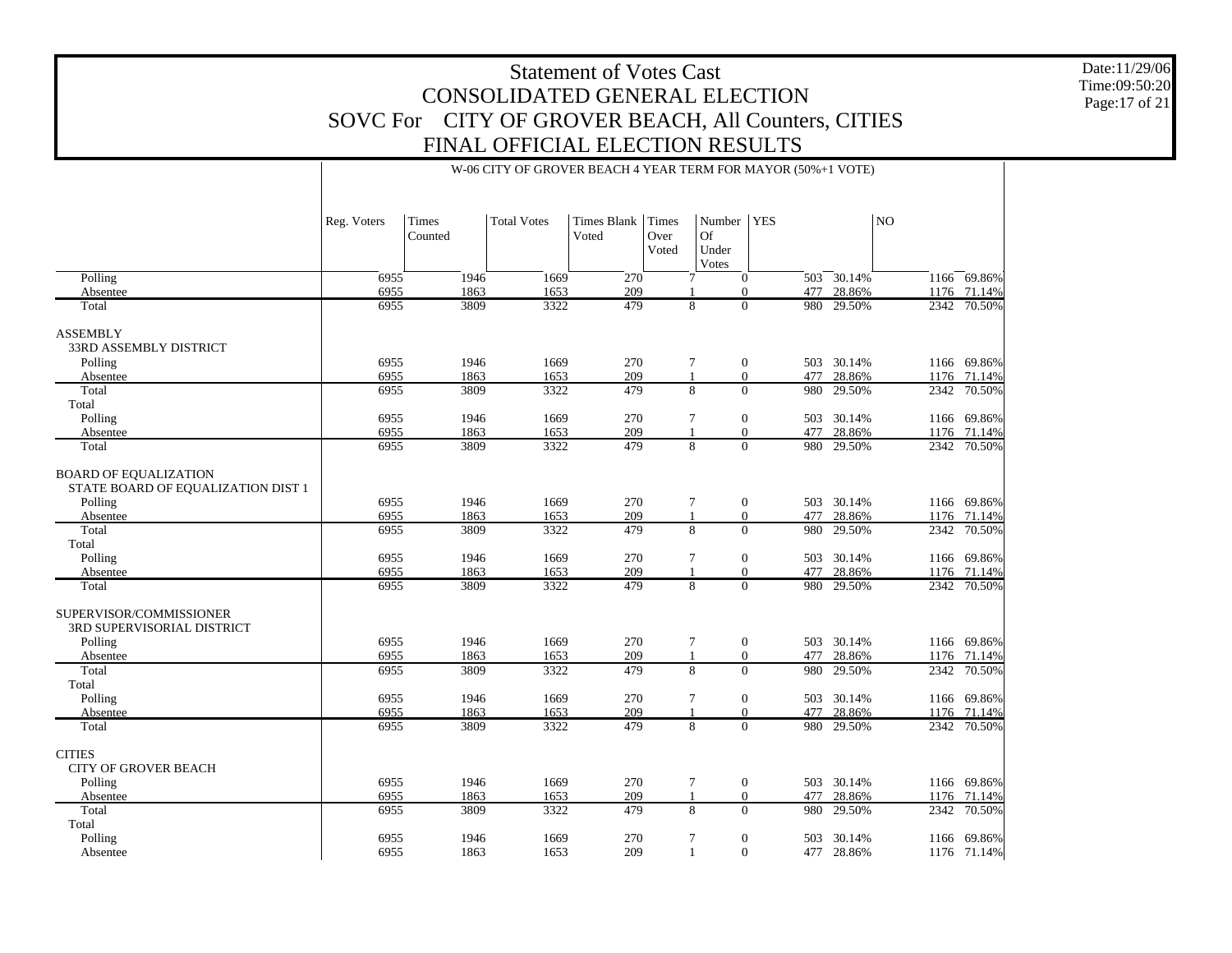# Statement of Votes Cast
# CONSOLIDATED GENERAL ELECTION
# SOVC For CITY OF GROVER BEACH, All Counters, CITIES
# FINAL OFFICIAL ELECTION RESULTS

Date:11/29/06
Time:09:50:20

W-06 CITY OF GROVER BEACH 4 YEAR TERM FOR MAYOR (50%+1 VOTE)

| | Reg. Voters | Times Counted | Total Votes | Times Blank Voted | Times Over Voted | Number Of Under Votes | YES | | NO | |
|---|---|---|---|---|---|---|---|---|---|---|
| Polling | 6955 | 1946 | 1669 | 270 | 7 | 0 | 503 | 30.14% | 1166 | 69.86% |
| Absentee | 6955 | 1863 | 1653 | 209 | 1 | 0 | 477 | 28.86% | 1176 | 71.14% |
| Total | 6955 | 3809 | 3322 | 479 | 8 | 0 | 980 | 29.50% | 2342 | 70.50% |
| ASSEMBLY | | | | | | | | | | |
| 33RD ASSEMBLY DISTRICT | | | | | | | | | | |
| Polling | 6955 | 1946 | 1669 | 270 | 7 | 0 | 503 | 30.14% | 1166 | 69.86% |
| Absentee | 6955 | 1863 | 1653 | 209 | 1 | 0 | 477 | 28.86% | 1176 | 71.14% |
| Total | 6955 | 3809 | 3322 | 479 | 8 | 0 | 980 | 29.50% | 2342 | 70.50% |
| Total | | | | | | | | | | |
| Polling | 6955 | 1946 | 1669 | 270 | 7 | 0 | 503 | 30.14% | 1166 | 69.86% |
| Absentee | 6955 | 1863 | 1653 | 209 | 1 | 0 | 477 | 28.86% | 1176 | 71.14% |
| Total | 6955 | 3809 | 3322 | 479 | 8 | 0 | 980 | 29.50% | 2342 | 70.50% |
| BOARD OF EQUALIZATION | | | | | | | | | | |
| STATE BOARD OF EQUALIZATION DIST 1 | | | | | | | | | | |
| Polling | 6955 | 1946 | 1669 | 270 | 7 | 0 | 503 | 30.14% | 1166 | 69.86% |
| Absentee | 6955 | 1863 | 1653 | 209 | 1 | 0 | 477 | 28.86% | 1176 | 71.14% |
| Total | 6955 | 3809 | 3322 | 479 | 8 | 0 | 980 | 29.50% | 2342 | 70.50% |
| Total | | | | | | | | | | |
| Polling | 6955 | 1946 | 1669 | 270 | 7 | 0 | 503 | 30.14% | 1166 | 69.86% |
| Absentee | 6955 | 1863 | 1653 | 209 | 1 | 0 | 477 | 28.86% | 1176 | 71.14% |
| Total | 6955 | 3809 | 3322 | 479 | 8 | 0 | 980 | 29.50% | 2342 | 70.50% |
| SUPERVISOR/COMMISSIONER | | | | | | | | | | |
| 3RD SUPERVISORIAL DISTRICT | | | | | | | | | | |
| Polling | 6955 | 1946 | 1669 | 270 | 7 | 0 | 503 | 30.14% | 1166 | 69.86% |
| Absentee | 6955 | 1863 | 1653 | 209 | 1 | 0 | 477 | 28.86% | 1176 | 71.14% |
| Total | 6955 | 3809 | 3322 | 479 | 8 | 0 | 980 | 29.50% | 2342 | 70.50% |
| Total | | | | | | | | | | |
| Polling | 6955 | 1946 | 1669 | 270 | 7 | 0 | 503 | 30.14% | 1166 | 69.86% |
| Absentee | 6955 | 1863 | 1653 | 209 | 1 | 0 | 477 | 28.86% | 1176 | 71.14% |
| Total | 6955 | 3809 | 3322 | 479 | 8 | 0 | 980 | 29.50% | 2342 | 70.50% |
| CITIES | | | | | | | | | | |
| CITY OF GROVER BEACH | | | | | | | | | | |
| Polling | 6955 | 1946 | 1669 | 270 | 7 | 0 | 503 | 30.14% | 1166 | 69.86% |
| Absentee | 6955 | 1863 | 1653 | 209 | 1 | 0 | 477 | 28.86% | 1176 | 71.14% |
| Total | 6955 | 3809 | 3322 | 479 | 8 | 0 | 980 | 29.50% | 2342 | 70.50% |
| Total | | | | | | | | | | |
| Polling | 6955 | 1946 | 1669 | 270 | 7 | 0 | 503 | 30.14% | 1166 | 69.86% |
| Absentee | 6955 | 1863 | 1653 | 209 | 1 | 0 | 477 | 28.86% | 1176 | 71.14% |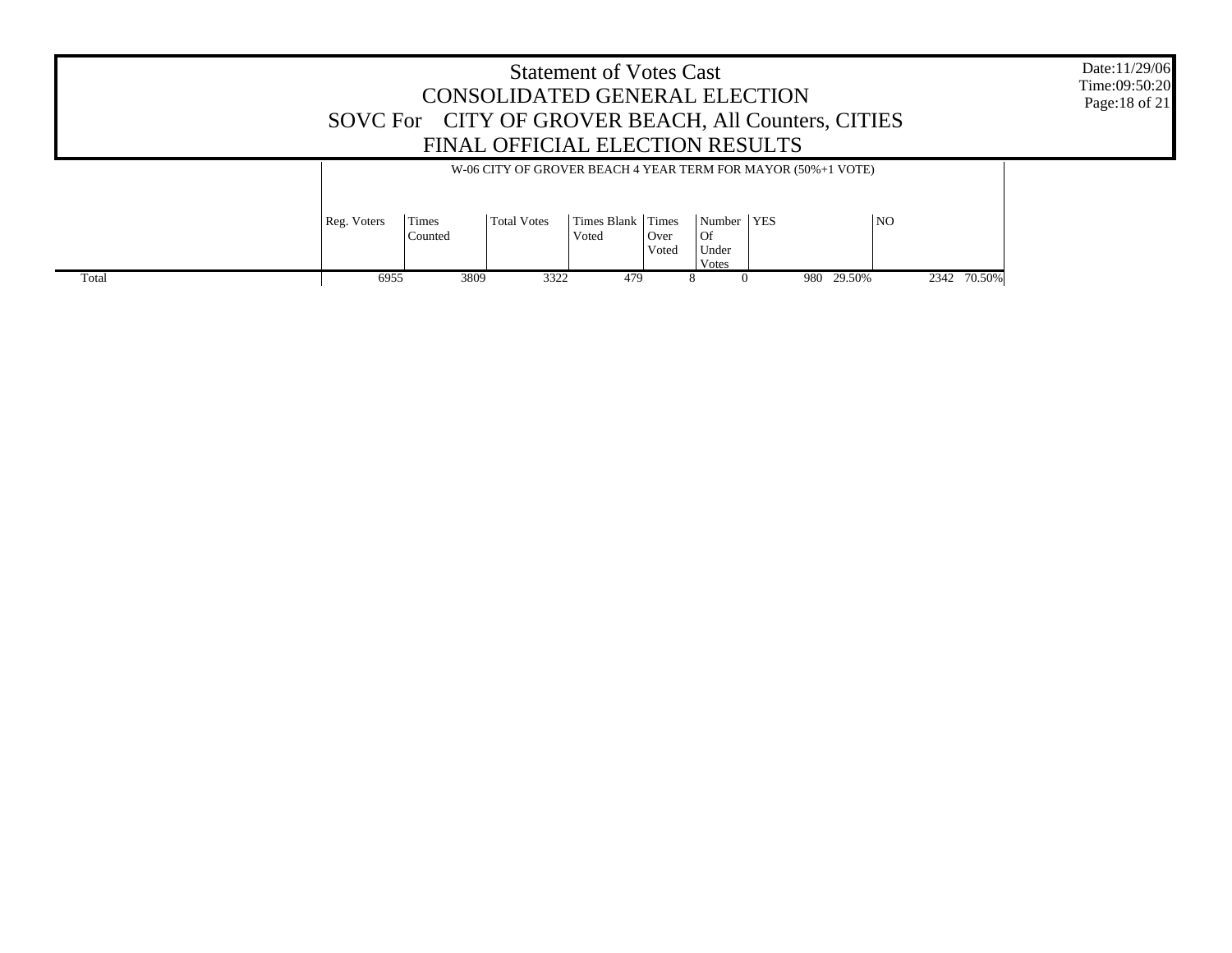# Statement of Votes Cast
## CONSOLIDATED GENERAL ELECTION
## SOVC For CITY OF GROVER BEACH, All Counters, CITIES
## FINAL OFFICIAL ELECTION RESULTS

Date:11/29/06
Time:09:50:20

W-06 CITY OF GROVER BEACH 4 YEAR TERM FOR MAYOR (50%+1 VOTE)

| | Reg. Voters | Times Counted | Total Votes | Times Blank Voted | Times Over Voted | Number Of Under Votes | YES | | NO | |
|---|---|---|---|---|---|---|---|---|---|---|
| Total | 6955 | 3809 | 3322 | 479 | 8 | 0 | 980 | 29.50% | 2342 | 70.50% |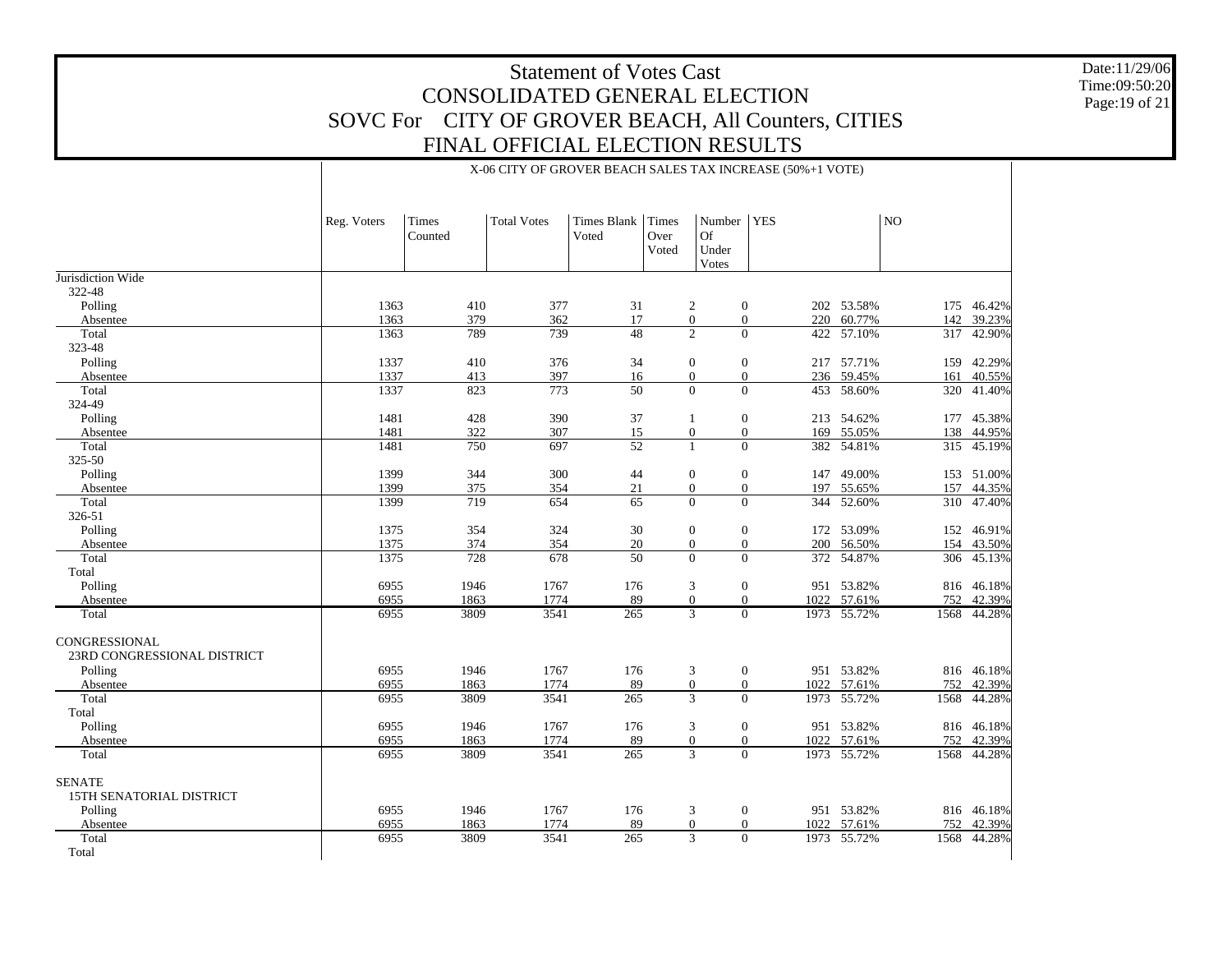# Statement of Votes Cast
## CONSOLIDATED GENERAL ELECTION
## SOVC For CITY OF GROVER BEACH, All Counters, CITIES
## FINAL OFFICIAL ELECTION RESULTS

Date:11/29/06
Time:09:50:20

X-06 CITY OF GROVER BEACH SALES TAX INCREASE (50%+1 VOTE)

| | Reg. Voters | Times Counted | Total Votes | Times Blank Voted | Times Over Voted | Number Of Under Votes | YES | | NO | |
|---|---|---|---|---|---|---|---|---|---|---|
| **Jurisdiction Wide** | | | | | | | | | | |
| 322-48 | | | | | | | | | | |
| Polling | 1363 | 410 | 377 | 31 | 2 | 0 | 202 | 53.58% | 175 | 46.42% |
| Absentee | 1363 | 379 | 362 | 17 | 0 | 0 | 220 | 60.77% | 142 | 39.23% |
| Total | 1363 | 789 | 739 | 48 | 2 | 0 | 422 | 57.10% | 317 | 42.90% |
| 323-48 | | | | | | | | | | |
| Polling | 1337 | 410 | 376 | 34 | 0 | 0 | 217 | 57.71% | 159 | 42.29% |
| Absentee | 1337 | 413 | 397 | 16 | 0 | 0 | 236 | 59.45% | 161 | 40.55% |
| Total | 1337 | 823 | 773 | 50 | 0 | 0 | 453 | 58.60% | 320 | 41.40% |
| 324-49 | | | | | | | | | | |
| Polling | 1481 | 428 | 390 | 37 | 1 | 0 | 213 | 54.62% | 177 | 45.38% |
| Absentee | 1481 | 322 | 307 | 15 | 0 | 0 | 169 | 55.05% | 138 | 44.95% |
| Total | 1481 | 750 | 697 | 52 | 1 | 0 | 382 | 54.81% | 315 | 45.19% |
| 325-50 | | | | | | | | | | |
| Polling | 1399 | 344 | 300 | 44 | 0 | 0 | 147 | 49.00% | 153 | 51.00% |
| Absentee | 1399 | 375 | 354 | 21 | 0 | 0 | 197 | 55.65% | 157 | 44.35% |
| Total | 1399 | 719 | 654 | 65 | 0 | 0 | 344 | 52.60% | 310 | 47.40% |
| 326-51 | | | | | | | | | | |
| Polling | 1375 | 354 | 324 | 30 | 0 | 0 | 172 | 53.09% | 152 | 46.91% |
| Absentee | 1375 | 374 | 354 | 20 | 0 | 0 | 200 | 56.50% | 154 | 43.50% |
| Total | 1375 | 728 | 678 | 50 | 0 | 0 | 372 | 54.87% | 306 | 45.13% |
| Total | | | | | | | | | | |
| Polling | 6955 | 1946 | 1767 | 176 | 3 | 0 | 951 | 53.82% | 816 | 46.18% |
| Absentee | 6955 | 1863 | 1774 | 89 | 0 | 0 | 1022 | 57.61% | 752 | 42.39% |
| Total | 6955 | 3809 | 3541 | 265 | 3 | 0 | 1973 | 55.72% | 1568 | 44.28% |
| **CONGRESSIONAL** | | | | | | | | | | |
| 23RD CONGRESSIONAL DISTRICT | | | | | | | | | | |
| Polling | 6955 | 1946 | 1767 | 176 | 3 | 0 | 951 | 53.82% | 816 | 46.18% |
| Absentee | 6955 | 1863 | 1774 | 89 | 0 | 0 | 1022 | 57.61% | 752 | 42.39% |
| Total | 6955 | 3809 | 3541 | 265 | 3 | 0 | 1973 | 55.72% | 1568 | 44.28% |
| Total | | | | | | | | | | |
| Polling | 6955 | 1946 | 1767 | 176 | 3 | 0 | 951 | 53.82% | 816 | 46.18% |
| Absentee | 6955 | 1863 | 1774 | 89 | 0 | 0 | 1022 | 57.61% | 752 | 42.39% |
| Total | 6955 | 3809 | 3541 | 265 | 3 | 0 | 1973 | 55.72% | 1568 | 44.28% |
| **SENATE** | | | | | | | | | | |
| 15TH SENATORIAL DISTRICT | | | | | | | | | | |
| Polling | 6955 | 1946 | 1767 | 176 | 3 | 0 | 951 | 53.82% | 816 | 46.18% |
| Absentee | 6955 | 1863 | 1774 | 89 | 0 | 0 | 1022 | 57.61% | 752 | 42.39% |
| Total | 6955 | 3809 | 3541 | 265 | 3 | 0 | 1973 | 55.72% | 1568 | 44.28% |
| Total | | | | | | | | | | |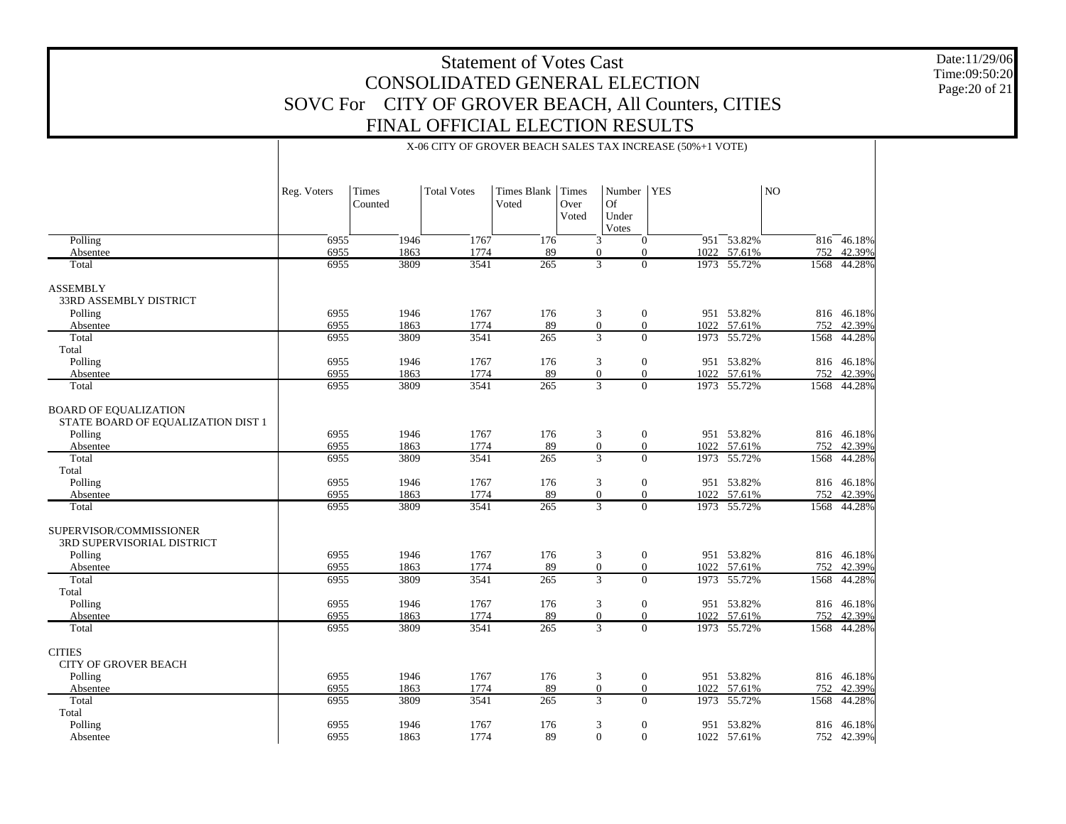# Statement of Votes Cast
## CONSOLIDATED GENERAL ELECTION
## SOVC For CITY OF GROVER BEACH, All Counters, CITIES
## FINAL OFFICIAL ELECTION RESULTS

Date:11/29/06
Time:09:50:20
Page:20 of 21

X-06 CITY OF GROVER BEACH SALES TAX INCREASE (50%+1 VOTE)

| | Reg. Voters | Times Counted | Total Votes | Times Blank Voted | Times Over Voted | Number Of Under Votes | YES | | NO | |
|---|---|---|---|---|---|---|---|---|---|---|
| Polling | 6955 | 1946 | 1767 | 176 | 3 | 0 | 951 | 53.82% | 816 | 46.18% |
| Absentee | 6955 | 1863 | 1774 | 89 | 0 | 0 | 1022 | 57.61% | 752 | 42.39% |
| Total | 6955 | 3809 | 3541 | 265 | 3 | 0 | 1973 | 55.72% | 1568 | 44.28% |
| **ASSEMBLY** | | | | | | | | | | |
| 33RD ASSEMBLY DISTRICT | | | | | | | | | | |
| Polling | 6955 | 1946 | 1767 | 176 | 3 | 0 | 951 | 53.82% | 816 | 46.18% |
| Absentee | 6955 | 1863 | 1774 | 89 | 0 | 0 | 1022 | 57.61% | 752 | 42.39% |
| Total | 6955 | 3809 | 3541 | 265 | 3 | 0 | 1973 | 55.72% | 1568 | 44.28% |
| Total | | | | | | | | | | |
| Polling | 6955 | 1946 | 1767 | 176 | 3 | 0 | 951 | 53.82% | 816 | 46.18% |
| Absentee | 6955 | 1863 | 1774 | 89 | 0 | 0 | 1022 | 57.61% | 752 | 42.39% |
| Total | 6955 | 3809 | 3541 | 265 | 3 | 0 | 1973 | 55.72% | 1568 | 44.28% |
| **BOARD OF EQUALIZATION** | | | | | | | | | | |
| STATE BOARD OF EQUALIZATION DIST 1 | | | | | | | | | | |
| Polling | 6955 | 1946 | 1767 | 176 | 3 | 0 | 951 | 53.82% | 816 | 46.18% |
| Absentee | 6955 | 1863 | 1774 | 89 | 0 | 0 | 1022 | 57.61% | 752 | 42.39% |
| Total | 6955 | 3809 | 3541 | 265 | 3 | 0 | 1973 | 55.72% | 1568 | 44.28% |
| Total | | | | | | | | | | |
| Polling | 6955 | 1946 | 1767 | 176 | 3 | 0 | 951 | 53.82% | 816 | 46.18% |
| Absentee | 6955 | 1863 | 1774 | 89 | 0 | 0 | 1022 | 57.61% | 752 | 42.39% |
| Total | 6955 | 3809 | 3541 | 265 | 3 | 0 | 1973 | 55.72% | 1568 | 44.28% |
| **SUPERVISOR/COMMISSIONER** | | | | | | | | | | |
| 3RD SUPERVISORIAL DISTRICT | | | | | | | | | | |
| Polling | 6955 | 1946 | 1767 | 176 | 3 | 0 | 951 | 53.82% | 816 | 46.18% |
| Absentee | 6955 | 1863 | 1774 | 89 | 0 | 0 | 1022 | 57.61% | 752 | 42.39% |
| Total | 6955 | 3809 | 3541 | 265 | 3 | 0 | 1973 | 55.72% | 1568 | 44.28% |
| Total | | | | | | | | | | |
| Polling | 6955 | 1946 | 1767 | 176 | 3 | 0 | 951 | 53.82% | 816 | 46.18% |
| Absentee | 6955 | 1863 | 1774 | 89 | 0 | 0 | 1022 | 57.61% | 752 | 42.39% |
| Total | 6955 | 3809 | 3541 | 265 | 3 | 0 | 1973 | 55.72% | 1568 | 44.28% |
| **CITIES** | | | | | | | | | | |
| CITY OF GROVER BEACH | | | | | | | | | | |
| Polling | 6955 | 1946 | 1767 | 176 | 3 | 0 | 951 | 53.82% | 816 | 46.18% |
| Absentee | 6955 | 1863 | 1774 | 89 | 0 | 0 | 1022 | 57.61% | 752 | 42.39% |
| Total | 6955 | 3809 | 3541 | 265 | 3 | 0 | 1973 | 55.72% | 1568 | 44.28% |
| Total | | | | | | | | | | |
| Polling | 6955 | 1946 | 1767 | 176 | 3 | 0 | 951 | 53.82% | 816 | 46.18% |
| Absentee | 6955 | 1863 | 1774 | 89 | 0 | 0 | 1022 | 57.61% | 752 | 42.39% |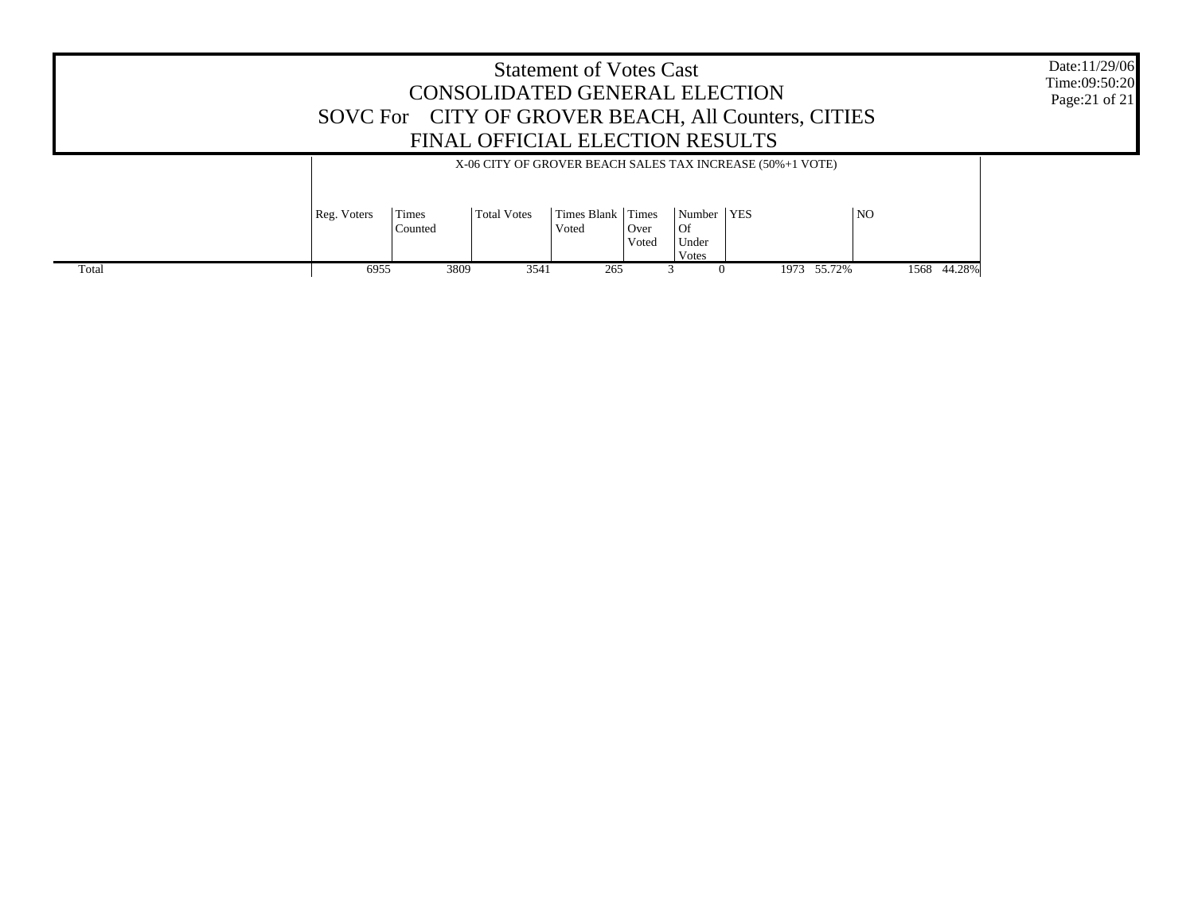# Statement of Votes Cast
## CONSOLIDATED GENERAL ELECTION
## SOVC For CITY OF GROVER BEACH, All Counters, CITIES
## FINAL OFFICIAL ELECTION RESULTS

Date:11/29/06
Time:09:50:20

X-06 CITY OF GROVER BEACH SALES TAX INCREASE (50%+1 VOTE)

| | Reg. Voters | Times Counted | Total Votes | Times Blank Voted | Times Over Voted | Number Of Under Votes | YES | | NO | |
|---|---|---|---|---|---|---|---|---|---|---|
| Total | 6955 | 3809 | 3541 | 265 | 3 | 0 | 1973 | 55.72% | 1568 | 44.28% |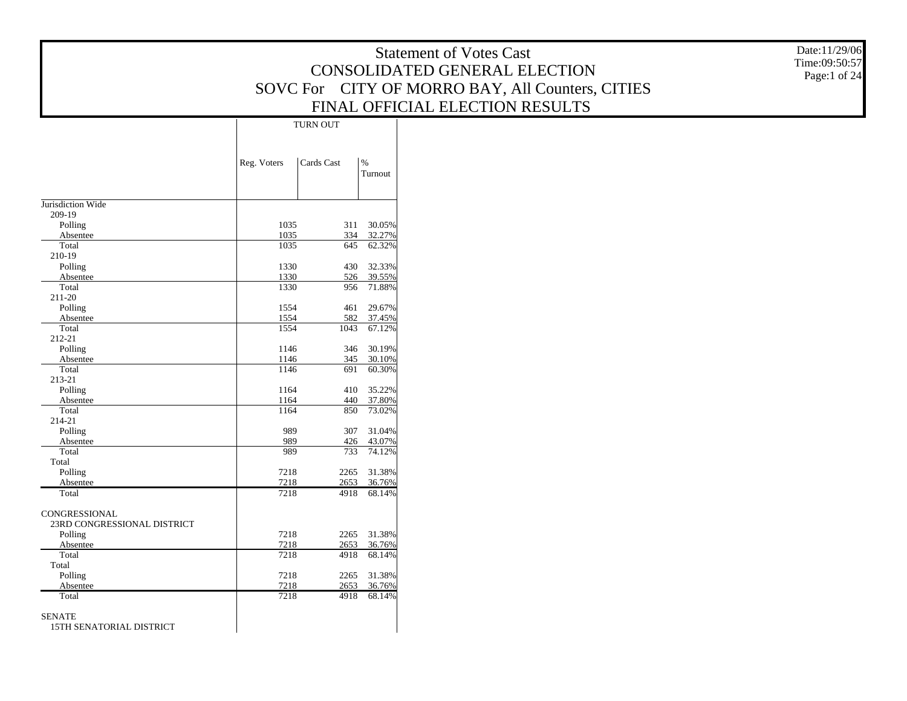# Statement of Votes Cast
## CONSOLIDATED GENERAL ELECTION
## SOVC For CITY OF MORRO BAY, All Counters, CITIES
## FINAL OFFICIAL ELECTION RESULTS

Date:11/29/06
Time:09:50:57

| | TURN OUT | | |
|---|---|---|---|
| | Reg. Voters | Cards Cast | % Turnout |
| Jurisdiction Wide | | | |
| 209-19 | | | |
| Polling | 1035 | 311 | 30.05% |
| Absentee | 1035 | 334 | 32.27% |
| Total | 1035 | 645 | 62.32% |
| 210-19 | | | |
| Polling | 1330 | 430 | 32.33% |
| Absentee | 1330 | 526 | 39.55% |
| Total | 1330 | 956 | 71.88% |
| 211-20 | | | |
| Polling | 1554 | 461 | 29.67% |
| Absentee | 1554 | 582 | 37.45% |
| Total | 1554 | 1043 | 67.12% |
| 212-21 | | | |
| Polling | 1146 | 346 | 30.19% |
| Absentee | 1146 | 345 | 30.10% |
| Total | 1146 | 691 | 60.30% |
| 213-21 | | | |
| Polling | 1164 | 410 | 35.22% |
| Absentee | 1164 | 440 | 37.80% |
| Total | 1164 | 850 | 73.02% |
| 214-21 | | | |
| Polling | 989 | 307 | 31.04% |
| Absentee | 989 | 426 | 43.07% |
| Total | 989 | 733 | 74.12% |
| Total | | | |
| Polling | 7218 | 2265 | 31.38% |
| Absentee | 7218 | 2653 | 36.76% |
| Total | 7218 | 4918 | 68.14% |
| CONGRESSIONAL | | | |
| 23RD CONGRESSIONAL DISTRICT | | | |
| Polling | 7218 | 2265 | 31.38% |
| Absentee | 7218 | 2653 | 36.76% |
| Total | 7218 | 4918 | 68.14% |
| Total | | | |
| Polling | 7218 | 2265 | 31.38% |
| Absentee | 7218 | 2653 | 36.76% |
| Total | 7218 | 4918 | 68.14% |
| SENATE | | | |
| 15TH SENATORIAL DISTRICT | | | |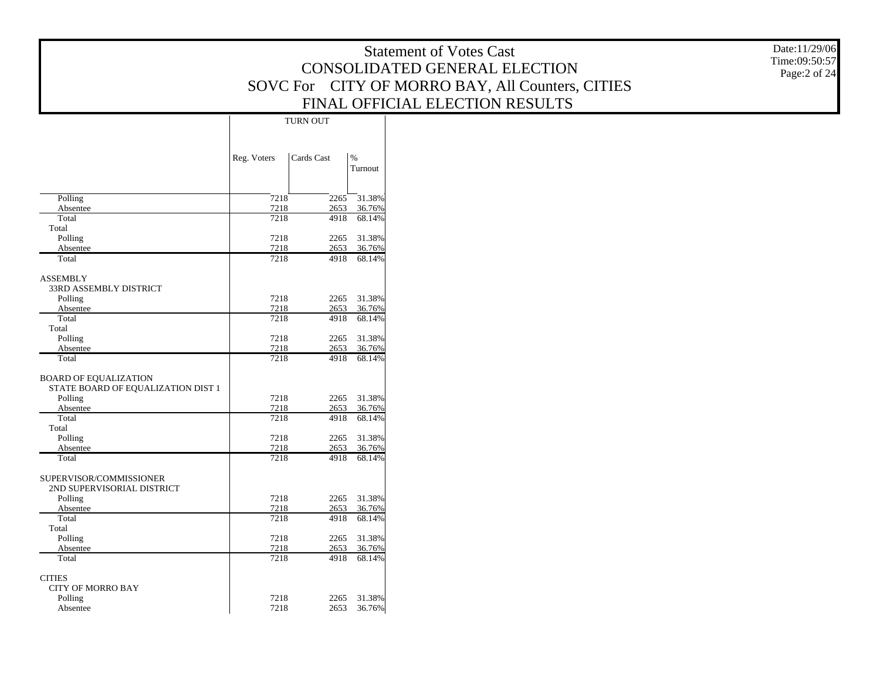# Statement of Votes Cast
## CONSOLIDATED GENERAL ELECTION
## SOVC For CITY OF MORRO BAY, All Counters, CITIES
## FINAL OFFICIAL ELECTION RESULTS

Date:11/29/06
Time:09:50:57

| | TURN OUT | | |
|---|---|---|---|
| | Reg. Voters | Cards Cast | % Turnout |
| Polling | 7218 | 2265 | 31.38% |
| Absentee | 7218 | 2653 | 36.76% |
| Total | 7218 | 4918 | 68.14% |
| Total | | | |
| Polling | 7218 | 2265 | 31.38% |
| Absentee | 7218 | 2653 | 36.76% |
| Total | 7218 | 4918 | 68.14% |
| ASSEMBLY | | | |
| 33RD ASSEMBLY DISTRICT | | | |
| Polling | 7218 | 2265 | 31.38% |
| Absentee | 7218 | 2653 | 36.76% |
| Total | 7218 | 4918 | 68.14% |
| Total | | | |
| Polling | 7218 | 2265 | 31.38% |
| Absentee | 7218 | 2653 | 36.76% |
| Total | 7218 | 4918 | 68.14% |
| BOARD OF EQUALIZATION | | | |
| STATE BOARD OF EQUALIZATION DIST 1 | | | |
| Polling | 7218 | 2265 | 31.38% |
| Absentee | 7218 | 2653 | 36.76% |
| Total | 7218 | 4918 | 68.14% |
| Total | | | |
| Polling | 7218 | 2265 | 31.38% |
| Absentee | 7218 | 2653 | 36.76% |
| Total | 7218 | 4918 | 68.14% |
| SUPERVISOR/COMMISSIONER | | | |
| 2ND SUPERVISORIAL DISTRICT | | | |
| Polling | 7218 | 2265 | 31.38% |
| Absentee | 7218 | 2653 | 36.76% |
| Total | 7218 | 4918 | 68.14% |
| Total | | | |
| Polling | 7218 | 2265 | 31.38% |
| Absentee | 7218 | 2653 | 36.76% |
| Total | 7218 | 4918 | 68.14% |
| CITIES | | | |
| CITY OF MORRO BAY | | | |
| Polling | 7218 | 2265 | 31.38% |
| Absentee | 7218 | 2653 | 36.76% |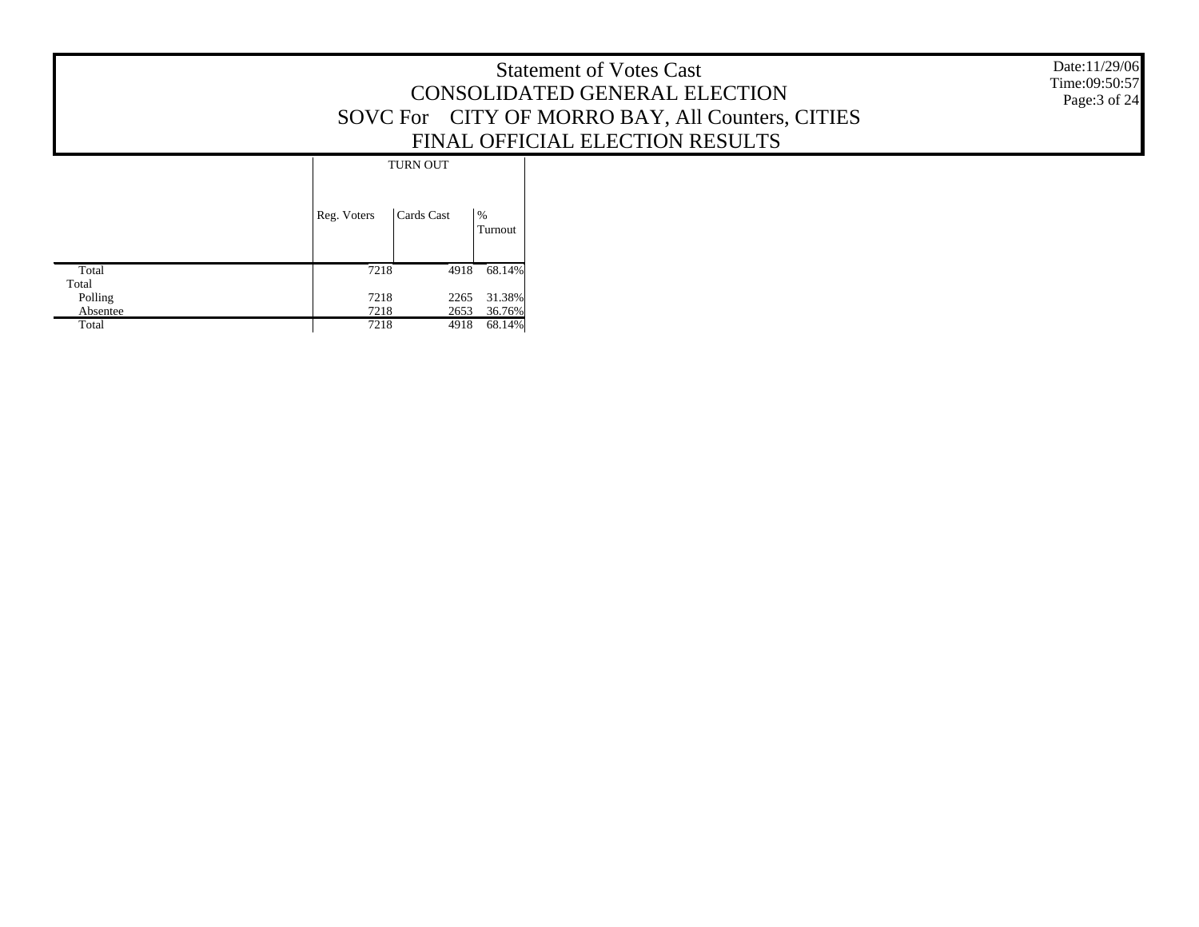# Statement of Votes Cast
## CONSOLIDATED GENERAL ELECTION
## SOVC For CITY OF MORRO BAY, All Counters, CITIES
## FINAL OFFICIAL ELECTION RESULTS

Date:11/29/06
Time:09:50:57

| | TURN OUT | | |
|---|---|---|---|
| | Reg. Voters | Cards Cast | % Turnout |
| Total | 7218 | 4918 | 68.14% |
| Total | | | |
| Polling | 7218 | 2265 | 31.38% |
| Absentee | 7218 | 2653 | 36.76% |
| Total | 7218 | 4918 | 68.14% |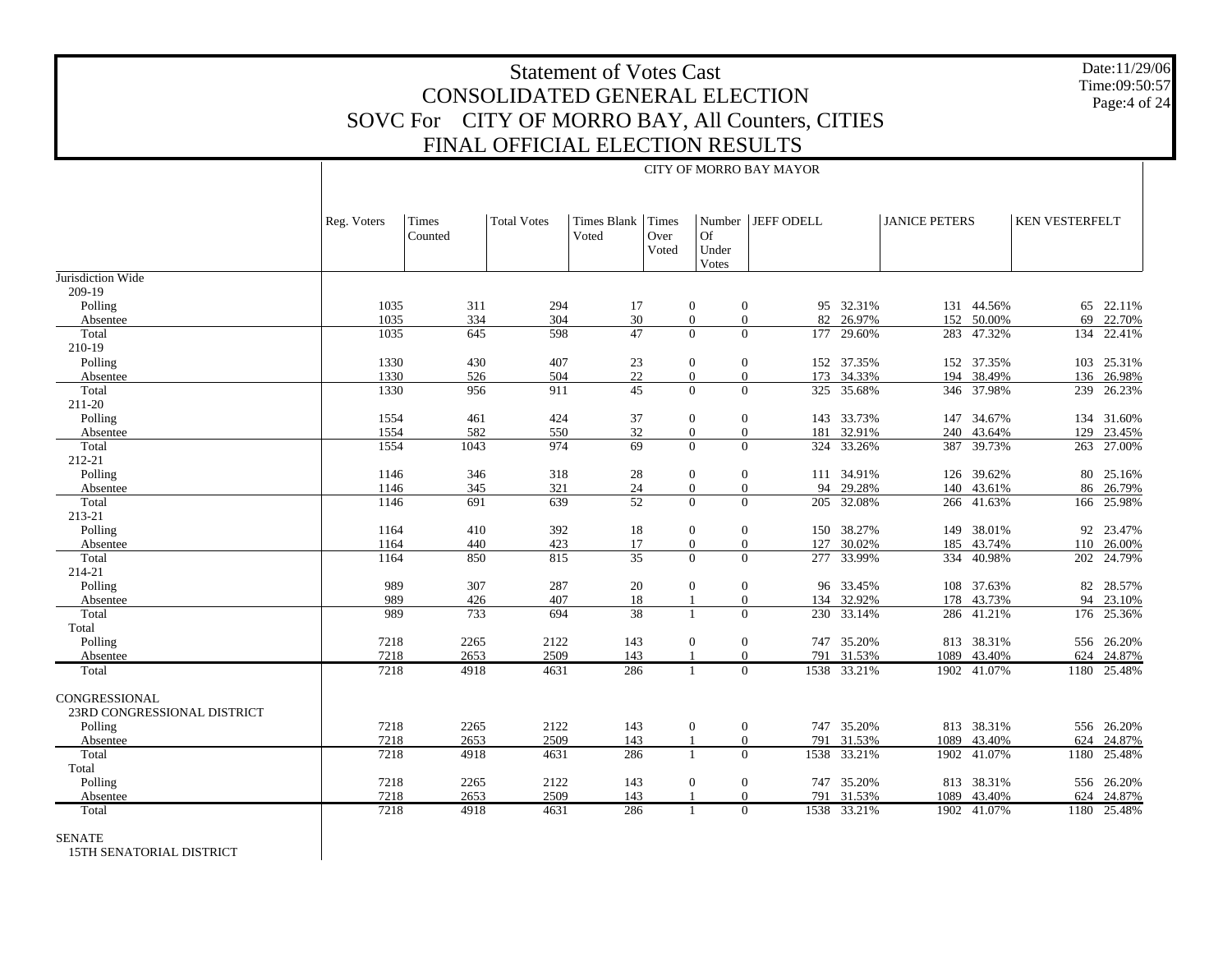# Statement of Votes Cast
## CONSOLIDATED GENERAL ELECTION
## SOVC For CITY OF MORRO BAY, All Counters, CITIES
## FINAL OFFICIAL ELECTION RESULTS

Date:11/29/06
Time:09:50:57

| | CITY OF MORRO BAY MAYOR | | | | | | | | | | | | | |
|---|---|---|---|---|---|---|---|---|---|---|---|---|---|---|
| | Reg. Voters | Times Counted | Total Votes | Times Blank Voted | Times Over Voted | Number Of Under Votes | JEFF ODELL | | JANICE PETERS | | KEN VESTERFELT | |
| Jurisdiction Wide | | | | | | | | | | | | |
| 209-19 | | | | | | | | | | | | |
| Polling | 1035 | 311 | 294 | 17 | 0 | 0 | 95 | 32.31% | 131 | 44.56% | 65 | 22.11% |
| Absentee | 1035 | 334 | 304 | 30 | 0 | 0 | 82 | 26.97% | 152 | 50.00% | 69 | 22.70% |
| Total | 1035 | 645 | 598 | 47 | 0 | 0 | 177 | 29.60% | 283 | 47.32% | 134 | 22.41% |
| 210-19 | | | | | | | | | | | | |
| Polling | 1330 | 430 | 407 | 23 | 0 | 0 | 152 | 37.35% | 152 | 37.35% | 103 | 25.31% |
| Absentee | 1330 | 526 | 504 | 22 | 0 | 0 | 173 | 34.33% | 194 | 38.49% | 136 | 26.98% |
| Total | 1330 | 956 | 911 | 45 | 0 | 0 | 325 | 35.68% | 346 | 37.98% | 239 | 26.23% |
| 211-20 | | | | | | | | | | | | |
| Polling | 1554 | 461 | 424 | 37 | 0 | 0 | 143 | 33.73% | 147 | 34.67% | 134 | 31.60% |
| Absentee | 1554 | 582 | 550 | 32 | 0 | 0 | 181 | 32.91% | 240 | 43.64% | 129 | 23.45% |
| Total | 1554 | 1043 | 974 | 69 | 0 | 0 | 324 | 33.26% | 387 | 39.73% | 263 | 27.00% |
| 212-21 | | | | | | | | | | | | |
| Polling | 1146 | 346 | 318 | 28 | 0 | 0 | 111 | 34.91% | 126 | 39.62% | 80 | 25.16% |
| Absentee | 1146 | 345 | 321 | 24 | 0 | 0 | 94 | 29.28% | 140 | 43.61% | 86 | 26.79% |
| Total | 1146 | 691 | 639 | 52 | 0 | 0 | 205 | 32.08% | 266 | 41.63% | 166 | 25.98% |
| 213-21 | | | | | | | | | | | | |
| Polling | 1164 | 410 | 392 | 18 | 0 | 0 | 150 | 38.27% | 149 | 38.01% | 92 | 23.47% |
| Absentee | 1164 | 440 | 423 | 17 | 0 | 0 | 127 | 30.02% | 185 | 43.74% | 110 | 26.00% |
| Total | 1164 | 850 | 815 | 35 | 0 | 0 | 277 | 33.99% | 334 | 40.98% | 202 | 24.79% |
| 214-21 | | | | | | | | | | | | |
| Polling | 989 | 307 | 287 | 20 | 0 | 0 | 96 | 33.45% | 108 | 37.63% | 82 | 28.57% |
| Absentee | 989 | 426 | 407 | 18 | 1 | 0 | 134 | 32.92% | 178 | 43.73% | 94 | 23.10% |
| Total | 989 | 733 | 694 | 38 | 1 | 0 | 230 | 33.14% | 286 | 41.21% | 176 | 25.36% |
| Total | | | | | | | | | | | | |
| Polling | 7218 | 2265 | 2122 | 143 | 0 | 0 | 747 | 35.20% | 813 | 38.31% | 556 | 26.20% |
| Absentee | 7218 | 2653 | 2509 | 143 | 1 | 0 | 791 | 31.53% | 1089 | 43.40% | 624 | 24.87% |
| Total | 7218 | 4918 | 4631 | 286 | 1 | 0 | 1538 | 33.21% | 1902 | 41.07% | 1180 | 25.48% |
| CONGRESSIONAL | | | | | | | | | | | | |
| 23RD CONGRESSIONAL DISTRICT | | | | | | | | | | | | |
| Polling | 7218 | 2265 | 2122 | 143 | 0 | 0 | 747 | 35.20% | 813 | 38.31% | 556 | 26.20% |
| Absentee | 7218 | 2653 | 2509 | 143 | 1 | 0 | 791 | 31.53% | 1089 | 43.40% | 624 | 24.87% |
| Total | 7218 | 4918 | 4631 | 286 | 1 | 0 | 1538 | 33.21% | 1902 | 41.07% | 1180 | 25.48% |
| Total | | | | | | | | | | | | |
| Polling | 7218 | 2265 | 2122 | 143 | 0 | 0 | 747 | 35.20% | 813 | 38.31% | 556 | 26.20% |
| Absentee | 7218 | 2653 | 2509 | 143 | 1 | 0 | 791 | 31.53% | 1089 | 43.40% | 624 | 24.87% |
| Total | 7218 | 4918 | 4631 | 286 | 1 | 0 | 1538 | 33.21% | 1902 | 41.07% | 1180 | 25.48% |
| SENATE | | | | | | | | | | | | |
| 15TH SENATORIAL DISTRICT | | | | | | | | | | | | |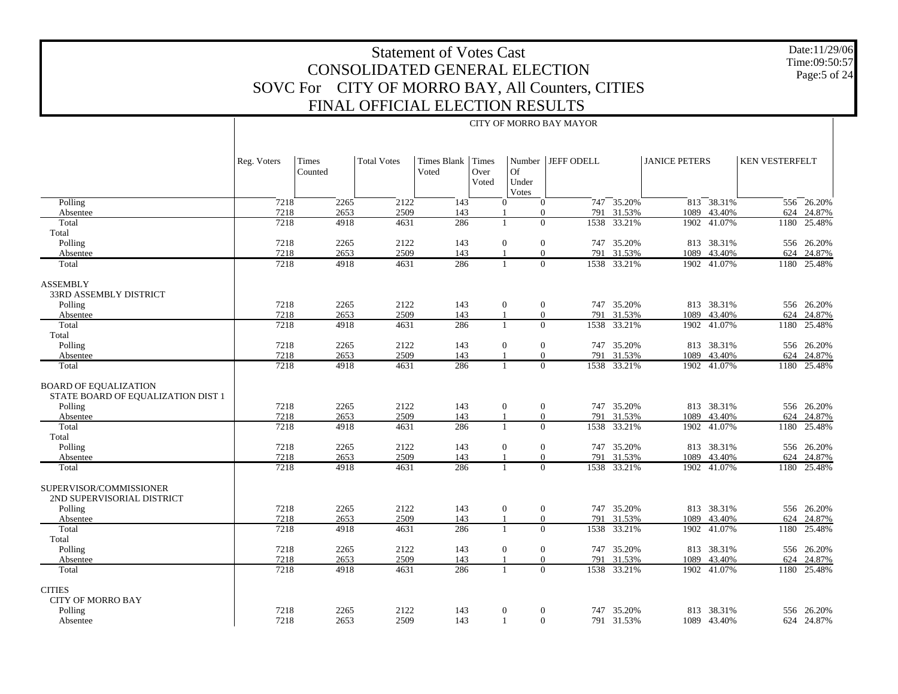# Statement of Votes Cast
## CONSOLIDATED GENERAL ELECTION
## SOVC For CITY OF MORRO BAY, All Counters, CITIES
## FINAL OFFICIAL ELECTION RESULTS

Date:11/29/06
Time:09:50:57

CITY OF MORRO BAY MAYOR

| | Reg. Voters | Times Counted | Total Votes | Times Blank Voted | Times Over Voted | Number Of Under Votes | JEFF ODELL | | JANICE PETERS | | KEN VESTERFELT | |
|---|---|---|---|---|---|---|---|---|---|---|---|---|
| Polling | 7218 | 2265 | 2122 | 143 | 0 | 0 | 747 | 35.20% | 813 | 38.31% | 556 | 26.20% |
| Absentee | 7218 | 2653 | 2509 | 143 | 1 | 0 | 791 | 31.53% | 1089 | 43.40% | 624 | 24.87% |
| Total | 7218 | 4918 | 4631 | 286 | 1 | 0 | 1538 | 33.21% | 1902 | 41.07% | 1180 | 25.48% |
| Total | | | | | | | | | | | | |
| Polling | 7218 | 2265 | 2122 | 143 | 0 | 0 | 747 | 35.20% | 813 | 38.31% | 556 | 26.20% |
| Absentee | 7218 | 2653 | 2509 | 143 | 1 | 0 | 791 | 31.53% | 1089 | 43.40% | 624 | 24.87% |
| Total | 7218 | 4918 | 4631 | 286 | 1 | 0 | 1538 | 33.21% | 1902 | 41.07% | 1180 | 25.48% |
| ASSEMBLY | | | | | | | | | | | | |
| 33RD ASSEMBLY DISTRICT | | | | | | | | | | | | |
| Polling | 7218 | 2265 | 2122 | 143 | 0 | 0 | 747 | 35.20% | 813 | 38.31% | 556 | 26.20% |
| Absentee | 7218 | 2653 | 2509 | 143 | 1 | 0 | 791 | 31.53% | 1089 | 43.40% | 624 | 24.87% |
| Total | 7218 | 4918 | 4631 | 286 | 1 | 0 | 1538 | 33.21% | 1902 | 41.07% | 1180 | 25.48% |
| Total | | | | | | | | | | | | |
| Polling | 7218 | 2265 | 2122 | 143 | 0 | 0 | 747 | 35.20% | 813 | 38.31% | 556 | 26.20% |
| Absentee | 7218 | 2653 | 2509 | 143 | 1 | 0 | 791 | 31.53% | 1089 | 43.40% | 624 | 24.87% |
| Total | 7218 | 4918 | 4631 | 286 | 1 | 0 | 1538 | 33.21% | 1902 | 41.07% | 1180 | 25.48% |
| BOARD OF EQUALIZATION | | | | | | | | | | | | |
| STATE BOARD OF EQUALIZATION DIST 1 | | | | | | | | | | | | |
| Polling | 7218 | 2265 | 2122 | 143 | 0 | 0 | 747 | 35.20% | 813 | 38.31% | 556 | 26.20% |
| Absentee | 7218 | 2653 | 2509 | 143 | 1 | 0 | 791 | 31.53% | 1089 | 43.40% | 624 | 24.87% |
| Total | 7218 | 4918 | 4631 | 286 | 1 | 0 | 1538 | 33.21% | 1902 | 41.07% | 1180 | 25.48% |
| Total | | | | | | | | | | | | |
| Polling | 7218 | 2265 | 2122 | 143 | 0 | 0 | 747 | 35.20% | 813 | 38.31% | 556 | 26.20% |
| Absentee | 7218 | 2653 | 2509 | 143 | 1 | 0 | 791 | 31.53% | 1089 | 43.40% | 624 | 24.87% |
| Total | 7218 | 4918 | 4631 | 286 | 1 | 0 | 1538 | 33.21% | 1902 | 41.07% | 1180 | 25.48% |
| SUPERVISOR/COMMISSIONER | | | | | | | | | | | | |
| 2ND SUPERVISORIAL DISTRICT | | | | | | | | | | | | |
| Polling | 7218 | 2265 | 2122 | 143 | 0 | 0 | 747 | 35.20% | 813 | 38.31% | 556 | 26.20% |
| Absentee | 7218 | 2653 | 2509 | 143 | 1 | 0 | 791 | 31.53% | 1089 | 43.40% | 624 | 24.87% |
| Total | 7218 | 4918 | 4631 | 286 | 1 | 0 | 1538 | 33.21% | 1902 | 41.07% | 1180 | 25.48% |
| Total | | | | | | | | | | | | |
| Polling | 7218 | 2265 | 2122 | 143 | 0 | 0 | 747 | 35.20% | 813 | 38.31% | 556 | 26.20% |
| Absentee | 7218 | 2653 | 2509 | 143 | 1 | 0 | 791 | 31.53% | 1089 | 43.40% | 624 | 24.87% |
| Total | 7218 | 4918 | 4631 | 286 | 1 | 0 | 1538 | 33.21% | 1902 | 41.07% | 1180 | 25.48% |
| CITIES | | | | | | | | | | | | |
| CITY OF MORRO BAY | | | | | | | | | | | | |
| Polling | 7218 | 2265 | 2122 | 143 | 0 | 0 | 747 | 35.20% | 813 | 38.31% | 556 | 26.20% |
| Absentee | 7218 | 2653 | 2509 | 143 | 1 | 0 | 791 | 31.53% | 1089 | 43.40% | 624 | 24.87% |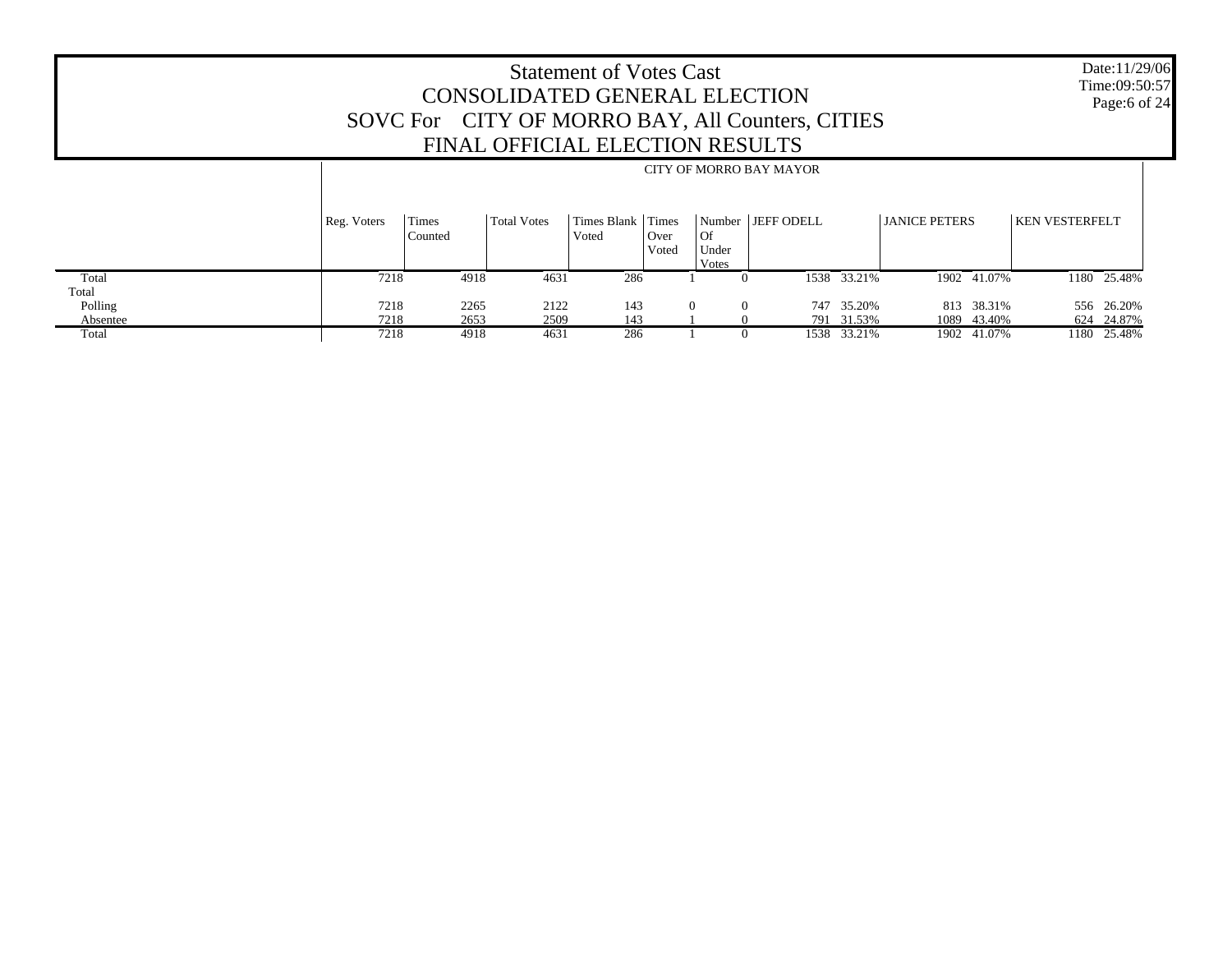# Statement of Votes Cast
## CONSOLIDATED GENERAL ELECTION
## SOVC For CITY OF MORRO BAY, All Counters, CITIES
## FINAL OFFICIAL ELECTION RESULTS

Date:11/29/06
Time:09:50:57

| | CITY OF MORRO BAY MAYOR | | | | | | | | | | | |
|---|---|---|---|---|---|---|---|---|---|---|---|---|
| | Reg. Voters | Times Counted | Total Votes | Times Blank Voted | Times Over Voted | Number Of Under Votes | JEFF ODELL | | JANICE PETERS | | KEN VESTERFELT | |
| Total | 7218 | 4918 | 4631 | 286 | 1 | 0 | 1538 | 33.21% | 1902 | 41.07% | 1180 | 25.48% |
| Total | | | | | | | | | | | | |
| Polling | 7218 | 2265 | 2122 | 143 | 0 | 0 | 747 | 35.20% | 813 | 38.31% | 556 | 26.20% |
| Absentee | 7218 | 2653 | 2509 | 143 | 1 | 0 | 791 | 31.53% | 1089 | 43.40% | 624 | 24.87% |
| Total | 7218 | 4918 | 4631 | 286 | 1 | 0 | 1538 | 33.21% | 1902 | 41.07% | 1180 | 25.48% |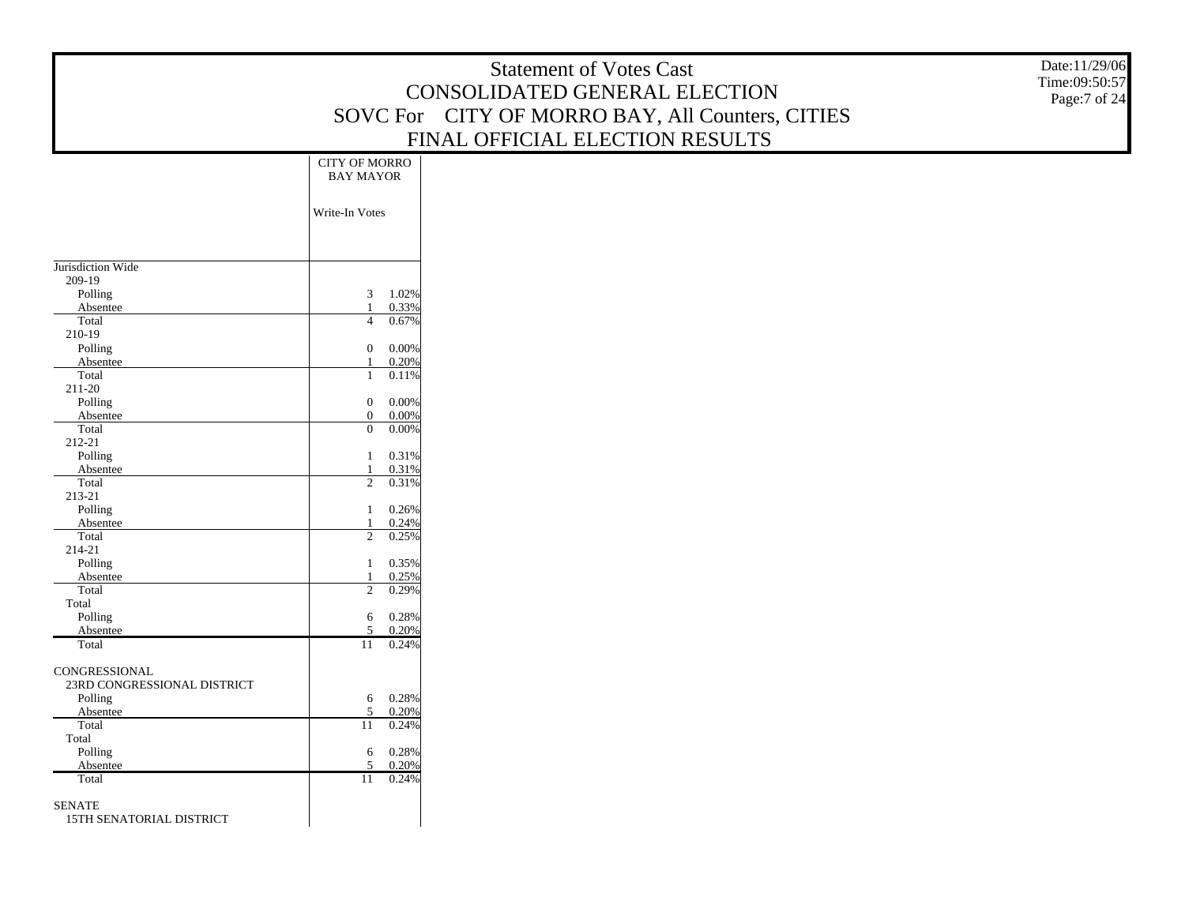# Statement of Votes Cast
## CONSOLIDATED GENERAL ELECTION
## SOVC For CITY OF MORRO BAY, All Counters, CITIES
## FINAL OFFICIAL ELECTION RESULTS

Date:11/29/06
Time:09:50:57

| | CITY OF MORRO BAY MAYOR | |
|---|---|---|
| | Write-In Votes | |
| Jurisdiction Wide | | |
| 209-19 | | |
| Polling | 3 | 1.02% |
| Absentee | 1 | 0.33% |
| Total | 4 | 0.67% |
| 210-19 | | |
| Polling | 0 | 0.00% |
| Absentee | 1 | 0.20% |
| Total | 1 | 0.11% |
| 211-20 | | |
| Polling | 0 | 0.00% |
| Absentee | 0 | 0.00% |
| Total | 0 | 0.00% |
| 212-21 | | |
| Polling | 1 | 0.31% |
| Absentee | 1 | 0.31% |
| Total | 2 | 0.31% |
| 213-21 | | |
| Polling | 1 | 0.26% |
| Absentee | 1 | 0.24% |
| Total | 2 | 0.25% |
| 214-21 | | |
| Polling | 1 | 0.35% |
| Absentee | 1 | 0.25% |
| Total | 2 | 0.29% |
| Total | | |
| Polling | 6 | 0.28% |
| Absentee | 5 | 0.20% |
| Total | 11 | 0.24% |
| CONGRESSIONAL | | |
| 23RD CONGRESSIONAL DISTRICT | | |
| Polling | 6 | 0.28% |
| Absentee | 5 | 0.20% |
| Total | 11 | 0.24% |
| Total | | |
| Polling | 6 | 0.28% |
| Absentee | 5 | 0.20% |
| Total | 11 | 0.24% |
| SENATE | | |
| 15TH SENATORIAL DISTRICT | | |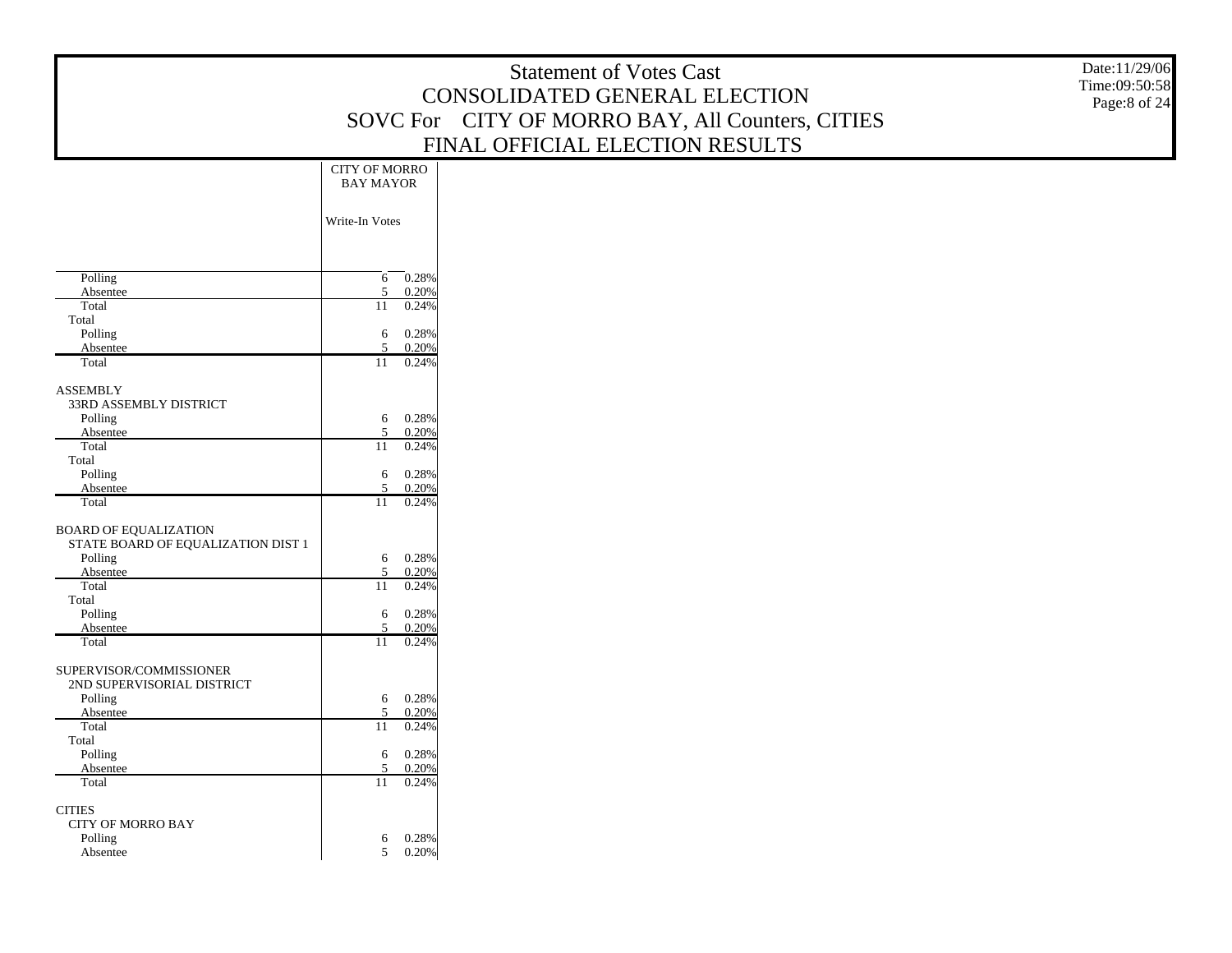# Statement of Votes Cast
## CONSOLIDATED GENERAL ELECTION
## SOVC For CITY OF MORRO BAY, All Counters, CITIES
## FINAL OFFICIAL ELECTION RESULTS

Date:11/29/06
Time:09:50:58

| | CITY OF MORRO BAY MAYOR | |
|---|---|---|
| | Write-In Votes | |
| Polling | 6 | 0.28% |
| Absentee | 5 | 0.20% |
| Total | 11 | 0.24% |
| Total | | |
| Polling | 6 | 0.28% |
| Absentee | 5 | 0.20% |
| Total | 11 | 0.24% |
| ASSEMBLY | | |
| 33RD ASSEMBLY DISTRICT | | |
| Polling | 6 | 0.28% |
| Absentee | 5 | 0.20% |
| Total | 11 | 0.24% |
| Total | | |
| Polling | 6 | 0.28% |
| Absentee | 5 | 0.20% |
| Total | 11 | 0.24% |
| BOARD OF EQUALIZATION | | |
| STATE BOARD OF EQUALIZATION DIST 1 | | |
| Polling | 6 | 0.28% |
| Absentee | 5 | 0.20% |
| Total | 11 | 0.24% |
| Total | | |
| Polling | 6 | 0.28% |
| Absentee | 5 | 0.20% |
| Total | 11 | 0.24% |
| SUPERVISOR/COMMISSIONER | | |
| 2ND SUPERVISORIAL DISTRICT | | |
| Polling | 6 | 0.28% |
| Absentee | 5 | 0.20% |
| Total | 11 | 0.24% |
| Total | | |
| Polling | 6 | 0.28% |
| Absentee | 5 | 0.20% |
| Total | 11 | 0.24% |
| CITIES | | |
| CITY OF MORRO BAY | | |
| Polling | 6 | 0.28% |
| Absentee | 5 | 0.20% |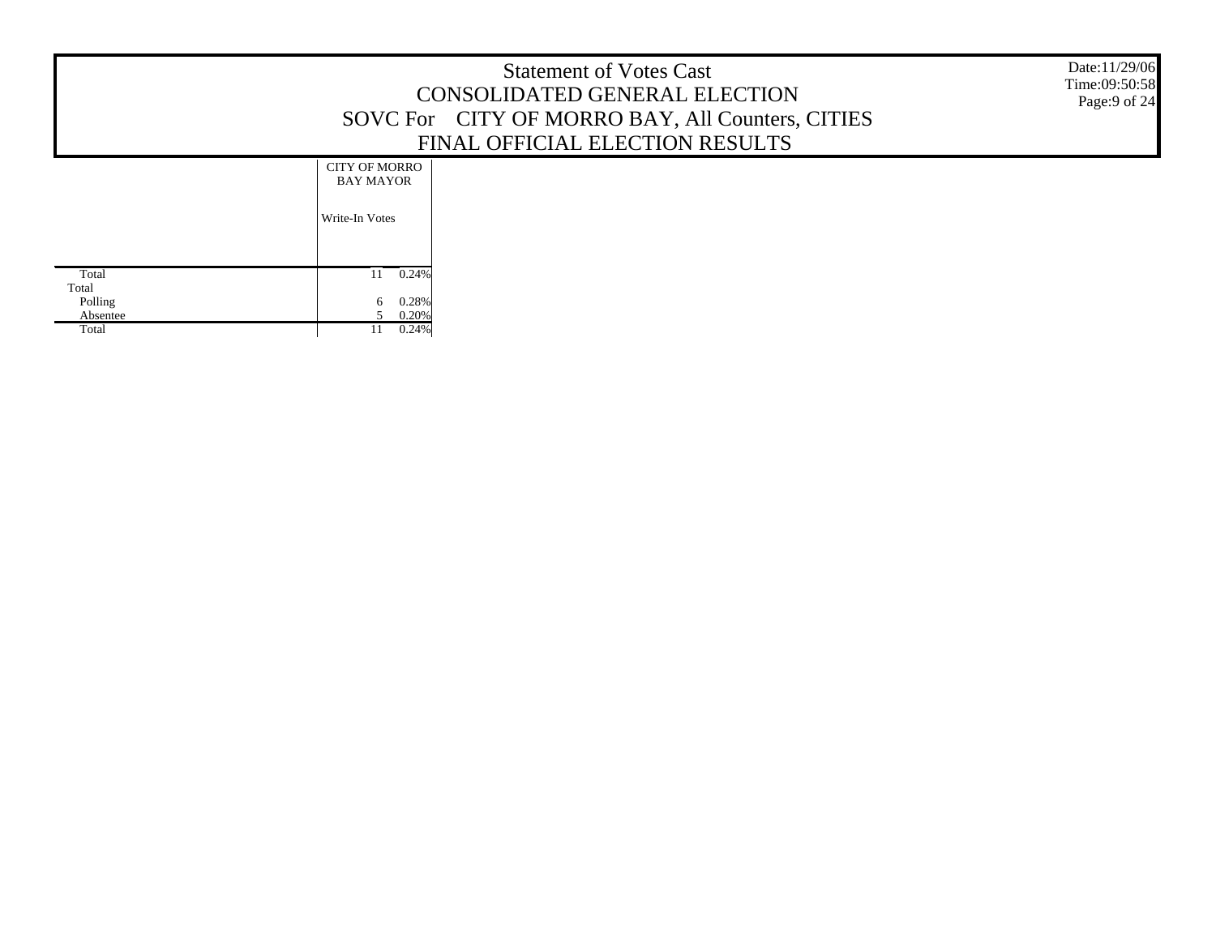# Statement of Votes Cast
## CONSOLIDATED GENERAL ELECTION
## SOVC For CITY OF MORRO BAY, All Counters, CITIES
## FINAL OFFICIAL ELECTION RESULTS

Date:11/29/06
Time:09:50:58

| | CITY OF MORRO BAY MAYOR | |
|---|---|---|
| | Write-In Votes | |
| Total | 11 | 0.24% |
| Total | | |
| Polling | 6 | 0.28% |
| Absentee | 5 | 0.20% |
| Total | 11 | 0.24% |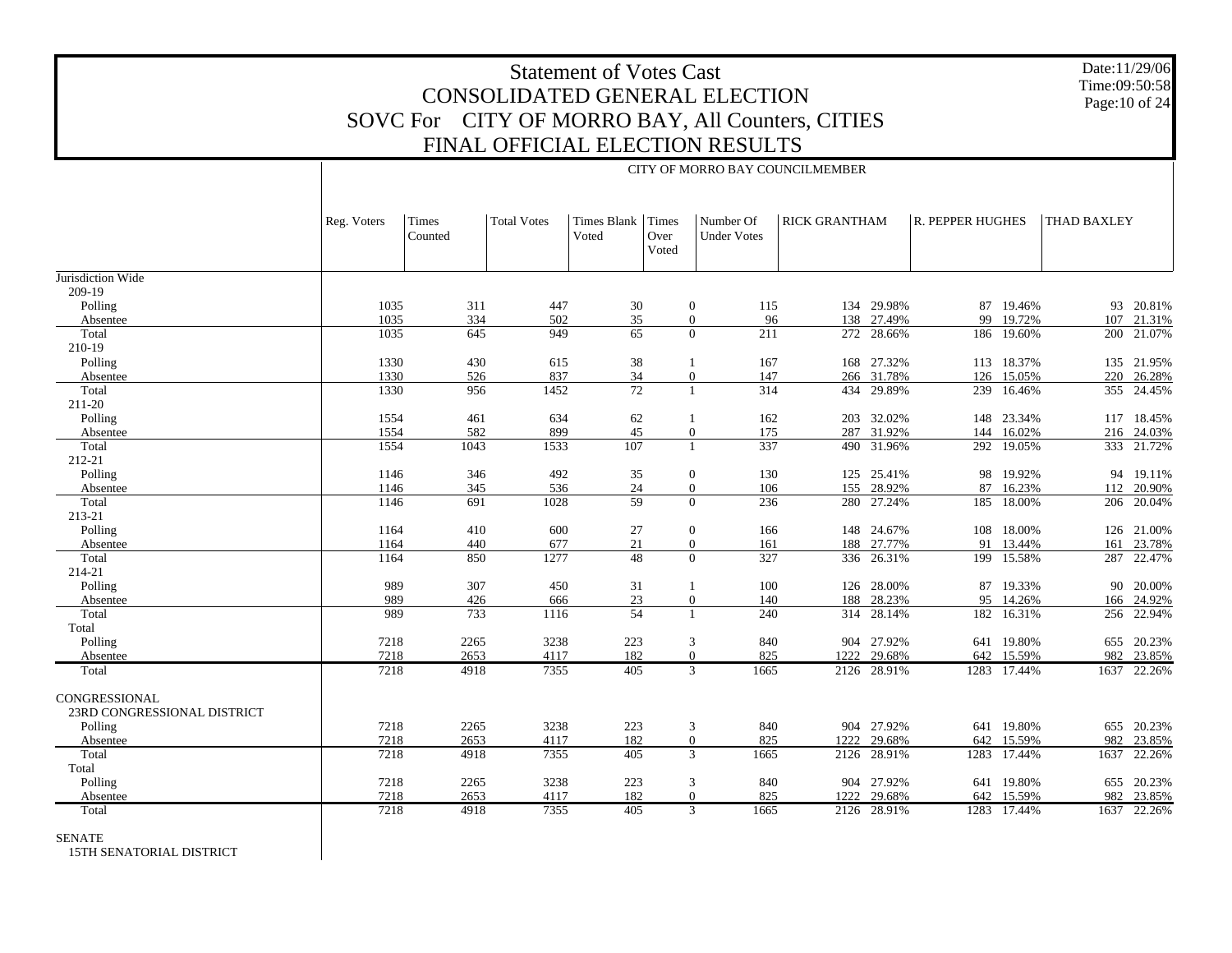# Statement of Votes Cast
## CONSOLIDATED GENERAL ELECTION
## SOVC For CITY OF MORRO BAY, All Counters, CITIES
## FINAL OFFICIAL ELECTION RESULTS

Date:11/29/06
Time:09:50:58
Page:10 of 24

CITY OF MORRO BAY COUNCILMEMBER

| | Reg. Voters | Times Counted | Total Votes | Times Blank Voted | Times Over Voted | Number Of Under Votes | RICK GRANTHAM | | R. PEPPER HUGHES | | THAD BAXLEY | |
|---|---|---|---|---|---|---|---|---|---|---|---|---|
| Jurisdiction Wide | | | | | | | | | | | | |
| 209-19 | | | | | | | | | | | | |
| Polling | 1035 | 311 | 447 | 30 | 0 | 115 | 134 | 29.98% | 87 | 19.46% | 93 | 20.81% |
| Absentee | 1035 | 334 | 502 | 35 | 0 | 96 | 138 | 27.49% | 99 | 19.72% | 107 | 21.31% |
| Total | 1035 | 645 | 949 | 65 | 0 | 211 | 272 | 28.66% | 186 | 19.60% | 200 | 21.07% |
| 210-19 | | | | | | | | | | | | |
| Polling | 1330 | 430 | 615 | 38 | 1 | 167 | 168 | 27.32% | 113 | 18.37% | 135 | 21.95% |
| Absentee | 1330 | 526 | 837 | 34 | 0 | 147 | 266 | 31.78% | 126 | 15.05% | 220 | 26.28% |
| Total | 1330 | 956 | 1452 | 72 | 1 | 314 | 434 | 29.89% | 239 | 16.46% | 355 | 24.45% |
| 211-20 | | | | | | | | | | | | |
| Polling | 1554 | 461 | 634 | 62 | 1 | 162 | 203 | 32.02% | 148 | 23.34% | 117 | 18.45% |
| Absentee | 1554 | 582 | 899 | 45 | 0 | 175 | 287 | 31.92% | 144 | 16.02% | 216 | 24.03% |
| Total | 1554 | 1043 | 1533 | 107 | 1 | 337 | 490 | 31.96% | 292 | 19.05% | 333 | 21.72% |
| 212-21 | | | | | | | | | | | | |
| Polling | 1146 | 346 | 492 | 35 | 0 | 130 | 125 | 25.41% | 98 | 19.92% | 94 | 19.11% |
| Absentee | 1146 | 345 | 536 | 24 | 0 | 106 | 155 | 28.92% | 87 | 16.23% | 112 | 20.90% |
| Total | 1146 | 691 | 1028 | 59 | 0 | 236 | 280 | 27.24% | 185 | 18.00% | 206 | 20.04% |
| 213-21 | | | | | | | | | | | | |
| Polling | 1164 | 410 | 600 | 27 | 0 | 166 | 148 | 24.67% | 108 | 18.00% | 126 | 21.00% |
| Absentee | 1164 | 440 | 677 | 21 | 0 | 161 | 188 | 27.77% | 91 | 13.44% | 161 | 23.78% |
| Total | 1164 | 850 | 1277 | 48 | 0 | 327 | 336 | 26.31% | 199 | 15.58% | 287 | 22.47% |
| 214-21 | | | | | | | | | | | | |
| Polling | 989 | 307 | 450 | 31 | 1 | 100 | 126 | 28.00% | 87 | 19.33% | 90 | 20.00% |
| Absentee | 989 | 426 | 666 | 23 | 0 | 140 | 188 | 28.23% | 95 | 14.26% | 166 | 24.92% |
| Total | 989 | 733 | 1116 | 54 | 1 | 240 | 314 | 28.14% | 182 | 16.31% | 256 | 22.94% |
| Total | | | | | | | | | | | | |
| Polling | 7218 | 2265 | 3238 | 223 | 3 | 840 | 904 | 27.92% | 641 | 19.80% | 655 | 20.23% |
| Absentee | 7218 | 2653 | 4117 | 182 | 0 | 825 | 1222 | 29.68% | 642 | 15.59% | 982 | 23.85% |
| Total | 7218 | 4918 | 7355 | 405 | 3 | 1665 | 2126 | 28.91% | 1283 | 17.44% | 1637 | 22.26% |
| CONGRESSIONAL | | | | | | | | | | | | |
| 23RD CONGRESSIONAL DISTRICT | | | | | | | | | | | | |
| Polling | 7218 | 2265 | 3238 | 223 | 3 | 840 | 904 | 27.92% | 641 | 19.80% | 655 | 20.23% |
| Absentee | 7218 | 2653 | 4117 | 182 | 0 | 825 | 1222 | 29.68% | 642 | 15.59% | 982 | 23.85% |
| Total | 7218 | 4918 | 7355 | 405 | 3 | 1665 | 2126 | 28.91% | 1283 | 17.44% | 1637 | 22.26% |
| Total | | | | | | | | | | | | |
| Polling | 7218 | 2265 | 3238 | 223 | 3 | 840 | 904 | 27.92% | 641 | 19.80% | 655 | 20.23% |
| Absentee | 7218 | 2653 | 4117 | 182 | 0 | 825 | 1222 | 29.68% | 642 | 15.59% | 982 | 23.85% |
| Total | 7218 | 4918 | 7355 | 405 | 3 | 1665 | 2126 | 28.91% | 1283 | 17.44% | 1637 | 22.26% |
| SENATE | | | | | | | | | | | | |
| 15TH SENATORIAL DISTRICT | | | | | | | | | | | | |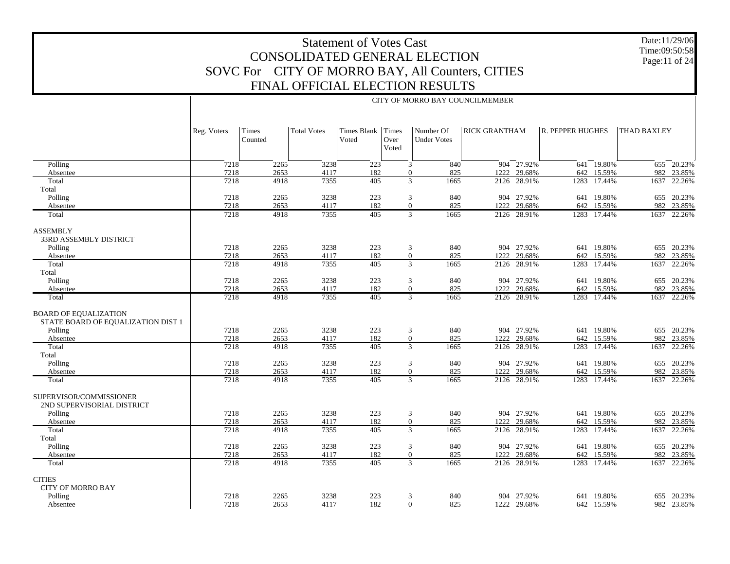# Statement of Votes Cast
## CONSOLIDATED GENERAL ELECTION
## SOVC For CITY OF MORRO BAY, All Counters, CITIES
## FINAL OFFICIAL ELECTION RESULTS

Date:11/29/06
Time:09:50:58
Page:11 of 24

CITY OF MORRO BAY COUNCILMEMBER

| | Reg. Voters | Times Counted | Total Votes | Times Blank Voted | Times Over Voted | Number Of Under Votes | RICK GRANTHAM | | R. PEPPER HUGHES | | THAD BAXLEY | |
|---|---|---|---|---|---|---|---|---|---|---|---|---|
| Polling | 7218 | 2265 | 3238 | 223 | 3 | 840 | 904 | 27.92% | 641 | 19.80% | 655 | 20.23% |
| Absentee | 7218 | 2653 | 4117 | 182 | 0 | 825 | 1222 | 29.68% | 642 | 15.59% | 982 | 23.85% |
| Total | 7218 | 4918 | 7355 | 405 | 3 | 1665 | 2126 | 28.91% | 1283 | 17.44% | 1637 | 22.26% |
| Total | | | | | | | | | | | | |
| Polling | 7218 | 2265 | 3238 | 223 | 3 | 840 | 904 | 27.92% | 641 | 19.80% | 655 | 20.23% |
| Absentee | 7218 | 2653 | 4117 | 182 | 0 | 825 | 1222 | 29.68% | 642 | 15.59% | 982 | 23.85% |
| Total | 7218 | 4918 | 7355 | 405 | 3 | 1665 | 2126 | 28.91% | 1283 | 17.44% | 1637 | 22.26% |
| ASSEMBLY | | | | | | | | | | | | |
| 33RD ASSEMBLY DISTRICT | | | | | | | | | | | | |
| Polling | 7218 | 2265 | 3238 | 223 | 3 | 840 | 904 | 27.92% | 641 | 19.80% | 655 | 20.23% |
| Absentee | 7218 | 2653 | 4117 | 182 | 0 | 825 | 1222 | 29.68% | 642 | 15.59% | 982 | 23.85% |
| Total | 7218 | 4918 | 7355 | 405 | 3 | 1665 | 2126 | 28.91% | 1283 | 17.44% | 1637 | 22.26% |
| Total | | | | | | | | | | | | |
| Polling | 7218 | 2265 | 3238 | 223 | 3 | 840 | 904 | 27.92% | 641 | 19.80% | 655 | 20.23% |
| Absentee | 7218 | 2653 | 4117 | 182 | 0 | 825 | 1222 | 29.68% | 642 | 15.59% | 982 | 23.85% |
| Total | 7218 | 4918 | 7355 | 405 | 3 | 1665 | 2126 | 28.91% | 1283 | 17.44% | 1637 | 22.26% |
| BOARD OF EQUALIZATION | | | | | | | | | | | | |
| STATE BOARD OF EQUALIZATION DIST 1 | | | | | | | | | | | | |
| Polling | 7218 | 2265 | 3238 | 223 | 3 | 840 | 904 | 27.92% | 641 | 19.80% | 655 | 20.23% |
| Absentee | 7218 | 2653 | 4117 | 182 | 0 | 825 | 1222 | 29.68% | 642 | 15.59% | 982 | 23.85% |
| Total | 7218 | 4918 | 7355 | 405 | 3 | 1665 | 2126 | 28.91% | 1283 | 17.44% | 1637 | 22.26% |
| Total | | | | | | | | | | | | |
| Polling | 7218 | 2265 | 3238 | 223 | 3 | 840 | 904 | 27.92% | 641 | 19.80% | 655 | 20.23% |
| Absentee | 7218 | 2653 | 4117 | 182 | 0 | 825 | 1222 | 29.68% | 642 | 15.59% | 982 | 23.85% |
| Total | 7218 | 4918 | 7355 | 405 | 3 | 1665 | 2126 | 28.91% | 1283 | 17.44% | 1637 | 22.26% |
| SUPERVISOR/COMMISSIONER | | | | | | | | | | | | |
| 2ND SUPERVISORIAL DISTRICT | | | | | | | | | | | | |
| Polling | 7218 | 2265 | 3238 | 223 | 3 | 840 | 904 | 27.92% | 641 | 19.80% | 655 | 20.23% |
| Absentee | 7218 | 2653 | 4117 | 182 | 0 | 825 | 1222 | 29.68% | 642 | 15.59% | 982 | 23.85% |
| Total | 7218 | 4918 | 7355 | 405 | 3 | 1665 | 2126 | 28.91% | 1283 | 17.44% | 1637 | 22.26% |
| Total | | | | | | | | | | | | |
| Polling | 7218 | 2265 | 3238 | 223 | 3 | 840 | 904 | 27.92% | 641 | 19.80% | 655 | 20.23% |
| Absentee | 7218 | 2653 | 4117 | 182 | 0 | 825 | 1222 | 29.68% | 642 | 15.59% | 982 | 23.85% |
| Total | 7218 | 4918 | 7355 | 405 | 3 | 1665 | 2126 | 28.91% | 1283 | 17.44% | 1637 | 22.26% |
| CITIES | | | | | | | | | | | | |
| CITY OF MORRO BAY | | | | | | | | | | | | |
| Polling | 7218 | 2265 | 3238 | 223 | 3 | 840 | 904 | 27.92% | 641 | 19.80% | 655 | 20.23% |
| Absentee | 7218 | 2653 | 4117 | 182 | 0 | 825 | 1222 | 29.68% | 642 | 15.59% | 982 | 23.85% |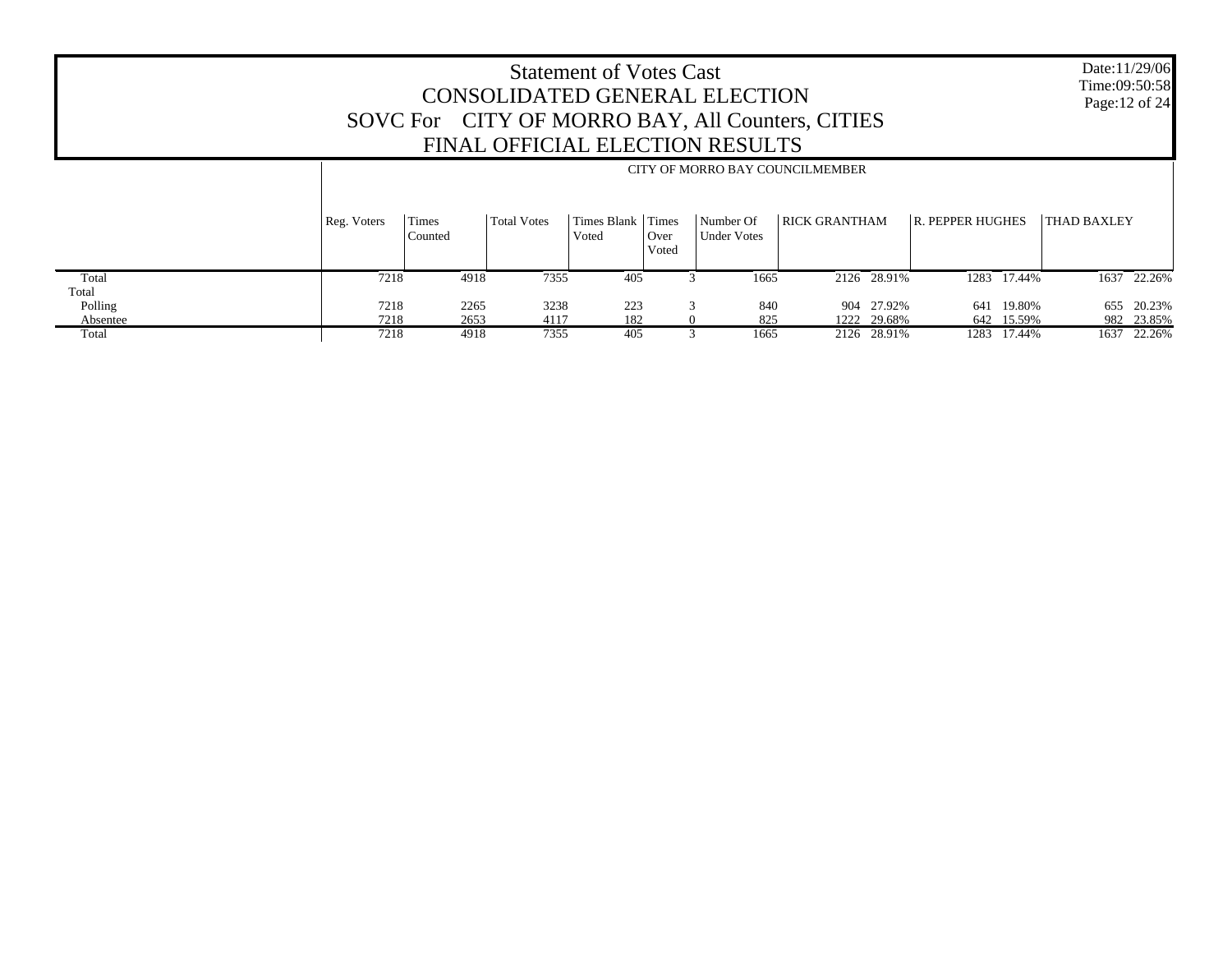# Statement of Votes Cast
## CONSOLIDATED GENERAL ELECTION
## SOVC For CITY OF MORRO BAY, All Counters, CITIES
## FINAL OFFICIAL ELECTION RESULTS

Date:11/29/06
Time:09:50:58

| | CITY OF MORRO BAY COUNCILMEMBER | | | | | | | | | | | |
|---|---|---|---|---|---|---|---|---|---|---|---|---|
| | Reg. Voters | Times Counted | Total Votes | Times Blank Voted | Times Over Voted | Number Of Under Votes | RICK GRANTHAM | | R. PEPPER HUGHES | | THAD BAXLEY | |
| Total | 7218 | 4918 | 7355 | 405 | 3 | 1665 | 2126 | 28.91% | 1283 | 17.44% | 1637 | 22.26% |
| Total | | | | | | | | | | | | |
| Polling | 7218 | 2265 | 3238 | 223 | 3 | 840 | 904 | 27.92% | 641 | 19.80% | 655 | 20.23% |
| Absentee | 7218 | 2653 | 4117 | 182 | 0 | 825 | 1222 | 29.68% | 642 | 15.59% | 982 | 23.85% |
| Total | 7218 | 4918 | 7355 | 405 | 3 | 1665 | 2126 | 28.91% | 1283 | 17.44% | 1637 | 22.26% |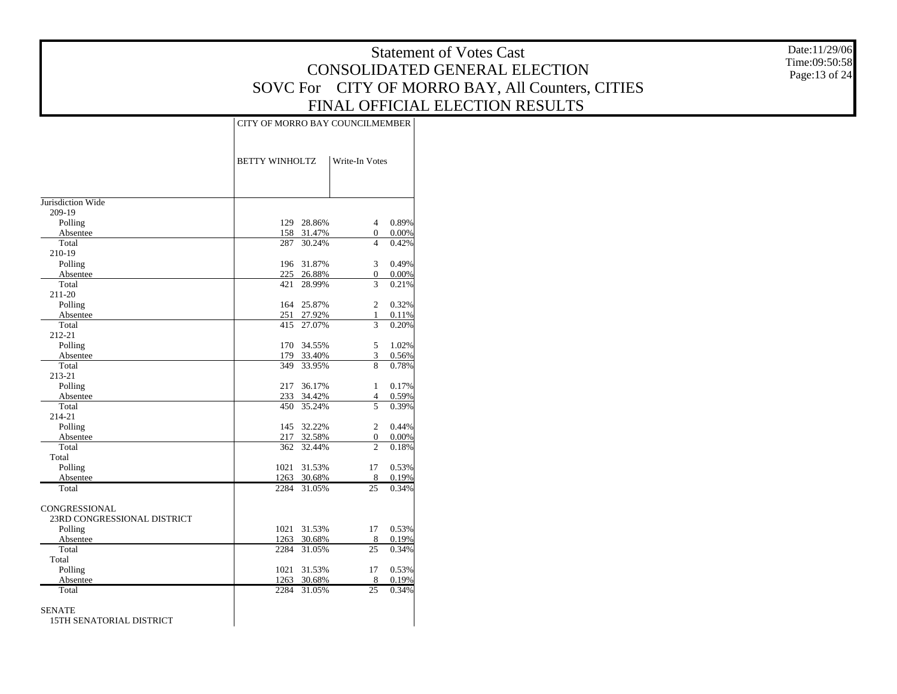# Statement of Votes Cast
## CONSOLIDATED GENERAL ELECTION
## SOVC For CITY OF MORRO BAY, All Counters, CITIES
## FINAL OFFICIAL ELECTION RESULTS

| | CITY OF MORRO BAY COUNCILMEMBER | | | |
|---|---|---|---|---|
| | BETTY WINHOLTZ | | Write-In Votes | |
| Jurisdiction Wide | | | | |
| 209-19 | | | | |
| Polling | 129 | 28.86% | 4 | 0.89% |
| Absentee | 158 | 31.47% | 0 | 0.00% |
| Total | 287 | 30.24% | 4 | 0.42% |
| 210-19 | | | | |
| Polling | 196 | 31.87% | 3 | 0.49% |
| Absentee | 225 | 26.88% | 0 | 0.00% |
| Total | 421 | 28.99% | 3 | 0.21% |
| 211-20 | | | | |
| Polling | 164 | 25.87% | 2 | 0.32% |
| Absentee | 251 | 27.92% | 1 | 0.11% |
| Total | 415 | 27.07% | 3 | 0.20% |
| 212-21 | | | | |
| Polling | 170 | 34.55% | 5 | 1.02% |
| Absentee | 179 | 33.40% | 3 | 0.56% |
| Total | 349 | 33.95% | 8 | 0.78% |
| 213-21 | | | | |
| Polling | 217 | 36.17% | 1 | 0.17% |
| Absentee | 233 | 34.42% | 4 | 0.59% |
| Total | 450 | 35.24% | 5 | 0.39% |
| 214-21 | | | | |
| Polling | 145 | 32.22% | 2 | 0.44% |
| Absentee | 217 | 32.58% | 0 | 0.00% |
| Total | 362 | 32.44% | 2 | 0.18% |
| Total | | | | |
| Polling | 1021 | 31.53% | 17 | 0.53% |
| Absentee | 1263 | 30.68% | 8 | 0.19% |
| Total | 2284 | 31.05% | 25 | 0.34% |
| CONGRESSIONAL | | | | |
| 23RD CONGRESSIONAL DISTRICT | | | | |
| Polling | 1021 | 31.53% | 17 | 0.53% |
| Absentee | 1263 | 30.68% | 8 | 0.19% |
| Total | 2284 | 31.05% | 25 | 0.34% |
| Total | | | | |
| Polling | 1021 | 31.53% | 17 | 0.53% |
| Absentee | 1263 | 30.68% | 8 | 0.19% |
| Total | 2284 | 31.05% | 25 | 0.34% |
| SENATE | | | | |
| 15TH SENATORIAL DISTRICT | | | | |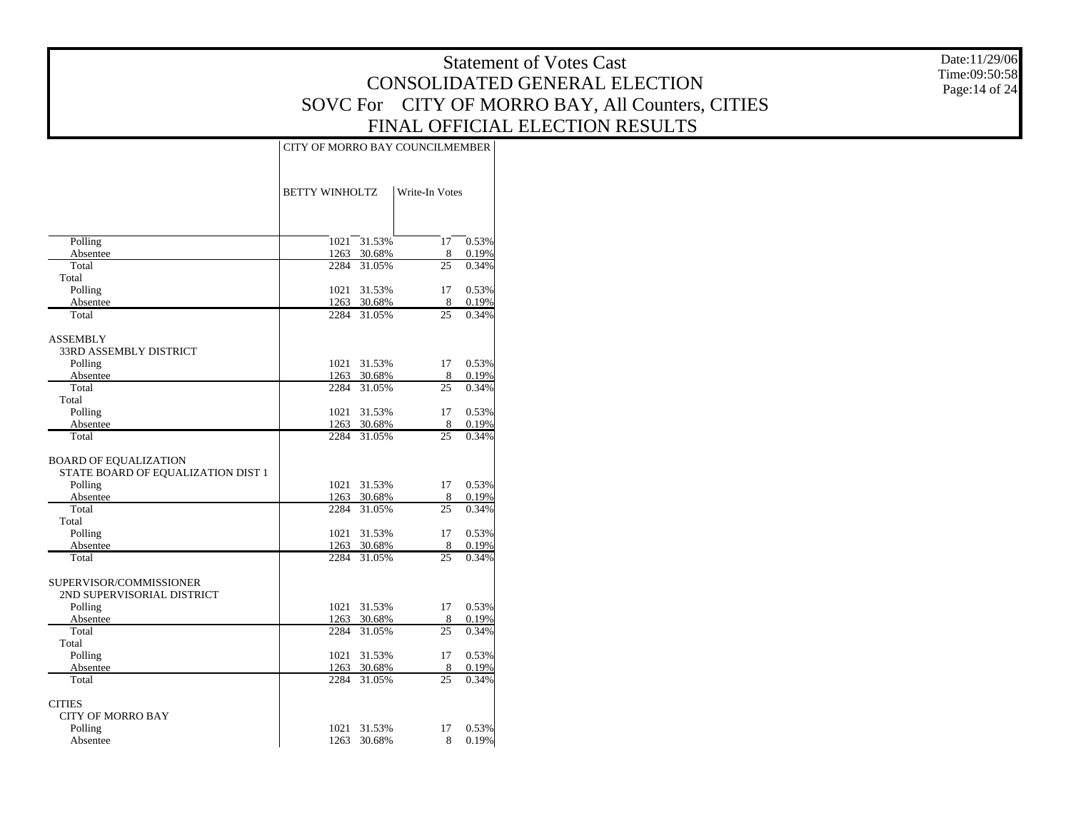# Statement of Votes Cast
## CONSOLIDATED GENERAL ELECTION
## SOVC For CITY OF MORRO BAY, All Counters, CITIES
## FINAL OFFICIAL ELECTION RESULTS

Date:11/29/06
Time:09:50:58

| | CITY OF MORRO BAY COUNCILMEMBER | | | |
|---|---|---|---|---|
| | BETTY WINHOLTZ | | Write-In Votes | |
| Polling | 1021 | 31.53% | 17 | 0.53% |
| Absentee | 1263 | 30.68% | 8 | 0.19% |
| Total | 2284 | 31.05% | 25 | 0.34% |
| Total | | | | |
| Polling | 1021 | 31.53% | 17 | 0.53% |
| Absentee | 1263 | 30.68% | 8 | 0.19% |
| Total | 2284 | 31.05% | 25 | 0.34% |
| ASSEMBLY | | | | |
| 33RD ASSEMBLY DISTRICT | | | | |
| Polling | 1021 | 31.53% | 17 | 0.53% |
| Absentee | 1263 | 30.68% | 8 | 0.19% |
| Total | 2284 | 31.05% | 25 | 0.34% |
| Total | | | | |
| Polling | 1021 | 31.53% | 17 | 0.53% |
| Absentee | 1263 | 30.68% | 8 | 0.19% |
| Total | 2284 | 31.05% | 25 | 0.34% |
| BOARD OF EQUALIZATION | | | | |
| STATE BOARD OF EQUALIZATION DIST 1 | | | | |
| Polling | 1021 | 31.53% | 17 | 0.53% |
| Absentee | 1263 | 30.68% | 8 | 0.19% |
| Total | 2284 | 31.05% | 25 | 0.34% |
| Total | | | | |
| Polling | 1021 | 31.53% | 17 | 0.53% |
| Absentee | 1263 | 30.68% | 8 | 0.19% |
| Total | 2284 | 31.05% | 25 | 0.34% |
| SUPERVISOR/COMMISSIONER | | | | |
| 2ND SUPERVISORIAL DISTRICT | | | | |
| Polling | 1021 | 31.53% | 17 | 0.53% |
| Absentee | 1263 | 30.68% | 8 | 0.19% |
| Total | 2284 | 31.05% | 25 | 0.34% |
| Total | | | | |
| Polling | 1021 | 31.53% | 17 | 0.53% |
| Absentee | 1263 | 30.68% | 8 | 0.19% |
| Total | 2284 | 31.05% | 25 | 0.34% |
| CITIES | | | | |
| CITY OF MORRO BAY | | | | |
| Polling | 1021 | 31.53% | 17 | 0.53% |
| Absentee | 1263 | 30.68% | 8 | 0.19% |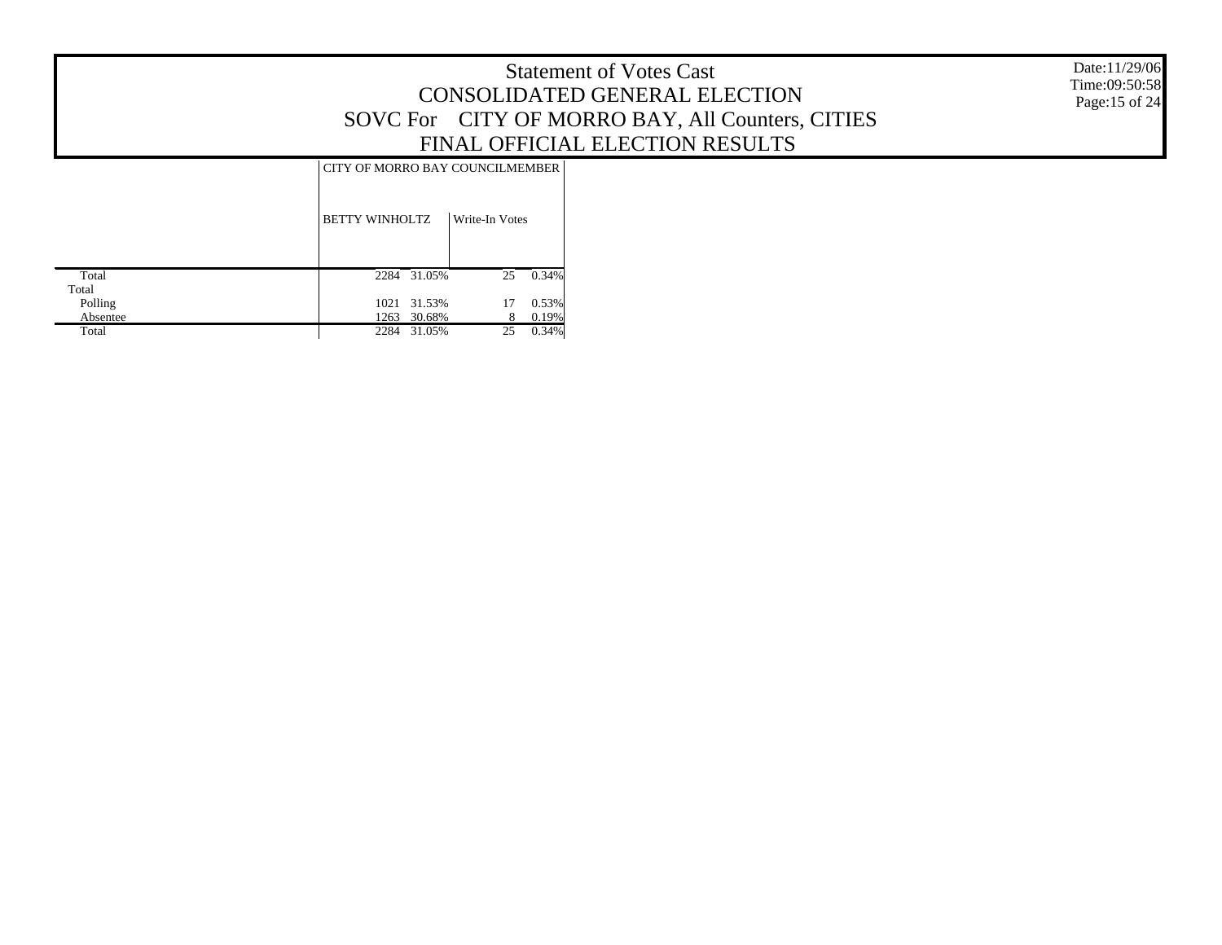# Statement of Votes Cast
## CONSOLIDATED GENERAL ELECTION
## SOVC For CITY OF MORRO BAY, All Counters, CITIES
## FINAL OFFICIAL ELECTION RESULTS

Date:11/29/06
Time:09:50:58

| | CITY OF MORRO BAY COUNCILMEMBER | | | |
|---|---|---|---|---|
| | BETTY WINHOLTZ | | Write-In Votes | |
| Total | 2284 | 31.05% | 25 | 0.34% |
| Total | | | | |
| Polling | 1021 | 31.53% | 17 | 0.53% |
| Absentee | 1263 | 30.68% | 8 | 0.19% |
| Total | 2284 | 31.05% | 25 | 0.34% |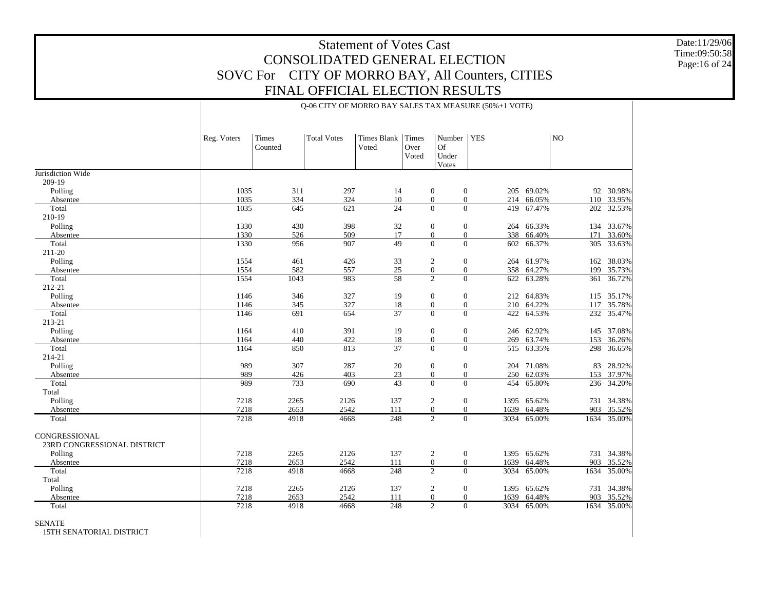# Statement of Votes Cast
# CONSOLIDATED GENERAL ELECTION
# SOVC For CITY OF MORRO BAY, All Counters, CITIES
# FINAL OFFICIAL ELECTION RESULTS

Date:11/29/06
Time:09:50:58

Q-06 CITY OF MORRO BAY SALES TAX MEASURE (50%+1 VOTE)

| | Reg. Voters | Times Counted | Total Votes | Times Blank Voted | Times Over Voted | Number Of Under Votes | YES | | NO | |
|---|---|---|---|---|---|---|---|---|---|---|
| Jurisdiction Wide | | | | | | | | | | |
| 209-19 | | | | | | | | | | |
| Polling | 1035 | 311 | 297 | 14 | 0 | 0 | 205 | 69.02% | 92 | 30.98% |
| Absentee | 1035 | 334 | 324 | 10 | 0 | 0 | 214 | 66.05% | 110 | 33.95% |
| Total | 1035 | 645 | 621 | 24 | 0 | 0 | 419 | 67.47% | 202 | 32.53% |
| 210-19 | | | | | | | | | | |
| Polling | 1330 | 430 | 398 | 32 | 0 | 0 | 264 | 66.33% | 134 | 33.67% |
| Absentee | 1330 | 526 | 509 | 17 | 0 | 0 | 338 | 66.40% | 171 | 33.60% |
| Total | 1330 | 956 | 907 | 49 | 0 | 0 | 602 | 66.37% | 305 | 33.63% |
| 211-20 | | | | | | | | | | |
| Polling | 1554 | 461 | 426 | 33 | 2 | 0 | 264 | 61.97% | 162 | 38.03% |
| Absentee | 1554 | 582 | 557 | 25 | 0 | 0 | 358 | 64.27% | 199 | 35.73% |
| Total | 1554 | 1043 | 983 | 58 | 2 | 0 | 622 | 63.28% | 361 | 36.72% |
| 212-21 | | | | | | | | | | |
| Polling | 1146 | 346 | 327 | 19 | 0 | 0 | 212 | 64.83% | 115 | 35.17% |
| Absentee | 1146 | 345 | 327 | 18 | 0 | 0 | 210 | 64.22% | 117 | 35.78% |
| Total | 1146 | 691 | 654 | 37 | 0 | 0 | 422 | 64.53% | 232 | 35.47% |
| 213-21 | | | | | | | | | | |
| Polling | 1164 | 410 | 391 | 19 | 0 | 0 | 246 | 62.92% | 145 | 37.08% |
| Absentee | 1164 | 440 | 422 | 18 | 0 | 0 | 269 | 63.74% | 153 | 36.26% |
| Total | 1164 | 850 | 813 | 37 | 0 | 0 | 515 | 63.35% | 298 | 36.65% |
| 214-21 | | | | | | | | | | |
| Polling | 989 | 307 | 287 | 20 | 0 | 0 | 204 | 71.08% | 83 | 28.92% |
| Absentee | 989 | 426 | 403 | 23 | 0 | 0 | 250 | 62.03% | 153 | 37.97% |
| Total | 989 | 733 | 690 | 43 | 0 | 0 | 454 | 65.80% | 236 | 34.20% |
| Total | | | | | | | | | | |
| Polling | 7218 | 2265 | 2126 | 137 | 2 | 0 | 1395 | 65.62% | 731 | 34.38% |
| Absentee | 7218 | 2653 | 2542 | 111 | 0 | 0 | 1639 | 64.48% | 903 | 35.52% |
| Total | 7218 | 4918 | 4668 | 248 | 2 | 0 | 3034 | 65.00% | 1634 | 35.00% |
| CONGRESSIONAL | | | | | | | | | | |
| 23RD CONGRESSIONAL DISTRICT | | | | | | | | | | |
| Polling | 7218 | 2265 | 2126 | 137 | 2 | 0 | 1395 | 65.62% | 731 | 34.38% |
| Absentee | 7218 | 2653 | 2542 | 111 | 0 | 0 | 1639 | 64.48% | 903 | 35.52% |
| Total | 7218 | 4918 | 4668 | 248 | 2 | 0 | 3034 | 65.00% | 1634 | 35.00% |
| Total | | | | | | | | | | |
| Polling | 7218 | 2265 | 2126 | 137 | 2 | 0 | 1395 | 65.62% | 731 | 34.38% |
| Absentee | 7218 | 2653 | 2542 | 111 | 0 | 0 | 1639 | 64.48% | 903 | 35.52% |
| Total | 7218 | 4918 | 4668 | 248 | 2 | 0 | 3034 | 65.00% | 1634 | 35.00% |
| SENATE | | | | | | | | | | |
| 15TH SENATORIAL DISTRICT | | | | | | | | | | |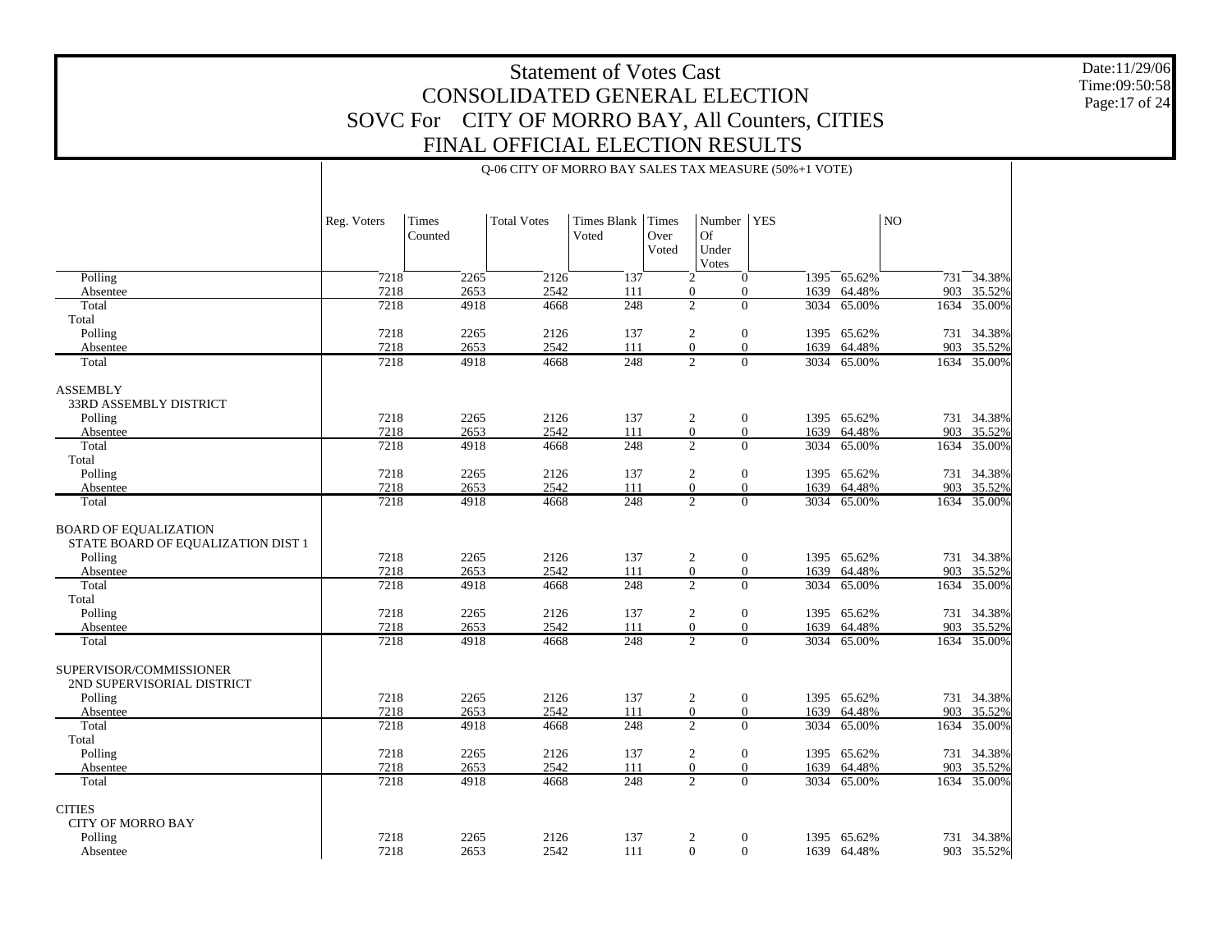# Statement of Votes Cast
## CONSOLIDATED GENERAL ELECTION
## SOVC For CITY OF MORRO BAY, All Counters, CITIES
## FINAL OFFICIAL ELECTION RESULTS

Date:11/29/06
Time:09:50:58

Q-06 CITY OF MORRO BAY SALES TAX MEASURE (50%+1 VOTE)

| | Reg. Voters | Times Counted | Total Votes | Times Blank Voted | Times Over Voted | Number Of Under Votes | YES | | NO | |
|---|---|---|---|---|---|---|---|---|---|---|
| Polling | 7218 | 2265 | 2126 | 137 | 2 | 0 | 1395 | 65.62% | 731 | 34.38% |
| Absentee | 7218 | 2653 | 2542 | 111 | 0 | 0 | 1639 | 64.48% | 903 | 35.52% |
| Total | 7218 | 4918 | 4668 | 248 | 2 | 0 | 3034 | 65.00% | 1634 | 35.00% |
| Total | | | | | | | | | | |
| Polling | 7218 | 2265 | 2126 | 137 | 2 | 0 | 1395 | 65.62% | 731 | 34.38% |
| Absentee | 7218 | 2653 | 2542 | 111 | 0 | 0 | 1639 | 64.48% | 903 | 35.52% |
| Total | 7218 | 4918 | 4668 | 248 | 2 | 0 | 3034 | 65.00% | 1634 | 35.00% |
| ASSEMBLY | | | | | | | | | | |
| 33RD ASSEMBLY DISTRICT | | | | | | | | | | |
| Polling | 7218 | 2265 | 2126 | 137 | 2 | 0 | 1395 | 65.62% | 731 | 34.38% |
| Absentee | 7218 | 2653 | 2542 | 111 | 0 | 0 | 1639 | 64.48% | 903 | 35.52% |
| Total | 7218 | 4918 | 4668 | 248 | 2 | 0 | 3034 | 65.00% | 1634 | 35.00% |
| Total | | | | | | | | | | |
| Polling | 7218 | 2265 | 2126 | 137 | 2 | 0 | 1395 | 65.62% | 731 | 34.38% |
| Absentee | 7218 | 2653 | 2542 | 111 | 0 | 0 | 1639 | 64.48% | 903 | 35.52% |
| Total | 7218 | 4918 | 4668 | 248 | 2 | 0 | 3034 | 65.00% | 1634 | 35.00% |
| BOARD OF EQUALIZATION | | | | | | | | | | |
| STATE BOARD OF EQUALIZATION DIST 1 | | | | | | | | | | |
| Polling | 7218 | 2265 | 2126 | 137 | 2 | 0 | 1395 | 65.62% | 731 | 34.38% |
| Absentee | 7218 | 2653 | 2542 | 111 | 0 | 0 | 1639 | 64.48% | 903 | 35.52% |
| Total | 7218 | 4918 | 4668 | 248 | 2 | 0 | 3034 | 65.00% | 1634 | 35.00% |
| Total | | | | | | | | | | |
| Polling | 7218 | 2265 | 2126 | 137 | 2 | 0 | 1395 | 65.62% | 731 | 34.38% |
| Absentee | 7218 | 2653 | 2542 | 111 | 0 | 0 | 1639 | 64.48% | 903 | 35.52% |
| Total | 7218 | 4918 | 4668 | 248 | 2 | 0 | 3034 | 65.00% | 1634 | 35.00% |
| SUPERVISOR/COMMISSIONER | | | | | | | | | | |
| 2ND SUPERVISORIAL DISTRICT | | | | | | | | | | |
| Polling | 7218 | 2265 | 2126 | 137 | 2 | 0 | 1395 | 65.62% | 731 | 34.38% |
| Absentee | 7218 | 2653 | 2542 | 111 | 0 | 0 | 1639 | 64.48% | 903 | 35.52% |
| Total | 7218 | 4918 | 4668 | 248 | 2 | 0 | 3034 | 65.00% | 1634 | 35.00% |
| Total | | | | | | | | | | |
| Polling | 7218 | 2265 | 2126 | 137 | 2 | 0 | 1395 | 65.62% | 731 | 34.38% |
| Absentee | 7218 | 2653 | 2542 | 111 | 0 | 0 | 1639 | 64.48% | 903 | 35.52% |
| Total | 7218 | 4918 | 4668 | 248 | 2 | 0 | 3034 | 65.00% | 1634 | 35.00% |
| CITIES | | | | | | | | | | |
| CITY OF MORRO BAY | | | | | | | | | | |
| Polling | 7218 | 2265 | 2126 | 137 | 2 | 0 | 1395 | 65.62% | 731 | 34.38% |
| Absentee | 7218 | 2653 | 2542 | 111 | 0 | 0 | 1639 | 64.48% | 903 | 35.52% |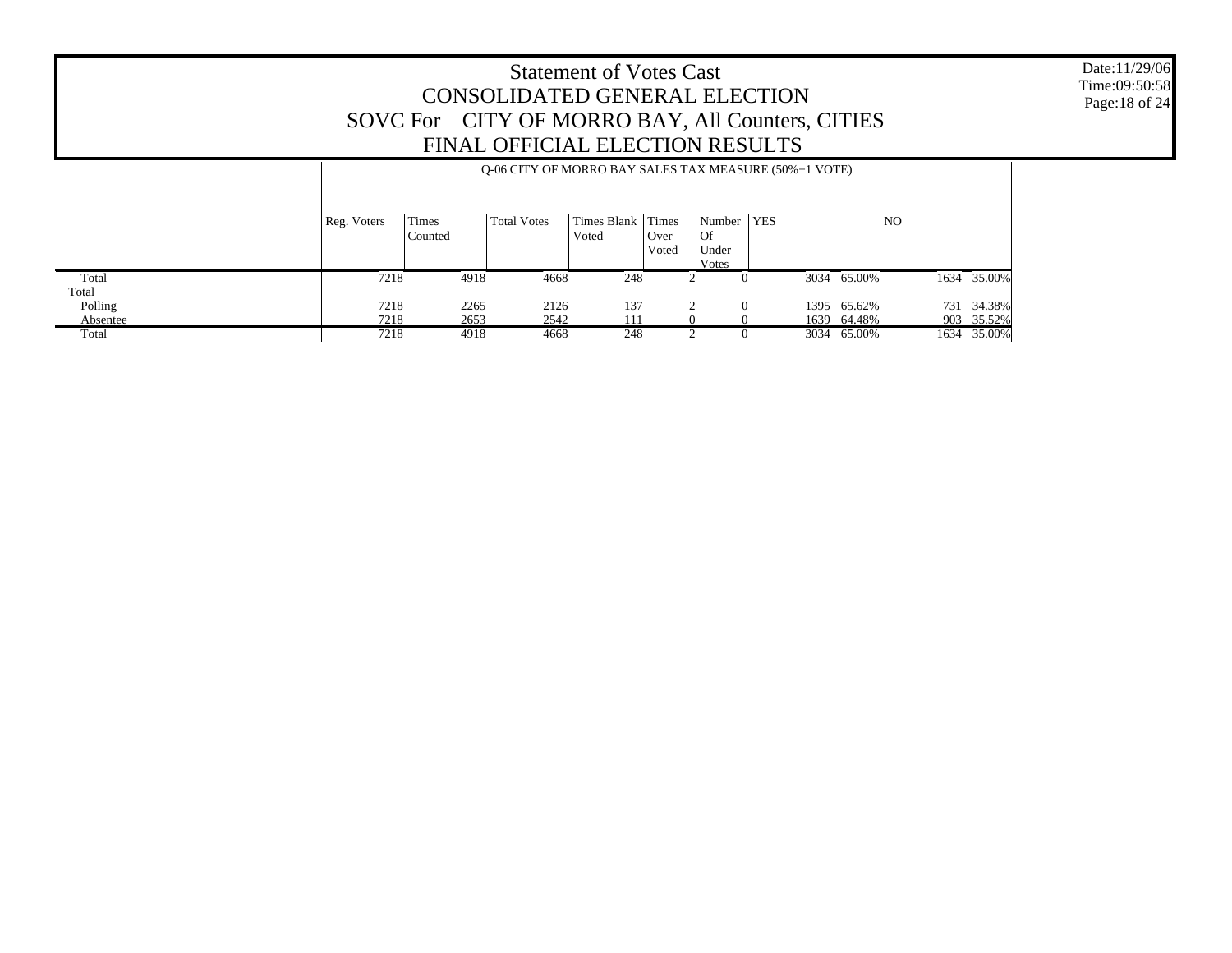# Statement of Votes Cast
# CONSOLIDATED GENERAL ELECTION
# SOVC For CITY OF MORRO BAY, All Counters, CITIES
# FINAL OFFICIAL ELECTION RESULTS

Date:11/29/06
Time:09:50:58

Q-06 CITY OF MORRO BAY SALES TAX MEASURE (50%+1 VOTE)

| | Reg. Voters | Times Counted | Total Votes | Times Blank Voted | Times Over Voted | Number Of Under Votes | YES | | NO | |
|---|---|---|---|---|---|---|---|---|---|---|
| Total | 7218 | 4918 | 4668 | 248 | 2 | 0 | 3034 | 65.00% | 1634 | 35.00% |
| Total | | | | | | | | | | |
| Polling | 7218 | 2265 | 2126 | 137 | 2 | 0 | 1395 | 65.62% | 731 | 34.38% |
| Absentee | 7218 | 2653 | 2542 | 111 | 0 | 0 | 1639 | 64.48% | 903 | 35.52% |
| Total | 7218 | 4918 | 4668 | 248 | 2 | 0 | 3034 | 65.00% | 1634 | 35.00% |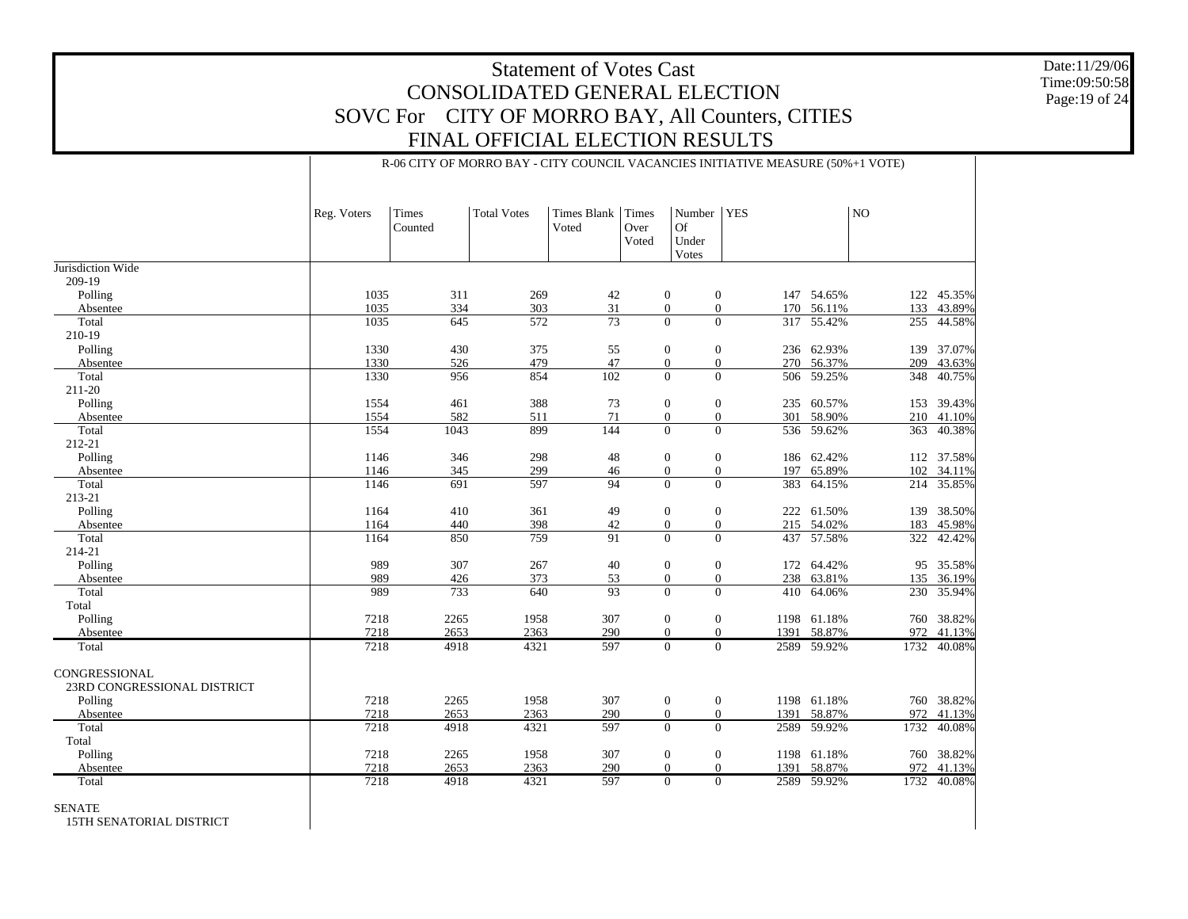# Statement of Votes Cast
# CONSOLIDATED GENERAL ELECTION
# SOVC For CITY OF MORRO BAY, All Counters, CITIES
# FINAL OFFICIAL ELECTION RESULTS

Date:11/29/06
Time:09:50:58

R-06 CITY OF MORRO BAY - CITY COUNCIL VACANCIES INITIATIVE MEASURE (50%+1 VOTE)

| | Reg. Voters | Times Counted | Total Votes | Times Blank Voted | Times Over Voted | Number Of Under Votes | YES | | NO | |
|---|---|---|---|---|---|---|---|---|---|---|
| Jurisdiction Wide | | | | | | | | | | |
| 209-19 | | | | | | | | | | |
| Polling | 1035 | 311 | 269 | 42 | 0 | 0 | 147 | 54.65% | 122 | 45.35% |
| Absentee | 1035 | 334 | 303 | 31 | 0 | 0 | 170 | 56.11% | 133 | 43.89% |
| Total | 1035 | 645 | 572 | 73 | 0 | 0 | 317 | 55.42% | 255 | 44.58% |
| 210-19 | | | | | | | | | | |
| Polling | 1330 | 430 | 375 | 55 | 0 | 0 | 236 | 62.93% | 139 | 37.07% |
| Absentee | 1330 | 526 | 479 | 47 | 0 | 0 | 270 | 56.37% | 209 | 43.63% |
| Total | 1330 | 956 | 854 | 102 | 0 | 0 | 506 | 59.25% | 348 | 40.75% |
| 211-20 | | | | | | | | | | |
| Polling | 1554 | 461 | 388 | 73 | 0 | 0 | 235 | 60.57% | 153 | 39.43% |
| Absentee | 1554 | 582 | 511 | 71 | 0 | 0 | 301 | 58.90% | 210 | 41.10% |
| Total | 1554 | 1043 | 899 | 144 | 0 | 0 | 536 | 59.62% | 363 | 40.38% |
| 212-21 | | | | | | | | | | |
| Polling | 1146 | 346 | 298 | 48 | 0 | 0 | 186 | 62.42% | 112 | 37.58% |
| Absentee | 1146 | 345 | 299 | 46 | 0 | 0 | 197 | 65.89% | 102 | 34.11% |
| Total | 1146 | 691 | 597 | 94 | 0 | 0 | 383 | 64.15% | 214 | 35.85% |
| 213-21 | | | | | | | | | | |
| Polling | 1164 | 410 | 361 | 49 | 0 | 0 | 222 | 61.50% | 139 | 38.50% |
| Absentee | 1164 | 440 | 398 | 42 | 0 | 0 | 215 | 54.02% | 183 | 45.98% |
| Total | 1164 | 850 | 759 | 91 | 0 | 0 | 437 | 57.58% | 322 | 42.42% |
| 214-21 | | | | | | | | | | |
| Polling | 989 | 307 | 267 | 40 | 0 | 0 | 172 | 64.42% | 95 | 35.58% |
| Absentee | 989 | 426 | 373 | 53 | 0 | 0 | 238 | 63.81% | 135 | 36.19% |
| Total | 989 | 733 | 640 | 93 | 0 | 0 | 410 | 64.06% | 230 | 35.94% |
| Total | | | | | | | | | | |
| Polling | 7218 | 2265 | 1958 | 307 | 0 | 0 | 1198 | 61.18% | 760 | 38.82% |
| Absentee | 7218 | 2653 | 2363 | 290 | 0 | 0 | 1391 | 58.87% | 972 | 41.13% |
| Total | 7218 | 4918 | 4321 | 597 | 0 | 0 | 2589 | 59.92% | 1732 | 40.08% |
| CONGRESSIONAL | | | | | | | | | | |
| 23RD CONGRESSIONAL DISTRICT | | | | | | | | | | |
| Polling | 7218 | 2265 | 1958 | 307 | 0 | 0 | 1198 | 61.18% | 760 | 38.82% |
| Absentee | 7218 | 2653 | 2363 | 290 | 0 | 0 | 1391 | 58.87% | 972 | 41.13% |
| Total | 7218 | 4918 | 4321 | 597 | 0 | 0 | 2589 | 59.92% | 1732 | 40.08% |
| Total | | | | | | | | | | |
| Polling | 7218 | 2265 | 1958 | 307 | 0 | 0 | 1198 | 61.18% | 760 | 38.82% |
| Absentee | 7218 | 2653 | 2363 | 290 | 0 | 0 | 1391 | 58.87% | 972 | 41.13% |
| Total | 7218 | 4918 | 4321 | 597 | 0 | 0 | 2589 | 59.92% | 1732 | 40.08% |
| SENATE | | | | | | | | | | |
| 15TH SENATORIAL DISTRICT | | | | | | | | | | |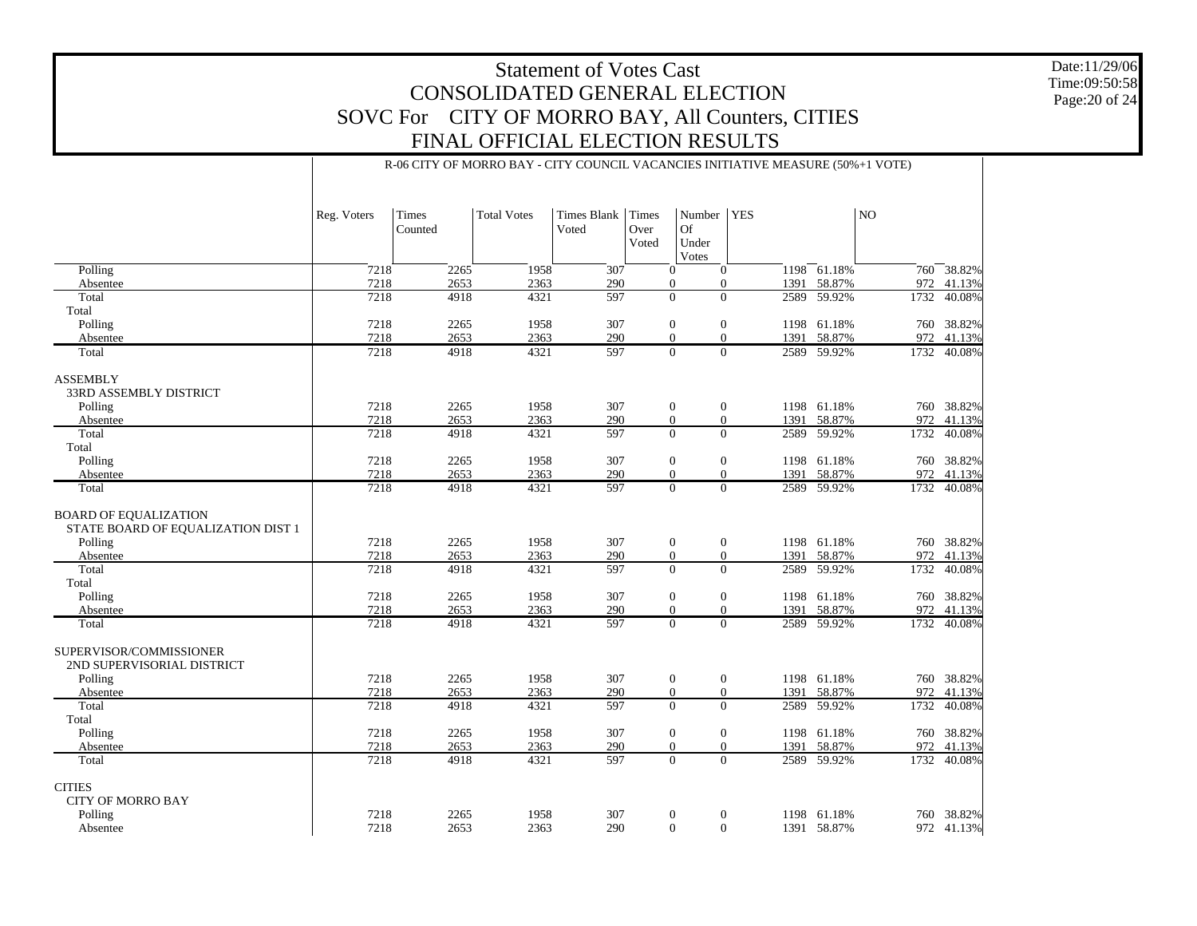# Statement of Votes Cast
# CONSOLIDATED GENERAL ELECTION
# SOVC For CITY OF MORRO BAY, All Counters, CITIES
# FINAL OFFICIAL ELECTION RESULTS

Date:11/29/06
Time:09:50:58
Page:20 of 24

R-06 CITY OF MORRO BAY - CITY COUNCIL VACANCIES INITIATIVE MEASURE (50%+1 VOTE)

| | Reg. Voters | Times Counted | Total Votes | Times Blank Voted | Times Over Voted | Number Of Under Votes | YES | | NO | |
|---|---|---|---|---|---|---|---|---|---|---|
| Polling | 7218 | 2265 | 1958 | 307 | 0 | 0 | 1198 | 61.18% | 760 | 38.82% |
| Absentee | 7218 | 2653 | 2363 | 290 | 0 | 0 | 1391 | 58.87% | 972 | 41.13% |
| Total | 7218 | 4918 | 4321 | 597 | 0 | 0 | 2589 | 59.92% | 1732 | 40.08% |
| Total | | | | | | | | | | |
| Polling | 7218 | 2265 | 1958 | 307 | 0 | 0 | 1198 | 61.18% | 760 | 38.82% |
| Absentee | 7218 | 2653 | 2363 | 290 | 0 | 0 | 1391 | 58.87% | 972 | 41.13% |
| Total | 7218 | 4918 | 4321 | 597 | 0 | 0 | 2589 | 59.92% | 1732 | 40.08% |
| ASSEMBLY | | | | | | | | | | |
| 33RD ASSEMBLY DISTRICT | | | | | | | | | | |
| Polling | 7218 | 2265 | 1958 | 307 | 0 | 0 | 1198 | 61.18% | 760 | 38.82% |
| Absentee | 7218 | 2653 | 2363 | 290 | 0 | 0 | 1391 | 58.87% | 972 | 41.13% |
| Total | 7218 | 4918 | 4321 | 597 | 0 | 0 | 2589 | 59.92% | 1732 | 40.08% |
| Total | | | | | | | | | | |
| Polling | 7218 | 2265 | 1958 | 307 | 0 | 0 | 1198 | 61.18% | 760 | 38.82% |
| Absentee | 7218 | 2653 | 2363 | 290 | 0 | 0 | 1391 | 58.87% | 972 | 41.13% |
| Total | 7218 | 4918 | 4321 | 597 | 0 | 0 | 2589 | 59.92% | 1732 | 40.08% |
| BOARD OF EQUALIZATION | | | | | | | | | | |
| STATE BOARD OF EQUALIZATION DIST 1 | | | | | | | | | | |
| Polling | 7218 | 2265 | 1958 | 307 | 0 | 0 | 1198 | 61.18% | 760 | 38.82% |
| Absentee | 7218 | 2653 | 2363 | 290 | 0 | 0 | 1391 | 58.87% | 972 | 41.13% |
| Total | 7218 | 4918 | 4321 | 597 | 0 | 0 | 2589 | 59.92% | 1732 | 40.08% |
| Total | | | | | | | | | | |
| Polling | 7218 | 2265 | 1958 | 307 | 0 | 0 | 1198 | 61.18% | 760 | 38.82% |
| Absentee | 7218 | 2653 | 2363 | 290 | 0 | 0 | 1391 | 58.87% | 972 | 41.13% |
| Total | 7218 | 4918 | 4321 | 597 | 0 | 0 | 2589 | 59.92% | 1732 | 40.08% |
| SUPERVISOR/COMMISSIONER | | | | | | | | | | |
| 2ND SUPERVISORIAL DISTRICT | | | | | | | | | | |
| Polling | 7218 | 2265 | 1958 | 307 | 0 | 0 | 1198 | 61.18% | 760 | 38.82% |
| Absentee | 7218 | 2653 | 2363 | 290 | 0 | 0 | 1391 | 58.87% | 972 | 41.13% |
| Total | 7218 | 4918 | 4321 | 597 | 0 | 0 | 2589 | 59.92% | 1732 | 40.08% |
| Total | | | | | | | | | | |
| Polling | 7218 | 2265 | 1958 | 307 | 0 | 0 | 1198 | 61.18% | 760 | 38.82% |
| Absentee | 7218 | 2653 | 2363 | 290 | 0 | 0 | 1391 | 58.87% | 972 | 41.13% |
| Total | 7218 | 4918 | 4321 | 597 | 0 | 0 | 2589 | 59.92% | 1732 | 40.08% |
| CITIES | | | | | | | | | | |
| CITY OF MORRO BAY | | | | | | | | | | |
| Polling | 7218 | 2265 | 1958 | 307 | 0 | 0 | 1198 | 61.18% | 760 | 38.82% |
| Absentee | 7218 | 2653 | 2363 | 290 | 0 | 0 | 1391 | 58.87% | 972 | 41.13% |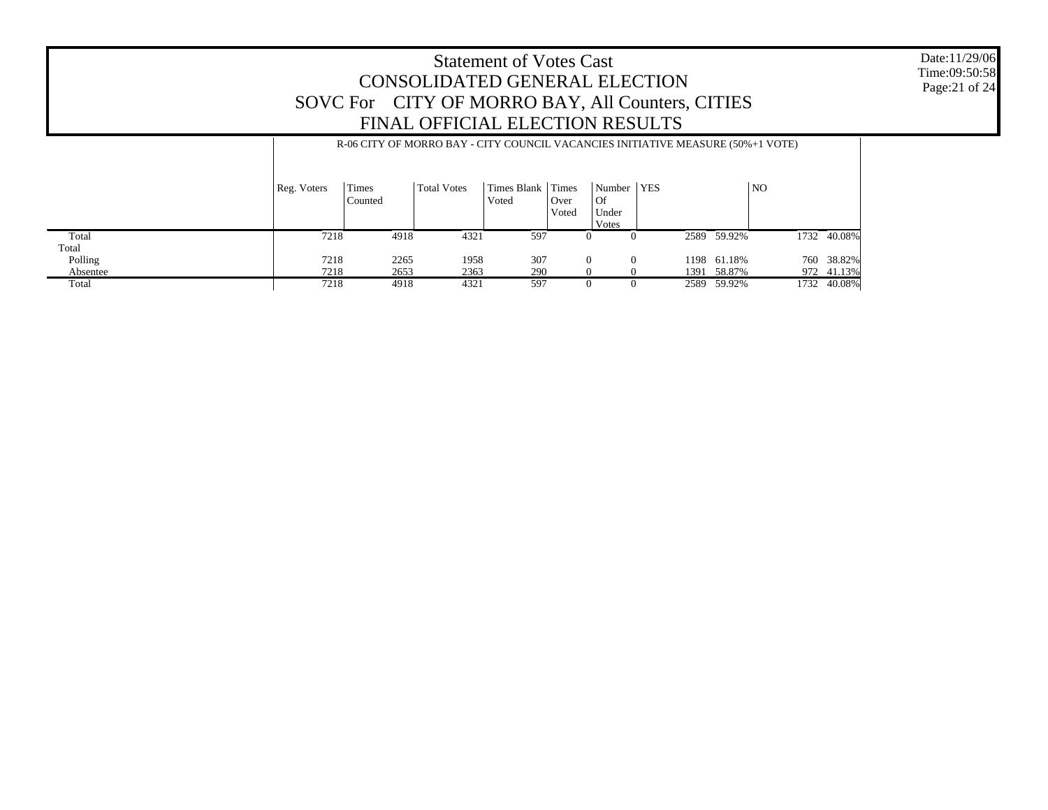# Statement of Votes Cast
# CONSOLIDATED GENERAL ELECTION
# SOVC For CITY OF MORRO BAY, All Counters, CITIES
# FINAL OFFICIAL ELECTION RESULTS

Date:11/29/06
Time:09:50:58

R-06 CITY OF MORRO BAY - CITY COUNCIL VACANCIES INITIATIVE MEASURE (50%+1 VOTE)

| | Reg. Voters | Times Counted | Total Votes | Times Blank Voted | Times Over Voted | Number Of Under Votes | YES | | NO | |
|---|---|---|---|---|---|---|---|---|---|---|
| Total | 7218 | 4918 | 4321 | 597 | 0 | 0 | 2589 | 59.92% | 1732 | 40.08% |
| Total | | | | | | | | | | |
| Polling | 7218 | 2265 | 1958 | 307 | 0 | 0 | 1198 | 61.18% | 760 | 38.82% |
| Absentee | 7218 | 2653 | 2363 | 290 | 0 | 0 | 1391 | 58.87% | 972 | 41.13% |
| Total | 7218 | 4918 | 4321 | 597 | 0 | 0 | 2589 | 59.92% | 1732 | 40.08% |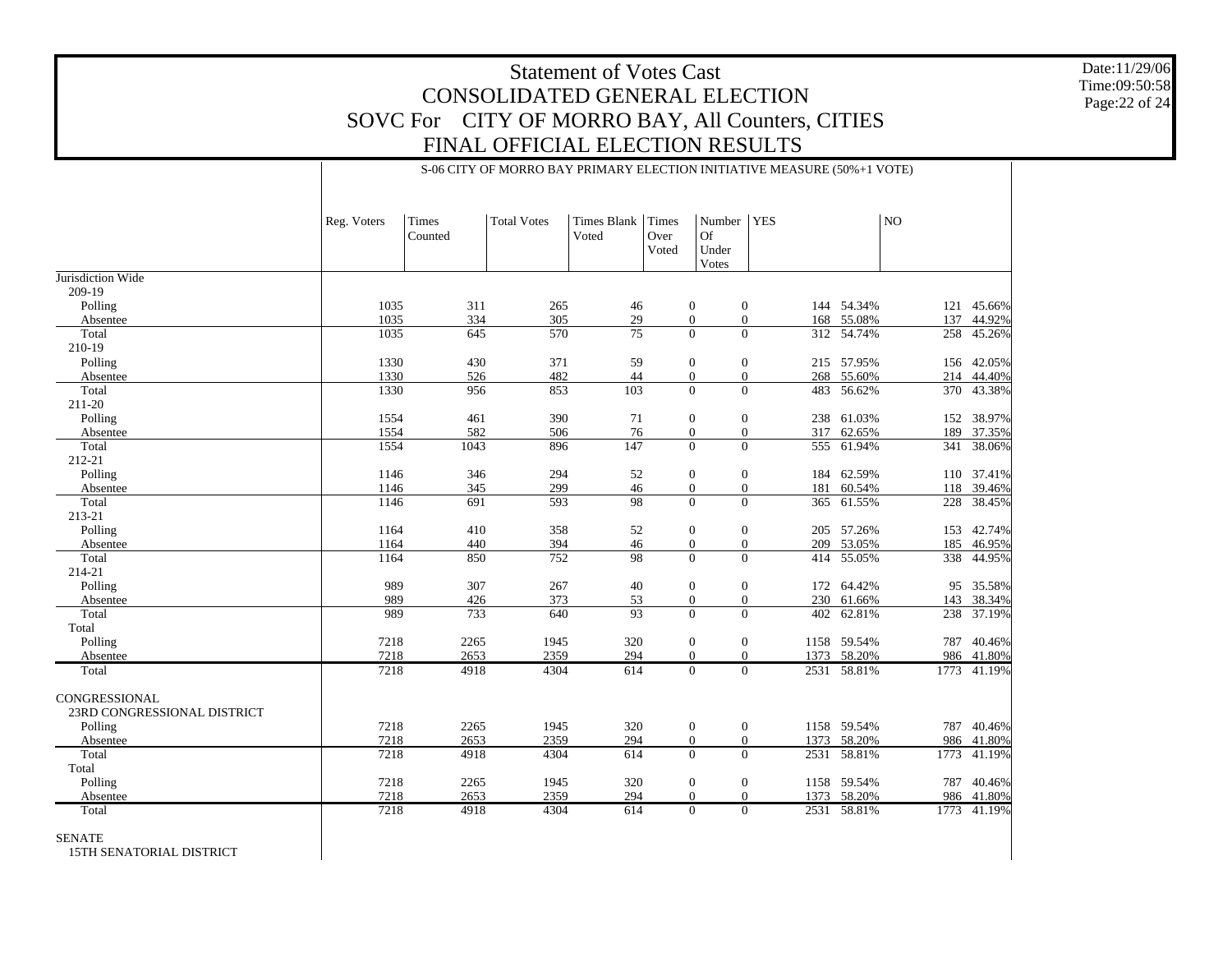# Statement of Votes Cast
## CONSOLIDATED GENERAL ELECTION
## SOVC For CITY OF MORRO BAY, All Counters, CITIES
## FINAL OFFICIAL ELECTION RESULTS

Date:11/29/06
Time:09:50:58

S-06 CITY OF MORRO BAY PRIMARY ELECTION INITIATIVE MEASURE (50%+1 VOTE)

| | Reg. Voters | Times Counted | Total Votes | Times Blank Voted | Times Over Voted | Number Of Under Votes | YES | | NO | |
|---|---|---|---|---|---|---|---|---|---|---|
| Jurisdiction Wide | | | | | | | | | | |
| 209-19 | | | | | | | | | | |
| Polling | 1035 | 311 | 265 | 46 | 0 | 0 | 144 | 54.34% | 121 | 45.66% |
| Absentee | 1035 | 334 | 305 | 29 | 0 | 0 | 168 | 55.08% | 137 | 44.92% |
| Total | 1035 | 645 | 570 | 75 | 0 | 0 | 312 | 54.74% | 258 | 45.26% |
| 210-19 | | | | | | | | | | |
| Polling | 1330 | 430 | 371 | 59 | 0 | 0 | 215 | 57.95% | 156 | 42.05% |
| Absentee | 1330 | 526 | 482 | 44 | 0 | 0 | 268 | 55.60% | 214 | 44.40% |
| Total | 1330 | 956 | 853 | 103 | 0 | 0 | 483 | 56.62% | 370 | 43.38% |
| 211-20 | | | | | | | | | | |
| Polling | 1554 | 461 | 390 | 71 | 0 | 0 | 238 | 61.03% | 152 | 38.97% |
| Absentee | 1554 | 582 | 506 | 76 | 0 | 0 | 317 | 62.65% | 189 | 37.35% |
| Total | 1554 | 1043 | 896 | 147 | 0 | 0 | 555 | 61.94% | 341 | 38.06% |
| 212-21 | | | | | | | | | | |
| Polling | 1146 | 346 | 294 | 52 | 0 | 0 | 184 | 62.59% | 110 | 37.41% |
| Absentee | 1146 | 345 | 299 | 46 | 0 | 0 | 181 | 60.54% | 118 | 39.46% |
| Total | 1146 | 691 | 593 | 98 | 0 | 0 | 365 | 61.55% | 228 | 38.45% |
| 213-21 | | | | | | | | | | |
| Polling | 1164 | 410 | 358 | 52 | 0 | 0 | 205 | 57.26% | 153 | 42.74% |
| Absentee | 1164 | 440 | 394 | 46 | 0 | 0 | 209 | 53.05% | 185 | 46.95% |
| Total | 1164 | 850 | 752 | 98 | 0 | 0 | 414 | 55.05% | 338 | 44.95% |
| 214-21 | | | | | | | | | | |
| Polling | 989 | 307 | 267 | 40 | 0 | 0 | 172 | 64.42% | 95 | 35.58% |
| Absentee | 989 | 426 | 373 | 53 | 0 | 0 | 230 | 61.66% | 143 | 38.34% |
| Total | 989 | 733 | 640 | 93 | 0 | 0 | 402 | 62.81% | 238 | 37.19% |
| Total | | | | | | | | | | |
| Polling | 7218 | 2265 | 1945 | 320 | 0 | 0 | 1158 | 59.54% | 787 | 40.46% |
| Absentee | 7218 | 2653 | 2359 | 294 | 0 | 0 | 1373 | 58.20% | 986 | 41.80% |
| Total | 7218 | 4918 | 4304 | 614 | 0 | 0 | 2531 | 58.81% | 1773 | 41.19% |
| CONGRESSIONAL | | | | | | | | | | |
| 23RD CONGRESSIONAL DISTRICT | | | | | | | | | | |
| Polling | 7218 | 2265 | 1945 | 320 | 0 | 0 | 1158 | 59.54% | 787 | 40.46% |
| Absentee | 7218 | 2653 | 2359 | 294 | 0 | 0 | 1373 | 58.20% | 986 | 41.80% |
| Total | 7218 | 4918 | 4304 | 614 | 0 | 0 | 2531 | 58.81% | 1773 | 41.19% |
| Total | | | | | | | | | | |
| Polling | 7218 | 2265 | 1945 | 320 | 0 | 0 | 1158 | 59.54% | 787 | 40.46% |
| Absentee | 7218 | 2653 | 2359 | 294 | 0 | 0 | 1373 | 58.20% | 986 | 41.80% |
| Total | 7218 | 4918 | 4304 | 614 | 0 | 0 | 2531 | 58.81% | 1773 | 41.19% |
| SENATE | | | | | | | | | | |
| 15TH SENATORIAL DISTRICT | | | | | | | | | | |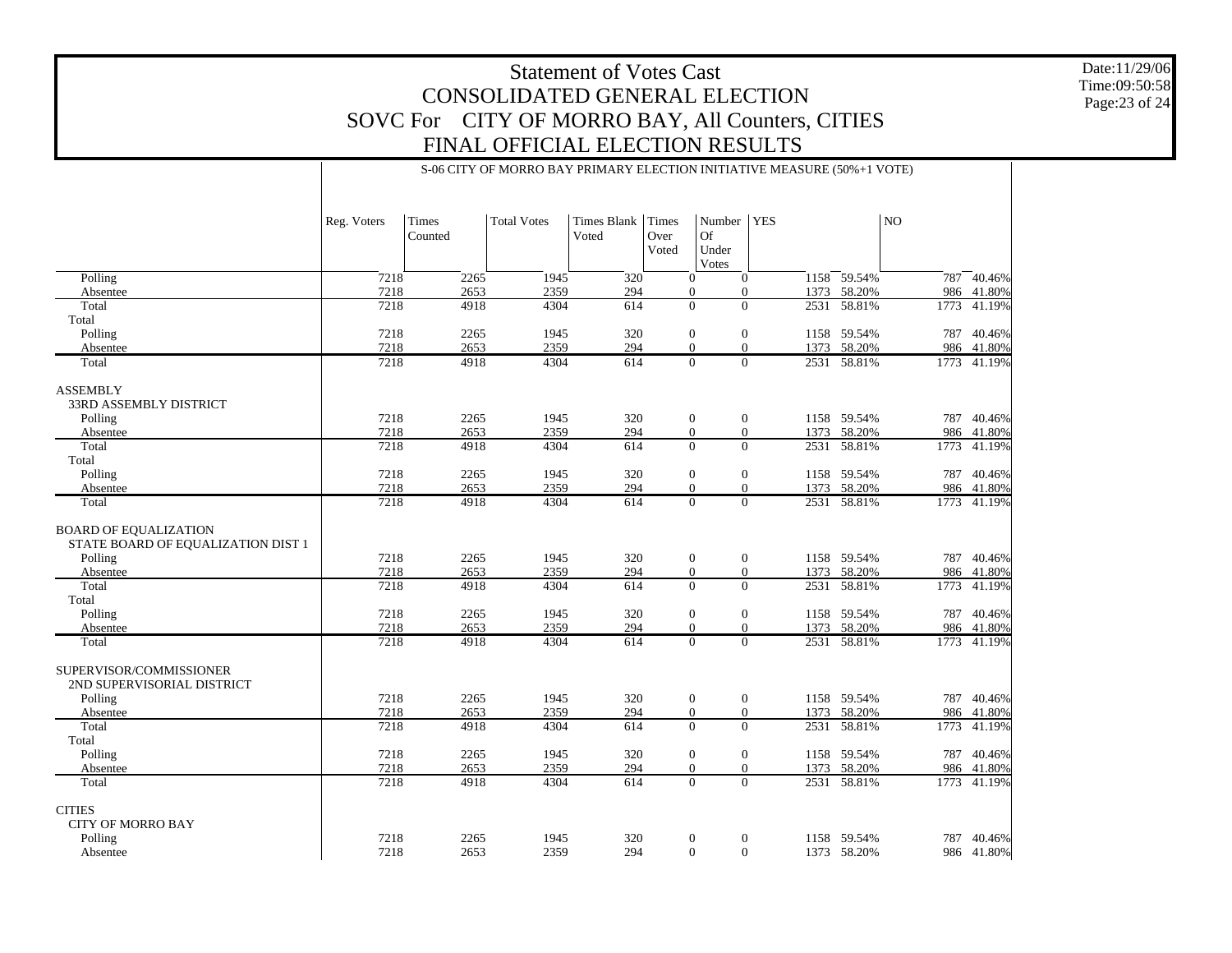# Statement of Votes Cast
## CONSOLIDATED GENERAL ELECTION
## SOVC For CITY OF MORRO BAY, All Counters, CITIES
## FINAL OFFICIAL ELECTION RESULTS

Date:11/29/06
Time:09:50:58
Page:23 of 24

S-06 CITY OF MORRO BAY PRIMARY ELECTION INITIATIVE MEASURE (50%+1 VOTE)

| | Reg. Voters | Times Counted | Total Votes | Times Blank Voted | Times Over Voted | Number Of Under Votes | YES | | NO | |
|---|---|---|---|---|---|---|---|---|---|---|
| Polling | 7218 | 2265 | 1945 | 320 | 0 | 0 | 1158 | 59.54% | 787 | 40.46% |
| Absentee | 7218 | 2653 | 2359 | 294 | 0 | 0 | 1373 | 58.20% | 986 | 41.80% |
| Total | 7218 | 4918 | 4304 | 614 | 0 | 0 | 2531 | 58.81% | 1773 | 41.19% |
| Total | | | | | | | | | | |
| Polling | 7218 | 2265 | 1945 | 320 | 0 | 0 | 1158 | 59.54% | 787 | 40.46% |
| Absentee | 7218 | 2653 | 2359 | 294 | 0 | 0 | 1373 | 58.20% | 986 | 41.80% |
| Total | 7218 | 4918 | 4304 | 614 | 0 | 0 | 2531 | 58.81% | 1773 | 41.19% |
| ASSEMBLY | | | | | | | | | | |
| 33RD ASSEMBLY DISTRICT | | | | | | | | | | |
| Polling | 7218 | 2265 | 1945 | 320 | 0 | 0 | 1158 | 59.54% | 787 | 40.46% |
| Absentee | 7218 | 2653 | 2359 | 294 | 0 | 0 | 1373 | 58.20% | 986 | 41.80% |
| Total | 7218 | 4918 | 4304 | 614 | 0 | 0 | 2531 | 58.81% | 1773 | 41.19% |
| Total | | | | | | | | | | |
| Polling | 7218 | 2265 | 1945 | 320 | 0 | 0 | 1158 | 59.54% | 787 | 40.46% |
| Absentee | 7218 | 2653 | 2359 | 294 | 0 | 0 | 1373 | 58.20% | 986 | 41.80% |
| Total | 7218 | 4918 | 4304 | 614 | 0 | 0 | 2531 | 58.81% | 1773 | 41.19% |
| BOARD OF EQUALIZATION | | | | | | | | | | |
| STATE BOARD OF EQUALIZATION DIST 1 | | | | | | | | | | |
| Polling | 7218 | 2265 | 1945 | 320 | 0 | 0 | 1158 | 59.54% | 787 | 40.46% |
| Absentee | 7218 | 2653 | 2359 | 294 | 0 | 0 | 1373 | 58.20% | 986 | 41.80% |
| Total | 7218 | 4918 | 4304 | 614 | 0 | 0 | 2531 | 58.81% | 1773 | 41.19% |
| Total | | | | | | | | | | |
| Polling | 7218 | 2265 | 1945 | 320 | 0 | 0 | 1158 | 59.54% | 787 | 40.46% |
| Absentee | 7218 | 2653 | 2359 | 294 | 0 | 0 | 1373 | 58.20% | 986 | 41.80% |
| Total | 7218 | 4918 | 4304 | 614 | 0 | 0 | 2531 | 58.81% | 1773 | 41.19% |
| SUPERVISOR/COMMISSIONER | | | | | | | | | | |
| 2ND SUPERVISORIAL DISTRICT | | | | | | | | | | |
| Polling | 7218 | 2265 | 1945 | 320 | 0 | 0 | 1158 | 59.54% | 787 | 40.46% |
| Absentee | 7218 | 2653 | 2359 | 294 | 0 | 0 | 1373 | 58.20% | 986 | 41.80% |
| Total | 7218 | 4918 | 4304 | 614 | 0 | 0 | 2531 | 58.81% | 1773 | 41.19% |
| Total | | | | | | | | | | |
| Polling | 7218 | 2265 | 1945 | 320 | 0 | 0 | 1158 | 59.54% | 787 | 40.46% |
| Absentee | 7218 | 2653 | 2359 | 294 | 0 | 0 | 1373 | 58.20% | 986 | 41.80% |
| Total | 7218 | 4918 | 4304 | 614 | 0 | 0 | 2531 | 58.81% | 1773 | 41.19% |
| CITIES | | | | | | | | | | |
| CITY OF MORRO BAY | | | | | | | | | | |
| Polling | 7218 | 2265 | 1945 | 320 | 0 | 0 | 1158 | 59.54% | 787 | 40.46% |
| Absentee | 7218 | 2653 | 2359 | 294 | 0 | 0 | 1373 | 58.20% | 986 | 41.80% |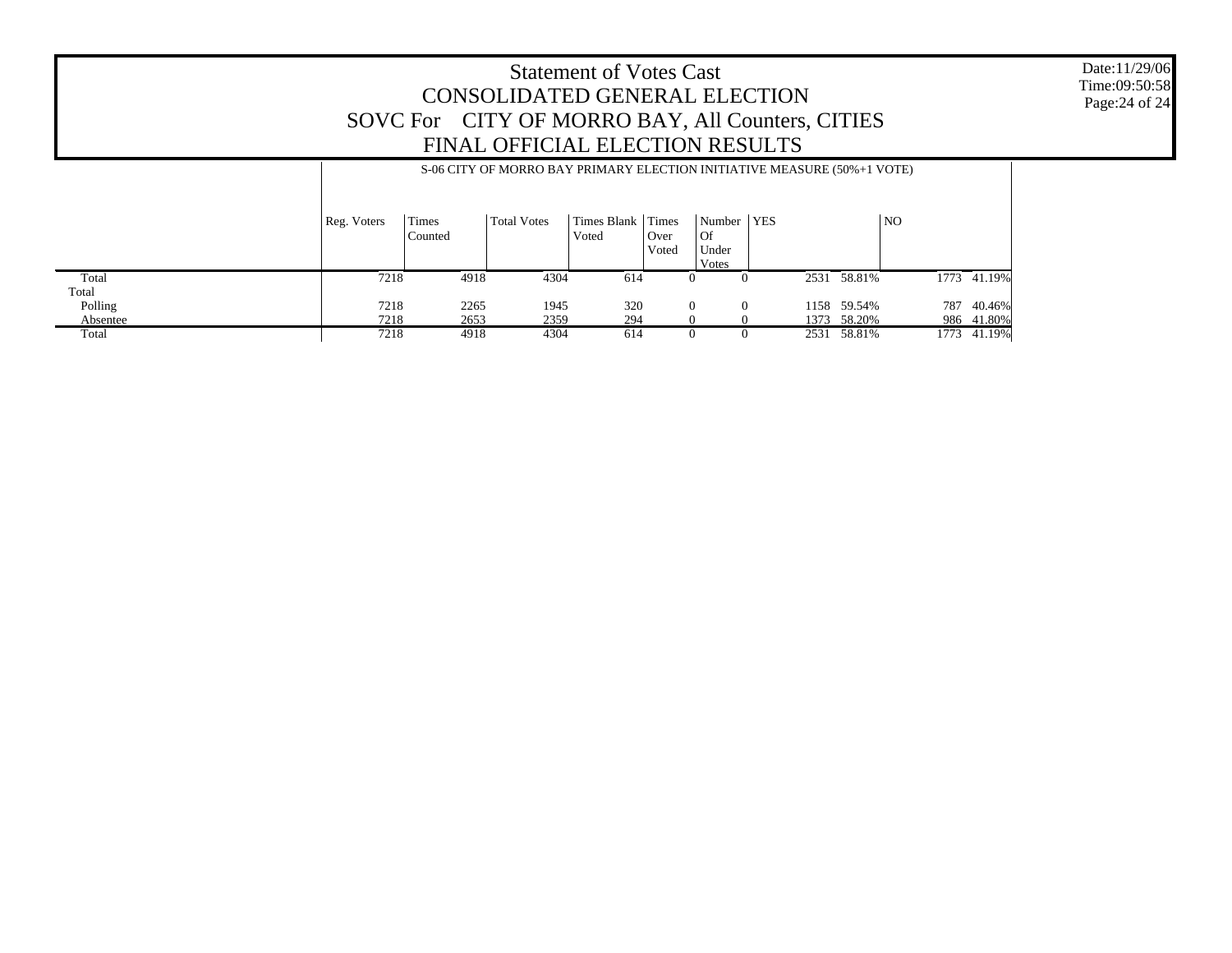# Statement of Votes Cast
## CONSOLIDATED GENERAL ELECTION
## SOVC For CITY OF MORRO BAY, All Counters, CITIES
## FINAL OFFICIAL ELECTION RESULTS

Date:11/29/06
Time:09:50:58

S-06 CITY OF MORRO BAY PRIMARY ELECTION INITIATIVE MEASURE (50%+1 VOTE)

| | Reg. Voters | Times Counted | Total Votes | Times Blank Voted | Times Over Voted | Number Of Under Votes | YES | | NO | |
|---|---|---|---|---|---|---|---|---|---|---|
| Total | 7218 | 4918 | 4304 | 614 | 0 | 0 | 2531 | 58.81% | 1773 | 41.19% |
| Total | | | | | | | | | | |
| Polling | 7218 | 2265 | 1945 | 320 | 0 | 0 | 1158 | 59.54% | 787 | 40.46% |
| Absentee | 7218 | 2653 | 2359 | 294 | 0 | 0 | 1373 | 58.20% | 986 | 41.80% |
| Total | 7218 | 4918 | 4304 | 614 | 0 | 0 | 2531 | 58.81% | 1773 | 41.19% |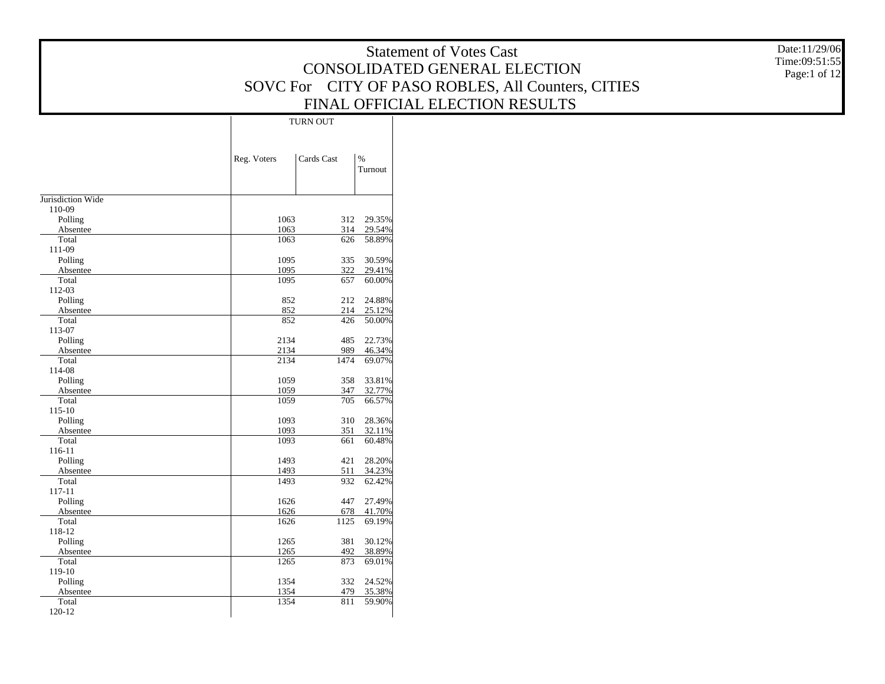# Statement of Votes Cast

## CONSOLIDATED GENERAL ELECTION

## SOVC For CITY OF PASO ROBLES, All Counters, CITIES

## FINAL OFFICIAL ELECTION RESULTS

Date:11/29/06
Time:09:51:55

| | TURN OUT | | |
|---|---|---|---|
| | Reg. Voters | Cards Cast | % Turnout |
| Jurisdiction Wide | | | |
| 110-09 | | | |
| Polling | 1063 | 312 | 29.35% |
| Absentee | 1063 | 314 | 29.54% |
| Total | 1063 | 626 | 58.89% |
| 111-09 | | | |
| Polling | 1095 | 335 | 30.59% |
| Absentee | 1095 | 322 | 29.41% |
| Total | 1095 | 657 | 60.00% |
| 112-03 | | | |
| Polling | 852 | 212 | 24.88% |
| Absentee | 852 | 214 | 25.12% |
| Total | 852 | 426 | 50.00% |
| 113-07 | | | |
| Polling | 2134 | 485 | 22.73% |
| Absentee | 2134 | 989 | 46.34% |
| Total | 2134 | 1474 | 69.07% |
| 114-08 | | | |
| Polling | 1059 | 358 | 33.81% |
| Absentee | 1059 | 347 | 32.77% |
| Total | 1059 | 705 | 66.57% |
| 115-10 | | | |
| Polling | 1093 | 310 | 28.36% |
| Absentee | 1093 | 351 | 32.11% |
| Total | 1093 | 661 | 60.48% |
| 116-11 | | | |
| Polling | 1493 | 421 | 28.20% |
| Absentee | 1493 | 511 | 34.23% |
| Total | 1493 | 932 | 62.42% |
| 117-11 | | | |
| Polling | 1626 | 447 | 27.49% |
| Absentee | 1626 | 678 | 41.70% |
| Total | 1626 | 1125 | 69.19% |
| 118-12 | | | |
| Polling | 1265 | 381 | 30.12% |
| Absentee | 1265 | 492 | 38.89% |
| Total | 1265 | 873 | 69.01% |
| 119-10 | | | |
| Polling | 1354 | 332 | 24.52% |
| Absentee | 1354 | 479 | 35.38% |
| Total | 1354 | 811 | 59.90% |
| 120-12 | | | |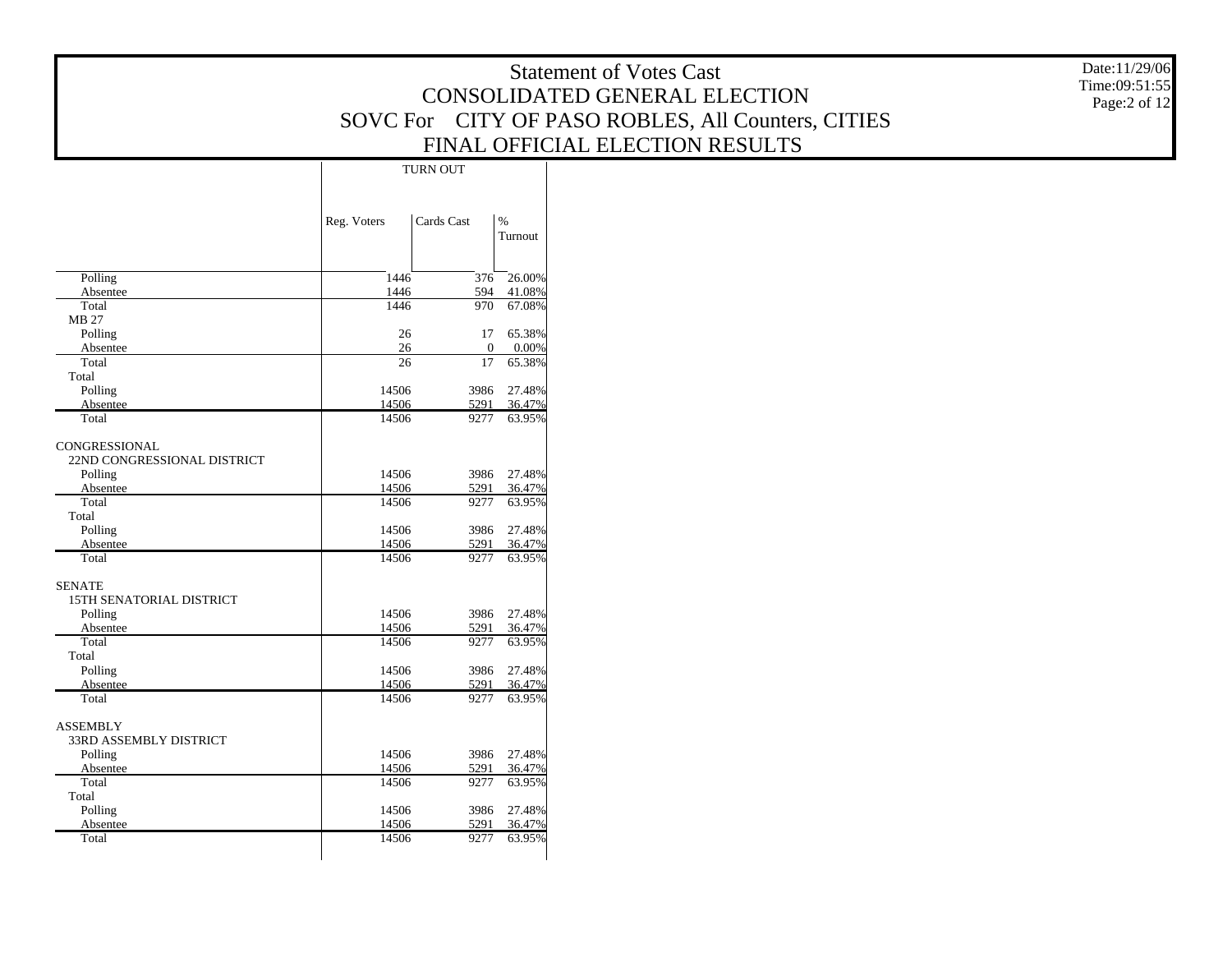# Statement of Votes Cast
## CONSOLIDATED GENERAL ELECTION
## SOVC For CITY OF PASO ROBLES, All Counters, CITIES
## FINAL OFFICIAL ELECTION RESULTS

Date:11/29/06
Time:09:51:55

| | TURN OUT | | |
|---|---|---|---|
| | Reg. Voters | Cards Cast | % Turnout |
| Polling | 1446 | 376 | 26.00% |
| Absentee | 1446 | 594 | 41.08% |
| Total | 1446 | 970 | 67.08% |
| MB 27 | | | |
| Polling | 26 | 17 | 65.38% |
| Absentee | 26 | 0 | 0.00% |
| Total | 26 | 17 | 65.38% |
| Total | | | |
| Polling | 14506 | 3986 | 27.48% |
| Absentee | 14506 | 5291 | 36.47% |
| Total | 14506 | 9277 | 63.95% |
| CONGRESSIONAL | | | |
| 22ND CONGRESSIONAL DISTRICT | | | |
| Polling | 14506 | 3986 | 27.48% |
| Absentee | 14506 | 5291 | 36.47% |
| Total | 14506 | 9277 | 63.95% |
| Total | | | |
| Polling | 14506 | 3986 | 27.48% |
| Absentee | 14506 | 5291 | 36.47% |
| Total | 14506 | 9277 | 63.95% |
| SENATE | | | |
| 15TH SENATORIAL DISTRICT | | | |
| Polling | 14506 | 3986 | 27.48% |
| Absentee | 14506 | 5291 | 36.47% |
| Total | 14506 | 9277 | 63.95% |
| Total | | | |
| Polling | 14506 | 3986 | 27.48% |
| Absentee | 14506 | 5291 | 36.47% |
| Total | 14506 | 9277 | 63.95% |
| ASSEMBLY | | | |
| 33RD ASSEMBLY DISTRICT | | | |
| Polling | 14506 | 3986 | 27.48% |
| Absentee | 14506 | 5291 | 36.47% |
| Total | 14506 | 9277 | 63.95% |
| Total | | | |
| Polling | 14506 | 3986 | 27.48% |
| Absentee | 14506 | 5291 | 36.47% |
| Total | 14506 | 9277 | 63.95% |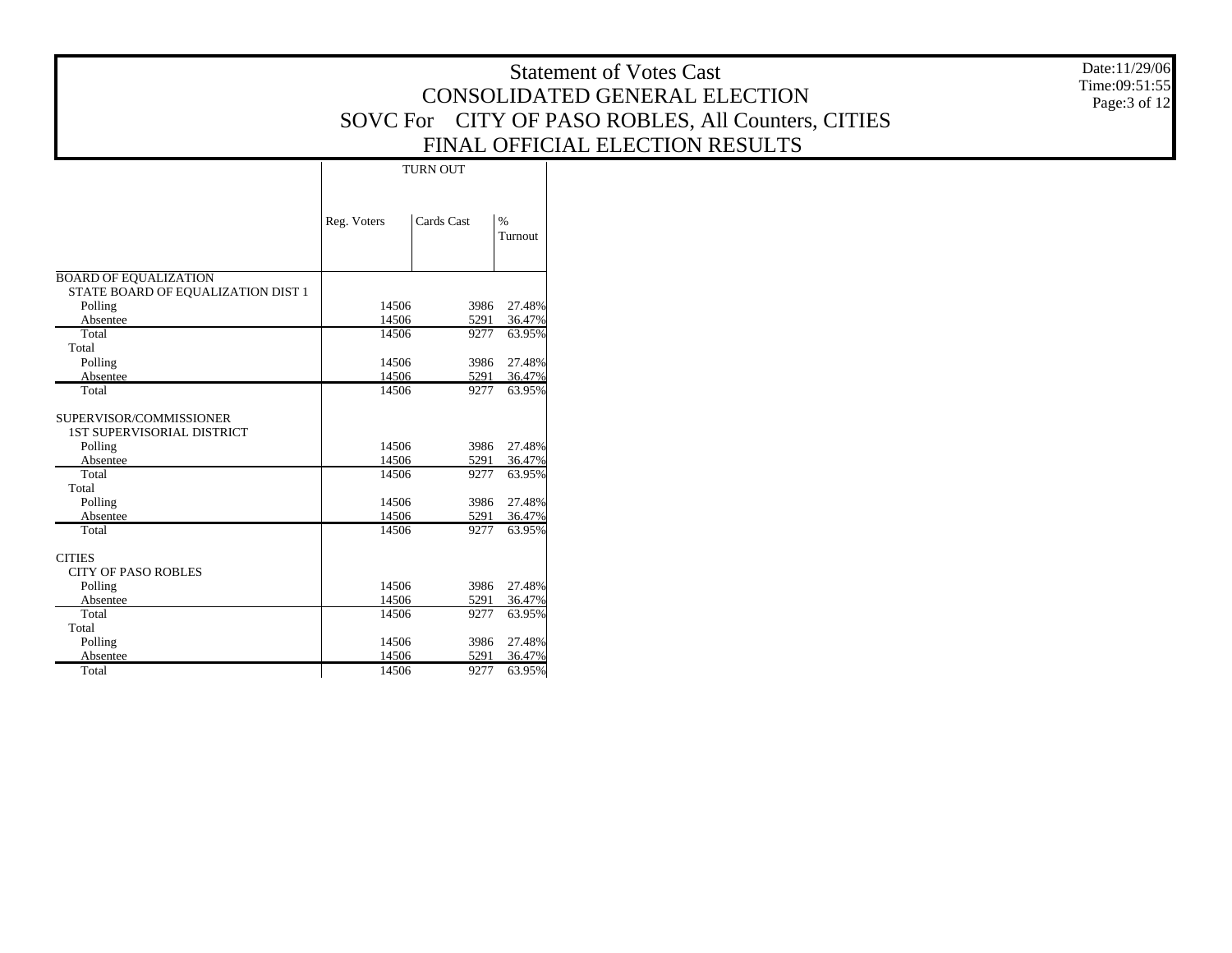# Statement of Votes Cast
## CONSOLIDATED GENERAL ELECTION
## SOVC For CITY OF PASO ROBLES, All Counters, CITIES
## FINAL OFFICIAL ELECTION RESULTS

Date:11/29/06
Time:09:51:55

| | TURN OUT | | |
|---|---|---|---|
| | Reg. Voters | Cards Cast | % Turnout |
| **BOARD OF EQUALIZATION** | | | |
| STATE BOARD OF EQUALIZATION DIST 1 | | | |
| Polling | 14506 | 3986 | 27.48% |
| Absentee | 14506 | 5291 | 36.47% |
| Total | 14506 | 9277 | 63.95% |
| Total | | | |
| Polling | 14506 | 3986 | 27.48% |
| Absentee | 14506 | 5291 | 36.47% |
| Total | 14506 | 9277 | 63.95% |
| **SUPERVISOR/COMMISSIONER** | | | |
| 1ST SUPERVISORIAL DISTRICT | | | |
| Polling | 14506 | 3986 | 27.48% |
| Absentee | 14506 | 5291 | 36.47% |
| Total | 14506 | 9277 | 63.95% |
| Total | | | |
| Polling | 14506 | 3986 | 27.48% |
| Absentee | 14506 | 5291 | 36.47% |
| Total | 14506 | 9277 | 63.95% |
| **CITIES** | | | |
| CITY OF PASO ROBLES | | | |
| Polling | 14506 | 3986 | 27.48% |
| Absentee | 14506 | 5291 | 36.47% |
| Total | 14506 | 9277 | 63.95% |
| Total | | | |
| Polling | 14506 | 3986 | 27.48% |
| Absentee | 14506 | 5291 | 36.47% |
| Total | 14506 | 9277 | 63.95% |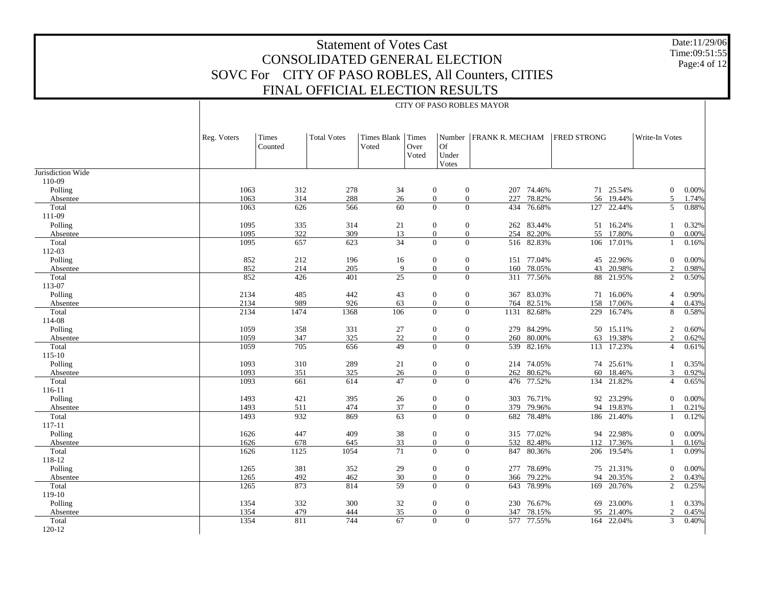# Statement of Votes Cast
# CONSOLIDATED GENERAL ELECTION
# SOVC For CITY OF PASO ROBLES, All Counters, CITIES
# FINAL OFFICIAL ELECTION RESULTS

Date:11/29/06
Time:09:51:55

CITY OF PASO ROBLES MAYOR

| | Reg. Voters | Times Counted | Total Votes | Times Blank Voted | Times Over Voted | Number Of Under Votes | FRANK R. MECHAM | | FRED STRONG | | Write-In Votes | |
|---|---|---|---|---|---|---|---|---|---|---|---|---|
| Jurisdiction Wide | | | | | | | | | | | | |
| 110-09 | | | | | | | | | | | | |
| Polling | 1063 | 312 | 278 | 34 | 0 | 0 | 207 | 74.46% | 71 | 25.54% | 0 | 0.00% |
| Absentee | 1063 | 314 | 288 | 26 | 0 | 0 | 227 | 78.82% | 56 | 19.44% | 5 | 1.74% |
| Total | 1063 | 626 | 566 | 60 | 0 | 0 | 434 | 76.68% | 127 | 22.44% | 5 | 0.88% |
| 111-09 | | | | | | | | | | | | |
| Polling | 1095 | 335 | 314 | 21 | 0 | 0 | 262 | 83.44% | 51 | 16.24% | 1 | 0.32% |
| Absentee | 1095 | 322 | 309 | 13 | 0 | 0 | 254 | 82.20% | 55 | 17.80% | 0 | 0.00% |
| Total | 1095 | 657 | 623 | 34 | 0 | 0 | 516 | 82.83% | 106 | 17.01% | 1 | 0.16% |
| 112-03 | | | | | | | | | | | | |
| Polling | 852 | 212 | 196 | 16 | 0 | 0 | 151 | 77.04% | 45 | 22.96% | 0 | 0.00% |
| Absentee | 852 | 214 | 205 | 9 | 0 | 0 | 160 | 78.05% | 43 | 20.98% | 2 | 0.98% |
| Total | 852 | 426 | 401 | 25 | 0 | 0 | 311 | 77.56% | 88 | 21.95% | 2 | 0.50% |
| 113-07 | | | | | | | | | | | | |
| Polling | 2134 | 485 | 442 | 43 | 0 | 0 | 367 | 83.03% | 71 | 16.06% | 4 | 0.90% |
| Absentee | 2134 | 989 | 926 | 63 | 0 | 0 | 764 | 82.51% | 158 | 17.06% | 4 | 0.43% |
| Total | 2134 | 1474 | 1368 | 106 | 0 | 0 | 1131 | 82.68% | 229 | 16.74% | 8 | 0.58% |
| 114-08 | | | | | | | | | | | | |
| Polling | 1059 | 358 | 331 | 27 | 0 | 0 | 279 | 84.29% | 50 | 15.11% | 2 | 0.60% |
| Absentee | 1059 | 347 | 325 | 22 | 0 | 0 | 260 | 80.00% | 63 | 19.38% | 2 | 0.62% |
| Total | 1059 | 705 | 656 | 49 | 0 | 0 | 539 | 82.16% | 113 | 17.23% | 4 | 0.61% |
| 115-10 | | | | | | | | | | | | |
| Polling | 1093 | 310 | 289 | 21 | 0 | 0 | 214 | 74.05% | 74 | 25.61% | 1 | 0.35% |
| Absentee | 1093 | 351 | 325 | 26 | 0 | 0 | 262 | 80.62% | 60 | 18.46% | 3 | 0.92% |
| Total | 1093 | 661 | 614 | 47 | 0 | 0 | 476 | 77.52% | 134 | 21.82% | 4 | 0.65% |
| 116-11 | | | | | | | | | | | | |
| Polling | 1493 | 421 | 395 | 26 | 0 | 0 | 303 | 76.71% | 92 | 23.29% | 0 | 0.00% |
| Absentee | 1493 | 511 | 474 | 37 | 0 | 0 | 379 | 79.96% | 94 | 19.83% | 1 | 0.21% |
| Total | 1493 | 932 | 869 | 63 | 0 | 0 | 682 | 78.48% | 186 | 21.40% | 1 | 0.12% |
| 117-11 | | | | | | | | | | | | |
| Polling | 1626 | 447 | 409 | 38 | 0 | 0 | 315 | 77.02% | 94 | 22.98% | 0 | 0.00% |
| Absentee | 1626 | 678 | 645 | 33 | 0 | 0 | 532 | 82.48% | 112 | 17.36% | 1 | 0.16% |
| Total | 1626 | 1125 | 1054 | 71 | 0 | 0 | 847 | 80.36% | 206 | 19.54% | 1 | 0.09% |
| 118-12 | | | | | | | | | | | | |
| Polling | 1265 | 381 | 352 | 29 | 0 | 0 | 277 | 78.69% | 75 | 21.31% | 0 | 0.00% |
| Absentee | 1265 | 492 | 462 | 30 | 0 | 0 | 366 | 79.22% | 94 | 20.35% | 2 | 0.43% |
| Total | 1265 | 873 | 814 | 59 | 0 | 0 | 643 | 78.99% | 169 | 20.76% | 2 | 0.25% |
| 119-10 | | | | | | | | | | | | |
| Polling | 1354 | 332 | 300 | 32 | 0 | 0 | 230 | 76.67% | 69 | 23.00% | 1 | 0.33% |
| Absentee | 1354 | 479 | 444 | 35 | 0 | 0 | 347 | 78.15% | 95 | 21.40% | 2 | 0.45% |
| Total | 1354 | 811 | 744 | 67 | 0 | 0 | 577 | 77.55% | 164 | 22.04% | 3 | 0.40% |
| 120-12 | | | | | | | | | | | | |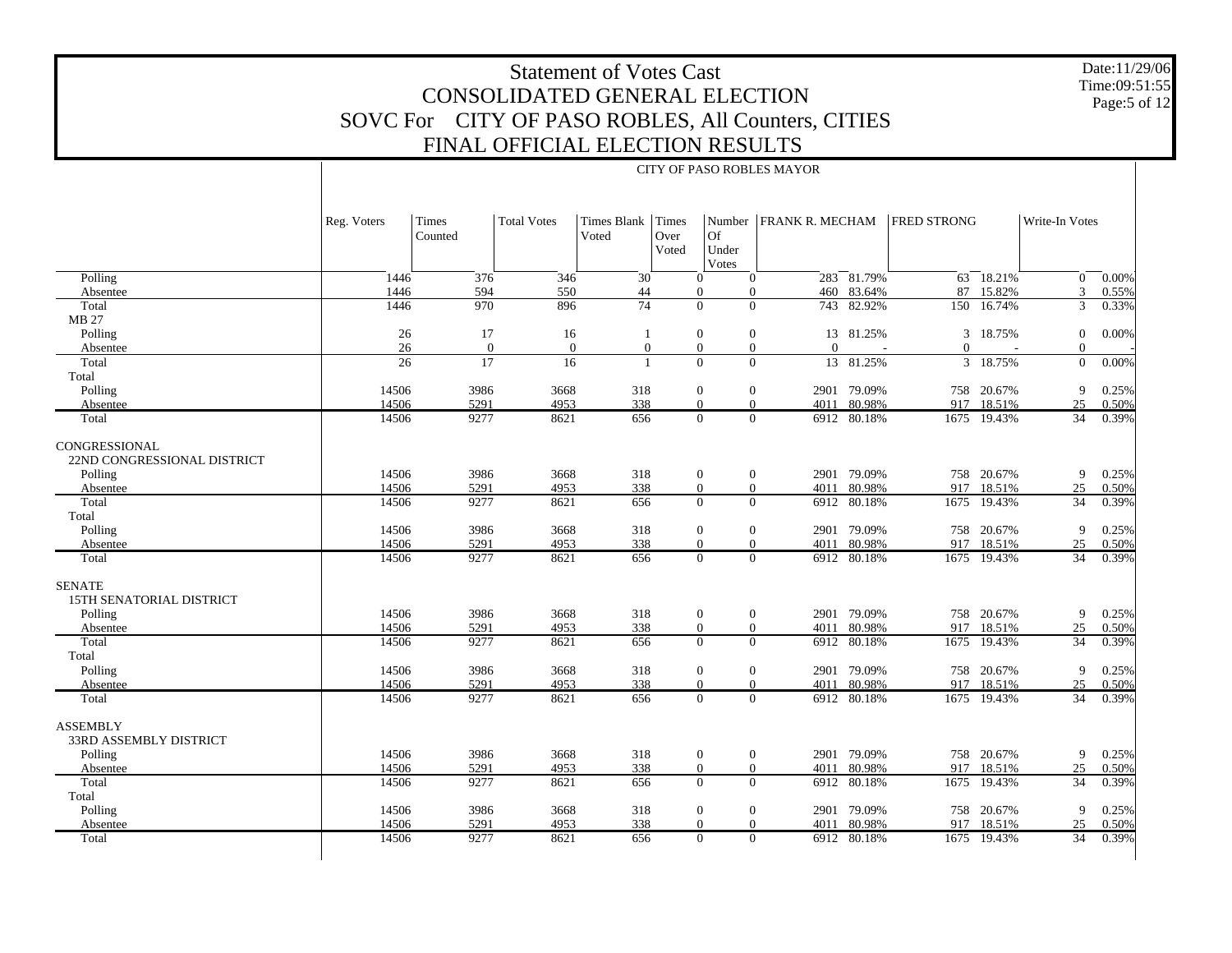# Statement of Votes Cast
## CONSOLIDATED GENERAL ELECTION
## SOVC For CITY OF PASO ROBLES, All Counters, CITIES
## FINAL OFFICIAL ELECTION RESULTS

Date:11/29/06
Time:09:51:55

**CITY OF PASO ROBLES MAYOR**

| | Reg. Voters | Times Counted | Total Votes | Times Blank Voted | Times Over Voted | Number Of Under Votes | FRANK R. MECHAM | | FRED STRONG | | Write-In Votes | |
|---|---|---|---|---|---|---|---|---|---|---|---|---|
| Polling | 1446 | 376 | 346 | 30 | 0 | 0 | 283 | 81.79% | 63 | 18.21% | 0 | 0.00% |
| Absentee | 1446 | 594 | 550 | 44 | 0 | 0 | 460 | 83.64% | 87 | 15.82% | 3 | 0.55% |
| Total | 1446 | 970 | 896 | 74 | 0 | 0 | 743 | 82.92% | 150 | 16.74% | 3 | 0.33% |
| MB 27 | | | | | | | | | | | | |
| Polling | 26 | 17 | 16 | 1 | 0 | 0 | 13 | 81.25% | 3 | 18.75% | 0 | 0.00% |
| Absentee | 26 | 0 | 0 | 0 | 0 | 0 | 0 | - | 0 | - | 0 | - |
| Total | 26 | 17 | 16 | 1 | 0 | 0 | 13 | 81.25% | 3 | 18.75% | 0 | 0.00% |
| Total | | | | | | | | | | | | |
| Polling | 14506 | 3986 | 3668 | 318 | 0 | 0 | 2901 | 79.09% | 758 | 20.67% | 9 | 0.25% |
| Absentee | 14506 | 5291 | 4953 | 338 | 0 | 0 | 4011 | 80.98% | 917 | 18.51% | 25 | 0.50% |
| Total | 14506 | 9277 | 8621 | 656 | 0 | 0 | 6912 | 80.18% | 1675 | 19.43% | 34 | 0.39% |
| CONGRESSIONAL | | | | | | | | | | | | |
| 22ND CONGRESSIONAL DISTRICT | | | | | | | | | | | | |
| Polling | 14506 | 3986 | 3668 | 318 | 0 | 0 | 2901 | 79.09% | 758 | 20.67% | 9 | 0.25% |
| Absentee | 14506 | 5291 | 4953 | 338 | 0 | 0 | 4011 | 80.98% | 917 | 18.51% | 25 | 0.50% |
| Total | 14506 | 9277 | 8621 | 656 | 0 | 0 | 6912 | 80.18% | 1675 | 19.43% | 34 | 0.39% |
| Total | | | | | | | | | | | | |
| Polling | 14506 | 3986 | 3668 | 318 | 0 | 0 | 2901 | 79.09% | 758 | 20.67% | 9 | 0.25% |
| Absentee | 14506 | 5291 | 4953 | 338 | 0 | 0 | 4011 | 80.98% | 917 | 18.51% | 25 | 0.50% |
| Total | 14506 | 9277 | 8621 | 656 | 0 | 0 | 6912 | 80.18% | 1675 | 19.43% | 34 | 0.39% |
| SENATE | | | | | | | | | | | | |
| 15TH SENATORIAL DISTRICT | | | | | | | | | | | | |
| Polling | 14506 | 3986 | 3668 | 318 | 0 | 0 | 2901 | 79.09% | 758 | 20.67% | 9 | 0.25% |
| Absentee | 14506 | 5291 | 4953 | 338 | 0 | 0 | 4011 | 80.98% | 917 | 18.51% | 25 | 0.50% |
| Total | 14506 | 9277 | 8621 | 656 | 0 | 0 | 6912 | 80.18% | 1675 | 19.43% | 34 | 0.39% |
| Total | | | | | | | | | | | | |
| Polling | 14506 | 3986 | 3668 | 318 | 0 | 0 | 2901 | 79.09% | 758 | 20.67% | 9 | 0.25% |
| Absentee | 14506 | 5291 | 4953 | 338 | 0 | 0 | 4011 | 80.98% | 917 | 18.51% | 25 | 0.50% |
| Total | 14506 | 9277 | 8621 | 656 | 0 | 0 | 6912 | 80.18% | 1675 | 19.43% | 34 | 0.39% |
| ASSEMBLY | | | | | | | | | | | | |
| 33RD ASSEMBLY DISTRICT | | | | | | | | | | | | |
| Polling | 14506 | 3986 | 3668 | 318 | 0 | 0 | 2901 | 79.09% | 758 | 20.67% | 9 | 0.25% |
| Absentee | 14506 | 5291 | 4953 | 338 | 0 | 0 | 4011 | 80.98% | 917 | 18.51% | 25 | 0.50% |
| Total | 14506 | 9277 | 8621 | 656 | 0 | 0 | 6912 | 80.18% | 1675 | 19.43% | 34 | 0.39% |
| Total | | | | | | | | | | | | |
| Polling | 14506 | 3986 | 3668 | 318 | 0 | 0 | 2901 | 79.09% | 758 | 20.67% | 9 | 0.25% |
| Absentee | 14506 | 5291 | 4953 | 338 | 0 | 0 | 4011 | 80.98% | 917 | 18.51% | 25 | 0.50% |
| Total | 14506 | 9277 | 8621 | 656 | 0 | 0 | 6912 | 80.18% | 1675 | 19.43% | 34 | 0.39% |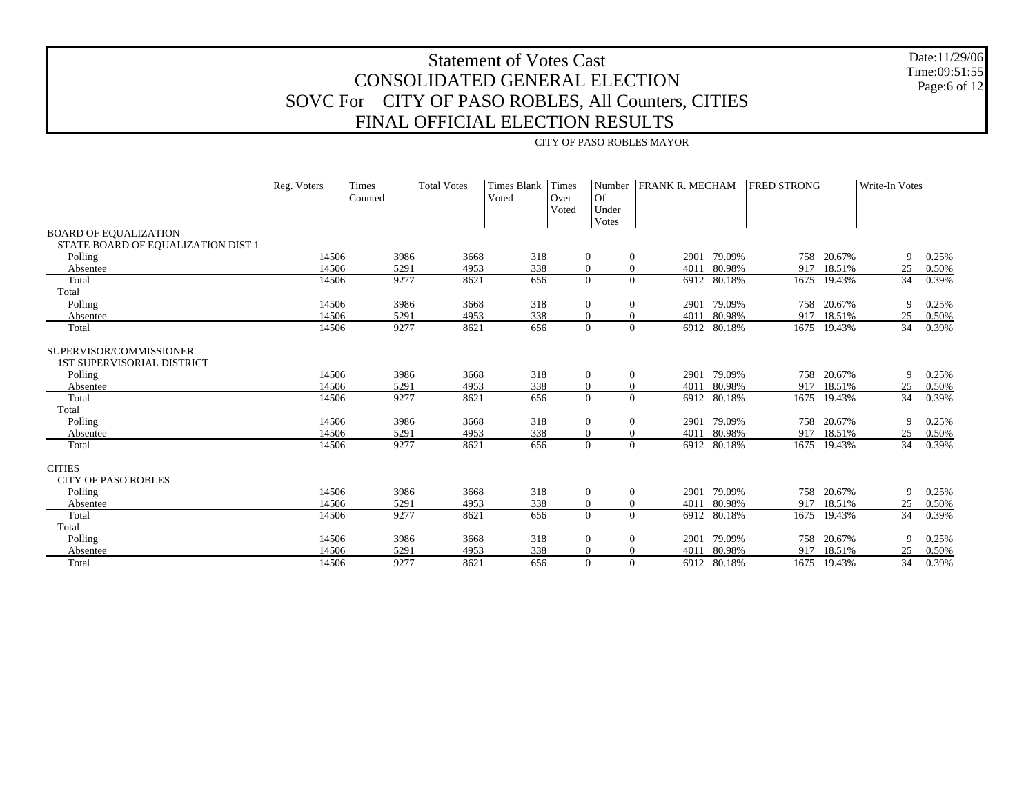# Statement of Votes Cast
## CONSOLIDATED GENERAL ELECTION
## SOVC For CITY OF PASO ROBLES, All Counters, CITIES
## FINAL OFFICIAL ELECTION RESULTS

Date:11/29/06
Time:09:51:55

| | CITY OF PASO ROBLES MAYOR | | | | | | | | | | | |
|---|---|---|---|---|---|---|---|---|---|---|---|---|
| | Reg. Voters | Times Counted | Total Votes | Times Blank Voted | Times Over Voted | Number Of Under Votes | FRANK R. MECHAM | | FRED STRONG | | Write-In Votes | |
| **BOARD OF EQUALIZATION** | | | | | | | | | | | | |
| STATE BOARD OF EQUALIZATION DIST 1 | | | | | | | | | | | | |
| Polling | 14506 | 3986 | 3668 | 318 | 0 | 0 | 2901 | 79.09% | 758 | 20.67% | 9 | 0.25% |
| Absentee | 14506 | 5291 | 4953 | 338 | 0 | 0 | 4011 | 80.98% | 917 | 18.51% | 25 | 0.50% |
| Total | 14506 | 9277 | 8621 | 656 | 0 | 0 | 6912 | 80.18% | 1675 | 19.43% | 34 | 0.39% |
| Total | | | | | | | | | | | | |
| Polling | 14506 | 3986 | 3668 | 318 | 0 | 0 | 2901 | 79.09% | 758 | 20.67% | 9 | 0.25% |
| Absentee | 14506 | 5291 | 4953 | 338 | 0 | 0 | 4011 | 80.98% | 917 | 18.51% | 25 | 0.50% |
| Total | 14506 | 9277 | 8621 | 656 | 0 | 0 | 6912 | 80.18% | 1675 | 19.43% | 34 | 0.39% |
| **SUPERVISOR/COMMISSIONER** | | | | | | | | | | | | |
| 1ST SUPERVISORIAL DISTRICT | | | | | | | | | | | | |
| Polling | 14506 | 3986 | 3668 | 318 | 0 | 0 | 2901 | 79.09% | 758 | 20.67% | 9 | 0.25% |
| Absentee | 14506 | 5291 | 4953 | 338 | 0 | 0 | 4011 | 80.98% | 917 | 18.51% | 25 | 0.50% |
| Total | 14506 | 9277 | 8621 | 656 | 0 | 0 | 6912 | 80.18% | 1675 | 19.43% | 34 | 0.39% |
| Total | | | | | | | | | | | | |
| Polling | 14506 | 3986 | 3668 | 318 | 0 | 0 | 2901 | 79.09% | 758 | 20.67% | 9 | 0.25% |
| Absentee | 14506 | 5291 | 4953 | 338 | 0 | 0 | 4011 | 80.98% | 917 | 18.51% | 25 | 0.50% |
| Total | 14506 | 9277 | 8621 | 656 | 0 | 0 | 6912 | 80.18% | 1675 | 19.43% | 34 | 0.39% |
| **CITIES** | | | | | | | | | | | | |
| CITY OF PASO ROBLES | | | | | | | | | | | | |
| Polling | 14506 | 3986 | 3668 | 318 | 0 | 0 | 2901 | 79.09% | 758 | 20.67% | 9 | 0.25% |
| Absentee | 14506 | 5291 | 4953 | 338 | 0 | 0 | 4011 | 80.98% | 917 | 18.51% | 25 | 0.50% |
| Total | 14506 | 9277 | 8621 | 656 | 0 | 0 | 6912 | 80.18% | 1675 | 19.43% | 34 | 0.39% |
| Total | | | | | | | | | | | | |
| Polling | 14506 | 3986 | 3668 | 318 | 0 | 0 | 2901 | 79.09% | 758 | 20.67% | 9 | 0.25% |
| Absentee | 14506 | 5291 | 4953 | 338 | 0 | 0 | 4011 | 80.98% | 917 | 18.51% | 25 | 0.50% |
| Total | 14506 | 9277 | 8621 | 656 | 0 | 0 | 6912 | 80.18% | 1675 | 19.43% | 34 | 0.39% |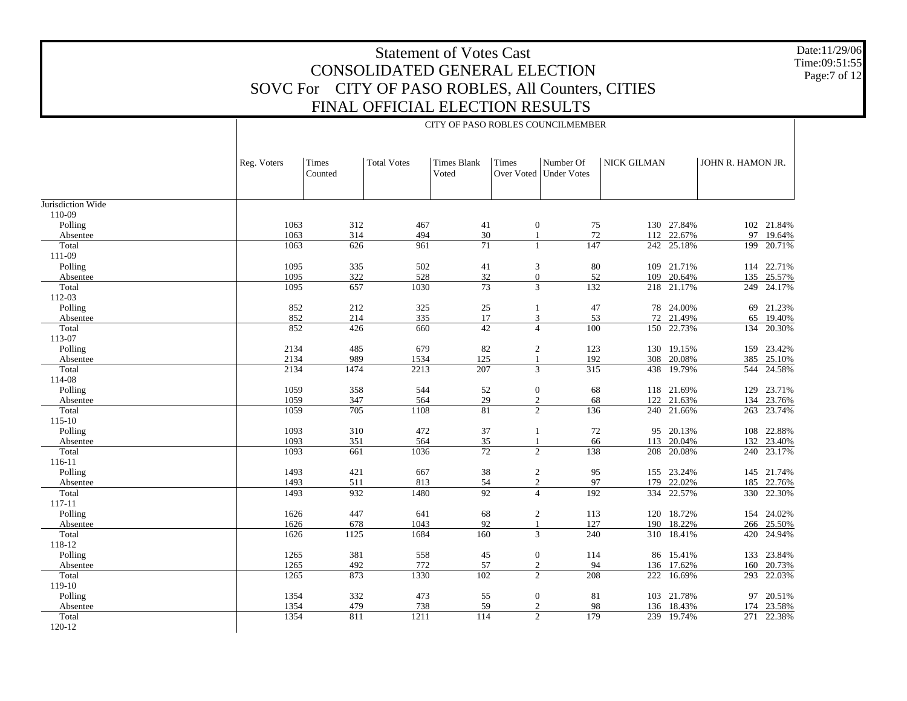# Statement of Votes Cast
## CONSOLIDATED GENERAL ELECTION
## SOVC For CITY OF PASO ROBLES, All Counters, CITIES
## FINAL OFFICIAL ELECTION RESULTS

Date:11/29/06
Time:09:51:55

CITY OF PASO ROBLES COUNCILMEMBER

| | Reg. Voters | Times Counted | Total Votes | Times Blank Voted | Times Over Voted | Number Of Under Votes | NICK GILMAN | | JOHN R. HAMON JR. | |
|---|---|---|---|---|---|---|---|---|---|---|
| Jurisdiction Wide | | | | | | | | | | |
| 110-09 | | | | | | | | | | |
| Polling | 1063 | 312 | 467 | 41 | 0 | 75 | 130 | 27.84% | 102 | 21.84% |
| Absentee | 1063 | 314 | 494 | 30 | 1 | 72 | 112 | 22.67% | 97 | 19.64% |
| Total | 1063 | 626 | 961 | 71 | 1 | 147 | 242 | 25.18% | 199 | 20.71% |
| 111-09 | | | | | | | | | | |
| Polling | 1095 | 335 | 502 | 41 | 3 | 80 | 109 | 21.71% | 114 | 22.71% |
| Absentee | 1095 | 322 | 528 | 32 | 0 | 52 | 109 | 20.64% | 135 | 25.57% |
| Total | 1095 | 657 | 1030 | 73 | 3 | 132 | 218 | 21.17% | 249 | 24.17% |
| 112-03 | | | | | | | | | | |
| Polling | 852 | 212 | 325 | 25 | 1 | 47 | 78 | 24.00% | 69 | 21.23% |
| Absentee | 852 | 214 | 335 | 17 | 3 | 53 | 72 | 21.49% | 65 | 19.40% |
| Total | 852 | 426 | 660 | 42 | 4 | 100 | 150 | 22.73% | 134 | 20.30% |
| 113-07 | | | | | | | | | | |
| Polling | 2134 | 485 | 679 | 82 | 2 | 123 | 130 | 19.15% | 159 | 23.42% |
| Absentee | 2134 | 989 | 1534 | 125 | 1 | 192 | 308 | 20.08% | 385 | 25.10% |
| Total | 2134 | 1474 | 2213 | 207 | 3 | 315 | 438 | 19.79% | 544 | 24.58% |
| 114-08 | | | | | | | | | | |
| Polling | 1059 | 358 | 544 | 52 | 0 | 68 | 118 | 21.69% | 129 | 23.71% |
| Absentee | 1059 | 347 | 564 | 29 | 2 | 68 | 122 | 21.63% | 134 | 23.76% |
| Total | 1059 | 705 | 1108 | 81 | 2 | 136 | 240 | 21.66% | 263 | 23.74% |
| 115-10 | | | | | | | | | | |
| Polling | 1093 | 310 | 472 | 37 | 1 | 72 | 95 | 20.13% | 108 | 22.88% |
| Absentee | 1093 | 351 | 564 | 35 | 1 | 66 | 113 | 20.04% | 132 | 23.40% |
| Total | 1093 | 661 | 1036 | 72 | 2 | 138 | 208 | 20.08% | 240 | 23.17% |
| 116-11 | | | | | | | | | | |
| Polling | 1493 | 421 | 667 | 38 | 2 | 95 | 155 | 23.24% | 145 | 21.74% |
| Absentee | 1493 | 511 | 813 | 54 | 2 | 97 | 179 | 22.02% | 185 | 22.76% |
| Total | 1493 | 932 | 1480 | 92 | 4 | 192 | 334 | 22.57% | 330 | 22.30% |
| 117-11 | | | | | | | | | | |
| Polling | 1626 | 447 | 641 | 68 | 2 | 113 | 120 | 18.72% | 154 | 24.02% |
| Absentee | 1626 | 678 | 1043 | 92 | 1 | 127 | 190 | 18.22% | 266 | 25.50% |
| Total | 1626 | 1125 | 1684 | 160 | 3 | 240 | 310 | 18.41% | 420 | 24.94% |
| 118-12 | | | | | | | | | | |
| Polling | 1265 | 381 | 558 | 45 | 0 | 114 | 86 | 15.41% | 133 | 23.84% |
| Absentee | 1265 | 492 | 772 | 57 | 2 | 94 | 136 | 17.62% | 160 | 20.73% |
| Total | 1265 | 873 | 1330 | 102 | 2 | 208 | 222 | 16.69% | 293 | 22.03% |
| 119-10 | | | | | | | | | | |
| Polling | 1354 | 332 | 473 | 55 | 0 | 81 | 103 | 21.78% | 97 | 20.51% |
| Absentee | 1354 | 479 | 738 | 59 | 2 | 98 | 136 | 18.43% | 174 | 23.58% |
| Total | 1354 | 811 | 1211 | 114 | 2 | 179 | 239 | 19.74% | 271 | 22.38% |
| 120-12 | | | | | | | | | | |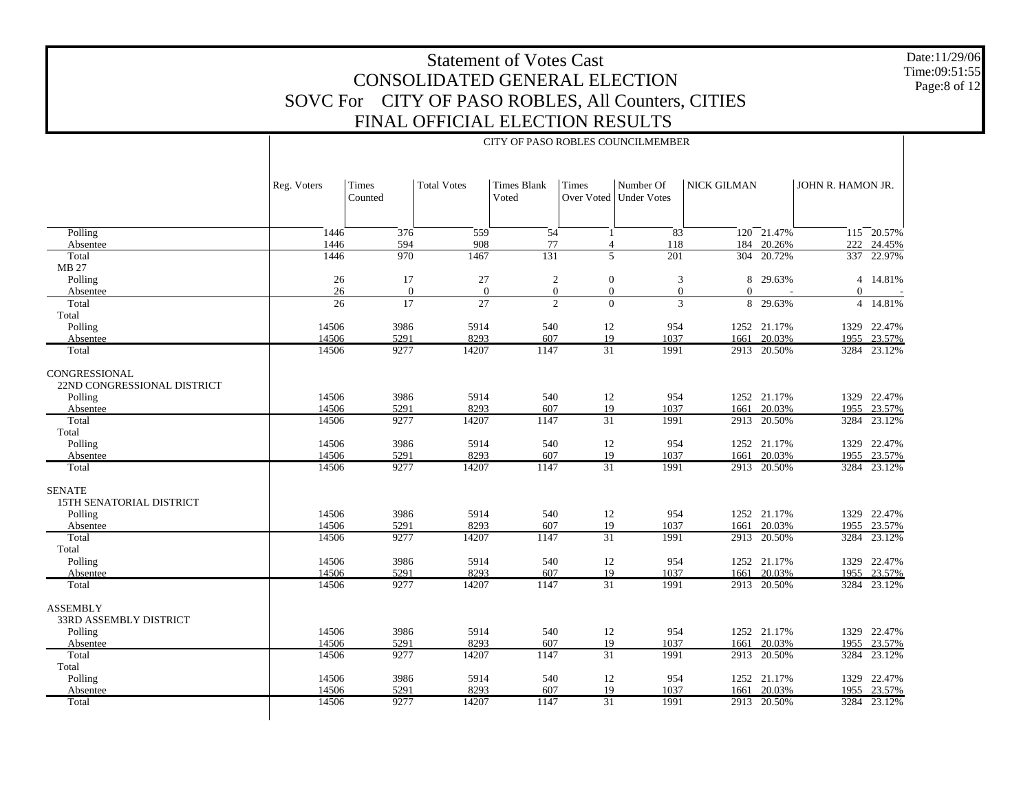# Statement of Votes Cast
## CONSOLIDATED GENERAL ELECTION
## SOVC For CITY OF PASO ROBLES, All Counters, CITIES
## FINAL OFFICIAL ELECTION RESULTS

Date:11/29/06
Time:09:51:55
Page:8 of 12

CITY OF PASO ROBLES COUNCILMEMBER

| | Reg. Voters | Times Counted | Total Votes | Times Blank Voted | Times Over Voted | Number Of Under Votes | NICK GILMAN | | JOHN R. HAMON JR. | |
|---|---|---|---|---|---|---|---|---|---|---|
| Polling | 1446 | 376 | 559 | 54 | 1 | 83 | 120 | 21.47% | 115 | 20.57% |
| Absentee | 1446 | 594 | 908 | 77 | 4 | 118 | 184 | 20.26% | 222 | 24.45% |
| Total | 1446 | 970 | 1467 | 131 | 5 | 201 | 304 | 20.72% | 337 | 22.97% |
| MB 27 | | | | | | | | | | |
| Polling | 26 | 17 | 27 | 2 | 0 | 3 | 8 | 29.63% | 4 | 14.81% |
| Absentee | 26 | 0 | 0 | 0 | 0 | 0 | 0 | - | 0 | - |
| Total | 26 | 17 | 27 | 2 | 0 | 3 | 8 | 29.63% | 4 | 14.81% |
| Total | | | | | | | | | | |
| Polling | 14506 | 3986 | 5914 | 540 | 12 | 954 | 1252 | 21.17% | 1329 | 22.47% |
| Absentee | 14506 | 5291 | 8293 | 607 | 19 | 1037 | 1661 | 20.03% | 1955 | 23.57% |
| Total | 14506 | 9277 | 14207 | 1147 | 31 | 1991 | 2913 | 20.50% | 3284 | 23.12% |
| CONGRESSIONAL | | | | | | | | | | |
| 22ND CONGRESSIONAL DISTRICT | | | | | | | | | | |
| Polling | 14506 | 3986 | 5914 | 540 | 12 | 954 | 1252 | 21.17% | 1329 | 22.47% |
| Absentee | 14506 | 5291 | 8293 | 607 | 19 | 1037 | 1661 | 20.03% | 1955 | 23.57% |
| Total | 14506 | 9277 | 14207 | 1147 | 31 | 1991 | 2913 | 20.50% | 3284 | 23.12% |
| Total | | | | | | | | | | |
| Polling | 14506 | 3986 | 5914 | 540 | 12 | 954 | 1252 | 21.17% | 1329 | 22.47% |
| Absentee | 14506 | 5291 | 8293 | 607 | 19 | 1037 | 1661 | 20.03% | 1955 | 23.57% |
| Total | 14506 | 9277 | 14207 | 1147 | 31 | 1991 | 2913 | 20.50% | 3284 | 23.12% |
| SENATE | | | | | | | | | | |
| 15TH SENATORIAL DISTRICT | | | | | | | | | | |
| Polling | 14506 | 3986 | 5914 | 540 | 12 | 954 | 1252 | 21.17% | 1329 | 22.47% |
| Absentee | 14506 | 5291 | 8293 | 607 | 19 | 1037 | 1661 | 20.03% | 1955 | 23.57% |
| Total | 14506 | 9277 | 14207 | 1147 | 31 | 1991 | 2913 | 20.50% | 3284 | 23.12% |
| Total | | | | | | | | | | |
| Polling | 14506 | 3986 | 5914 | 540 | 12 | 954 | 1252 | 21.17% | 1329 | 22.47% |
| Absentee | 14506 | 5291 | 8293 | 607 | 19 | 1037 | 1661 | 20.03% | 1955 | 23.57% |
| Total | 14506 | 9277 | 14207 | 1147 | 31 | 1991 | 2913 | 20.50% | 3284 | 23.12% |
| ASSEMBLY | | | | | | | | | | |
| 33RD ASSEMBLY DISTRICT | | | | | | | | | | |
| Polling | 14506 | 3986 | 5914 | 540 | 12 | 954 | 1252 | 21.17% | 1329 | 22.47% |
| Absentee | 14506 | 5291 | 8293 | 607 | 19 | 1037 | 1661 | 20.03% | 1955 | 23.57% |
| Total | 14506 | 9277 | 14207 | 1147 | 31 | 1991 | 2913 | 20.50% | 3284 | 23.12% |
| Total | | | | | | | | | | |
| Polling | 14506 | 3986 | 5914 | 540 | 12 | 954 | 1252 | 21.17% | 1329 | 22.47% |
| Absentee | 14506 | 5291 | 8293 | 607 | 19 | 1037 | 1661 | 20.03% | 1955 | 23.57% |
| Total | 14506 | 9277 | 14207 | 1147 | 31 | 1991 | 2913 | 20.50% | 3284 | 23.12% |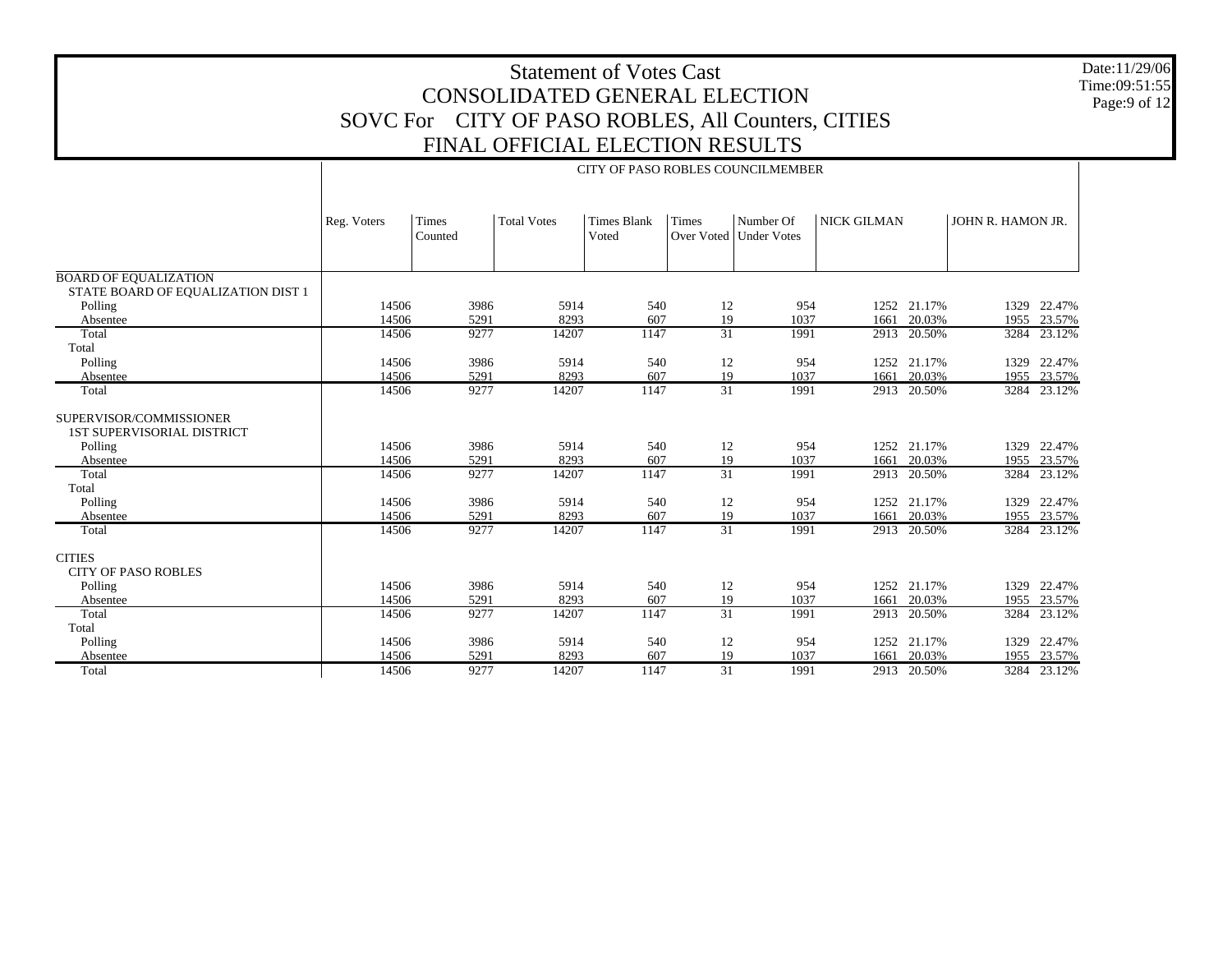# Statement of Votes Cast
## CONSOLIDATED GENERAL ELECTION
## SOVC For CITY OF PASO ROBLES, All Counters, CITIES
## FINAL OFFICIAL ELECTION RESULTS

Date:11/29/06
Time:09:51:55

| | CITY OF PASO ROBLES COUNCILMEMBER | | | | | | | | | |
|---|---|---|---|---|---|---|---|---|---|---|
| | Reg. Voters | Times Counted | Total Votes | Times Blank Voted | Times Over Voted | Number Of Under Votes | NICK GILMAN | | JOHN R. HAMON JR. | |
| **BOARD OF EQUALIZATION** | | | | | | | | | | |
| STATE BOARD OF EQUALIZATION DIST 1 | | | | | | | | | | |
| Polling | 14506 | 3986 | 5914 | 540 | 12 | 954 | 1252 | 21.17% | 1329 | 22.47% |
| Absentee | 14506 | 5291 | 8293 | 607 | 19 | 1037 | 1661 | 20.03% | 1955 | 23.57% |
| Total | 14506 | 9277 | 14207 | 1147 | 31 | 1991 | 2913 | 20.50% | 3284 | 23.12% |
| Total | | | | | | | | | | |
| Polling | 14506 | 3986 | 5914 | 540 | 12 | 954 | 1252 | 21.17% | 1329 | 22.47% |
| Absentee | 14506 | 5291 | 8293 | 607 | 19 | 1037 | 1661 | 20.03% | 1955 | 23.57% |
| Total | 14506 | 9277 | 14207 | 1147 | 31 | 1991 | 2913 | 20.50% | 3284 | 23.12% |
| **SUPERVISOR/COMMISSIONER** | | | | | | | | | | |
| 1ST SUPERVISORIAL DISTRICT | | | | | | | | | | |
| Polling | 14506 | 3986 | 5914 | 540 | 12 | 954 | 1252 | 21.17% | 1329 | 22.47% |
| Absentee | 14506 | 5291 | 8293 | 607 | 19 | 1037 | 1661 | 20.03% | 1955 | 23.57% |
| Total | 14506 | 9277 | 14207 | 1147 | 31 | 1991 | 2913 | 20.50% | 3284 | 23.12% |
| Total | | | | | | | | | | |
| Polling | 14506 | 3986 | 5914 | 540 | 12 | 954 | 1252 | 21.17% | 1329 | 22.47% |
| Absentee | 14506 | 5291 | 8293 | 607 | 19 | 1037 | 1661 | 20.03% | 1955 | 23.57% |
| Total | 14506 | 9277 | 14207 | 1147 | 31 | 1991 | 2913 | 20.50% | 3284 | 23.12% |
| **CITIES** | | | | | | | | | | |
| CITY OF PASO ROBLES | | | | | | | | | | |
| Polling | 14506 | 3986 | 5914 | 540 | 12 | 954 | 1252 | 21.17% | 1329 | 22.47% |
| Absentee | 14506 | 5291 | 8293 | 607 | 19 | 1037 | 1661 | 20.03% | 1955 | 23.57% |
| Total | 14506 | 9277 | 14207 | 1147 | 31 | 1991 | 2913 | 20.50% | 3284 | 23.12% |
| Total | | | | | | | | | | |
| Polling | 14506 | 3986 | 5914 | 540 | 12 | 954 | 1252 | 21.17% | 1329 | 22.47% |
| Absentee | 14506 | 5291 | 8293 | 607 | 19 | 1037 | 1661 | 20.03% | 1955 | 23.57% |
| Total | 14506 | 9277 | 14207 | 1147 | 31 | 1991 | 2913 | 20.50% | 3284 | 23.12% |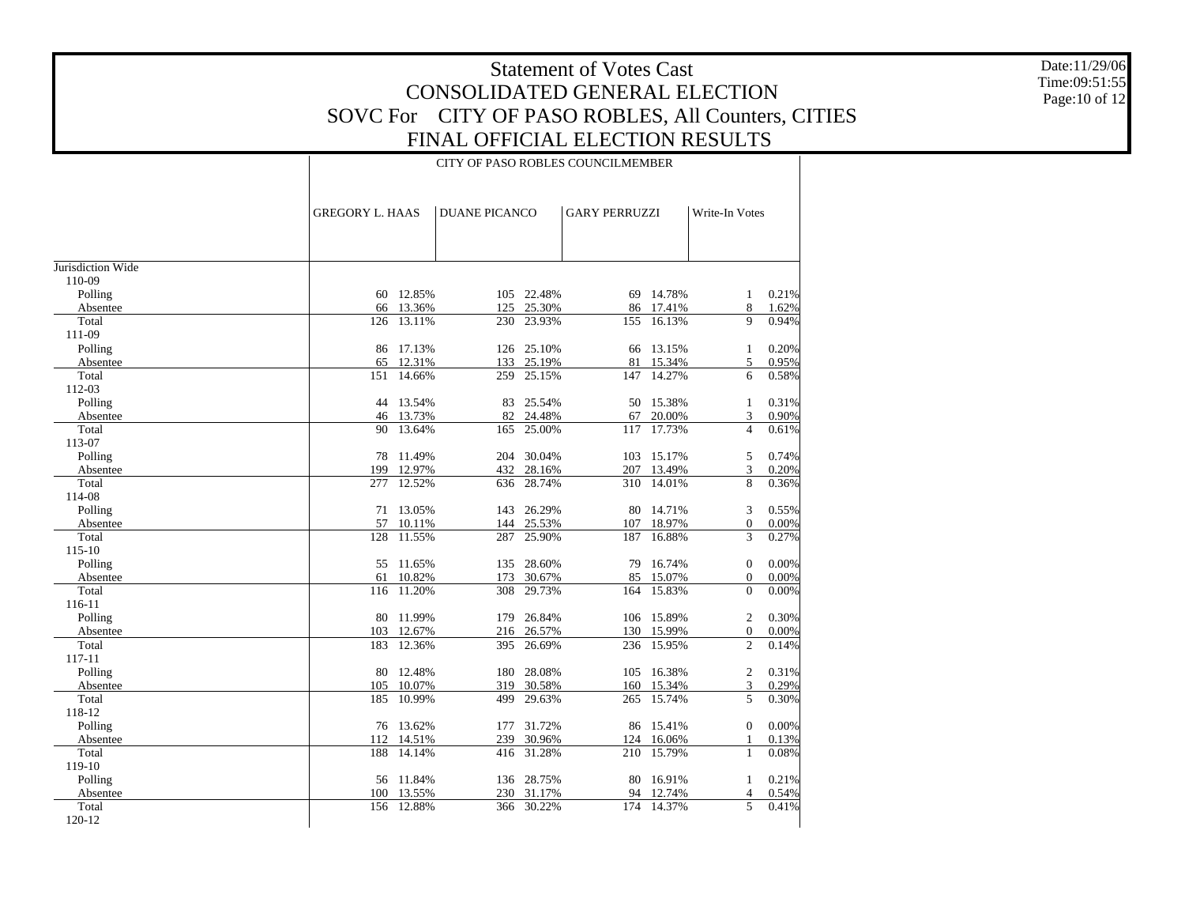# Statement of Votes Cast
## CONSOLIDATED GENERAL ELECTION
## SOVC For CITY OF PASO ROBLES, All Counters, CITIES
## FINAL OFFICIAL ELECTION RESULTS

Date:11/29/06
Time:09:51:55

| | CITY OF PASO ROBLES COUNCILMEMBER | | | | | | | |
|---|---|---|---|---|---|---|---|---|
| | GREGORY L. HAAS | | DUANE PICANCO | | GARY PERRUZZI | | Write-In Votes | |
| Jurisdiction Wide | | | | | | | | |
| 110-09 | | | | | | | | |
| Polling | 60 | 12.85% | 105 | 22.48% | 69 | 14.78% | 1 | 0.21% |
| Absentee | 66 | 13.36% | 125 | 25.30% | 86 | 17.41% | 8 | 1.62% |
| Total | 126 | 13.11% | 230 | 23.93% | 155 | 16.13% | 9 | 0.94% |
| 111-09 | | | | | | | | |
| Polling | 86 | 17.13% | 126 | 25.10% | 66 | 13.15% | 1 | 0.20% |
| Absentee | 65 | 12.31% | 133 | 25.19% | 81 | 15.34% | 5 | 0.95% |
| Total | 151 | 14.66% | 259 | 25.15% | 147 | 14.27% | 6 | 0.58% |
| 112-03 | | | | | | | | |
| Polling | 44 | 13.54% | 83 | 25.54% | 50 | 15.38% | 1 | 0.31% |
| Absentee | 46 | 13.73% | 82 | 24.48% | 67 | 20.00% | 3 | 0.90% |
| Total | 90 | 13.64% | 165 | 25.00% | 117 | 17.73% | 4 | 0.61% |
| 113-07 | | | | | | | | |
| Polling | 78 | 11.49% | 204 | 30.04% | 103 | 15.17% | 5 | 0.74% |
| Absentee | 199 | 12.97% | 432 | 28.16% | 207 | 13.49% | 3 | 0.20% |
| Total | 277 | 12.52% | 636 | 28.74% | 310 | 14.01% | 8 | 0.36% |
| 114-08 | | | | | | | | |
| Polling | 71 | 13.05% | 143 | 26.29% | 80 | 14.71% | 3 | 0.55% |
| Absentee | 57 | 10.11% | 144 | 25.53% | 107 | 18.97% | 0 | 0.00% |
| Total | 128 | 11.55% | 287 | 25.90% | 187 | 16.88% | 3 | 0.27% |
| 115-10 | | | | | | | | |
| Polling | 55 | 11.65% | 135 | 28.60% | 79 | 16.74% | 0 | 0.00% |
| Absentee | 61 | 10.82% | 173 | 30.67% | 85 | 15.07% | 0 | 0.00% |
| Total | 116 | 11.20% | 308 | 29.73% | 164 | 15.83% | 0 | 0.00% |
| 116-11 | | | | | | | | |
| Polling | 80 | 11.99% | 179 | 26.84% | 106 | 15.89% | 2 | 0.30% |
| Absentee | 103 | 12.67% | 216 | 26.57% | 130 | 15.99% | 0 | 0.00% |
| Total | 183 | 12.36% | 395 | 26.69% | 236 | 15.95% | 2 | 0.14% |
| 117-11 | | | | | | | | |
| Polling | 80 | 12.48% | 180 | 28.08% | 105 | 16.38% | 2 | 0.31% |
| Absentee | 105 | 10.07% | 319 | 30.58% | 160 | 15.34% | 3 | 0.29% |
| Total | 185 | 10.99% | 499 | 29.63% | 265 | 15.74% | 5 | 0.30% |
| 118-12 | | | | | | | | |
| Polling | 76 | 13.62% | 177 | 31.72% | 86 | 15.41% | 0 | 0.00% |
| Absentee | 112 | 14.51% | 239 | 30.96% | 124 | 16.06% | 1 | 0.13% |
| Total | 188 | 14.14% | 416 | 31.28% | 210 | 15.79% | 1 | 0.08% |
| 119-10 | | | | | | | | |
| Polling | 56 | 11.84% | 136 | 28.75% | 80 | 16.91% | 1 | 0.21% |
| Absentee | 100 | 13.55% | 230 | 31.17% | 94 | 12.74% | 4 | 0.54% |
| Total | 156 | 12.88% | 366 | 30.22% | 174 | 14.37% | 5 | 0.41% |
| 120-12 | | | | | | | | |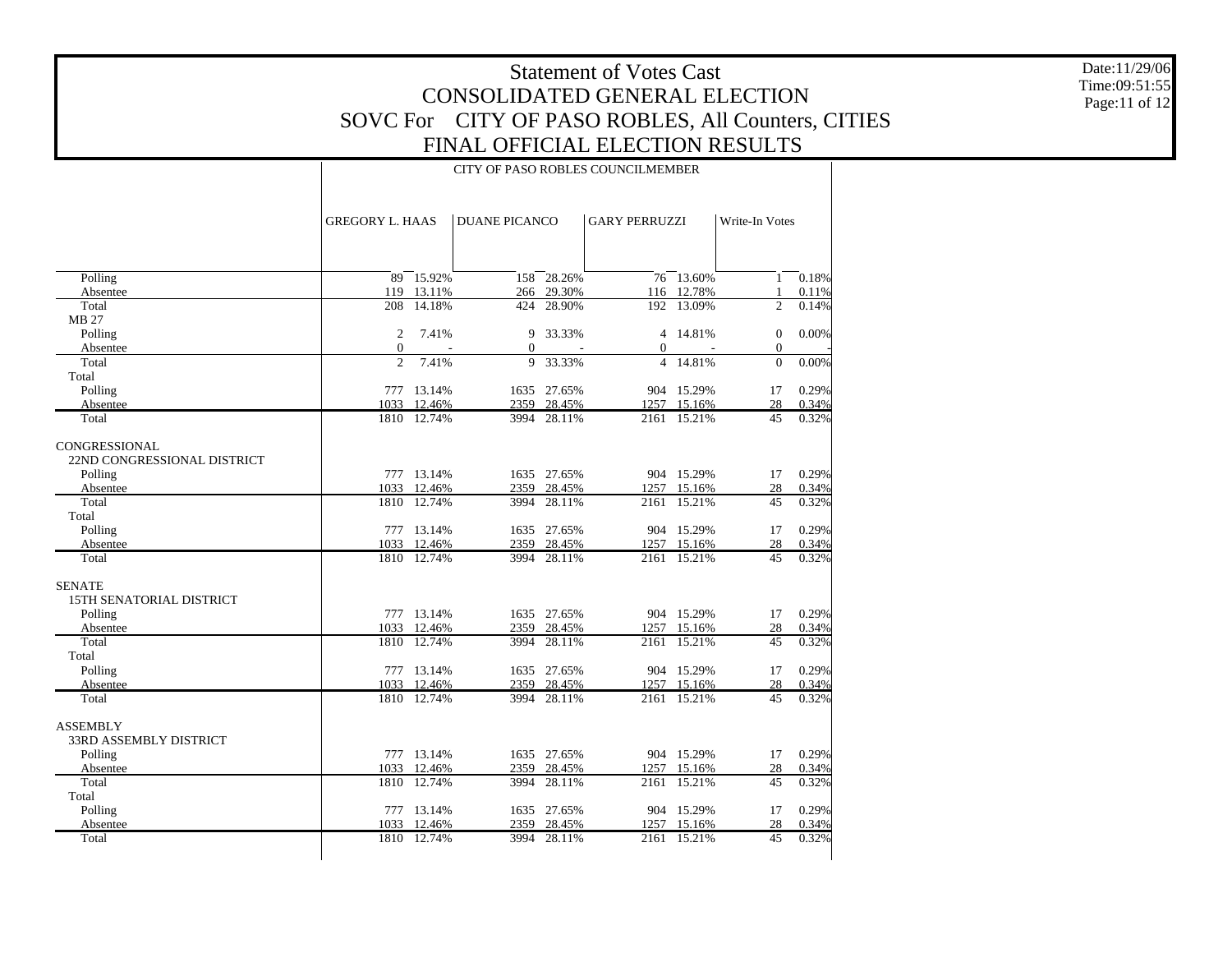# Statement of Votes Cast
## CONSOLIDATED GENERAL ELECTION
## SOVC For CITY OF PASO ROBLES, All Counters, CITIES
## FINAL OFFICIAL ELECTION RESULTS

Date:11/29/06
Time:09:51:55

CITY OF PASO ROBLES COUNCILMEMBER

| | GREGORY L. HAAS | | DUANE PICANCO | | GARY PERRUZZI | | Write-In Votes | |
|---|---|---|---|---|---|---|---|---|
| Polling | 89 | 15.92% | 158 | 28.26% | 76 | 13.60% | 1 | 0.18% |
| Absentee | 119 | 13.11% | 266 | 29.30% | 116 | 12.78% | 1 | 0.11% |
| Total | 208 | 14.18% | 424 | 28.90% | 192 | 13.09% | 2 | 0.14% |
| MB 27 | | | | | | | | |
| Polling | 2 | 7.41% | 9 | 33.33% | 4 | 14.81% | 0 | 0.00% |
| Absentee | 0 | - | 0 | - | 0 | - | 0 | - |
| Total | 2 | 7.41% | 9 | 33.33% | 4 | 14.81% | 0 | 0.00% |
| Total | | | | | | | | |
| Polling | 777 | 13.14% | 1635 | 27.65% | 904 | 15.29% | 17 | 0.29% |
| Absentee | 1033 | 12.46% | 2359 | 28.45% | 1257 | 15.16% | 28 | 0.34% |
| Total | 1810 | 12.74% | 3994 | 28.11% | 2161 | 15.21% | 45 | 0.32% |
| CONGRESSIONAL | | | | | | | | |
| 22ND CONGRESSIONAL DISTRICT | | | | | | | | |
| Polling | 777 | 13.14% | 1635 | 27.65% | 904 | 15.29% | 17 | 0.29% |
| Absentee | 1033 | 12.46% | 2359 | 28.45% | 1257 | 15.16% | 28 | 0.34% |
| Total | 1810 | 12.74% | 3994 | 28.11% | 2161 | 15.21% | 45 | 0.32% |
| Total | | | | | | | | |
| Polling | 777 | 13.14% | 1635 | 27.65% | 904 | 15.29% | 17 | 0.29% |
| Absentee | 1033 | 12.46% | 2359 | 28.45% | 1257 | 15.16% | 28 | 0.34% |
| Total | 1810 | 12.74% | 3994 | 28.11% | 2161 | 15.21% | 45 | 0.32% |
| SENATE | | | | | | | | |
| 15TH SENATORIAL DISTRICT | | | | | | | | |
| Polling | 777 | 13.14% | 1635 | 27.65% | 904 | 15.29% | 17 | 0.29% |
| Absentee | 1033 | 12.46% | 2359 | 28.45% | 1257 | 15.16% | 28 | 0.34% |
| Total | 1810 | 12.74% | 3994 | 28.11% | 2161 | 15.21% | 45 | 0.32% |
| Total | | | | | | | | |
| Polling | 777 | 13.14% | 1635 | 27.65% | 904 | 15.29% | 17 | 0.29% |
| Absentee | 1033 | 12.46% | 2359 | 28.45% | 1257 | 15.16% | 28 | 0.34% |
| Total | 1810 | 12.74% | 3994 | 28.11% | 2161 | 15.21% | 45 | 0.32% |
| ASSEMBLY | | | | | | | | |
| 33RD ASSEMBLY DISTRICT | | | | | | | | |
| Polling | 777 | 13.14% | 1635 | 27.65% | 904 | 15.29% | 17 | 0.29% |
| Absentee | 1033 | 12.46% | 2359 | 28.45% | 1257 | 15.16% | 28 | 0.34% |
| Total | 1810 | 12.74% | 3994 | 28.11% | 2161 | 15.21% | 45 | 0.32% |
| Total | | | | | | | | |
| Polling | 777 | 13.14% | 1635 | 27.65% | 904 | 15.29% | 17 | 0.29% |
| Absentee | 1033 | 12.46% | 2359 | 28.45% | 1257 | 15.16% | 28 | 0.34% |
| Total | 1810 | 12.74% | 3994 | 28.11% | 2161 | 15.21% | 45 | 0.32% |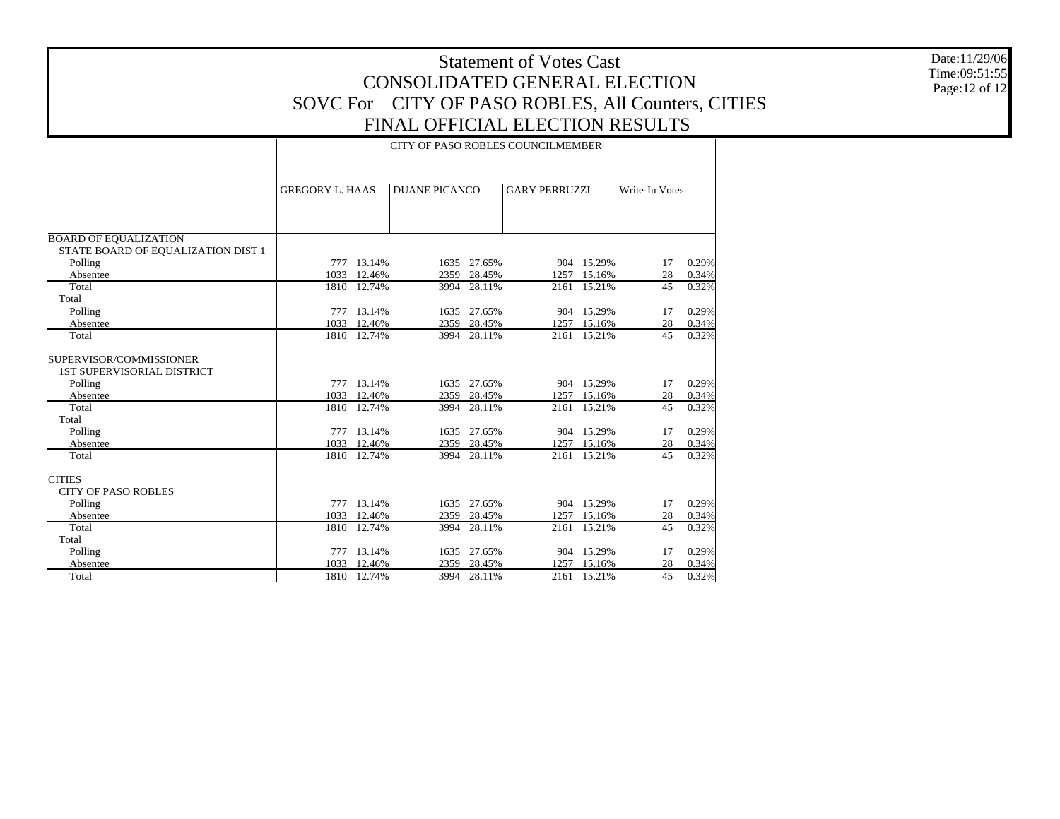# Statement of Votes Cast
## CONSOLIDATED GENERAL ELECTION
## SOVC For CITY OF PASO ROBLES, All Counters, CITIES
## FINAL OFFICIAL ELECTION RESULTS

Date:11/29/06
Time:09:51:55

| | CITY OF PASO ROBLES COUNCILMEMBER | | | | | | | |
|---|---|---|---|---|---|---|---|---|
| | GREGORY L. HAAS | | DUANE PICANCO | | GARY PERRUZZI | | Write-In Votes | |
| **BOARD OF EQUALIZATION** | | | | | | | | |
| STATE BOARD OF EQUALIZATION DIST 1 | | | | | | | | |
| Polling | 777 | 13.14% | 1635 | 27.65% | 904 | 15.29% | 17 | 0.29% |
| Absentee | 1033 | 12.46% | 2359 | 28.45% | 1257 | 15.16% | 28 | 0.34% |
| Total | 1810 | 12.74% | 3994 | 28.11% | 2161 | 15.21% | 45 | 0.32% |
| Total | | | | | | | | |
| Polling | 777 | 13.14% | 1635 | 27.65% | 904 | 15.29% | 17 | 0.29% |
| Absentee | 1033 | 12.46% | 2359 | 28.45% | 1257 | 15.16% | 28 | 0.34% |
| Total | 1810 | 12.74% | 3994 | 28.11% | 2161 | 15.21% | 45 | 0.32% |
| **SUPERVISOR/COMMISSIONER** | | | | | | | | |
| 1ST SUPERVISORIAL DISTRICT | | | | | | | | |
| Polling | 777 | 13.14% | 1635 | 27.65% | 904 | 15.29% | 17 | 0.29% |
| Absentee | 1033 | 12.46% | 2359 | 28.45% | 1257 | 15.16% | 28 | 0.34% |
| Total | 1810 | 12.74% | 3994 | 28.11% | 2161 | 15.21% | 45 | 0.32% |
| Total | | | | | | | | |
| Polling | 777 | 13.14% | 1635 | 27.65% | 904 | 15.29% | 17 | 0.29% |
| Absentee | 1033 | 12.46% | 2359 | 28.45% | 1257 | 15.16% | 28 | 0.34% |
| Total | 1810 | 12.74% | 3994 | 28.11% | 2161 | 15.21% | 45 | 0.32% |
| **CITIES** | | | | | | | | |
| CITY OF PASO ROBLES | | | | | | | | |
| Polling | 777 | 13.14% | 1635 | 27.65% | 904 | 15.29% | 17 | 0.29% |
| Absentee | 1033 | 12.46% | 2359 | 28.45% | 1257 | 15.16% | 28 | 0.34% |
| Total | 1810 | 12.74% | 3994 | 28.11% | 2161 | 15.21% | 45 | 0.32% |
| Total | | | | | | | | |
| Polling | 777 | 13.14% | 1635 | 27.65% | 904 | 15.29% | 17 | 0.29% |
| Absentee | 1033 | 12.46% | 2359 | 28.45% | 1257 | 15.16% | 28 | 0.34% |
| Total | 1810 | 12.74% | 3994 | 28.11% | 2161 | 15.21% | 45 | 0.32% |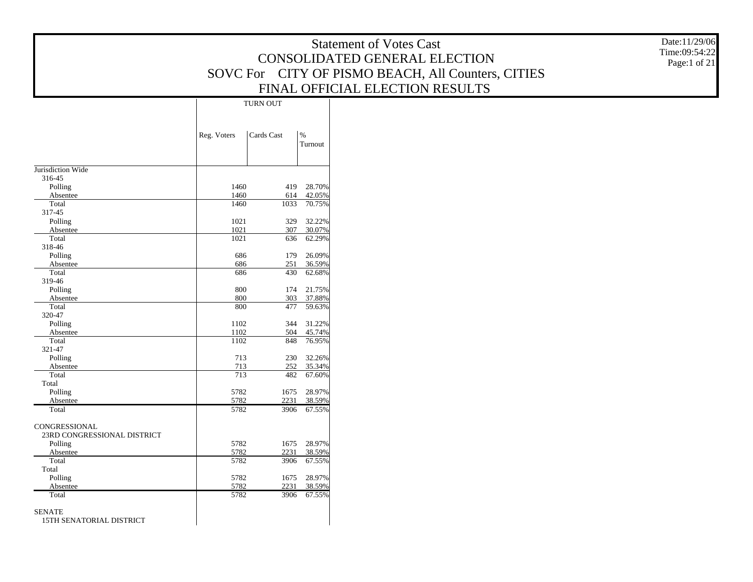# Statement of Votes Cast
# CONSOLIDATED GENERAL ELECTION
# SOVC For CITY OF PISMO BEACH, All Counters, CITIES
# FINAL OFFICIAL ELECTION RESULTS

Date:11/29/06
Time:09:54:22

| | TURN OUT | | |
|---|---|---|---|
| | Reg. Voters | Cards Cast | % Turnout |
| **Jurisdiction Wide** | | | |
| 316-45 | | | |
| Polling | 1460 | 419 | 28.70% |
| Absentee | 1460 | 614 | 42.05% |
| Total | 1460 | 1033 | 70.75% |
| 317-45 | | | |
| Polling | 1021 | 329 | 32.22% |
| Absentee | 1021 | 307 | 30.07% |
| Total | 1021 | 636 | 62.29% |
| 318-46 | | | |
| Polling | 686 | 179 | 26.09% |
| Absentee | 686 | 251 | 36.59% |
| Total | 686 | 430 | 62.68% |
| 319-46 | | | |
| Polling | 800 | 174 | 21.75% |
| Absentee | 800 | 303 | 37.88% |
| Total | 800 | 477 | 59.63% |
| 320-47 | | | |
| Polling | 1102 | 344 | 31.22% |
| Absentee | 1102 | 504 | 45.74% |
| Total | 1102 | 848 | 76.95% |
| 321-47 | | | |
| Polling | 713 | 230 | 32.26% |
| Absentee | 713 | 252 | 35.34% |
| Total | 713 | 482 | 67.60% |
| Total | | | |
| Polling | 5782 | 1675 | 28.97% |
| Absentee | 5782 | 2231 | 38.59% |
| Total | 5782 | 3906 | 67.55% |
| **CONGRESSIONAL** | | | |
| 23RD CONGRESSIONAL DISTRICT | | | |
| Polling | 5782 | 1675 | 28.97% |
| Absentee | 5782 | 2231 | 38.59% |
| Total | 5782 | 3906 | 67.55% |
| Total | | | |
| Polling | 5782 | 1675 | 28.97% |
| Absentee | 5782 | 2231 | 38.59% |
| Total | 5782 | 3906 | 67.55% |
| **SENATE** | | | |
| 15TH SENATORIAL DISTRICT | | | |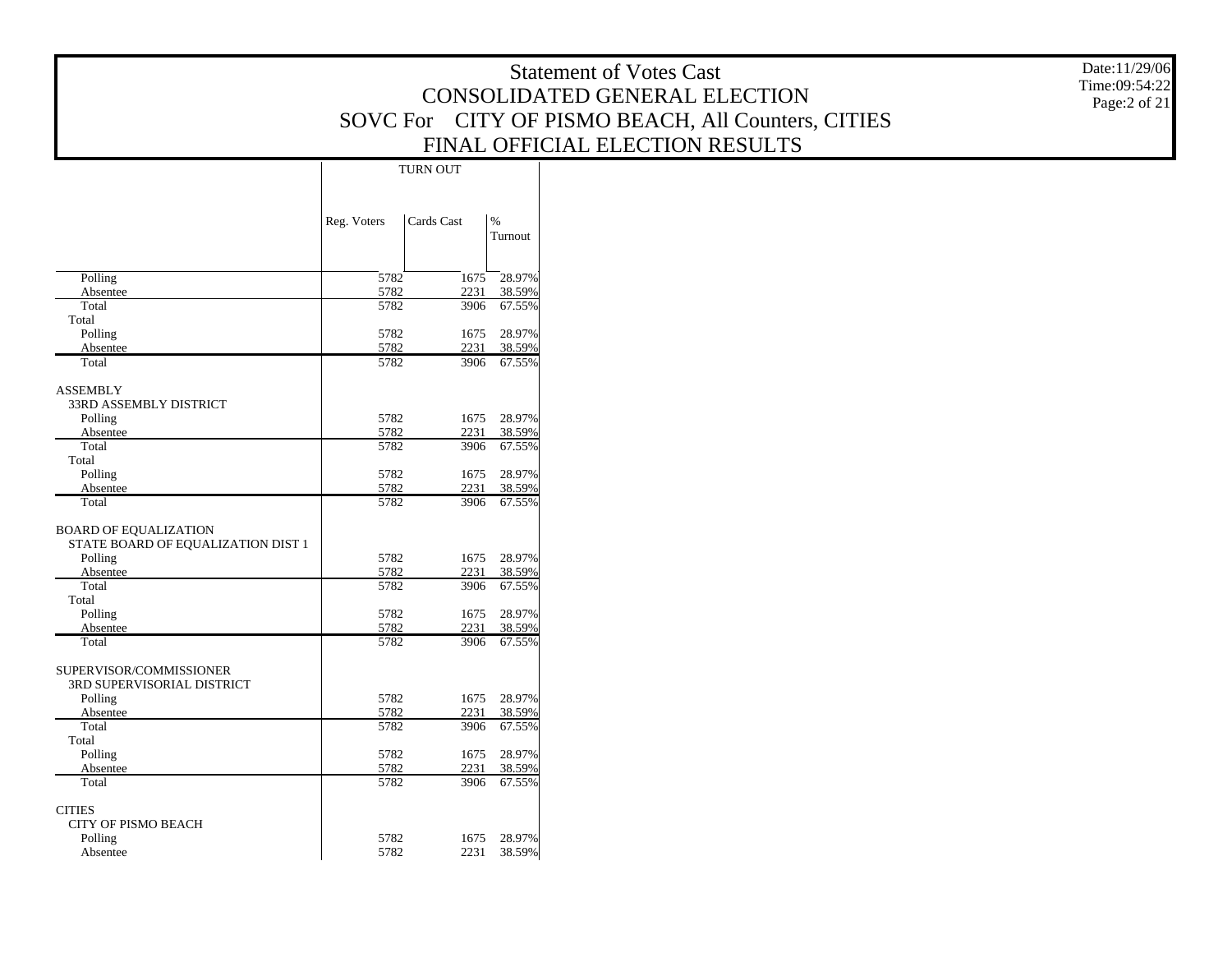# Statement of Votes Cast
## CONSOLIDATED GENERAL ELECTION
## SOVC For CITY OF PISMO BEACH, All Counters, CITIES
## FINAL OFFICIAL ELECTION RESULTS

Date:11/29/06
Time:09:54:22

| | TURN OUT | | |
|---|---|---|---|
| | Reg. Voters | Cards Cast | % Turnout |
| Polling | 5782 | 1675 | 28.97% |
| Absentee | 5782 | 2231 | 38.59% |
| Total | 5782 | 3906 | 67.55% |
| Total | | | |
| Polling | 5782 | 1675 | 28.97% |
| Absentee | 5782 | 2231 | 38.59% |
| Total | 5782 | 3906 | 67.55% |
| ASSEMBLY | | | |
| 33RD ASSEMBLY DISTRICT | | | |
| Polling | 5782 | 1675 | 28.97% |
| Absentee | 5782 | 2231 | 38.59% |
| Total | 5782 | 3906 | 67.55% |
| Total | | | |
| Polling | 5782 | 1675 | 28.97% |
| Absentee | 5782 | 2231 | 38.59% |
| Total | 5782 | 3906 | 67.55% |
| BOARD OF EQUALIZATION | | | |
| STATE BOARD OF EQUALIZATION DIST 1 | | | |
| Polling | 5782 | 1675 | 28.97% |
| Absentee | 5782 | 2231 | 38.59% |
| Total | 5782 | 3906 | 67.55% |
| Total | | | |
| Polling | 5782 | 1675 | 28.97% |
| Absentee | 5782 | 2231 | 38.59% |
| Total | 5782 | 3906 | 67.55% |
| SUPERVISOR/COMMISSIONER | | | |
| 3RD SUPERVISORIAL DISTRICT | | | |
| Polling | 5782 | 1675 | 28.97% |
| Absentee | 5782 | 2231 | 38.59% |
| Total | 5782 | 3906 | 67.55% |
| Total | | | |
| Polling | 5782 | 1675 | 28.97% |
| Absentee | 5782 | 2231 | 38.59% |
| Total | 5782 | 3906 | 67.55% |
| CITIES | | | |
| CITY OF PISMO BEACH | | | |
| Polling | 5782 | 1675 | 28.97% |
| Absentee | 5782 | 2231 | 38.59% |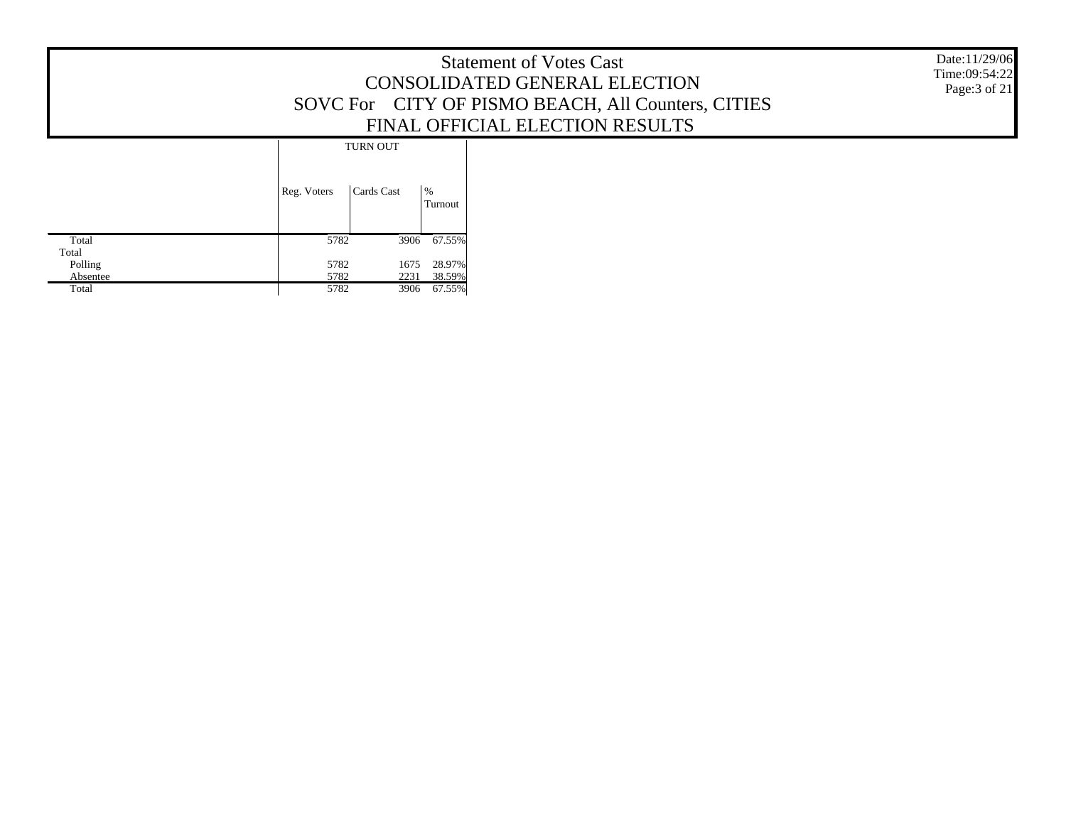# Statement of Votes Cast
## CONSOLIDATED GENERAL ELECTION
## SOVC For CITY OF PISMO BEACH, All Counters, CITIES
## FINAL OFFICIAL ELECTION RESULTS

Date:11/29/06
Time:09:54:22

| | TURN OUT | | |
|---|---|---|---|
| | Reg. Voters | Cards Cast | % Turnout |
| Total | 5782 | 3906 | 67.55% |
| Total | | | |
| Polling | 5782 | 1675 | 28.97% |
| Absentee | 5782 | 2231 | 38.59% |
| Total | 5782 | 3906 | 67.55% |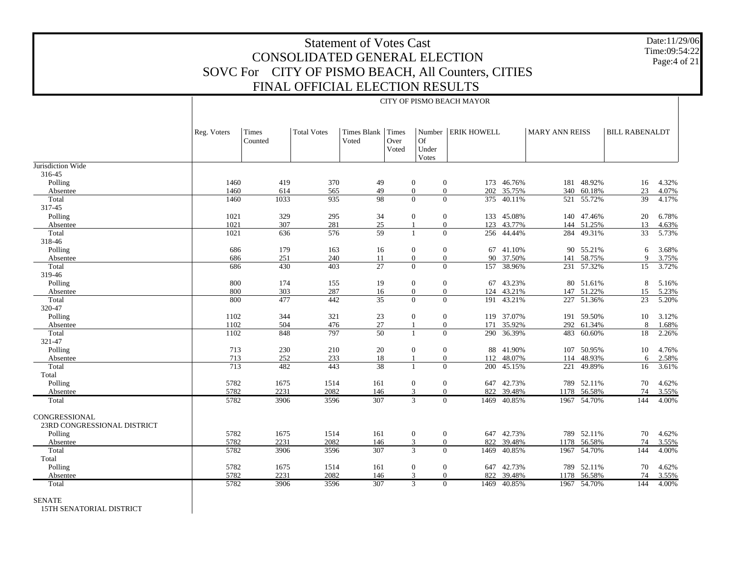# Statement of Votes Cast
## CONSOLIDATED GENERAL ELECTION
## SOVC For CITY OF PISMO BEACH, All Counters, CITIES
## FINAL OFFICIAL ELECTION RESULTS

Date:11/29/06
Time:09:54:22

CITY OF PISMO BEACH MAYOR

| | Reg. Voters | Times Counted | Total Votes | Times Blank Voted | Times Over Voted | Number Of Under Votes | ERIK HOWELL | | MARY ANN REISS | | BILL RABENALDT | |
|---|---|---|---|---|---|---|---|---|---|---|---|---|
| **Jurisdiction Wide** | | | | | | | | | | | | |
| 316-45 | | | | | | | | | | | | |
| Polling | 1460 | 419 | 370 | 49 | 0 | 0 | 173 | 46.76% | 181 | 48.92% | 16 | 4.32% |
| Absentee | 1460 | 614 | 565 | 49 | 0 | 0 | 202 | 35.75% | 340 | 60.18% | 23 | 4.07% |
| Total | 1460 | 1033 | 935 | 98 | 0 | 0 | 375 | 40.11% | 521 | 55.72% | 39 | 4.17% |
| 317-45 | | | | | | | | | | | | |
| Polling | 1021 | 329 | 295 | 34 | 0 | 0 | 133 | 45.08% | 140 | 47.46% | 20 | 6.78% |
| Absentee | 1021 | 307 | 281 | 25 | 1 | 0 | 123 | 43.77% | 144 | 51.25% | 13 | 4.63% |
| Total | 1021 | 636 | 576 | 59 | 1 | 0 | 256 | 44.44% | 284 | 49.31% | 33 | 5.73% |
| 318-46 | | | | | | | | | | | | |
| Polling | 686 | 179 | 163 | 16 | 0 | 0 | 67 | 41.10% | 90 | 55.21% | 6 | 3.68% |
| Absentee | 686 | 251 | 240 | 11 | 0 | 0 | 90 | 37.50% | 141 | 58.75% | 9 | 3.75% |
| Total | 686 | 430 | 403 | 27 | 0 | 0 | 157 | 38.96% | 231 | 57.32% | 15 | 3.72% |
| 319-46 | | | | | | | | | | | | |
| Polling | 800 | 174 | 155 | 19 | 0 | 0 | 67 | 43.23% | 80 | 51.61% | 8 | 5.16% |
| Absentee | 800 | 303 | 287 | 16 | 0 | 0 | 124 | 43.21% | 147 | 51.22% | 15 | 5.23% |
| Total | 800 | 477 | 442 | 35 | 0 | 0 | 191 | 43.21% | 227 | 51.36% | 23 | 5.20% |
| 320-47 | | | | | | | | | | | | |
| Polling | 1102 | 344 | 321 | 23 | 0 | 0 | 119 | 37.07% | 191 | 59.50% | 10 | 3.12% |
| Absentee | 1102 | 504 | 476 | 27 | 1 | 0 | 171 | 35.92% | 292 | 61.34% | 8 | 1.68% |
| Total | 1102 | 848 | 797 | 50 | 1 | 0 | 290 | 36.39% | 483 | 60.60% | 18 | 2.26% |
| 321-47 | | | | | | | | | | | | |
| Polling | 713 | 230 | 210 | 20 | 0 | 0 | 88 | 41.90% | 107 | 50.95% | 10 | 4.76% |
| Absentee | 713 | 252 | 233 | 18 | 1 | 0 | 112 | 48.07% | 114 | 48.93% | 6 | 2.58% |
| Total | 713 | 482 | 443 | 38 | 1 | 0 | 200 | 45.15% | 221 | 49.89% | 16 | 3.61% |
| Total | | | | | | | | | | | | |
| Polling | 5782 | 1675 | 1514 | 161 | 0 | 0 | 647 | 42.73% | 789 | 52.11% | 70 | 4.62% |
| Absentee | 5782 | 2231 | 2082 | 146 | 3 | 0 | 822 | 39.48% | 1178 | 56.58% | 74 | 3.55% |
| Total | 5782 | 3906 | 3596 | 307 | 3 | 0 | 1469 | 40.85% | 1967 | 54.70% | 144 | 4.00% |
| **CONGRESSIONAL** | | | | | | | | | | | | |
| 23RD CONGRESSIONAL DISTRICT | | | | | | | | | | | | |
| Polling | 5782 | 1675 | 1514 | 161 | 0 | 0 | 647 | 42.73% | 789 | 52.11% | 70 | 4.62% |
| Absentee | 5782 | 2231 | 2082 | 146 | 3 | 0 | 822 | 39.48% | 1178 | 56.58% | 74 | 3.55% |
| Total | 5782 | 3906 | 3596 | 307 | 3 | 0 | 1469 | 40.85% | 1967 | 54.70% | 144 | 4.00% |
| Total | | | | | | | | | | | | |
| Polling | 5782 | 1675 | 1514 | 161 | 0 | 0 | 647 | 42.73% | 789 | 52.11% | 70 | 4.62% |
| Absentee | 5782 | 2231 | 2082 | 146 | 3 | 0 | 822 | 39.48% | 1178 | 56.58% | 74 | 3.55% |
| Total | 5782 | 3906 | 3596 | 307 | 3 | 0 | 1469 | 40.85% | 1967 | 54.70% | 144 | 4.00% |
| **SENATE** | | | | | | | | | | | | |
| 15TH SENATORIAL DISTRICT | | | | | | | | | | | | |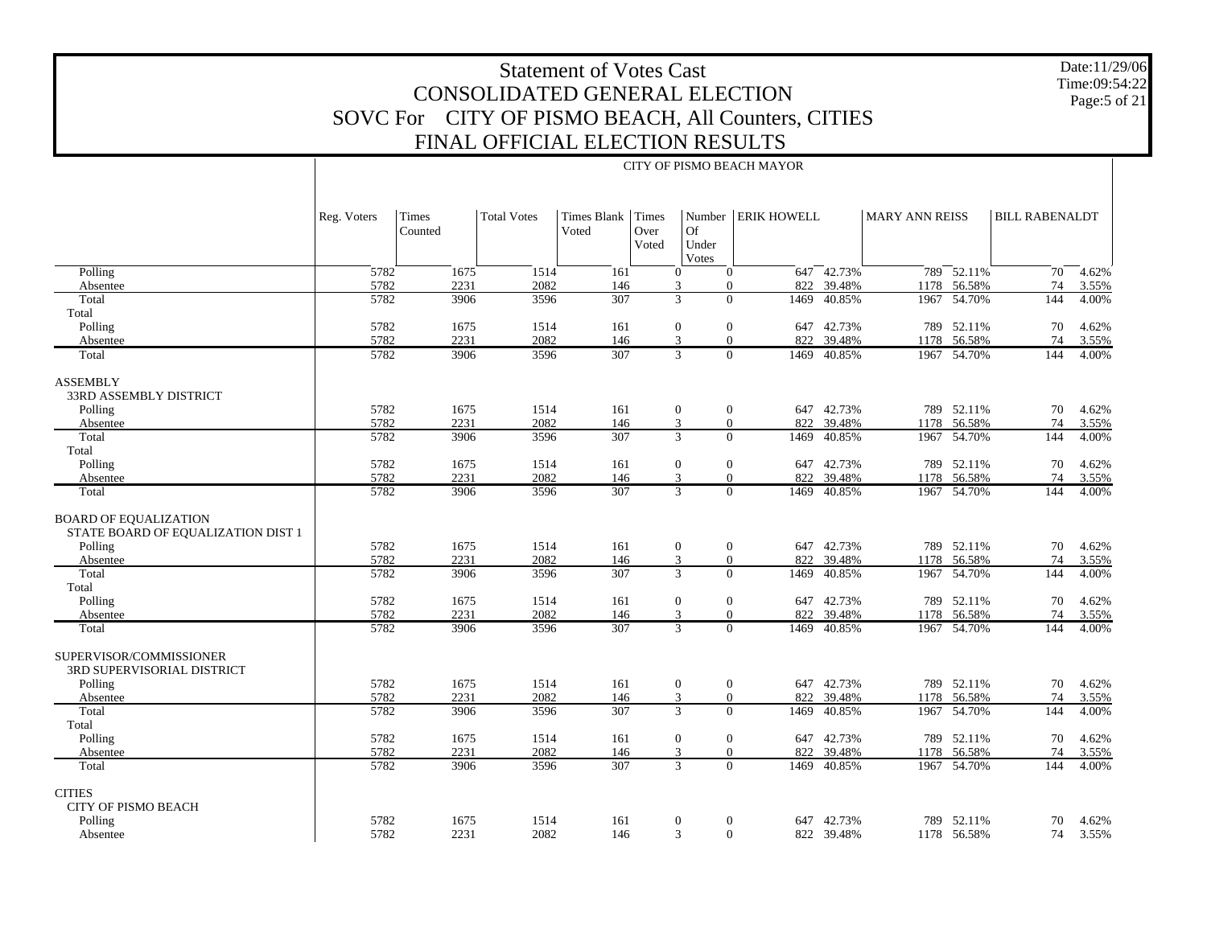# Statement of Votes Cast
## CONSOLIDATED GENERAL ELECTION
## SOVC For CITY OF PISMO BEACH, All Counters, CITIES
## FINAL OFFICIAL ELECTION RESULTS

Date:11/29/06
Time:09:54:22

CITY OF PISMO BEACH MAYOR

| | Reg. Voters | Times Counted | Total Votes | Times Blank Voted | Times Over Voted | Number Of Under Votes | ERIK HOWELL | | MARY ANN REISS | | BILL RABENALDT | |
|---|---|---|---|---|---|---|---|---|---|---|---|---|
| Polling | 5782 | 1675 | 1514 | 161 | 0 | 0 | 647 | 42.73% | 789 | 52.11% | 70 | 4.62% |
| Absentee | 5782 | 2231 | 2082 | 146 | 3 | 0 | 822 | 39.48% | 1178 | 56.58% | 74 | 3.55% |
| Total | 5782 | 3906 | 3596 | 307 | 3 | 0 | 1469 | 40.85% | 1967 | 54.70% | 144 | 4.00% |
| Total | | | | | | | | | | | | |
| Polling | 5782 | 1675 | 1514 | 161 | 0 | 0 | 647 | 42.73% | 789 | 52.11% | 70 | 4.62% |
| Absentee | 5782 | 2231 | 2082 | 146 | 3 | 0 | 822 | 39.48% | 1178 | 56.58% | 74 | 3.55% |
| Total | 5782 | 3906 | 3596 | 307 | 3 | 0 | 1469 | 40.85% | 1967 | 54.70% | 144 | 4.00% |
| ASSEMBLY | | | | | | | | | | | | |
| 33RD ASSEMBLY DISTRICT | | | | | | | | | | | | |
| Polling | 5782 | 1675 | 1514 | 161 | 0 | 0 | 647 | 42.73% | 789 | 52.11% | 70 | 4.62% |
| Absentee | 5782 | 2231 | 2082 | 146 | 3 | 0 | 822 | 39.48% | 1178 | 56.58% | 74 | 3.55% |
| Total | 5782 | 3906 | 3596 | 307 | 3 | 0 | 1469 | 40.85% | 1967 | 54.70% | 144 | 4.00% |
| Total | | | | | | | | | | | | |
| Polling | 5782 | 1675 | 1514 | 161 | 0 | 0 | 647 | 42.73% | 789 | 52.11% | 70 | 4.62% |
| Absentee | 5782 | 2231 | 2082 | 146 | 3 | 0 | 822 | 39.48% | 1178 | 56.58% | 74 | 3.55% |
| Total | 5782 | 3906 | 3596 | 307 | 3 | 0 | 1469 | 40.85% | 1967 | 54.70% | 144 | 4.00% |
| BOARD OF EQUALIZATION | | | | | | | | | | | | |
| STATE BOARD OF EQUALIZATION DIST 1 | | | | | | | | | | | | |
| Polling | 5782 | 1675 | 1514 | 161 | 0 | 0 | 647 | 42.73% | 789 | 52.11% | 70 | 4.62% |
| Absentee | 5782 | 2231 | 2082 | 146 | 3 | 0 | 822 | 39.48% | 1178 | 56.58% | 74 | 3.55% |
| Total | 5782 | 3906 | 3596 | 307 | 3 | 0 | 1469 | 40.85% | 1967 | 54.70% | 144 | 4.00% |
| Total | | | | | | | | | | | | |
| Polling | 5782 | 1675 | 1514 | 161 | 0 | 0 | 647 | 42.73% | 789 | 52.11% | 70 | 4.62% |
| Absentee | 5782 | 2231 | 2082 | 146 | 3 | 0 | 822 | 39.48% | 1178 | 56.58% | 74 | 3.55% |
| Total | 5782 | 3906 | 3596 | 307 | 3 | 0 | 1469 | 40.85% | 1967 | 54.70% | 144 | 4.00% |
| SUPERVISOR/COMMISSIONER | | | | | | | | | | | | |
| 3RD SUPERVISORIAL DISTRICT | | | | | | | | | | | | |
| Polling | 5782 | 1675 | 1514 | 161 | 0 | 0 | 647 | 42.73% | 789 | 52.11% | 70 | 4.62% |
| Absentee | 5782 | 2231 | 2082 | 146 | 3 | 0 | 822 | 39.48% | 1178 | 56.58% | 74 | 3.55% |
| Total | 5782 | 3906 | 3596 | 307 | 3 | 0 | 1469 | 40.85% | 1967 | 54.70% | 144 | 4.00% |
| Total | | | | | | | | | | | | |
| Polling | 5782 | 1675 | 1514 | 161 | 0 | 0 | 647 | 42.73% | 789 | 52.11% | 70 | 4.62% |
| Absentee | 5782 | 2231 | 2082 | 146 | 3 | 0 | 822 | 39.48% | 1178 | 56.58% | 74 | 3.55% |
| Total | 5782 | 3906 | 3596 | 307 | 3 | 0 | 1469 | 40.85% | 1967 | 54.70% | 144 | 4.00% |
| CITIES | | | | | | | | | | | | |
| CITY OF PISMO BEACH | | | | | | | | | | | | |
| Polling | 5782 | 1675 | 1514 | 161 | 0 | 0 | 647 | 42.73% | 789 | 52.11% | 70 | 4.62% |
| Absentee | 5782 | 2231 | 2082 | 146 | 3 | 0 | 822 | 39.48% | 1178 | 56.58% | 74 | 3.55% |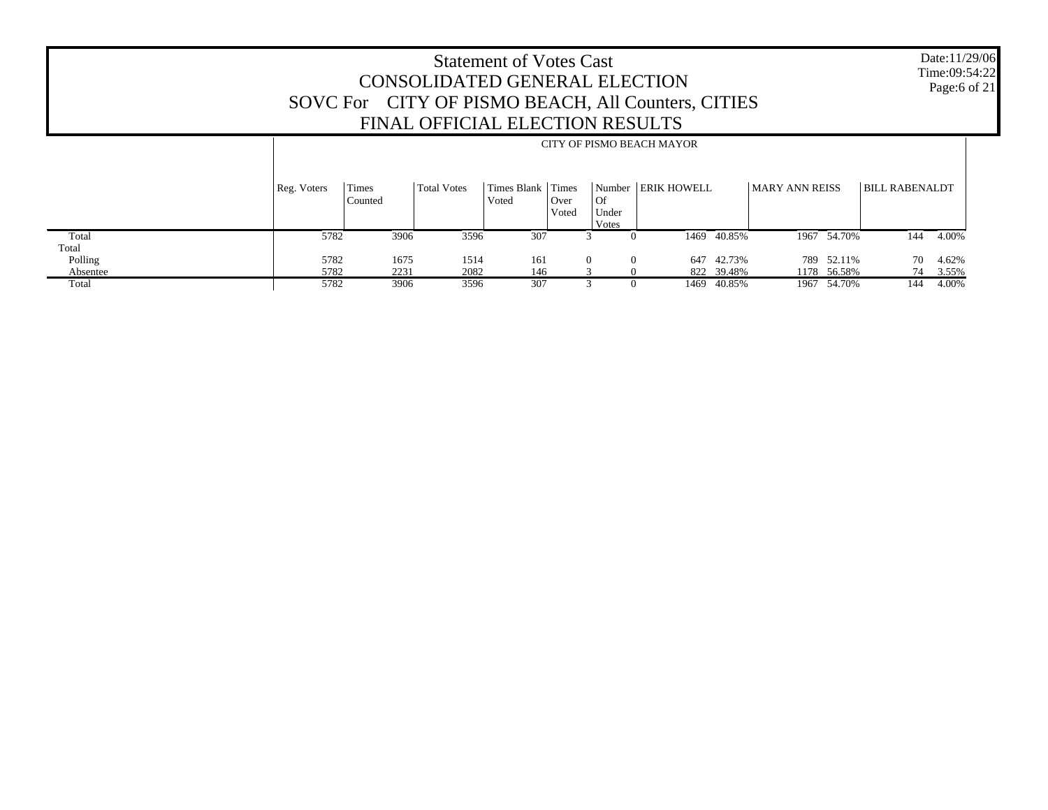# Statement of Votes Cast
## CONSOLIDATED GENERAL ELECTION
## SOVC For CITY OF PISMO BEACH, All Counters, CITIES
## FINAL OFFICIAL ELECTION RESULTS

Date:11/29/06
Time:09:54:22

| | CITY OF PISMO BEACH MAYOR | | | | | | | | | | | |
|---|---|---|---|---|---|---|---|---|---|---|---|---|
| | Reg. Voters | Times Counted | Total Votes | Times Blank Voted | Times Over Voted | Number Of Under Votes | ERIK HOWELL | | MARY ANN REISS | | BILL RABENALDT | |
| Total | 5782 | 3906 | 3596 | 307 | 3 | 0 | 1469 | 40.85% | 1967 | 54.70% | 144 | 4.00% |
| Total | | | | | | | | | | | | |
| Polling | 5782 | 1675 | 1514 | 161 | 0 | 0 | 647 | 42.73% | 789 | 52.11% | 70 | 4.62% |
| Absentee | 5782 | 2231 | 2082 | 146 | 3 | 0 | 822 | 39.48% | 1178 | 56.58% | 74 | 3.55% |
| Total | 5782 | 3906 | 3596 | 307 | 3 | 0 | 1469 | 40.85% | 1967 | 54.70% | 144 | 4.00% |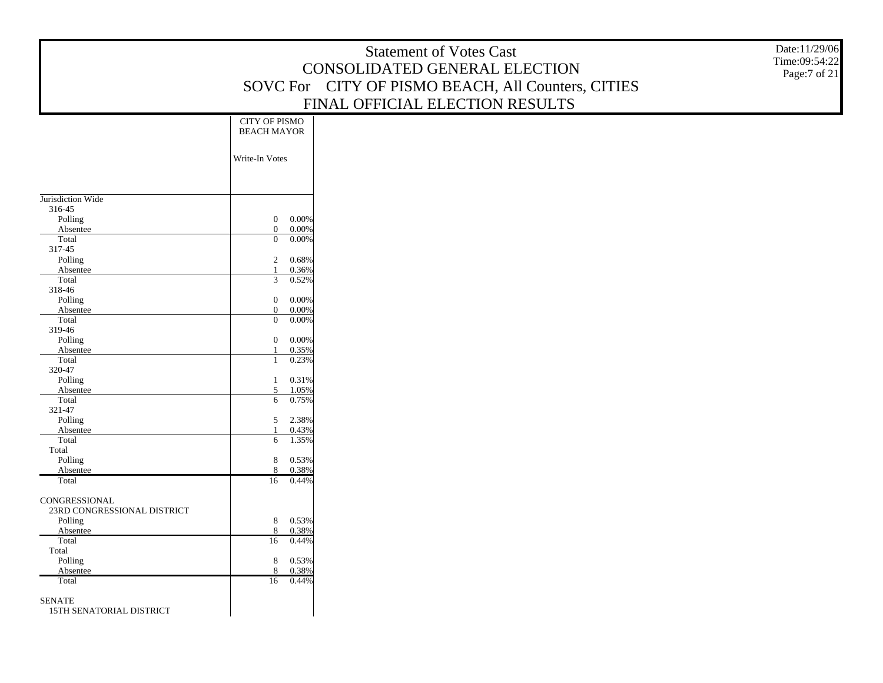# Statement of Votes Cast
## CONSOLIDATED GENERAL ELECTION
## SOVC For CITY OF PISMO BEACH, All Counters, CITIES
## FINAL OFFICIAL ELECTION RESULTS

Date:11/29/06
Time:09:54:22

| | CITY OF PISMO BEACH MAYOR | |
|---|---|---|
| | Write-In Votes | |
| **Jurisdiction Wide** | | |
| 316-45 | | |
| Polling | 0 | 0.00% |
| Absentee | 0 | 0.00% |
| Total | 0 | 0.00% |
| 317-45 | | |
| Polling | 2 | 0.68% |
| Absentee | 1 | 0.36% |
| Total | 3 | 0.52% |
| 318-46 | | |
| Polling | 0 | 0.00% |
| Absentee | 0 | 0.00% |
| Total | 0 | 0.00% |
| 319-46 | | |
| Polling | 0 | 0.00% |
| Absentee | 1 | 0.35% |
| Total | 1 | 0.23% |
| 320-47 | | |
| Polling | 1 | 0.31% |
| Absentee | 5 | 1.05% |
| Total | 6 | 0.75% |
| 321-47 | | |
| Polling | 5 | 2.38% |
| Absentee | 1 | 0.43% |
| Total | 6 | 1.35% |
| Total | | |
| Polling | 8 | 0.53% |
| Absentee | 8 | 0.38% |
| Total | 16 | 0.44% |
| **CONGRESSIONAL** | | |
| 23RD CONGRESSIONAL DISTRICT | | |
| Polling | 8 | 0.53% |
| Absentee | 8 | 0.38% |
| Total | 16 | 0.44% |
| Total | | |
| Polling | 8 | 0.53% |
| Absentee | 8 | 0.38% |
| Total | 16 | 0.44% |
| **SENATE** | | |
| 15TH SENATORIAL DISTRICT | | |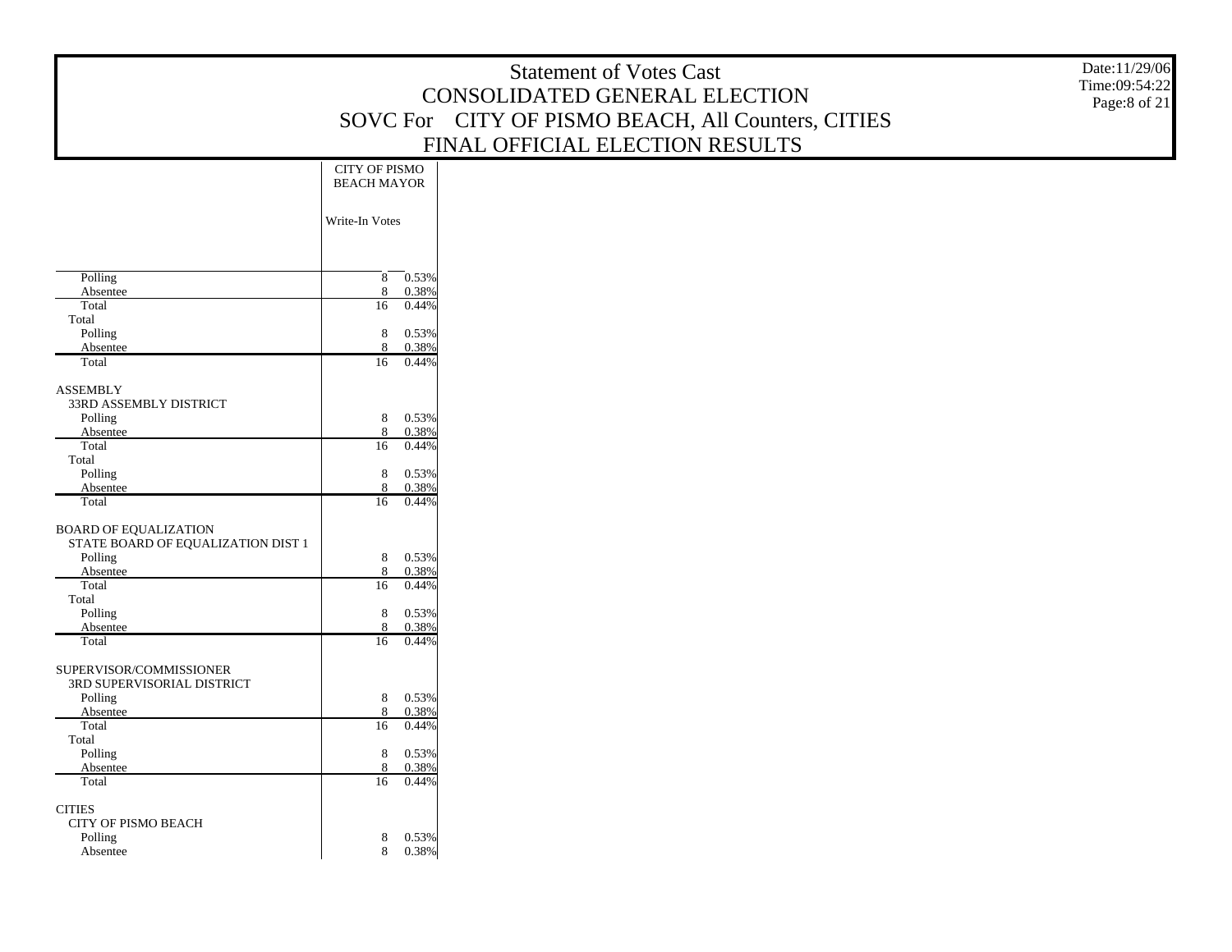# Statement of Votes Cast
## CONSOLIDATED GENERAL ELECTION
## SOVC For CITY OF PISMO BEACH, All Counters, CITIES
## FINAL OFFICIAL ELECTION RESULTS

| | CITY OF PISMO BEACH MAYOR | |
|---|---|---|
| | Write-In Votes | |
| Polling | 8 | 0.53% |
| Absentee | 8 | 0.38% |
| Total | 16 | 0.44% |
| Total | | |
| Polling | 8 | 0.53% |
| Absentee | 8 | 0.38% |
| Total | 16 | 0.44% |
| **ASSEMBLY** | | |
| 33RD ASSEMBLY DISTRICT | | |
| Polling | 8 | 0.53% |
| Absentee | 8 | 0.38% |
| Total | 16 | 0.44% |
| Total | | |
| Polling | 8 | 0.53% |
| Absentee | 8 | 0.38% |
| Total | 16 | 0.44% |
| **BOARD OF EQUALIZATION** | | |
| STATE BOARD OF EQUALIZATION DIST 1 | | |
| Polling | 8 | 0.53% |
| Absentee | 8 | 0.38% |
| Total | 16 | 0.44% |
| Total | | |
| Polling | 8 | 0.53% |
| Absentee | 8 | 0.38% |
| Total | 16 | 0.44% |
| **SUPERVISOR/COMMISSIONER** | | |
| 3RD SUPERVISORIAL DISTRICT | | |
| Polling | 8 | 0.53% |
| Absentee | 8 | 0.38% |
| Total | 16 | 0.44% |
| Total | | |
| Polling | 8 | 0.53% |
| Absentee | 8 | 0.38% |
| Total | 16 | 0.44% |
| **CITIES** | | |
| CITY OF PISMO BEACH | | |
| Polling | 8 | 0.53% |
| Absentee | 8 | 0.38% |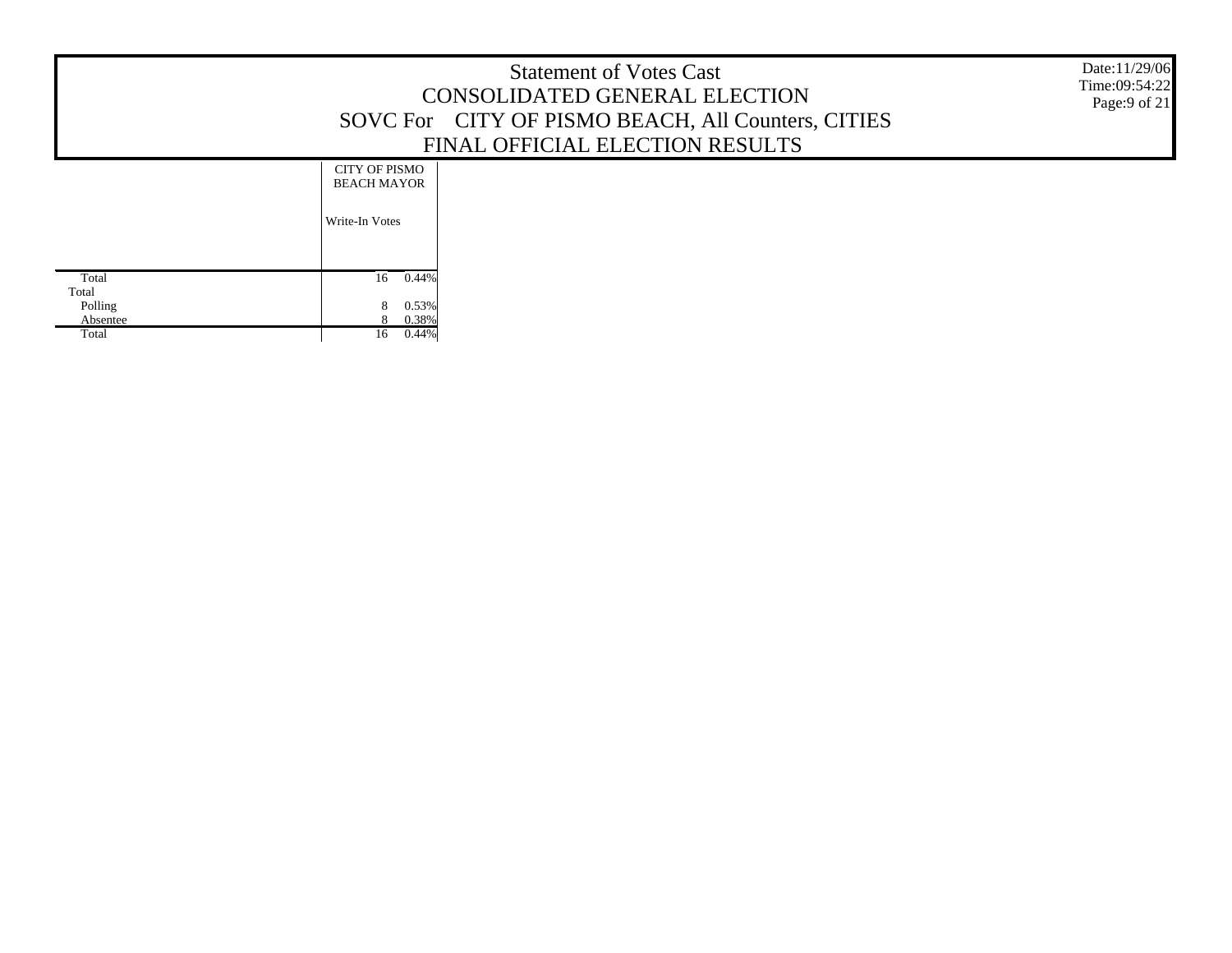# Statement of Votes Cast
## CONSOLIDATED GENERAL ELECTION
## SOVC For CITY OF PISMO BEACH, All Counters, CITIES
## FINAL OFFICIAL ELECTION RESULTS

Date:11/29/06
Time:09:54:22

| | CITY OF PISMO BEACH MAYOR | |
|---|---|---|
| | Write-In Votes | |
| Total | 16 | 0.44% |
| Total | | |
| Polling | 8 | 0.53% |
| Absentee | 8 | 0.38% |
| Total | 16 | 0.44% |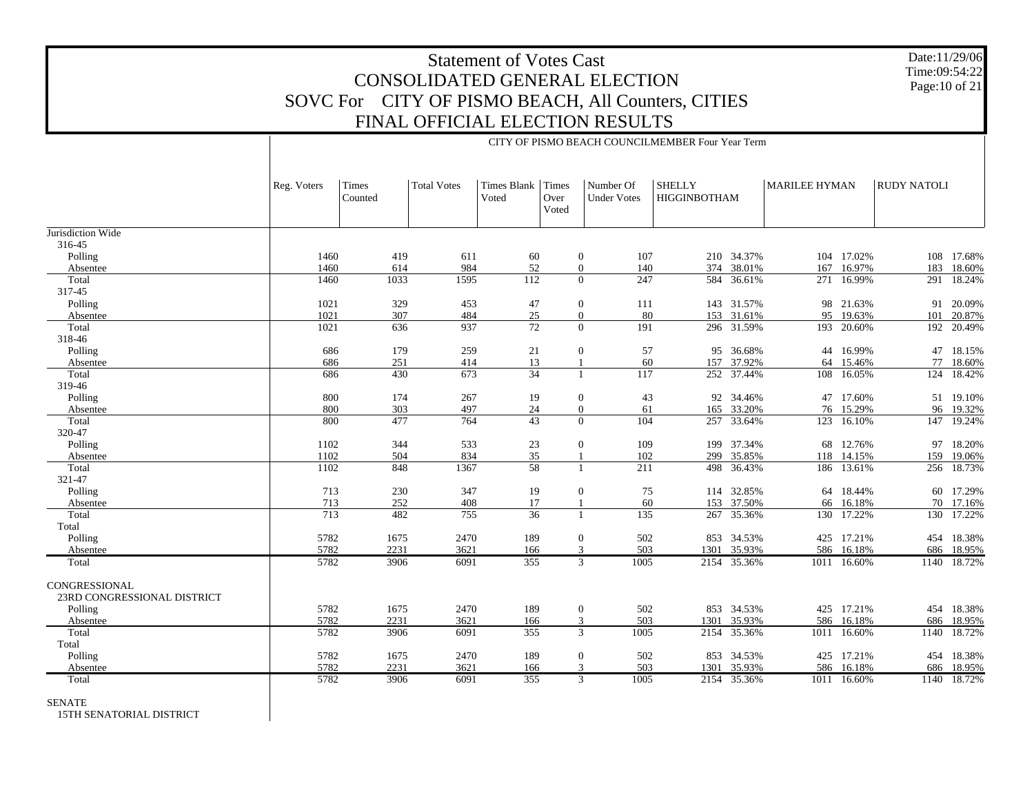# Statement of Votes Cast
## CONSOLIDATED GENERAL ELECTION
## SOVC For CITY OF PISMO BEACH, All Counters, CITIES
## FINAL OFFICIAL ELECTION RESULTS

Date:11/29/06
Time:09:54:22

CITY OF PISMO BEACH COUNCILMEMBER Four Year Term

| | Reg. Voters | Times Counted | Total Votes | Times Blank Voted | Times Over Voted | Number Of Under Votes | SHELLY HIGGINBOTHAM | | MARILEE HYMAN | | RUDY NATOLI | |
|---|---|---|---|---|---|---|---|---|---|---|---|---|
| **Jurisdiction Wide** | | | | | | | | | | | | |
| 316-45 | | | | | | | | | | | | |
| Polling | 1460 | 419 | 611 | 60 | 0 | 107 | 210 | 34.37% | 104 | 17.02% | 108 | 17.68% |
| Absentee | 1460 | 614 | 984 | 52 | 0 | 140 | 374 | 38.01% | 167 | 16.97% | 183 | 18.60% |
| Total | 1460 | 1033 | 1595 | 112 | 0 | 247 | 584 | 36.61% | 271 | 16.99% | 291 | 18.24% |
| 317-45 | | | | | | | | | | | | |
| Polling | 1021 | 329 | 453 | 47 | 0 | 111 | 143 | 31.57% | 98 | 21.63% | 91 | 20.09% |
| Absentee | 1021 | 307 | 484 | 25 | 0 | 80 | 153 | 31.61% | 95 | 19.63% | 101 | 20.87% |
| Total | 1021 | 636 | 937 | 72 | 0 | 191 | 296 | 31.59% | 193 | 20.60% | 192 | 20.49% |
| 318-46 | | | | | | | | | | | | |
| Polling | 686 | 179 | 259 | 21 | 0 | 57 | 95 | 36.68% | 44 | 16.99% | 47 | 18.15% |
| Absentee | 686 | 251 | 414 | 13 | 1 | 60 | 157 | 37.92% | 64 | 15.46% | 77 | 18.60% |
| Total | 686 | 430 | 673 | 34 | 1 | 117 | 252 | 37.44% | 108 | 16.05% | 124 | 18.42% |
| 319-46 | | | | | | | | | | | | |
| Polling | 800 | 174 | 267 | 19 | 0 | 43 | 92 | 34.46% | 47 | 17.60% | 51 | 19.10% |
| Absentee | 800 | 303 | 497 | 24 | 0 | 61 | 165 | 33.20% | 76 | 15.29% | 96 | 19.32% |
| Total | 800 | 477 | 764 | 43 | 0 | 104 | 257 | 33.64% | 123 | 16.10% | 147 | 19.24% |
| 320-47 | | | | | | | | | | | | |
| Polling | 1102 | 344 | 533 | 23 | 0 | 109 | 199 | 37.34% | 68 | 12.76% | 97 | 18.20% |
| Absentee | 1102 | 504 | 834 | 35 | 1 | 102 | 299 | 35.85% | 118 | 14.15% | 159 | 19.06% |
| Total | 1102 | 848 | 1367 | 58 | 1 | 211 | 498 | 36.43% | 186 | 13.61% | 256 | 18.73% |
| 321-47 | | | | | | | | | | | | |
| Polling | 713 | 230 | 347 | 19 | 0 | 75 | 114 | 32.85% | 64 | 18.44% | 60 | 17.29% |
| Absentee | 713 | 252 | 408 | 17 | 1 | 60 | 153 | 37.50% | 66 | 16.18% | 70 | 17.16% |
| Total | 713 | 482 | 755 | 36 | 1 | 135 | 267 | 35.36% | 130 | 17.22% | 130 | 17.22% |
| Total | | | | | | | | | | | | |
| Polling | 5782 | 1675 | 2470 | 189 | 0 | 502 | 853 | 34.53% | 425 | 17.21% | 454 | 18.38% |
| Absentee | 5782 | 2231 | 3621 | 166 | 3 | 503 | 1301 | 35.93% | 586 | 16.18% | 686 | 18.95% |
| Total | 5782 | 3906 | 6091 | 355 | 3 | 1005 | 2154 | 35.36% | 1011 | 16.60% | 1140 | 18.72% |
| **CONGRESSIONAL** | | | | | | | | | | | | |
| 23RD CONGRESSIONAL DISTRICT | | | | | | | | | | | | |
| Polling | 5782 | 1675 | 2470 | 189 | 0 | 502 | 853 | 34.53% | 425 | 17.21% | 454 | 18.38% |
| Absentee | 5782 | 2231 | 3621 | 166 | 3 | 503 | 1301 | 35.93% | 586 | 16.18% | 686 | 18.95% |
| Total | 5782 | 3906 | 6091 | 355 | 3 | 1005 | 2154 | 35.36% | 1011 | 16.60% | 1140 | 18.72% |
| Total | | | | | | | | | | | | |
| Polling | 5782 | 1675 | 2470 | 189 | 0 | 502 | 853 | 34.53% | 425 | 17.21% | 454 | 18.38% |
| Absentee | 5782 | 2231 | 3621 | 166 | 3 | 503 | 1301 | 35.93% | 586 | 16.18% | 686 | 18.95% |
| Total | 5782 | 3906 | 6091 | 355 | 3 | 1005 | 2154 | 35.36% | 1011 | 16.60% | 1140 | 18.72% |
| **SENATE** | | | | | | | | | | | | |
| 15TH SENATORIAL DISTRICT | | | | | | | | | | | | |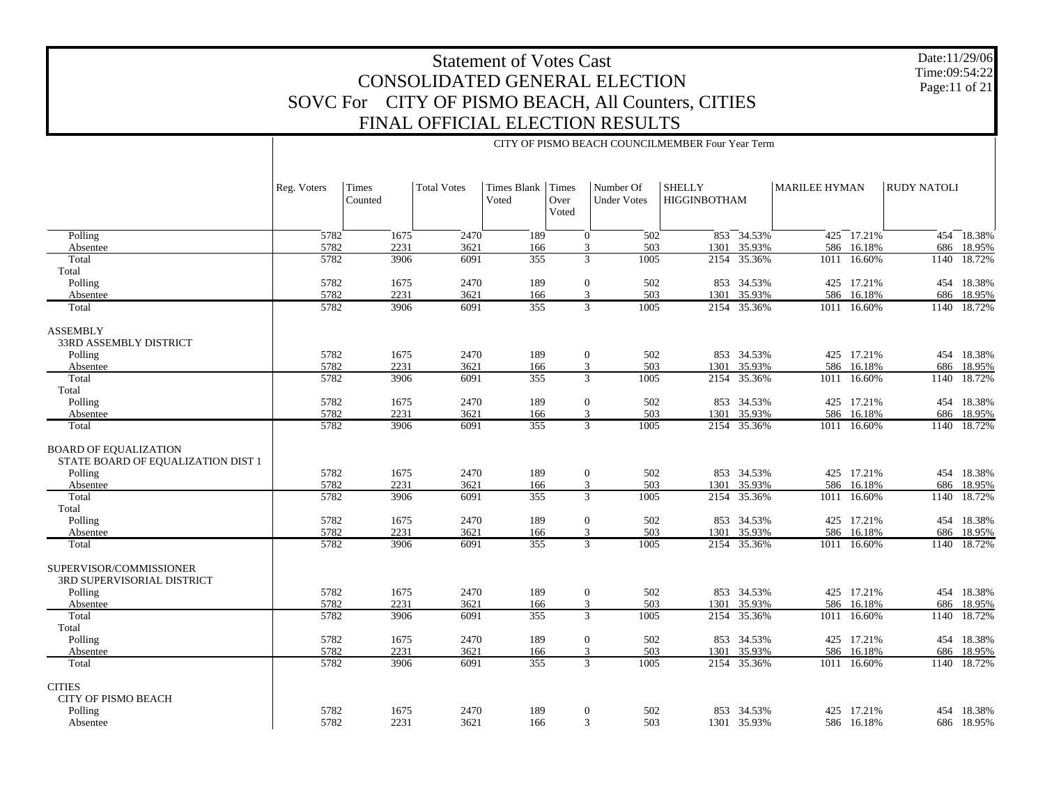# Statement of Votes Cast
## CONSOLIDATED GENERAL ELECTION
## SOVC For CITY OF PISMO BEACH, All Counters, CITIES
## FINAL OFFICIAL ELECTION RESULTS

Date:11/29/06
Time:09:54:22

CITY OF PISMO BEACH COUNCILMEMBER Four Year Term

| | Reg. Voters | Times Counted | Total Votes | Times Blank Voted | Times Over Voted | Number Of Under Votes | SHELLY HIGGINBOTHAM | | MARILEE HYMAN | | RUDY NATOLI | |
|---|---|---|---|---|---|---|---|---|---|---|---|---|
| Polling | 5782 | 1675 | 2470 | 189 | 0 | 502 | 853 | 34.53% | 425 | 17.21% | 454 | 18.38% |
| Absentee | 5782 | 2231 | 3621 | 166 | 3 | 503 | 1301 | 35.93% | 586 | 16.18% | 686 | 18.95% |
| Total | 5782 | 3906 | 6091 | 355 | 3 | 1005 | 2154 | 35.36% | 1011 | 16.60% | 1140 | 18.72% |
| Total | | | | | | | | | | | | |
| Polling | 5782 | 1675 | 2470 | 189 | 0 | 502 | 853 | 34.53% | 425 | 17.21% | 454 | 18.38% |
| Absentee | 5782 | 2231 | 3621 | 166 | 3 | 503 | 1301 | 35.93% | 586 | 16.18% | 686 | 18.95% |
| Total | 5782 | 3906 | 6091 | 355 | 3 | 1005 | 2154 | 35.36% | 1011 | 16.60% | 1140 | 18.72% |
| ASSEMBLY | | | | | | | | | | | | |
| 33RD ASSEMBLY DISTRICT | | | | | | | | | | | | |
| Polling | 5782 | 1675 | 2470 | 189 | 0 | 502 | 853 | 34.53% | 425 | 17.21% | 454 | 18.38% |
| Absentee | 5782 | 2231 | 3621 | 166 | 3 | 503 | 1301 | 35.93% | 586 | 16.18% | 686 | 18.95% |
| Total | 5782 | 3906 | 6091 | 355 | 3 | 1005 | 2154 | 35.36% | 1011 | 16.60% | 1140 | 18.72% |
| Total | | | | | | | | | | | | |
| Polling | 5782 | 1675 | 2470 | 189 | 0 | 502 | 853 | 34.53% | 425 | 17.21% | 454 | 18.38% |
| Absentee | 5782 | 2231 | 3621 | 166 | 3 | 503 | 1301 | 35.93% | 586 | 16.18% | 686 | 18.95% |
| Total | 5782 | 3906 | 6091 | 355 | 3 | 1005 | 2154 | 35.36% | 1011 | 16.60% | 1140 | 18.72% |
| BOARD OF EQUALIZATION | | | | | | | | | | | | |
| STATE BOARD OF EQUALIZATION DIST 1 | | | | | | | | | | | | |
| Polling | 5782 | 1675 | 2470 | 189 | 0 | 502 | 853 | 34.53% | 425 | 17.21% | 454 | 18.38% |
| Absentee | 5782 | 2231 | 3621 | 166 | 3 | 503 | 1301 | 35.93% | 586 | 16.18% | 686 | 18.95% |
| Total | 5782 | 3906 | 6091 | 355 | 3 | 1005 | 2154 | 35.36% | 1011 | 16.60% | 1140 | 18.72% |
| Total | | | | | | | | | | | | |
| Polling | 5782 | 1675 | 2470 | 189 | 0 | 502 | 853 | 34.53% | 425 | 17.21% | 454 | 18.38% |
| Absentee | 5782 | 2231 | 3621 | 166 | 3 | 503 | 1301 | 35.93% | 586 | 16.18% | 686 | 18.95% |
| Total | 5782 | 3906 | 6091 | 355 | 3 | 1005 | 2154 | 35.36% | 1011 | 16.60% | 1140 | 18.72% |
| SUPERVISOR/COMMISSIONER | | | | | | | | | | | | |
| 3RD SUPERVISORIAL DISTRICT | | | | | | | | | | | | |
| Polling | 5782 | 1675 | 2470 | 189 | 0 | 502 | 853 | 34.53% | 425 | 17.21% | 454 | 18.38% |
| Absentee | 5782 | 2231 | 3621 | 166 | 3 | 503 | 1301 | 35.93% | 586 | 16.18% | 686 | 18.95% |
| Total | 5782 | 3906 | 6091 | 355 | 3 | 1005 | 2154 | 35.36% | 1011 | 16.60% | 1140 | 18.72% |
| Total | | | | | | | | | | | | |
| Polling | 5782 | 1675 | 2470 | 189 | 0 | 502 | 853 | 34.53% | 425 | 17.21% | 454 | 18.38% |
| Absentee | 5782 | 2231 | 3621 | 166 | 3 | 503 | 1301 | 35.93% | 586 | 16.18% | 686 | 18.95% |
| Total | 5782 | 3906 | 6091 | 355 | 3 | 1005 | 2154 | 35.36% | 1011 | 16.60% | 1140 | 18.72% |
| CITIES | | | | | | | | | | | | |
| CITY OF PISMO BEACH | | | | | | | | | | | | |
| Polling | 5782 | 1675 | 2470 | 189 | 0 | 502 | 853 | 34.53% | 425 | 17.21% | 454 | 18.38% |
| Absentee | 5782 | 2231 | 3621 | 166 | 3 | 503 | 1301 | 35.93% | 586 | 16.18% | 686 | 18.95% |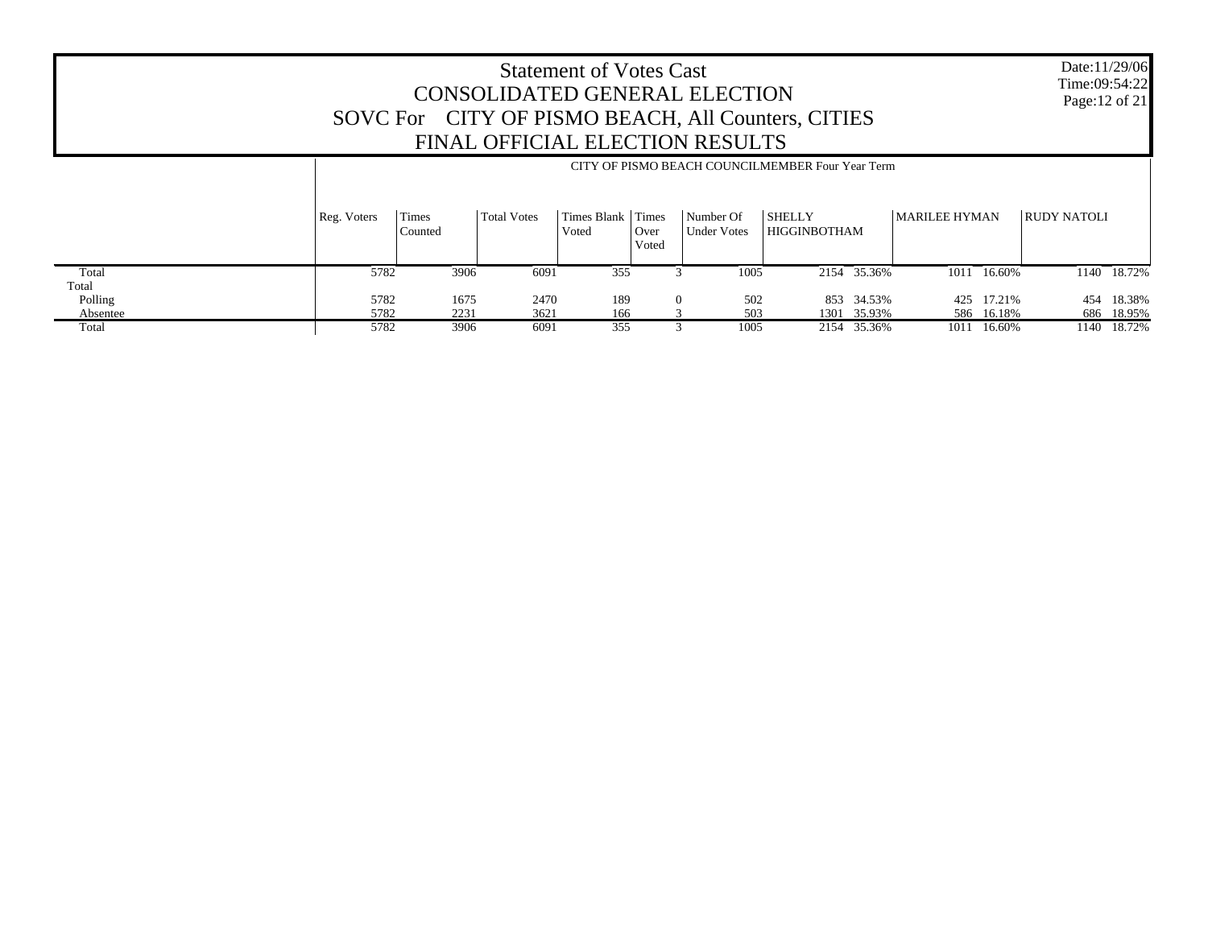# Statement of Votes Cast
## CONSOLIDATED GENERAL ELECTION
## SOVC For CITY OF PISMO BEACH, All Counters, CITIES
## FINAL OFFICIAL ELECTION RESULTS

Date:11/29/06
Time:09:54:22
Page:12 of 21

| | CITY OF PISMO BEACH COUNCILMEMBER Four Year Term | | | | | | | | | | | | |
|---|---|---|---|---|---|---|---|---|---|---|---|---|---|
| | Reg. Voters | Times Counted | Total Votes | Times Blank Voted | Times Over Voted | Number Of Under Votes | SHELLY HIGGINBOTHAM | | MARILEE HYMAN | | RUDY NATOLI | |
| Total | 5782 | 3906 | 6091 | 355 | 3 | 1005 | 2154 | 35.36% | 1011 | 16.60% | 1140 | 18.72% |
| Total | | | | | | | | | | | | |
| Polling | 5782 | 1675 | 2470 | 189 | 0 | 502 | 853 | 34.53% | 425 | 17.21% | 454 | 18.38% |
| Absentee | 5782 | 2231 | 3621 | 166 | 3 | 503 | 1301 | 35.93% | 586 | 16.18% | 686 | 18.95% |
| Total | 5782 | 3906 | 6091 | 355 | 3 | 1005 | 2154 | 35.36% | 1011 | 16.60% | 1140 | 18.72% |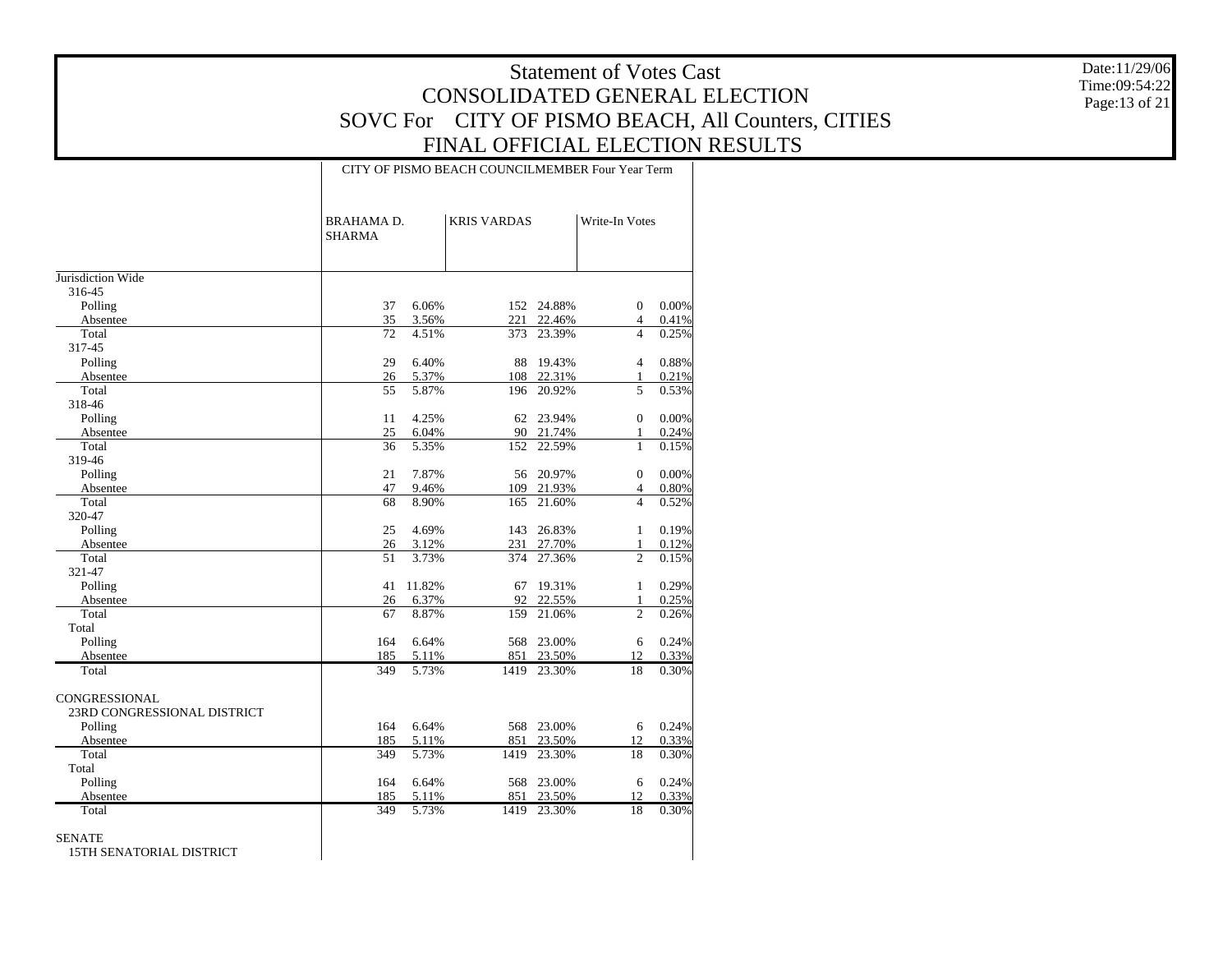# Statement of Votes Cast
## CONSOLIDATED GENERAL ELECTION
## SOVC For CITY OF PISMO BEACH, All Counters, CITIES
## FINAL OFFICIAL ELECTION RESULTS

Date:11/29/06
Time:09:54:22

| | CITY OF PISMO BEACH COUNCILMEMBER Four Year Term | | | | | |
|---|---|---|---|---|---|---|
| | BRAHAMA D. SHARMA | | KRIS VARDAS | | Write-In Votes | |
| Jurisdiction Wide | | | | | | |
| 316-45 | | | | | | |
| Polling | 37 | 6.06% | 152 | 24.88% | 0 | 0.00% |
| Absentee | 35 | 3.56% | 221 | 22.46% | 4 | 0.41% |
| Total | 72 | 4.51% | 373 | 23.39% | 4 | 0.25% |
| 317-45 | | | | | | |
| Polling | 29 | 6.40% | 88 | 19.43% | 4 | 0.88% |
| Absentee | 26 | 5.37% | 108 | 22.31% | 1 | 0.21% |
| Total | 55 | 5.87% | 196 | 20.92% | 5 | 0.53% |
| 318-46 | | | | | | |
| Polling | 11 | 4.25% | 62 | 23.94% | 0 | 0.00% |
| Absentee | 25 | 6.04% | 90 | 21.74% | 1 | 0.24% |
| Total | 36 | 5.35% | 152 | 22.59% | 1 | 0.15% |
| 319-46 | | | | | | |
| Polling | 21 | 7.87% | 56 | 20.97% | 0 | 0.00% |
| Absentee | 47 | 9.46% | 109 | 21.93% | 4 | 0.80% |
| Total | 68 | 8.90% | 165 | 21.60% | 4 | 0.52% |
| 320-47 | | | | | | |
| Polling | 25 | 4.69% | 143 | 26.83% | 1 | 0.19% |
| Absentee | 26 | 3.12% | 231 | 27.70% | 1 | 0.12% |
| Total | 51 | 3.73% | 374 | 27.36% | 2 | 0.15% |
| 321-47 | | | | | | |
| Polling | 41 | 11.82% | 67 | 19.31% | 1 | 0.29% |
| Absentee | 26 | 6.37% | 92 | 22.55% | 1 | 0.25% |
| Total | 67 | 8.87% | 159 | 21.06% | 2 | 0.26% |
| Total | | | | | | |
| Polling | 164 | 6.64% | 568 | 23.00% | 6 | 0.24% |
| Absentee | 185 | 5.11% | 851 | 23.50% | 12 | 0.33% |
| Total | 349 | 5.73% | 1419 | 23.30% | 18 | 0.30% |
| CONGRESSIONAL | | | | | | |
| 23RD CONGRESSIONAL DISTRICT | | | | | | |
| Polling | 164 | 6.64% | 568 | 23.00% | 6 | 0.24% |
| Absentee | 185 | 5.11% | 851 | 23.50% | 12 | 0.33% |
| Total | 349 | 5.73% | 1419 | 23.30% | 18 | 0.30% |
| Total | | | | | | |
| Polling | 164 | 6.64% | 568 | 23.00% | 6 | 0.24% |
| Absentee | 185 | 5.11% | 851 | 23.50% | 12 | 0.33% |
| Total | 349 | 5.73% | 1419 | 23.30% | 18 | 0.30% |
| SENATE | | | | | | |
| 15TH SENATORIAL DISTRICT | | | | | | |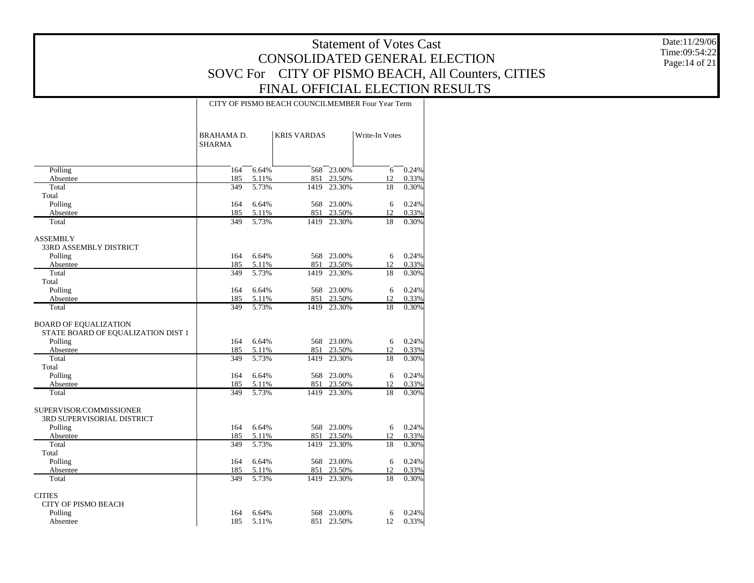# Statement of Votes Cast
## CONSOLIDATED GENERAL ELECTION
## SOVC For CITY OF PISMO BEACH, All Counters, CITIES
## FINAL OFFICIAL ELECTION RESULTS

Date:11/29/06
Time:09:54:22

| | CITY OF PISMO BEACH COUNCILMEMBER Four Year Term | | | | | |
|---|---|---|---|---|---|---|
| | BRAHAMA D. SHARMA | | KRIS VARDAS | | Write-In Votes | |
| Polling | 164 | 6.64% | 568 | 23.00% | 6 | 0.24% |
| Absentee | 185 | 5.11% | 851 | 23.50% | 12 | 0.33% |
| Total | 349 | 5.73% | 1419 | 23.30% | 18 | 0.30% |
| Total | | | | | | |
| Polling | 164 | 6.64% | 568 | 23.00% | 6 | 0.24% |
| Absentee | 185 | 5.11% | 851 | 23.50% | 12 | 0.33% |
| Total | 349 | 5.73% | 1419 | 23.30% | 18 | 0.30% |
| ASSEMBLY | | | | | | |
| 33RD ASSEMBLY DISTRICT | | | | | | |
| Polling | 164 | 6.64% | 568 | 23.00% | 6 | 0.24% |
| Absentee | 185 | 5.11% | 851 | 23.50% | 12 | 0.33% |
| Total | 349 | 5.73% | 1419 | 23.30% | 18 | 0.30% |
| Total | | | | | | |
| Polling | 164 | 6.64% | 568 | 23.00% | 6 | 0.24% |
| Absentee | 185 | 5.11% | 851 | 23.50% | 12 | 0.33% |
| Total | 349 | 5.73% | 1419 | 23.30% | 18 | 0.30% |
| BOARD OF EQUALIZATION | | | | | | |
| STATE BOARD OF EQUALIZATION DIST 1 | | | | | | |
| Polling | 164 | 6.64% | 568 | 23.00% | 6 | 0.24% |
| Absentee | 185 | 5.11% | 851 | 23.50% | 12 | 0.33% |
| Total | 349 | 5.73% | 1419 | 23.30% | 18 | 0.30% |
| Total | | | | | | |
| Polling | 164 | 6.64% | 568 | 23.00% | 6 | 0.24% |
| Absentee | 185 | 5.11% | 851 | 23.50% | 12 | 0.33% |
| Total | 349 | 5.73% | 1419 | 23.30% | 18 | 0.30% |
| SUPERVISOR/COMMISSIONER | | | | | | |
| 3RD SUPERVISORIAL DISTRICT | | | | | | |
| Polling | 164 | 6.64% | 568 | 23.00% | 6 | 0.24% |
| Absentee | 185 | 5.11% | 851 | 23.50% | 12 | 0.33% |
| Total | 349 | 5.73% | 1419 | 23.30% | 18 | 0.30% |
| Total | | | | | | |
| Polling | 164 | 6.64% | 568 | 23.00% | 6 | 0.24% |
| Absentee | 185 | 5.11% | 851 | 23.50% | 12 | 0.33% |
| Total | 349 | 5.73% | 1419 | 23.30% | 18 | 0.30% |
| CITIES | | | | | | |
| CITY OF PISMO BEACH | | | | | | |
| Polling | 164 | 6.64% | 568 | 23.00% | 6 | 0.24% |
| Absentee | 185 | 5.11% | 851 | 23.50% | 12 | 0.33% |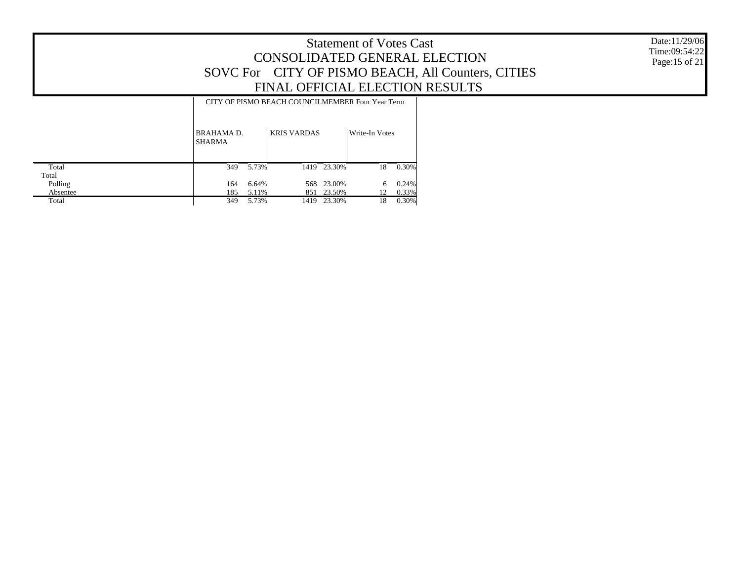# Statement of Votes Cast
## CONSOLIDATED GENERAL ELECTION
## SOVC For CITY OF PISMO BEACH, All Counters, CITIES
## FINAL OFFICIAL ELECTION RESULTS

Date:11/29/06
Time:09:54:22

| | CITY OF PISMO BEACH COUNCILMEMBER Four Year Term | | | | | |
|---|---|---|---|---|---|---|
| | BRAHAMA D. SHARMA | | KRIS VARDAS | | Write-In Votes | |
| Total | 349 | 5.73% | 1419 | 23.30% | 18 | 0.30% |
| Total | | | | | | |
| Polling | 164 | 6.64% | 568 | 23.00% | 6 | 0.24% |
| Absentee | 185 | 5.11% | 851 | 23.50% | 12 | 0.33% |
| Total | 349 | 5.73% | 1419 | 23.30% | 18 | 0.30% |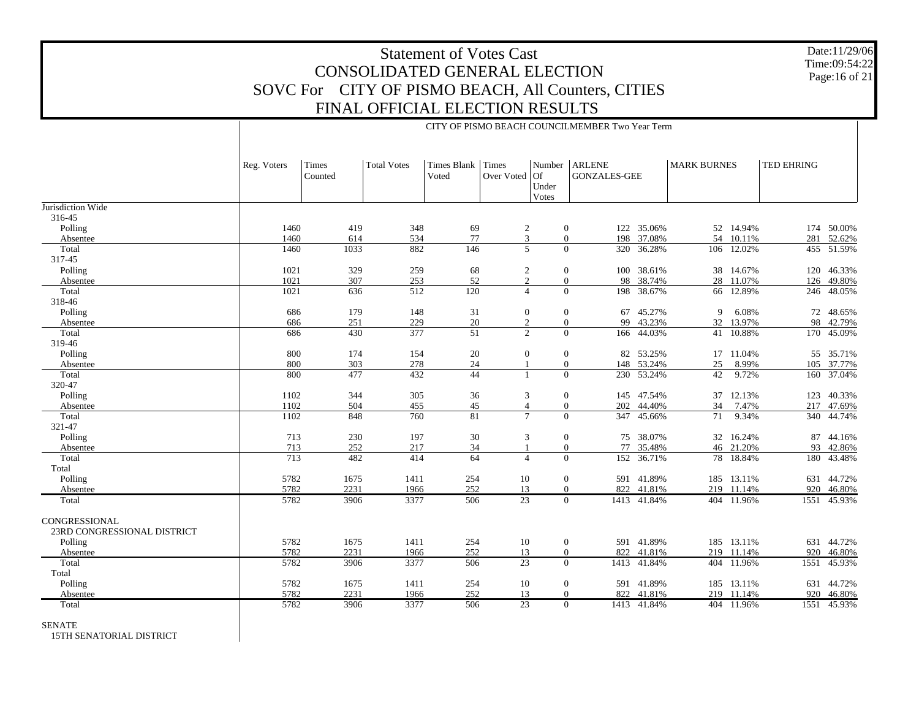# Statement of Votes Cast
## CONSOLIDATED GENERAL ELECTION
## SOVC For CITY OF PISMO BEACH, All Counters, CITIES
## FINAL OFFICIAL ELECTION RESULTS

Date:11/29/06
Time:09:54:22

### CITY OF PISMO BEACH COUNCILMEMBER Two Year Term

| | Reg. Voters | Times Counted | Total Votes | Times Blank Voted | Times Over Voted | Number Of Under Votes | ARLENE GONZALES-GEE | | MARK BURNES | | TED EHRING | |
|---|---|---|---|---|---|---|---|---|---|---|---|---|
| **Jurisdiction Wide** | | | | | | | | | | | | |
| 316-45 | | | | | | | | | | | | |
| Polling | 1460 | 419 | 348 | 69 | 2 | 0 | 122 | 35.06% | 52 | 14.94% | 174 | 50.00% |
| Absentee | 1460 | 614 | 534 | 77 | 3 | 0 | 198 | 37.08% | 54 | 10.11% | 281 | 52.62% |
| Total | 1460 | 1033 | 882 | 146 | 5 | 0 | 320 | 36.28% | 106 | 12.02% | 455 | 51.59% |
| 317-45 | | | | | | | | | | | | |
| Polling | 1021 | 329 | 259 | 68 | 2 | 0 | 100 | 38.61% | 38 | 14.67% | 120 | 46.33% |
| Absentee | 1021 | 307 | 253 | 52 | 2 | 0 | 98 | 38.74% | 28 | 11.07% | 126 | 49.80% |
| Total | 1021 | 636 | 512 | 120 | 4 | 0 | 198 | 38.67% | 66 | 12.89% | 246 | 48.05% |
| 318-46 | | | | | | | | | | | | |
| Polling | 686 | 179 | 148 | 31 | 0 | 0 | 67 | 45.27% | 9 | 6.08% | 72 | 48.65% |
| Absentee | 686 | 251 | 229 | 20 | 2 | 0 | 99 | 43.23% | 32 | 13.97% | 98 | 42.79% |
| Total | 686 | 430 | 377 | 51 | 2 | 0 | 166 | 44.03% | 41 | 10.88% | 170 | 45.09% |
| 319-46 | | | | | | | | | | | | |
| Polling | 800 | 174 | 154 | 20 | 0 | 0 | 82 | 53.25% | 17 | 11.04% | 55 | 35.71% |
| Absentee | 800 | 303 | 278 | 24 | 1 | 0 | 148 | 53.24% | 25 | 8.99% | 105 | 37.77% |
| Total | 800 | 477 | 432 | 44 | 1 | 0 | 230 | 53.24% | 42 | 9.72% | 160 | 37.04% |
| 320-47 | | | | | | | | | | | | |
| Polling | 1102 | 344 | 305 | 36 | 3 | 0 | 145 | 47.54% | 37 | 12.13% | 123 | 40.33% |
| Absentee | 1102 | 504 | 455 | 45 | 4 | 0 | 202 | 44.40% | 34 | 7.47% | 217 | 47.69% |
| Total | 1102 | 848 | 760 | 81 | 7 | 0 | 347 | 45.66% | 71 | 9.34% | 340 | 44.74% |
| 321-47 | | | | | | | | | | | | |
| Polling | 713 | 230 | 197 | 30 | 3 | 0 | 75 | 38.07% | 32 | 16.24% | 87 | 44.16% |
| Absentee | 713 | 252 | 217 | 34 | 1 | 0 | 77 | 35.48% | 46 | 21.20% | 93 | 42.86% |
| Total | 713 | 482 | 414 | 64 | 4 | 0 | 152 | 36.71% | 78 | 18.84% | 180 | 43.48% |
| Total | | | | | | | | | | | | |
| Polling | 5782 | 1675 | 1411 | 254 | 10 | 0 | 591 | 41.89% | 185 | 13.11% | 631 | 44.72% |
| Absentee | 5782 | 2231 | 1966 | 252 | 13 | 0 | 822 | 41.81% | 219 | 11.14% | 920 | 46.80% |
| Total | 5782 | 3906 | 3377 | 506 | 23 | 0 | 1413 | 41.84% | 404 | 11.96% | 1551 | 45.93% |
| **CONGRESSIONAL** | | | | | | | | | | | | |
| 23RD CONGRESSIONAL DISTRICT | | | | | | | | | | | | |
| Polling | 5782 | 1675 | 1411 | 254 | 10 | 0 | 591 | 41.89% | 185 | 13.11% | 631 | 44.72% |
| Absentee | 5782 | 2231 | 1966 | 252 | 13 | 0 | 822 | 41.81% | 219 | 11.14% | 920 | 46.80% |
| Total | 5782 | 3906 | 3377 | 506 | 23 | 0 | 1413 | 41.84% | 404 | 11.96% | 1551 | 45.93% |
| Total | | | | | | | | | | | | |
| Polling | 5782 | 1675 | 1411 | 254 | 10 | 0 | 591 | 41.89% | 185 | 13.11% | 631 | 44.72% |
| Absentee | 5782 | 2231 | 1966 | 252 | 13 | 0 | 822 | 41.81% | 219 | 11.14% | 920 | 46.80% |
| Total | 5782 | 3906 | 3377 | 506 | 23 | 0 | 1413 | 41.84% | 404 | 11.96% | 1551 | 45.93% |
| **SENATE** | | | | | | | | | | | | |
| 15TH SENATORIAL DISTRICT | | | | | | | | | | | | |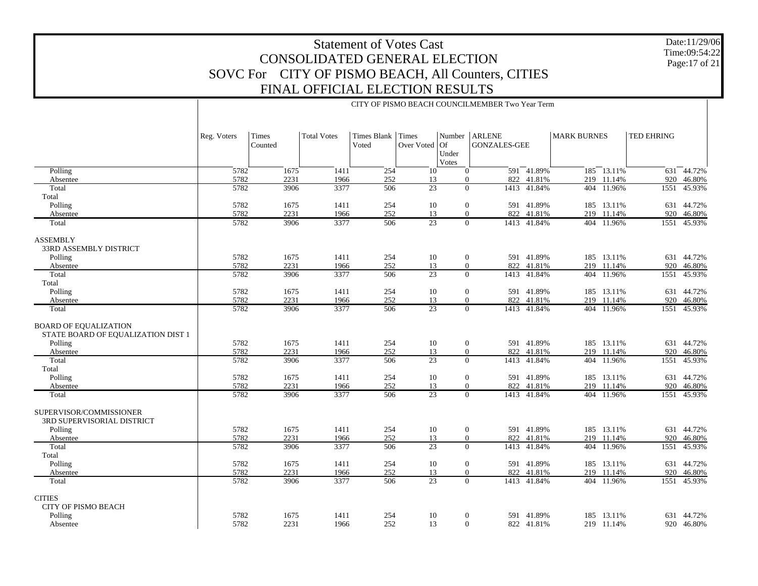# Statement of Votes Cast
# CONSOLIDATED GENERAL ELECTION
# SOVC For CITY OF PISMO BEACH, All Counters, CITIES
# FINAL OFFICIAL ELECTION RESULTS

Date:11/29/06
Time:09:54:22

CITY OF PISMO BEACH COUNCILMEMBER Two Year Term

| | Reg. Voters | Times Counted | Total Votes | Times Blank Voted | Times Over Voted | Number Of Under Votes | ARLENE GONZALES-GEE | | MARK BURNES | | TED EHRING | |
|---|---|---|---|---|---|---|---|---|---|---|---|---|
| Polling | 5782 | 1675 | 1411 | 254 | 10 | 0 | 591 | 41.89% | 185 | 13.11% | 631 | 44.72% |
| Absentee | 5782 | 2231 | 1966 | 252 | 13 | 0 | 822 | 41.81% | 219 | 11.14% | 920 | 46.80% |
| Total | 5782 | 3906 | 3377 | 506 | 23 | 0 | 1413 | 41.84% | 404 | 11.96% | 1551 | 45.93% |
| Total | | | | | | | | | | | | |
| Polling | 5782 | 1675 | 1411 | 254 | 10 | 0 | 591 | 41.89% | 185 | 13.11% | 631 | 44.72% |
| Absentee | 5782 | 2231 | 1966 | 252 | 13 | 0 | 822 | 41.81% | 219 | 11.14% | 920 | 46.80% |
| Total | 5782 | 3906 | 3377 | 506 | 23 | 0 | 1413 | 41.84% | 404 | 11.96% | 1551 | 45.93% |
| ASSEMBLY | | | | | | | | | | | | |
| 33RD ASSEMBLY DISTRICT | | | | | | | | | | | | |
| Polling | 5782 | 1675 | 1411 | 254 | 10 | 0 | 591 | 41.89% | 185 | 13.11% | 631 | 44.72% |
| Absentee | 5782 | 2231 | 1966 | 252 | 13 | 0 | 822 | 41.81% | 219 | 11.14% | 920 | 46.80% |
| Total | 5782 | 3906 | 3377 | 506 | 23 | 0 | 1413 | 41.84% | 404 | 11.96% | 1551 | 45.93% |
| Total | | | | | | | | | | | | |
| Polling | 5782 | 1675 | 1411 | 254 | 10 | 0 | 591 | 41.89% | 185 | 13.11% | 631 | 44.72% |
| Absentee | 5782 | 2231 | 1966 | 252 | 13 | 0 | 822 | 41.81% | 219 | 11.14% | 920 | 46.80% |
| Total | 5782 | 3906 | 3377 | 506 | 23 | 0 | 1413 | 41.84% | 404 | 11.96% | 1551 | 45.93% |
| BOARD OF EQUALIZATION | | | | | | | | | | | | |
| STATE BOARD OF EQUALIZATION DIST 1 | | | | | | | | | | | | |
| Polling | 5782 | 1675 | 1411 | 254 | 10 | 0 | 591 | 41.89% | 185 | 13.11% | 631 | 44.72% |
| Absentee | 5782 | 2231 | 1966 | 252 | 13 | 0 | 822 | 41.81% | 219 | 11.14% | 920 | 46.80% |
| Total | 5782 | 3906 | 3377 | 506 | 23 | 0 | 1413 | 41.84% | 404 | 11.96% | 1551 | 45.93% |
| Total | | | | | | | | | | | | |
| Polling | 5782 | 1675 | 1411 | 254 | 10 | 0 | 591 | 41.89% | 185 | 13.11% | 631 | 44.72% |
| Absentee | 5782 | 2231 | 1966 | 252 | 13 | 0 | 822 | 41.81% | 219 | 11.14% | 920 | 46.80% |
| Total | 5782 | 3906 | 3377 | 506 | 23 | 0 | 1413 | 41.84% | 404 | 11.96% | 1551 | 45.93% |
| SUPERVISOR/COMMISSIONER | | | | | | | | | | | | |
| 3RD SUPERVISORIAL DISTRICT | | | | | | | | | | | | |
| Polling | 5782 | 1675 | 1411 | 254 | 10 | 0 | 591 | 41.89% | 185 | 13.11% | 631 | 44.72% |
| Absentee | 5782 | 2231 | 1966 | 252 | 13 | 0 | 822 | 41.81% | 219 | 11.14% | 920 | 46.80% |
| Total | 5782 | 3906 | 3377 | 506 | 23 | 0 | 1413 | 41.84% | 404 | 11.96% | 1551 | 45.93% |
| Total | | | | | | | | | | | | |
| Polling | 5782 | 1675 | 1411 | 254 | 10 | 0 | 591 | 41.89% | 185 | 13.11% | 631 | 44.72% |
| Absentee | 5782 | 2231 | 1966 | 252 | 13 | 0 | 822 | 41.81% | 219 | 11.14% | 920 | 46.80% |
| Total | 5782 | 3906 | 3377 | 506 | 23 | 0 | 1413 | 41.84% | 404 | 11.96% | 1551 | 45.93% |
| CITIES | | | | | | | | | | | | |
| CITY OF PISMO BEACH | | | | | | | | | | | | |
| Polling | 5782 | 1675 | 1411 | 254 | 10 | 0 | 591 | 41.89% | 185 | 13.11% | 631 | 44.72% |
| Absentee | 5782 | 2231 | 1966 | 252 | 13 | 0 | 822 | 41.81% | 219 | 11.14% | 920 | 46.80% |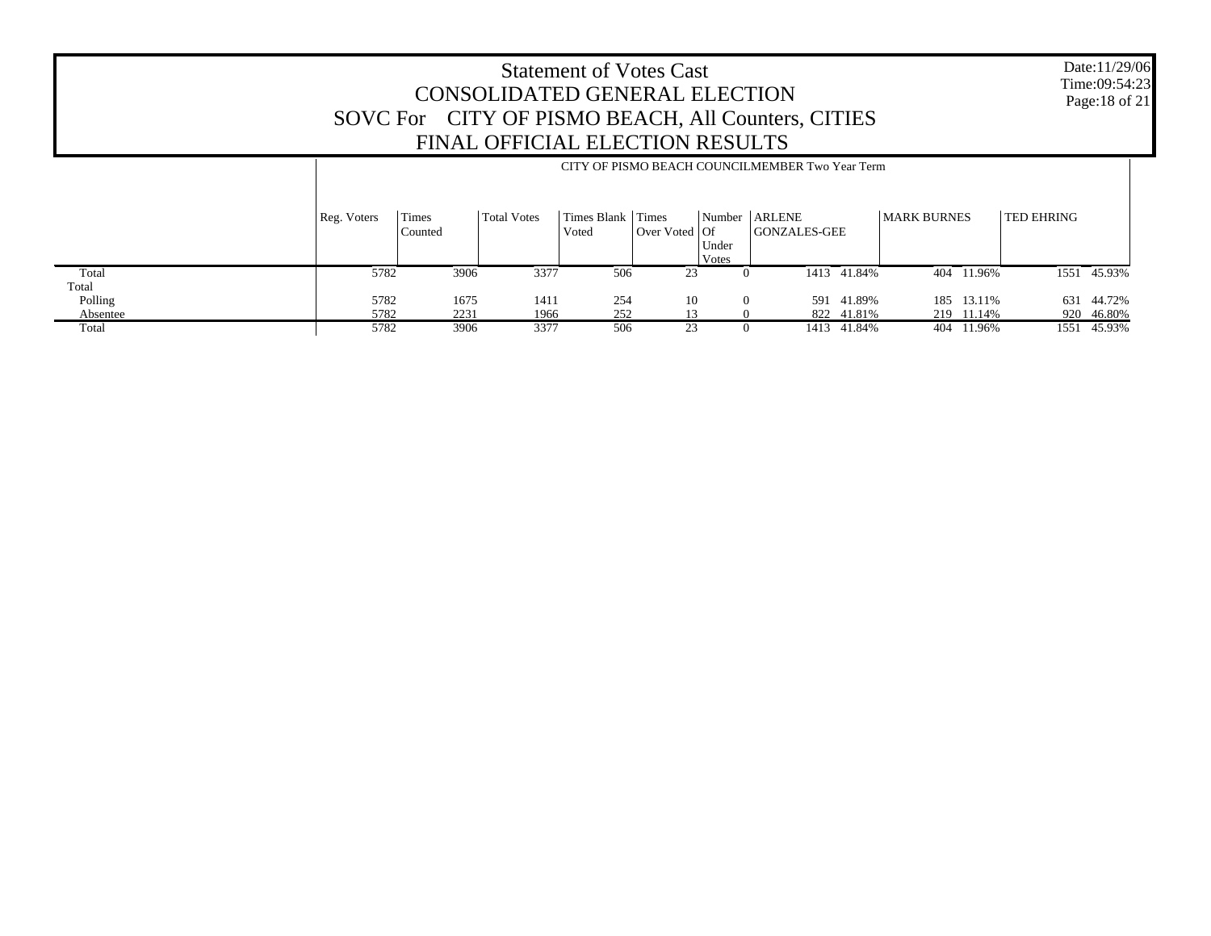# Statement of Votes Cast
# CONSOLIDATED GENERAL ELECTION
# SOVC For CITY OF PISMO BEACH, All Counters, CITIES
# FINAL OFFICIAL ELECTION RESULTS

Date:11/29/06
Time:09:54:23

CITY OF PISMO BEACH COUNCILMEMBER Two Year Term

| | Reg. Voters | Times Counted | Total Votes | Times Blank Voted | Times Over Voted | Number Of Under Votes | ARLENE GONZALES-GEE | | MARK BURNES | | TED EHRING | |
|---|---|---|---|---|---|---|---|---|---|---|---|---|
| Total | 5782 | 3906 | 3377 | 506 | 23 | 0 | 1413 | 41.84% | 404 | 11.96% | 1551 | 45.93% |
| Total | | | | | | | | | | | | |
| Polling | 5782 | 1675 | 1411 | 254 | 10 | 0 | 591 | 41.89% | 185 | 13.11% | 631 | 44.72% |
| Absentee | 5782 | 2231 | 1966 | 252 | 13 | 0 | 822 | 41.81% | 219 | 11.14% | 920 | 46.80% |
| Total | 5782 | 3906 | 3377 | 506 | 23 | 0 | 1413 | 41.84% | 404 | 11.96% | 1551 | 45.93% |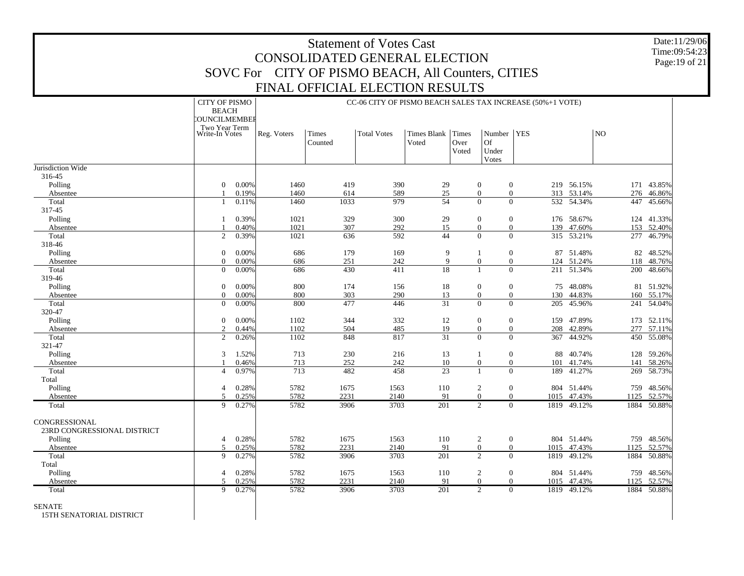# Statement of Votes Cast
## CONSOLIDATED GENERAL ELECTION
## SOVC For CITY OF PISMO BEACH, All Counters, CITIES
## FINAL OFFICIAL ELECTION RESULTS

Date:11/29/06
Time:09:54:23

| | CITY OF PISMO BEACH COUNCILMEMBER Two Year Term Write-In Votes | | CC-06 CITY OF PISMO BEACH SALES TAX INCREASE (50%+1 VOTE) | | | | | | | | | |
|---|---|---|---|---|---|---|---|---|---|---|---|---|
| | | | Reg. Voters | Times Counted | Total Votes | Times Blank Voted | Times Over Voted | Number Of Under Votes | YES | | NO | |
| Jurisdiction Wide | | | | | | | | | | | | |
| 316-45 | | | | | | | | | | | | |
| Polling | 0 | 0.00% | 1460 | 419 | 390 | 29 | 0 | 0 | 219 | 56.15% | 171 | 43.85% |
| Absentee | 1 | 0.19% | 1460 | 614 | 589 | 25 | 0 | 0 | 313 | 53.14% | 276 | 46.86% |
| Total | 1 | 0.11% | 1460 | 1033 | 979 | 54 | 0 | 0 | 532 | 54.34% | 447 | 45.66% |
| 317-45 | | | | | | | | | | | | |
| Polling | 1 | 0.39% | 1021 | 329 | 300 | 29 | 0 | 0 | 176 | 58.67% | 124 | 41.33% |
| Absentee | 1 | 0.40% | 1021 | 307 | 292 | 15 | 0 | 0 | 139 | 47.60% | 153 | 52.40% |
| Total | 2 | 0.39% | 1021 | 636 | 592 | 44 | 0 | 0 | 315 | 53.21% | 277 | 46.79% |
| 318-46 | | | | | | | | | | | | |
| Polling | 0 | 0.00% | 686 | 179 | 169 | 9 | 1 | 0 | 87 | 51.48% | 82 | 48.52% |
| Absentee | 0 | 0.00% | 686 | 251 | 242 | 9 | 0 | 0 | 124 | 51.24% | 118 | 48.76% |
| Total | 0 | 0.00% | 686 | 430 | 411 | 18 | 1 | 0 | 211 | 51.34% | 200 | 48.66% |
| 319-46 | | | | | | | | | | | | |
| Polling | 0 | 0.00% | 800 | 174 | 156 | 18 | 0 | 0 | 75 | 48.08% | 81 | 51.92% |
| Absentee | 0 | 0.00% | 800 | 303 | 290 | 13 | 0 | 0 | 130 | 44.83% | 160 | 55.17% |
| Total | 0 | 0.00% | 800 | 477 | 446 | 31 | 0 | 0 | 205 | 45.96% | 241 | 54.04% |
| 320-47 | | | | | | | | | | | | |
| Polling | 0 | 0.00% | 1102 | 344 | 332 | 12 | 0 | 0 | 159 | 47.89% | 173 | 52.11% |
| Absentee | 2 | 0.44% | 1102 | 504 | 485 | 19 | 0 | 0 | 208 | 42.89% | 277 | 57.11% |
| Total | 2 | 0.26% | 1102 | 848 | 817 | 31 | 0 | 0 | 367 | 44.92% | 450 | 55.08% |
| 321-47 | | | | | | | | | | | | |
| Polling | 3 | 1.52% | 713 | 230 | 216 | 13 | 1 | 0 | 88 | 40.74% | 128 | 59.26% |
| Absentee | 1 | 0.46% | 713 | 252 | 242 | 10 | 0 | 0 | 101 | 41.74% | 141 | 58.26% |
| Total | 4 | 0.97% | 713 | 482 | 458 | 23 | 1 | 0 | 189 | 41.27% | 269 | 58.73% |
| Total | | | | | | | | | | | | |
| Polling | 4 | 0.28% | 5782 | 1675 | 1563 | 110 | 2 | 0 | 804 | 51.44% | 759 | 48.56% |
| Absentee | 5 | 0.25% | 5782 | 2231 | 2140 | 91 | 0 | 0 | 1015 | 47.43% | 1125 | 52.57% |
| Total | 9 | 0.27% | 5782 | 3906 | 3703 | 201 | 2 | 0 | 1819 | 49.12% | 1884 | 50.88% |
| CONGRESSIONAL | | | | | | | | | | | | |
| 23RD CONGRESSIONAL DISTRICT | | | | | | | | | | | | |
| Polling | 4 | 0.28% | 5782 | 1675 | 1563 | 110 | 2 | 0 | 804 | 51.44% | 759 | 48.56% |
| Absentee | 5 | 0.25% | 5782 | 2231 | 2140 | 91 | 0 | 0 | 1015 | 47.43% | 1125 | 52.57% |
| Total | 9 | 0.27% | 5782 | 3906 | 3703 | 201 | 2 | 0 | 1819 | 49.12% | 1884 | 50.88% |
| Total | | | | | | | | | | | | |
| Polling | 4 | 0.28% | 5782 | 1675 | 1563 | 110 | 2 | 0 | 804 | 51.44% | 759 | 48.56% |
| Absentee | 5 | 0.25% | 5782 | 2231 | 2140 | 91 | 0 | 0 | 1015 | 47.43% | 1125 | 52.57% |
| Total | 9 | 0.27% | 5782 | 3906 | 3703 | 201 | 2 | 0 | 1819 | 49.12% | 1884 | 50.88% |
| SENATE | | | | | | | | | | | | |
| 15TH SENATORIAL DISTRICT | | | | | | | | | | | | |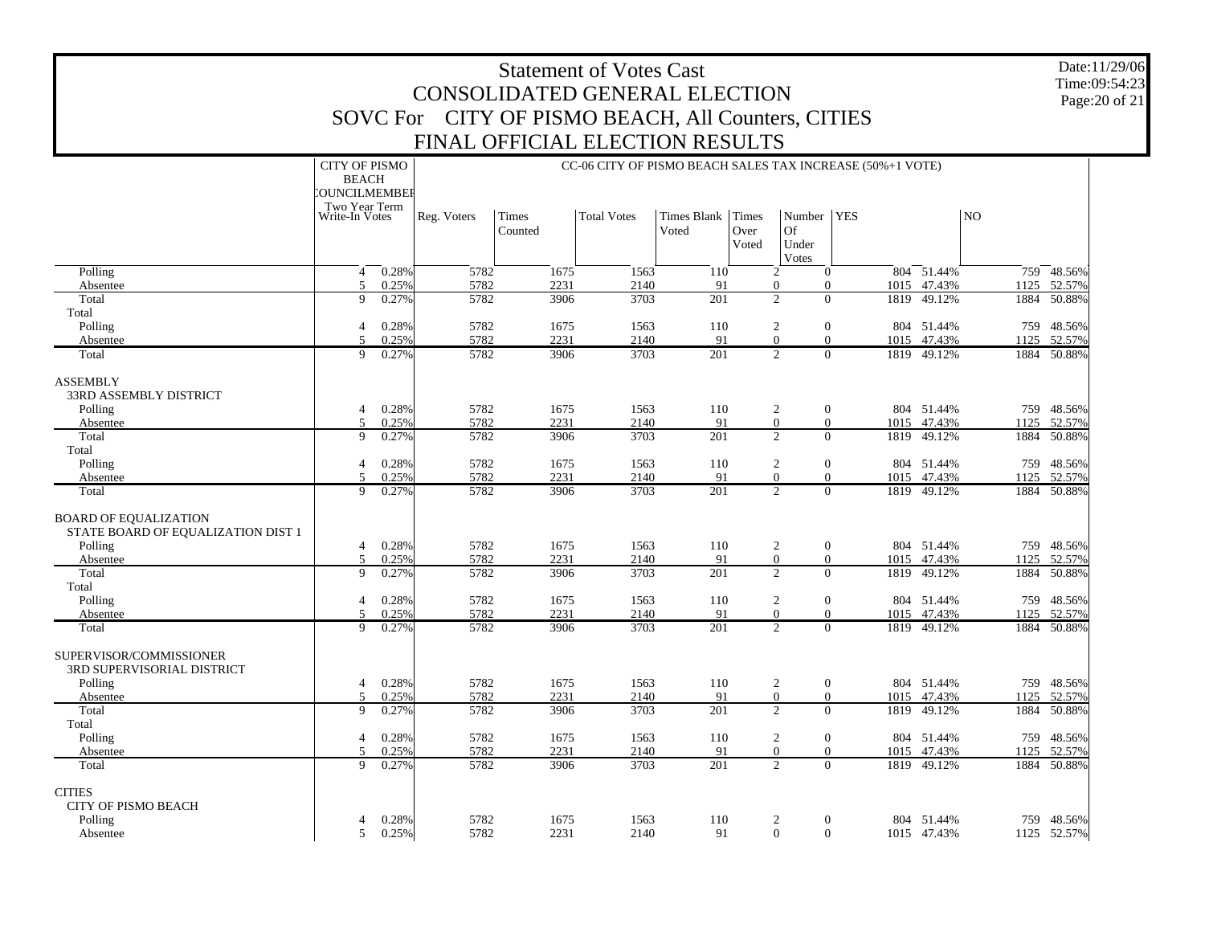# Statement of Votes Cast
## CONSOLIDATED GENERAL ELECTION
## SOVC For CITY OF PISMO BEACH, All Counters, CITIES
## FINAL OFFICIAL ELECTION RESULTS

Date:11/29/06
Time:09:54:23

| | CITY OF PISMO BEACH COUNCILMEMBER Two Year Term | | CC-06 CITY OF PISMO BEACH SALES TAX INCREASE (50%+1 VOTE) | | | | | | | | | |
|---|---|---|---|---|---|---|---|---|---|---|---|---|
| | Write-In Votes | | Reg. Voters | Times Counted | Total Votes | Times Blank Voted | Times Over Voted | Number Of Under Votes | YES | | NO | |
| Polling | 4 | 0.28% | 5782 | 1675 | 1563 | 110 | 2 | 0 | 804 | 51.44% | 759 | 48.56% |
| Absentee | 5 | 0.25% | 5782 | 2231 | 2140 | 91 | 0 | 0 | 1015 | 47.43% | 1125 | 52.57% |
| Total | 9 | 0.27% | 5782 | 3906 | 3703 | 201 | 2 | 0 | 1819 | 49.12% | 1884 | 50.88% |
| Total | | | | | | | | | | | | |
| Polling | 4 | 0.28% | 5782 | 1675 | 1563 | 110 | 2 | 0 | 804 | 51.44% | 759 | 48.56% |
| Absentee | 5 | 0.25% | 5782 | 2231 | 2140 | 91 | 0 | 0 | 1015 | 47.43% | 1125 | 52.57% |
| Total | 9 | 0.27% | 5782 | 3906 | 3703 | 201 | 2 | 0 | 1819 | 49.12% | 1884 | 50.88% |
| ASSEMBLY | | | | | | | | | | | | |
| 33RD ASSEMBLY DISTRICT | | | | | | | | | | | | |
| Polling | 4 | 0.28% | 5782 | 1675 | 1563 | 110 | 2 | 0 | 804 | 51.44% | 759 | 48.56% |
| Absentee | 5 | 0.25% | 5782 | 2231 | 2140 | 91 | 0 | 0 | 1015 | 47.43% | 1125 | 52.57% |
| Total | 9 | 0.27% | 5782 | 3906 | 3703 | 201 | 2 | 0 | 1819 | 49.12% | 1884 | 50.88% |
| Total | | | | | | | | | | | | |
| Polling | 4 | 0.28% | 5782 | 1675 | 1563 | 110 | 2 | 0 | 804 | 51.44% | 759 | 48.56% |
| Absentee | 5 | 0.25% | 5782 | 2231 | 2140 | 91 | 0 | 0 | 1015 | 47.43% | 1125 | 52.57% |
| Total | 9 | 0.27% | 5782 | 3906 | 3703 | 201 | 2 | 0 | 1819 | 49.12% | 1884 | 50.88% |
| BOARD OF EQUALIZATION | | | | | | | | | | | | |
| STATE BOARD OF EQUALIZATION DIST 1 | | | | | | | | | | | | |
| Polling | 4 | 0.28% | 5782 | 1675 | 1563 | 110 | 2 | 0 | 804 | 51.44% | 759 | 48.56% |
| Absentee | 5 | 0.25% | 5782 | 2231 | 2140 | 91 | 0 | 0 | 1015 | 47.43% | 1125 | 52.57% |
| Total | 9 | 0.27% | 5782 | 3906 | 3703 | 201 | 2 | 0 | 1819 | 49.12% | 1884 | 50.88% |
| Total | | | | | | | | | | | | |
| Polling | 4 | 0.28% | 5782 | 1675 | 1563 | 110 | 2 | 0 | 804 | 51.44% | 759 | 48.56% |
| Absentee | 5 | 0.25% | 5782 | 2231 | 2140 | 91 | 0 | 0 | 1015 | 47.43% | 1125 | 52.57% |
| Total | 9 | 0.27% | 5782 | 3906 | 3703 | 201 | 2 | 0 | 1819 | 49.12% | 1884 | 50.88% |
| SUPERVISOR/COMMISSIONER | | | | | | | | | | | | |
| 3RD SUPERVISORIAL DISTRICT | | | | | | | | | | | | |
| Polling | 4 | 0.28% | 5782 | 1675 | 1563 | 110 | 2 | 0 | 804 | 51.44% | 759 | 48.56% |
| Absentee | 5 | 0.25% | 5782 | 2231 | 2140 | 91 | 0 | 0 | 1015 | 47.43% | 1125 | 52.57% |
| Total | 9 | 0.27% | 5782 | 3906 | 3703 | 201 | 2 | 0 | 1819 | 49.12% | 1884 | 50.88% |
| Total | | | | | | | | | | | | |
| Polling | 4 | 0.28% | 5782 | 1675 | 1563 | 110 | 2 | 0 | 804 | 51.44% | 759 | 48.56% |
| Absentee | 5 | 0.25% | 5782 | 2231 | 2140 | 91 | 0 | 0 | 1015 | 47.43% | 1125 | 52.57% |
| Total | 9 | 0.27% | 5782 | 3906 | 3703 | 201 | 2 | 0 | 1819 | 49.12% | 1884 | 50.88% |
| CITIES | | | | | | | | | | | | |
| CITY OF PISMO BEACH | | | | | | | | | | | | |
| Polling | 4 | 0.28% | 5782 | 1675 | 1563 | 110 | 2 | 0 | 804 | 51.44% | 759 | 48.56% |
| Absentee | 5 | 0.25% | 5782 | 2231 | 2140 | 91 | 0 | 0 | 1015 | 47.43% | 1125 | 52.57% |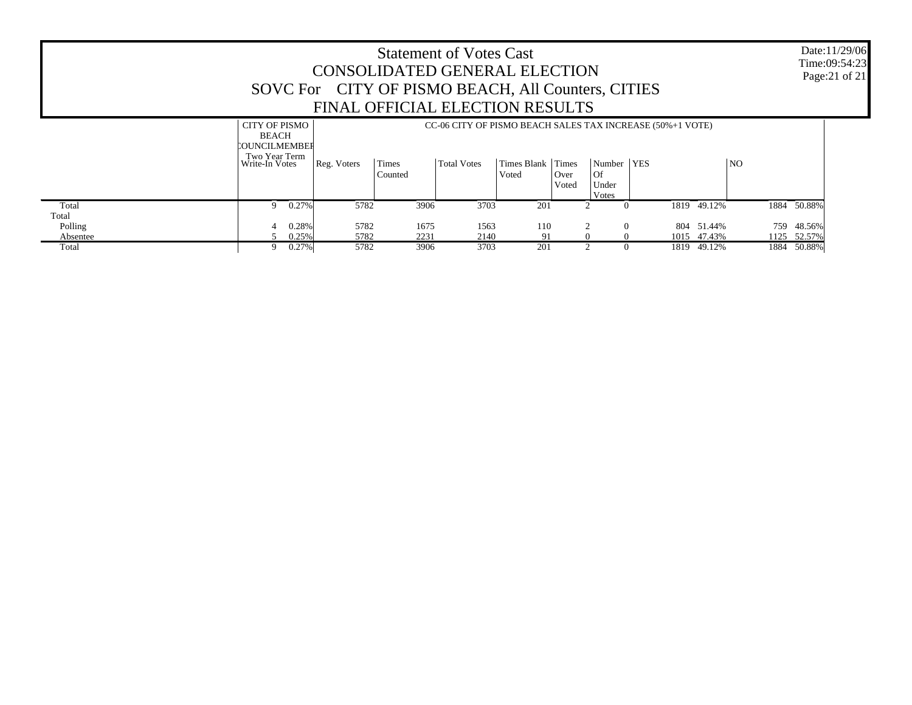# Statement of Votes Cast
## CONSOLIDATED GENERAL ELECTION
## SOVC For CITY OF PISMO BEACH, All Counters, CITIES
## FINAL OFFICIAL ELECTION RESULTS

Date:11/29/06
Time:09:54:23

| | CITY OF PISMO BEACH COUNCILMEMBER Two Year Term | | CC-06 CITY OF PISMO BEACH SALES TAX INCREASE (50%+1 VOTE) | | | | | | | | | |
|---|---|---|---|---|---|---|---|---|---|---|---|---|
| | Write-In Votes | | Reg. Voters | Times Counted | Total Votes | Times Blank Voted | Times Over Voted | Number Of Under Votes | YES | | NO | |
| Total | 9 | 0.27% | 5782 | 3906 | 3703 | 201 | 2 | 0 | 1819 | 49.12% | 1884 | 50.88% |
| Total | | | | | | | | | | | | |
| Polling | 4 | 0.28% | 5782 | 1675 | 1563 | 110 | 2 | 0 | 804 | 51.44% | 759 | 48.56% |
| Absentee | 5 | 0.25% | 5782 | 2231 | 2140 | 91 | 0 | 0 | 1015 | 47.43% | 1125 | 52.57% |
| Total | 9 | 0.27% | 5782 | 3906 | 3703 | 201 | 2 | 0 | 1819 | 49.12% | 1884 | 50.88% |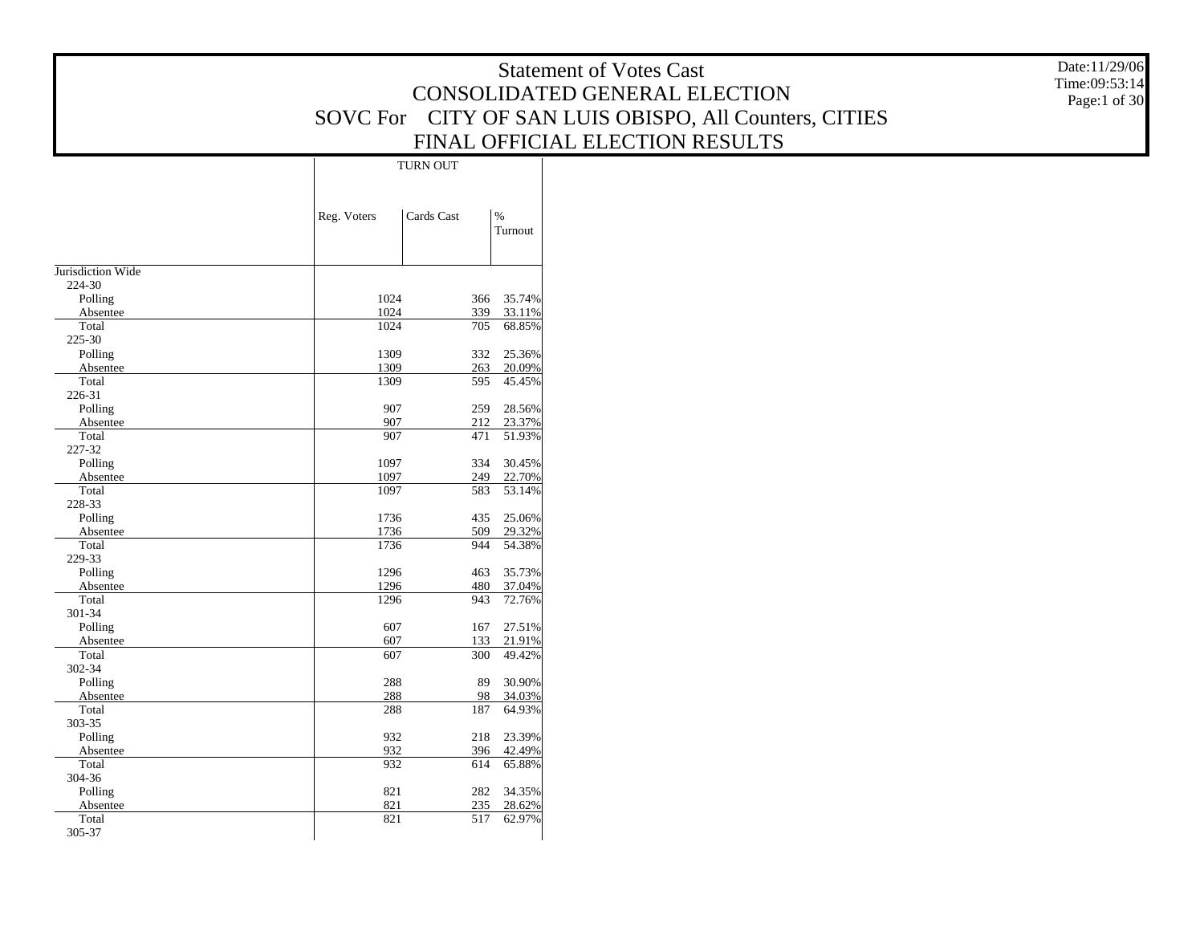# Statement of Votes Cast
## CONSOLIDATED GENERAL ELECTION
## SOVC For CITY OF SAN LUIS OBISPO, All Counters, CITIES
## FINAL OFFICIAL ELECTION RESULTS

Date:11/29/06
Time:09:53:14

| | TURN OUT | | |
|---|---|---|---|
| | Reg. Voters | Cards Cast | % Turnout |
| Jurisdiction Wide | | | |
| 224-30 | | | |
| Polling | 1024 | 366 | 35.74% |
| Absentee | 1024 | 339 | 33.11% |
| Total | 1024 | 705 | 68.85% |
| 225-30 | | | |
| Polling | 1309 | 332 | 25.36% |
| Absentee | 1309 | 263 | 20.09% |
| Total | 1309 | 595 | 45.45% |
| 226-31 | | | |
| Polling | 907 | 259 | 28.56% |
| Absentee | 907 | 212 | 23.37% |
| Total | 907 | 471 | 51.93% |
| 227-32 | | | |
| Polling | 1097 | 334 | 30.45% |
| Absentee | 1097 | 249 | 22.70% |
| Total | 1097 | 583 | 53.14% |
| 228-33 | | | |
| Polling | 1736 | 435 | 25.06% |
| Absentee | 1736 | 509 | 29.32% |
| Total | 1736 | 944 | 54.38% |
| 229-33 | | | |
| Polling | 1296 | 463 | 35.73% |
| Absentee | 1296 | 480 | 37.04% |
| Total | 1296 | 943 | 72.76% |
| 301-34 | | | |
| Polling | 607 | 167 | 27.51% |
| Absentee | 607 | 133 | 21.91% |
| Total | 607 | 300 | 49.42% |
| 302-34 | | | |
| Polling | 288 | 89 | 30.90% |
| Absentee | 288 | 98 | 34.03% |
| Total | 288 | 187 | 64.93% |
| 303-35 | | | |
| Polling | 932 | 218 | 23.39% |
| Absentee | 932 | 396 | 42.49% |
| Total | 932 | 614 | 65.88% |
| 304-36 | | | |
| Polling | 821 | 282 | 34.35% |
| Absentee | 821 | 235 | 28.62% |
| Total | 821 | 517 | 62.97% |
| 305-37 | | | |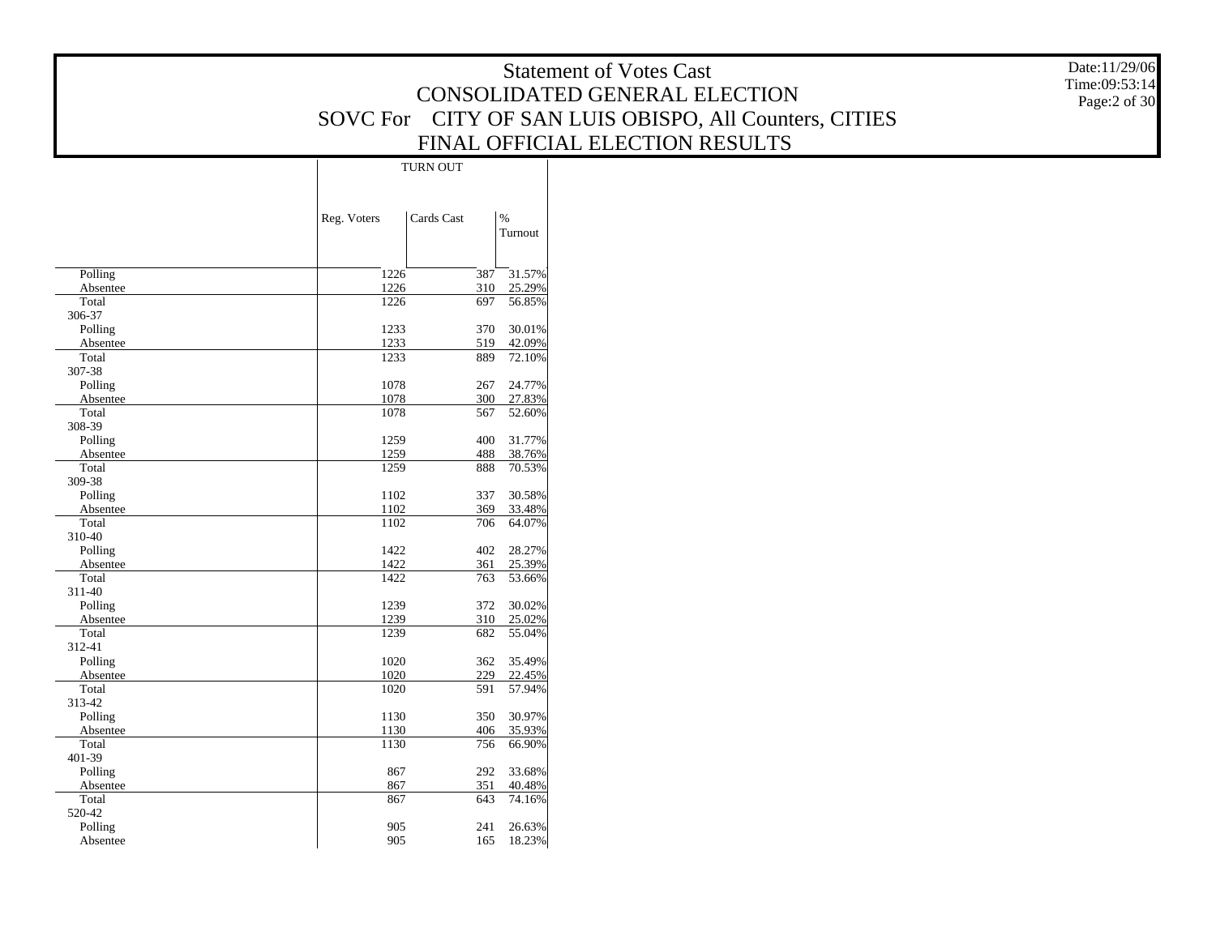# Statement of Votes Cast
## CONSOLIDATED GENERAL ELECTION
## SOVC For CITY OF SAN LUIS OBISPO, All Counters, CITIES
## FINAL OFFICIAL ELECTION RESULTS

Date:11/29/06
Time:09:53:14

| | TURN OUT | | |
|---|---|---|---|
| | Reg. Voters | Cards Cast | % Turnout |
| Polling | 1226 | 387 | 31.57% |
| Absentee | 1226 | 310 | 25.29% |
| Total | 1226 | 697 | 56.85% |
| 306-37 | | | |
| Polling | 1233 | 370 | 30.01% |
| Absentee | 1233 | 519 | 42.09% |
| Total | 1233 | 889 | 72.10% |
| 307-38 | | | |
| Polling | 1078 | 267 | 24.77% |
| Absentee | 1078 | 300 | 27.83% |
| Total | 1078 | 567 | 52.60% |
| 308-39 | | | |
| Polling | 1259 | 400 | 31.77% |
| Absentee | 1259 | 488 | 38.76% |
| Total | 1259 | 888 | 70.53% |
| 309-38 | | | |
| Polling | 1102 | 337 | 30.58% |
| Absentee | 1102 | 369 | 33.48% |
| Total | 1102 | 706 | 64.07% |
| 310-40 | | | |
| Polling | 1422 | 402 | 28.27% |
| Absentee | 1422 | 361 | 25.39% |
| Total | 1422 | 763 | 53.66% |
| 311-40 | | | |
| Polling | 1239 | 372 | 30.02% |
| Absentee | 1239 | 310 | 25.02% |
| Total | 1239 | 682 | 55.04% |
| 312-41 | | | |
| Polling | 1020 | 362 | 35.49% |
| Absentee | 1020 | 229 | 22.45% |
| Total | 1020 | 591 | 57.94% |
| 313-42 | | | |
| Polling | 1130 | 350 | 30.97% |
| Absentee | 1130 | 406 | 35.93% |
| Total | 1130 | 756 | 66.90% |
| 401-39 | | | |
| Polling | 867 | 292 | 33.68% |
| Absentee | 867 | 351 | 40.48% |
| Total | 867 | 643 | 74.16% |
| 520-42 | | | |
| Polling | 905 | 241 | 26.63% |
| Absentee | 905 | 165 | 18.23% |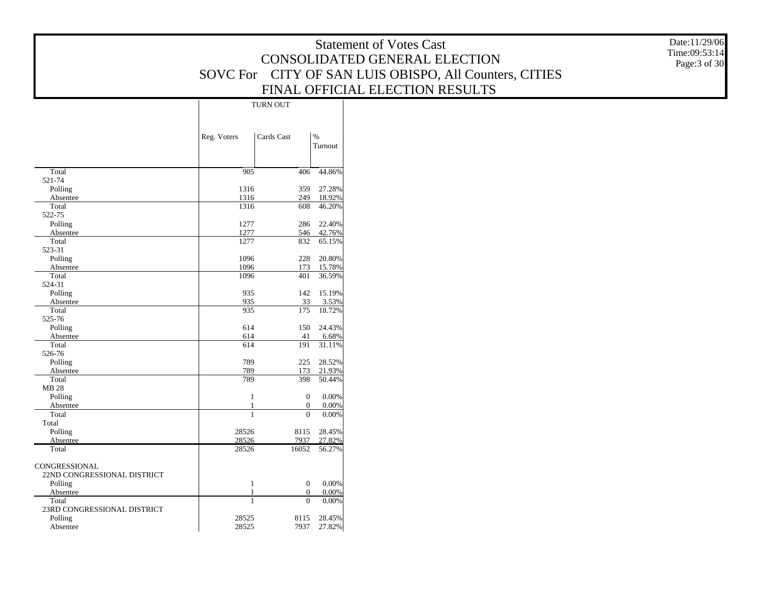# Statement of Votes Cast
## CONSOLIDATED GENERAL ELECTION
## SOVC For CITY OF SAN LUIS OBISPO, All Counters, CITIES
## FINAL OFFICIAL ELECTION RESULTS

Date:11/29/06
Time:09:53:14

| | TURN OUT | | |
|---|---|---|---|
| | Reg. Voters | Cards Cast | % Turnout |
| Total | 905 | 406 | 44.86% |
| 521-74 | | | |
| Polling | 1316 | 359 | 27.28% |
| Absentee | 1316 | 249 | 18.92% |
| Total | 1316 | 608 | 46.20% |
| 522-75 | | | |
| Polling | 1277 | 286 | 22.40% |
| Absentee | 1277 | 546 | 42.76% |
| Total | 1277 | 832 | 65.15% |
| 523-31 | | | |
| Polling | 1096 | 228 | 20.80% |
| Absentee | 1096 | 173 | 15.78% |
| Total | 1096 | 401 | 36.59% |
| 524-31 | | | |
| Polling | 935 | 142 | 15.19% |
| Absentee | 935 | 33 | 3.53% |
| Total | 935 | 175 | 18.72% |
| 525-76 | | | |
| Polling | 614 | 150 | 24.43% |
| Absentee | 614 | 41 | 6.68% |
| Total | 614 | 191 | 31.11% |
| 526-76 | | | |
| Polling | 789 | 225 | 28.52% |
| Absentee | 789 | 173 | 21.93% |
| Total | 789 | 398 | 50.44% |
| MB 28 | | | |
| Polling | 1 | 0 | 0.00% |
| Absentee | 1 | 0 | 0.00% |
| Total | 1 | 0 | 0.00% |
| Total | | | |
| Polling | 28526 | 8115 | 28.45% |
| Absentee | 28526 | 7937 | 27.82% |
| Total | 28526 | 16052 | 56.27% |
| CONGRESSIONAL | | | |
| 22ND CONGRESSIONAL DISTRICT | | | |
| Polling | 1 | 0 | 0.00% |
| Absentee | 1 | 0 | 0.00% |
| Total | 1 | 0 | 0.00% |
| 23RD CONGRESSIONAL DISTRICT | | | |
| Polling | 28525 | 8115 | 28.45% |
| Absentee | 28525 | 7937 | 27.82% |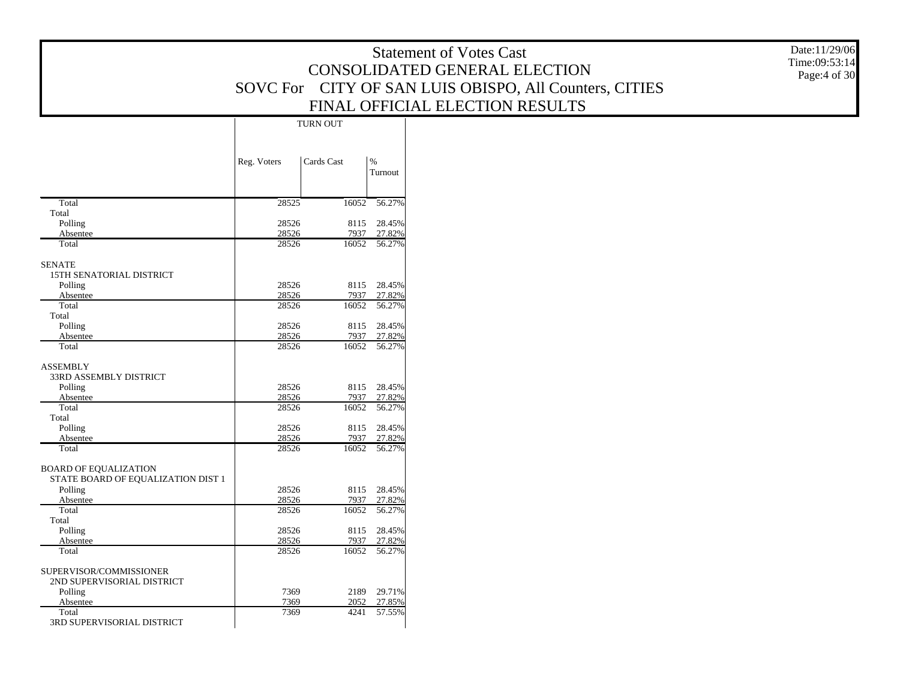# Statement of Votes Cast
## CONSOLIDATED GENERAL ELECTION
## SOVC For CITY OF SAN LUIS OBISPO, All Counters, CITIES
## FINAL OFFICIAL ELECTION RESULTS

Date:11/29/06
Time:09:53:14

| | TURN OUT | | |
|---|---|---|---|
| | Reg. Voters | Cards Cast | % Turnout |
| Total | 28525 | 16052 | 56.27% |
| Total | | | |
| Polling | 28526 | 8115 | 28.45% |
| Absentee | 28526 | 7937 | 27.82% |
| Total | 28526 | 16052 | 56.27% |
| SENATE | | | |
| 15TH SENATORIAL DISTRICT | | | |
| Polling | 28526 | 8115 | 28.45% |
| Absentee | 28526 | 7937 | 27.82% |
| Total | 28526 | 16052 | 56.27% |
| Total | | | |
| Polling | 28526 | 8115 | 28.45% |
| Absentee | 28526 | 7937 | 27.82% |
| Total | 28526 | 16052 | 56.27% |
| ASSEMBLY | | | |
| 33RD ASSEMBLY DISTRICT | | | |
| Polling | 28526 | 8115 | 28.45% |
| Absentee | 28526 | 7937 | 27.82% |
| Total | 28526 | 16052 | 56.27% |
| Total | | | |
| Polling | 28526 | 8115 | 28.45% |
| Absentee | 28526 | 7937 | 27.82% |
| Total | 28526 | 16052 | 56.27% |
| BOARD OF EQUALIZATION | | | |
| STATE BOARD OF EQUALIZATION DIST 1 | | | |
| Polling | 28526 | 8115 | 28.45% |
| Absentee | 28526 | 7937 | 27.82% |
| Total | 28526 | 16052 | 56.27% |
| Total | | | |
| Polling | 28526 | 8115 | 28.45% |
| Absentee | 28526 | 7937 | 27.82% |
| Total | 28526 | 16052 | 56.27% |
| SUPERVISOR/COMMISSIONER | | | |
| 2ND SUPERVISORIAL DISTRICT | | | |
| Polling | 7369 | 2189 | 29.71% |
| Absentee | 7369 | 2052 | 27.85% |
| Total | 7369 | 4241 | 57.55% |
| 3RD SUPERVISORIAL DISTRICT | | | |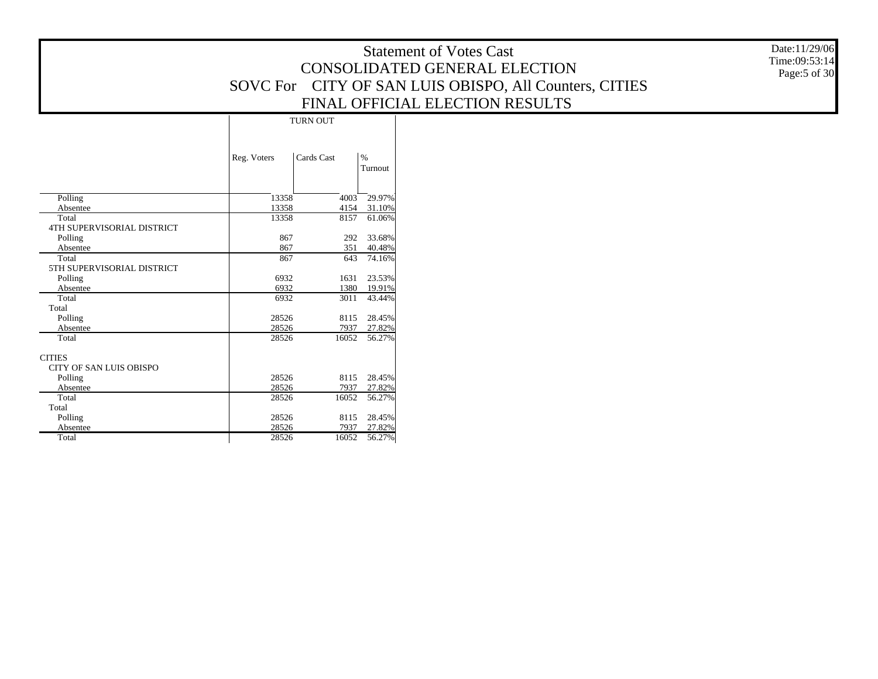# Statement of Votes Cast
## CONSOLIDATED GENERAL ELECTION
## SOVC For CITY OF SAN LUIS OBISPO, All Counters, CITIES
## FINAL OFFICIAL ELECTION RESULTS

Date:11/29/06
Time:09:53:14

| | TURN OUT | | |
|---|---|---|---|
| | Reg. Voters | Cards Cast | % Turnout |
| Polling | 13358 | 4003 | 29.97% |
| Absentee | 13358 | 4154 | 31.10% |
| Total | 13358 | 8157 | 61.06% |
| 4TH SUPERVISORIAL DISTRICT | | | |
| Polling | 867 | 292 | 33.68% |
| Absentee | 867 | 351 | 40.48% |
| Total | 867 | 643 | 74.16% |
| 5TH SUPERVISORIAL DISTRICT | | | |
| Polling | 6932 | 1631 | 23.53% |
| Absentee | 6932 | 1380 | 19.91% |
| Total | 6932 | 3011 | 43.44% |
| Total | | | |
| Polling | 28526 | 8115 | 28.45% |
| Absentee | 28526 | 7937 | 27.82% |
| Total | 28526 | 16052 | 56.27% |
| CITIES | | | |
| CITY OF SAN LUIS OBISPO | | | |
| Polling | 28526 | 8115 | 28.45% |
| Absentee | 28526 | 7937 | 27.82% |
| Total | 28526 | 16052 | 56.27% |
| Total | | | |
| Polling | 28526 | 8115 | 28.45% |
| Absentee | 28526 | 7937 | 27.82% |
| Total | 28526 | 16052 | 56.27% |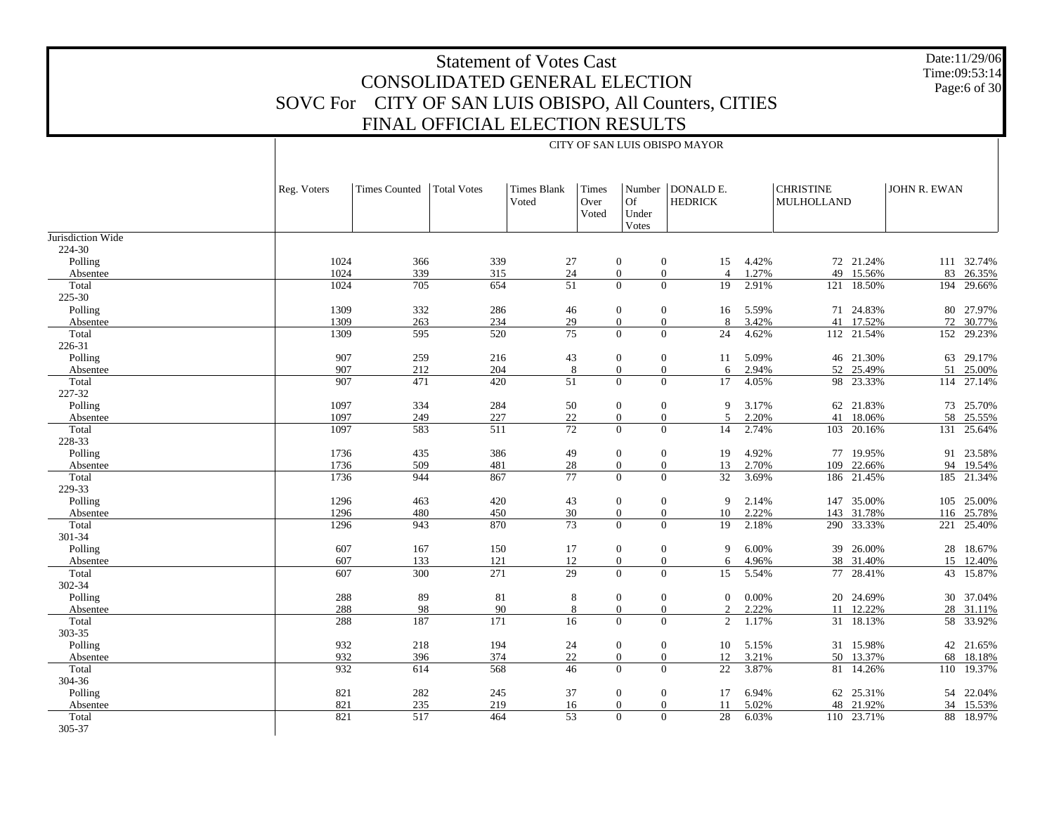# Statement of Votes Cast
## CONSOLIDATED GENERAL ELECTION
## SOVC For CITY OF SAN LUIS OBISPO, All Counters, CITIES
## FINAL OFFICIAL ELECTION RESULTS

Date:11/29/06
Time:09:53:14

CITY OF SAN LUIS OBISPO MAYOR

| | Reg. Voters | Times Counted | Total Votes | Times Blank Voted | Times Over Voted | Number Of Under Votes | DONALD E. HEDRICK | | CHRISTINE MULHOLLAND | | JOHN R. EWAN | |
|---|---|---|---|---|---|---|---|---|---|---|---|---|
| Jurisdiction Wide | | | | | | | | | | | | |
| 224-30 | | | | | | | | | | | | |
| Polling | 1024 | 366 | 339 | 27 | 0 | 0 | 15 | 4.42% | 72 | 21.24% | 111 | 32.74% |
| Absentee | 1024 | 339 | 315 | 24 | 0 | 0 | 4 | 1.27% | 49 | 15.56% | 83 | 26.35% |
| Total | 1024 | 705 | 654 | 51 | 0 | 0 | 19 | 2.91% | 121 | 18.50% | 194 | 29.66% |
| 225-30 | | | | | | | | | | | | |
| Polling | 1309 | 332 | 286 | 46 | 0 | 0 | 16 | 5.59% | 71 | 24.83% | 80 | 27.97% |
| Absentee | 1309 | 263 | 234 | 29 | 0 | 0 | 8 | 3.42% | 41 | 17.52% | 72 | 30.77% |
| Total | 1309 | 595 | 520 | 75 | 0 | 0 | 24 | 4.62% | 112 | 21.54% | 152 | 29.23% |
| 226-31 | | | | | | | | | | | | |
| Polling | 907 | 259 | 216 | 43 | 0 | 0 | 11 | 5.09% | 46 | 21.30% | 63 | 29.17% |
| Absentee | 907 | 212 | 204 | 8 | 0 | 0 | 6 | 2.94% | 52 | 25.49% | 51 | 25.00% |
| Total | 907 | 471 | 420 | 51 | 0 | 0 | 17 | 4.05% | 98 | 23.33% | 114 | 27.14% |
| 227-32 | | | | | | | | | | | | |
| Polling | 1097 | 334 | 284 | 50 | 0 | 0 | 9 | 3.17% | 62 | 21.83% | 73 | 25.70% |
| Absentee | 1097 | 249 | 227 | 22 | 0 | 0 | 5 | 2.20% | 41 | 18.06% | 58 | 25.55% |
| Total | 1097 | 583 | 511 | 72 | 0 | 0 | 14 | 2.74% | 103 | 20.16% | 131 | 25.64% |
| 228-33 | | | | | | | | | | | | |
| Polling | 1736 | 435 | 386 | 49 | 0 | 0 | 19 | 4.92% | 77 | 19.95% | 91 | 23.58% |
| Absentee | 1736 | 509 | 481 | 28 | 0 | 0 | 13 | 2.70% | 109 | 22.66% | 94 | 19.54% |
| Total | 1736 | 944 | 867 | 77 | 0 | 0 | 32 | 3.69% | 186 | 21.45% | 185 | 21.34% |
| 229-33 | | | | | | | | | | | | |
| Polling | 1296 | 463 | 420 | 43 | 0 | 0 | 9 | 2.14% | 147 | 35.00% | 105 | 25.00% |
| Absentee | 1296 | 480 | 450 | 30 | 0 | 0 | 10 | 2.22% | 143 | 31.78% | 116 | 25.78% |
| Total | 1296 | 943 | 870 | 73 | 0 | 0 | 19 | 2.18% | 290 | 33.33% | 221 | 25.40% |
| 301-34 | | | | | | | | | | | | |
| Polling | 607 | 167 | 150 | 17 | 0 | 0 | 9 | 6.00% | 39 | 26.00% | 28 | 18.67% |
| Absentee | 607 | 133 | 121 | 12 | 0 | 0 | 6 | 4.96% | 38 | 31.40% | 15 | 12.40% |
| Total | 607 | 300 | 271 | 29 | 0 | 0 | 15 | 5.54% | 77 | 28.41% | 43 | 15.87% |
| 302-34 | | | | | | | | | | | | |
| Polling | 288 | 89 | 81 | 8 | 0 | 0 | 0 | 0.00% | 20 | 24.69% | 30 | 37.04% |
| Absentee | 288 | 98 | 90 | 8 | 0 | 0 | 2 | 2.22% | 11 | 12.22% | 28 | 31.11% |
| Total | 288 | 187 | 171 | 16 | 0 | 0 | 2 | 1.17% | 31 | 18.13% | 58 | 33.92% |
| 303-35 | | | | | | | | | | | | |
| Polling | 932 | 218 | 194 | 24 | 0 | 0 | 10 | 5.15% | 31 | 15.98% | 42 | 21.65% |
| Absentee | 932 | 396 | 374 | 22 | 0 | 0 | 12 | 3.21% | 50 | 13.37% | 68 | 18.18% |
| Total | 932 | 614 | 568 | 46 | 0 | 0 | 22 | 3.87% | 81 | 14.26% | 110 | 19.37% |
| 304-36 | | | | | | | | | | | | |
| Polling | 821 | 282 | 245 | 37 | 0 | 0 | 17 | 6.94% | 62 | 25.31% | 54 | 22.04% |
| Absentee | 821 | 235 | 219 | 16 | 0 | 0 | 11 | 5.02% | 48 | 21.92% | 34 | 15.53% |
| Total | 821 | 517 | 464 | 53 | 0 | 0 | 28 | 6.03% | 110 | 23.71% | 88 | 18.97% |
| 305-37 | | | | | | | | | | | | |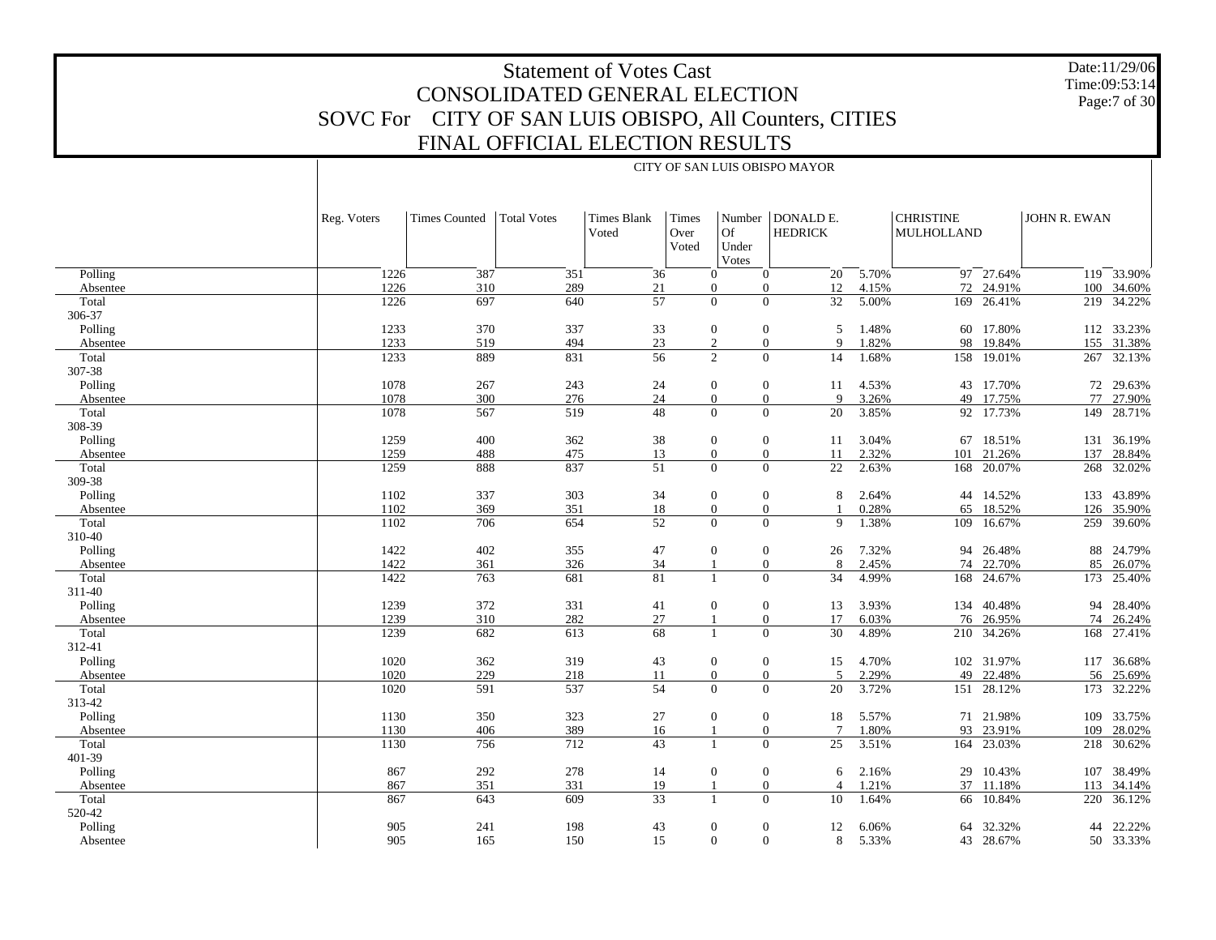# Statement of Votes Cast
## CONSOLIDATED GENERAL ELECTION
## SOVC For CITY OF SAN LUIS OBISPO, All Counters, CITIES
## FINAL OFFICIAL ELECTION RESULTS

Date:11/29/06
Time:09:53:14

CITY OF SAN LUIS OBISPO MAYOR

| | Reg. Voters | Times Counted | Total Votes | Times Blank Voted | Times Over Voted | Number Of Under Votes | DONALD E. HEDRICK | | CHRISTINE MULHOLLAND | | JOHN R. EWAN | |
|---|---|---|---|---|---|---|---|---|---|---|---|---|
| Polling | 1226 | 387 | 351 | 36 | 0 | 0 | 20 | 5.70% | 97 | 27.64% | 119 | 33.90% |
| Absentee | 1226 | 310 | 289 | 21 | 0 | 0 | 12 | 4.15% | 72 | 24.91% | 100 | 34.60% |
| Total | 1226 | 697 | 640 | 57 | 0 | 0 | 32 | 5.00% | 169 | 26.41% | 219 | 34.22% |
| 306-37 | | | | | | | | | | | | |
| Polling | 1233 | 370 | 337 | 33 | 0 | 0 | 5 | 1.48% | 60 | 17.80% | 112 | 33.23% |
| Absentee | 1233 | 519 | 494 | 23 | 2 | 0 | 9 | 1.82% | 98 | 19.84% | 155 | 31.38% |
| Total | 1233 | 889 | 831 | 56 | 2 | 0 | 14 | 1.68% | 158 | 19.01% | 267 | 32.13% |
| 307-38 | | | | | | | | | | | | |
| Polling | 1078 | 267 | 243 | 24 | 0 | 0 | 11 | 4.53% | 43 | 17.70% | 72 | 29.63% |
| Absentee | 1078 | 300 | 276 | 24 | 0 | 0 | 9 | 3.26% | 49 | 17.75% | 77 | 27.90% |
| Total | 1078 | 567 | 519 | 48 | 0 | 0 | 20 | 3.85% | 92 | 17.73% | 149 | 28.71% |
| 308-39 | | | | | | | | | | | | |
| Polling | 1259 | 400 | 362 | 38 | 0 | 0 | 11 | 3.04% | 67 | 18.51% | 131 | 36.19% |
| Absentee | 1259 | 488 | 475 | 13 | 0 | 0 | 11 | 2.32% | 101 | 21.26% | 137 | 28.84% |
| Total | 1259 | 888 | 837 | 51 | 0 | 0 | 22 | 2.63% | 168 | 20.07% | 268 | 32.02% |
| 309-38 | | | | | | | | | | | | |
| Polling | 1102 | 337 | 303 | 34 | 0 | 0 | 8 | 2.64% | 44 | 14.52% | 133 | 43.89% |
| Absentee | 1102 | 369 | 351 | 18 | 0 | 0 | 1 | 0.28% | 65 | 18.52% | 126 | 35.90% |
| Total | 1102 | 706 | 654 | 52 | 0 | 0 | 9 | 1.38% | 109 | 16.67% | 259 | 39.60% |
| 310-40 | | | | | | | | | | | | |
| Polling | 1422 | 402 | 355 | 47 | 0 | 0 | 26 | 7.32% | 94 | 26.48% | 88 | 24.79% |
| Absentee | 1422 | 361 | 326 | 34 | 1 | 0 | 8 | 2.45% | 74 | 22.70% | 85 | 26.07% |
| Total | 1422 | 763 | 681 | 81 | 1 | 0 | 34 | 4.99% | 168 | 24.67% | 173 | 25.40% |
| 311-40 | | | | | | | | | | | | |
| Polling | 1239 | 372 | 331 | 41 | 0 | 0 | 13 | 3.93% | 134 | 40.48% | 94 | 28.40% |
| Absentee | 1239 | 310 | 282 | 27 | 1 | 0 | 17 | 6.03% | 76 | 26.95% | 74 | 26.24% |
| Total | 1239 | 682 | 613 | 68 | 1 | 0 | 30 | 4.89% | 210 | 34.26% | 168 | 27.41% |
| 312-41 | | | | | | | | | | | | |
| Polling | 1020 | 362 | 319 | 43 | 0 | 0 | 15 | 4.70% | 102 | 31.97% | 117 | 36.68% |
| Absentee | 1020 | 229 | 218 | 11 | 0 | 0 | 5 | 2.29% | 49 | 22.48% | 56 | 25.69% |
| Total | 1020 | 591 | 537 | 54 | 0 | 0 | 20 | 3.72% | 151 | 28.12% | 173 | 32.22% |
| 313-42 | | | | | | | | | | | | |
| Polling | 1130 | 350 | 323 | 27 | 0 | 0 | 18 | 5.57% | 71 | 21.98% | 109 | 33.75% |
| Absentee | 1130 | 406 | 389 | 16 | 1 | 0 | 7 | 1.80% | 93 | 23.91% | 109 | 28.02% |
| Total | 1130 | 756 | 712 | 43 | 1 | 0 | 25 | 3.51% | 164 | 23.03% | 218 | 30.62% |
| 401-39 | | | | | | | | | | | | |
| Polling | 867 | 292 | 278 | 14 | 0 | 0 | 6 | 2.16% | 29 | 10.43% | 107 | 38.49% |
| Absentee | 867 | 351 | 331 | 19 | 1 | 0 | 4 | 1.21% | 37 | 11.18% | 113 | 34.14% |
| Total | 867 | 643 | 609 | 33 | 1 | 0 | 10 | 1.64% | 66 | 10.84% | 220 | 36.12% |
| 520-42 | | | | | | | | | | | | |
| Polling | 905 | 241 | 198 | 43 | 0 | 0 | 12 | 6.06% | 64 | 32.32% | 44 | 22.22% |
| Absentee | 905 | 165 | 150 | 15 | 0 | 0 | 8 | 5.33% | 43 | 28.67% | 50 | 33.33% |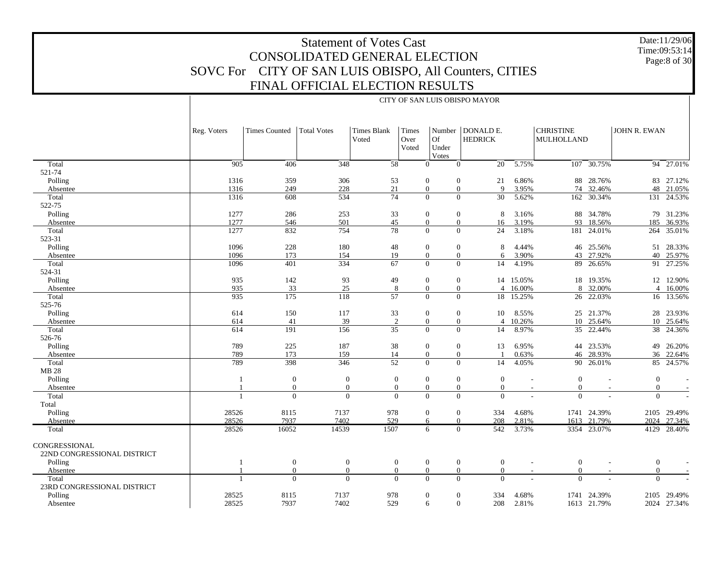# Statement of Votes Cast
## CONSOLIDATED GENERAL ELECTION
## SOVC For CITY OF SAN LUIS OBISPO, All Counters, CITIES
## FINAL OFFICIAL ELECTION RESULTS

Date:11/29/06
Time:09:53:14

CITY OF SAN LUIS OBISPO MAYOR

| | Reg. Voters | Times Counted | Total Votes | Times Blank Voted | Times Over Voted | Number Of Under Votes | DONALD E. HEDRICK | | CHRISTINE MULHOLLAND | | JOHN R. EWAN | |
|---|---|---|---|---|---|---|---|---|---|---|---|---|
| Total | 905 | 406 | 348 | 58 | 0 | 0 | 20 | 5.75% | 107 | 30.75% | 94 | 27.01% |
| 521-74 | | | | | | | | | | | | |
| Polling | 1316 | 359 | 306 | 53 | 0 | 0 | 21 | 6.86% | 88 | 28.76% | 83 | 27.12% |
| Absentee | 1316 | 249 | 228 | 21 | 0 | 0 | 9 | 3.95% | 74 | 32.46% | 48 | 21.05% |
| Total | 1316 | 608 | 534 | 74 | 0 | 0 | 30 | 5.62% | 162 | 30.34% | 131 | 24.53% |
| 522-75 | | | | | | | | | | | | |
| Polling | 1277 | 286 | 253 | 33 | 0 | 0 | 8 | 3.16% | 88 | 34.78% | 79 | 31.23% |
| Absentee | 1277 | 546 | 501 | 45 | 0 | 0 | 16 | 3.19% | 93 | 18.56% | 185 | 36.93% |
| Total | 1277 | 832 | 754 | 78 | 0 | 0 | 24 | 3.18% | 181 | 24.01% | 264 | 35.01% |
| 523-31 | | | | | | | | | | | | |
| Polling | 1096 | 228 | 180 | 48 | 0 | 0 | 8 | 4.44% | 46 | 25.56% | 51 | 28.33% |
| Absentee | 1096 | 173 | 154 | 19 | 0 | 0 | 6 | 3.90% | 43 | 27.92% | 40 | 25.97% |
| Total | 1096 | 401 | 334 | 67 | 0 | 0 | 14 | 4.19% | 89 | 26.65% | 91 | 27.25% |
| 524-31 | | | | | | | | | | | | |
| Polling | 935 | 142 | 93 | 49 | 0 | 0 | 14 | 15.05% | 18 | 19.35% | 12 | 12.90% |
| Absentee | 935 | 33 | 25 | 8 | 0 | 0 | 4 | 16.00% | 8 | 32.00% | 4 | 16.00% |
| Total | 935 | 175 | 118 | 57 | 0 | 0 | 18 | 15.25% | 26 | 22.03% | 16 | 13.56% |
| 525-76 | | | | | | | | | | | | |
| Polling | 614 | 150 | 117 | 33 | 0 | 0 | 10 | 8.55% | 25 | 21.37% | 28 | 23.93% |
| Absentee | 614 | 41 | 39 | 2 | 0 | 0 | 4 | 10.26% | 10 | 25.64% | 10 | 25.64% |
| Total | 614 | 191 | 156 | 35 | 0 | 0 | 14 | 8.97% | 35 | 22.44% | 38 | 24.36% |
| 526-76 | | | | | | | | | | | | |
| Polling | 789 | 225 | 187 | 38 | 0 | 0 | 13 | 6.95% | 44 | 23.53% | 49 | 26.20% |
| Absentee | 789 | 173 | 159 | 14 | 0 | 0 | 1 | 0.63% | 46 | 28.93% | 36 | 22.64% |
| Total | 789 | 398 | 346 | 52 | 0 | 0 | 14 | 4.05% | 90 | 26.01% | 85 | 24.57% |
| MB 28 | | | | | | | | | | | | |
| Polling | 1 | 0 | 0 | 0 | 0 | 0 | 0 | - | 0 | - | 0 | - |
| Absentee | 1 | 0 | 0 | 0 | 0 | 0 | 0 | - | 0 | - | 0 | - |
| Total | 1 | 0 | 0 | 0 | 0 | 0 | 0 | - | 0 | - | 0 | - |
| Total | | | | | | | | | | | | |
| Polling | 28526 | 8115 | 7137 | 978 | 0 | 0 | 334 | 4.68% | 1741 | 24.39% | 2105 | 29.49% |
| Absentee | 28526 | 7937 | 7402 | 529 | 6 | 0 | 208 | 2.81% | 1613 | 21.79% | 2024 | 27.34% |
| Total | 28526 | 16052 | 14539 | 1507 | 6 | 0 | 542 | 3.73% | 3354 | 23.07% | 4129 | 28.40% |
| CONGRESSIONAL | | | | | | | | | | | | |
| 22ND CONGRESSIONAL DISTRICT | | | | | | | | | | | | |
| Polling | 1 | 0 | 0 | 0 | 0 | 0 | 0 | - | 0 | - | 0 | - |
| Absentee | 1 | 0 | 0 | 0 | 0 | 0 | 0 | - | 0 | - | 0 | - |
| Total | 1 | 0 | 0 | 0 | 0 | 0 | 0 | - | 0 | - | 0 | - |
| 23RD CONGRESSIONAL DISTRICT | | | | | | | | | | | | |
| Polling | 28525 | 8115 | 7137 | 978 | 0 | 0 | 334 | 4.68% | 1741 | 24.39% | 2105 | 29.49% |
| Absentee | 28525 | 7937 | 7402 | 529 | 6 | 0 | 208 | 2.81% | 1613 | 21.79% | 2024 | 27.34% |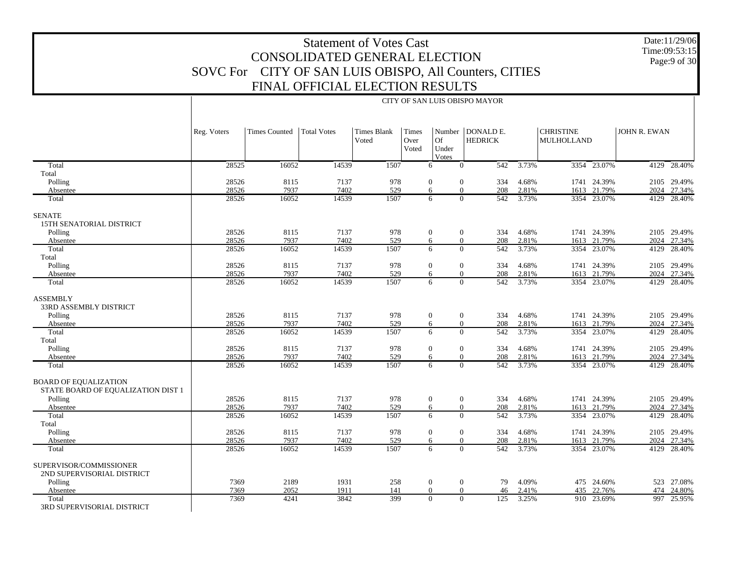# Statement of Votes Cast
## CONSOLIDATED GENERAL ELECTION
## SOVC For CITY OF SAN LUIS OBISPO, All Counters, CITIES
## FINAL OFFICIAL ELECTION RESULTS

Date:11/29/06
Time:09:53:15

CITY OF SAN LUIS OBISPO MAYOR

| | Reg. Voters | Times Counted | Total Votes | Times Blank Voted | Times Over Voted | Number Of Under Votes | DONALD E. HEDRICK | | CHRISTINE MULHOLLAND | | JOHN R. EWAN | |
|---|---|---|---|---|---|---|---|---|---|---|---|---|
| Total | 28525 | 16052 | 14539 | 1507 | 6 | 0 | 542 | 3.73% | 3354 | 23.07% | 4129 | 28.40% |
| Total | | | | | | | | | | | | |
| Polling | 28526 | 8115 | 7137 | 978 | 0 | 0 | 334 | 4.68% | 1741 | 24.39% | 2105 | 29.49% |
| Absentee | 28526 | 7937 | 7402 | 529 | 6 | 0 | 208 | 2.81% | 1613 | 21.79% | 2024 | 27.34% |
| Total | 28526 | 16052 | 14539 | 1507 | 6 | 0 | 542 | 3.73% | 3354 | 23.07% | 4129 | 28.40% |
| SENATE | | | | | | | | | | | | |
| 15TH SENATORIAL DISTRICT | | | | | | | | | | | | |
| Polling | 28526 | 8115 | 7137 | 978 | 0 | 0 | 334 | 4.68% | 1741 | 24.39% | 2105 | 29.49% |
| Absentee | 28526 | 7937 | 7402 | 529 | 6 | 0 | 208 | 2.81% | 1613 | 21.79% | 2024 | 27.34% |
| Total | 28526 | 16052 | 14539 | 1507 | 6 | 0 | 542 | 3.73% | 3354 | 23.07% | 4129 | 28.40% |
| Total | | | | | | | | | | | | |
| Polling | 28526 | 8115 | 7137 | 978 | 0 | 0 | 334 | 4.68% | 1741 | 24.39% | 2105 | 29.49% |
| Absentee | 28526 | 7937 | 7402 | 529 | 6 | 0 | 208 | 2.81% | 1613 | 21.79% | 2024 | 27.34% |
| Total | 28526 | 16052 | 14539 | 1507 | 6 | 0 | 542 | 3.73% | 3354 | 23.07% | 4129 | 28.40% |
| ASSEMBLY | | | | | | | | | | | | |
| 33RD ASSEMBLY DISTRICT | | | | | | | | | | | | |
| Polling | 28526 | 8115 | 7137 | 978 | 0 | 0 | 334 | 4.68% | 1741 | 24.39% | 2105 | 29.49% |
| Absentee | 28526 | 7937 | 7402 | 529 | 6 | 0 | 208 | 2.81% | 1613 | 21.79% | 2024 | 27.34% |
| Total | 28526 | 16052 | 14539 | 1507 | 6 | 0 | 542 | 3.73% | 3354 | 23.07% | 4129 | 28.40% |
| Total | | | | | | | | | | | | |
| Polling | 28526 | 8115 | 7137 | 978 | 0 | 0 | 334 | 4.68% | 1741 | 24.39% | 2105 | 29.49% |
| Absentee | 28526 | 7937 | 7402 | 529 | 6 | 0 | 208 | 2.81% | 1613 | 21.79% | 2024 | 27.34% |
| Total | 28526 | 16052 | 14539 | 1507 | 6 | 0 | 542 | 3.73% | 3354 | 23.07% | 4129 | 28.40% |
| BOARD OF EQUALIZATION | | | | | | | | | | | | |
| STATE BOARD OF EQUALIZATION DIST 1 | | | | | | | | | | | | |
| Polling | 28526 | 8115 | 7137 | 978 | 0 | 0 | 334 | 4.68% | 1741 | 24.39% | 2105 | 29.49% |
| Absentee | 28526 | 7937 | 7402 | 529 | 6 | 0 | 208 | 2.81% | 1613 | 21.79% | 2024 | 27.34% |
| Total | 28526 | 16052 | 14539 | 1507 | 6 | 0 | 542 | 3.73% | 3354 | 23.07% | 4129 | 28.40% |
| Total | | | | | | | | | | | | |
| Polling | 28526 | 8115 | 7137 | 978 | 0 | 0 | 334 | 4.68% | 1741 | 24.39% | 2105 | 29.49% |
| Absentee | 28526 | 7937 | 7402 | 529 | 6 | 0 | 208 | 2.81% | 1613 | 21.79% | 2024 | 27.34% |
| Total | 28526 | 16052 | 14539 | 1507 | 6 | 0 | 542 | 3.73% | 3354 | 23.07% | 4129 | 28.40% |
| SUPERVISOR/COMMISSIONER | | | | | | | | | | | | |
| 2ND SUPERVISORIAL DISTRICT | | | | | | | | | | | | |
| Polling | 7369 | 2189 | 1931 | 258 | 0 | 0 | 79 | 4.09% | 475 | 24.60% | 523 | 27.08% |
| Absentee | 7369 | 2052 | 1911 | 141 | 0 | 0 | 46 | 2.41% | 435 | 22.76% | 474 | 24.80% |
| Total | 7369 | 4241 | 3842 | 399 | 0 | 0 | 125 | 3.25% | 910 | 23.69% | 997 | 25.95% |
| 3RD SUPERVISORIAL DISTRICT | | | | | | | | | | | | |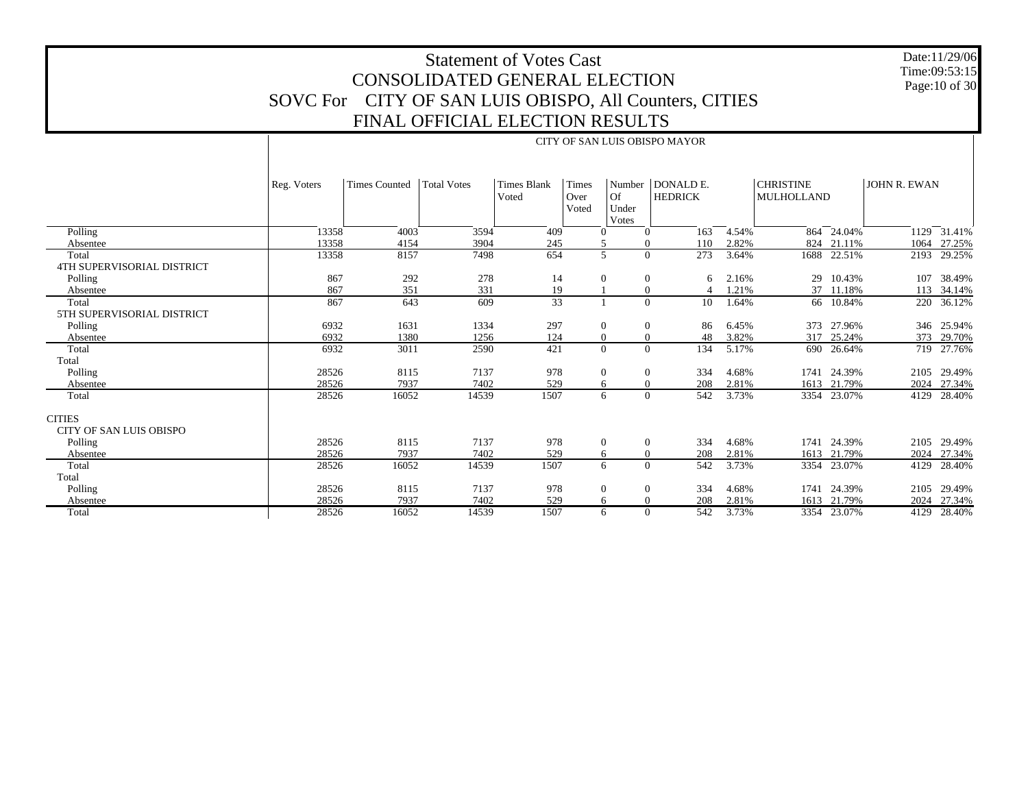# Statement of Votes Cast
## CONSOLIDATED GENERAL ELECTION
## SOVC For CITY OF SAN LUIS OBISPO, All Counters, CITIES
## FINAL OFFICIAL ELECTION RESULTS

Date:11/29/06
Time:09:53:15

| | CITY OF SAN LUIS OBISPO MAYOR | | | | | | | | | | | |
|---|---|---|---|---|---|---|---|---|---|---|---|---|
| | Reg. Voters | Times Counted | Total Votes | Times Blank Voted | Times Over Voted | Number Of Under Votes | DONALD E. HEDRICK | | CHRISTINE MULHOLLAND | | JOHN R. EWAN | |
| Polling | 13358 | 4003 | 3594 | 409 | 0 | 0 | 163 | 4.54% | 864 | 24.04% | 1129 | 31.41% |
| Absentee | 13358 | 4154 | 3904 | 245 | 5 | 0 | 110 | 2.82% | 824 | 21.11% | 1064 | 27.25% |
| Total | 13358 | 8157 | 7498 | 654 | 5 | 0 | 273 | 3.64% | 1688 | 22.51% | 2193 | 29.25% |
| 4TH SUPERVISORIAL DISTRICT | | | | | | | | | | | | |
| Polling | 867 | 292 | 278 | 14 | 0 | 0 | 6 | 2.16% | 29 | 10.43% | 107 | 38.49% |
| Absentee | 867 | 351 | 331 | 19 | 1 | 0 | 4 | 1.21% | 37 | 11.18% | 113 | 34.14% |
| Total | 867 | 643 | 609 | 33 | 1 | 0 | 10 | 1.64% | 66 | 10.84% | 220 | 36.12% |
| 5TH SUPERVISORIAL DISTRICT | | | | | | | | | | | | |
| Polling | 6932 | 1631 | 1334 | 297 | 0 | 0 | 86 | 6.45% | 373 | 27.96% | 346 | 25.94% |
| Absentee | 6932 | 1380 | 1256 | 124 | 0 | 0 | 48 | 3.82% | 317 | 25.24% | 373 | 29.70% |
| Total | 6932 | 3011 | 2590 | 421 | 0 | 0 | 134 | 5.17% | 690 | 26.64% | 719 | 27.76% |
| Total | | | | | | | | | | | | |
| Polling | 28526 | 8115 | 7137 | 978 | 0 | 0 | 334 | 4.68% | 1741 | 24.39% | 2105 | 29.49% |
| Absentee | 28526 | 7937 | 7402 | 529 | 6 | 0 | 208 | 2.81% | 1613 | 21.79% | 2024 | 27.34% |
| Total | 28526 | 16052 | 14539 | 1507 | 6 | 0 | 542 | 3.73% | 3354 | 23.07% | 4129 | 28.40% |
| CITIES | | | | | | | | | | | | |
| CITY OF SAN LUIS OBISPO | | | | | | | | | | | | |
| Polling | 28526 | 8115 | 7137 | 978 | 0 | 0 | 334 | 4.68% | 1741 | 24.39% | 2105 | 29.49% |
| Absentee | 28526 | 7937 | 7402 | 529 | 6 | 0 | 208 | 2.81% | 1613 | 21.79% | 2024 | 27.34% |
| Total | 28526 | 16052 | 14539 | 1507 | 6 | 0 | 542 | 3.73% | 3354 | 23.07% | 4129 | 28.40% |
| Total | | | | | | | | | | | | |
| Polling | 28526 | 8115 | 7137 | 978 | 0 | 0 | 334 | 4.68% | 1741 | 24.39% | 2105 | 29.49% |
| Absentee | 28526 | 7937 | 7402 | 529 | 6 | 0 | 208 | 2.81% | 1613 | 21.79% | 2024 | 27.34% |
| Total | 28526 | 16052 | 14539 | 1507 | 6 | 0 | 542 | 3.73% | 3354 | 23.07% | 4129 | 28.40% |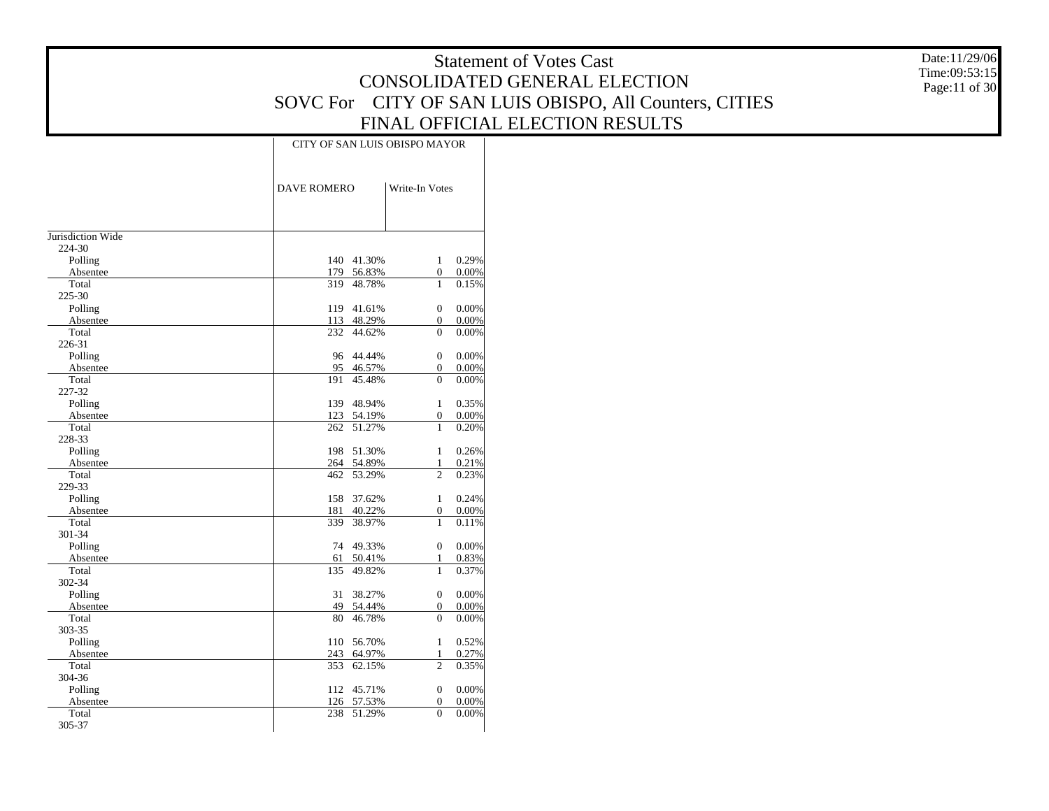# Statement of Votes Cast
# CONSOLIDATED GENERAL ELECTION
# SOVC For CITY OF SAN LUIS OBISPO, All Counters, CITIES
# FINAL OFFICIAL ELECTION RESULTS

Date:11/29/06
Time:09:53:15

| | CITY OF SAN LUIS OBISPO MAYOR | | | |
|---|---|---|---|---|
| | DAVE ROMERO | | Write-In Votes | |
| Jurisdiction Wide | | | | |
| 224-30 | | | | |
| Polling | 140 | 41.30% | 1 | 0.29% |
| Absentee | 179 | 56.83% | 0 | 0.00% |
| Total | 319 | 48.78% | 1 | 0.15% |
| 225-30 | | | | |
| Polling | 119 | 41.61% | 0 | 0.00% |
| Absentee | 113 | 48.29% | 0 | 0.00% |
| Total | 232 | 44.62% | 0 | 0.00% |
| 226-31 | | | | |
| Polling | 96 | 44.44% | 0 | 0.00% |
| Absentee | 95 | 46.57% | 0 | 0.00% |
| Total | 191 | 45.48% | 0 | 0.00% |
| 227-32 | | | | |
| Polling | 139 | 48.94% | 1 | 0.35% |
| Absentee | 123 | 54.19% | 0 | 0.00% |
| Total | 262 | 51.27% | 1 | 0.20% |
| 228-33 | | | | |
| Polling | 198 | 51.30% | 1 | 0.26% |
| Absentee | 264 | 54.89% | 1 | 0.21% |
| Total | 462 | 53.29% | 2 | 0.23% |
| 229-33 | | | | |
| Polling | 158 | 37.62% | 1 | 0.24% |
| Absentee | 181 | 40.22% | 0 | 0.00% |
| Total | 339 | 38.97% | 1 | 0.11% |
| 301-34 | | | | |
| Polling | 74 | 49.33% | 0 | 0.00% |
| Absentee | 61 | 50.41% | 1 | 0.83% |
| Total | 135 | 49.82% | 1 | 0.37% |
| 302-34 | | | | |
| Polling | 31 | 38.27% | 0 | 0.00% |
| Absentee | 49 | 54.44% | 0 | 0.00% |
| Total | 80 | 46.78% | 0 | 0.00% |
| 303-35 | | | | |
| Polling | 110 | 56.70% | 1 | 0.52% |
| Absentee | 243 | 64.97% | 1 | 0.27% |
| Total | 353 | 62.15% | 2 | 0.35% |
| 304-36 | | | | |
| Polling | 112 | 45.71% | 0 | 0.00% |
| Absentee | 126 | 57.53% | 0 | 0.00% |
| Total | 238 | 51.29% | 0 | 0.00% |
| 305-37 | | | | |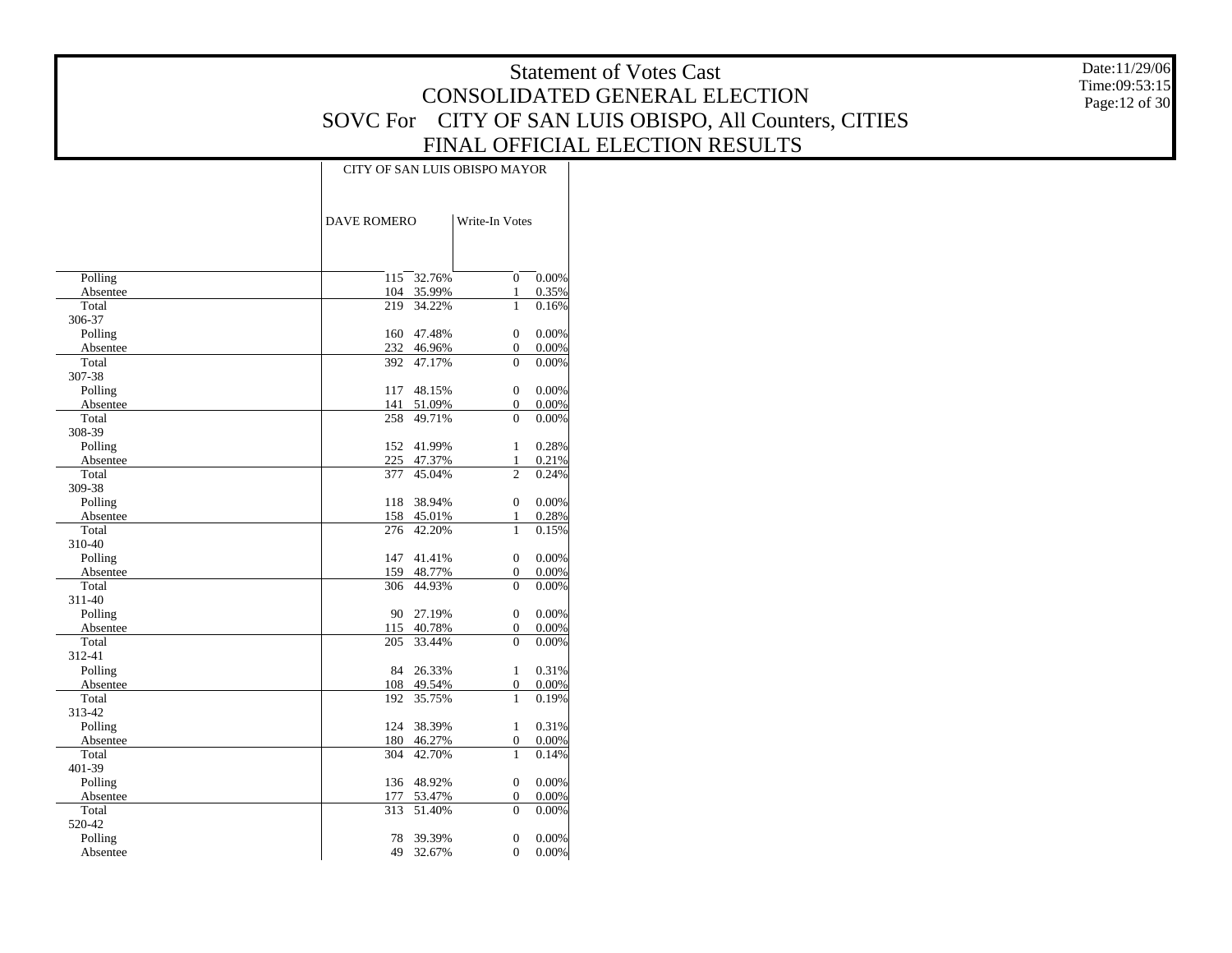# Statement of Votes Cast
## CONSOLIDATED GENERAL ELECTION
## SOVC For CITY OF SAN LUIS OBISPO, All Counters, CITIES
## FINAL OFFICIAL ELECTION RESULTS

Date:11/29/06
Time:09:53:15

| | CITY OF SAN LUIS OBISPO MAYOR | | | |
|---|---|---|---|---|
| | DAVE ROMERO | | Write-In Votes | |
| Polling | 115 | 32.76% | 0 | 0.00% |
| Absentee | 104 | 35.99% | 1 | 0.35% |
| Total | 219 | 34.22% | 1 | 0.16% |
| 306-37 | | | | |
| Polling | 160 | 47.48% | 0 | 0.00% |
| Absentee | 232 | 46.96% | 0 | 0.00% |
| Total | 392 | 47.17% | 0 | 0.00% |
| 307-38 | | | | |
| Polling | 117 | 48.15% | 0 | 0.00% |
| Absentee | 141 | 51.09% | 0 | 0.00% |
| Total | 258 | 49.71% | 0 | 0.00% |
| 308-39 | | | | |
| Polling | 152 | 41.99% | 1 | 0.28% |
| Absentee | 225 | 47.37% | 1 | 0.21% |
| Total | 377 | 45.04% | 2 | 0.24% |
| 309-38 | | | | |
| Polling | 118 | 38.94% | 0 | 0.00% |
| Absentee | 158 | 45.01% | 1 | 0.28% |
| Total | 276 | 42.20% | 1 | 0.15% |
| 310-40 | | | | |
| Polling | 147 | 41.41% | 0 | 0.00% |
| Absentee | 159 | 48.77% | 0 | 0.00% |
| Total | 306 | 44.93% | 0 | 0.00% |
| 311-40 | | | | |
| Polling | 90 | 27.19% | 0 | 0.00% |
| Absentee | 115 | 40.78% | 0 | 0.00% |
| Total | 205 | 33.44% | 0 | 0.00% |
| 312-41 | | | | |
| Polling | 84 | 26.33% | 1 | 0.31% |
| Absentee | 108 | 49.54% | 0 | 0.00% |
| Total | 192 | 35.75% | 1 | 0.19% |
| 313-42 | | | | |
| Polling | 124 | 38.39% | 1 | 0.31% |
| Absentee | 180 | 46.27% | 0 | 0.00% |
| Total | 304 | 42.70% | 1 | 0.14% |
| 401-39 | | | | |
| Polling | 136 | 48.92% | 0 | 0.00% |
| Absentee | 177 | 53.47% | 0 | 0.00% |
| Total | 313 | 51.40% | 0 | 0.00% |
| 520-42 | | | | |
| Polling | 78 | 39.39% | 0 | 0.00% |
| Absentee | 49 | 32.67% | 0 | 0.00% |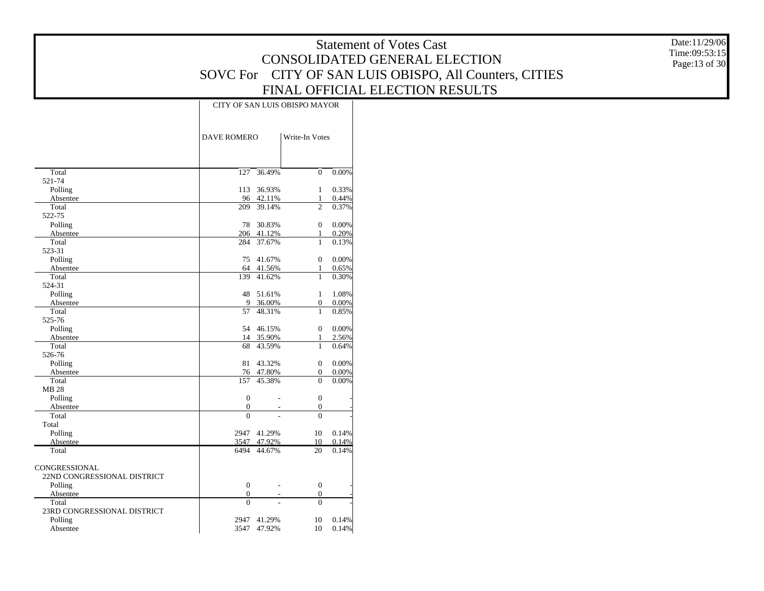# Statement of Votes Cast
## CONSOLIDATED GENERAL ELECTION
## SOVC For CITY OF SAN LUIS OBISPO, All Counters, CITIES
## FINAL OFFICIAL ELECTION RESULTS

Date:11/29/06
Time:09:53:15

| | CITY OF SAN LUIS OBISPO MAYOR | | | |
|---|---|---|---|---|
| | DAVE ROMERO | | Write-In Votes | |
| Total | 127 | 36.49% | 0 | 0.00% |
| 521-74 | | | | |
| Polling | 113 | 36.93% | 1 | 0.33% |
| Absentee | 96 | 42.11% | 1 | 0.44% |
| Total | 209 | 39.14% | 2 | 0.37% |
| 522-75 | | | | |
| Polling | 78 | 30.83% | 0 | 0.00% |
| Absentee | 206 | 41.12% | 1 | 0.20% |
| Total | 284 | 37.67% | 1 | 0.13% |
| 523-31 | | | | |
| Polling | 75 | 41.67% | 0 | 0.00% |
| Absentee | 64 | 41.56% | 1 | 0.65% |
| Total | 139 | 41.62% | 1 | 0.30% |
| 524-31 | | | | |
| Polling | 48 | 51.61% | 1 | 1.08% |
| Absentee | 9 | 36.00% | 0 | 0.00% |
| Total | 57 | 48.31% | 1 | 0.85% |
| 525-76 | | | | |
| Polling | 54 | 46.15% | 0 | 0.00% |
| Absentee | 14 | 35.90% | 1 | 2.56% |
| Total | 68 | 43.59% | 1 | 0.64% |
| 526-76 | | | | |
| Polling | 81 | 43.32% | 0 | 0.00% |
| Absentee | 76 | 47.80% | 0 | 0.00% |
| Total | 157 | 45.38% | 0 | 0.00% |
| MB 28 | | | | |
| Polling | 0 | - | 0 | - |
| Absentee | 0 | - | 0 | - |
| Total | 0 | - | 0 | - |
| Total | | | | |
| Polling | 2947 | 41.29% | 10 | 0.14% |
| Absentee | 3547 | 47.92% | 10 | 0.14% |
| Total | 6494 | 44.67% | 20 | 0.14% |
| CONGRESSIONAL | | | | |
| 22ND CONGRESSIONAL DISTRICT | | | | |
| Polling | 0 | - | 0 | - |
| Absentee | 0 | - | 0 | - |
| Total | 0 | - | 0 | - |
| 23RD CONGRESSIONAL DISTRICT | | | | |
| Polling | 2947 | 41.29% | 10 | 0.14% |
| Absentee | 3547 | 47.92% | 10 | 0.14% |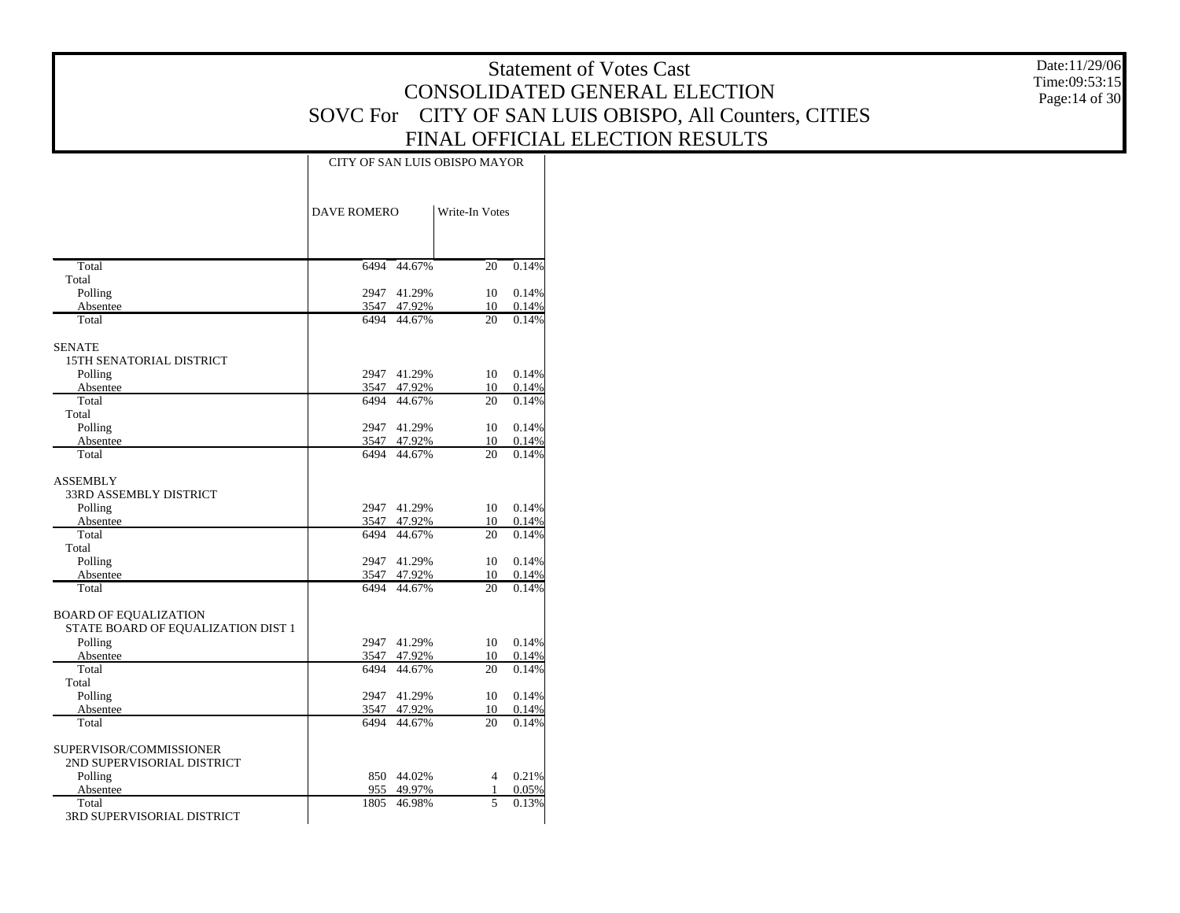# Statement of Votes Cast
## CONSOLIDATED GENERAL ELECTION
## SOVC For CITY OF SAN LUIS OBISPO, All Counters, CITIES
## FINAL OFFICIAL ELECTION RESULTS

Date:11/29/06
Time:09:53:15

| | CITY OF SAN LUIS OBISPO MAYOR | | | |
|---|---|---|---|---|
| | DAVE ROMERO | | Write-In Votes | |
| Total | 6494 | 44.67% | 20 | 0.14% |
| Total | | | | |
| Polling | 2947 | 41.29% | 10 | 0.14% |
| Absentee | 3547 | 47.92% | 10 | 0.14% |
| Total | 6494 | 44.67% | 20 | 0.14% |
| SENATE | | | | |
| 15TH SENATORIAL DISTRICT | | | | |
| Polling | 2947 | 41.29% | 10 | 0.14% |
| Absentee | 3547 | 47.92% | 10 | 0.14% |
| Total | 6494 | 44.67% | 20 | 0.14% |
| Total | | | | |
| Polling | 2947 | 41.29% | 10 | 0.14% |
| Absentee | 3547 | 47.92% | 10 | 0.14% |
| Total | 6494 | 44.67% | 20 | 0.14% |
| ASSEMBLY | | | | |
| 33RD ASSEMBLY DISTRICT | | | | |
| Polling | 2947 | 41.29% | 10 | 0.14% |
| Absentee | 3547 | 47.92% | 10 | 0.14% |
| Total | 6494 | 44.67% | 20 | 0.14% |
| Total | | | | |
| Polling | 2947 | 41.29% | 10 | 0.14% |
| Absentee | 3547 | 47.92% | 10 | 0.14% |
| Total | 6494 | 44.67% | 20 | 0.14% |
| BOARD OF EQUALIZATION | | | | |
| STATE BOARD OF EQUALIZATION DIST 1 | | | | |
| Polling | 2947 | 41.29% | 10 | 0.14% |
| Absentee | 3547 | 47.92% | 10 | 0.14% |
| Total | 6494 | 44.67% | 20 | 0.14% |
| Total | | | | |
| Polling | 2947 | 41.29% | 10 | 0.14% |
| Absentee | 3547 | 47.92% | 10 | 0.14% |
| Total | 6494 | 44.67% | 20 | 0.14% |
| SUPERVISOR/COMMISSIONER | | | | |
| 2ND SUPERVISORIAL DISTRICT | | | | |
| Polling | 850 | 44.02% | 4 | 0.21% |
| Absentee | 955 | 49.97% | 1 | 0.05% |
| Total | 1805 | 46.98% | 5 | 0.13% |
| 3RD SUPERVISORIAL DISTRICT | | | | |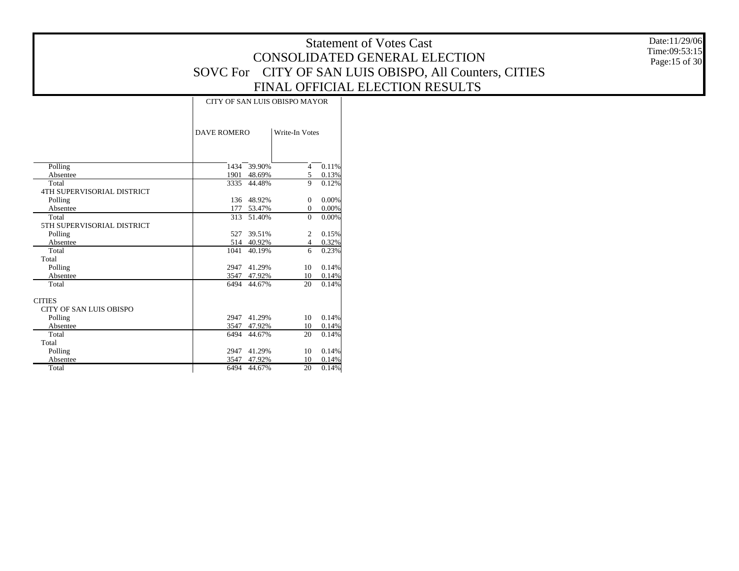# Statement of Votes Cast
## CONSOLIDATED GENERAL ELECTION
## SOVC For CITY OF SAN LUIS OBISPO, All Counters, CITIES
## FINAL OFFICIAL ELECTION RESULTS

Date:11/29/06
Time:09:53:15

| | CITY OF SAN LUIS OBISPO MAYOR | | | |
|---|---|---|---|---|
| | DAVE ROMERO | | Write-In Votes | |
| Polling | 1434 | 39.90% | 4 | 0.11% |
| Absentee | 1901 | 48.69% | 5 | 0.13% |
| Total | 3335 | 44.48% | 9 | 0.12% |
| 4TH SUPERVISORIAL DISTRICT | | | | |
| Polling | 136 | 48.92% | 0 | 0.00% |
| Absentee | 177 | 53.47% | 0 | 0.00% |
| Total | 313 | 51.40% | 0 | 0.00% |
| 5TH SUPERVISORIAL DISTRICT | | | | |
| Polling | 527 | 39.51% | 2 | 0.15% |
| Absentee | 514 | 40.92% | 4 | 0.32% |
| Total | 1041 | 40.19% | 6 | 0.23% |
| Total | | | | |
| Polling | 2947 | 41.29% | 10 | 0.14% |
| Absentee | 3547 | 47.92% | 10 | 0.14% |
| Total | 6494 | 44.67% | 20 | 0.14% |
| CITIES | | | | |
| CITY OF SAN LUIS OBISPO | | | | |
| Polling | 2947 | 41.29% | 10 | 0.14% |
| Absentee | 3547 | 47.92% | 10 | 0.14% |
| Total | 6494 | 44.67% | 20 | 0.14% |
| Total | | | | |
| Polling | 2947 | 41.29% | 10 | 0.14% |
| Absentee | 3547 | 47.92% | 10 | 0.14% |
| Total | 6494 | 44.67% | 20 | 0.14% |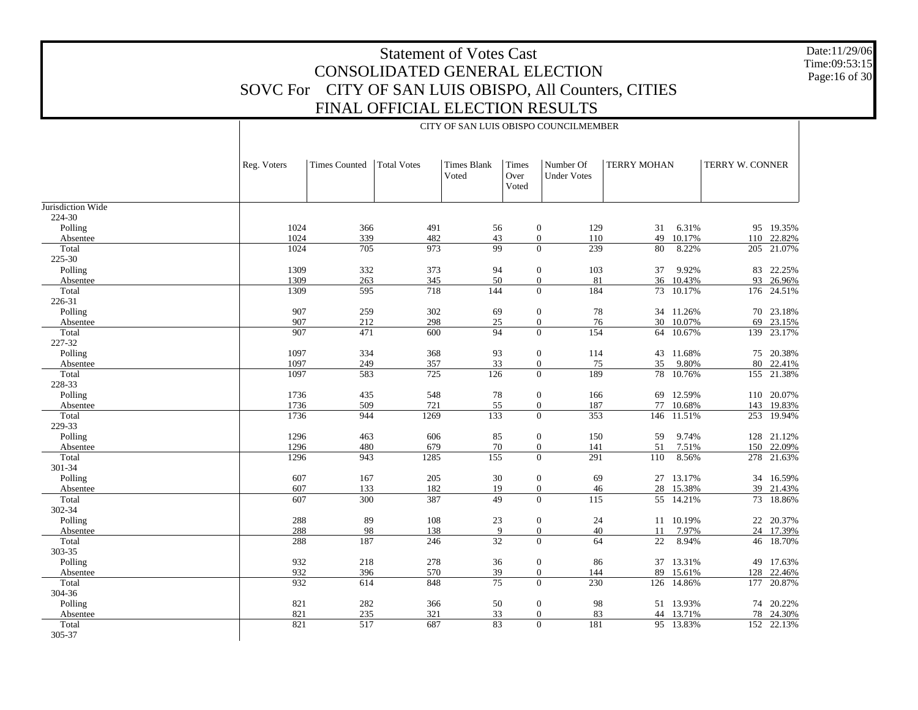# Statement of Votes Cast
## CONSOLIDATED GENERAL ELECTION
## SOVC For CITY OF SAN LUIS OBISPO, All Counters, CITIES
## FINAL OFFICIAL ELECTION RESULTS

Date:11/29/06
Time:09:53:15

CITY OF SAN LUIS OBISPO COUNCILMEMBER

| | Reg. Voters | Times Counted | Total Votes | Times Blank Voted | Times Over Voted | Number Of Under Votes | TERRY MOHAN | | TERRY W. CONNER | |
|---|---|---|---|---|---|---|---|---|---|---|
| Jurisdiction Wide | | | | | | | | | | |
| 224-30 | | | | | | | | | | |
| Polling | 1024 | 366 | 491 | 56 | 0 | 129 | 31 | 6.31% | 95 | 19.35% |
| Absentee | 1024 | 339 | 482 | 43 | 0 | 110 | 49 | 10.17% | 110 | 22.82% |
| Total | 1024 | 705 | 973 | 99 | 0 | 239 | 80 | 8.22% | 205 | 21.07% |
| 225-30 | | | | | | | | | | |
| Polling | 1309 | 332 | 373 | 94 | 0 | 103 | 37 | 9.92% | 83 | 22.25% |
| Absentee | 1309 | 263 | 345 | 50 | 0 | 81 | 36 | 10.43% | 93 | 26.96% |
| Total | 1309 | 595 | 718 | 144 | 0 | 184 | 73 | 10.17% | 176 | 24.51% |
| 226-31 | | | | | | | | | | |
| Polling | 907 | 259 | 302 | 69 | 0 | 78 | 34 | 11.26% | 70 | 23.18% |
| Absentee | 907 | 212 | 298 | 25 | 0 | 76 | 30 | 10.07% | 69 | 23.15% |
| Total | 907 | 471 | 600 | 94 | 0 | 154 | 64 | 10.67% | 139 | 23.17% |
| 227-32 | | | | | | | | | | |
| Polling | 1097 | 334 | 368 | 93 | 0 | 114 | 43 | 11.68% | 75 | 20.38% |
| Absentee | 1097 | 249 | 357 | 33 | 0 | 75 | 35 | 9.80% | 80 | 22.41% |
| Total | 1097 | 583 | 725 | 126 | 0 | 189 | 78 | 10.76% | 155 | 21.38% |
| 228-33 | | | | | | | | | | |
| Polling | 1736 | 435 | 548 | 78 | 0 | 166 | 69 | 12.59% | 110 | 20.07% |
| Absentee | 1736 | 509 | 721 | 55 | 0 | 187 | 77 | 10.68% | 143 | 19.83% |
| Total | 1736 | 944 | 1269 | 133 | 0 | 353 | 146 | 11.51% | 253 | 19.94% |
| 229-33 | | | | | | | | | | |
| Polling | 1296 | 463 | 606 | 85 | 0 | 150 | 59 | 9.74% | 128 | 21.12% |
| Absentee | 1296 | 480 | 679 | 70 | 0 | 141 | 51 | 7.51% | 150 | 22.09% |
| Total | 1296 | 943 | 1285 | 155 | 0 | 291 | 110 | 8.56% | 278 | 21.63% |
| 301-34 | | | | | | | | | | |
| Polling | 607 | 167 | 205 | 30 | 0 | 69 | 27 | 13.17% | 34 | 16.59% |
| Absentee | 607 | 133 | 182 | 19 | 0 | 46 | 28 | 15.38% | 39 | 21.43% |
| Total | 607 | 300 | 387 | 49 | 0 | 115 | 55 | 14.21% | 73 | 18.86% |
| 302-34 | | | | | | | | | | |
| Polling | 288 | 89 | 108 | 23 | 0 | 24 | 11 | 10.19% | 22 | 20.37% |
| Absentee | 288 | 98 | 138 | 9 | 0 | 40 | 11 | 7.97% | 24 | 17.39% |
| Total | 288 | 187 | 246 | 32 | 0 | 64 | 22 | 8.94% | 46 | 18.70% |
| 303-35 | | | | | | | | | | |
| Polling | 932 | 218 | 278 | 36 | 0 | 86 | 37 | 13.31% | 49 | 17.63% |
| Absentee | 932 | 396 | 570 | 39 | 0 | 144 | 89 | 15.61% | 128 | 22.46% |
| Total | 932 | 614 | 848 | 75 | 0 | 230 | 126 | 14.86% | 177 | 20.87% |
| 304-36 | | | | | | | | | | |
| Polling | 821 | 282 | 366 | 50 | 0 | 98 | 51 | 13.93% | 74 | 20.22% |
| Absentee | 821 | 235 | 321 | 33 | 0 | 83 | 44 | 13.71% | 78 | 24.30% |
| Total | 821 | 517 | 687 | 83 | 0 | 181 | 95 | 13.83% | 152 | 22.13% |
| 305-37 | | | | | | | | | | |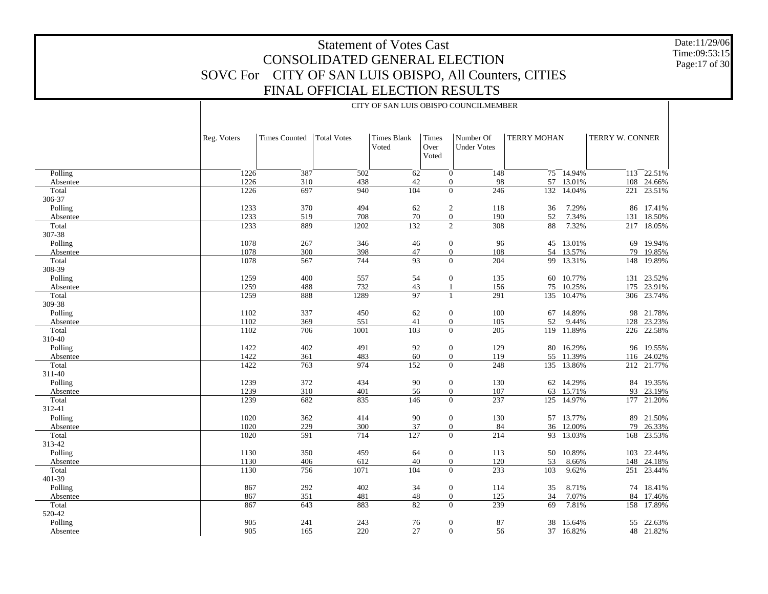# Statement of Votes Cast
# CONSOLIDATED GENERAL ELECTION
# SOVC For CITY OF SAN LUIS OBISPO, All Counters, CITIES
# FINAL OFFICIAL ELECTION RESULTS

Date:11/29/06
Time:09:53:15

| | CITY OF SAN LUIS OBISPO COUNCILMEMBER | | | | | | | | | |
|---|---|---|---|---|---|---|---|---|---|---|
| | Reg. Voters | Times Counted | Total Votes | Times Blank Voted | Times Over Voted | Number Of Under Votes | TERRY MOHAN | | TERRY W. CONNER | |
| Polling | 1226 | 387 | 502 | 62 | 0 | 148 | 75 | 14.94% | 113 | 22.51% |
| Absentee | 1226 | 310 | 438 | 42 | 0 | 98 | 57 | 13.01% | 108 | 24.66% |
| Total | 1226 | 697 | 940 | 104 | 0 | 246 | 132 | 14.04% | 221 | 23.51% |
| 306-37 | | | | | | | | | | |
| Polling | 1233 | 370 | 494 | 62 | 2 | 118 | 36 | 7.29% | 86 | 17.41% |
| Absentee | 1233 | 519 | 708 | 70 | 0 | 190 | 52 | 7.34% | 131 | 18.50% |
| Total | 1233 | 889 | 1202 | 132 | 2 | 308 | 88 | 7.32% | 217 | 18.05% |
| 307-38 | | | | | | | | | | |
| Polling | 1078 | 267 | 346 | 46 | 0 | 96 | 45 | 13.01% | 69 | 19.94% |
| Absentee | 1078 | 300 | 398 | 47 | 0 | 108 | 54 | 13.57% | 79 | 19.85% |
| Total | 1078 | 567 | 744 | 93 | 0 | 204 | 99 | 13.31% | 148 | 19.89% |
| 308-39 | | | | | | | | | | |
| Polling | 1259 | 400 | 557 | 54 | 0 | 135 | 60 | 10.77% | 131 | 23.52% |
| Absentee | 1259 | 488 | 732 | 43 | 1 | 156 | 75 | 10.25% | 175 | 23.91% |
| Total | 1259 | 888 | 1289 | 97 | 1 | 291 | 135 | 10.47% | 306 | 23.74% |
| 309-38 | | | | | | | | | | |
| Polling | 1102 | 337 | 450 | 62 | 0 | 100 | 67 | 14.89% | 98 | 21.78% |
| Absentee | 1102 | 369 | 551 | 41 | 0 | 105 | 52 | 9.44% | 128 | 23.23% |
| Total | 1102 | 706 | 1001 | 103 | 0 | 205 | 119 | 11.89% | 226 | 22.58% |
| 310-40 | | | | | | | | | | |
| Polling | 1422 | 402 | 491 | 92 | 0 | 129 | 80 | 16.29% | 96 | 19.55% |
| Absentee | 1422 | 361 | 483 | 60 | 0 | 119 | 55 | 11.39% | 116 | 24.02% |
| Total | 1422 | 763 | 974 | 152 | 0 | 248 | 135 | 13.86% | 212 | 21.77% |
| 311-40 | | | | | | | | | | |
| Polling | 1239 | 372 | 434 | 90 | 0 | 130 | 62 | 14.29% | 84 | 19.35% |
| Absentee | 1239 | 310 | 401 | 56 | 0 | 107 | 63 | 15.71% | 93 | 23.19% |
| Total | 1239 | 682 | 835 | 146 | 0 | 237 | 125 | 14.97% | 177 | 21.20% |
| 312-41 | | | | | | | | | | |
| Polling | 1020 | 362 | 414 | 90 | 0 | 130 | 57 | 13.77% | 89 | 21.50% |
| Absentee | 1020 | 229 | 300 | 37 | 0 | 84 | 36 | 12.00% | 79 | 26.33% |
| Total | 1020 | 591 | 714 | 127 | 0 | 214 | 93 | 13.03% | 168 | 23.53% |
| 313-42 | | | | | | | | | | |
| Polling | 1130 | 350 | 459 | 64 | 0 | 113 | 50 | 10.89% | 103 | 22.44% |
| Absentee | 1130 | 406 | 612 | 40 | 0 | 120 | 53 | 8.66% | 148 | 24.18% |
| Total | 1130 | 756 | 1071 | 104 | 0 | 233 | 103 | 9.62% | 251 | 23.44% |
| 401-39 | | | | | | | | | | |
| Polling | 867 | 292 | 402 | 34 | 0 | 114 | 35 | 8.71% | 74 | 18.41% |
| Absentee | 867 | 351 | 481 | 48 | 0 | 125 | 34 | 7.07% | 84 | 17.46% |
| Total | 867 | 643 | 883 | 82 | 0 | 239 | 69 | 7.81% | 158 | 17.89% |
| 520-42 | | | | | | | | | | |
| Polling | 905 | 241 | 243 | 76 | 0 | 87 | 38 | 15.64% | 55 | 22.63% |
| Absentee | 905 | 165 | 220 | 27 | 0 | 56 | 37 | 16.82% | 48 | 21.82% |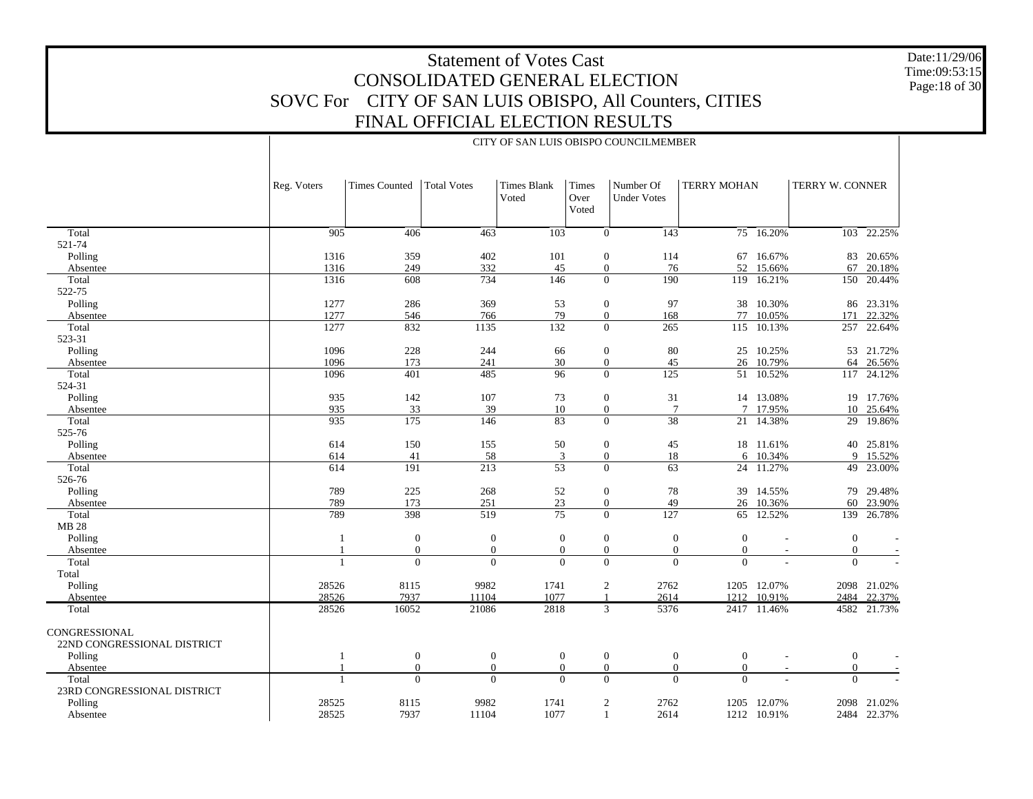# Statement of Votes Cast
## CONSOLIDATED GENERAL ELECTION
## SOVC For CITY OF SAN LUIS OBISPO, All Counters, CITIES
## FINAL OFFICIAL ELECTION RESULTS

Date:11/29/06
Time:09:53:15
Page:18 of 30

CITY OF SAN LUIS OBISPO COUNCILMEMBER

| | Reg. Voters | Times Counted | Total Votes | Times Blank Voted | Times Over Voted | Number Of Under Votes | TERRY MOHAN | | TERRY W. CONNER | |
|---|---|---|---|---|---|---|---|---|---|---|
| Total | 905 | 406 | 463 | 103 | 0 | 143 | 75 | 16.20% | 103 | 22.25% |
| 521-74 | | | | | | | | | | |
| Polling | 1316 | 359 | 402 | 101 | 0 | 114 | 67 | 16.67% | 83 | 20.65% |
| Absentee | 1316 | 249 | 332 | 45 | 0 | 76 | 52 | 15.66% | 67 | 20.18% |
| Total | 1316 | 608 | 734 | 146 | 0 | 190 | 119 | 16.21% | 150 | 20.44% |
| 522-75 | | | | | | | | | | |
| Polling | 1277 | 286 | 369 | 53 | 0 | 97 | 38 | 10.30% | 86 | 23.31% |
| Absentee | 1277 | 546 | 766 | 79 | 0 | 168 | 77 | 10.05% | 171 | 22.32% |
| Total | 1277 | 832 | 1135 | 132 | 0 | 265 | 115 | 10.13% | 257 | 22.64% |
| 523-31 | | | | | | | | | | |
| Polling | 1096 | 228 | 244 | 66 | 0 | 80 | 25 | 10.25% | 53 | 21.72% |
| Absentee | 1096 | 173 | 241 | 30 | 0 | 45 | 26 | 10.79% | 64 | 26.56% |
| Total | 1096 | 401 | 485 | 96 | 0 | 125 | 51 | 10.52% | 117 | 24.12% |
| 524-31 | | | | | | | | | | |
| Polling | 935 | 142 | 107 | 73 | 0 | 31 | 14 | 13.08% | 19 | 17.76% |
| Absentee | 935 | 33 | 39 | 10 | 0 | 7 | 7 | 17.95% | 10 | 25.64% |
| Total | 935 | 175 | 146 | 83 | 0 | 38 | 21 | 14.38% | 29 | 19.86% |
| 525-76 | | | | | | | | | | |
| Polling | 614 | 150 | 155 | 50 | 0 | 45 | 18 | 11.61% | 40 | 25.81% |
| Absentee | 614 | 41 | 58 | 3 | 0 | 18 | 6 | 10.34% | 9 | 15.52% |
| Total | 614 | 191 | 213 | 53 | 0 | 63 | 24 | 11.27% | 49 | 23.00% |
| 526-76 | | | | | | | | | | |
| Polling | 789 | 225 | 268 | 52 | 0 | 78 | 39 | 14.55% | 79 | 29.48% |
| Absentee | 789 | 173 | 251 | 23 | 0 | 49 | 26 | 10.36% | 60 | 23.90% |
| Total | 789 | 398 | 519 | 75 | 0 | 127 | 65 | 12.52% | 139 | 26.78% |
| MB 28 | | | | | | | | | | |
| Polling | 1 | 0 | 0 | 0 | 0 | 0 | 0 | - | 0 | - |
| Absentee | 1 | 0 | 0 | 0 | 0 | 0 | 0 | - | 0 | - |
| Total | 1 | 0 | 0 | 0 | 0 | 0 | 0 | - | 0 | - |
| Total | | | | | | | | | | |
| Polling | 28526 | 8115 | 9982 | 1741 | 2 | 2762 | 1205 | 12.07% | 2098 | 21.02% |
| Absentee | 28526 | 7937 | 11104 | 1077 | 1 | 2614 | 1212 | 10.91% | 2484 | 22.37% |
| Total | 28526 | 16052 | 21086 | 2818 | 3 | 5376 | 2417 | 11.46% | 4582 | 21.73% |
| CONGRESSIONAL | | | | | | | | | | |
| 22ND CONGRESSIONAL DISTRICT | | | | | | | | | | |
| Polling | 1 | 0 | 0 | 0 | 0 | 0 | 0 | - | 0 | - |
| Absentee | 1 | 0 | 0 | 0 | 0 | 0 | 0 | - | 0 | - |
| Total | 1 | 0 | 0 | 0 | 0 | 0 | 0 | - | 0 | - |
| 23RD CONGRESSIONAL DISTRICT | | | | | | | | | | |
| Polling | 28525 | 8115 | 9982 | 1741 | 2 | 2762 | 1205 | 12.07% | 2098 | 21.02% |
| Absentee | 28525 | 7937 | 11104 | 1077 | 1 | 2614 | 1212 | 10.91% | 2484 | 22.37% |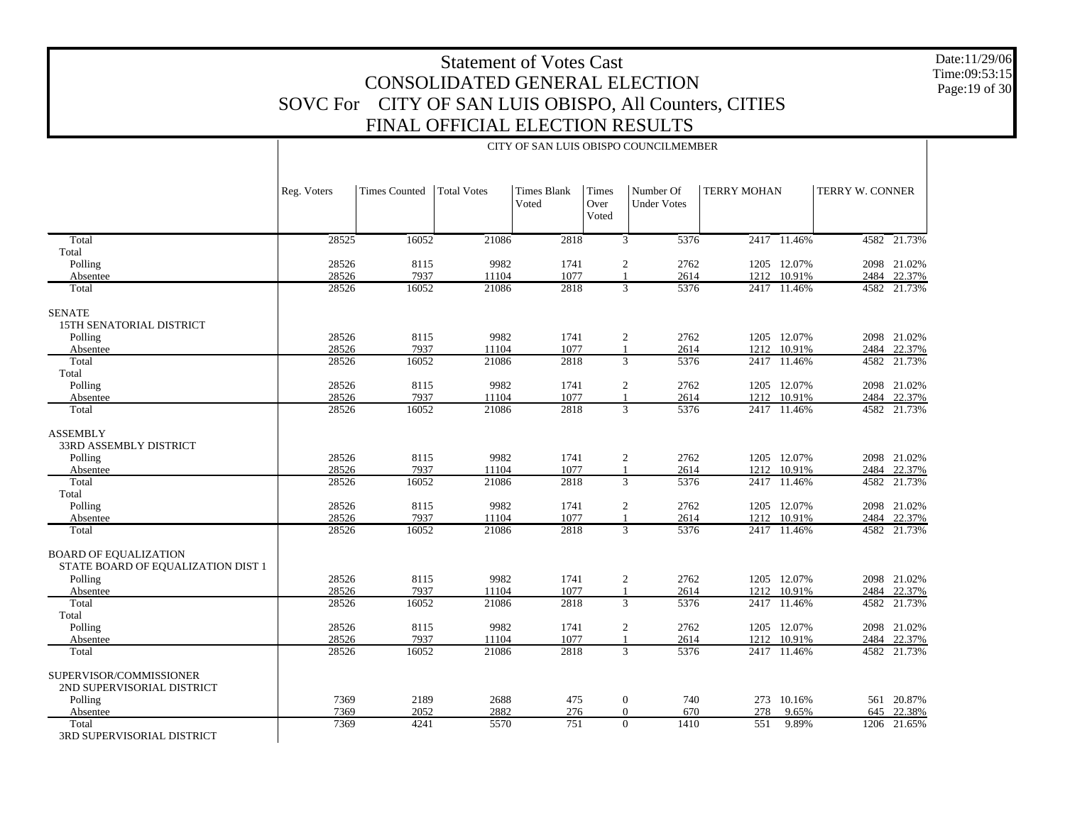# Statement of Votes Cast
## CONSOLIDATED GENERAL ELECTION
## SOVC For CITY OF SAN LUIS OBISPO, All Counters, CITIES
## FINAL OFFICIAL ELECTION RESULTS

Date:11/29/06
Time:09:53:15

| | CITY OF SAN LUIS OBISPO COUNCILMEMBER | | | | | | | | | |
|---|---|---|---|---|---|---|---|---|---|---|
| | Reg. Voters | Times Counted | Total Votes | Times Blank Voted | Times Over Voted | Number Of Under Votes | TERRY MOHAN | | TERRY W. CONNER | |
| Total | 28525 | 16052 | 21086 | 2818 | 3 | 5376 | 2417 | 11.46% | 4582 | 21.73% |
| Total | | | | | | | | | | |
| Polling | 28526 | 8115 | 9982 | 1741 | 2 | 2762 | 1205 | 12.07% | 2098 | 21.02% |
| Absentee | 28526 | 7937 | 11104 | 1077 | 1 | 2614 | 1212 | 10.91% | 2484 | 22.37% |
| Total | 28526 | 16052 | 21086 | 2818 | 3 | 5376 | 2417 | 11.46% | 4582 | 21.73% |
| SENATE | | | | | | | | | | |
| 15TH SENATORIAL DISTRICT | | | | | | | | | | |
| Polling | 28526 | 8115 | 9982 | 1741 | 2 | 2762 | 1205 | 12.07% | 2098 | 21.02% |
| Absentee | 28526 | 7937 | 11104 | 1077 | 1 | 2614 | 1212 | 10.91% | 2484 | 22.37% |
| Total | 28526 | 16052 | 21086 | 2818 | 3 | 5376 | 2417 | 11.46% | 4582 | 21.73% |
| Total | | | | | | | | | | |
| Polling | 28526 | 8115 | 9982 | 1741 | 2 | 2762 | 1205 | 12.07% | 2098 | 21.02% |
| Absentee | 28526 | 7937 | 11104 | 1077 | 1 | 2614 | 1212 | 10.91% | 2484 | 22.37% |
| Total | 28526 | 16052 | 21086 | 2818 | 3 | 5376 | 2417 | 11.46% | 4582 | 21.73% |
| ASSEMBLY | | | | | | | | | | |
| 33RD ASSEMBLY DISTRICT | | | | | | | | | | |
| Polling | 28526 | 8115 | 9982 | 1741 | 2 | 2762 | 1205 | 12.07% | 2098 | 21.02% |
| Absentee | 28526 | 7937 | 11104 | 1077 | 1 | 2614 | 1212 | 10.91% | 2484 | 22.37% |
| Total | 28526 | 16052 | 21086 | 2818 | 3 | 5376 | 2417 | 11.46% | 4582 | 21.73% |
| Total | | | | | | | | | | |
| Polling | 28526 | 8115 | 9982 | 1741 | 2 | 2762 | 1205 | 12.07% | 2098 | 21.02% |
| Absentee | 28526 | 7937 | 11104 | 1077 | 1 | 2614 | 1212 | 10.91% | 2484 | 22.37% |
| Total | 28526 | 16052 | 21086 | 2818 | 3 | 5376 | 2417 | 11.46% | 4582 | 21.73% |
| BOARD OF EQUALIZATION | | | | | | | | | | |
| STATE BOARD OF EQUALIZATION DIST 1 | | | | | | | | | | |
| Polling | 28526 | 8115 | 9982 | 1741 | 2 | 2762 | 1205 | 12.07% | 2098 | 21.02% |
| Absentee | 28526 | 7937 | 11104 | 1077 | 1 | 2614 | 1212 | 10.91% | 2484 | 22.37% |
| Total | 28526 | 16052 | 21086 | 2818 | 3 | 5376 | 2417 | 11.46% | 4582 | 21.73% |
| Total | | | | | | | | | | |
| Polling | 28526 | 8115 | 9982 | 1741 | 2 | 2762 | 1205 | 12.07% | 2098 | 21.02% |
| Absentee | 28526 | 7937 | 11104 | 1077 | 1 | 2614 | 1212 | 10.91% | 2484 | 22.37% |
| Total | 28526 | 16052 | 21086 | 2818 | 3 | 5376 | 2417 | 11.46% | 4582 | 21.73% |
| SUPERVISOR/COMMISSIONER | | | | | | | | | | |
| 2ND SUPERVISORIAL DISTRICT | | | | | | | | | | |
| Polling | 7369 | 2189 | 2688 | 475 | 0 | 740 | 273 | 10.16% | 561 | 20.87% |
| Absentee | 7369 | 2052 | 2882 | 276 | 0 | 670 | 278 | 9.65% | 645 | 22.38% |
| Total | 7369 | 4241 | 5570 | 751 | 0 | 1410 | 551 | 9.89% | 1206 | 21.65% |
| 3RD SUPERVISORIAL DISTRICT | | | | | | | | | | |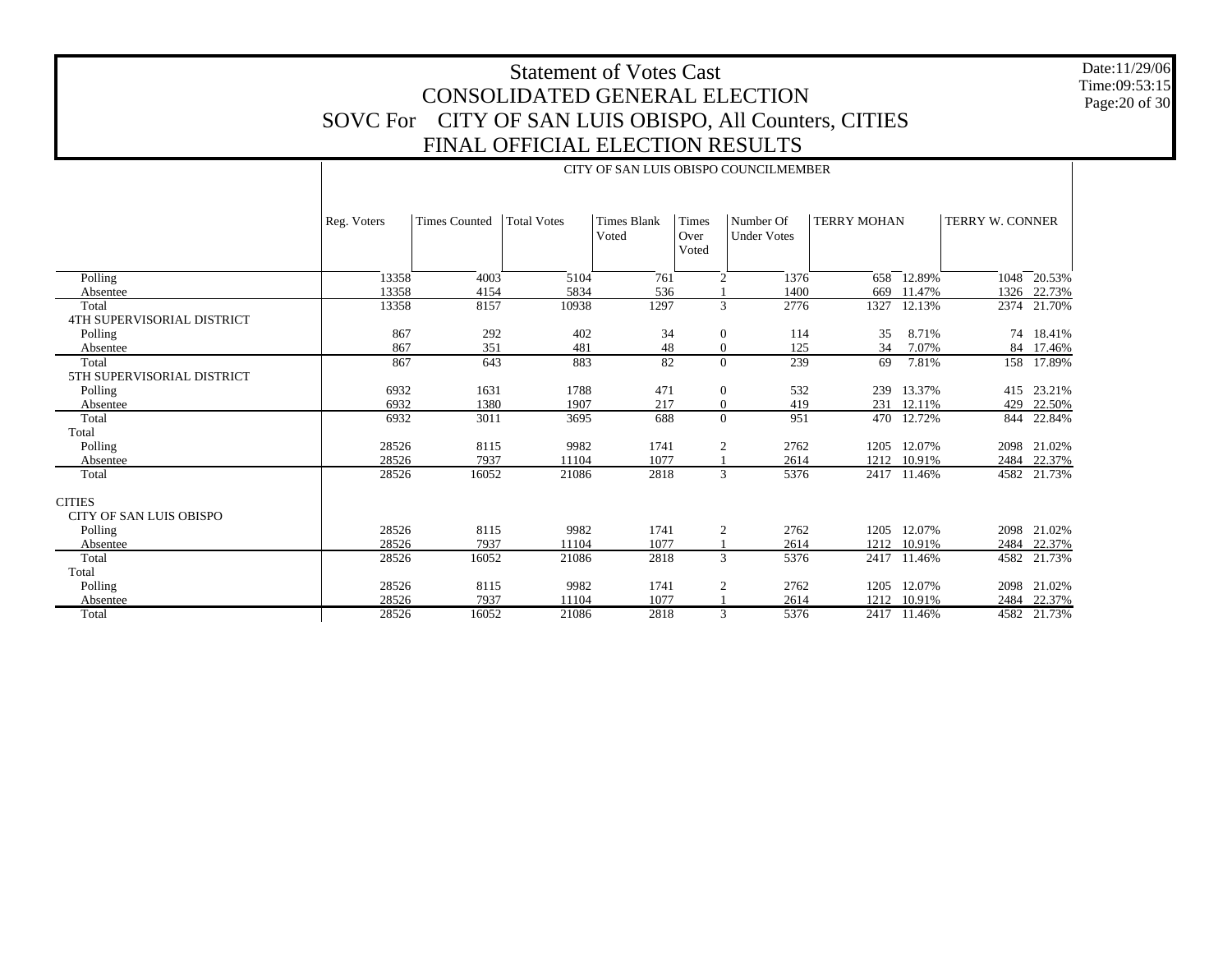# Statement of Votes Cast
## CONSOLIDATED GENERAL ELECTION
## SOVC For CITY OF SAN LUIS OBISPO, All Counters, CITIES
## FINAL OFFICIAL ELECTION RESULTS

Date:11/29/06
Time:09:53:15

CITY OF SAN LUIS OBISPO COUNCILMEMBER

| | Reg. Voters | Times Counted | Total Votes | Times Blank Voted | Times Over Voted | Number Of Under Votes | TERRY MOHAN | | TERRY W. CONNER | |
|---|---|---|---|---|---|---|---|---|---|---|
| Polling | 13358 | 4003 | 5104 | 761 | 2 | 1376 | 658 | 12.89% | 1048 | 20.53% |
| Absentee | 13358 | 4154 | 5834 | 536 | 1 | 1400 | 669 | 11.47% | 1326 | 22.73% |
| Total | 13358 | 8157 | 10938 | 1297 | 3 | 2776 | 1327 | 12.13% | 2374 | 21.70% |
| 4TH SUPERVISORIAL DISTRICT | | | | | | | | | | |
| Polling | 867 | 292 | 402 | 34 | 0 | 114 | 35 | 8.71% | 74 | 18.41% |
| Absentee | 867 | 351 | 481 | 48 | 0 | 125 | 34 | 7.07% | 84 | 17.46% |
| Total | 867 | 643 | 883 | 82 | 0 | 239 | 69 | 7.81% | 158 | 17.89% |
| 5TH SUPERVISORIAL DISTRICT | | | | | | | | | | |
| Polling | 6932 | 1631 | 1788 | 471 | 0 | 532 | 239 | 13.37% | 415 | 23.21% |
| Absentee | 6932 | 1380 | 1907 | 217 | 0 | 419 | 231 | 12.11% | 429 | 22.50% |
| Total | 6932 | 3011 | 3695 | 688 | 0 | 951 | 470 | 12.72% | 844 | 22.84% |
| Total | | | | | | | | | | |
| Polling | 28526 | 8115 | 9982 | 1741 | 2 | 2762 | 1205 | 12.07% | 2098 | 21.02% |
| Absentee | 28526 | 7937 | 11104 | 1077 | 1 | 2614 | 1212 | 10.91% | 2484 | 22.37% |
| Total | 28526 | 16052 | 21086 | 2818 | 3 | 5376 | 2417 | 11.46% | 4582 | 21.73% |
| CITIES | | | | | | | | | | |
| CITY OF SAN LUIS OBISPO | | | | | | | | | | |
| Polling | 28526 | 8115 | 9982 | 1741 | 2 | 2762 | 1205 | 12.07% | 2098 | 21.02% |
| Absentee | 28526 | 7937 | 11104 | 1077 | 1 | 2614 | 1212 | 10.91% | 2484 | 22.37% |
| Total | 28526 | 16052 | 21086 | 2818 | 3 | 5376 | 2417 | 11.46% | 4582 | 21.73% |
| Total | | | | | | | | | | |
| Polling | 28526 | 8115 | 9982 | 1741 | 2 | 2762 | 1205 | 12.07% | 2098 | 21.02% |
| Absentee | 28526 | 7937 | 11104 | 1077 | 1 | 2614 | 1212 | 10.91% | 2484 | 22.37% |
| Total | 28526 | 16052 | 21086 | 2818 | 3 | 5376 | 2417 | 11.46% | 4582 | 21.73% |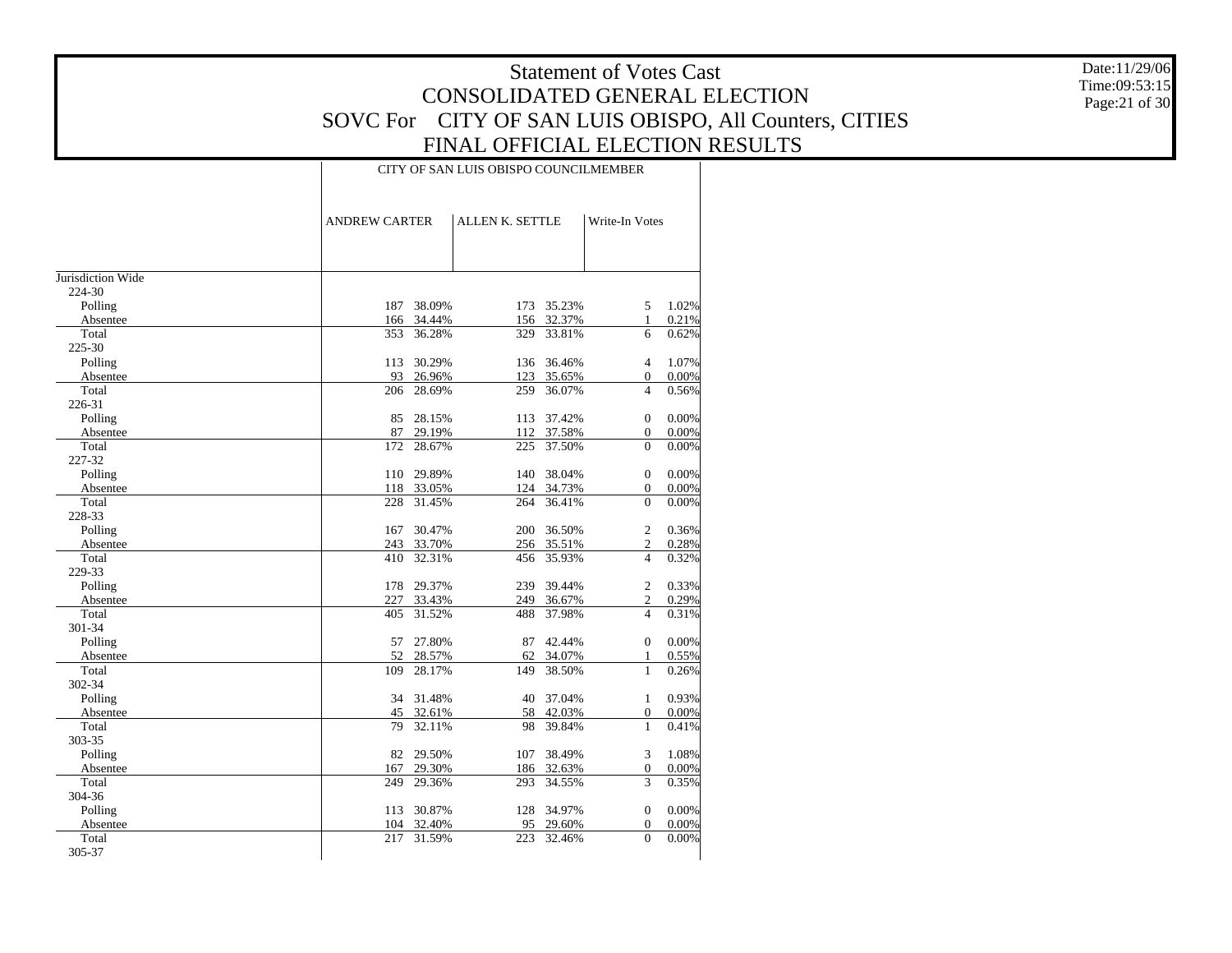# Statement of Votes Cast
## CONSOLIDATED GENERAL ELECTION
## SOVC For CITY OF SAN LUIS OBISPO, All Counters, CITIES
## FINAL OFFICIAL ELECTION RESULTS

Date:11/29/06
Time:09:53:15

| | CITY OF SAN LUIS OBISPO COUNCILMEMBER | | | | | |
|---|---|---|---|---|---|---|
| | ANDREW CARTER | | ALLEN K. SETTLE | | Write-In Votes | |
| Jurisdiction Wide | | | | | | |
| 224-30 | | | | | | |
| Polling | 187 | 38.09% | 173 | 35.23% | 5 | 1.02% |
| Absentee | 166 | 34.44% | 156 | 32.37% | 1 | 0.21% |
| Total | 353 | 36.28% | 329 | 33.81% | 6 | 0.62% |
| 225-30 | | | | | | |
| Polling | 113 | 30.29% | 136 | 36.46% | 4 | 1.07% |
| Absentee | 93 | 26.96% | 123 | 35.65% | 0 | 0.00% |
| Total | 206 | 28.69% | 259 | 36.07% | 4 | 0.56% |
| 226-31 | | | | | | |
| Polling | 85 | 28.15% | 113 | 37.42% | 0 | 0.00% |
| Absentee | 87 | 29.19% | 112 | 37.58% | 0 | 0.00% |
| Total | 172 | 28.67% | 225 | 37.50% | 0 | 0.00% |
| 227-32 | | | | | | |
| Polling | 110 | 29.89% | 140 | 38.04% | 0 | 0.00% |
| Absentee | 118 | 33.05% | 124 | 34.73% | 0 | 0.00% |
| Total | 228 | 31.45% | 264 | 36.41% | 0 | 0.00% |
| 228-33 | | | | | | |
| Polling | 167 | 30.47% | 200 | 36.50% | 2 | 0.36% |
| Absentee | 243 | 33.70% | 256 | 35.51% | 2 | 0.28% |
| Total | 410 | 32.31% | 456 | 35.93% | 4 | 0.32% |
| 229-33 | | | | | | |
| Polling | 178 | 29.37% | 239 | 39.44% | 2 | 0.33% |
| Absentee | 227 | 33.43% | 249 | 36.67% | 2 | 0.29% |
| Total | 405 | 31.52% | 488 | 37.98% | 4 | 0.31% |
| 301-34 | | | | | | |
| Polling | 57 | 27.80% | 87 | 42.44% | 0 | 0.00% |
| Absentee | 52 | 28.57% | 62 | 34.07% | 1 | 0.55% |
| Total | 109 | 28.17% | 149 | 38.50% | 1 | 0.26% |
| 302-34 | | | | | | |
| Polling | 34 | 31.48% | 40 | 37.04% | 1 | 0.93% |
| Absentee | 45 | 32.61% | 58 | 42.03% | 0 | 0.00% |
| Total | 79 | 32.11% | 98 | 39.84% | 1 | 0.41% |
| 303-35 | | | | | | |
| Polling | 82 | 29.50% | 107 | 38.49% | 3 | 1.08% |
| Absentee | 167 | 29.30% | 186 | 32.63% | 0 | 0.00% |
| Total | 249 | 29.36% | 293 | 34.55% | 3 | 0.35% |
| 304-36 | | | | | | |
| Polling | 113 | 30.87% | 128 | 34.97% | 0 | 0.00% |
| Absentee | 104 | 32.40% | 95 | 29.60% | 0 | 0.00% |
| Total | 217 | 31.59% | 223 | 32.46% | 0 | 0.00% |
| 305-37 | | | | | | |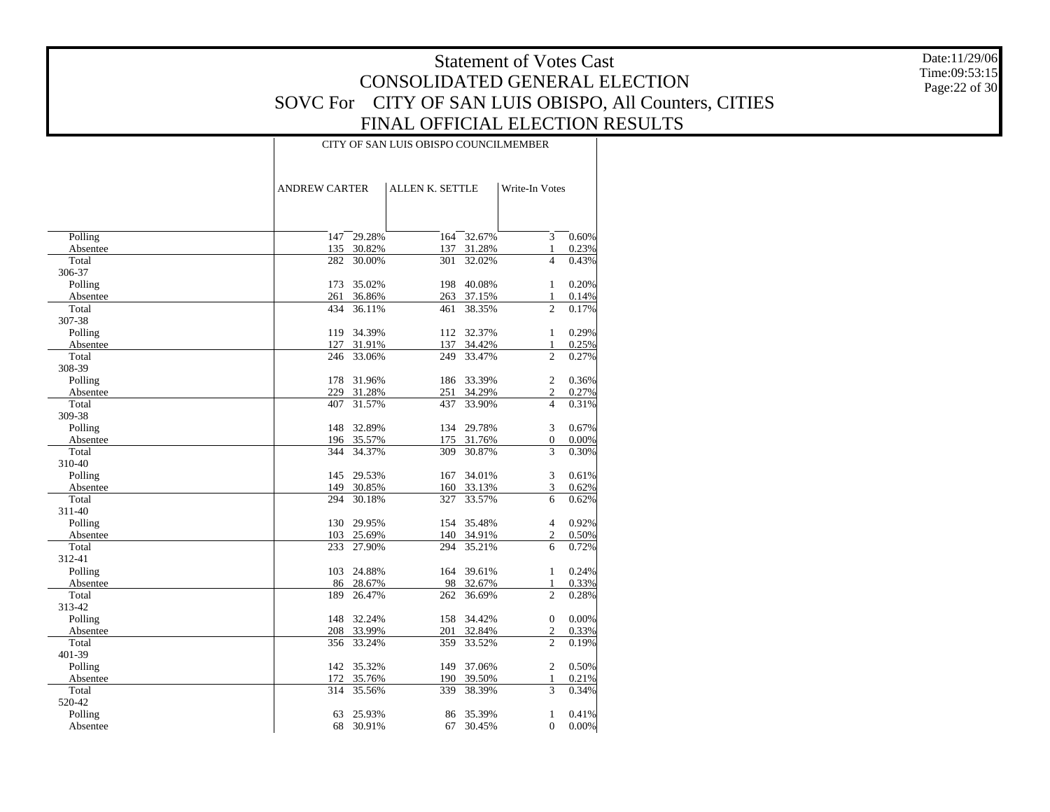# Statement of Votes Cast
## CONSOLIDATED GENERAL ELECTION
## SOVC For CITY OF SAN LUIS OBISPO, All Counters, CITIES
## FINAL OFFICIAL ELECTION RESULTS

Date:11/29/06
Time:09:53:15
Page:22 of 30

| | CITY OF SAN LUIS OBISPO COUNCILMEMBER | | | | | |
|---|---|---|---|---|---|---|
| | ANDREW CARTER | | ALLEN K. SETTLE | | Write-In Votes | |
| Polling | 147 | 29.28% | 164 | 32.67% | 3 | 0.60% |
| Absentee | 135 | 30.82% | 137 | 31.28% | 1 | 0.23% |
| Total | 282 | 30.00% | 301 | 32.02% | 4 | 0.43% |
| 306-37 | | | | | | |
| Polling | 173 | 35.02% | 198 | 40.08% | 1 | 0.20% |
| Absentee | 261 | 36.86% | 263 | 37.15% | 1 | 0.14% |
| Total | 434 | 36.11% | 461 | 38.35% | 2 | 0.17% |
| 307-38 | | | | | | |
| Polling | 119 | 34.39% | 112 | 32.37% | 1 | 0.29% |
| Absentee | 127 | 31.91% | 137 | 34.42% | 1 | 0.25% |
| Total | 246 | 33.06% | 249 | 33.47% | 2 | 0.27% |
| 308-39 | | | | | | |
| Polling | 178 | 31.96% | 186 | 33.39% | 2 | 0.36% |
| Absentee | 229 | 31.28% | 251 | 34.29% | 2 | 0.27% |
| Total | 407 | 31.57% | 437 | 33.90% | 4 | 0.31% |
| 309-38 | | | | | | |
| Polling | 148 | 32.89% | 134 | 29.78% | 3 | 0.67% |
| Absentee | 196 | 35.57% | 175 | 31.76% | 0 | 0.00% |
| Total | 344 | 34.37% | 309 | 30.87% | 3 | 0.30% |
| 310-40 | | | | | | |
| Polling | 145 | 29.53% | 167 | 34.01% | 3 | 0.61% |
| Absentee | 149 | 30.85% | 160 | 33.13% | 3 | 0.62% |
| Total | 294 | 30.18% | 327 | 33.57% | 6 | 0.62% |
| 311-40 | | | | | | |
| Polling | 130 | 29.95% | 154 | 35.48% | 4 | 0.92% |
| Absentee | 103 | 25.69% | 140 | 34.91% | 2 | 0.50% |
| Total | 233 | 27.90% | 294 | 35.21% | 6 | 0.72% |
| 312-41 | | | | | | |
| Polling | 103 | 24.88% | 164 | 39.61% | 1 | 0.24% |
| Absentee | 86 | 28.67% | 98 | 32.67% | 1 | 0.33% |
| Total | 189 | 26.47% | 262 | 36.69% | 2 | 0.28% |
| 313-42 | | | | | | |
| Polling | 148 | 32.24% | 158 | 34.42% | 0 | 0.00% |
| Absentee | 208 | 33.99% | 201 | 32.84% | 2 | 0.33% |
| Total | 356 | 33.24% | 359 | 33.52% | 2 | 0.19% |
| 401-39 | | | | | | |
| Polling | 142 | 35.32% | 149 | 37.06% | 2 | 0.50% |
| Absentee | 172 | 35.76% | 190 | 39.50% | 1 | 0.21% |
| Total | 314 | 35.56% | 339 | 38.39% | 3 | 0.34% |
| 520-42 | | | | | | |
| Polling | 63 | 25.93% | 86 | 35.39% | 1 | 0.41% |
| Absentee | 68 | 30.91% | 67 | 30.45% | 0 | 0.00% |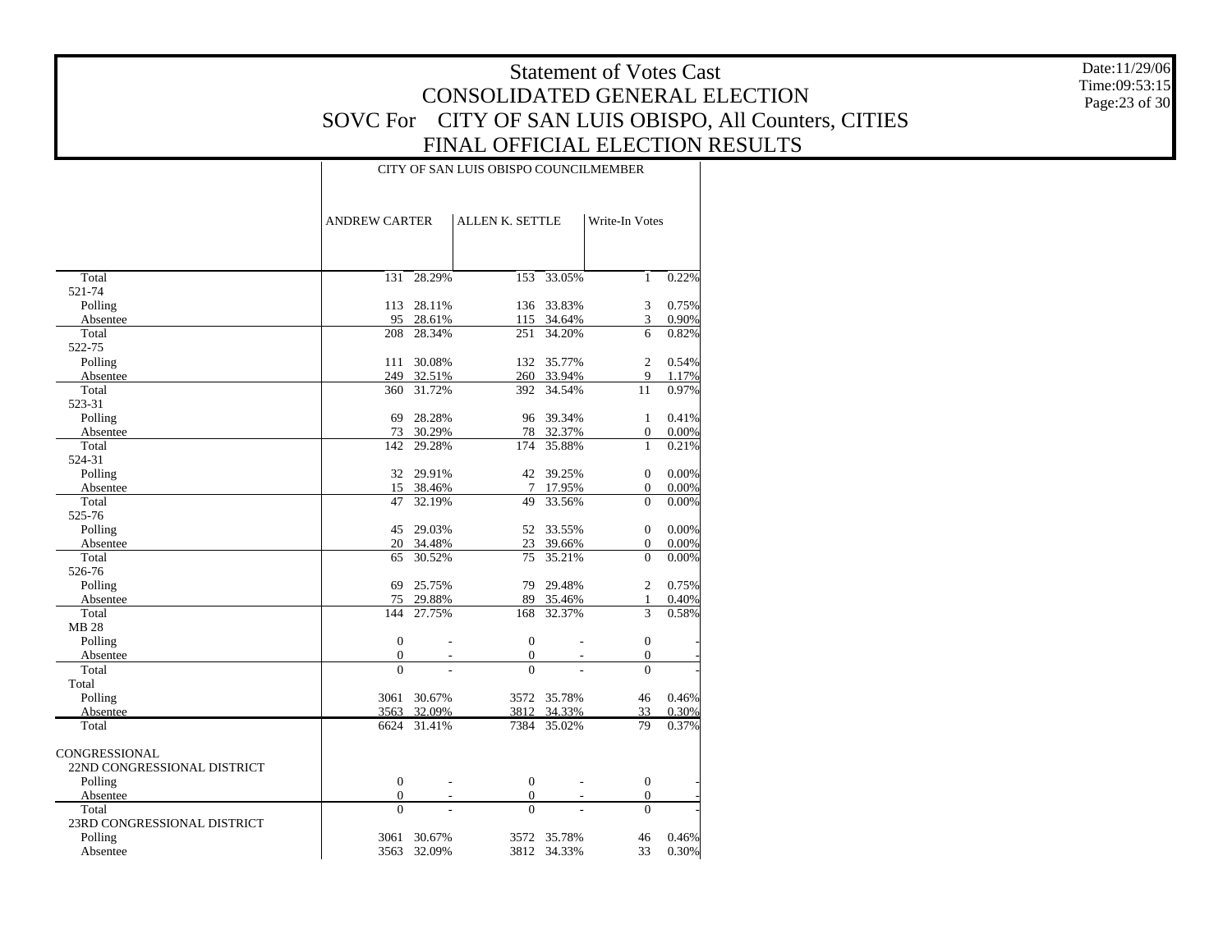# Statement of Votes Cast
## CONSOLIDATED GENERAL ELECTION
## SOVC For CITY OF SAN LUIS OBISPO, All Counters, CITIES
## FINAL OFFICIAL ELECTION RESULTS

Date:11/29/06
Time:09:53:15

| | CITY OF SAN LUIS OBISPO COUNCILMEMBER | | | | | |
|---|---|---|---|---|---|---|
| | ANDREW CARTER | | ALLEN K. SETTLE | | Write-In Votes | |
| Total | 131 | 28.29% | 153 | 33.05% | 1 | 0.22% |
| 521-74 | | | | | | |
| Polling | 113 | 28.11% | 136 | 33.83% | 3 | 0.75% |
| Absentee | 95 | 28.61% | 115 | 34.64% | 3 | 0.90% |
| Total | 208 | 28.34% | 251 | 34.20% | 6 | 0.82% |
| 522-75 | | | | | | |
| Polling | 111 | 30.08% | 132 | 35.77% | 2 | 0.54% |
| Absentee | 249 | 32.51% | 260 | 33.94% | 9 | 1.17% |
| Total | 360 | 31.72% | 392 | 34.54% | 11 | 0.97% |
| 523-31 | | | | | | |
| Polling | 69 | 28.28% | 96 | 39.34% | 1 | 0.41% |
| Absentee | 73 | 30.29% | 78 | 32.37% | 0 | 0.00% |
| Total | 142 | 29.28% | 174 | 35.88% | 1 | 0.21% |
| 524-31 | | | | | | |
| Polling | 32 | 29.91% | 42 | 39.25% | 0 | 0.00% |
| Absentee | 15 | 38.46% | 7 | 17.95% | 0 | 0.00% |
| Total | 47 | 32.19% | 49 | 33.56% | 0 | 0.00% |
| 525-76 | | | | | | |
| Polling | 45 | 29.03% | 52 | 33.55% | 0 | 0.00% |
| Absentee | 20 | 34.48% | 23 | 39.66% | 0 | 0.00% |
| Total | 65 | 30.52% | 75 | 35.21% | 0 | 0.00% |
| 526-76 | | | | | | |
| Polling | 69 | 25.75% | 79 | 29.48% | 2 | 0.75% |
| Absentee | 75 | 29.88% | 89 | 35.46% | 1 | 0.40% |
| Total | 144 | 27.75% | 168 | 32.37% | 3 | 0.58% |
| MB 28 | | | | | | |
| Polling | 0 | - | 0 | - | 0 | - |
| Absentee | 0 | - | 0 | - | 0 | - |
| Total | 0 | - | 0 | - | 0 | - |
| Total | | | | | | |
| Polling | 3061 | 30.67% | 3572 | 35.78% | 46 | 0.46% |
| Absentee | 3563 | 32.09% | 3812 | 34.33% | 33 | 0.30% |
| Total | 6624 | 31.41% | 7384 | 35.02% | 79 | 0.37% |
| CONGRESSIONAL | | | | | | |
| 22ND CONGRESSIONAL DISTRICT | | | | | | |
| Polling | 0 | - | 0 | - | 0 | - |
| Absentee | 0 | - | 0 | - | 0 | - |
| Total | 0 | - | 0 | - | 0 | - |
| 23RD CONGRESSIONAL DISTRICT | | | | | | |
| Polling | 3061 | 30.67% | 3572 | 35.78% | 46 | 0.46% |
| Absentee | 3563 | 32.09% | 3812 | 34.33% | 33 | 0.30% |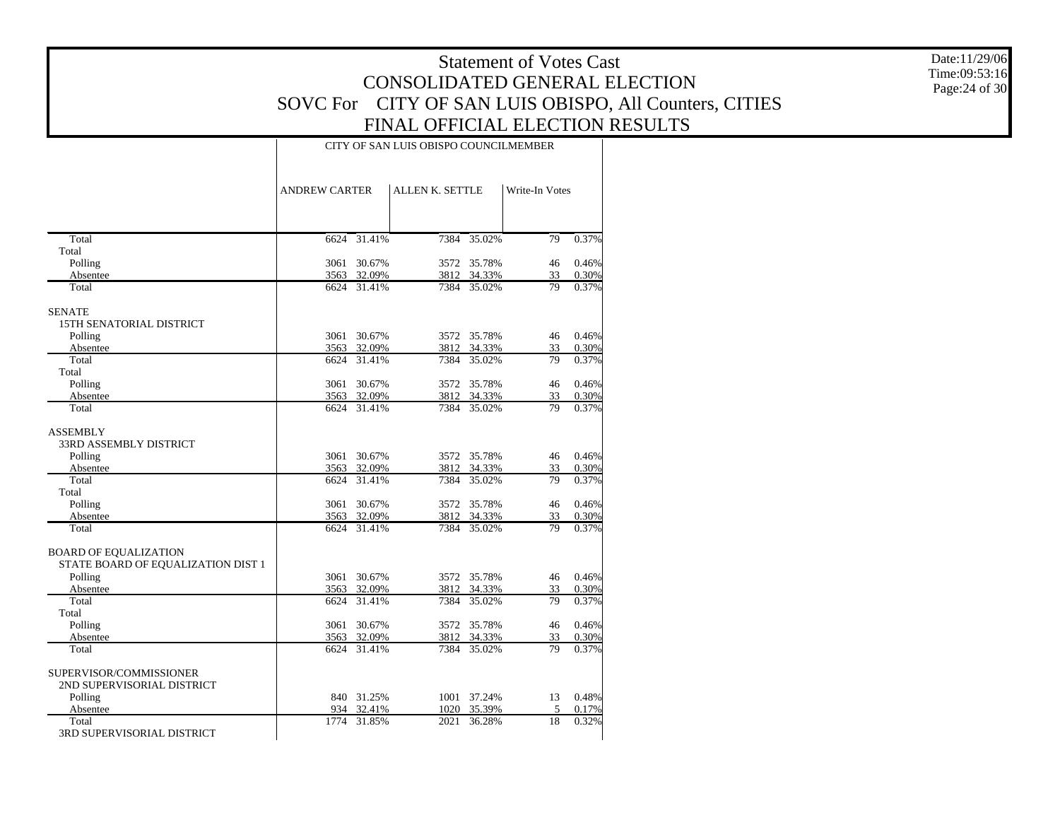# Statement of Votes Cast
## CONSOLIDATED GENERAL ELECTION
## SOVC For CITY OF SAN LUIS OBISPO, All Counters, CITIES
## FINAL OFFICIAL ELECTION RESULTS

Date:11/29/06
Time:09:53:16

| | CITY OF SAN LUIS OBISPO COUNCILMEMBER | | | | | |
|---|---|---|---|---|---|---|
| | ANDREW CARTER | | ALLEN K. SETTLE | | Write-In Votes | |
| Total | 6624 | 31.41% | 7384 | 35.02% | 79 | 0.37% |
| Total | | | | | | |
| Polling | 3061 | 30.67% | 3572 | 35.78% | 46 | 0.46% |
| Absentee | 3563 | 32.09% | 3812 | 34.33% | 33 | 0.30% |
| Total | 6624 | 31.41% | 7384 | 35.02% | 79 | 0.37% |
| SENATE | | | | | | |
| 15TH SENATORIAL DISTRICT | | | | | | |
| Polling | 3061 | 30.67% | 3572 | 35.78% | 46 | 0.46% |
| Absentee | 3563 | 32.09% | 3812 | 34.33% | 33 | 0.30% |
| Total | 6624 | 31.41% | 7384 | 35.02% | 79 | 0.37% |
| Total | | | | | | |
| Polling | 3061 | 30.67% | 3572 | 35.78% | 46 | 0.46% |
| Absentee | 3563 | 32.09% | 3812 | 34.33% | 33 | 0.30% |
| Total | 6624 | 31.41% | 7384 | 35.02% | 79 | 0.37% |
| ASSEMBLY | | | | | | |
| 33RD ASSEMBLY DISTRICT | | | | | | |
| Polling | 3061 | 30.67% | 3572 | 35.78% | 46 | 0.46% |
| Absentee | 3563 | 32.09% | 3812 | 34.33% | 33 | 0.30% |
| Total | 6624 | 31.41% | 7384 | 35.02% | 79 | 0.37% |
| Total | | | | | | |
| Polling | 3061 | 30.67% | 3572 | 35.78% | 46 | 0.46% |
| Absentee | 3563 | 32.09% | 3812 | 34.33% | 33 | 0.30% |
| Total | 6624 | 31.41% | 7384 | 35.02% | 79 | 0.37% |
| BOARD OF EQUALIZATION | | | | | | |
| STATE BOARD OF EQUALIZATION DIST 1 | | | | | | |
| Polling | 3061 | 30.67% | 3572 | 35.78% | 46 | 0.46% |
| Absentee | 3563 | 32.09% | 3812 | 34.33% | 33 | 0.30% |
| Total | 6624 | 31.41% | 7384 | 35.02% | 79 | 0.37% |
| Total | | | | | | |
| Polling | 3061 | 30.67% | 3572 | 35.78% | 46 | 0.46% |
| Absentee | 3563 | 32.09% | 3812 | 34.33% | 33 | 0.30% |
| Total | 6624 | 31.41% | 7384 | 35.02% | 79 | 0.37% |
| SUPERVISOR/COMMISSIONER | | | | | | |
| 2ND SUPERVISORIAL DISTRICT | | | | | | |
| Polling | 840 | 31.25% | 1001 | 37.24% | 13 | 0.48% |
| Absentee | 934 | 32.41% | 1020 | 35.39% | 5 | 0.17% |
| Total | 1774 | 31.85% | 2021 | 36.28% | 18 | 0.32% |
| 3RD SUPERVISORIAL DISTRICT | | | | | | |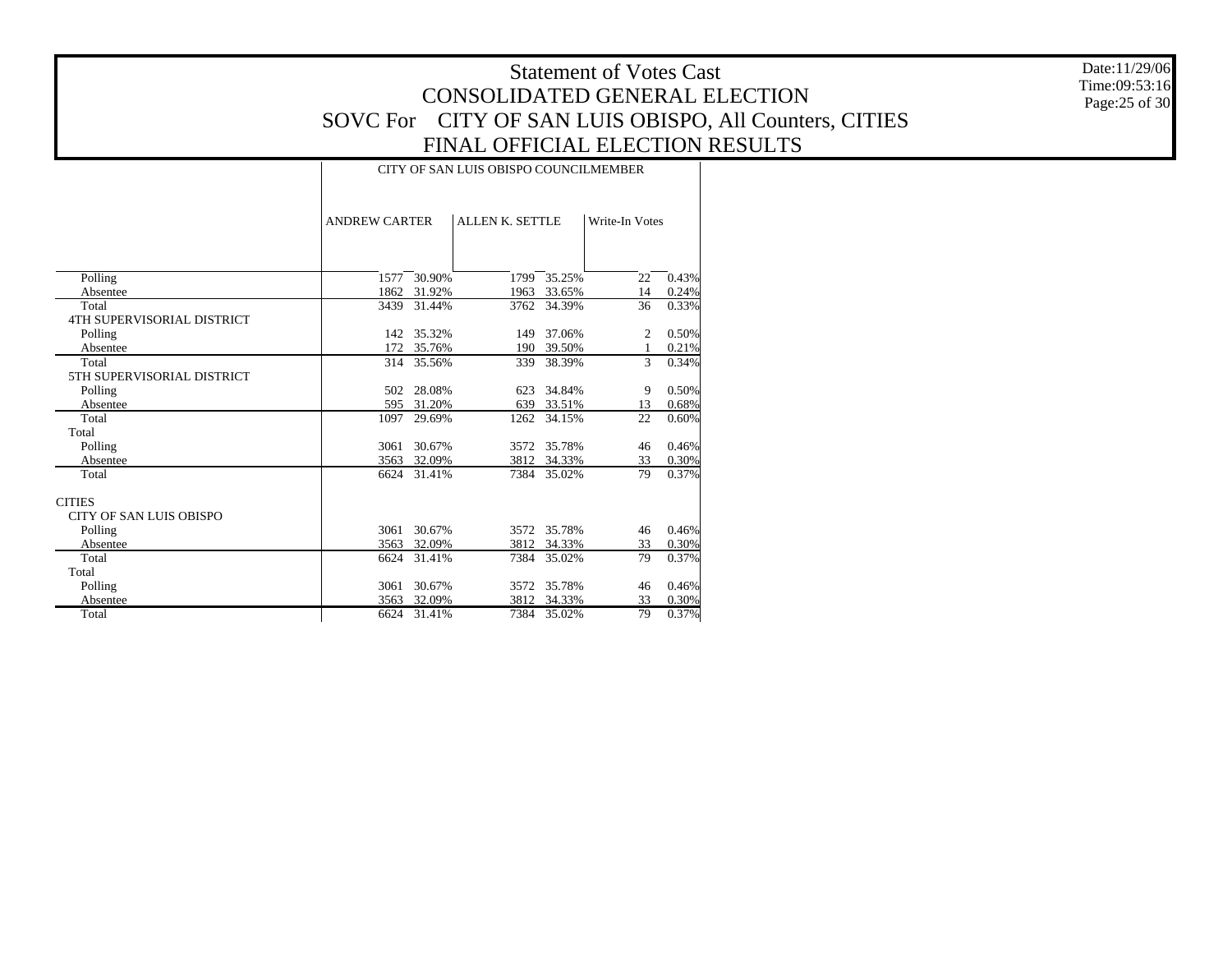# Statement of Votes Cast
# CONSOLIDATED GENERAL ELECTION
# SOVC For CITY OF SAN LUIS OBISPO, All Counters, CITIES
# FINAL OFFICIAL ELECTION RESULTS

Date:11/29/06
Time:09:53:16

| | CITY OF SAN LUIS OBISPO COUNCILMEMBER | | | | | |
|---|---|---|---|---|---|---|
| | ANDREW CARTER | | ALLEN K. SETTLE | | Write-In Votes | |
| Polling | 1577 | 30.90% | 1799 | 35.25% | 22 | 0.43% |
| Absentee | 1862 | 31.92% | 1963 | 33.65% | 14 | 0.24% |
| Total | 3439 | 31.44% | 3762 | 34.39% | 36 | 0.33% |
| 4TH SUPERVISORIAL DISTRICT | | | | | | |
| Polling | 142 | 35.32% | 149 | 37.06% | 2 | 0.50% |
| Absentee | 172 | 35.76% | 190 | 39.50% | 1 | 0.21% |
| Total | 314 | 35.56% | 339 | 38.39% | 3 | 0.34% |
| 5TH SUPERVISORIAL DISTRICT | | | | | | |
| Polling | 502 | 28.08% | 623 | 34.84% | 9 | 0.50% |
| Absentee | 595 | 31.20% | 639 | 33.51% | 13 | 0.68% |
| Total | 1097 | 29.69% | 1262 | 34.15% | 22 | 0.60% |
| Total | | | | | | |
| Polling | 3061 | 30.67% | 3572 | 35.78% | 46 | 0.46% |
| Absentee | 3563 | 32.09% | 3812 | 34.33% | 33 | 0.30% |
| Total | 6624 | 31.41% | 7384 | 35.02% | 79 | 0.37% |
| CITIES | | | | | | |
| CITY OF SAN LUIS OBISPO | | | | | | |
| Polling | 3061 | 30.67% | 3572 | 35.78% | 46 | 0.46% |
| Absentee | 3563 | 32.09% | 3812 | 34.33% | 33 | 0.30% |
| Total | 6624 | 31.41% | 7384 | 35.02% | 79 | 0.37% |
| Total | | | | | | |
| Polling | 3061 | 30.67% | 3572 | 35.78% | 46 | 0.46% |
| Absentee | 3563 | 32.09% | 3812 | 34.33% | 33 | 0.30% |
| Total | 6624 | 31.41% | 7384 | 35.02% | 79 | 0.37% |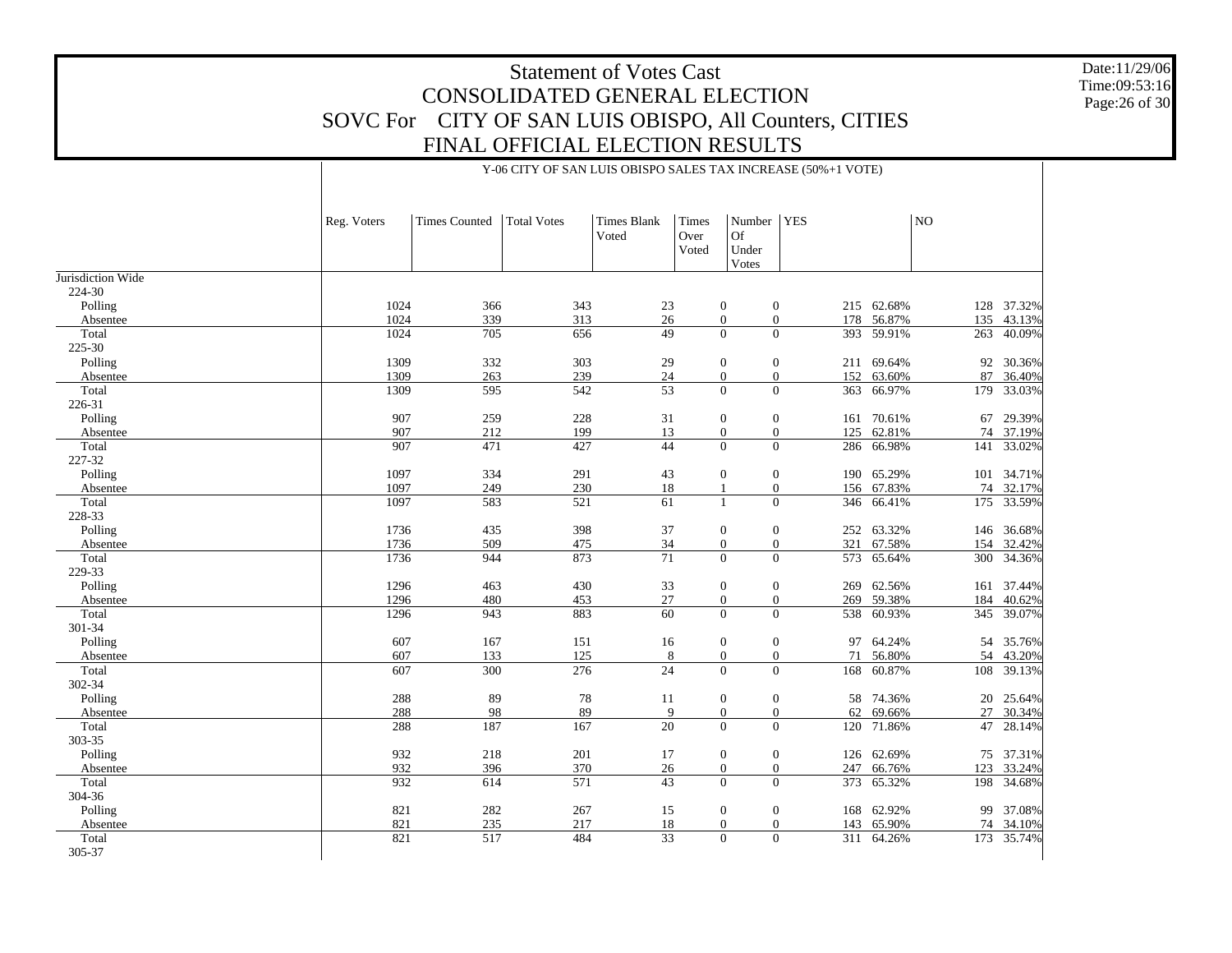# Statement of Votes Cast

## CONSOLIDATED GENERAL ELECTION

## SOVC For CITY OF SAN LUIS OBISPO, All Counters, CITIES

## FINAL OFFICIAL ELECTION RESULTS

Y-06 CITY OF SAN LUIS OBISPO SALES TAX INCREASE (50%+1 VOTE)

| | Reg. Voters | Times Counted | Total Votes | Times Blank Voted | Times Over Voted | Number Of Under Votes | YES | | NO | |
|---|---|---|---|---|---|---|---|---|---|---|
| Jurisdiction Wide | | | | | | | | | | |
| 224-30 | | | | | | | | | | |
| Polling | 1024 | 366 | 343 | 23 | 0 | 0 | 215 | 62.68% | 128 | 37.32% |
| Absentee | 1024 | 339 | 313 | 26 | 0 | 0 | 178 | 56.87% | 135 | 43.13% |
| Total | 1024 | 705 | 656 | 49 | 0 | 0 | 393 | 59.91% | 263 | 40.09% |
| 225-30 | | | | | | | | | | |
| Polling | 1309 | 332 | 303 | 29 | 0 | 0 | 211 | 69.64% | 92 | 30.36% |
| Absentee | 1309 | 263 | 239 | 24 | 0 | 0 | 152 | 63.60% | 87 | 36.40% |
| Total | 1309 | 595 | 542 | 53 | 0 | 0 | 363 | 66.97% | 179 | 33.03% |
| 226-31 | | | | | | | | | | |
| Polling | 907 | 259 | 228 | 31 | 0 | 0 | 161 | 70.61% | 67 | 29.39% |
| Absentee | 907 | 212 | 199 | 13 | 0 | 0 | 125 | 62.81% | 74 | 37.19% |
| Total | 907 | 471 | 427 | 44 | 0 | 0 | 286 | 66.98% | 141 | 33.02% |
| 227-32 | | | | | | | | | | |
| Polling | 1097 | 334 | 291 | 43 | 0 | 0 | 190 | 65.29% | 101 | 34.71% |
| Absentee | 1097 | 249 | 230 | 18 | 1 | 0 | 156 | 67.83% | 74 | 32.17% |
| Total | 1097 | 583 | 521 | 61 | 1 | 0 | 346 | 66.41% | 175 | 33.59% |
| 228-33 | | | | | | | | | | |
| Polling | 1736 | 435 | 398 | 37 | 0 | 0 | 252 | 63.32% | 146 | 36.68% |
| Absentee | 1736 | 509 | 475 | 34 | 0 | 0 | 321 | 67.58% | 154 | 32.42% |
| Total | 1736 | 944 | 873 | 71 | 0 | 0 | 573 | 65.64% | 300 | 34.36% |
| 229-33 | | | | | | | | | | |
| Polling | 1296 | 463 | 430 | 33 | 0 | 0 | 269 | 62.56% | 161 | 37.44% |
| Absentee | 1296 | 480 | 453 | 27 | 0 | 0 | 269 | 59.38% | 184 | 40.62% |
| Total | 1296 | 943 | 883 | 60 | 0 | 0 | 538 | 60.93% | 345 | 39.07% |
| 301-34 | | | | | | | | | | |
| Polling | 607 | 167 | 151 | 16 | 0 | 0 | 97 | 64.24% | 54 | 35.76% |
| Absentee | 607 | 133 | 125 | 8 | 0 | 0 | 71 | 56.80% | 54 | 43.20% |
| Total | 607 | 300 | 276 | 24 | 0 | 0 | 168 | 60.87% | 108 | 39.13% |
| 302-34 | | | | | | | | | | |
| Polling | 288 | 89 | 78 | 11 | 0 | 0 | 58 | 74.36% | 20 | 25.64% |
| Absentee | 288 | 98 | 89 | 9 | 0 | 0 | 62 | 69.66% | 27 | 30.34% |
| Total | 288 | 187 | 167 | 20 | 0 | 0 | 120 | 71.86% | 47 | 28.14% |
| 303-35 | | | | | | | | | | |
| Polling | 932 | 218 | 201 | 17 | 0 | 0 | 126 | 62.69% | 75 | 37.31% |
| Absentee | 932 | 396 | 370 | 26 | 0 | 0 | 247 | 66.76% | 123 | 33.24% |
| Total | 932 | 614 | 571 | 43 | 0 | 0 | 373 | 65.32% | 198 | 34.68% |
| 304-36 | | | | | | | | | | |
| Polling | 821 | 282 | 267 | 15 | 0 | 0 | 168 | 62.92% | 99 | 37.08% |
| Absentee | 821 | 235 | 217 | 18 | 0 | 0 | 143 | 65.90% | 74 | 34.10% |
| Total | 821 | 517 | 484 | 33 | 0 | 0 | 311 | 64.26% | 173 | 35.74% |
| 305-37 | | | | | | | | | | |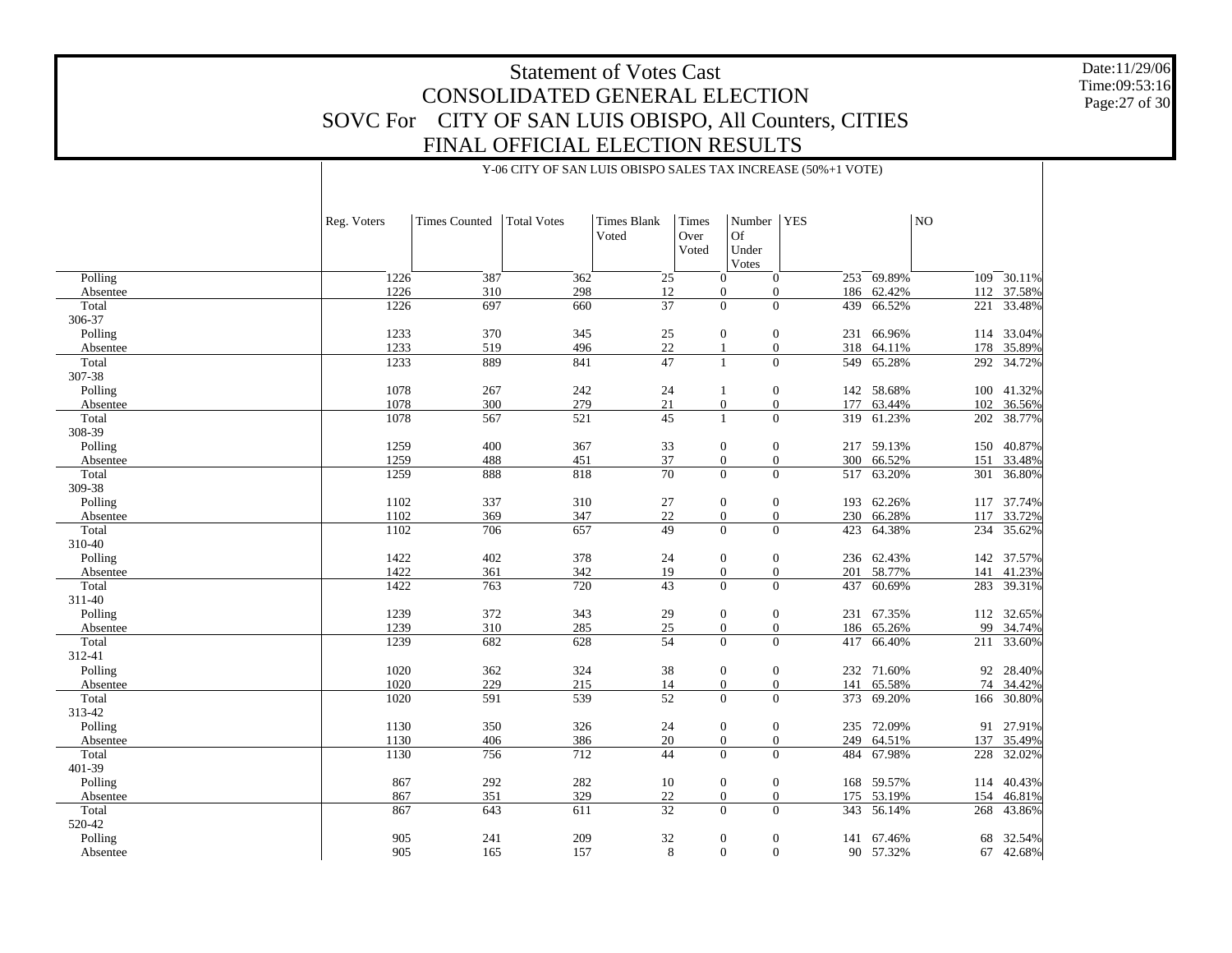# Statement of Votes Cast
## CONSOLIDATED GENERAL ELECTION
## SOVC For CITY OF SAN LUIS OBISPO, All Counters, CITIES
## FINAL OFFICIAL ELECTION RESULTS

Date:11/29/06
Time:09:53:16

Y-06 CITY OF SAN LUIS OBISPO SALES TAX INCREASE (50%+1 VOTE)

| | Reg. Voters | Times Counted | Total Votes | Times Blank Voted | Times Over Voted | Number Of Under Votes | YES | | NO | |
|---|---|---|---|---|---|---|---|---|---|---|
| Polling | 1226 | 387 | 362 | 25 | 0 | 0 | 253 | 69.89% | 109 | 30.11% |
| Absentee | 1226 | 310 | 298 | 12 | 0 | 0 | 186 | 62.42% | 112 | 37.58% |
| Total | 1226 | 697 | 660 | 37 | 0 | 0 | 439 | 66.52% | 221 | 33.48% |
| 306-37 | | | | | | | | | | |
| Polling | 1233 | 370 | 345 | 25 | 0 | 0 | 231 | 66.96% | 114 | 33.04% |
| Absentee | 1233 | 519 | 496 | 22 | 1 | 0 | 318 | 64.11% | 178 | 35.89% |
| Total | 1233 | 889 | 841 | 47 | 1 | 0 | 549 | 65.28% | 292 | 34.72% |
| 307-38 | | | | | | | | | | |
| Polling | 1078 | 267 | 242 | 24 | 1 | 0 | 142 | 58.68% | 100 | 41.32% |
| Absentee | 1078 | 300 | 279 | 21 | 0 | 0 | 177 | 63.44% | 102 | 36.56% |
| Total | 1078 | 567 | 521 | 45 | 1 | 0 | 319 | 61.23% | 202 | 38.77% |
| 308-39 | | | | | | | | | | |
| Polling | 1259 | 400 | 367 | 33 | 0 | 0 | 217 | 59.13% | 150 | 40.87% |
| Absentee | 1259 | 488 | 451 | 37 | 0 | 0 | 300 | 66.52% | 151 | 33.48% |
| Total | 1259 | 888 | 818 | 70 | 0 | 0 | 517 | 63.20% | 301 | 36.80% |
| 309-38 | | | | | | | | | | |
| Polling | 1102 | 337 | 310 | 27 | 0 | 0 | 193 | 62.26% | 117 | 37.74% |
| Absentee | 1102 | 369 | 347 | 22 | 0 | 0 | 230 | 66.28% | 117 | 33.72% |
| Total | 1102 | 706 | 657 | 49 | 0 | 0 | 423 | 64.38% | 234 | 35.62% |
| 310-40 | | | | | | | | | | |
| Polling | 1422 | 402 | 378 | 24 | 0 | 0 | 236 | 62.43% | 142 | 37.57% |
| Absentee | 1422 | 361 | 342 | 19 | 0 | 0 | 201 | 58.77% | 141 | 41.23% |
| Total | 1422 | 763 | 720 | 43 | 0 | 0 | 437 | 60.69% | 283 | 39.31% |
| 311-40 | | | | | | | | | | |
| Polling | 1239 | 372 | 343 | 29 | 0 | 0 | 231 | 67.35% | 112 | 32.65% |
| Absentee | 1239 | 310 | 285 | 25 | 0 | 0 | 186 | 65.26% | 99 | 34.74% |
| Total | 1239 | 682 | 628 | 54 | 0 | 0 | 417 | 66.40% | 211 | 33.60% |
| 312-41 | | | | | | | | | | |
| Polling | 1020 | 362 | 324 | 38 | 0 | 0 | 232 | 71.60% | 92 | 28.40% |
| Absentee | 1020 | 229 | 215 | 14 | 0 | 0 | 141 | 65.58% | 74 | 34.42% |
| Total | 1020 | 591 | 539 | 52 | 0 | 0 | 373 | 69.20% | 166 | 30.80% |
| 313-42 | | | | | | | | | | |
| Polling | 1130 | 350 | 326 | 24 | 0 | 0 | 235 | 72.09% | 91 | 27.91% |
| Absentee | 1130 | 406 | 386 | 20 | 0 | 0 | 249 | 64.51% | 137 | 35.49% |
| Total | 1130 | 756 | 712 | 44 | 0 | 0 | 484 | 67.98% | 228 | 32.02% |
| 401-39 | | | | | | | | | | |
| Polling | 867 | 292 | 282 | 10 | 0 | 0 | 168 | 59.57% | 114 | 40.43% |
| Absentee | 867 | 351 | 329 | 22 | 0 | 0 | 175 | 53.19% | 154 | 46.81% |
| Total | 867 | 643 | 611 | 32 | 0 | 0 | 343 | 56.14% | 268 | 43.86% |
| 520-42 | | | | | | | | | | |
| Polling | 905 | 241 | 209 | 32 | 0 | 0 | 141 | 67.46% | 68 | 32.54% |
| Absentee | 905 | 165 | 157 | 8 | 0 | 0 | 90 | 57.32% | 67 | 42.68% |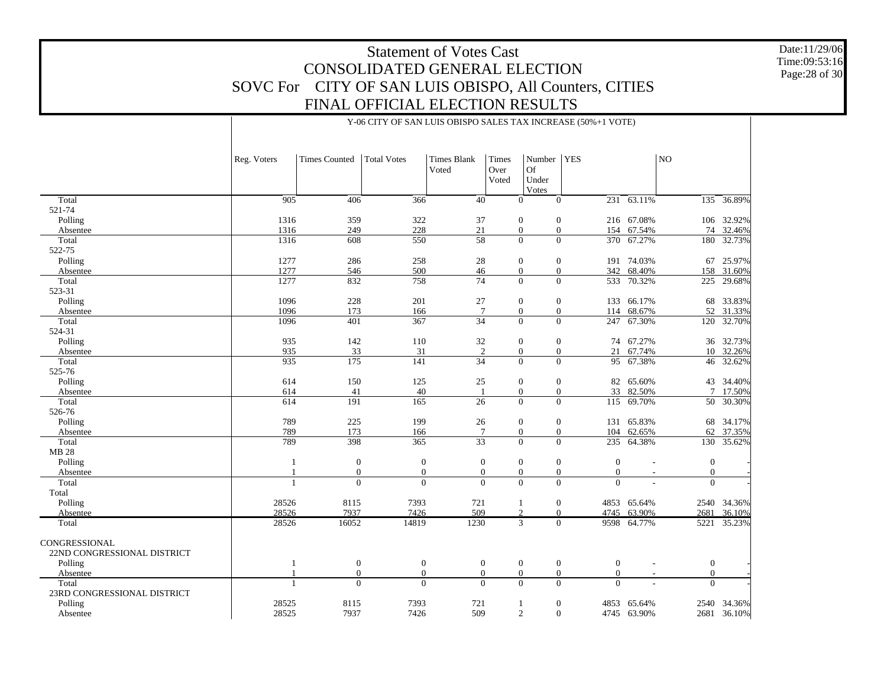# Statement of Votes Cast
## CONSOLIDATED GENERAL ELECTION
## SOVC For CITY OF SAN LUIS OBISPO, All Counters, CITIES
## FINAL OFFICIAL ELECTION RESULTS

Y-06 CITY OF SAN LUIS OBISPO SALES TAX INCREASE (50%+1 VOTE)

| | Reg. Voters | Times Counted | Total Votes | Times Blank Voted | Times Over Voted | Number Of Under Votes | YES | | NO | |
|---|---|---|---|---|---|---|---|---|---|---|
| Total | 905 | 406 | 366 | 40 | 0 | 0 | 231 | 63.11% | 135 | 36.89% |
| 521-74 | | | | | | | | | | |
| Polling | 1316 | 359 | 322 | 37 | 0 | 0 | 216 | 67.08% | 106 | 32.92% |
| Absentee | 1316 | 249 | 228 | 21 | 0 | 0 | 154 | 67.54% | 74 | 32.46% |
| Total | 1316 | 608 | 550 | 58 | 0 | 0 | 370 | 67.27% | 180 | 32.73% |
| 522-75 | | | | | | | | | | |
| Polling | 1277 | 286 | 258 | 28 | 0 | 0 | 191 | 74.03% | 67 | 25.97% |
| Absentee | 1277 | 546 | 500 | 46 | 0 | 0 | 342 | 68.40% | 158 | 31.60% |
| Total | 1277 | 832 | 758 | 74 | 0 | 0 | 533 | 70.32% | 225 | 29.68% |
| 523-31 | | | | | | | | | | |
| Polling | 1096 | 228 | 201 | 27 | 0 | 0 | 133 | 66.17% | 68 | 33.83% |
| Absentee | 1096 | 173 | 166 | 7 | 0 | 0 | 114 | 68.67% | 52 | 31.33% |
| Total | 1096 | 401 | 367 | 34 | 0 | 0 | 247 | 67.30% | 120 | 32.70% |
| 524-31 | | | | | | | | | | |
| Polling | 935 | 142 | 110 | 32 | 0 | 0 | 74 | 67.27% | 36 | 32.73% |
| Absentee | 935 | 33 | 31 | 2 | 0 | 0 | 21 | 67.74% | 10 | 32.26% |
| Total | 935 | 175 | 141 | 34 | 0 | 0 | 95 | 67.38% | 46 | 32.62% |
| 525-76 | | | | | | | | | | |
| Polling | 614 | 150 | 125 | 25 | 0 | 0 | 82 | 65.60% | 43 | 34.40% |
| Absentee | 614 | 41 | 40 | 1 | 0 | 0 | 33 | 82.50% | 7 | 17.50% |
| Total | 614 | 191 | 165 | 26 | 0 | 0 | 115 | 69.70% | 50 | 30.30% |
| 526-76 | | | | | | | | | | |
| Polling | 789 | 225 | 199 | 26 | 0 | 0 | 131 | 65.83% | 68 | 34.17% |
| Absentee | 789 | 173 | 166 | 7 | 0 | 0 | 104 | 62.65% | 62 | 37.35% |
| Total | 789 | 398 | 365 | 33 | 0 | 0 | 235 | 64.38% | 130 | 35.62% |
| MB 28 | | | | | | | | | | |
| Polling | 1 | 0 | 0 | 0 | 0 | 0 | 0 | - | 0 | - |
| Absentee | 1 | 0 | 0 | 0 | 0 | 0 | 0 | - | 0 | - |
| Total | 1 | 0 | 0 | 0 | 0 | 0 | 0 | - | 0 | - |
| Total | | | | | | | | | | |
| Polling | 28526 | 8115 | 7393 | 721 | 1 | 0 | 4853 | 65.64% | 2540 | 34.36% |
| Absentee | 28526 | 7937 | 7426 | 509 | 2 | 0 | 4745 | 63.90% | 2681 | 36.10% |
| Total | 28526 | 16052 | 14819 | 1230 | 3 | 0 | 9598 | 64.77% | 5221 | 35.23% |
| CONGRESSIONAL | | | | | | | | | | |
| 22ND CONGRESSIONAL DISTRICT | | | | | | | | | | |
| Polling | 1 | 0 | 0 | 0 | 0 | 0 | 0 | - | 0 | - |
| Absentee | 1 | 0 | 0 | 0 | 0 | 0 | 0 | - | 0 | - |
| Total | 1 | 0 | 0 | 0 | 0 | 0 | 0 | - | 0 | - |
| 23RD CONGRESSIONAL DISTRICT | | | | | | | | | | |
| Polling | 28525 | 8115 | 7393 | 721 | 1 | 0 | 4853 | 65.64% | 2540 | 34.36% |
| Absentee | 28525 | 7937 | 7426 | 509 | 2 | 0 | 4745 | 63.90% | 2681 | 36.10% |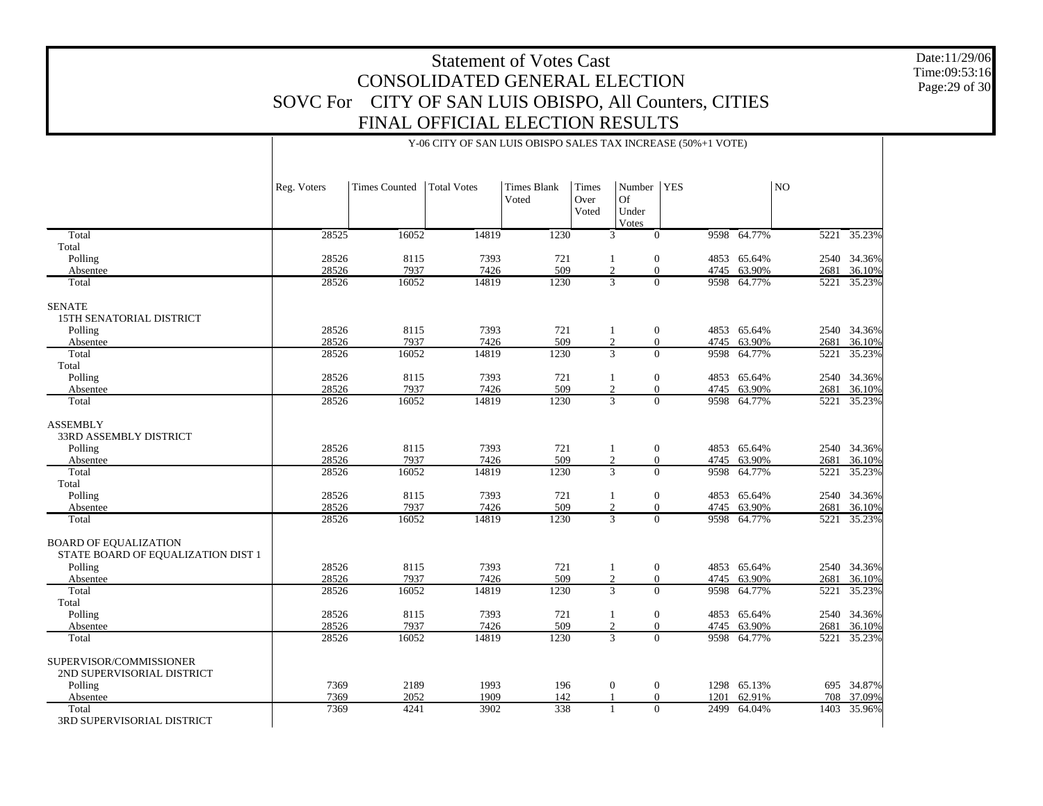# Statement of Votes Cast
## CONSOLIDATED GENERAL ELECTION
## SOVC For CITY OF SAN LUIS OBISPO, All Counters, CITIES
## FINAL OFFICIAL ELECTION RESULTS

Date:11/29/06
Time:09:53:16

Y-06 CITY OF SAN LUIS OBISPO SALES TAX INCREASE (50%+1 VOTE)

| | Reg. Voters | Times Counted | Total Votes | Times Blank Voted | Times Over Voted | Number Of Under Votes | YES | | NO | |
|---|---|---|---|---|---|---|---|---|---|---|
| Total | 28525 | 16052 | 14819 | 1230 | 3 | 0 | 9598 | 64.77% | 5221 | 35.23% |
| Total | | | | | | | | | | |
| Polling | 28526 | 8115 | 7393 | 721 | 1 | 0 | 4853 | 65.64% | 2540 | 34.36% |
| Absentee | 28526 | 7937 | 7426 | 509 | 2 | 0 | 4745 | 63.90% | 2681 | 36.10% |
| Total | 28526 | 16052 | 14819 | 1230 | 3 | 0 | 9598 | 64.77% | 5221 | 35.23% |
| SENATE | | | | | | | | | | |
| 15TH SENATORIAL DISTRICT | | | | | | | | | | |
| Polling | 28526 | 8115 | 7393 | 721 | 1 | 0 | 4853 | 65.64% | 2540 | 34.36% |
| Absentee | 28526 | 7937 | 7426 | 509 | 2 | 0 | 4745 | 63.90% | 2681 | 36.10% |
| Total | 28526 | 16052 | 14819 | 1230 | 3 | 0 | 9598 | 64.77% | 5221 | 35.23% |
| Total | | | | | | | | | | |
| Polling | 28526 | 8115 | 7393 | 721 | 1 | 0 | 4853 | 65.64% | 2540 | 34.36% |
| Absentee | 28526 | 7937 | 7426 | 509 | 2 | 0 | 4745 | 63.90% | 2681 | 36.10% |
| Total | 28526 | 16052 | 14819 | 1230 | 3 | 0 | 9598 | 64.77% | 5221 | 35.23% |
| ASSEMBLY | | | | | | | | | | |
| 33RD ASSEMBLY DISTRICT | | | | | | | | | | |
| Polling | 28526 | 8115 | 7393 | 721 | 1 | 0 | 4853 | 65.64% | 2540 | 34.36% |
| Absentee | 28526 | 7937 | 7426 | 509 | 2 | 0 | 4745 | 63.90% | 2681 | 36.10% |
| Total | 28526 | 16052 | 14819 | 1230 | 3 | 0 | 9598 | 64.77% | 5221 | 35.23% |
| Total | | | | | | | | | | |
| Polling | 28526 | 8115 | 7393 | 721 | 1 | 0 | 4853 | 65.64% | 2540 | 34.36% |
| Absentee | 28526 | 7937 | 7426 | 509 | 2 | 0 | 4745 | 63.90% | 2681 | 36.10% |
| Total | 28526 | 16052 | 14819 | 1230 | 3 | 0 | 9598 | 64.77% | 5221 | 35.23% |
| BOARD OF EQUALIZATION | | | | | | | | | | |
| STATE BOARD OF EQUALIZATION DIST 1 | | | | | | | | | | |
| Polling | 28526 | 8115 | 7393 | 721 | 1 | 0 | 4853 | 65.64% | 2540 | 34.36% |
| Absentee | 28526 | 7937 | 7426 | 509 | 2 | 0 | 4745 | 63.90% | 2681 | 36.10% |
| Total | 28526 | 16052 | 14819 | 1230 | 3 | 0 | 9598 | 64.77% | 5221 | 35.23% |
| Total | | | | | | | | | | |
| Polling | 28526 | 8115 | 7393 | 721 | 1 | 0 | 4853 | 65.64% | 2540 | 34.36% |
| Absentee | 28526 | 7937 | 7426 | 509 | 2 | 0 | 4745 | 63.90% | 2681 | 36.10% |
| Total | 28526 | 16052 | 14819 | 1230 | 3 | 0 | 9598 | 64.77% | 5221 | 35.23% |
| SUPERVISOR/COMMISSIONER | | | | | | | | | | |
| 2ND SUPERVISORIAL DISTRICT | | | | | | | | | | |
| Polling | 7369 | 2189 | 1993 | 196 | 0 | 0 | 1298 | 65.13% | 695 | 34.87% |
| Absentee | 7369 | 2052 | 1909 | 142 | 1 | 0 | 1201 | 62.91% | 708 | 37.09% |
| Total | 7369 | 4241 | 3902 | 338 | 1 | 0 | 2499 | 64.04% | 1403 | 35.96% |
| 3RD SUPERVISORIAL DISTRICT | | | | | | | | | | |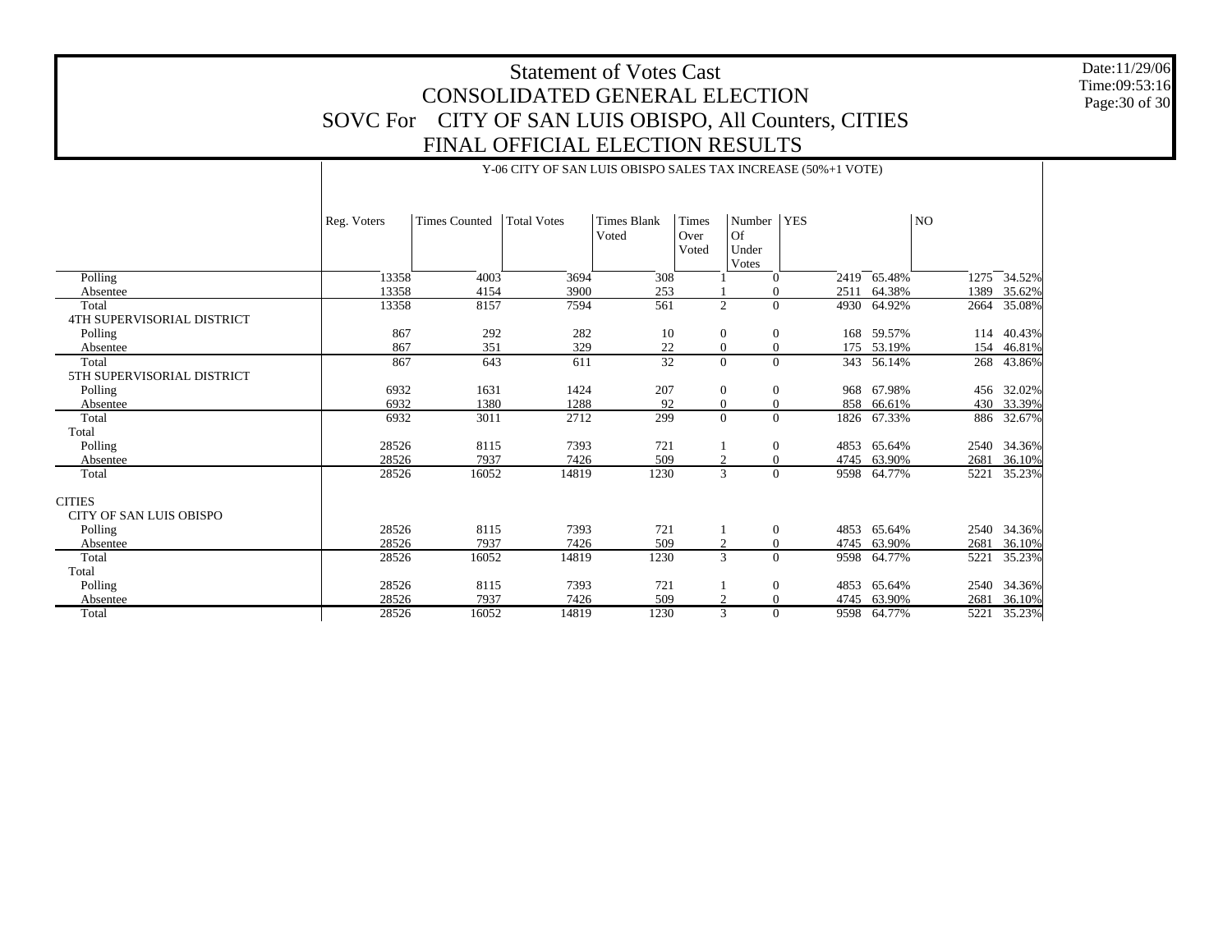# Statement of Votes Cast
## CONSOLIDATED GENERAL ELECTION
## SOVC For CITY OF SAN LUIS OBISPO, All Counters, CITIES
## FINAL OFFICIAL ELECTION RESULTS

Date:11/29/06
Time:09:53:16

Y-06 CITY OF SAN LUIS OBISPO SALES TAX INCREASE (50%+1 VOTE)

| | Reg. Voters | Times Counted | Total Votes | Times Blank Voted | Times Over Voted | Number Of Under Votes | YES | | NO | |
|---|---|---|---|---|---|---|---|---|---|---|
| Polling | 13358 | 4003 | 3694 | 308 | 1 | 0 | 2419 | 65.48% | 1275 | 34.52% |
| Absentee | 13358 | 4154 | 3900 | 253 | 1 | 0 | 2511 | 64.38% | 1389 | 35.62% |
| Total | 13358 | 8157 | 7594 | 561 | 2 | 0 | 4930 | 64.92% | 2664 | 35.08% |
| 4TH SUPERVISORIAL DISTRICT | | | | | | | | | | |
| Polling | 867 | 292 | 282 | 10 | 0 | 0 | 168 | 59.57% | 114 | 40.43% |
| Absentee | 867 | 351 | 329 | 22 | 0 | 0 | 175 | 53.19% | 154 | 46.81% |
| Total | 867 | 643 | 611 | 32 | 0 | 0 | 343 | 56.14% | 268 | 43.86% |
| 5TH SUPERVISORIAL DISTRICT | | | | | | | | | | |
| Polling | 6932 | 1631 | 1424 | 207 | 0 | 0 | 968 | 67.98% | 456 | 32.02% |
| Absentee | 6932 | 1380 | 1288 | 92 | 0 | 0 | 858 | 66.61% | 430 | 33.39% |
| Total | 6932 | 3011 | 2712 | 299 | 0 | 0 | 1826 | 67.33% | 886 | 32.67% |
| Total | | | | | | | | | | |
| Polling | 28526 | 8115 | 7393 | 721 | 1 | 0 | 4853 | 65.64% | 2540 | 34.36% |
| Absentee | 28526 | 7937 | 7426 | 509 | 2 | 0 | 4745 | 63.90% | 2681 | 36.10% |
| Total | 28526 | 16052 | 14819 | 1230 | 3 | 0 | 9598 | 64.77% | 5221 | 35.23% |
| CITIES | | | | | | | | | | |
| CITY OF SAN LUIS OBISPO | | | | | | | | | | |
| Polling | 28526 | 8115 | 7393 | 721 | 1 | 0 | 4853 | 65.64% | 2540 | 34.36% |
| Absentee | 28526 | 7937 | 7426 | 509 | 2 | 0 | 4745 | 63.90% | 2681 | 36.10% |
| Total | 28526 | 16052 | 14819 | 1230 | 3 | 0 | 9598 | 64.77% | 5221 | 35.23% |
| Total | | | | | | | | | | |
| Polling | 28526 | 8115 | 7393 | 721 | 1 | 0 | 4853 | 65.64% | 2540 | 34.36% |
| Absentee | 28526 | 7937 | 7426 | 509 | 2 | 0 | 4745 | 63.90% | 2681 | 36.10% |
| Total | 28526 | 16052 | 14819 | 1230 | 3 | 0 | 9598 | 64.77% | 5221 | 35.23% |